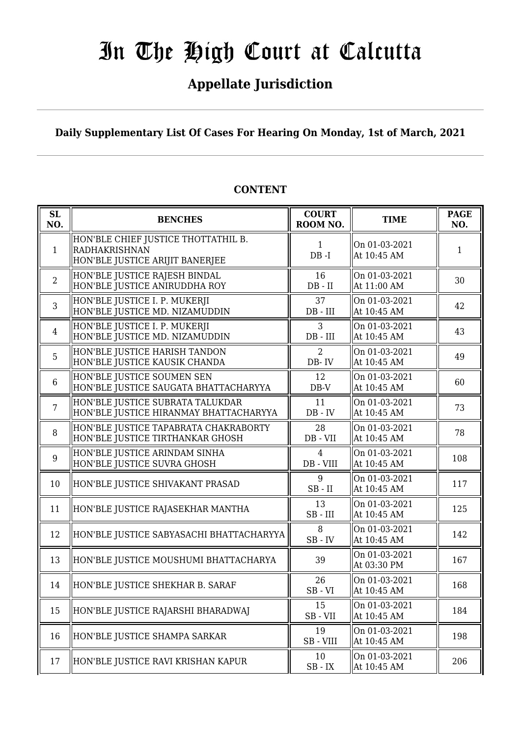# In The High Court at Calcutta

## Appellate Jurisdiction

**Daily Supplementary List Of Cases For Hearing On Monday, 1st of March, 2021**

**CONTENT**

| SL NO. | BENCHES | COURT ROOM NO. | TIME | PAGE NO. |
|---|---|---|---|---|
| 1 | HON'BLE CHIEF JUSTICE THOTTATHIL B. RADHAKRISHNAN<br>HON'BLE JUSTICE ARIJIT BANERJEE | 1<br>DB -I | On 01-03-2021<br>At 10:45 AM | 1 |
| 2 | HON'BLE JUSTICE RAJESH BINDAL<br>HON'BLE JUSTICE ANIRUDDHA ROY | 16<br>DB - II | On 01-03-2021<br>At 11:00 AM | 30 |
| 3 | HON'BLE JUSTICE I. P. MUKERJI<br>HON'BLE JUSTICE MD. NIZAMUDDIN | 37<br>DB - III | On 01-03-2021<br>At 10:45 AM | 42 |
| 4 | HON'BLE JUSTICE I. P. MUKERJI<br>HON'BLE JUSTICE MD. NIZAMUDDIN | 3<br>DB - III | On 01-03-2021<br>At 10:45 AM | 43 |
| 5 | HON'BLE JUSTICE HARISH TANDON<br>HON'BLE JUSTICE KAUSIK CHANDA | 2<br>DB- IV | On 01-03-2021<br>At 10:45 AM | 49 |
| 6 | HON'BLE JUSTICE SOUMEN SEN<br>HON'BLE JUSTICE SAUGATA BHATTACHARYYA | 12<br>DB-V | On 01-03-2021<br>At 10:45 AM | 60 |
| 7 | HON'BLE JUSTICE SUBRATA TALUKDAR<br>HON'BLE JUSTICE HIRANMAY BHATTACHARYYA | 11<br>DB - IV | On 01-03-2021<br>At 10:45 AM | 73 |
| 8 | HON'BLE JUSTICE TAPABRATA CHAKRABORTY<br>HON'BLE JUSTICE TIRTHANKAR GHOSH | 28<br>DB - VII | On 01-03-2021<br>At 10:45 AM | 78 |
| 9 | HON'BLE JUSTICE ARINDAM SINHA<br>HON'BLE JUSTICE SUVRA GHOSH | 4<br>DB - VIII | On 01-03-2021<br>At 10:45 AM | 108 |
| 10 | HON'BLE JUSTICE SHIVAKANT PRASAD | 9<br>SB - II | On 01-03-2021<br>At 10:45 AM | 117 |
| 11 | HON'BLE JUSTICE RAJASEKHAR MANTHA | 13<br>SB - III | On 01-03-2021<br>At 10:45 AM | 125 |
| 12 | HON'BLE JUSTICE SABYASACHI BHATTACHARYYA | 8<br>SB - IV | On 01-03-2021<br>At 10:45 AM | 142 |
| 13 | HON'BLE JUSTICE MOUSHUMI BHATTACHARYA | 39 | On 01-03-2021<br>At 03:30 PM | 167 |
| 14 | HON'BLE JUSTICE SHEKHAR B. SARAF | 26<br>SB - VI | On 01-03-2021<br>At 10:45 AM | 168 |
| 15 | HON'BLE JUSTICE RAJARSHI BHARADWAJ | 15<br>SB - VII | On 01-03-2021<br>At 10:45 AM | 184 |
| 16 | HON'BLE JUSTICE SHAMPA SARKAR | 19<br>SB - VIII | On 01-03-2021<br>At 10:45 AM | 198 |
| 17 | HON'BLE JUSTICE RAVI KRISHAN KAPUR | 10<br>SB - IX | On 01-03-2021<br>At 10:45 AM | 206 |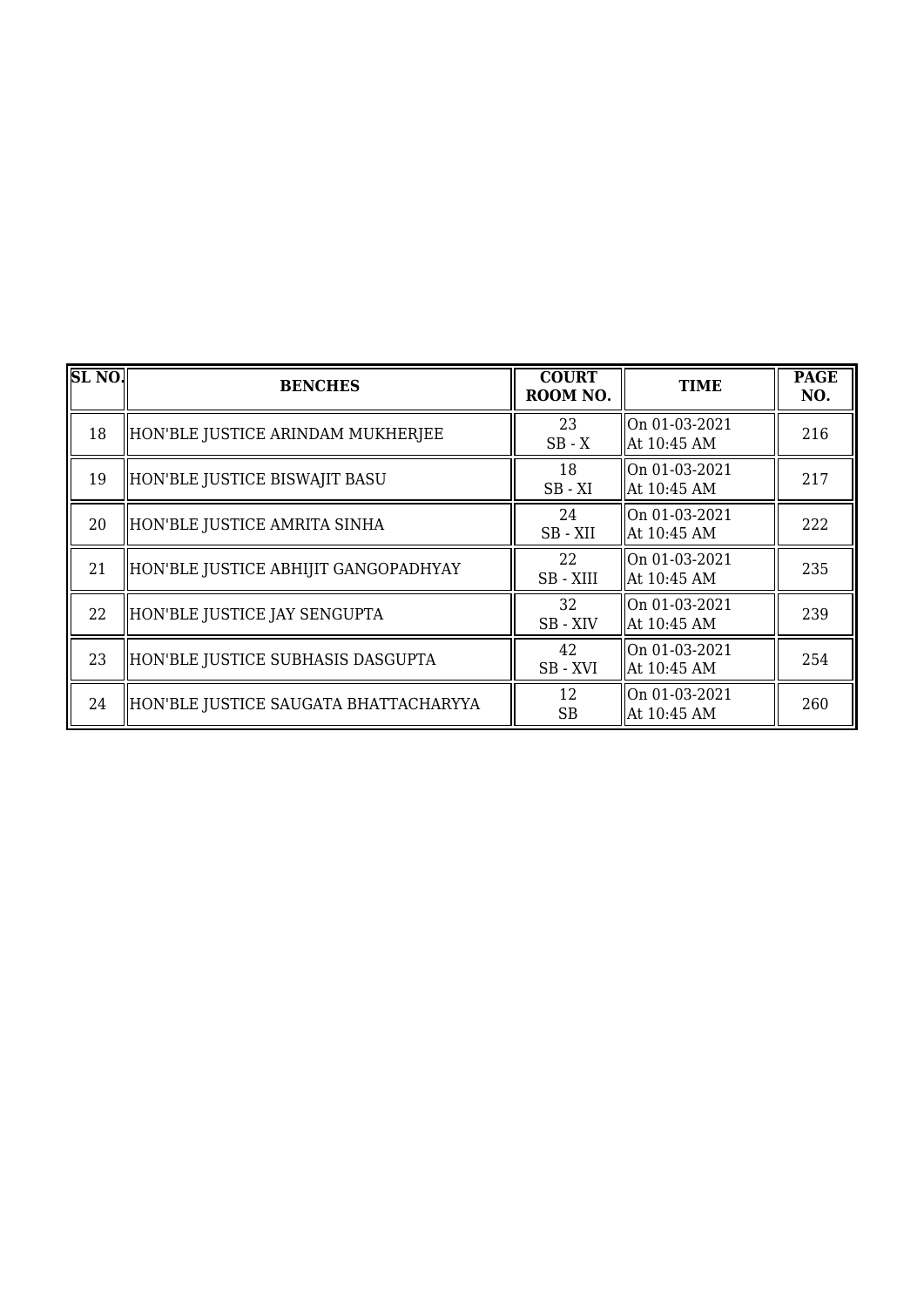| SL NO. | BENCHES | COURT ROOM NO. | TIME | PAGE NO. |
|---|---|---|---|---|
| 18 | HON'BLE JUSTICE ARINDAM MUKHERJEE | 23<br>SB - X | On 01-03-2021<br>At 10:45 AM | 216 |
| 19 | HON'BLE JUSTICE BISWAJIT BASU | 18<br>SB - XI | On 01-03-2021<br>At 10:45 AM | 217 |
| 20 | HON'BLE JUSTICE AMRITA SINHA | 24<br>SB - XII | On 01-03-2021<br>At 10:45 AM | 222 |
| 21 | HON'BLE JUSTICE ABHIJIT GANGOPADHYAY | 22<br>SB - XIII | On 01-03-2021<br>At 10:45 AM | 235 |
| 22 | HON'BLE JUSTICE JAY SENGUPTA | 32<br>SB - XIV | On 01-03-2021<br>At 10:45 AM | 239 |
| 23 | HON'BLE JUSTICE SUBHASIS DASGUPTA | 42<br>SB - XVI | On 01-03-2021<br>At 10:45 AM | 254 |
| 24 | HON'BLE JUSTICE SAUGATA BHATTACHARYYA | 12<br>SB | On 01-03-2021<br>At 10:45 AM | 260 |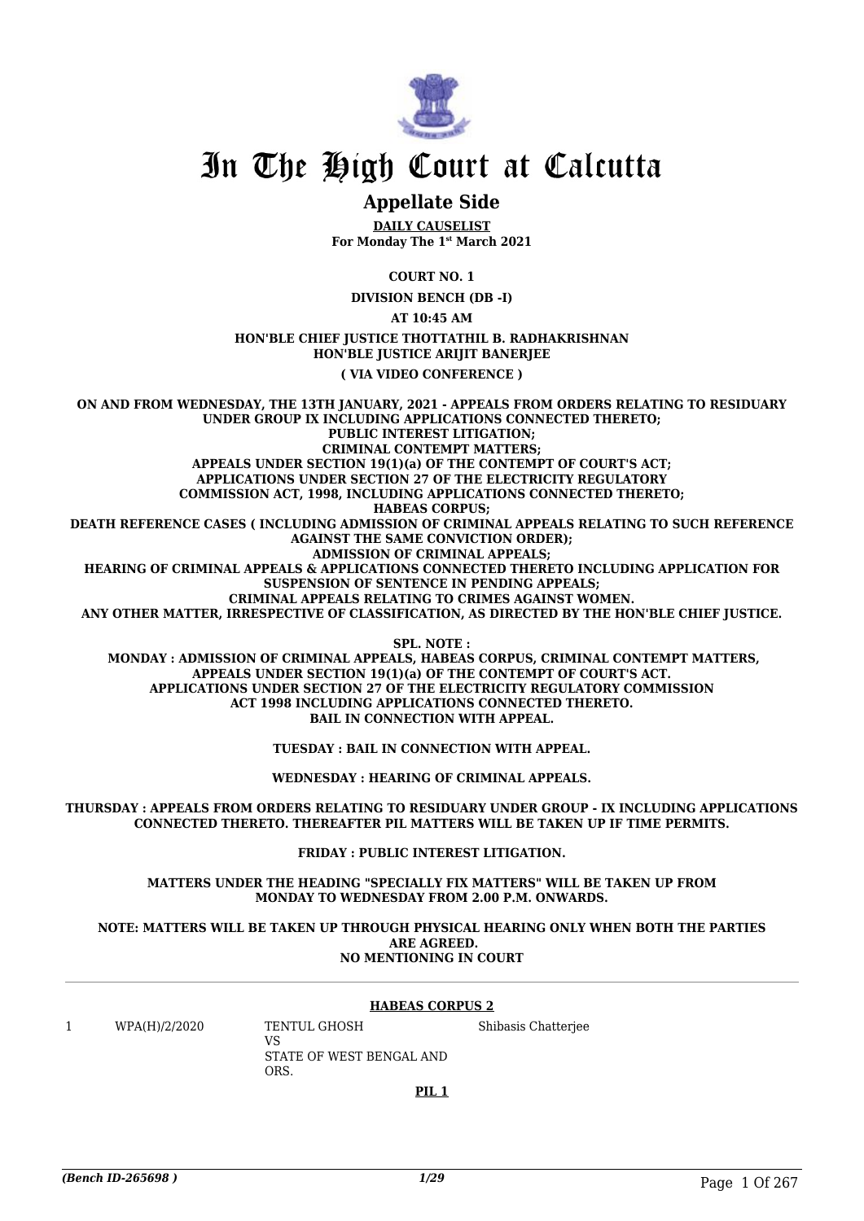# In The High Court at Calcutta

## Appellate Side

**DAILY CAUSELIST**
**For Monday The 1st March 2021**

**COURT NO. 1**

**DIVISION BENCH (DB -I)**

**AT 10:45 AM**

**HON'BLE CHIEF JUSTICE THOTTATHIL B. RADHAKRISHNAN**
**HON'BLE JUSTICE ARIJIT BANERJEE**

**( VIA VIDEO CONFERENCE )**

**ON AND FROM WEDNESDAY, THE 13TH JANUARY, 2021 - APPEALS FROM ORDERS RELATING TO RESIDUARY UNDER GROUP IX INCLUDING APPLICATIONS CONNECTED THERETO;**
**PUBLIC INTEREST LITIGATION;**
**CRIMINAL CONTEMPT MATTERS;**
**APPEALS UNDER SECTION 19(1)(a) OF THE CONTEMPT OF COURT'S ACT;**
**APPLICATIONS UNDER SECTION 27 OF THE ELECTRICITY REGULATORY COMMISSION ACT, 1998, INCLUDING APPLICATIONS CONNECTED THERETO;**
**HABEAS CORPUS;**
**DEATH REFERENCE CASES ( INCLUDING ADMISSION OF CRIMINAL APPEALS RELATING TO SUCH REFERENCE AGAINST THE SAME CONVICTION ORDER);**
**ADMISSION OF CRIMINAL APPEALS;**
**HEARING OF CRIMINAL APPEALS & APPLICATIONS CONNECTED THERETO INCLUDING APPLICATION FOR SUSPENSION OF SENTENCE IN PENDING APPEALS;**
**CRIMINAL APPEALS RELATING TO CRIMES AGAINST WOMEN.**
**ANY OTHER MATTER, IRRESPECTIVE OF CLASSIFICATION, AS DIRECTED BY THE HON'BLE CHIEF JUSTICE.**

**SPL. NOTE :**
**MONDAY : ADMISSION OF CRIMINAL APPEALS, HABEAS CORPUS, CRIMINAL CONTEMPT MATTERS, APPEALS UNDER SECTION 19(1)(a) OF THE CONTEMPT OF COURT'S ACT.**
**APPLICATIONS UNDER SECTION 27 OF THE ELECTRICITY REGULATORY COMMISSION ACT 1998 INCLUDING APPLICATIONS CONNECTED THERETO.**
**BAIL IN CONNECTION WITH APPEAL.**

**TUESDAY : BAIL IN CONNECTION WITH APPEAL.**

**WEDNESDAY : HEARING OF CRIMINAL APPEALS.**

**THURSDAY : APPEALS FROM ORDERS RELATING TO RESIDUARY UNDER GROUP - IX INCLUDING APPLICATIONS CONNECTED THERETO. THEREAFTER PIL MATTERS WILL BE TAKEN UP IF TIME PERMITS.**

**FRIDAY : PUBLIC INTEREST LITIGATION.**

**MATTERS UNDER THE HEADING "SPECIALLY FIX MATTERS" WILL BE TAKEN UP FROM MONDAY TO WEDNESDAY FROM 2.00 P.M. ONWARDS.**

**NOTE: MATTERS WILL BE TAKEN UP THROUGH PHYSICAL HEARING ONLY WHEN BOTH THE PARTIES ARE AGREED.**
**NO MENTIONING IN COURT**

**HABEAS CORPUS 2**

| | | | |
|---|---|---|---|
| 1 | WPA(H)/2/2020 | TENTUL GHOSH<br>VS<br>STATE OF WEST BENGAL AND ORS. | Shibasis Chatterjee |

**PIL 1**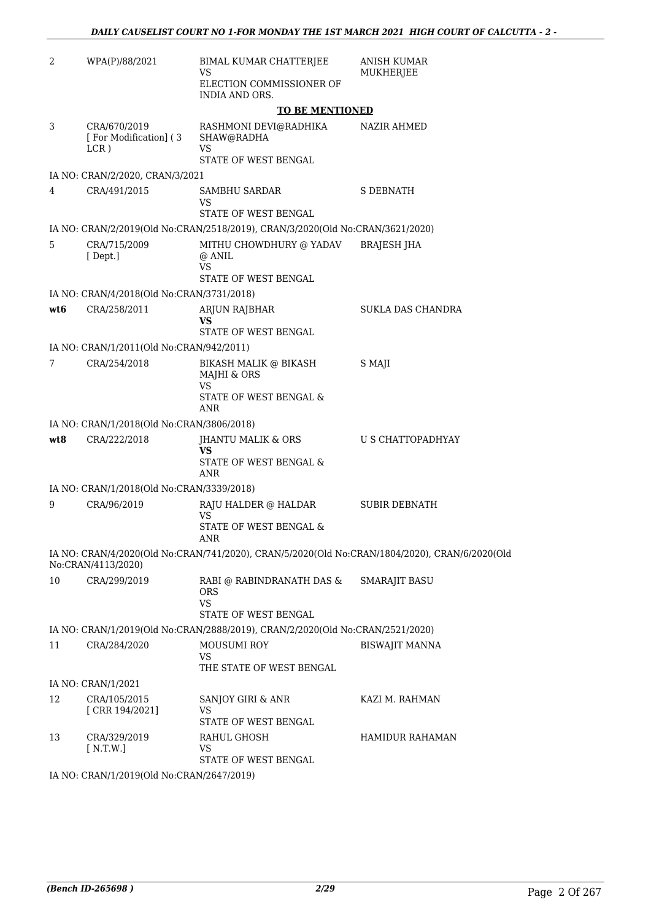| | | | |
|---|---|---|---|
| 2 | WPA(P)/88/2021 | BIMAL KUMAR CHATTERJEE<br>VS<br>ELECTION COMMISSIONER OF INDIA AND ORS. | ANISH KUMAR MUKHERJEE |

**TO BE MENTIONED**

| | | | |
|---|---|---|---|
| 3 | CRA/670/2019<br>[ For Modification] ( 3 LCR ) | RASHMONI DEVI@RADHIKA SHAW@RADHA<br>VS<br>STATE OF WEST BENGAL | NAZIR AHMED |

IA NO: CRAN/2/2020, CRAN/3/2021

| | | | |
|---|---|---|---|
| 4 | CRA/491/2015 | SAMBHU SARDAR<br>VS<br>STATE OF WEST BENGAL | S DEBNATH |

IA NO: CRAN/2/2019(Old No:CRAN/2518/2019), CRAN/3/2020(Old No:CRAN/3621/2020)

| | | | |
|---|---|---|---|
| 5 | CRA/715/2009<br>[ Dept.] | MITHU CHOWDHURY @ YADAV @ ANIL<br>VS<br>STATE OF WEST BENGAL | BRAJESH JHA |

IA NO: CRAN/4/2018(Old No:CRAN/3731/2018)

| | | | |
|---|---|---|---|
| **wt6** | CRA/258/2011 | ARJUN RAJBHAR<br>**VS**<br>STATE OF WEST BENGAL | SUKLA DAS CHANDRA |

IA NO: CRAN/1/2011(Old No:CRAN/942/2011)

| | | | |
|---|---|---|---|
| 7 | CRA/254/2018 | BIKASH MALIK @ BIKASH MAJHI & ORS<br>VS<br>STATE OF WEST BENGAL & ANR | S MAJI |

IA NO: CRAN/1/2018(Old No:CRAN/3806/2018)

| | | | |
|---|---|---|---|
| **wt8** | CRA/222/2018 | JHANTU MALIK & ORS<br>**VS**<br>STATE OF WEST BENGAL & ANR | U S CHATTOPADHYAY |

IA NO: CRAN/1/2018(Old No:CRAN/3339/2018)

| | | | |
|---|---|---|---|
| 9 | CRA/96/2019 | RAJU HALDER @ HALDAR<br>VS<br>STATE OF WEST BENGAL & ANR | SUBIR DEBNATH |

IA NO: CRAN/4/2020(Old No:CRAN/741/2020), CRAN/5/2020(Old No:CRAN/1804/2020), CRAN/6/2020(Old No:CRAN/4113/2020)

| | | | |
|---|---|---|---|
| 10 | CRA/299/2019 | RABI @ RABINDRANATH DAS & ORS<br>VS<br>STATE OF WEST BENGAL | SMARAJIT BASU |

IA NO: CRAN/1/2019(Old No:CRAN/2888/2019), CRAN/2/2020(Old No:CRAN/2521/2020)

| | | | |
|---|---|---|---|
| 11 | CRA/284/2020 | MOUSUMI ROY<br>VS<br>THE STATE OF WEST BENGAL | BISWAJIT MANNA |

IA NO: CRAN/1/2021

| | | | |
|---|---|---|---|
| 12 | CRA/105/2015<br>[ CRR 194/2021] | SANJOY GIRI & ANR<br>VS<br>STATE OF WEST BENGAL | KAZI M. RAHMAN |
| 13 | CRA/329/2019<br>[ N.T.W.] | RAHUL GHOSH<br>VS<br>STATE OF WEST BENGAL | HAMIDUR RAHAMAN |

IA NO: CRAN/1/2019(Old No:CRAN/2647/2019)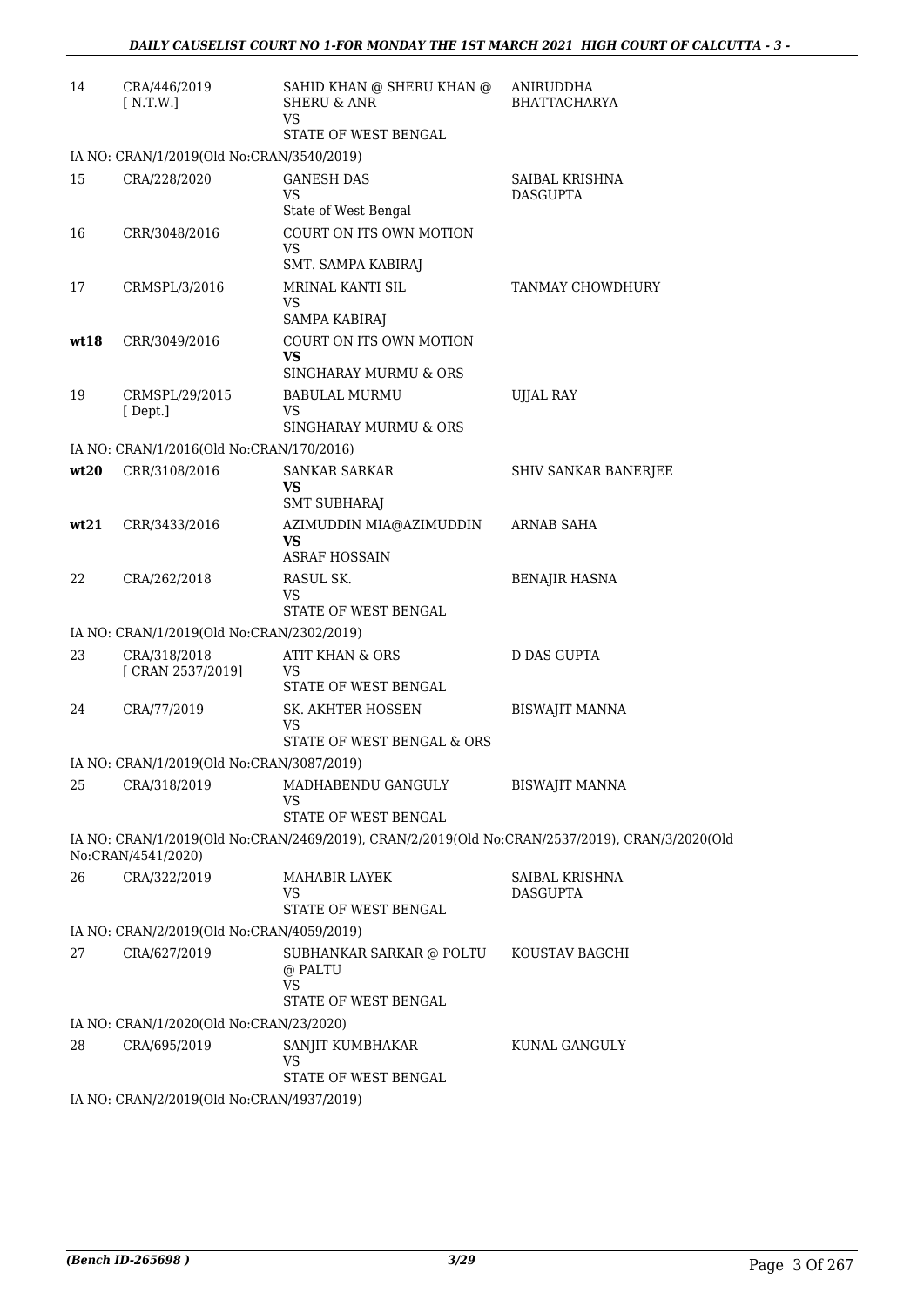| | | | |
|---|---|---|---|
| 14 | CRA/446/2019<br>[ N.T.W.] | SAHID KHAN @ SHERU KHAN @ SHERU & ANR<br>VS<br>STATE OF WEST BENGAL | ANIRUDDHA BHATTACHARYA |
| IA NO: CRAN/1/2019(Old No:CRAN/3540/2019) | | | |
| 15 | CRA/228/2020 | GANESH DAS<br>VS<br>State of West Bengal | SAIBAL KRISHNA DASGUPTA |
| 16 | CRR/3048/2016 | COURT ON ITS OWN MOTION<br>VS<br>SMT. SAMPA KABIRAJ | |
| 17 | CRMSPL/3/2016 | MRINAL KANTI SIL<br>VS<br>SAMPA KABIRAJ | TANMAY CHOWDHURY |
| **wt18** | CRR/3049/2016 | COURT ON ITS OWN MOTION<br>**VS**<br>SINGHARAY MURMU & ORS | |
| 19 | CRMSPL/29/2015<br>[ Dept.] | BABULAL MURMU<br>VS<br>SINGHARAY MURMU & ORS | UJJAL RAY |
| IA NO: CRAN/1/2016(Old No:CRAN/170/2016) | | | |
| **wt20** | CRR/3108/2016 | SANKAR SARKAR<br>**VS**<br>SMT SUBHARAJ | SHIV SANKAR BANERJEE |
| **wt21** | CRR/3433/2016 | AZIMUDDIN MIA@AZIMUDDIN<br>**VS**<br>ASRAF HOSSAIN | ARNAB SAHA |
| 22 | CRA/262/2018 | RASUL SK.<br>VS<br>STATE OF WEST BENGAL | BENAJIR HASNA |
| IA NO: CRAN/1/2019(Old No:CRAN/2302/2019) | | | |
| 23 | CRA/318/2018<br>[ CRAN 2537/2019] | ATIT KHAN & ORS<br>VS<br>STATE OF WEST BENGAL | D DAS GUPTA |
| 24 | CRA/77/2019 | SK. AKHTER HOSSEN<br>VS<br>STATE OF WEST BENGAL & ORS | BISWAJIT MANNA |
| IA NO: CRAN/1/2019(Old No:CRAN/3087/2019) | | | |
| 25 | CRA/318/2019 | MADHABENDU GANGULY<br>VS<br>STATE OF WEST BENGAL | BISWAJIT MANNA |
| IA NO: CRAN/1/2019(Old No:CRAN/2469/2019), CRAN/2/2019(Old No:CRAN/2537/2019), CRAN/3/2020(Old No:CRAN/4541/2020) | | | |
| 26 | CRA/322/2019 | MAHABIR LAYEK<br>VS<br>STATE OF WEST BENGAL | SAIBAL KRISHNA DASGUPTA |
| IA NO: CRAN/2/2019(Old No:CRAN/4059/2019) | | | |
| 27 | CRA/627/2019 | SUBHANKAR SARKAR @ POLTU @ PALTU<br>VS<br>STATE OF WEST BENGAL | KOUSTAV BAGCHI |
| IA NO: CRAN/1/2020(Old No:CRAN/23/2020) | | | |
| 28 | CRA/695/2019 | SANJIT KUMBHAKAR<br>VS<br>STATE OF WEST BENGAL | KUNAL GANGULY |
| IA NO: CRAN/2/2019(Old No:CRAN/4937/2019) | | | |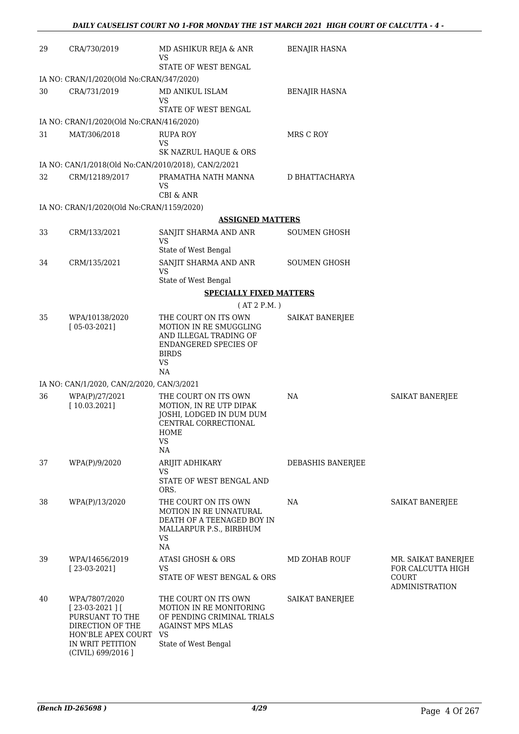| | | | | |
|---|---|---|---|---|
| 29 | CRA/730/2019 | MD ASHIKUR REJA & ANR<br>VS<br>STATE OF WEST BENGAL | BENAJIR HASNA | |
| | IA NO: CRAN/1/2020(Old No:CRAN/347/2020) | | | |
| 30 | CRA/731/2019 | MD ANIKUL ISLAM<br>VS<br>STATE OF WEST BENGAL | BENAJIR HASNA | |
| | IA NO: CRAN/1/2020(Old No:CRAN/416/2020) | | | |
| 31 | MAT/306/2018 | RUPA ROY<br>VS<br>SK NAZRUL HAQUE & ORS | MRS C ROY | |
| | IA NO: CAN/1/2018(Old No:CAN/2010/2018), CAN/2/2021 | | | |
| 32 | CRM/12189/2017 | PRAMATHA NATH MANNA<br>VS<br>CBI & ANR | D BHATTACHARYA | |
| | IA NO: CRAN/1/2020(Old No:CRAN/1159/2020) | | | |

**ASSIGNED MATTERS**

| | | | | |
|---|---|---|---|---|
| 33 | CRM/133/2021 | SANJIT SHARMA AND ANR<br>VS<br>State of West Bengal | SOUMEN GHOSH | |
| 34 | CRM/135/2021 | SANJIT SHARMA AND ANR<br>VS<br>State of West Bengal | SOUMEN GHOSH | |

**SPECIALLY FIXED MATTERS**

( AT 2 P.M. )

| | | | | |
|---|---|---|---|---|
| 35 | WPA/10138/2020<br>[ 05-03-2021] | THE COURT ON ITS OWN MOTION IN RE SMUGGLING AND ILLEGAL TRADING OF ENDANGERED SPECIES OF BIRDS<br>VS<br>NA | SAIKAT BANERJEE | |
| | IA NO: CAN/1/2020, CAN/2/2020, CAN/3/2021 | | | |
| 36 | WPA(P)/27/2021<br>[ 10.03.2021] | THE COURT ON ITS OWN MOTION, IN RE UTP DIPAK JOSHI, LODGED IN DUM DUM CENTRAL CORRECTIONAL HOME<br>VS<br>NA | NA | SAIKAT BANERJEE |
| 37 | WPA(P)/9/2020 | ARIJIT ADHIKARY<br>VS<br>STATE OF WEST BENGAL AND ORS. | DEBASHIS BANERJEE | |
| 38 | WPA(P)/13/2020 | THE COURT ON ITS OWN MOTION IN RE UNNATURAL DEATH OF A TEENAGED BOY IN MALLARPUR P.S., BIRBHUM<br>VS<br>NA | NA | SAIKAT BANERJEE |
| 39 | WPA/14656/2019<br>[ 23-03-2021] | ATASI GHOSH & ORS<br>VS<br>STATE OF WEST BENGAL & ORS | MD ZOHAB ROUF | MR. SAIKAT BANERJEE FOR CALCUTTA HIGH COURT ADMINISTRATION |
| 40 | WPA/7807/2020<br>[ 23-03-2021 ] [ PURSUANT TO THE DIRECTION OF THE HON'BLE APEX COURT IN WRIT PETITION (CIVIL) 699/2016 ] | THE COURT ON ITS OWN MOTION IN RE MONITORING OF PENDING CRIMINAL TRIALS AGAINST MPS MLAS<br>VS<br>State of West Bengal | SAIKAT BANERJEE | |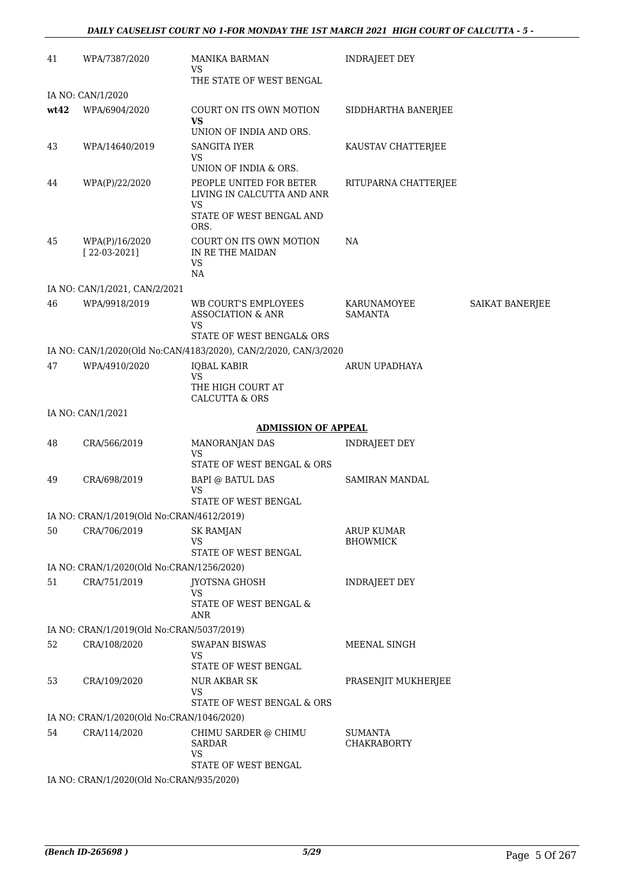| | | | | |
|---|---|---|---|---|
| 41 | WPA/7387/2020 | MANIKA BARMAN<br>VS<br>THE STATE OF WEST BENGAL | INDRAJEET DEY | |
| | IA NO: CAN/1/2020 | | | |
| **wt42** | WPA/6904/2020 | COURT ON ITS OWN MOTION<br>**VS**<br>UNION OF INDIA AND ORS. | SIDDHARTHA BANERJEE | |
| 43 | WPA/14640/2019 | SANGITA IYER<br>VS<br>UNION OF INDIA & ORS. | KAUSTAV CHATTERJEE | |
| 44 | WPA(P)/22/2020 | PEOPLE UNITED FOR BETER LIVING IN CALCUTTA AND ANR<br>VS<br>STATE OF WEST BENGAL AND ORS. | RITUPARNA CHATTERJEE | |
| 45 | WPA(P)/16/2020<br>[ 22-03-2021] | COURT ON ITS OWN MOTION IN RE THE MAIDAN<br>VS<br>NA | NA | |
| | IA NO: CAN/1/2021, CAN/2/2021 | | | |
| 46 | WPA/9918/2019 | WB COURT'S EMPLOYEES ASSOCIATION & ANR<br>VS<br>STATE OF WEST BENGAL& ORS | KARUNAMOYEE SAMANTA | SAIKAT BANERJEE |
| | IA NO: CAN/1/2020(Old No:CAN/4183/2020), CAN/2/2020, CAN/3/2020 | | | |
| 47 | WPA/4910/2020 | IQBAL KABIR<br>VS<br>THE HIGH COURT AT CALCUTTA & ORS | ARUN UPADHAYA | |
| | IA NO: CAN/1/2021 | | | |

**ADMISSION OF APPEAL**

| | | | | |
|---|---|---|---|---|
| 48 | CRA/566/2019 | MANORANJAN DAS<br>VS<br>STATE OF WEST BENGAL & ORS | INDRAJEET DEY | |
| 49 | CRA/698/2019 | BAPI @ BATUL DAS<br>VS<br>STATE OF WEST BENGAL | SAMIRAN MANDAL | |
| | IA NO: CRAN/1/2019(Old No:CRAN/4612/2019) | | | |
| 50 | CRA/706/2019 | SK RAMJAN<br>VS<br>STATE OF WEST BENGAL | ARUP KUMAR BHOWMICK | |
| | IA NO: CRAN/1/2020(Old No:CRAN/1256/2020) | | | |
| 51 | CRA/751/2019 | JYOTSNA GHOSH<br>VS<br>STATE OF WEST BENGAL & ANR | INDRAJEET DEY | |
| | IA NO: CRAN/1/2019(Old No:CRAN/5037/2019) | | | |
| 52 | CRA/108/2020 | SWAPAN BISWAS<br>VS<br>STATE OF WEST BENGAL | MEENAL SINGH | |
| 53 | CRA/109/2020 | NUR AKBAR SK<br>VS<br>STATE OF WEST BENGAL & ORS | PRASENJIT MUKHERJEE | |
| | IA NO: CRAN/1/2020(Old No:CRAN/1046/2020) | | | |
| 54 | CRA/114/2020 | CHIMU SARDER @ CHIMU SARDAR<br>VS<br>STATE OF WEST BENGAL | SUMANTA CHAKRABORTY | |
| | IA NO: CRAN/1/2020(Old No:CRAN/935/2020) | | | |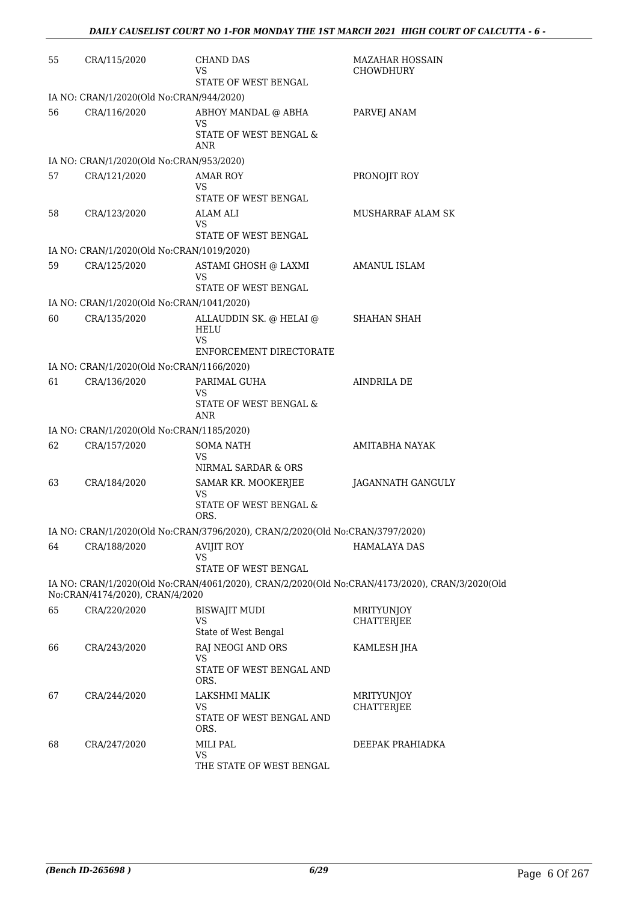| | | | |
|---|---|---|---|
| 55 | CRA/115/2020 | CHAND DAS<br>VS<br>STATE OF WEST BENGAL | MAZAHAR HOSSAIN CHOWDHURY |
| IA NO: CRAN/1/2020(Old No:CRAN/944/2020) | | | |
| 56 | CRA/116/2020 | ABHOY MANDAL @ ABHA<br>VS<br>STATE OF WEST BENGAL & ANR | PARVEJ ANAM |
| IA NO: CRAN/1/2020(Old No:CRAN/953/2020) | | | |
| 57 | CRA/121/2020 | AMAR ROY<br>VS<br>STATE OF WEST BENGAL | PRONOJIT ROY |
| 58 | CRA/123/2020 | ALAM ALI<br>VS<br>STATE OF WEST BENGAL | MUSHARRAF ALAM SK |
| IA NO: CRAN/1/2020(Old No:CRAN/1019/2020) | | | |
| 59 | CRA/125/2020 | ASTAMI GHOSH @ LAXMI<br>VS<br>STATE OF WEST BENGAL | AMANUL ISLAM |
| IA NO: CRAN/1/2020(Old No:CRAN/1041/2020) | | | |
| 60 | CRA/135/2020 | ALLAUDDIN SK. @ HELAI @ HELU<br>VS<br>ENFORCEMENT DIRECTORATE | SHAHAN SHAH |
| IA NO: CRAN/1/2020(Old No:CRAN/1166/2020) | | | |
| 61 | CRA/136/2020 | PARIMAL GUHA<br>VS<br>STATE OF WEST BENGAL & ANR | AINDRILA DE |
| IA NO: CRAN/1/2020(Old No:CRAN/1185/2020) | | | |
| 62 | CRA/157/2020 | SOMA NATH<br>VS<br>NIRMAL SARDAR & ORS | AMITABHA NAYAK |
| 63 | CRA/184/2020 | SAMAR KR. MOOKERJEE<br>VS<br>STATE OF WEST BENGAL & ORS. | JAGANNATH GANGULY |
| IA NO: CRAN/1/2020(Old No:CRAN/3796/2020), CRAN/2/2020(Old No:CRAN/3797/2020) | | | |
| 64 | CRA/188/2020 | AVIJIT ROY<br>VS<br>STATE OF WEST BENGAL | HAMALAYA DAS |
| IA NO: CRAN/1/2020(Old No:CRAN/4061/2020), CRAN/2/2020(Old No:CRAN/4173/2020), CRAN/3/2020(Old No:CRAN/4174/2020), CRAN/4/2020 | | | |
| 65 | CRA/220/2020 | BISWAJIT MUDI<br>VS<br>State of West Bengal | MRITYUNJOY CHATTERJEE |
| 66 | CRA/243/2020 | RAJ NEOGI AND ORS<br>VS<br>STATE OF WEST BENGAL AND ORS. | KAMLESH JHA |
| 67 | CRA/244/2020 | LAKSHMI MALIK<br>VS<br>STATE OF WEST BENGAL AND ORS. | MRITYUNJOY CHATTERJEE |
| 68 | CRA/247/2020 | MILI PAL<br>VS<br>THE STATE OF WEST BENGAL | DEEPAK PRAHIADKA |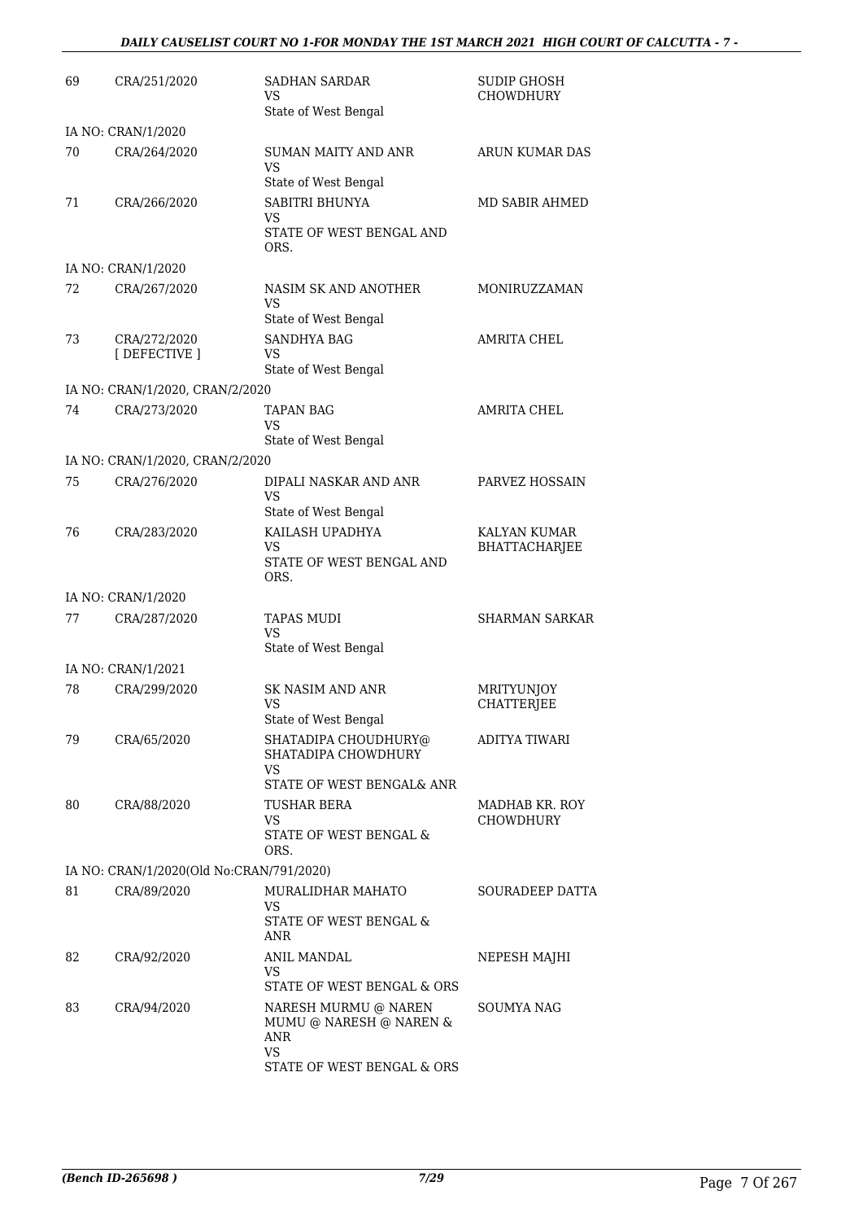| | | | |
|---|---|---|---|
| 69 | CRA/251/2020 | SADHAN SARDAR<br>VS<br>State of West Bengal | SUDIP GHOSH CHOWDHURY |
| IA NO: CRAN/1/2020 | | | |
| 70 | CRA/264/2020 | SUMAN MAITY AND ANR<br>VS<br>State of West Bengal | ARUN KUMAR DAS |
| 71 | CRA/266/2020 | SABITRI BHUNYA<br>VS<br>STATE OF WEST BENGAL AND ORS. | MD SABIR AHMED |
| IA NO: CRAN/1/2020 | | | |
| 72 | CRA/267/2020 | NASIM SK AND ANOTHER<br>VS<br>State of West Bengal | MONIRUZZAMAN |
| 73 | CRA/272/2020<br>[ DEFECTIVE ] | SANDHYA BAG<br>VS<br>State of West Bengal | AMRITA CHEL |
| IA NO: CRAN/1/2020, CRAN/2/2020 | | | |
| 74 | CRA/273/2020 | TAPAN BAG<br>VS<br>State of West Bengal | AMRITA CHEL |
| IA NO: CRAN/1/2020, CRAN/2/2020 | | | |
| 75 | CRA/276/2020 | DIPALI NASKAR AND ANR<br>VS<br>State of West Bengal | PARVEZ HOSSAIN |
| 76 | CRA/283/2020 | KAILASH UPADHYA<br>VS<br>STATE OF WEST BENGAL AND ORS. | KALYAN KUMAR BHATTACHARJEE |
| IA NO: CRAN/1/2020 | | | |
| 77 | CRA/287/2020 | TAPAS MUDI<br>VS<br>State of West Bengal | SHARMAN SARKAR |
| IA NO: CRAN/1/2021 | | | |
| 78 | CRA/299/2020 | SK NASIM AND ANR<br>VS<br>State of West Bengal | MRITYUNJOY CHATTERJEE |
| 79 | CRA/65/2020 | SHATADIPA CHOUDHURY@ SHATADIPA CHOWDHURY<br>VS<br>STATE OF WEST BENGAL& ANR | ADITYA TIWARI |
| 80 | CRA/88/2020 | TUSHAR BERA<br>VS<br>STATE OF WEST BENGAL & ORS. | MADHAB KR. ROY CHOWDHURY |
| IA NO: CRAN/1/2020(Old No:CRAN/791/2020) | | | |
| 81 | CRA/89/2020 | MURALIDHAR MAHATO<br>VS<br>STATE OF WEST BENGAL & ANR | SOURADEEP DATTA |
| 82 | CRA/92/2020 | ANIL MANDAL<br>VS<br>STATE OF WEST BENGAL & ORS | NEPESH MAJHI |
| 83 | CRA/94/2020 | NARESH MURMU @ NAREN MUMU @ NARESH @ NAREN & ANR<br>VS<br>STATE OF WEST BENGAL & ORS | SOUMYA NAG |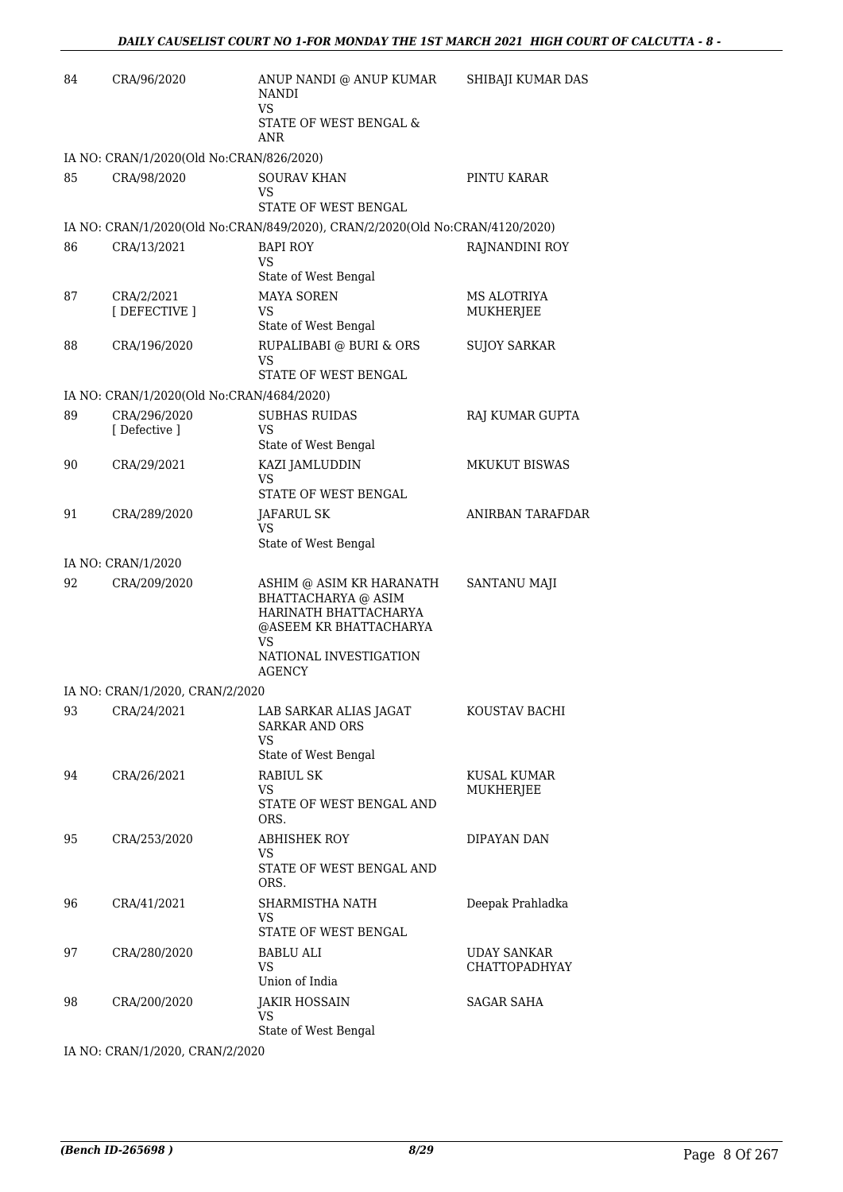| 84 | CRA/96/2020 | ANUP NANDI @ ANUP KUMAR NANDI<br>VS<br>STATE OF WEST BENGAL & ANR | SHIBAJI KUMAR DAS |
|---|---|---|---|
| IA NO: CRAN/1/2020(Old No:CRAN/826/2020) | | | |
| 85 | CRA/98/2020 | SOURAV KHAN<br>VS<br>STATE OF WEST BENGAL | PINTU KARAR |
| IA NO: CRAN/1/2020(Old No:CRAN/849/2020), CRAN/2/2020(Old No:CRAN/4120/2020) | | | |
| 86 | CRA/13/2021 | BAPI ROY<br>VS<br>State of West Bengal | RAJNANDINI ROY |
| 87 | CRA/2/2021<br>[ DEFECTIVE ] | MAYA SOREN<br>VS<br>State of West Bengal | MS ALOTRIYA MUKHERJEE |
| 88 | CRA/196/2020 | RUPALIBABI @ BURI & ORS<br>VS<br>STATE OF WEST BENGAL | SUJOY SARKAR |
| IA NO: CRAN/1/2020(Old No:CRAN/4684/2020) | | | |
| 89 | CRA/296/2020<br>[ Defective ] | SUBHAS RUIDAS<br>VS<br>State of West Bengal | RAJ KUMAR GUPTA |
| 90 | CRA/29/2021 | KAZI JAMLUDDIN<br>VS<br>STATE OF WEST BENGAL | MKUKUT BISWAS |
| 91 | CRA/289/2020 | JAFARUL SK<br>VS<br>State of West Bengal | ANIRBAN TARAFDAR |
| IA NO: CRAN/1/2020 | | | |
| 92 | CRA/209/2020 | ASHIM @ ASIM KR HARANATH BHATTACHARYA @ ASIM HARINATH BHATTACHARYA @ASEEM KR BHATTACHARYA<br>VS<br>NATIONAL INVESTIGATION AGENCY | SANTANU MAJI |
| IA NO: CRAN/1/2020, CRAN/2/2020 | | | |
| 93 | CRA/24/2021 | LAB SARKAR ALIAS JAGAT SARKAR AND ORS<br>VS<br>State of West Bengal | KOUSTAV BACHI |
| 94 | CRA/26/2021 | RABIUL SK<br>VS<br>STATE OF WEST BENGAL AND ORS. | KUSAL KUMAR MUKHERJEE |
| 95 | CRA/253/2020 | ABHISHEK ROY<br>VS<br>STATE OF WEST BENGAL AND ORS. | DIPAYAN DAN |
| 96 | CRA/41/2021 | SHARMISTHA NATH<br>VS<br>STATE OF WEST BENGAL | Deepak Prahladka |
| 97 | CRA/280/2020 | BABLU ALI<br>VS<br>Union of India | UDAY SANKAR CHATTOPADHYAY |
| 98 | CRA/200/2020 | JAKIR HOSSAIN<br>VS<br>State of West Bengal | SAGAR SAHA |
| IA NO: CRAN/1/2020, CRAN/2/2020 | | | |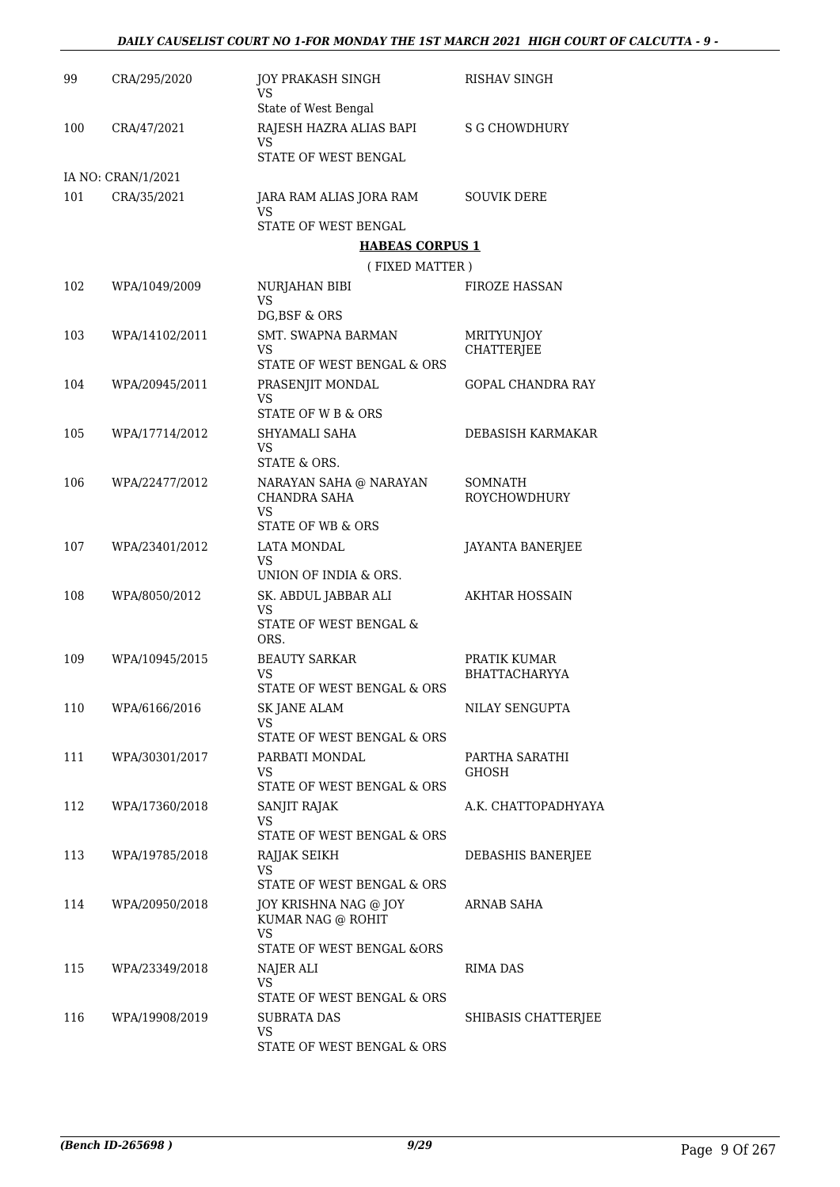| | | | |
|---|---|---|---|
| 99 | CRA/295/2020 | JOY PRAKASH SINGH<br>VS<br>State of West Bengal | RISHAV SINGH |
| 100 | CRA/47/2021 | RAJESH HAZRA ALIAS BAPI<br>VS<br>STATE OF WEST BENGAL | S G CHOWDHURY |
| | IA NO: CRAN/1/2021 | | |
| 101 | CRA/35/2021 | JARA RAM ALIAS JORA RAM<br>VS<br>STATE OF WEST BENGAL | SOUVIK DERE |

**HABEAS CORPUS 1**

( FIXED MATTER )

| | | | |
|---|---|---|---|
| 102 | WPA/1049/2009 | NURJAHAN BIBI<br>VS<br>DG,BSF & ORS | FIROZE HASSAN |
| 103 | WPA/14102/2011 | SMT. SWAPNA BARMAN<br>VS<br>STATE OF WEST BENGAL & ORS | MRITYUNJOY CHATTERJEE |
| 104 | WPA/20945/2011 | PRASENJIT MONDAL<br>VS<br>STATE OF W B & ORS | GOPAL CHANDRA RAY |
| 105 | WPA/17714/2012 | SHYAMALI SAHA<br>VS<br>STATE & ORS. | DEBASISH KARMAKAR |
| 106 | WPA/22477/2012 | NARAYAN SAHA @ NARAYAN CHANDRA SAHA<br>VS<br>STATE OF WB & ORS | SOMNATH ROYCHOWDHURY |
| 107 | WPA/23401/2012 | LATA MONDAL<br>VS<br>UNION OF INDIA & ORS. | JAYANTA BANERJEE |
| 108 | WPA/8050/2012 | SK. ABDUL JABBAR ALI<br>VS<br>STATE OF WEST BENGAL & ORS. | AKHTAR HOSSAIN |
| 109 | WPA/10945/2015 | BEAUTY SARKAR<br>VS<br>STATE OF WEST BENGAL & ORS | PRATIK KUMAR BHATTACHARYYA |
| 110 | WPA/6166/2016 | SK JANE ALAM<br>VS<br>STATE OF WEST BENGAL & ORS | NILAY SENGUPTA |
| 111 | WPA/30301/2017 | PARBATI MONDAL<br>VS<br>STATE OF WEST BENGAL & ORS | PARTHA SARATHI GHOSH |
| 112 | WPA/17360/2018 | SANJIT RAJAK<br>VS<br>STATE OF WEST BENGAL & ORS | A.K. CHATTOPADHYAYA |
| 113 | WPA/19785/2018 | RAJJAK SEIKH<br>VS<br>STATE OF WEST BENGAL & ORS | DEBASHIS BANERJEE |
| 114 | WPA/20950/2018 | JOY KRISHNA NAG @ JOY KUMAR NAG @ ROHIT<br>VS<br>STATE OF WEST BENGAL &ORS | ARNAB SAHA |
| 115 | WPA/23349/2018 | NAJER ALI<br>VS<br>STATE OF WEST BENGAL & ORS | RIMA DAS |
| 116 | WPA/19908/2019 | SUBRATA DAS<br>VS<br>STATE OF WEST BENGAL & ORS | SHIBASIS CHATTERJEE |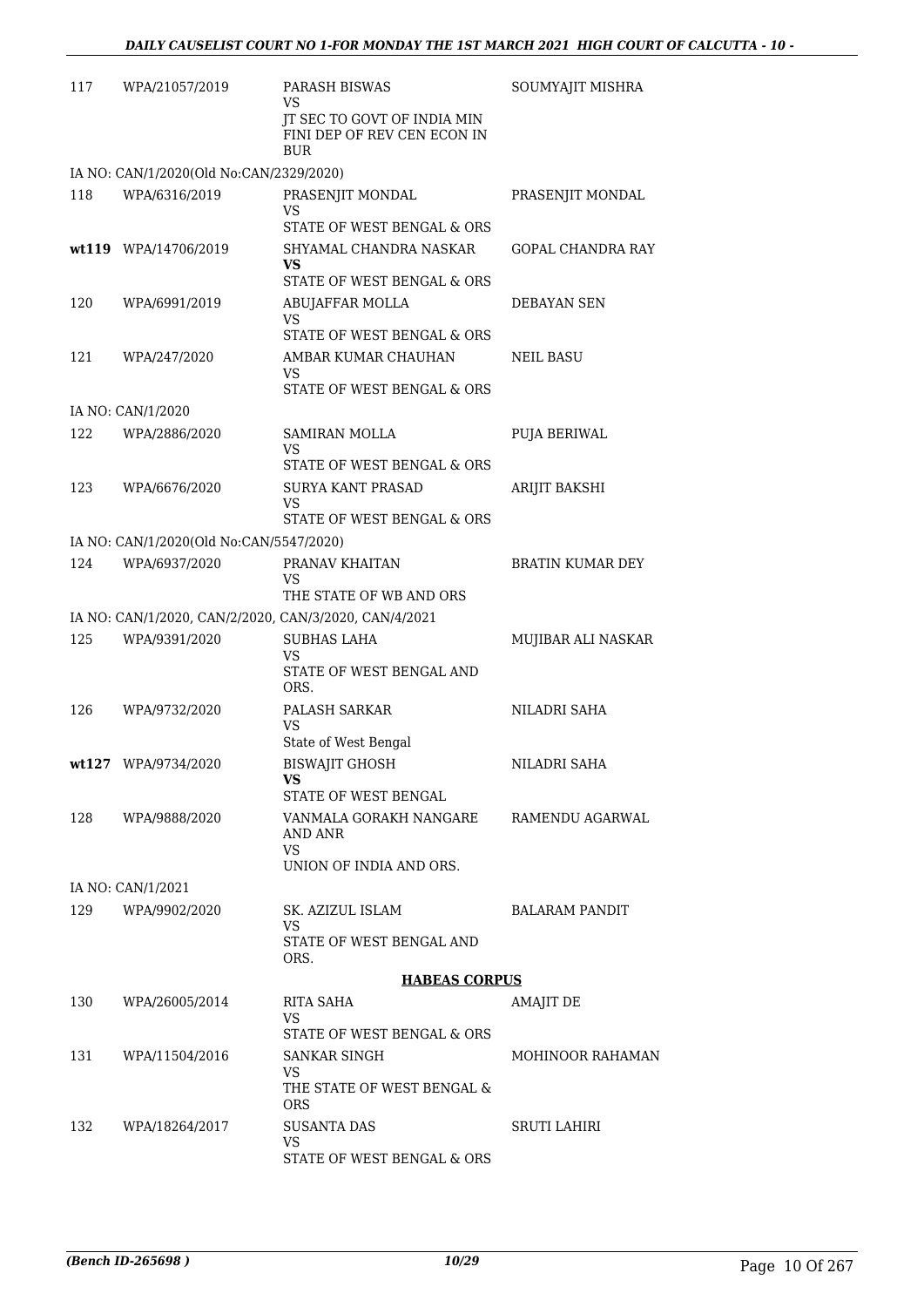| | | | |
|---|---|---|---|
| 117 | WPA/21057/2019 | PARASH BISWAS<br>VS<br>JT SEC TO GOVT OF INDIA MIN FINI DEP OF REV CEN ECON IN BUR | SOUMYAJIT MISHRA |
| IA NO: CAN/1/2020(Old No:CAN/2329/2020) | | | |
| 118 | WPA/6316/2019 | PRASENJIT MONDAL<br>VS<br>STATE OF WEST BENGAL & ORS | PRASENJIT MONDAL |
| **wt119** | WPA/14706/2019 | SHYAMAL CHANDRA NASKAR<br>**VS**<br>STATE OF WEST BENGAL & ORS | GOPAL CHANDRA RAY |
| 120 | WPA/6991/2019 | ABUJAFFAR MOLLA<br>VS<br>STATE OF WEST BENGAL & ORS | DEBAYAN SEN |
| 121 | WPA/247/2020 | AMBAR KUMAR CHAUHAN<br>VS<br>STATE OF WEST BENGAL & ORS | NEIL BASU |
| IA NO: CAN/1/2020 | | | |
| 122 | WPA/2886/2020 | SAMIRAN MOLLA<br>VS<br>STATE OF WEST BENGAL & ORS | PUJA BERIWAL |
| 123 | WPA/6676/2020 | SURYA KANT PRASAD<br>VS<br>STATE OF WEST BENGAL & ORS | ARIJIT BAKSHI |
| IA NO: CAN/1/2020(Old No:CAN/5547/2020) | | | |
| 124 | WPA/6937/2020 | PRANAV KHAITAN<br>VS<br>THE STATE OF WB AND ORS | BRATIN KUMAR DEY |
| IA NO: CAN/1/2020, CAN/2/2020, CAN/3/2020, CAN/4/2021 | | | |
| 125 | WPA/9391/2020 | SUBHAS LAHA<br>VS<br>STATE OF WEST BENGAL AND ORS. | MUJIBAR ALI NASKAR |
| 126 | WPA/9732/2020 | PALASH SARKAR<br>VS<br>State of West Bengal | NILADRI SAHA |
| **wt127** | WPA/9734/2020 | BISWAJIT GHOSH<br>**VS**<br>STATE OF WEST BENGAL | NILADRI SAHA |
| 128 | WPA/9888/2020 | VANMALA GORAKH NANGARE AND ANR<br>VS<br>UNION OF INDIA AND ORS. | RAMENDU AGARWAL |
| IA NO: CAN/1/2021 | | | |
| 129 | WPA/9902/2020 | SK. AZIZUL ISLAM<br>VS<br>STATE OF WEST BENGAL AND ORS. | BALARAM PANDIT |

**HABEAS CORPUS**

| | | | |
|---|---|---|---|
| 130 | WPA/26005/2014 | RITA SAHA<br>VS<br>STATE OF WEST BENGAL & ORS | AMAJIT DE |
| 131 | WPA/11504/2016 | SANKAR SINGH<br>VS<br>THE STATE OF WEST BENGAL & ORS | MOHINOOR RAHAMAN |
| 132 | WPA/18264/2017 | SUSANTA DAS<br>VS<br>STATE OF WEST BENGAL & ORS | SRUTI LAHIRI |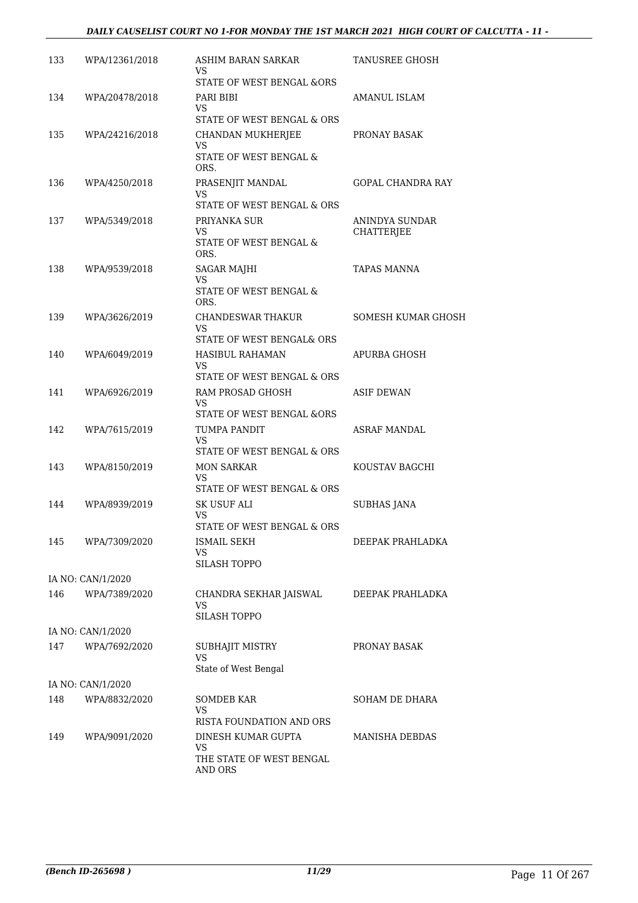| | | | |
|---|---|---|---|
| 133 | WPA/12361/2018 | ASHIM BARAN SARKAR<br>VS<br>STATE OF WEST BENGAL &ORS | TANUSREE GHOSH |
| 134 | WPA/20478/2018 | PARI BIBI<br>VS<br>STATE OF WEST BENGAL & ORS | AMANUL ISLAM |
| 135 | WPA/24216/2018 | CHANDAN MUKHERJEE<br>VS<br>STATE OF WEST BENGAL & ORS. | PRONAY BASAK |
| 136 | WPA/4250/2018 | PRASENJIT MANDAL<br>VS<br>STATE OF WEST BENGAL & ORS | GOPAL CHANDRA RAY |
| 137 | WPA/5349/2018 | PRIYANKA SUR<br>VS<br>STATE OF WEST BENGAL & ORS. | ANINDYA SUNDAR CHATTERJEE |
| 138 | WPA/9539/2018 | SAGAR MAJHI<br>VS<br>STATE OF WEST BENGAL & ORS. | TAPAS MANNA |
| 139 | WPA/3626/2019 | CHANDESWAR THAKUR<br>VS<br>STATE OF WEST BENGAL& ORS | SOMESH KUMAR GHOSH |
| 140 | WPA/6049/2019 | HASIBUL RAHAMAN<br>VS<br>STATE OF WEST BENGAL & ORS | APURBA GHOSH |
| 141 | WPA/6926/2019 | RAM PROSAD GHOSH<br>VS<br>STATE OF WEST BENGAL &ORS | ASIF DEWAN |
| 142 | WPA/7615/2019 | TUMPA PANDIT<br>VS<br>STATE OF WEST BENGAL & ORS | ASRAF MANDAL |
| 143 | WPA/8150/2019 | MON SARKAR<br>VS<br>STATE OF WEST BENGAL & ORS | KOUSTAV BAGCHI |
| 144 | WPA/8939/2019 | SK USUF ALI<br>VS<br>STATE OF WEST BENGAL & ORS | SUBHAS JANA |
| 145 | WPA/7309/2020 | ISMAIL SEKH<br>VS<br>SILASH TOPPO | DEEPAK PRAHLADKA |
| IA NO: CAN/1/2020 | | | |
| 146 | WPA/7389/2020 | CHANDRA SEKHAR JAISWAL<br>VS<br>SILASH TOPPO | DEEPAK PRAHLADKA |
| IA NO: CAN/1/2020 | | | |
| 147 | WPA/7692/2020 | SUBHAJIT MISTRY<br>VS<br>State of West Bengal | PRONAY BASAK |
| IA NO: CAN/1/2020 | | | |
| 148 | WPA/8832/2020 | SOMDEB KAR<br>VS<br>RISTA FOUNDATION AND ORS | SOHAM DE DHARA |
| 149 | WPA/9091/2020 | DINESH KUMAR GUPTA<br>VS<br>THE STATE OF WEST BENGAL AND ORS | MANISHA DEBDAS |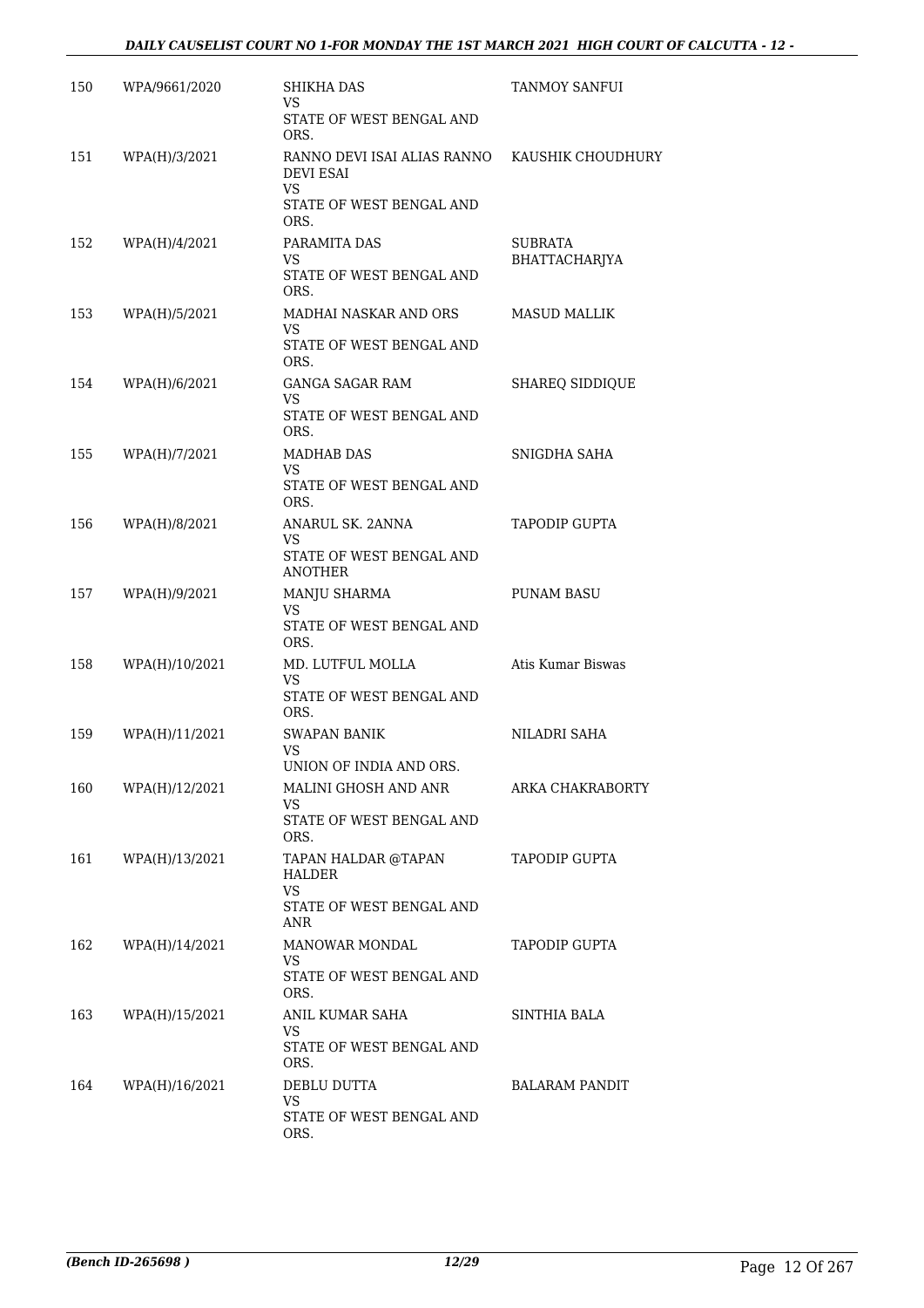| | | | |
|---|---|---|---|
| 150 | WPA/9661/2020 | SHIKHA DAS<br>VS<br>STATE OF WEST BENGAL AND ORS. | TANMOY SANFUI |
| 151 | WPA(H)/3/2021 | RANNO DEVI ISAI ALIAS RANNO DEVI ESAI<br>VS<br>STATE OF WEST BENGAL AND ORS. | KAUSHIK CHOUDHURY |
| 152 | WPA(H)/4/2021 | PARAMITA DAS<br>VS<br>STATE OF WEST BENGAL AND ORS. | SUBRATA BHATTACHARJYA |
| 153 | WPA(H)/5/2021 | MADHAI NASKAR AND ORS<br>VS<br>STATE OF WEST BENGAL AND ORS. | MASUD MALLIK |
| 154 | WPA(H)/6/2021 | GANGA SAGAR RAM<br>VS<br>STATE OF WEST BENGAL AND ORS. | SHAREQ SIDDIQUE |
| 155 | WPA(H)/7/2021 | MADHAB DAS<br>VS<br>STATE OF WEST BENGAL AND ORS. | SNIGDHA SAHA |
| 156 | WPA(H)/8/2021 | ANARUL SK. 2ANNA<br>VS<br>STATE OF WEST BENGAL AND ANOTHER | TAPODIP GUPTA |
| 157 | WPA(H)/9/2021 | MANJU SHARMA<br>VS<br>STATE OF WEST BENGAL AND ORS. | PUNAM BASU |
| 158 | WPA(H)/10/2021 | MD. LUTFUL MOLLA<br>VS<br>STATE OF WEST BENGAL AND ORS. | Atis Kumar Biswas |
| 159 | WPA(H)/11/2021 | SWAPAN BANIK<br>VS<br>UNION OF INDIA AND ORS. | NILADRI SAHA |
| 160 | WPA(H)/12/2021 | MALINI GHOSH AND ANR<br>VS<br>STATE OF WEST BENGAL AND ORS. | ARKA CHAKRABORTY |
| 161 | WPA(H)/13/2021 | TAPAN HALDAR @TAPAN HALDER<br>VS<br>STATE OF WEST BENGAL AND ANR | TAPODIP GUPTA |
| 162 | WPA(H)/14/2021 | MANOWAR MONDAL<br>VS<br>STATE OF WEST BENGAL AND ORS. | TAPODIP GUPTA |
| 163 | WPA(H)/15/2021 | ANIL KUMAR SAHA<br>VS<br>STATE OF WEST BENGAL AND ORS. | SINTHIA BALA |
| 164 | WPA(H)/16/2021 | DEBLU DUTTA<br>VS<br>STATE OF WEST BENGAL AND ORS. | BALARAM PANDIT |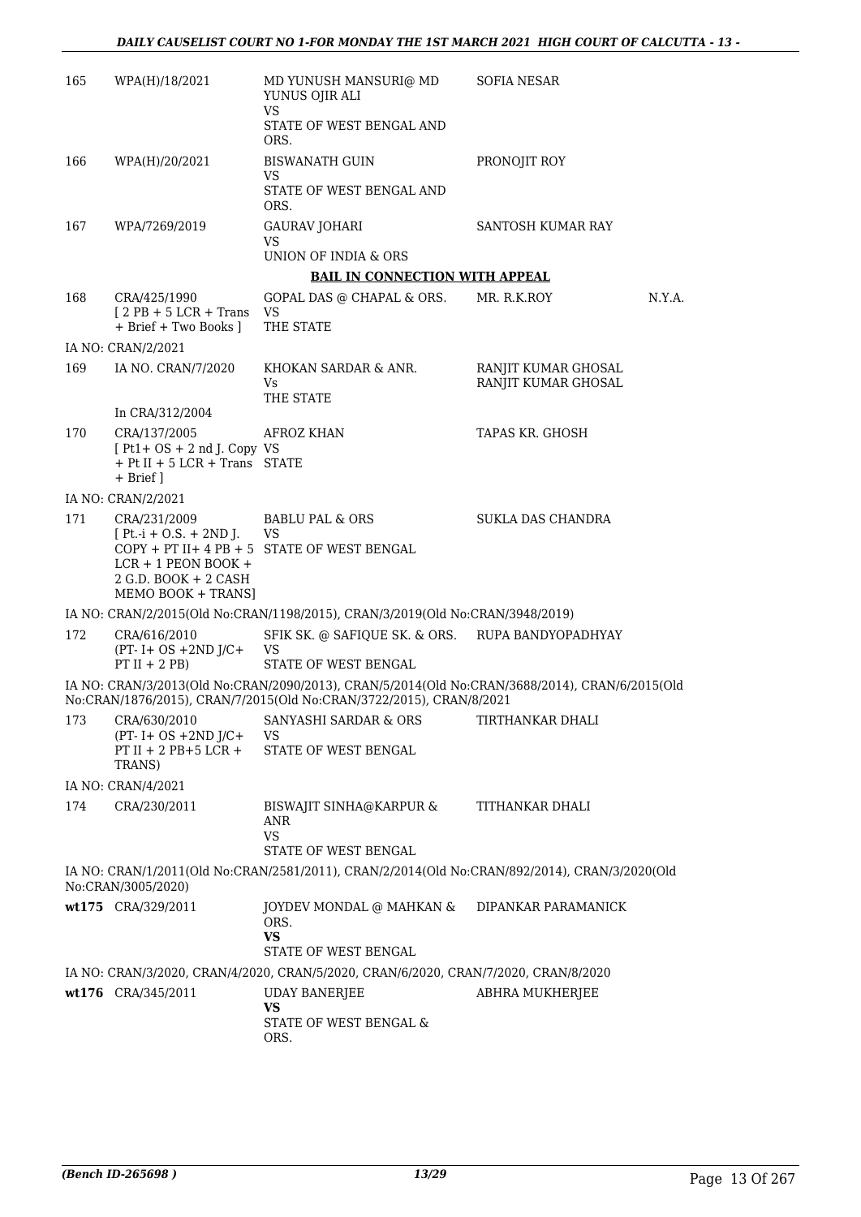| 165 | WPA(H)/18/2021 | MD YUNUSH MANSURI@ MD YUNUS OJIR ALI<br>VS<br>STATE OF WEST BENGAL AND ORS. | SOFIA NESAR | |
|---|---|---|---|---|
| 166 | WPA(H)/20/2021 | BISWANATH GUIN<br>VS<br>STATE OF WEST BENGAL AND ORS. | PRONOJIT ROY | |
| 167 | WPA/7269/2019 | GAURAV JOHARI<br>VS<br>UNION OF INDIA & ORS | SANTOSH KUMAR RAY | |

**BAIL IN CONNECTION WITH APPEAL**

| 168 | CRA/425/1990<br>[ 2 PB + 5 LCR + Trans + Brief + Two Books ] | GOPAL DAS @ CHAPAL & ORS.<br>VS<br>THE STATE | MR. R.K.ROY | N.Y.A. |
|---|---|---|---|---|

IA NO: CRAN/2/2021

| 169 | IA NO. CRAN/7/2020<br><br>In CRA/312/2004 | KHOKAN SARDAR & ANR.<br>Vs<br>THE STATE | RANJIT KUMAR GHOSAL<br>RANJIT KUMAR GHOSAL | |
|---|---|---|---|---|
| 170 | CRA/137/2005<br>[ Pt1+ OS + 2 nd J. Copy + Pt II + 5 LCR + Trans + Brief ] | AFROZ KHAN<br>VS<br>STATE | TAPAS KR. GHOSH | |

IA NO: CRAN/2/2021

| 171 | CRA/231/2009<br>[ Pt.-i + O.S. + 2ND J. COPY + PT II+ 4 PB + 5 LCR + 1 PEON BOOK + 2 G.D. BOOK + 2 CASH MEMO BOOK + TRANS] | BABLU PAL & ORS<br>VS<br>STATE OF WEST BENGAL | SUKLA DAS CHANDRA | |
|---|---|---|---|---|

IA NO: CRAN/2/2015(Old No:CRAN/1198/2015), CRAN/3/2019(Old No:CRAN/3948/2019)

| 172 | CRA/616/2010<br>(PT- I+ OS +2ND J/C+ PT II + 2 PB) | SFIK SK. @ SAFIQUE SK. & ORS.<br>VS<br>STATE OF WEST BENGAL | RUPA BANDYOPADHYAY | |
|---|---|---|---|---|

IA NO: CRAN/3/2013(Old No:CRAN/2090/2013), CRAN/5/2014(Old No:CRAN/3688/2014), CRAN/6/2015(Old No:CRAN/1876/2015), CRAN/7/2015(Old No:CRAN/3722/2015), CRAN/8/2021

| 173 | CRA/630/2010<br>(PT- I+ OS +2ND J/C+ PT II + 2 PB+5 LCR + TRANS) | SANYASHI SARDAR & ORS<br>VS<br>STATE OF WEST BENGAL | TIRTHANKAR DHALI | |
|---|---|---|---|---|

IA NO: CRAN/4/2021

| 174 | CRA/230/2011 | BISWAJIT SINHA@KARPUR & ANR<br>VS<br>STATE OF WEST BENGAL | TITHANKAR DHALI | |
|---|---|---|---|---|

IA NO: CRAN/1/2011(Old No:CRAN/2581/2011), CRAN/2/2014(Old No:CRAN/892/2014), CRAN/3/2020(Old No:CRAN/3005/2020)

| wt175 | CRA/329/2011 | JOYDEV MONDAL @ MAHKAN & ORS.<br>**VS**<br>STATE OF WEST BENGAL | DIPANKAR PARAMANICK | |
|---|---|---|---|---|

IA NO: CRAN/3/2020, CRAN/4/2020, CRAN/5/2020, CRAN/6/2020, CRAN/7/2020, CRAN/8/2020

| wt176 | CRA/345/2011 | UDAY BANERJEE<br>**VS**<br>STATE OF WEST BENGAL & ORS. | ABHRA MUKHERJEE | |
|---|---|---|---|---|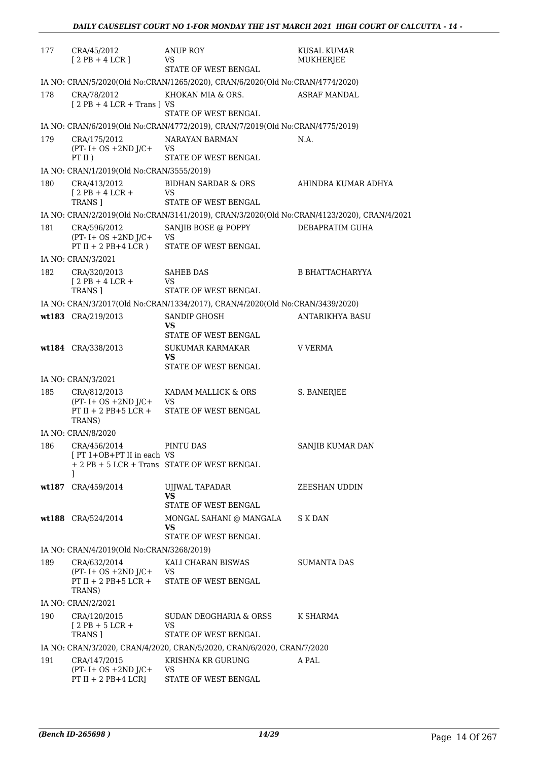| | | | |
|---|---|---|---|
| 177 | CRA/45/2012<br>[ 2 PB + 4 LCR ] | ANUP ROY<br>VS<br>STATE OF WEST BENGAL | KUSAL KUMAR MUKHERJEE |
| | IA NO: CRAN/5/2020(Old No:CRAN/1265/2020), CRAN/6/2020(Old No:CRAN/4774/2020) | | |
| 178 | CRA/78/2012<br>[ 2 PB + 4 LCR + Trans ] | KHOKAN MIA & ORS.<br>VS<br>STATE OF WEST BENGAL | ASRAF MANDAL |
| | IA NO: CRAN/6/2019(Old No:CRAN/4772/2019), CRAN/7/2019(Old No:CRAN/4775/2019) | | |
| 179 | CRA/175/2012<br>(PT- I+ OS +2ND J/C+ PT II ) | NARAYAN BARMAN<br>VS<br>STATE OF WEST BENGAL | N.A. |
| | IA NO: CRAN/1/2019(Old No:CRAN/3555/2019) | | |
| 180 | CRA/413/2012<br>[ 2 PB + 4 LCR + TRANS ] | BIDHAN SARDAR & ORS<br>VS<br>STATE OF WEST BENGAL | AHINDRA KUMAR ADHYA |
| | IA NO: CRAN/2/2019(Old No:CRAN/3141/2019), CRAN/3/2020(Old No:CRAN/4123/2020), CRAN/4/2021 | | |
| 181 | CRA/596/2012<br>(PT- I+ OS +2ND J/C+ PT II + 2 PB+4 LCR ) | SANJIB BOSE @ POPPY<br>VS<br>STATE OF WEST BENGAL | DEBAPRATIM GUHA |
| | IA NO: CRAN/3/2021 | | |
| 182 | CRA/320/2013<br>[ 2 PB + 4 LCR + TRANS ] | SAHEB DAS<br>VS<br>STATE OF WEST BENGAL | B BHATTACHARYYA |
| | IA NO: CRAN/3/2017(Old No:CRAN/1334/2017), CRAN/4/2020(Old No:CRAN/3439/2020) | | |
| **wt183** | CRA/219/2013 | SANDIP GHOSH<br>**VS**<br>STATE OF WEST BENGAL | ANTARIKHYA BASU |
| **wt184** | CRA/338/2013 | SUKUMAR KARMAKAR<br>**VS**<br>STATE OF WEST BENGAL | V VERMA |
| | IA NO: CRAN/3/2021 | | |
| 185 | CRA/812/2013<br>(PT- I+ OS +2ND J/C+ PT II + 2 PB+5 LCR + TRANS) | KADAM MALLICK & ORS<br>VS<br>STATE OF WEST BENGAL | S. BANERJEE |
| | IA NO: CRAN/8/2020 | | |
| 186 | CRA/456/2014<br>[ PT 1+OB+PT II in each + 2 PB + 5 LCR + Trans ] | PINTU DAS<br>VS<br>STATE OF WEST BENGAL | SANJIB KUMAR DAN |
| **wt187** | CRA/459/2014 | UJJWAL TAPADAR<br>**VS**<br>STATE OF WEST BENGAL | ZEESHAN UDDIN |
| **wt188** | CRA/524/2014 | MONGAL SAHANI @ MANGALA<br>**VS**<br>STATE OF WEST BENGAL | S K DAN |
| | IA NO: CRAN/4/2019(Old No:CRAN/3268/2019) | | |
| 189 | CRA/632/2014<br>(PT- I+ OS +2ND J/C+ PT II + 2 PB+5 LCR + TRANS) | KALI CHARAN BISWAS<br>VS<br>STATE OF WEST BENGAL | SUMANTA DAS |
| | IA NO: CRAN/2/2021 | | |
| 190 | CRA/120/2015<br>[ 2 PB + 5 LCR + TRANS ] | SUDAN DEOGHARIA & ORSS<br>VS<br>STATE OF WEST BENGAL | K SHARMA |
| | IA NO: CRAN/3/2020, CRAN/4/2020, CRAN/5/2020, CRAN/6/2020, CRAN/7/2020 | | |
| 191 | CRA/147/2015<br>(PT- I+ OS +2ND J/C+ PT II + 2 PB+4 LCR] | KRISHNA KR GURUNG<br>VS<br>STATE OF WEST BENGAL | A PAL |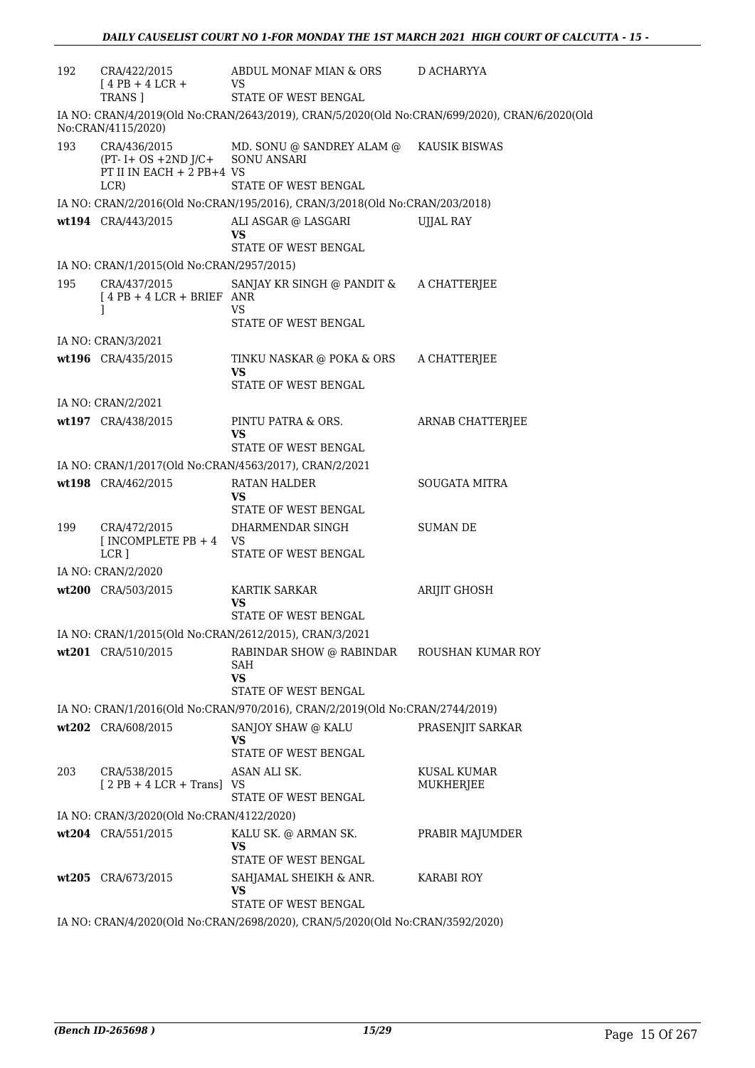| | | | |
|---|---|---|---|
| 192 | CRA/422/2015 [ 4 PB + 4 LCR + TRANS ] | ABDUL MONAF MIAN & ORS VS STATE OF WEST BENGAL | D ACHARYYA |

IA NO: CRAN/4/2019(Old No:CRAN/2643/2019), CRAN/5/2020(Old No:CRAN/699/2020), CRAN/6/2020(Old No:CRAN/4115/2020)

| | | | |
|---|---|---|---|
| 193 | CRA/436/2015 (PT- I+ OS +2ND J/C+ PT II IN EACH + 2 PB+4 LCR) | MD. SONU @ SANDREY ALAM @ SONU ANSARI VS STATE OF WEST BENGAL | KAUSIK BISWAS |

IA NO: CRAN/2/2016(Old No:CRAN/195/2016), CRAN/3/2018(Old No:CRAN/203/2018)

| | | | |
|---|---|---|---|
| wt194 | CRA/443/2015 | ALI ASGAR @ LASGARI **VS** STATE OF WEST BENGAL | UJJAL RAY |

IA NO: CRAN/1/2015(Old No:CRAN/2957/2015)

| | | | |
|---|---|---|---|
| 195 | CRA/437/2015 [ 4 PB + 4 LCR + BRIEF ] | SANJAY KR SINGH @ PANDIT & ANR VS STATE OF WEST BENGAL | A CHATTERJEE |

IA NO: CRAN/3/2021

| | | | |
|---|---|---|---|
| wt196 | CRA/435/2015 | TINKU NASKAR @ POKA & ORS **VS** STATE OF WEST BENGAL | A CHATTERJEE |

IA NO: CRAN/2/2021

| | | | |
|---|---|---|---|
| wt197 | CRA/438/2015 | PINTU PATRA & ORS. **VS** STATE OF WEST BENGAL | ARNAB CHATTERJEE |

IA NO: CRAN/1/2017(Old No:CRAN/4563/2017), CRAN/2/2021

| | | | |
|---|---|---|---|
| wt198 | CRA/462/2015 | RATAN HALDER **VS** STATE OF WEST BENGAL | SOUGATA MITRA |
| 199 | CRA/472/2015 [ INCOMPLETE PB + 4 LCR ] | DHARMENDAR SINGH VS STATE OF WEST BENGAL | SUMAN DE |

IA NO: CRAN/2/2020

| | | | |
|---|---|---|---|
| wt200 | CRA/503/2015 | KARTIK SARKAR **VS** STATE OF WEST BENGAL | ARIJIT GHOSH |

IA NO: CRAN/1/2015(Old No:CRAN/2612/2015), CRAN/3/2021

| | | | |
|---|---|---|---|
| wt201 | CRA/510/2015 | RABINDAR SHOW @ RABINDAR SAH **VS** STATE OF WEST BENGAL | ROUSHAN KUMAR ROY |

IA NO: CRAN/1/2016(Old No:CRAN/970/2016), CRAN/2/2019(Old No:CRAN/2744/2019)

| | | | |
|---|---|---|---|
| wt202 | CRA/608/2015 | SANJOY SHAW @ KALU **VS** STATE OF WEST BENGAL | PRASENJIT SARKAR |
| 203 | CRA/538/2015 [ 2 PB + 4 LCR + Trans] | ASAN ALI SK. VS STATE OF WEST BENGAL | KUSAL KUMAR MUKHERJEE |

IA NO: CRAN/3/2020(Old No:CRAN/4122/2020)

| | | | |
|---|---|---|---|
| wt204 | CRA/551/2015 | KALU SK. @ ARMAN SK. **VS** STATE OF WEST BENGAL | PRABIR MAJUMDER |
| wt205 | CRA/673/2015 | SAHJAMAL SHEIKH & ANR. **VS** STATE OF WEST BENGAL | KARABI ROY |

IA NO: CRAN/4/2020(Old No:CRAN/2698/2020), CRAN/5/2020(Old No:CRAN/3592/2020)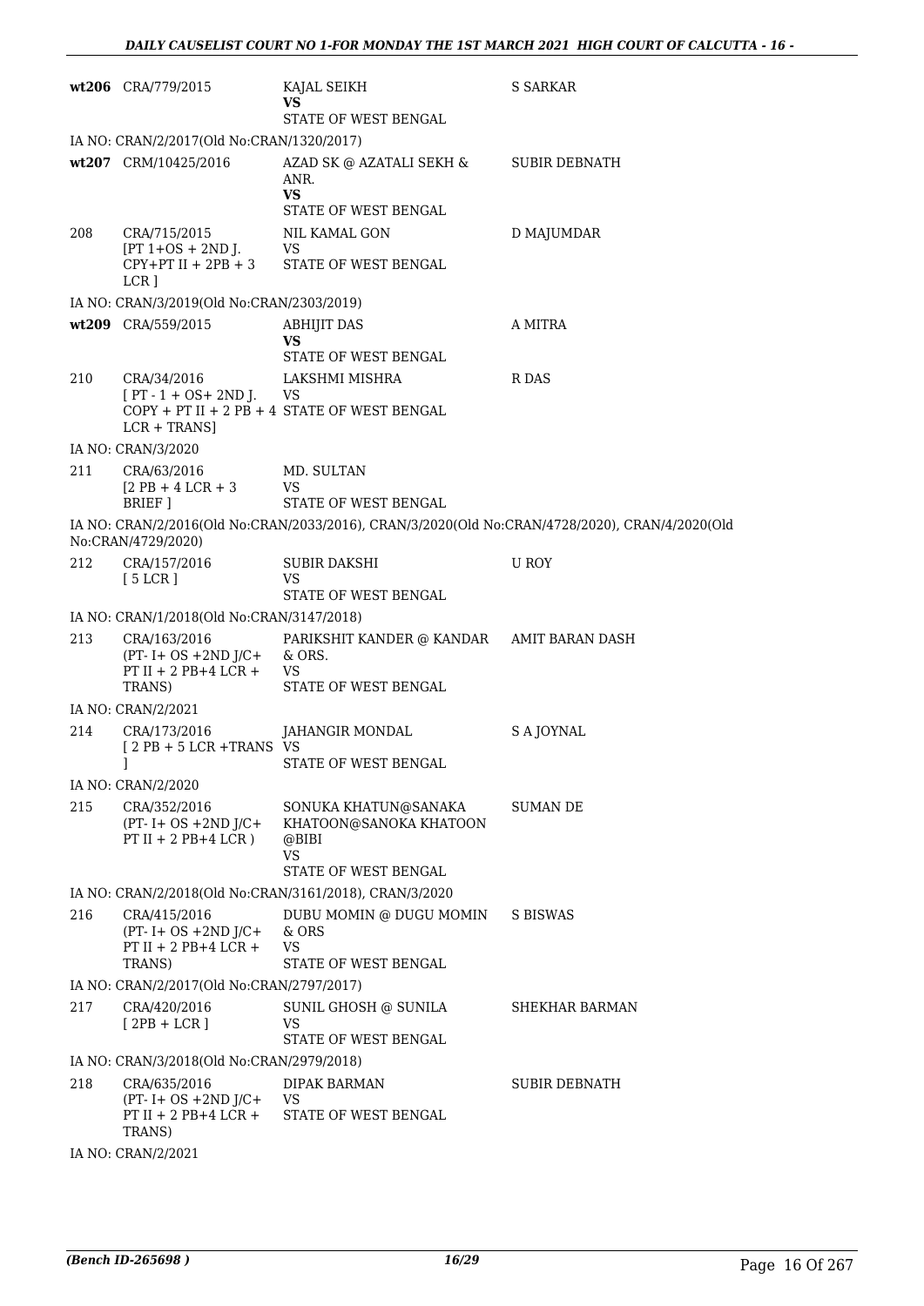| | | | |
|---|---|---|---|
| wt206 | CRA/779/2015 | KAJAL SEIKH<br>VS<br>STATE OF WEST BENGAL | S SARKAR |
| IA NO: CRAN/2/2017(Old No:CRAN/1320/2017) | | | |
| wt207 | CRM/10425/2016 | AZAD SK @ AZATALI SEKH & ANR.<br>VS<br>STATE OF WEST BENGAL | SUBIR DEBNATH |
| 208 | CRA/715/2015<br>[PT 1+OS + 2ND J. CPY+PT II + 2PB + 3 LCR ] | NIL KAMAL GON<br>VS<br>STATE OF WEST BENGAL | D MAJUMDAR |
| IA NO: CRAN/3/2019(Old No:CRAN/2303/2019) | | | |
| wt209 | CRA/559/2015 | ABHIJIT DAS<br>VS<br>STATE OF WEST BENGAL | A MITRA |
| 210 | CRA/34/2016<br>[ PT - 1 + OS+ 2ND J. COPY + PT II + 2 PB + 4 LCR + TRANS] | LAKSHMI MISHRA<br>VS<br>STATE OF WEST BENGAL | R DAS |
| IA NO: CRAN/3/2020 | | | |
| 211 | CRA/63/2016<br>[2 PB + 4 LCR + 3 BRIEF ] | MD. SULTAN<br>VS<br>STATE OF WEST BENGAL | |
| IA NO: CRAN/2/2016(Old No:CRAN/2033/2016), CRAN/3/2020(Old No:CRAN/4728/2020), CRAN/4/2020(Old No:CRAN/4729/2020) | | | |
| 212 | CRA/157/2016<br>[ 5 LCR ] | SUBIR DAKSHI<br>VS<br>STATE OF WEST BENGAL | U ROY |
| IA NO: CRAN/1/2018(Old No:CRAN/3147/2018) | | | |
| 213 | CRA/163/2016<br>(PT- I+ OS +2ND J/C+ PT II + 2 PB+4 LCR + TRANS) | PARIKSHIT KANDER @ KANDAR & ORS.<br>VS<br>STATE OF WEST BENGAL | AMIT BARAN DASH |
| IA NO: CRAN/2/2021 | | | |
| 214 | CRA/173/2016<br>[ 2 PB + 5 LCR +TRANS ] | JAHANGIR MONDAL<br>VS<br>STATE OF WEST BENGAL | S A JOYNAL |
| IA NO: CRAN/2/2020 | | | |
| 215 | CRA/352/2016<br>(PT- I+ OS +2ND J/C+ PT II + 2 PB+4 LCR ) | SONUKA KHATUN@SANAKA KHATOON@SANOKA KHATOON @BIBI<br>VS<br>STATE OF WEST BENGAL | SUMAN DE |
| IA NO: CRAN/2/2018(Old No:CRAN/3161/2018), CRAN/3/2020 | | | |
| 216 | CRA/415/2016<br>(PT- I+ OS +2ND J/C+ PT II + 2 PB+4 LCR + TRANS) | DUBU MOMIN @ DUGU MOMIN & ORS<br>VS<br>STATE OF WEST BENGAL | S BISWAS |
| IA NO: CRAN/2/2017(Old No:CRAN/2797/2017) | | | |
| 217 | CRA/420/2016<br>[ 2PB + LCR ] | SUNIL GHOSH @ SUNILA<br>VS<br>STATE OF WEST BENGAL | SHEKHAR BARMAN |
| IA NO: CRAN/3/2018(Old No:CRAN/2979/2018) | | | |
| 218 | CRA/635/2016<br>(PT- I+ OS +2ND J/C+ PT II + 2 PB+4 LCR + TRANS) | DIPAK BARMAN<br>VS<br>STATE OF WEST BENGAL | SUBIR DEBNATH |
| IA NO: CRAN/2/2021 | | | |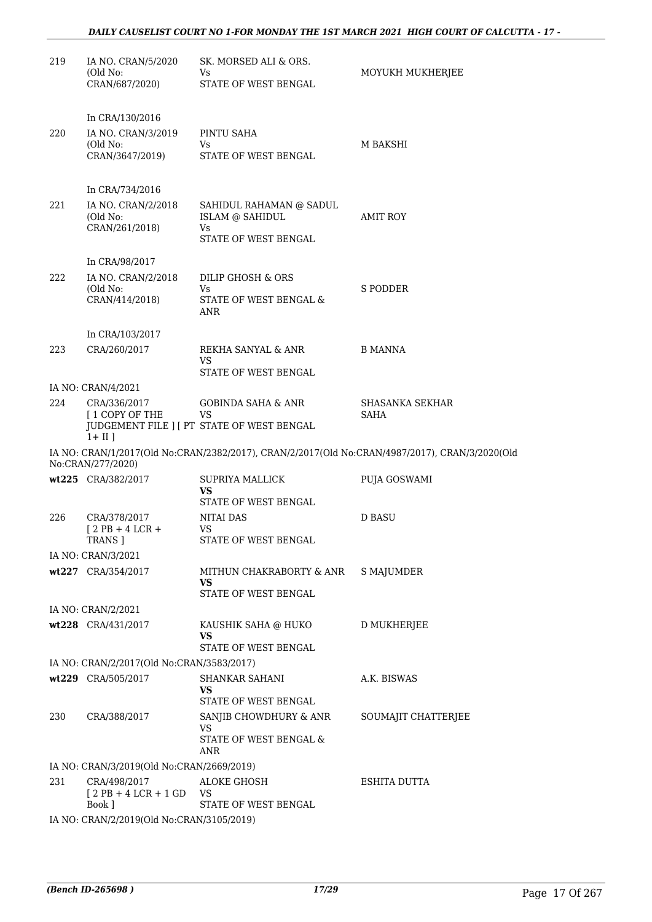| | | | |
|---|---|---|---|
| 219 | IA NO. CRAN/5/2020 (Old No: CRAN/687/2020) | SK. MORSED ALI & ORS. Vs STATE OF WEST BENGAL | MOYUKH MUKHERJEE |
| | In CRA/130/2016 | | |
| 220 | IA NO. CRAN/3/2019 (Old No: CRAN/3647/2019) | PINTU SAHA Vs STATE OF WEST BENGAL | M BAKSHI |
| | In CRA/734/2016 | | |
| 221 | IA NO. CRAN/2/2018 (Old No: CRAN/261/2018) | SAHIDUL RAHAMAN @ SADUL ISLAM @ SAHIDUL Vs STATE OF WEST BENGAL | AMIT ROY |
| | In CRA/98/2017 | | |
| 222 | IA NO. CRAN/2/2018 (Old No: CRAN/414/2018) | DILIP GHOSH & ORS Vs STATE OF WEST BENGAL & ANR | S PODDER |
| | In CRA/103/2017 | | |
| 223 | CRA/260/2017 | REKHA SANYAL & ANR VS STATE OF WEST BENGAL | B MANNA |
| | IA NO: CRAN/4/2021 | | |
| 224 | CRA/336/2017 [ 1 COPY OF THE JUDGEMENT FILE ] [ PT 1+ II ] | GOBINDA SAHA & ANR VS STATE OF WEST BENGAL | SHASANKA SEKHAR SAHA |

IA NO: CRAN/1/2017(Old No:CRAN/2382/2017), CRAN/2/2017(Old No:CRAN/4987/2017), CRAN/3/2020(Old No:CRAN/277/2020)

| | | | |
|---|---|---|---|
| wt225 | CRA/382/2017 | SUPRIYA MALLICK **VS** STATE OF WEST BENGAL | PUJA GOSWAMI |
| 226 | CRA/378/2017 [ 2 PB + 4 LCR + TRANS ] | NITAI DAS VS STATE OF WEST BENGAL | D BASU |
| | IA NO: CRAN/3/2021 | | |
| wt227 | CRA/354/2017 | MITHUN CHAKRABORTY & ANR **VS** STATE OF WEST BENGAL | S MAJUMDER |
| | IA NO: CRAN/2/2021 | | |
| wt228 | CRA/431/2017 | KAUSHIK SAHA @ HUKO **VS** STATE OF WEST BENGAL | D MUKHERJEE |
| | IA NO: CRAN/2/2017(Old No:CRAN/3583/2017) | | |
| wt229 | CRA/505/2017 | SHANKAR SAHANI **VS** STATE OF WEST BENGAL | A.K. BISWAS |
| 230 | CRA/388/2017 | SANJIB CHOWDHURY & ANR VS STATE OF WEST BENGAL & ANR | SOUMAJIT CHATTERJEE |
| | IA NO: CRAN/3/2019(Old No:CRAN/2669/2019) | | |
| 231 | CRA/498/2017 [ 2 PB + 4 LCR + 1 GD Book ] | ALOKE GHOSH VS STATE OF WEST BENGAL | ESHITA DUTTA |

IA NO: CRAN/2/2019(Old No:CRAN/3105/2019)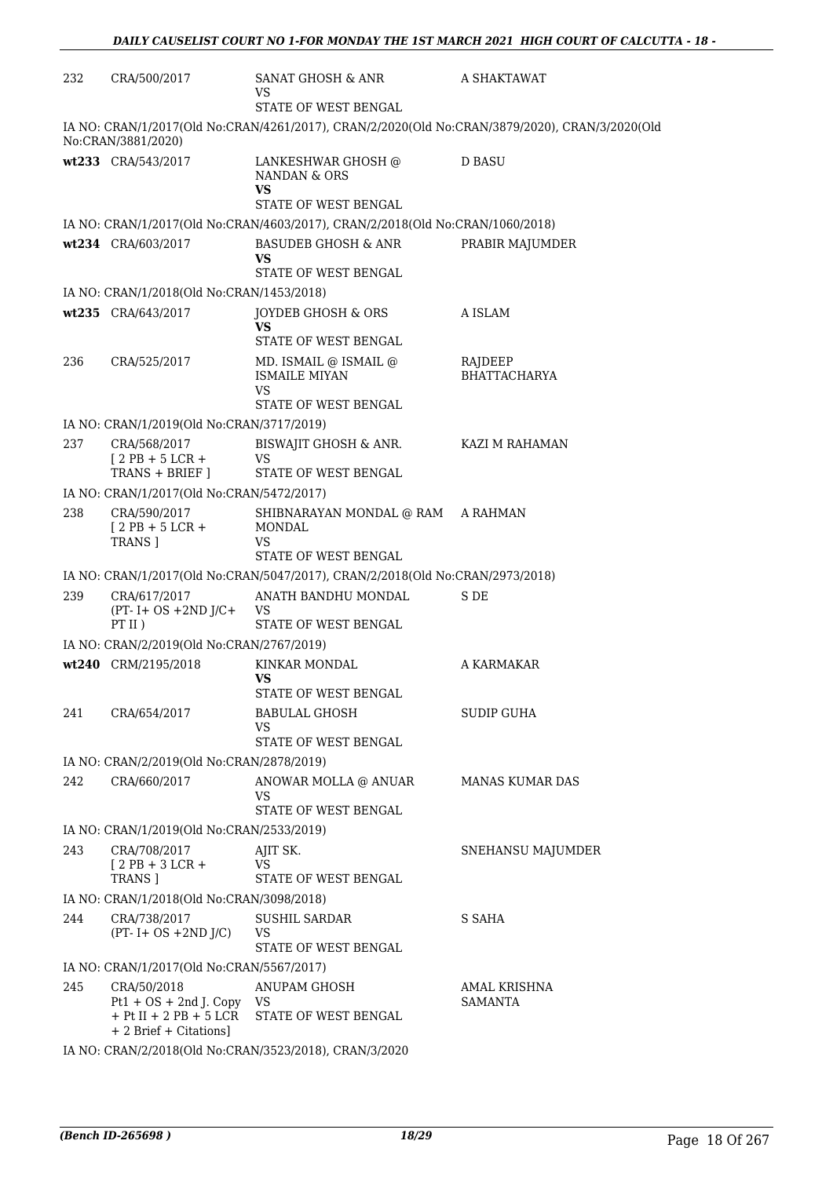| | | | |
|---|---|---|---|
| 232 | CRA/500/2017 | SANAT GHOSH & ANR<br>VS<br>STATE OF WEST BENGAL | A SHAKTAWAT |

IA NO: CRAN/1/2017(Old No:CRAN/4261/2017), CRAN/2/2020(Old No:CRAN/3879/2020), CRAN/3/2020(Old No:CRAN/3881/2020)

| | | | |
|---|---|---|---|
| wt233 | CRA/543/2017 | LANKESHWAR GHOSH @ NANDAN & ORS<br>**VS**<br>STATE OF WEST BENGAL | D BASU |

IA NO: CRAN/1/2017(Old No:CRAN/4603/2017), CRAN/2/2018(Old No:CRAN/1060/2018)

| | | | |
|---|---|---|---|
| wt234 | CRA/603/2017 | BASUDEB GHOSH & ANR<br>**VS**<br>STATE OF WEST BENGAL | PRABIR MAJUMDER |

IA NO: CRAN/1/2018(Old No:CRAN/1453/2018)

| | | | |
|---|---|---|---|
| wt235 | CRA/643/2017 | JOYDEB GHOSH & ORS<br>**VS**<br>STATE OF WEST BENGAL | A ISLAM |
| 236 | CRA/525/2017 | MD. ISMAIL @ ISMAIL @ ISMAILE MIYAN<br>VS<br>STATE OF WEST BENGAL | RAJDEEP BHATTACHARYA |

IA NO: CRAN/1/2019(Old No:CRAN/3717/2019)

| | | | |
|---|---|---|---|
| 237 | CRA/568/2017<br>[ 2 PB + 5 LCR + TRANS + BRIEF ] | BISWAJIT GHOSH & ANR.<br>VS<br>STATE OF WEST BENGAL | KAZI M RAHAMAN |

IA NO: CRAN/1/2017(Old No:CRAN/5472/2017)

| | | | |
|---|---|---|---|
| 238 | CRA/590/2017<br>[ 2 PB + 5 LCR + TRANS ] | SHIBNARAYAN MONDAL @ RAM MONDAL<br>VS<br>STATE OF WEST BENGAL | A RAHMAN |

IA NO: CRAN/1/2017(Old No:CRAN/5047/2017), CRAN/2/2018(Old No:CRAN/2973/2018)

| | | | |
|---|---|---|---|
| 239 | CRA/617/2017<br>(PT- I+ OS +2ND J/C+ PT II ) | ANATH BANDHU MONDAL<br>VS<br>STATE OF WEST BENGAL | S DE |

IA NO: CRAN/2/2019(Old No:CRAN/2767/2019)

| | | | |
|---|---|---|---|
| wt240 | CRM/2195/2018 | KINKAR MONDAL<br>**VS**<br>STATE OF WEST BENGAL | A KARMAKAR |
| 241 | CRA/654/2017 | BABULAL GHOSH<br>VS<br>STATE OF WEST BENGAL | SUDIP GUHA |

IA NO: CRAN/2/2019(Old No:CRAN/2878/2019)

| | | | |
|---|---|---|---|
| 242 | CRA/660/2017 | ANOWAR MOLLA @ ANUAR<br>VS<br>STATE OF WEST BENGAL | MANAS KUMAR DAS |

IA NO: CRAN/1/2019(Old No:CRAN/2533/2019)

| | | | |
|---|---|---|---|
| 243 | CRA/708/2017<br>[ 2 PB + 3 LCR + TRANS ] | AJIT SK.<br>VS<br>STATE OF WEST BENGAL | SNEHANSU MAJUMDER |

IA NO: CRAN/1/2018(Old No:CRAN/3098/2018)

| | | | |
|---|---|---|---|
| 244 | CRA/738/2017<br>(PT- I+ OS +2ND J/C) | SUSHIL SARDAR<br>VS<br>STATE OF WEST BENGAL | S SAHA |

IA NO: CRAN/1/2017(Old No:CRAN/5567/2017)

| | | | |
|---|---|---|---|
| 245 | CRA/50/2018<br>Pt1 + OS + 2nd J. Copy + Pt II + 2 PB + 5 LCR + 2 Brief + Citations] | ANUPAM GHOSH<br>VS<br>STATE OF WEST BENGAL | AMAL KRISHNA SAMANTA |

IA NO: CRAN/2/2018(Old No:CRAN/3523/2018), CRAN/3/2020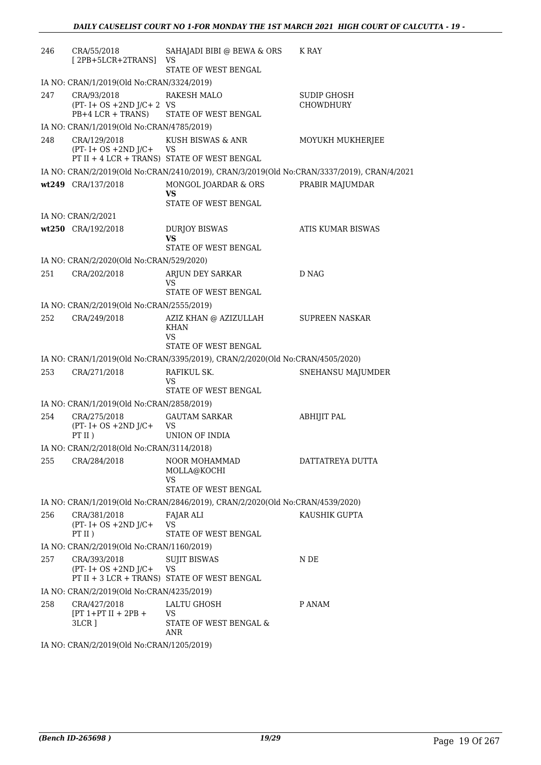| | | | |
|---|---|---|---|
| 246 | CRA/55/2018 [ 2PB+5LCR+2TRANS] | SAHAJADI BIBI @ BEWA & ORS VS STATE OF WEST BENGAL | K RAY |
| | IA NO: CRAN/1/2019(Old No:CRAN/3324/2019) | | |
| 247 | CRA/93/2018 (PT- I+ OS +2ND J/C+ 2 PB+4 LCR + TRANS) | RAKESH MALO VS STATE OF WEST BENGAL | SUDIP GHOSH CHOWDHURY |
| | IA NO: CRAN/1/2019(Old No:CRAN/4785/2019) | | |
| 248 | CRA/129/2018 (PT- I+ OS +2ND J/C+ PT II + 4 LCR + TRANS) | KUSH BISWAS & ANR VS STATE OF WEST BENGAL | MOYUKH MUKHERJEE |
| | IA NO: CRAN/2/2019(Old No:CRAN/2410/2019), CRAN/3/2019(Old No:CRAN/3337/2019), CRAN/4/2021 | | |
| wt249 | CRA/137/2018 | MONGOL JOARDAR & ORS **VS** STATE OF WEST BENGAL | PRABIR MAJUMDAR |
| | IA NO: CRAN/2/2021 | | |
| wt250 | CRA/192/2018 | DURJOY BISWAS **VS** STATE OF WEST BENGAL | ATIS KUMAR BISWAS |
| | IA NO: CRAN/2/2020(Old No:CRAN/529/2020) | | |
| 251 | CRA/202/2018 | ARJUN DEY SARKAR VS STATE OF WEST BENGAL | D NAG |
| | IA NO: CRAN/2/2019(Old No:CRAN/2555/2019) | | |
| 252 | CRA/249/2018 | AZIZ KHAN @ AZIZULLAH KHAN VS STATE OF WEST BENGAL | SUPREEN NASKAR |
| | IA NO: CRAN/1/2019(Old No:CRAN/3395/2019), CRAN/2/2020(Old No:CRAN/4505/2020) | | |
| 253 | CRA/271/2018 | RAFIKUL SK. VS STATE OF WEST BENGAL | SNEHANSU MAJUMDER |
| | IA NO: CRAN/1/2019(Old No:CRAN/2858/2019) | | |
| 254 | CRA/275/2018 (PT- I+ OS +2ND J/C+ PT II ) | GAUTAM SARKAR VS UNION OF INDIA | ABHIJIT PAL |
| | IA NO: CRAN/2/2018(Old No:CRAN/3114/2018) | | |
| 255 | CRA/284/2018 | NOOR MOHAMMAD MOLLA@KOCHI VS STATE OF WEST BENGAL | DATTATREYA DUTTA |
| | IA NO: CRAN/1/2019(Old No:CRAN/2846/2019), CRAN/2/2020(Old No:CRAN/4539/2020) | | |
| 256 | CRA/381/2018 (PT- I+ OS +2ND J/C+ PT II ) | FAJAR ALI VS STATE OF WEST BENGAL | KAUSHIK GUPTA |
| | IA NO: CRAN/2/2019(Old No:CRAN/1160/2019) | | |
| 257 | CRA/393/2018 (PT- I+ OS +2ND J/C+ PT II + 3 LCR + TRANS) | SUJIT BISWAS VS STATE OF WEST BENGAL | N DE |
| | IA NO: CRAN/2/2019(Old No:CRAN/4235/2019) | | |
| 258 | CRA/427/2018 [PT 1+PT II + 2PB + 3LCR ] | LALTU GHOSH VS STATE OF WEST BENGAL & ANR | P ANAM |
| | IA NO: CRAN/2/2019(Old No:CRAN/1205/2019) | | |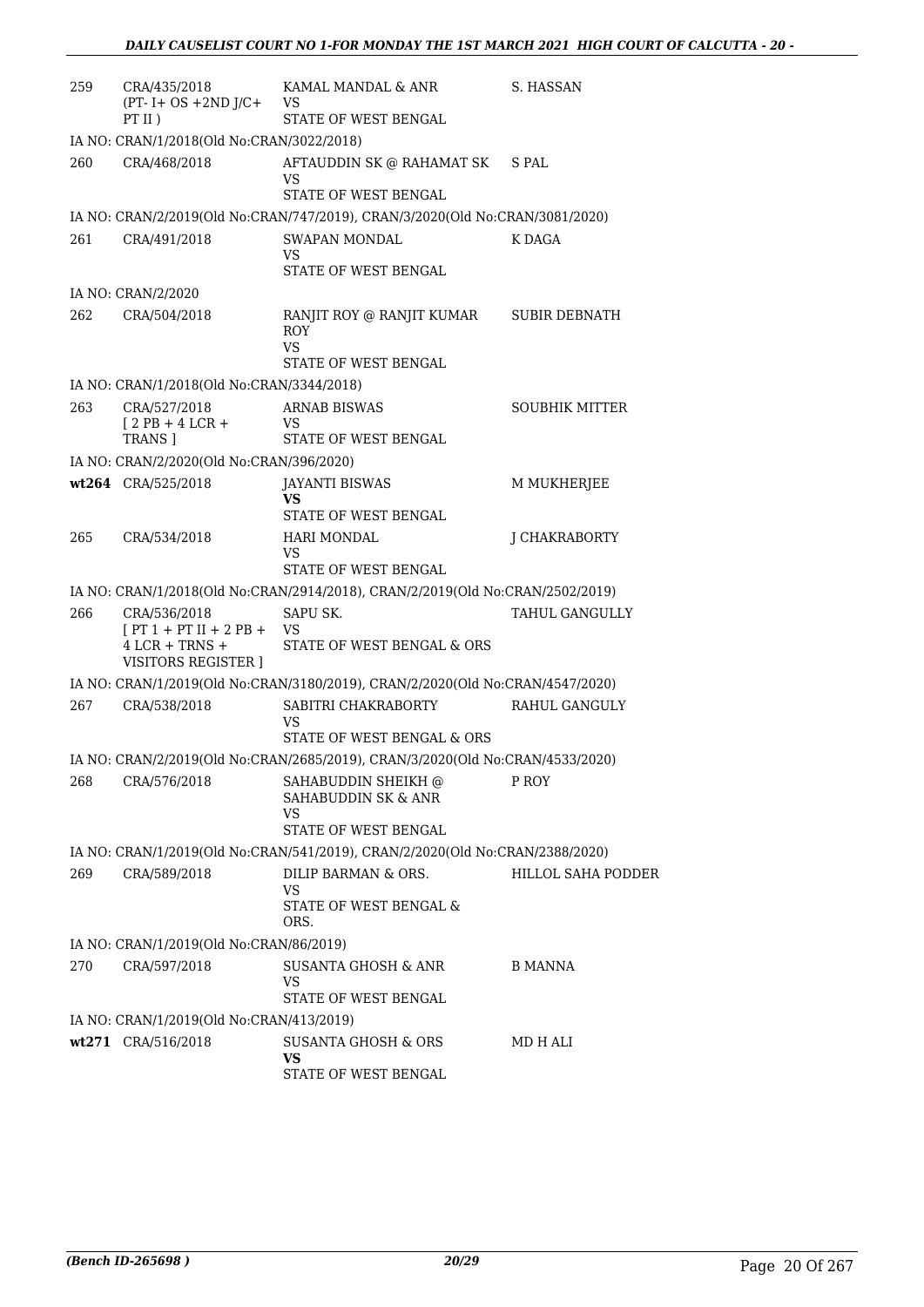| | | | |
|---|---|---|---|
| 259 | CRA/435/2018 (PT- I+ OS +2ND J/C+ PT II ) | KAMAL MANDAL & ANR VS STATE OF WEST BENGAL | S. HASSAN |
| | IA NO: CRAN/1/2018(Old No:CRAN/3022/2018) | | |
| 260 | CRA/468/2018 | AFTAUDDIN SK @ RAHAMAT SK VS STATE OF WEST BENGAL | S PAL |
| | IA NO: CRAN/2/2019(Old No:CRAN/747/2019), CRAN/3/2020(Old No:CRAN/3081/2020) | | |
| 261 | CRA/491/2018 | SWAPAN MONDAL VS STATE OF WEST BENGAL | K DAGA |
| | IA NO: CRAN/2/2020 | | |
| 262 | CRA/504/2018 | RANJIT ROY @ RANJIT KUMAR ROY VS STATE OF WEST BENGAL | SUBIR DEBNATH |
| | IA NO: CRAN/1/2018(Old No:CRAN/3344/2018) | | |
| 263 | CRA/527/2018 [ 2 PB + 4 LCR + TRANS ] | ARNAB BISWAS VS STATE OF WEST BENGAL | SOUBHIK MITTER |
| | IA NO: CRAN/2/2020(Old No:CRAN/396/2020) | | |
| **wt264** | CRA/525/2018 | JAYANTI BISWAS **VS** STATE OF WEST BENGAL | M MUKHERJEE |
| 265 | CRA/534/2018 | HARI MONDAL VS STATE OF WEST BENGAL | J CHAKRABORTY |
| | IA NO: CRAN/1/2018(Old No:CRAN/2914/2018), CRAN/2/2019(Old No:CRAN/2502/2019) | | |
| 266 | CRA/536/2018 [ PT 1 + PT II + 2 PB + 4 LCR + TRNS + VISITORS REGISTER ] | SAPU SK. VS STATE OF WEST BENGAL & ORS | TAHUL GANGULLY |
| | IA NO: CRAN/1/2019(Old No:CRAN/3180/2019), CRAN/2/2020(Old No:CRAN/4547/2020) | | |
| 267 | CRA/538/2018 | SABITRI CHAKRABORTY VS STATE OF WEST BENGAL & ORS | RAHUL GANGULY |
| | IA NO: CRAN/2/2019(Old No:CRAN/2685/2019), CRAN/3/2020(Old No:CRAN/4533/2020) | | |
| 268 | CRA/576/2018 | SAHABUDDIN SHEIKH @ SAHABUDDIN SK & ANR VS STATE OF WEST BENGAL | P ROY |
| | IA NO: CRAN/1/2019(Old No:CRAN/541/2019), CRAN/2/2020(Old No:CRAN/2388/2020) | | |
| 269 | CRA/589/2018 | DILIP BARMAN & ORS. VS STATE OF WEST BENGAL & ORS. | HILLOL SAHA PODDER |
| | IA NO: CRAN/1/2019(Old No:CRAN/86/2019) | | |
| 270 | CRA/597/2018 | SUSANTA GHOSH & ANR VS STATE OF WEST BENGAL | B MANNA |
| | IA NO: CRAN/1/2019(Old No:CRAN/413/2019) | | |
| **wt271** | CRA/516/2018 | SUSANTA GHOSH & ORS **VS** STATE OF WEST BENGAL | MD H ALI |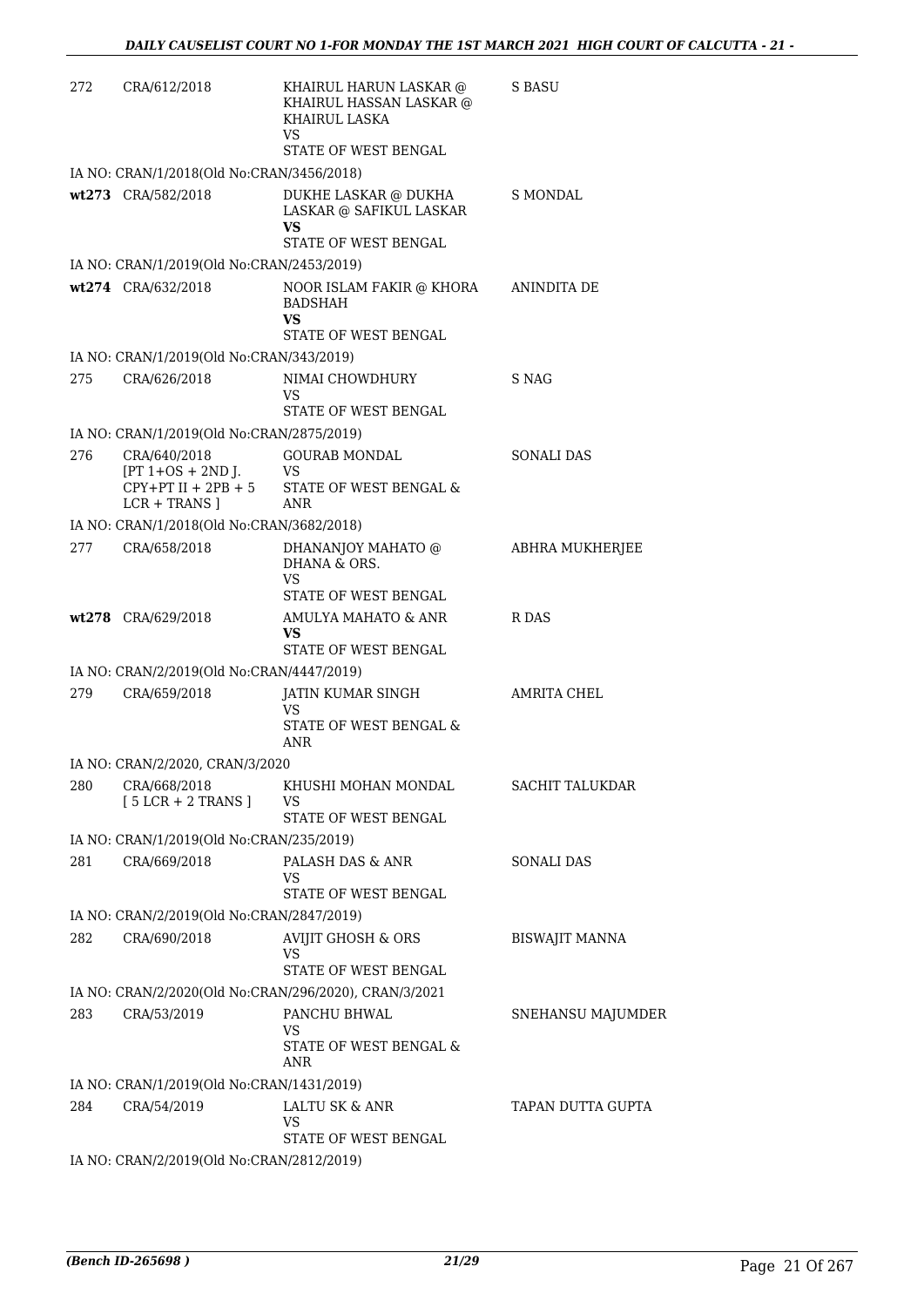| | | | |
|---|---|---|---|
| 272 | CRA/612/2018 | KHAIRUL HARUN LASKAR @ KHAIRUL HASSAN LASKAR @ KHAIRUL LASKA<br>VS<br>STATE OF WEST BENGAL | S BASU |
| IA NO: CRAN/1/2018(Old No:CRAN/3456/2018) | | | |
| wt273 | CRA/582/2018 | DUKHE LASKAR @ DUKHA LASKAR @ SAFIKUL LASKAR<br>**VS**<br>STATE OF WEST BENGAL | S MONDAL |
| IA NO: CRAN/1/2019(Old No:CRAN/2453/2019) | | | |
| wt274 | CRA/632/2018 | NOOR ISLAM FAKIR @ KHORA BADSHAH<br>**VS**<br>STATE OF WEST BENGAL | ANINDITA DE |
| IA NO: CRAN/1/2019(Old No:CRAN/343/2019) | | | |
| 275 | CRA/626/2018 | NIMAI CHOWDHURY<br>VS<br>STATE OF WEST BENGAL | S NAG |
| IA NO: CRAN/1/2019(Old No:CRAN/2875/2019) | | | |
| 276 | CRA/640/2018<br>[PT 1+OS + 2ND J. CPY+PT II + 2PB + 5 LCR + TRANS ] | GOURAB MONDAL<br>VS<br>STATE OF WEST BENGAL & ANR | SONALI DAS |
| IA NO: CRAN/1/2018(Old No:CRAN/3682/2018) | | | |
| 277 | CRA/658/2018 | DHANANJOY MAHATO @ DHANA & ORS.<br>VS<br>STATE OF WEST BENGAL | ABHRA MUKHERJEE |
| wt278 | CRA/629/2018 | AMULYA MAHATO & ANR<br>**VS**<br>STATE OF WEST BENGAL | R DAS |
| IA NO: CRAN/2/2019(Old No:CRAN/4447/2019) | | | |
| 279 | CRA/659/2018 | JATIN KUMAR SINGH<br>VS<br>STATE OF WEST BENGAL & ANR | AMRITA CHEL |
| IA NO: CRAN/2/2020, CRAN/3/2020 | | | |
| 280 | CRA/668/2018<br>[ 5 LCR + 2 TRANS ] | KHUSHI MOHAN MONDAL<br>VS<br>STATE OF WEST BENGAL | SACHIT TALUKDAR |
| IA NO: CRAN/1/2019(Old No:CRAN/235/2019) | | | |
| 281 | CRA/669/2018 | PALASH DAS & ANR<br>VS<br>STATE OF WEST BENGAL | SONALI DAS |
| IA NO: CRAN/2/2019(Old No:CRAN/2847/2019) | | | |
| 282 | CRA/690/2018 | AVIJIT GHOSH & ORS<br>VS<br>STATE OF WEST BENGAL | BISWAJIT MANNA |
| IA NO: CRAN/2/2020(Old No:CRAN/296/2020), CRAN/3/2021 | | | |
| 283 | CRA/53/2019 | PANCHU BHWAL<br>VS<br>STATE OF WEST BENGAL & ANR | SNEHANSU MAJUMDER |
| IA NO: CRAN/1/2019(Old No:CRAN/1431/2019) | | | |
| 284 | CRA/54/2019 | LALTU SK & ANR<br>VS<br>STATE OF WEST BENGAL | TAPAN DUTTA GUPTA |
| IA NO: CRAN/2/2019(Old No:CRAN/2812/2019) | | | |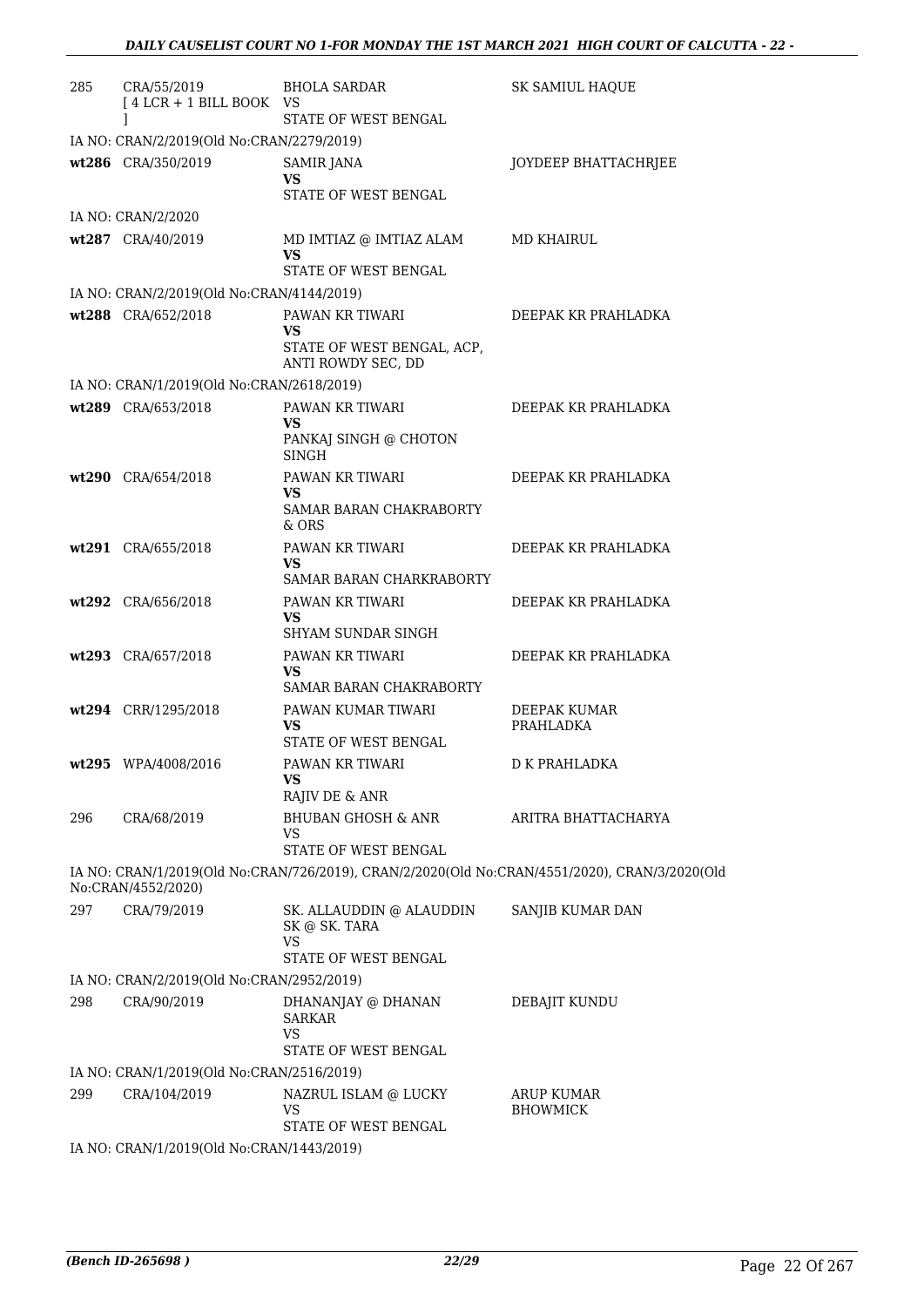| | | | |
|---|---|---|---|
| 285 | CRA/55/2019 [ 4 LCR + 1 BILL BOOK ] | BHOLA SARDAR VS STATE OF WEST BENGAL | SK SAMIUL HAQUE |
| IA NO: CRAN/2/2019(Old No:CRAN/2279/2019) | | | |
| wt286 | CRA/350/2019 | SAMIR JANA **VS** STATE OF WEST BENGAL | JOYDEEP BHATTACHRJEE |
| IA NO: CRAN/2/2020 | | | |
| wt287 | CRA/40/2019 | MD IMTIAZ @ IMTIAZ ALAM **VS** STATE OF WEST BENGAL | MD KHAIRUL |
| IA NO: CRAN/2/2019(Old No:CRAN/4144/2019) | | | |
| wt288 | CRA/652/2018 | PAWAN KR TIWARI **VS** STATE OF WEST BENGAL, ACP, ANTI ROWDY SEC, DD | DEEPAK KR PRAHLADKA |
| IA NO: CRAN/1/2019(Old No:CRAN/2618/2019) | | | |
| wt289 | CRA/653/2018 | PAWAN KR TIWARI **VS** PANKAJ SINGH @ CHOTON SINGH | DEEPAK KR PRAHLADKA |
| wt290 | CRA/654/2018 | PAWAN KR TIWARI **VS** SAMAR BARAN CHAKRABORTY & ORS | DEEPAK KR PRAHLADKA |
| wt291 | CRA/655/2018 | PAWAN KR TIWARI **VS** SAMAR BARAN CHARKRABORTY | DEEPAK KR PRAHLADKA |
| wt292 | CRA/656/2018 | PAWAN KR TIWARI **VS** SHYAM SUNDAR SINGH | DEEPAK KR PRAHLADKA |
| wt293 | CRA/657/2018 | PAWAN KR TIWARI **VS** SAMAR BARAN CHAKRABORTY | DEEPAK KR PRAHLADKA |
| wt294 | CRR/1295/2018 | PAWAN KUMAR TIWARI **VS** STATE OF WEST BENGAL | DEEPAK KUMAR PRAHLADKA |
| wt295 | WPA/4008/2016 | PAWAN KR TIWARI **VS** RAJIV DE & ANR | D K PRAHLADKA |
| 296 | CRA/68/2019 | BHUBAN GHOSH & ANR VS STATE OF WEST BENGAL | ARITRA BHATTACHARYA |
| IA NO: CRAN/1/2019(Old No:CRAN/726/2019), CRAN/2/2020(Old No:CRAN/4551/2020), CRAN/3/2020(Old No:CRAN/4552/2020) | | | |
| 297 | CRA/79/2019 | SK. ALLAUDDIN @ ALAUDDIN SK @ SK. TARA VS STATE OF WEST BENGAL | SANJIB KUMAR DAN |
| IA NO: CRAN/2/2019(Old No:CRAN/2952/2019) | | | |
| 298 | CRA/90/2019 | DHANANJAY @ DHANAN SARKAR VS STATE OF WEST BENGAL | DEBAJIT KUNDU |
| IA NO: CRAN/1/2019(Old No:CRAN/2516/2019) | | | |
| 299 | CRA/104/2019 | NAZRUL ISLAM @ LUCKY VS STATE OF WEST BENGAL | ARUP KUMAR BHOWMICK |
| IA NO: CRAN/1/2019(Old No:CRAN/1443/2019) | | | |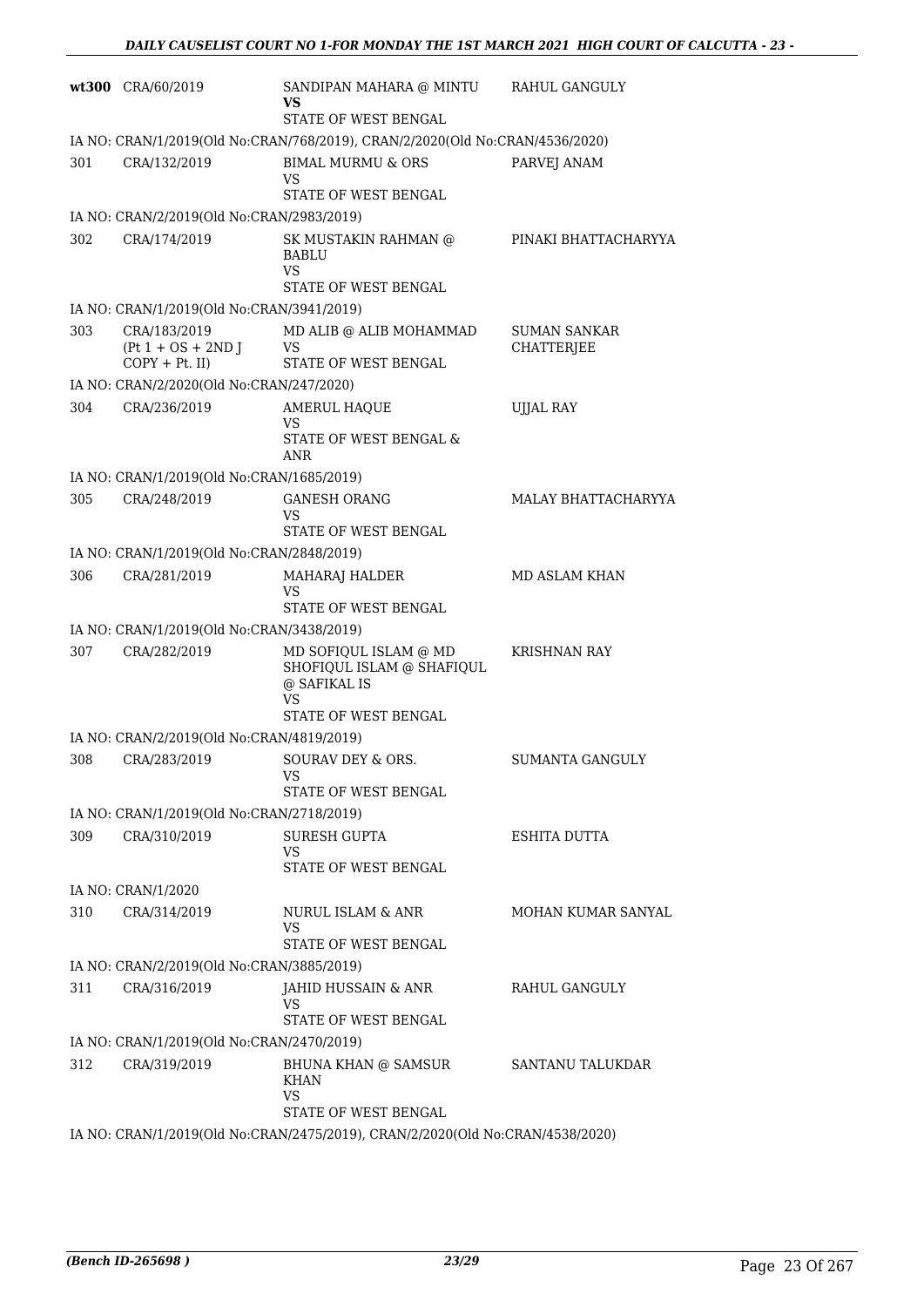| | | | |
|---|---|---|---|
| **wt300** | CRA/60/2019 | SANDIPAN MAHARA @ MINTU **VS** STATE OF WEST BENGAL | RAHUL GANGULY |
| IA NO: CRAN/1/2019(Old No:CRAN/768/2019), CRAN/2/2020(Old No:CRAN/4536/2020) | | | |
| 301 | CRA/132/2019 | BIMAL MURMU & ORS VS STATE OF WEST BENGAL | PARVEJ ANAM |
| IA NO: CRAN/2/2019(Old No:CRAN/2983/2019) | | | |
| 302 | CRA/174/2019 | SK MUSTAKIN RAHMAN @ BABLU VS STATE OF WEST BENGAL | PINAKI BHATTACHARYYA |
| IA NO: CRAN/1/2019(Old No:CRAN/3941/2019) | | | |
| 303 | CRA/183/2019 (Pt 1 + OS + 2ND J COPY + Pt. II) | MD ALIB @ ALIB MOHAMMAD VS STATE OF WEST BENGAL | SUMAN SANKAR CHATTERJEE |
| IA NO: CRAN/2/2020(Old No:CRAN/247/2020) | | | |
| 304 | CRA/236/2019 | AMERUL HAQUE VS STATE OF WEST BENGAL & ANR | UJJAL RAY |
| IA NO: CRAN/1/2019(Old No:CRAN/1685/2019) | | | |
| 305 | CRA/248/2019 | GANESH ORANG VS STATE OF WEST BENGAL | MALAY BHATTACHARYYA |
| IA NO: CRAN/1/2019(Old No:CRAN/2848/2019) | | | |
| 306 | CRA/281/2019 | MAHARAJ HALDER VS STATE OF WEST BENGAL | MD ASLAM KHAN |
| IA NO: CRAN/1/2019(Old No:CRAN/3438/2019) | | | |
| 307 | CRA/282/2019 | MD SOFIQUL ISLAM @ MD SHOFIQUL ISLAM @ SHAFIQUL @ SAFIKAL IS VS STATE OF WEST BENGAL | KRISHNAN RAY |
| IA NO: CRAN/2/2019(Old No:CRAN/4819/2019) | | | |
| 308 | CRA/283/2019 | SOURAV DEY & ORS. VS STATE OF WEST BENGAL | SUMANTA GANGULY |
| IA NO: CRAN/1/2019(Old No:CRAN/2718/2019) | | | |
| 309 | CRA/310/2019 | SURESH GUPTA VS STATE OF WEST BENGAL | ESHITA DUTTA |
| IA NO: CRAN/1/2020 | | | |
| 310 | CRA/314/2019 | NURUL ISLAM & ANR VS STATE OF WEST BENGAL | MOHAN KUMAR SANYAL |
| IA NO: CRAN/2/2019(Old No:CRAN/3885/2019) | | | |
| 311 | CRA/316/2019 | JAHID HUSSAIN & ANR VS STATE OF WEST BENGAL | RAHUL GANGULY |
| IA NO: CRAN/1/2019(Old No:CRAN/2470/2019) | | | |
| 312 | CRA/319/2019 | BHUNA KHAN @ SAMSUR KHAN VS STATE OF WEST BENGAL | SANTANU TALUKDAR |
| IA NO: CRAN/1/2019(Old No:CRAN/2475/2019), CRAN/2/2020(Old No:CRAN/4538/2020) | | | |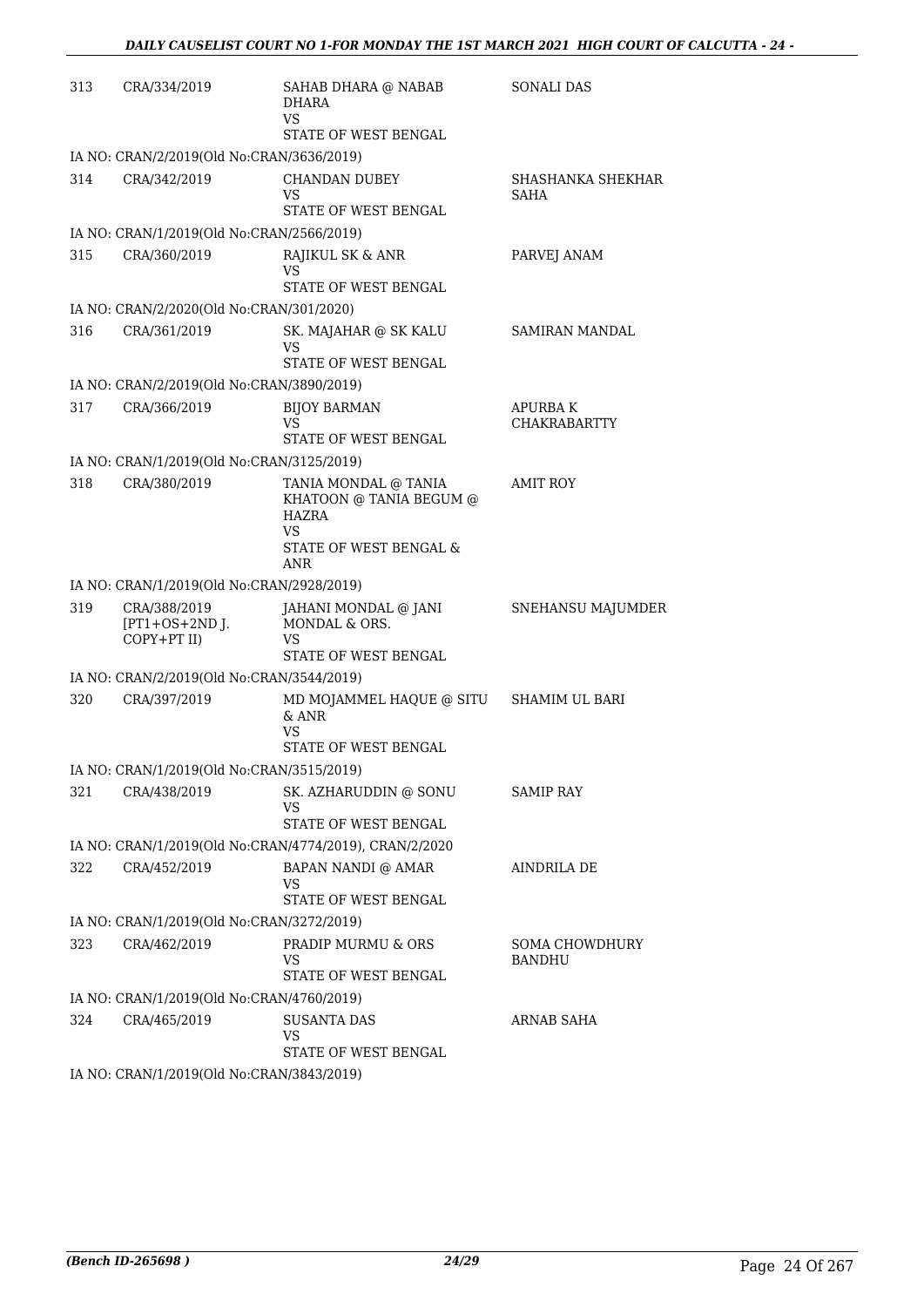| | | | |
|---|---|---|---|
| 313 | CRA/334/2019 | SAHAB DHARA @ NABAB DHARA<br>VS<br>STATE OF WEST BENGAL | SONALI DAS |
| IA NO: CRAN/2/2019(Old No:CRAN/3636/2019) | | | |
| 314 | CRA/342/2019 | CHANDAN DUBEY<br>VS<br>STATE OF WEST BENGAL | SHASHANKA SHEKHAR SAHA |
| IA NO: CRAN/1/2019(Old No:CRAN/2566/2019) | | | |
| 315 | CRA/360/2019 | RAJIKUL SK & ANR<br>VS<br>STATE OF WEST BENGAL | PARVEJ ANAM |
| IA NO: CRAN/2/2020(Old No:CRAN/301/2020) | | | |
| 316 | CRA/361/2019 | SK. MAJAHAR @ SK KALU<br>VS<br>STATE OF WEST BENGAL | SAMIRAN MANDAL |
| IA NO: CRAN/2/2019(Old No:CRAN/3890/2019) | | | |
| 317 | CRA/366/2019 | BIJOY BARMAN<br>VS<br>STATE OF WEST BENGAL | APURBA K CHAKRABARTTY |
| IA NO: CRAN/1/2019(Old No:CRAN/3125/2019) | | | |
| 318 | CRA/380/2019 | TANIA MONDAL @ TANIA KHATOON @ TANIA BEGUM @ HAZRA<br>VS<br>STATE OF WEST BENGAL & ANR | AMIT ROY |
| IA NO: CRAN/1/2019(Old No:CRAN/2928/2019) | | | |
| 319 | CRA/388/2019 [PT1+OS+2ND J. COPY+PT II) | JAHANI MONDAL @ JANI MONDAL & ORS.<br>VS<br>STATE OF WEST BENGAL | SNEHANSU MAJUMDER |
| IA NO: CRAN/2/2019(Old No:CRAN/3544/2019) | | | |
| 320 | CRA/397/2019 | MD MOJAMMEL HAQUE @ SITU & ANR<br>VS<br>STATE OF WEST BENGAL | SHAMIM UL BARI |
| IA NO: CRAN/1/2019(Old No:CRAN/3515/2019) | | | |
| 321 | CRA/438/2019 | SK. AZHARUDDIN @ SONU<br>VS<br>STATE OF WEST BENGAL | SAMIP RAY |
| IA NO: CRAN/1/2019(Old No:CRAN/4774/2019), CRAN/2/2020 | | | |
| 322 | CRA/452/2019 | BAPAN NANDI @ AMAR<br>VS<br>STATE OF WEST BENGAL | AINDRILA DE |
| IA NO: CRAN/1/2019(Old No:CRAN/3272/2019) | | | |
| 323 | CRA/462/2019 | PRADIP MURMU & ORS<br>VS<br>STATE OF WEST BENGAL | SOMA CHOWDHURY BANDHU |
| IA NO: CRAN/1/2019(Old No:CRAN/4760/2019) | | | |
| 324 | CRA/465/2019 | SUSANTA DAS<br>VS<br>STATE OF WEST BENGAL | ARNAB SAHA |
| IA NO: CRAN/1/2019(Old No:CRAN/3843/2019) | | | |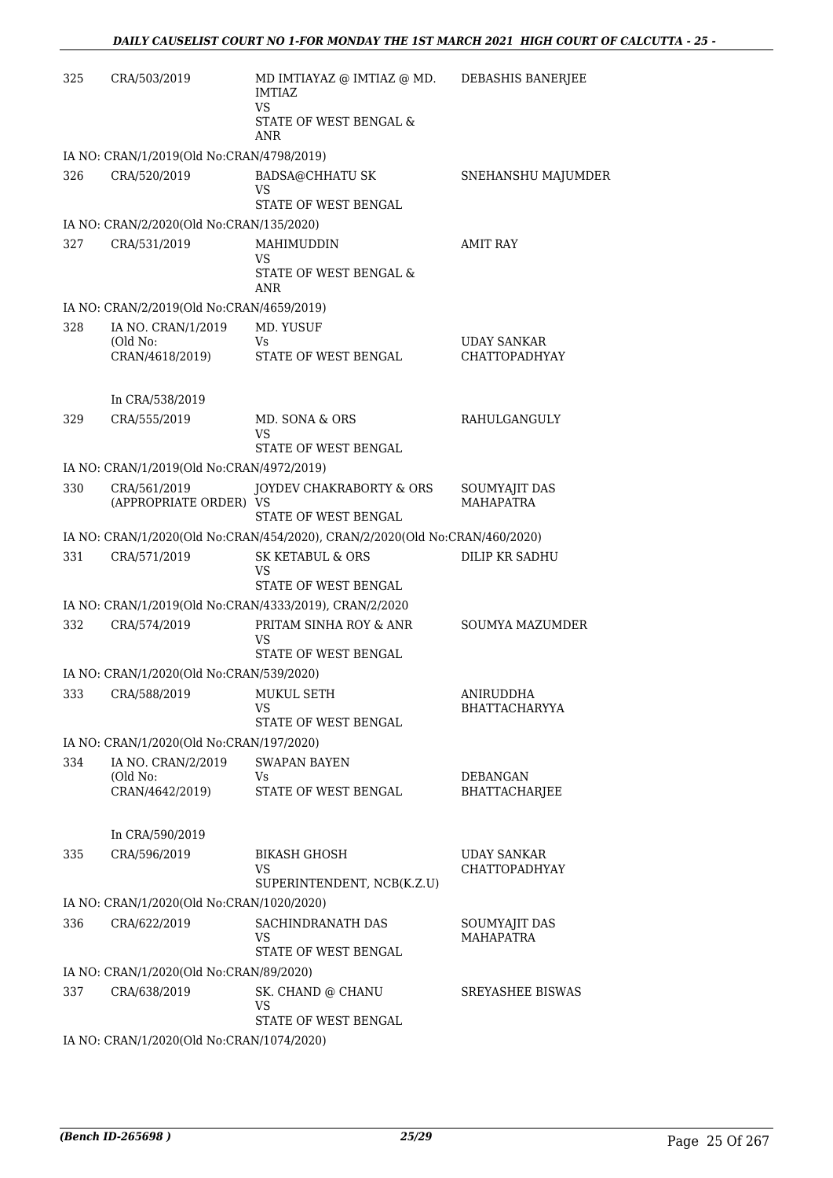| | | | |
|---|---|---|---|
| 325 | CRA/503/2019 | MD IMTIAYAZ @ IMTIAZ @ MD. IMTIAZ<br>VS<br>STATE OF WEST BENGAL & ANR | DEBASHIS BANERJEE |
| IA NO: CRAN/1/2019(Old No:CRAN/4798/2019) | | | |
| 326 | CRA/520/2019 | BADSA@CHHATU SK<br>VS<br>STATE OF WEST BENGAL | SNEHANSHU MAJUMDER |
| IA NO: CRAN/2/2020(Old No:CRAN/135/2020) | | | |
| 327 | CRA/531/2019 | MAHIMUDDIN<br>VS<br>STATE OF WEST BENGAL & ANR | AMIT RAY |
| IA NO: CRAN/2/2019(Old No:CRAN/4659/2019) | | | |
| 328 | IA NO. CRAN/1/2019 (Old No: CRAN/4618/2019)<br><br>In CRA/538/2019 | MD. YUSUF<br>Vs<br>STATE OF WEST BENGAL | UDAY SANKAR CHATTOPADHYAY |
| 329 | CRA/555/2019 | MD. SONA & ORS<br>VS<br>STATE OF WEST BENGAL | RAHULGANGULY |
| IA NO: CRAN/1/2019(Old No:CRAN/4972/2019) | | | |
| 330 | CRA/561/2019 (APPROPRIATE ORDER) | JOYDEV CHAKRABORTY & ORS<br>VS<br>STATE OF WEST BENGAL | SOUMYAJIT DAS MAHAPATRA |
| IA NO: CRAN/1/2020(Old No:CRAN/454/2020), CRAN/2/2020(Old No:CRAN/460/2020) | | | |
| 331 | CRA/571/2019 | SK KETABUL & ORS<br>VS<br>STATE OF WEST BENGAL | DILIP KR SADHU |
| IA NO: CRAN/1/2019(Old No:CRAN/4333/2019), CRAN/2/2020 | | | |
| 332 | CRA/574/2019 | PRITAM SINHA ROY & ANR<br>VS<br>STATE OF WEST BENGAL | SOUMYA MAZUMDER |
| IA NO: CRAN/1/2020(Old No:CRAN/539/2020) | | | |
| 333 | CRA/588/2019 | MUKUL SETH<br>VS<br>STATE OF WEST BENGAL | ANIRUDDHA BHATTACHARYYA |
| IA NO: CRAN/1/2020(Old No:CRAN/197/2020) | | | |
| 334 | IA NO. CRAN/2/2019 (Old No: CRAN/4642/2019)<br><br>In CRA/590/2019 | SWAPAN BAYEN<br>Vs<br>STATE OF WEST BENGAL | DEBANGAN BHATTACHARJEE |
| 335 | CRA/596/2019 | BIKASH GHOSH<br>VS<br>SUPERINTENDENT, NCB(K.Z.U) | UDAY SANKAR CHATTOPADHYAY |
| IA NO: CRAN/1/2020(Old No:CRAN/1020/2020) | | | |
| 336 | CRA/622/2019 | SACHINDRANATH DAS<br>VS<br>STATE OF WEST BENGAL | SOUMYAJIT DAS MAHAPATRA |
| IA NO: CRAN/1/2020(Old No:CRAN/89/2020) | | | |
| 337 | CRA/638/2019 | SK. CHAND @ CHANU<br>VS<br>STATE OF WEST BENGAL | SREYASHEE BISWAS |
| IA NO: CRAN/1/2020(Old No:CRAN/1074/2020) | | | |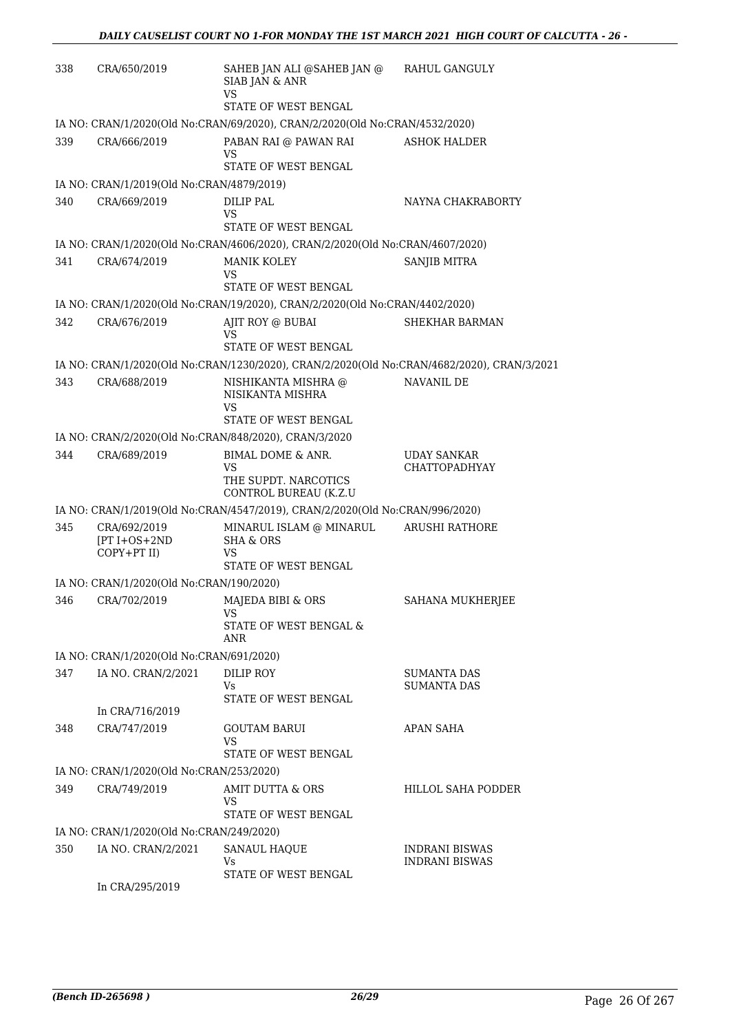| | | | |
|---|---|---|---|
| 338 | CRA/650/2019 | SAHEB JAN ALI @SAHEB JAN @ SIAB JAN & ANR<br>VS<br>STATE OF WEST BENGAL | RAHUL GANGULY |
| | IA NO: CRAN/1/2020(Old No:CRAN/69/2020), CRAN/2/2020(Old No:CRAN/4532/2020) | | |
| 339 | CRA/666/2019 | PABAN RAI @ PAWAN RAI<br>VS<br>STATE OF WEST BENGAL | ASHOK HALDER |
| | IA NO: CRAN/1/2019(Old No:CRAN/4879/2019) | | |
| 340 | CRA/669/2019 | DILIP PAL<br>VS<br>STATE OF WEST BENGAL | NAYNA CHAKRABORTY |
| | IA NO: CRAN/1/2020(Old No:CRAN/4606/2020), CRAN/2/2020(Old No:CRAN/4607/2020) | | |
| 341 | CRA/674/2019 | MANIK KOLEY<br>VS<br>STATE OF WEST BENGAL | SANJIB MITRA |
| | IA NO: CRAN/1/2020(Old No:CRAN/19/2020), CRAN/2/2020(Old No:CRAN/4402/2020) | | |
| 342 | CRA/676/2019 | AJIT ROY @ BUBAI<br>VS<br>STATE OF WEST BENGAL | SHEKHAR BARMAN |
| | IA NO: CRAN/1/2020(Old No:CRAN/1230/2020), CRAN/2/2020(Old No:CRAN/4682/2020), CRAN/3/2021 | | |
| 343 | CRA/688/2019 | NISHIKANTA MISHRA @ NISIKANTA MISHRA<br>VS<br>STATE OF WEST BENGAL | NAVANIL DE |
| | IA NO: CRAN/2/2020(Old No:CRAN/848/2020), CRAN/3/2020 | | |
| 344 | CRA/689/2019 | BIMAL DOME & ANR.<br>VS<br>THE SUPDT. NARCOTICS CONTROL BUREAU (K.Z.U | UDAY SANKAR CHATTOPADHYAY |
| | IA NO: CRAN/1/2019(Old No:CRAN/4547/2019), CRAN/2/2020(Old No:CRAN/996/2020) | | |
| 345 | CRA/692/2019 [PT I+OS+2ND COPY+PT II) | MINARUL ISLAM @ MINARUL SHA & ORS<br>VS<br>STATE OF WEST BENGAL | ARUSHI RATHORE |
| | IA NO: CRAN/1/2020(Old No:CRAN/190/2020) | | |
| 346 | CRA/702/2019 | MAJEDA BIBI & ORS<br>VS<br>STATE OF WEST BENGAL & ANR | SAHANA MUKHERJEE |
| | IA NO: CRAN/1/2020(Old No:CRAN/691/2020) | | |
| 347 | IA NO. CRAN/2/2021<br><br>In CRA/716/2019 | DILIP ROY<br>Vs<br>STATE OF WEST BENGAL | SUMANTA DAS<br>SUMANTA DAS |
| 348 | CRA/747/2019 | GOUTAM BARUI<br>VS<br>STATE OF WEST BENGAL | APAN SAHA |
| | IA NO: CRAN/1/2020(Old No:CRAN/253/2020) | | |
| 349 | CRA/749/2019 | AMIT DUTTA & ORS<br>VS<br>STATE OF WEST BENGAL | HILLOL SAHA PODDER |
| | IA NO: CRAN/1/2020(Old No:CRAN/249/2020) | | |
| 350 | IA NO. CRAN/2/2021<br><br>In CRA/295/2019 | SANAUL HAQUE<br>Vs<br>STATE OF WEST BENGAL | INDRANI BISWAS<br>INDRANI BISWAS |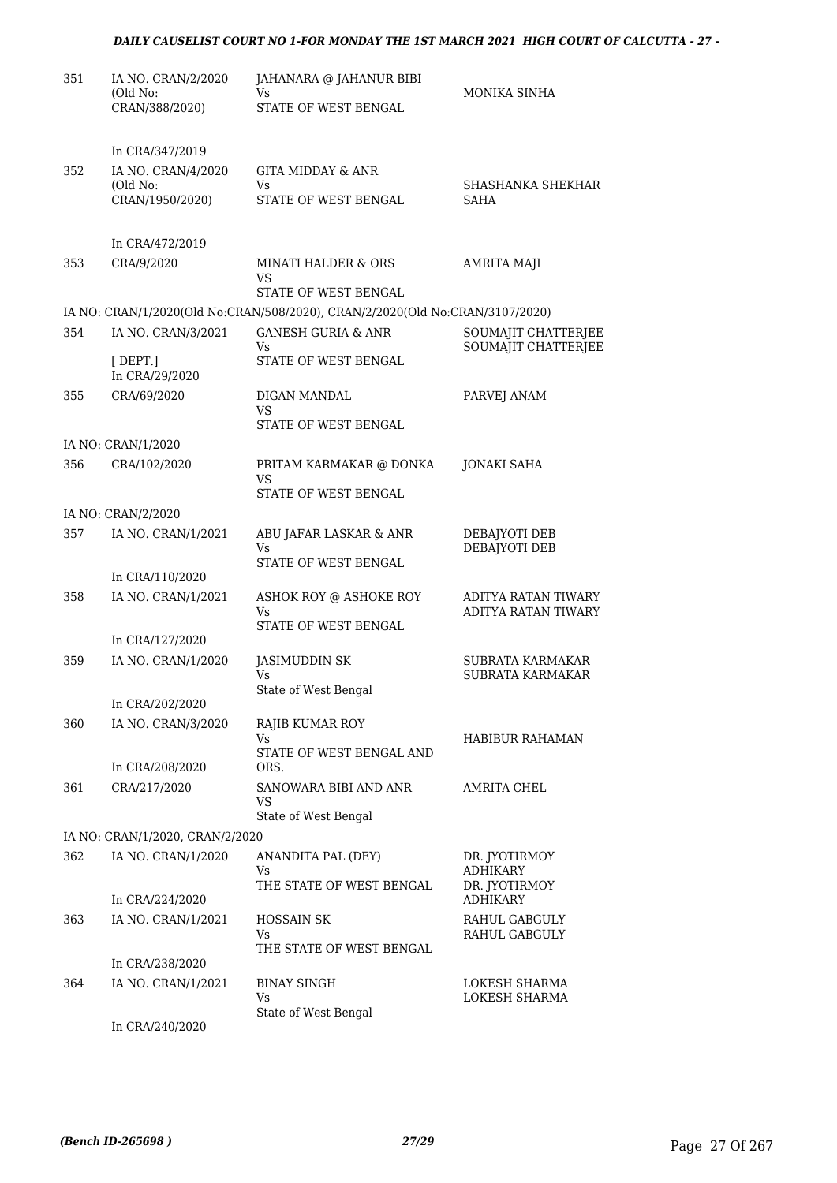| | | | |
|---|---|---|---|
| 351 | IA NO. CRAN/2/2020 (Old No: CRAN/388/2020) | JAHANARA @ JAHANUR BIBI Vs STATE OF WEST BENGAL | MONIKA SINHA |
| | In CRA/347/2019 | | |
| 352 | IA NO. CRAN/4/2020 (Old No: CRAN/1950/2020) | GITA MIDDAY & ANR Vs STATE OF WEST BENGAL | SHASHANKA SHEKHAR SAHA |
| | In CRA/472/2019 | | |
| 353 | CRA/9/2020 | MINATI HALDER & ORS VS STATE OF WEST BENGAL | AMRITA MAJI |
| | IA NO: CRAN/1/2020(Old No:CRAN/508/2020), CRAN/2/2020(Old No:CRAN/3107/2020) | | |
| 354 | IA NO. CRAN/3/2021 [ DEPT.] In CRA/29/2020 | GANESH GURIA & ANR Vs STATE OF WEST BENGAL | SOUMAJIT CHATTERJEE SOUMAJIT CHATTERJEE |
| 355 | CRA/69/2020 | DIGAN MANDAL VS STATE OF WEST BENGAL | PARVEJ ANAM |
| | IA NO: CRAN/1/2020 | | |
| 356 | CRA/102/2020 | PRITAM KARMAKAR @ DONKA VS STATE OF WEST BENGAL | JONAKI SAHA |
| | IA NO: CRAN/2/2020 | | |
| 357 | IA NO. CRAN/1/2021 | ABU JAFAR LASKAR & ANR Vs STATE OF WEST BENGAL | DEBAJYOTI DEB DEBAJYOTI DEB |
| | In CRA/110/2020 | | |
| 358 | IA NO. CRAN/1/2021 | ASHOK ROY @ ASHOKE ROY Vs STATE OF WEST BENGAL | ADITYA RATAN TIWARY ADITYA RATAN TIWARY |
| | In CRA/127/2020 | | |
| 359 | IA NO. CRAN/1/2020 | JASIMUDDIN SK Vs State of West Bengal | SUBRATA KARMAKAR SUBRATA KARMAKAR |
| | In CRA/202/2020 | | |
| 360 | IA NO. CRAN/3/2020 In CRA/208/2020 | RAJIB KUMAR ROY Vs STATE OF WEST BENGAL AND ORS. | HABIBUR RAHAMAN |
| 361 | CRA/217/2020 | SANOWARA BIBI AND ANR VS State of West Bengal | AMRITA CHEL |
| | IA NO: CRAN/1/2020, CRAN/2/2020 | | |
| 362 | IA NO. CRAN/1/2020 In CRA/224/2020 | ANANDITA PAL (DEY) Vs THE STATE OF WEST BENGAL | DR. JYOTIRMOY ADHIKARY DR. JYOTIRMOY ADHIKARY |
| 363 | IA NO. CRAN/1/2021 | HOSSAIN SK Vs THE STATE OF WEST BENGAL | RAHUL GABGULY RAHUL GABGULY |
| | In CRA/238/2020 | | |
| 364 | IA NO. CRAN/1/2021 | BINAY SINGH Vs State of West Bengal | LOKESH SHARMA LOKESH SHARMA |
| | In CRA/240/2020 | | |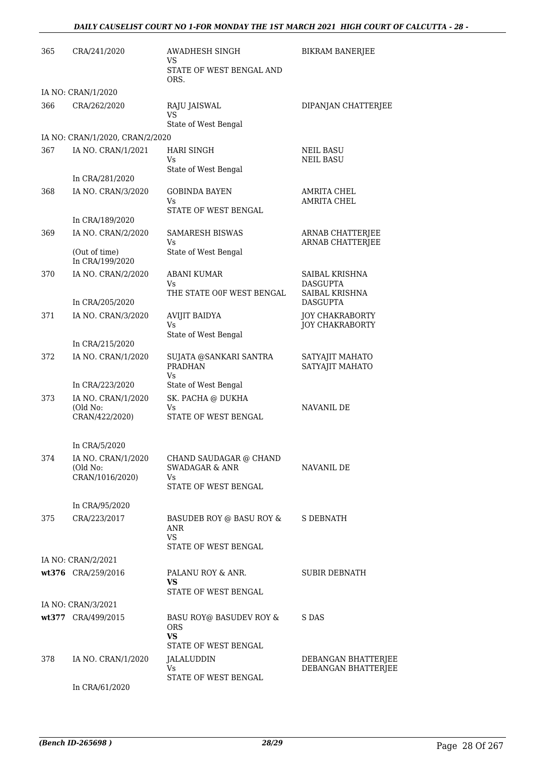| | | | |
|---|---|---|---|
| 365 | CRA/241/2020 | AWADHESH SINGH<br>VS<br>STATE OF WEST BENGAL AND ORS. | BIKRAM BANERJEE |
| | IA NO: CRAN/1/2020 | | |
| 366 | CRA/262/2020 | RAJU JAISWAL<br>VS<br>State of West Bengal | DIPANJAN CHATTERJEE |
| | IA NO: CRAN/1/2020, CRAN/2/2020 | | |
| 367 | IA NO. CRAN/1/2021<br><br>In CRA/281/2020 | HARI SINGH<br>Vs<br>State of West Bengal | NEIL BASU<br>NEIL BASU |
| 368 | IA NO. CRAN/3/2020<br><br>In CRA/189/2020 | GOBINDA BAYEN<br>Vs<br>STATE OF WEST BENGAL | AMRITA CHEL<br>AMRITA CHEL |
| 369 | IA NO. CRAN/2/2020<br><br>(Out of time)<br>In CRA/199/2020 | SAMARESH BISWAS<br>Vs<br>State of West Bengal | ARNAB CHATTERJEE<br>ARNAB CHATTERJEE |
| 370 | IA NO. CRAN/2/2020<br><br>In CRA/205/2020 | ABANI KUMAR<br>Vs<br>THE STATE O0F WEST BENGAL | SAIBAL KRISHNA DASGUPTA<br>SAIBAL KRISHNA DASGUPTA |
| 371 | IA NO. CRAN/3/2020<br><br>In CRA/215/2020 | AVIJIT BAIDYA<br>Vs<br>State of West Bengal | JOY CHAKRABORTY<br>JOY CHAKRABORTY |
| 372 | IA NO. CRAN/1/2020<br><br>In CRA/223/2020 | SUJATA @SANKARI SANTRA PRADHAN<br>Vs<br>State of West Bengal | SATYAJIT MAHATO<br>SATYAJIT MAHATO |
| 373 | IA NO. CRAN/1/2020<br>(Old No:<br>CRAN/422/2020)<br><br>In CRA/5/2020 | SK. PACHA @ DUKHA<br>Vs<br>STATE OF WEST BENGAL | NAVANIL DE |
| 374 | IA NO. CRAN/1/2020<br>(Old No:<br>CRAN/1016/2020)<br><br>In CRA/95/2020 | CHAND SAUDAGAR @ CHAND SWADAGAR & ANR<br>Vs<br>STATE OF WEST BENGAL | NAVANIL DE |
| 375 | CRA/223/2017 | BASUDEB ROY @ BASU ROY & ANR<br>VS<br>STATE OF WEST BENGAL | S DEBNATH |
| | IA NO: CRAN/2/2021 | | |
| wt376 | CRA/259/2016 | PALANU ROY & ANR.<br>**VS**<br>STATE OF WEST BENGAL | SUBIR DEBNATH |
| | IA NO: CRAN/3/2021 | | |
| wt377 | CRA/499/2015 | BASU ROY@ BASUDEV ROY & ORS<br>**VS**<br>STATE OF WEST BENGAL | S DAS |
| 378 | IA NO. CRAN/1/2020<br><br>In CRA/61/2020 | JALALUDDIN<br>Vs<br>STATE OF WEST BENGAL | DEBANGAN BHATTERJEE<br>DEBANGAN BHATTERJEE |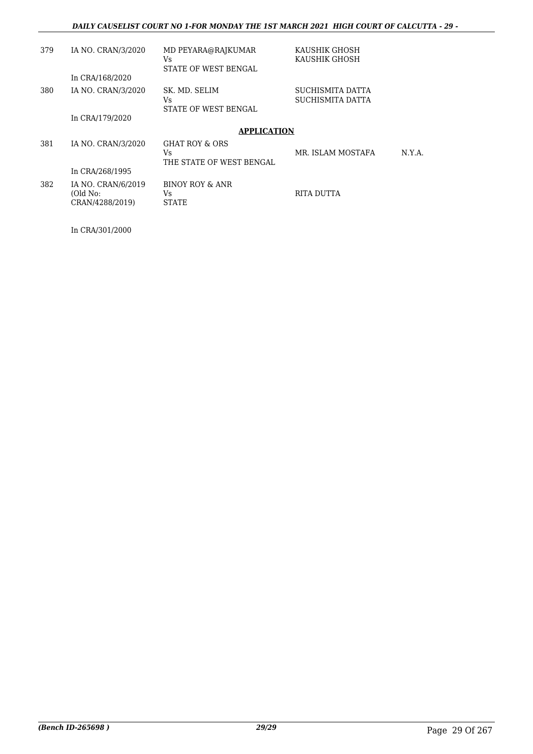| | | | | |
|---|---|---|---|---|
| 379 | IA NO. CRAN/3/2020 | MD PEYARA@RAJKUMAR<br>Vs<br>STATE OF WEST BENGAL | KAUSHIK GHOSH<br>KAUSHIK GHOSH | |
| | In CRA/168/2020 | | | |
| 380 | IA NO. CRAN/3/2020 | SK. MD. SELIM<br>Vs<br>STATE OF WEST BENGAL | SUCHISMITA DATTA<br>SUCHISMITA DATTA | |
| | In CRA/179/2020 | | | |

## APPLICATION

| | | | | |
|---|---|---|---|---|
| 381 | IA NO. CRAN/3/2020 | GHAT ROY & ORS<br>Vs<br>THE STATE OF WEST BENGAL | MR. ISLAM MOSTAFA | N.Y.A. |
| | In CRA/268/1995 | | | |
| 382 | IA NO. CRAN/6/2019<br>(Old No:<br>CRAN/4288/2019) | BINOY ROY & ANR<br>Vs<br>STATE | RITA DUTTA | |
| | In CRA/301/2000 | | | |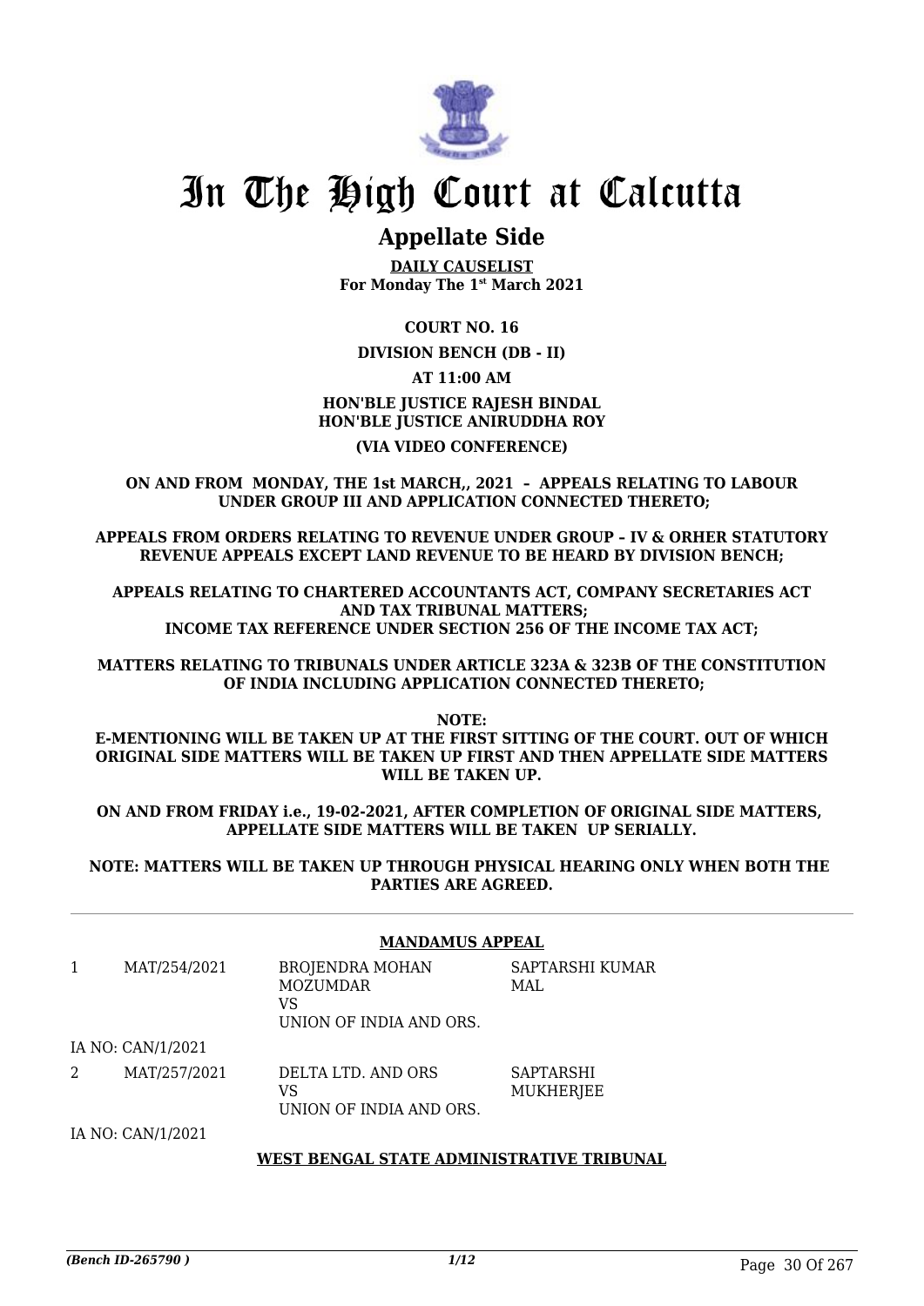# In The High Court at Calcutta

## Appellate Side

**DAILY CAUSELIST**
**For Monday The 1st March 2021**

**COURT NO. 16**

**DIVISION BENCH (DB - II)**

**AT 11:00 AM**

**HON'BLE JUSTICE RAJESH BINDAL**
**HON'BLE JUSTICE ANIRUDDHA ROY**

**(VIA VIDEO CONFERENCE)**

**ON AND FROM MONDAY, THE 1st MARCH,, 2021 – APPEALS RELATING TO LABOUR UNDER GROUP III AND APPLICATION CONNECTED THERETO;**

**APPEALS FROM ORDERS RELATING TO REVENUE UNDER GROUP – IV & ORHER STATUTORY REVENUE APPEALS EXCEPT LAND REVENUE TO BE HEARD BY DIVISION BENCH;**

**APPEALS RELATING TO CHARTERED ACCOUNTANTS ACT, COMPANY SECRETARIES ACT AND TAX TRIBUNAL MATTERS;**
**INCOME TAX REFERENCE UNDER SECTION 256 OF THE INCOME TAX ACT;**

**MATTERS RELATING TO TRIBUNALS UNDER ARTICLE 323A & 323B OF THE CONSTITUTION OF INDIA INCLUDING APPLICATION CONNECTED THERETO;**

**NOTE:**
**E-MENTIONING WILL BE TAKEN UP AT THE FIRST SITTING OF THE COURT. OUT OF WHICH ORIGINAL SIDE MATTERS WILL BE TAKEN UP FIRST AND THEN APPELLATE SIDE MATTERS WILL BE TAKEN UP.**

**ON AND FROM FRIDAY i.e., 19-02-2021, AFTER COMPLETION OF ORIGINAL SIDE MATTERS, APPELLATE SIDE MATTERS WILL BE TAKEN UP SERIALLY.**

**NOTE: MATTERS WILL BE TAKEN UP THROUGH PHYSICAL HEARING ONLY WHEN BOTH THE PARTIES ARE AGREED.**

### MANDAMUS APPEAL

| | | | |
|---|---|---|---|
| 1 | MAT/254/2021 | BROJENDRA MOHAN MOZUMDAR<br>VS<br>UNION OF INDIA AND ORS. | SAPTARSHI KUMAR MAL |
| | IA NO: CAN/1/2021 | | |
| 2 | MAT/257/2021 | DELTA LTD. AND ORS<br>VS<br>UNION OF INDIA AND ORS. | SAPTARSHI MUKHERJEE |
| | IA NO: CAN/1/2021 | | |

### WEST BENGAL STATE ADMINISTRATIVE TRIBUNAL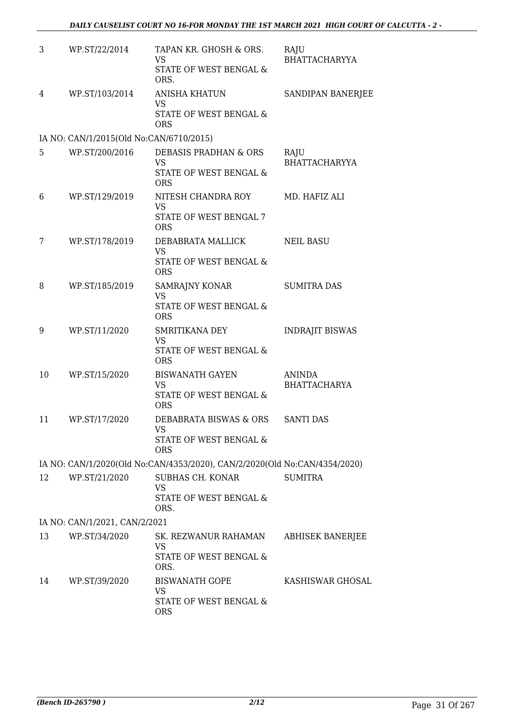| | | | |
|---|---|---|---|
| 3 | WP.ST/22/2014 | TAPAN KR. GHOSH & ORS.<br>VS<br>STATE OF WEST BENGAL & ORS. | RAJU BHATTACHARYYA |
| 4 | WP.ST/103/2014 | ANISHA KHATUN<br>VS<br>STATE OF WEST BENGAL & ORS | SANDIPAN BANERJEE |
| IA NO: CAN/1/2015(Old No:CAN/6710/2015) | | | |
| 5 | WP.ST/200/2016 | DEBASIS PRADHAN & ORS<br>VS<br>STATE OF WEST BENGAL & ORS | RAJU BHATTACHARYYA |
| 6 | WP.ST/129/2019 | NITESH CHANDRA ROY<br>VS<br>STATE OF WEST BENGAL 7 ORS | MD. HAFIZ ALI |
| 7 | WP.ST/178/2019 | DEBABRATA MALLICK<br>VS<br>STATE OF WEST BENGAL & ORS | NEIL BASU |
| 8 | WP.ST/185/2019 | SAMRAJNY KONAR<br>VS<br>STATE OF WEST BENGAL & ORS | SUMITRA DAS |
| 9 | WP.ST/11/2020 | SMRITIKANA DEY<br>VS<br>STATE OF WEST BENGAL & ORS | INDRAJIT BISWAS |
| 10 | WP.ST/15/2020 | BISWANATH GAYEN<br>VS<br>STATE OF WEST BENGAL & ORS | ANINDA BHATTACHARYA |
| 11 | WP.ST/17/2020 | DEBABRATA BISWAS & ORS<br>VS<br>STATE OF WEST BENGAL & ORS | SANTI DAS |
| IA NO: CAN/1/2020(Old No:CAN/4353/2020), CAN/2/2020(Old No:CAN/4354/2020) | | | |
| 12 | WP.ST/21/2020 | SUBHAS CH. KONAR<br>VS<br>STATE OF WEST BENGAL & ORS. | SUMITRA |
| IA NO: CAN/1/2021, CAN/2/2021 | | | |
| 13 | WP.ST/34/2020 | SK. REZWANUR RAHAMAN<br>VS<br>STATE OF WEST BENGAL & ORS. | ABHISEK BANERJEE |
| 14 | WP.ST/39/2020 | BISWANATH GOPE<br>VS<br>STATE OF WEST BENGAL & ORS | KASHISWAR GHOSAL |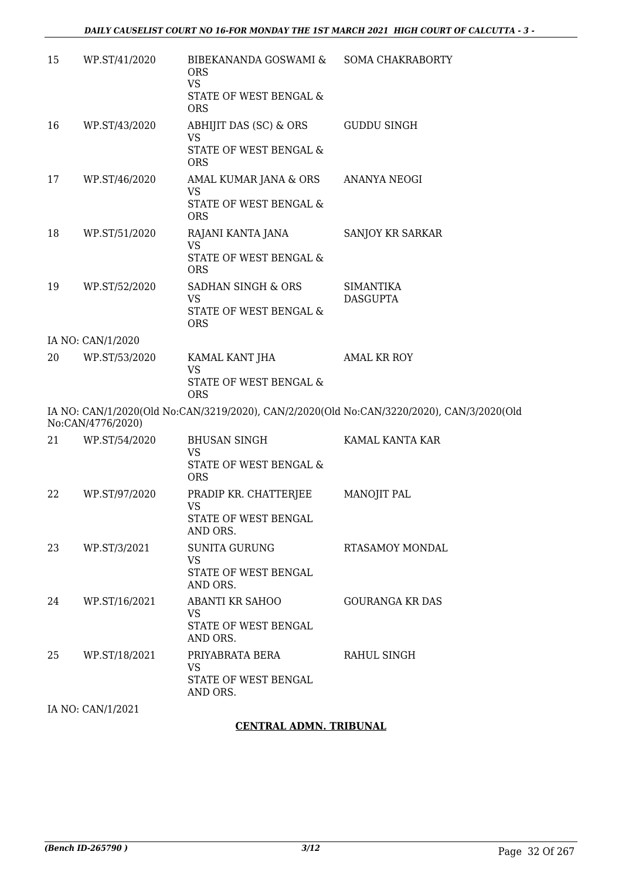| | | | |
|---|---|---|---|
| 15 | WP.ST/41/2020 | BIBEKANANDA GOSWAMI & ORS<br>VS<br>STATE OF WEST BENGAL & ORS | SOMA CHAKRABORTY |
| 16 | WP.ST/43/2020 | ABHIJIT DAS (SC) & ORS<br>VS<br>STATE OF WEST BENGAL & ORS | GUDDU SINGH |
| 17 | WP.ST/46/2020 | AMAL KUMAR JANA & ORS<br>VS<br>STATE OF WEST BENGAL & ORS | ANANYA NEOGI |
| 18 | WP.ST/51/2020 | RAJANI KANTA JANA<br>VS<br>STATE OF WEST BENGAL & ORS | SANJOY KR SARKAR |
| 19 | WP.ST/52/2020 | SADHAN SINGH & ORS<br>VS<br>STATE OF WEST BENGAL & ORS | SIMANTIKA DASGUPTA |

IA NO: CAN/1/2020

| | | | |
|---|---|---|---|
| 20 | WP.ST/53/2020 | KAMAL KANT JHA<br>VS<br>STATE OF WEST BENGAL & ORS | AMAL KR ROY |

IA NO: CAN/1/2020(Old No:CAN/3219/2020), CAN/2/2020(Old No:CAN/3220/2020), CAN/3/2020(Old No:CAN/4776/2020)

| | | | |
|---|---|---|---|
| 21 | WP.ST/54/2020 | BHUSAN SINGH<br>VS<br>STATE OF WEST BENGAL & ORS | KAMAL KANTA KAR |
| 22 | WP.ST/97/2020 | PRADIP KR. CHATTERJEE<br>VS<br>STATE OF WEST BENGAL AND ORS. | MANOJIT PAL |
| 23 | WP.ST/3/2021 | SUNITA GURUNG<br>VS<br>STATE OF WEST BENGAL AND ORS. | RTASAMOY MONDAL |
| 24 | WP.ST/16/2021 | ABANTI KR SAHOO<br>VS<br>STATE OF WEST BENGAL AND ORS. | GOURANGA KR DAS |
| 25 | WP.ST/18/2021 | PRIYABRATA BERA<br>VS<br>STATE OF WEST BENGAL AND ORS. | RAHUL SINGH |

IA NO: CAN/1/2021

**CENTRAL ADMN. TRIBUNAL**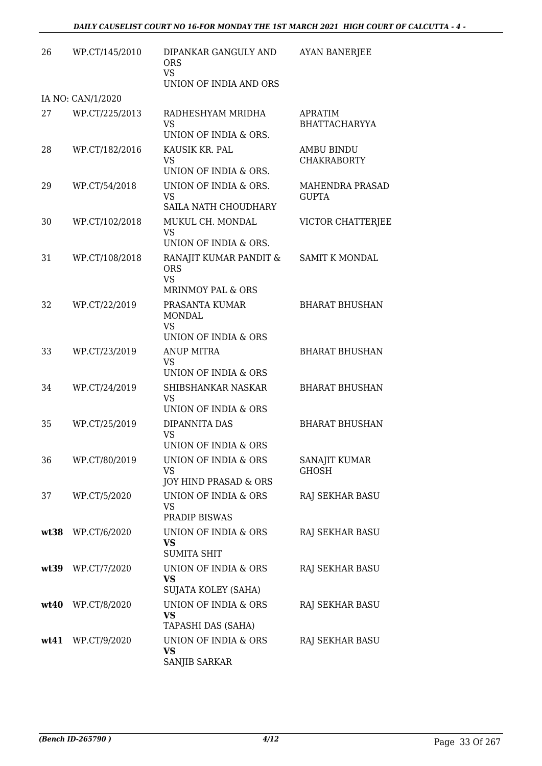| | | | |
|---|---|---|---|
| 26 | WP.CT/145/2010 | DIPANKAR GANGULY AND ORS<br>VS<br>UNION OF INDIA AND ORS | AYAN BANERJEE |
| | IA NO: CAN/1/2020 | | |
| 27 | WP.CT/225/2013 | RADHESHYAM MRIDHA<br>VS<br>UNION OF INDIA & ORS. | APRATIM BHATTACHARYYA |
| 28 | WP.CT/182/2016 | KAUSIK KR. PAL<br>VS<br>UNION OF INDIA & ORS. | AMBU BINDU CHAKRABORTY |
| 29 | WP.CT/54/2018 | UNION OF INDIA & ORS.<br>VS<br>SAILA NATH CHOUDHARY | MAHENDRA PRASAD GUPTA |
| 30 | WP.CT/102/2018 | MUKUL CH. MONDAL<br>VS<br>UNION OF INDIA & ORS. | VICTOR CHATTERJEE |
| 31 | WP.CT/108/2018 | RANAJIT KUMAR PANDIT & ORS<br>VS<br>MRINMOY PAL & ORS | SAMIT K MONDAL |
| 32 | WP.CT/22/2019 | PRASANTA KUMAR MONDAL<br>VS<br>UNION OF INDIA & ORS | BHARAT BHUSHAN |
| 33 | WP.CT/23/2019 | ANUP MITRA<br>VS<br>UNION OF INDIA & ORS | BHARAT BHUSHAN |
| 34 | WP.CT/24/2019 | SHIBSHANKAR NASKAR<br>VS<br>UNION OF INDIA & ORS | BHARAT BHUSHAN |
| 35 | WP.CT/25/2019 | DIPANNITA DAS<br>VS<br>UNION OF INDIA & ORS | BHARAT BHUSHAN |
| 36 | WP.CT/80/2019 | UNION OF INDIA & ORS<br>VS<br>JOY HIND PRASAD & ORS | SANAJIT KUMAR GHOSH |
| 37 | WP.CT/5/2020 | UNION OF INDIA & ORS<br>VS<br>PRADIP BISWAS | RAJ SEKHAR BASU |
| **wt38** | WP.CT/6/2020 | UNION OF INDIA & ORS<br>**VS**<br>SUMITA SHIT | RAJ SEKHAR BASU |
| **wt39** | WP.CT/7/2020 | UNION OF INDIA & ORS<br>**VS**<br>SUJATA KOLEY (SAHA) | RAJ SEKHAR BASU |
| **wt40** | WP.CT/8/2020 | UNION OF INDIA & ORS<br>**VS**<br>TAPASHI DAS (SAHA) | RAJ SEKHAR BASU |
| **wt41** | WP.CT/9/2020 | UNION OF INDIA & ORS<br>**VS**<br>SANJIB SARKAR | RAJ SEKHAR BASU |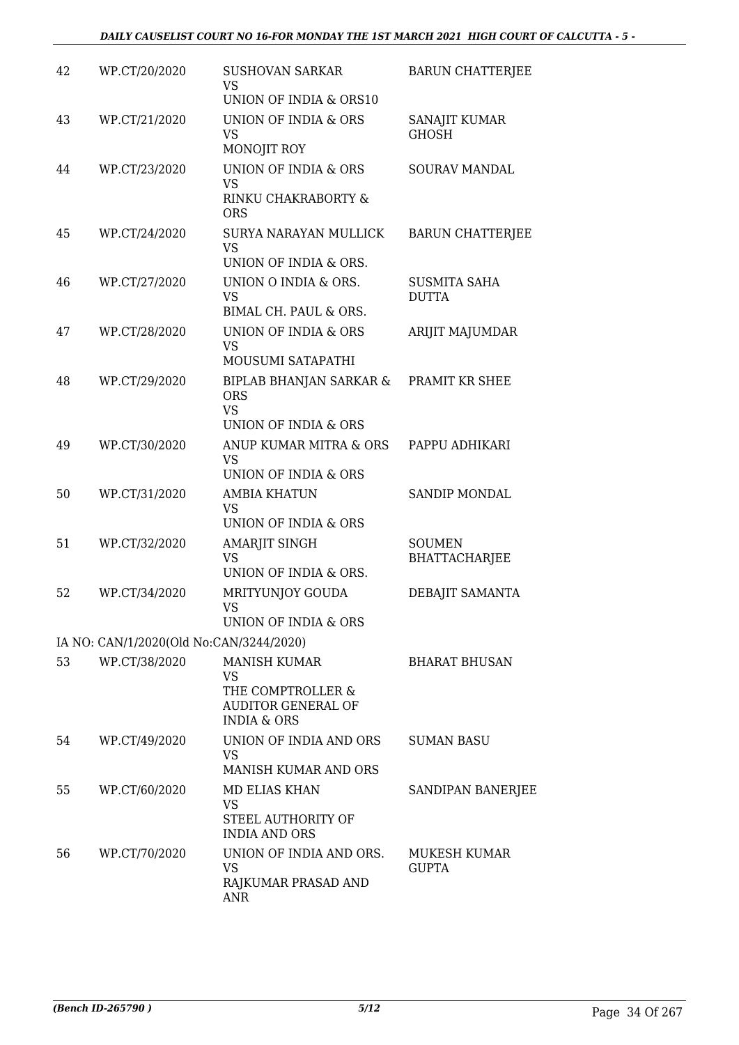| | | | |
|---|---|---|---|
| 42 | WP.CT/20/2020 | SUSHOVAN SARKAR<br>VS<br>UNION OF INDIA & ORS10 | BARUN CHATTERJEE |
| 43 | WP.CT/21/2020 | UNION OF INDIA & ORS<br>VS<br>MONOJIT ROY | SANAJIT KUMAR GHOSH |
| 44 | WP.CT/23/2020 | UNION OF INDIA & ORS<br>VS<br>RINKU CHAKRABORTY & ORS | SOURAV MANDAL |
| 45 | WP.CT/24/2020 | SURYA NARAYAN MULLICK<br>VS<br>UNION OF INDIA & ORS. | BARUN CHATTERJEE |
| 46 | WP.CT/27/2020 | UNION O INDIA & ORS.<br>VS<br>BIMAL CH. PAUL & ORS. | SUSMITA SAHA DUTTA |
| 47 | WP.CT/28/2020 | UNION OF INDIA & ORS<br>VS<br>MOUSUMI SATAPATHI | ARIJIT MAJUMDAR |
| 48 | WP.CT/29/2020 | BIPLAB BHANJAN SARKAR & ORS<br>VS<br>UNION OF INDIA & ORS | PRAMIT KR SHEE |
| 49 | WP.CT/30/2020 | ANUP KUMAR MITRA & ORS<br>VS<br>UNION OF INDIA & ORS | PAPPU ADHIKARI |
| 50 | WP.CT/31/2020 | AMBIA KHATUN<br>VS<br>UNION OF INDIA & ORS | SANDIP MONDAL |
| 51 | WP.CT/32/2020 | AMARJIT SINGH<br>VS<br>UNION OF INDIA & ORS. | SOUMEN BHATTACHARJEE |
| 52 | WP.CT/34/2020 | MRITYUNJOY GOUDA<br>VS<br>UNION OF INDIA & ORS | DEBAJIT SAMANTA |
| | IA NO: CAN/1/2020(Old No:CAN/3244/2020) | | |
| 53 | WP.CT/38/2020 | MANISH KUMAR<br>VS<br>THE COMPTROLLER & AUDITOR GENERAL OF INDIA & ORS | BHARAT BHUSAN |
| 54 | WP.CT/49/2020 | UNION OF INDIA AND ORS<br>VS<br>MANISH KUMAR AND ORS | SUMAN BASU |
| 55 | WP.CT/60/2020 | MD ELIAS KHAN<br>VS<br>STEEL AUTHORITY OF INDIA AND ORS | SANDIPAN BANERJEE |
| 56 | WP.CT/70/2020 | UNION OF INDIA AND ORS.<br>VS<br>RAJKUMAR PRASAD AND ANR | MUKESH KUMAR GUPTA |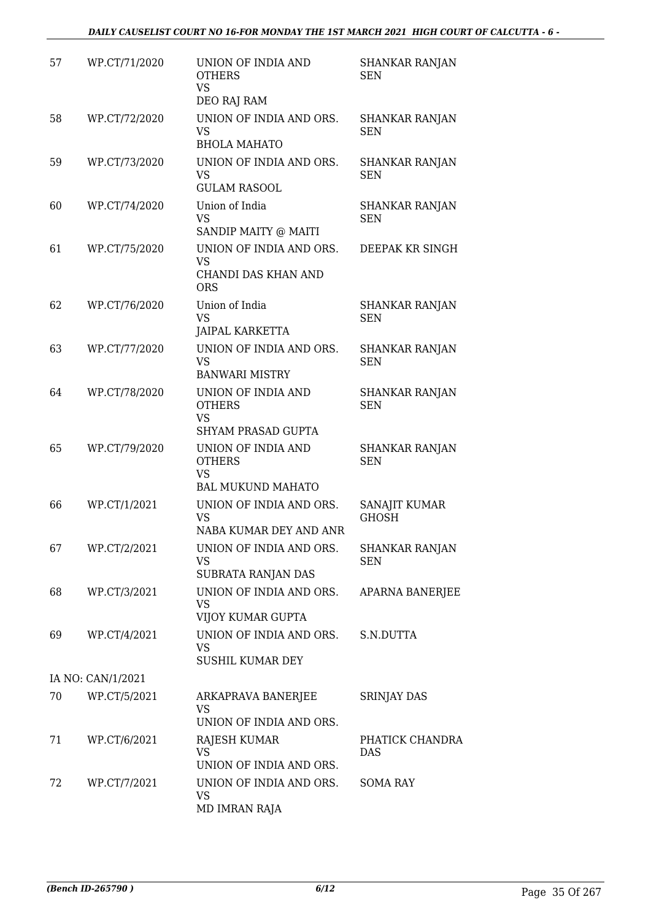| 57 | WP.CT/71/2020 | UNION OF INDIA AND OTHERS<br>VS<br>DEO RAJ RAM | SHANKAR RANJAN SEN |
|---|---|---|---|
| 58 | WP.CT/72/2020 | UNION OF INDIA AND ORS.<br>VS<br>BHOLA MAHATO | SHANKAR RANJAN SEN |
| 59 | WP.CT/73/2020 | UNION OF INDIA AND ORS.<br>VS<br>GULAM RASOOL | SHANKAR RANJAN SEN |
| 60 | WP.CT/74/2020 | Union of India<br>VS<br>SANDIP MAITY @ MAITI | SHANKAR RANJAN SEN |
| 61 | WP.CT/75/2020 | UNION OF INDIA AND ORS.<br>VS<br>CHANDI DAS KHAN AND ORS | DEEPAK KR SINGH |
| 62 | WP.CT/76/2020 | Union of India<br>VS<br>JAIPAL KARKETTA | SHANKAR RANJAN SEN |
| 63 | WP.CT/77/2020 | UNION OF INDIA AND ORS.<br>VS<br>BANWARI MISTRY | SHANKAR RANJAN SEN |
| 64 | WP.CT/78/2020 | UNION OF INDIA AND OTHERS<br>VS<br>SHYAM PRASAD GUPTA | SHANKAR RANJAN SEN |
| 65 | WP.CT/79/2020 | UNION OF INDIA AND OTHERS<br>VS<br>BAL MUKUND MAHATO | SHANKAR RANJAN SEN |
| 66 | WP.CT/1/2021 | UNION OF INDIA AND ORS.<br>VS<br>NABA KUMAR DEY AND ANR | SANAJIT KUMAR GHOSH |
| 67 | WP.CT/2/2021 | UNION OF INDIA AND ORS.<br>VS<br>SUBRATA RANJAN DAS | SHANKAR RANJAN SEN |
| 68 | WP.CT/3/2021 | UNION OF INDIA AND ORS.<br>VS<br>VIJOY KUMAR GUPTA | APARNA BANERJEE |
| 69 | WP.CT/4/2021 | UNION OF INDIA AND ORS.<br>VS<br>SUSHIL KUMAR DEY | S.N.DUTTA |
| IA NO: CAN/1/2021 | | | |
| 70 | WP.CT/5/2021 | ARKAPRAVA BANERJEE<br>VS<br>UNION OF INDIA AND ORS. | SRINJAY DAS |
| 71 | WP.CT/6/2021 | RAJESH KUMAR<br>VS<br>UNION OF INDIA AND ORS. | PHATICK CHANDRA DAS |
| 72 | WP.CT/7/2021 | UNION OF INDIA AND ORS.<br>VS<br>MD IMRAN RAJA | SOMA RAY |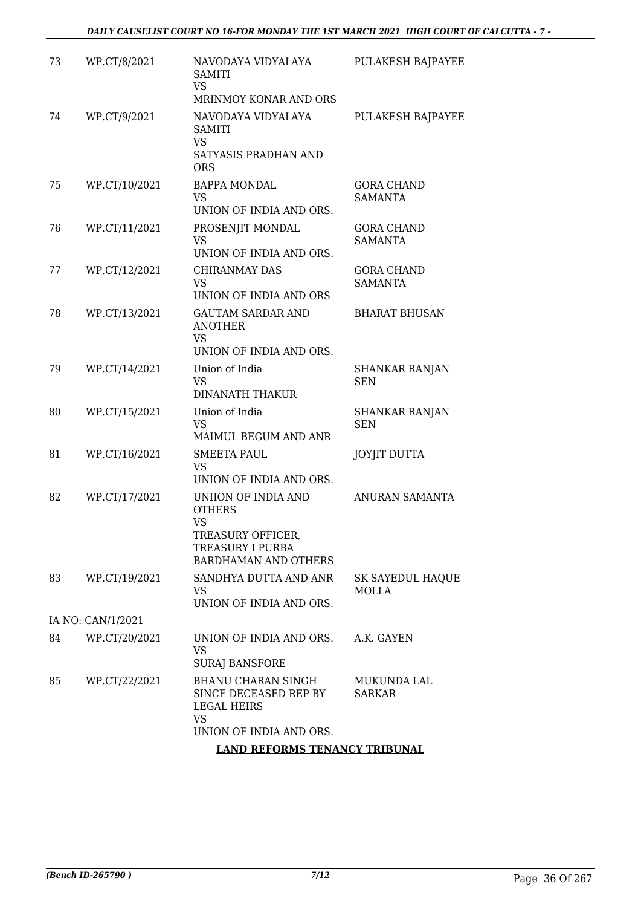| 73 | WP.CT/8/2021 | NAVODAYA VIDYALAYA SAMITI VS MRINMOY KONAR AND ORS | PULAKESH BAJPAYEE |
|---|---|---|---|
| 74 | WP.CT/9/2021 | NAVODAYA VIDYALAYA SAMITI VS SATYASIS PRADHAN AND ORS | PULAKESH BAJPAYEE |
| 75 | WP.CT/10/2021 | BAPPA MONDAL VS UNION OF INDIA AND ORS. | GORA CHAND SAMANTA |
| 76 | WP.CT/11/2021 | PROSENJIT MONDAL VS UNION OF INDIA AND ORS. | GORA CHAND SAMANTA |
| 77 | WP.CT/12/2021 | CHIRANMAY DAS VS UNION OF INDIA AND ORS | GORA CHAND SAMANTA |
| 78 | WP.CT/13/2021 | GAUTAM SARDAR AND ANOTHER VS UNION OF INDIA AND ORS. | BHARAT BHUSAN |
| 79 | WP.CT/14/2021 | Union of India VS DINANATH THAKUR | SHANKAR RANJAN SEN |
| 80 | WP.CT/15/2021 | Union of India VS MAIMUL BEGUM AND ANR | SHANKAR RANJAN SEN |
| 81 | WP.CT/16/2021 | SMEETA PAUL VS UNION OF INDIA AND ORS. | JOYJIT DUTTA |
| 82 | WP.CT/17/2021 | UNIION OF INDIA AND OTHERS VS TREASURY OFFICER, TREASURY I PURBA BARDHAMAN AND OTHERS | ANURAN SAMANTA |
| 83 | WP.CT/19/2021 | SANDHYA DUTTA AND ANR VS UNION OF INDIA AND ORS. | SK SAYEDUL HAQUE MOLLA |
| | IA NO: CAN/1/2021 | | |
| 84 | WP.CT/20/2021 | UNION OF INDIA AND ORS. VS SURAJ BANSFORE | A.K. GAYEN |
| 85 | WP.CT/22/2021 | BHANU CHARAN SINGH SINCE DECEASED REP BY LEGAL HEIRS VS UNION OF INDIA AND ORS. | MUKUNDA LAL SARKAR |

**LAND REFORMS TENANCY TRIBUNAL**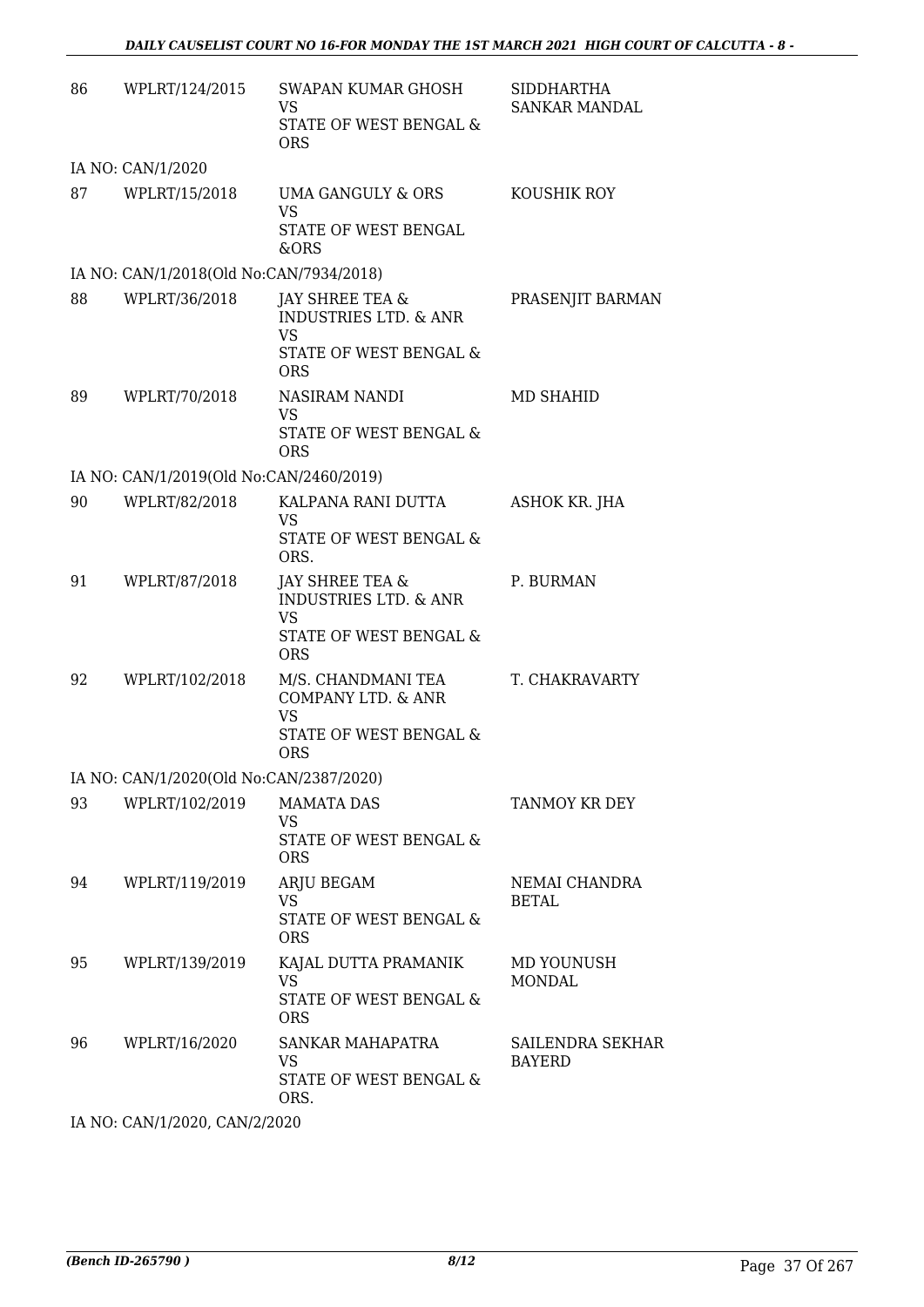| | | | |
|---|---|---|---|
| 86 | WPLRT/124/2015 | SWAPAN KUMAR GHOSH<br>VS<br>STATE OF WEST BENGAL & ORS | SIDDHARTHA SANKAR MANDAL |
| IA NO: CAN/1/2020 | | | |
| 87 | WPLRT/15/2018 | UMA GANGULY & ORS<br>VS<br>STATE OF WEST BENGAL &ORS | KOUSHIK ROY |
| IA NO: CAN/1/2018(Old No:CAN/7934/2018) | | | |
| 88 | WPLRT/36/2018 | JAY SHREE TEA & INDUSTRIES LTD. & ANR<br>VS<br>STATE OF WEST BENGAL & ORS | PRASENJIT BARMAN |
| 89 | WPLRT/70/2018 | NASIRAM NANDI<br>VS<br>STATE OF WEST BENGAL & ORS | MD SHAHID |
| IA NO: CAN/1/2019(Old No:CAN/2460/2019) | | | |
| 90 | WPLRT/82/2018 | KALPANA RANI DUTTA<br>VS<br>STATE OF WEST BENGAL & ORS. | ASHOK KR. JHA |
| 91 | WPLRT/87/2018 | JAY SHREE TEA & INDUSTRIES LTD. & ANR<br>VS<br>STATE OF WEST BENGAL & ORS | P. BURMAN |
| 92 | WPLRT/102/2018 | M/S. CHANDMANI TEA COMPANY LTD. & ANR<br>VS<br>STATE OF WEST BENGAL & ORS | T. CHAKRAVARTY |
| IA NO: CAN/1/2020(Old No:CAN/2387/2020) | | | |
| 93 | WPLRT/102/2019 | MAMATA DAS<br>VS<br>STATE OF WEST BENGAL & ORS | TANMOY KR DEY |
| 94 | WPLRT/119/2019 | ARJU BEGAM<br>VS<br>STATE OF WEST BENGAL & ORS | NEMAI CHANDRA BETAL |
| 95 | WPLRT/139/2019 | KAJAL DUTTA PRAMANIK<br>VS<br>STATE OF WEST BENGAL & ORS | MD YOUNUSH MONDAL |
| 96 | WPLRT/16/2020 | SANKAR MAHAPATRA<br>VS<br>STATE OF WEST BENGAL & ORS. | SAILENDRA SEKHAR BAYERD |
| IA NO: CAN/1/2020, CAN/2/2020 | | | |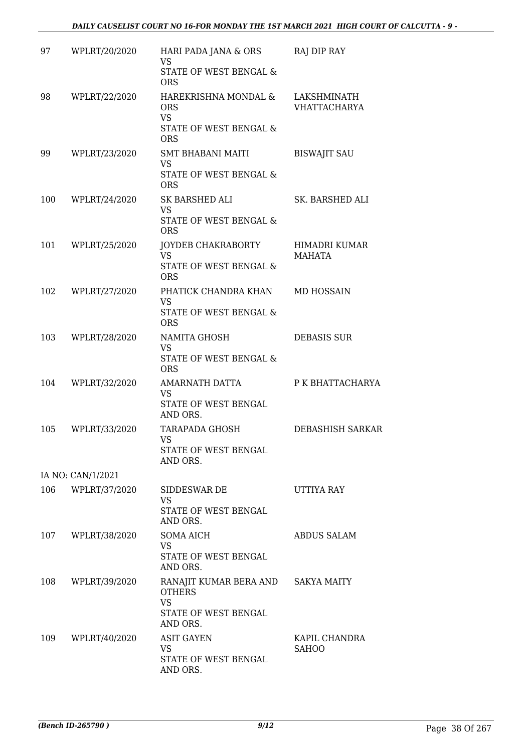| | | | |
|---|---|---|---|
| 97 | WPLRT/20/2020 | HARI PADA JANA & ORS<br>VS<br>STATE OF WEST BENGAL & ORS | RAJ DIP RAY |
| 98 | WPLRT/22/2020 | HAREKRISHNA MONDAL & ORS<br>VS<br>STATE OF WEST BENGAL & ORS | LAKSHMINATH VHATTACHARYA |
| 99 | WPLRT/23/2020 | SMT BHABANI MAITI<br>VS<br>STATE OF WEST BENGAL & ORS | BISWAJIT SAU |
| 100 | WPLRT/24/2020 | SK BARSHED ALI<br>VS<br>STATE OF WEST BENGAL & ORS | SK. BARSHED ALI |
| 101 | WPLRT/25/2020 | JOYDEB CHAKRABORTY<br>VS<br>STATE OF WEST BENGAL & ORS | HIMADRI KUMAR MAHATA |
| 102 | WPLRT/27/2020 | PHATICK CHANDRA KHAN<br>VS<br>STATE OF WEST BENGAL & ORS | MD HOSSAIN |
| 103 | WPLRT/28/2020 | NAMITA GHOSH<br>VS<br>STATE OF WEST BENGAL & ORS | DEBASIS SUR |
| 104 | WPLRT/32/2020 | AMARNATH DATTA<br>VS<br>STATE OF WEST BENGAL AND ORS. | P K BHATTACHARYA |
| 105 | WPLRT/33/2020 | TARAPADA GHOSH<br>VS<br>STATE OF WEST BENGAL AND ORS. | DEBASHISH SARKAR |
| | IA NO: CAN/1/2021 | | |
| 106 | WPLRT/37/2020 | SIDDESWAR DE<br>VS<br>STATE OF WEST BENGAL AND ORS. | UTTIYA RAY |
| 107 | WPLRT/38/2020 | SOMA AICH<br>VS<br>STATE OF WEST BENGAL AND ORS. | ABDUS SALAM |
| 108 | WPLRT/39/2020 | RANAJIT KUMAR BERA AND OTHERS<br>VS<br>STATE OF WEST BENGAL AND ORS. | SAKYA MAITY |
| 109 | WPLRT/40/2020 | ASIT GAYEN<br>VS<br>STATE OF WEST BENGAL AND ORS. | KAPIL CHANDRA SAHOO |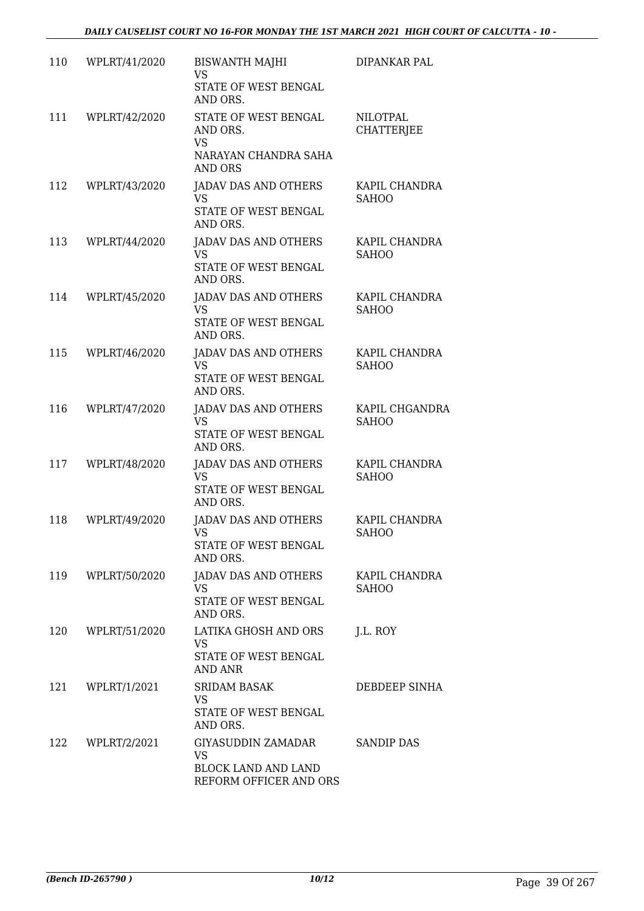| | | | |
|---|---|---|---|
| 110 | WPLRT/41/2020 | BISWANTH MAJHI<br>VS<br>STATE OF WEST BENGAL AND ORS. | DIPANKAR PAL |
| 111 | WPLRT/42/2020 | STATE OF WEST BENGAL AND ORS.<br>VS<br>NARAYAN CHANDRA SAHA AND ORS | NILOTPAL CHATTERJEE |
| 112 | WPLRT/43/2020 | JADAV DAS AND OTHERS<br>VS<br>STATE OF WEST BENGAL AND ORS. | KAPIL CHANDRA SAHOO |
| 113 | WPLRT/44/2020 | JADAV DAS AND OTHERS<br>VS<br>STATE OF WEST BENGAL AND ORS. | KAPIL CHANDRA SAHOO |
| 114 | WPLRT/45/2020 | JADAV DAS AND OTHERS<br>VS<br>STATE OF WEST BENGAL AND ORS. | KAPIL CHANDRA SAHOO |
| 115 | WPLRT/46/2020 | JADAV DAS AND OTHERS<br>VS<br>STATE OF WEST BENGAL AND ORS. | KAPIL CHANDRA SAHOO |
| 116 | WPLRT/47/2020 | JADAV DAS AND OTHERS<br>VS<br>STATE OF WEST BENGAL AND ORS. | KAPIL CHGANDRA SAHOO |
| 117 | WPLRT/48/2020 | JADAV DAS AND OTHERS<br>VS<br>STATE OF WEST BENGAL AND ORS. | KAPIL CHANDRA SAHOO |
| 118 | WPLRT/49/2020 | JADAV DAS AND OTHERS<br>VS<br>STATE OF WEST BENGAL AND ORS. | KAPIL CHANDRA SAHOO |
| 119 | WPLRT/50/2020 | JADAV DAS AND OTHERS<br>VS<br>STATE OF WEST BENGAL AND ORS. | KAPIL CHANDRA SAHOO |
| 120 | WPLRT/51/2020 | LATIKA GHOSH AND ORS<br>VS<br>STATE OF WEST BENGAL AND ANR | J.L. ROY |
| 121 | WPLRT/1/2021 | SRIDAM BASAK<br>VS<br>STATE OF WEST BENGAL AND ORS. | DEBDEEP SINHA |
| 122 | WPLRT/2/2021 | GIYASUDDIN ZAMADAR<br>VS<br>BLOCK LAND AND LAND REFORM OFFICER AND ORS | SANDIP DAS |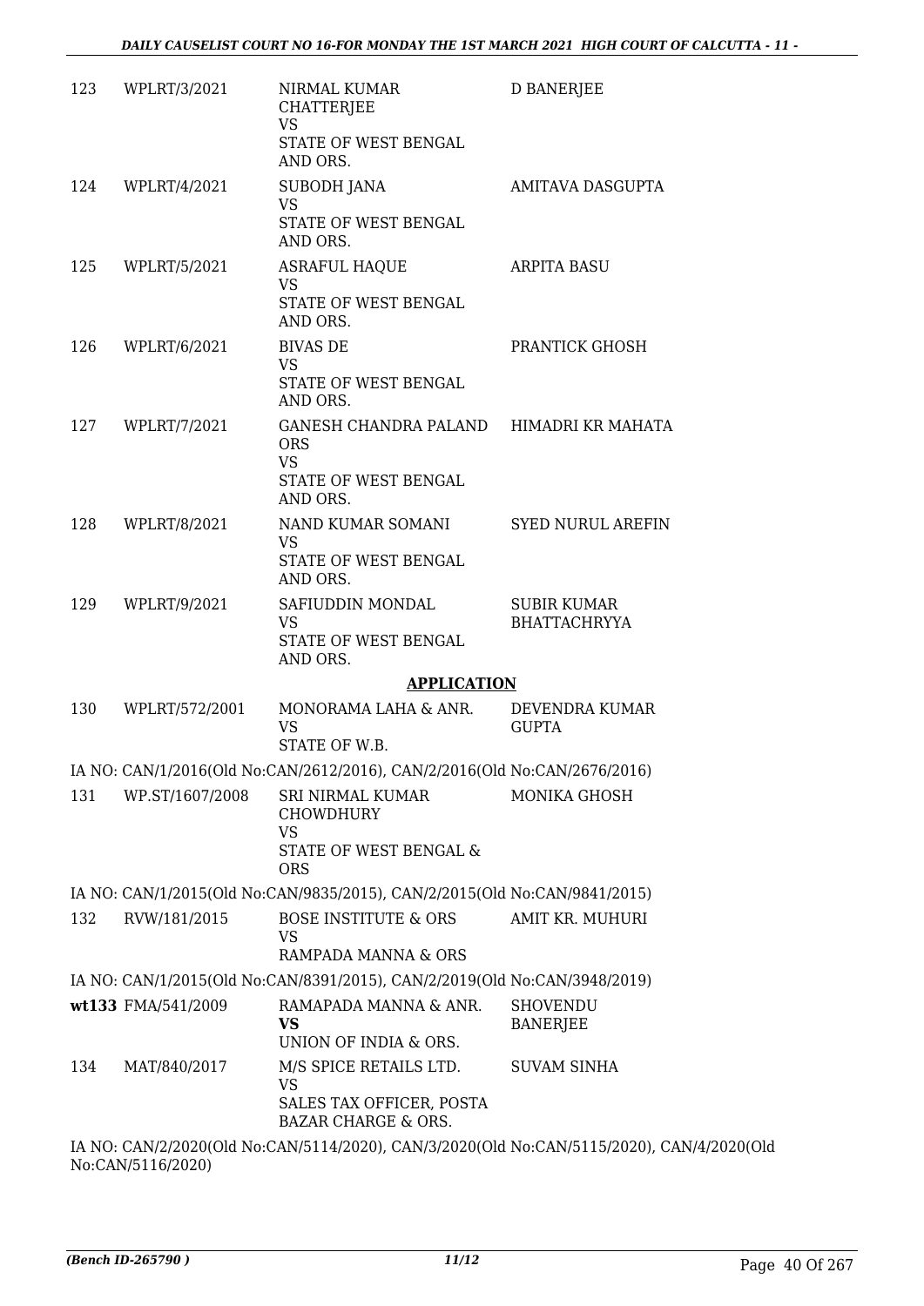| | | | |
|---|---|---|---|
| 123 | WPLRT/3/2021 | NIRMAL KUMAR CHATTERJEE<br>VS<br>STATE OF WEST BENGAL AND ORS. | D BANERJEE |
| 124 | WPLRT/4/2021 | SUBODH JANA<br>VS<br>STATE OF WEST BENGAL AND ORS. | AMITAVA DASGUPTA |
| 125 | WPLRT/5/2021 | ASRAFUL HAQUE<br>VS<br>STATE OF WEST BENGAL AND ORS. | ARPITA BASU |
| 126 | WPLRT/6/2021 | BIVAS DE<br>VS<br>STATE OF WEST BENGAL AND ORS. | PRANTICK GHOSH |
| 127 | WPLRT/7/2021 | GANESH CHANDRA PALAND ORS<br>VS<br>STATE OF WEST BENGAL AND ORS. | HIMADRI KR MAHATA |
| 128 | WPLRT/8/2021 | NAND KUMAR SOMANI<br>VS<br>STATE OF WEST BENGAL AND ORS. | SYED NURUL AREFIN |
| 129 | WPLRT/9/2021 | SAFIUDDIN MONDAL<br>VS<br>STATE OF WEST BENGAL AND ORS. | SUBIR KUMAR BHATTACHRYYA |

## APPLICATION

| | | | |
|---|---|---|---|
| 130 | WPLRT/572/2001 | MONORAMA LAHA & ANR.<br>VS<br>STATE OF W.B. | DEVENDRA KUMAR GUPTA |

IA NO: CAN/1/2016(Old No:CAN/2612/2016), CAN/2/2016(Old No:CAN/2676/2016)

| | | | |
|---|---|---|---|
| 131 | WP.ST/1607/2008 | SRI NIRMAL KUMAR CHOWDHURY<br>VS<br>STATE OF WEST BENGAL & ORS | MONIKA GHOSH |

IA NO: CAN/1/2015(Old No:CAN/9835/2015), CAN/2/2015(Old No:CAN/9841/2015)

| | | | |
|---|---|---|---|
| 132 | RVW/181/2015 | BOSE INSTITUTE & ORS<br>VS<br>RAMPADA MANNA & ORS | AMIT KR. MUHURI |

IA NO: CAN/1/2015(Old No:CAN/8391/2015), CAN/2/2019(Old No:CAN/3948/2019)

| | | | |
|---|---|---|---|
| wt133 | FMA/541/2009 | RAMAPADA MANNA & ANR.<br>**VS**<br>UNION OF INDIA & ORS. | SHOVENDU BANERJEE |
| 134 | MAT/840/2017 | M/S SPICE RETAILS LTD.<br>VS<br>SALES TAX OFFICER, POSTA BAZAR CHARGE & ORS. | SUVAM SINHA |

IA NO: CAN/2/2020(Old No:CAN/5114/2020), CAN/3/2020(Old No:CAN/5115/2020), CAN/4/2020(Old No:CAN/5116/2020)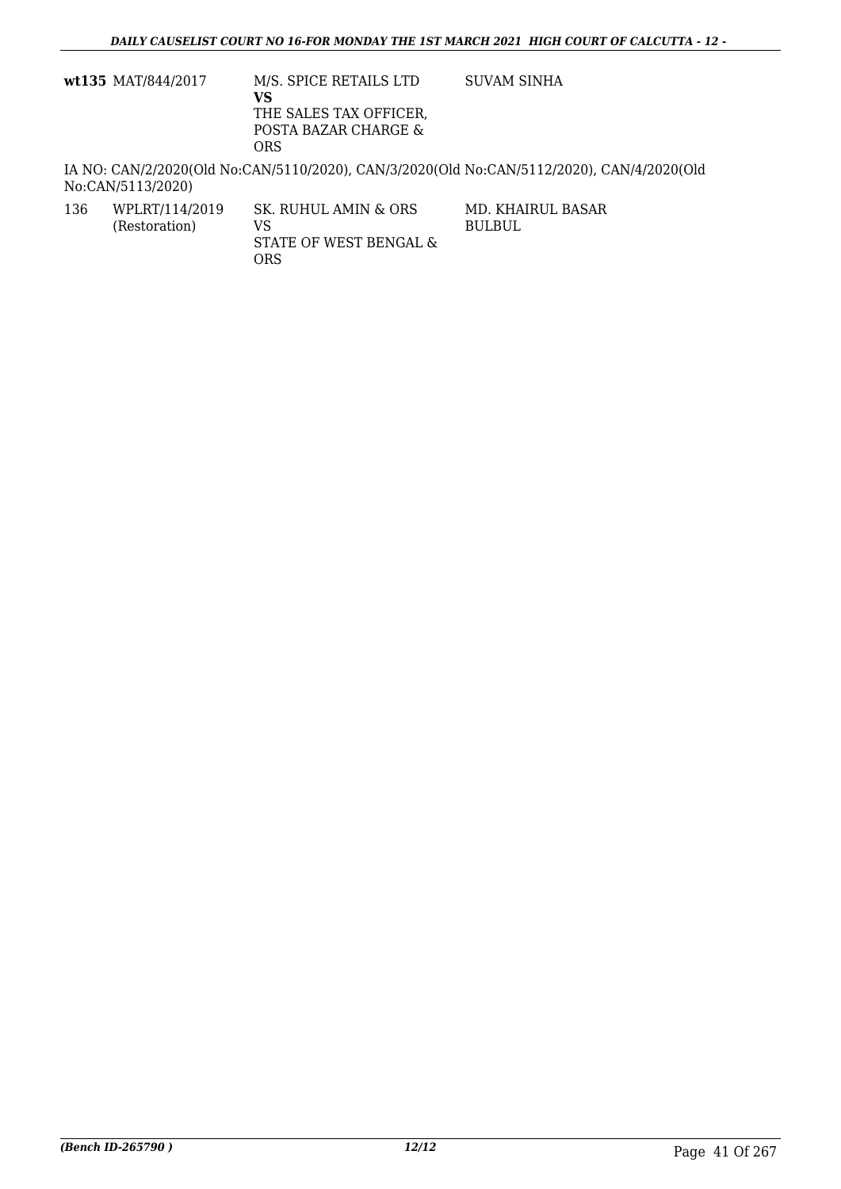| | | | |
|---|---|---|---|
| **wt135** | MAT/844/2017 | M/S. SPICE RETAILS LTD<br>**VS**<br>THE SALES TAX OFFICER, POSTA BAZAR CHARGE & ORS | SUVAM SINHA |

IA NO: CAN/2/2020(Old No:CAN/5110/2020), CAN/3/2020(Old No:CAN/5112/2020), CAN/4/2020(Old No:CAN/5113/2020)

| | | | |
|---|---|---|---|
| 136 | WPLRT/114/2019<br>(Restoration) | SK. RUHUL AMIN & ORS<br>VS<br>STATE OF WEST BENGAL & ORS | MD. KHAIRUL BASAR BULBUL |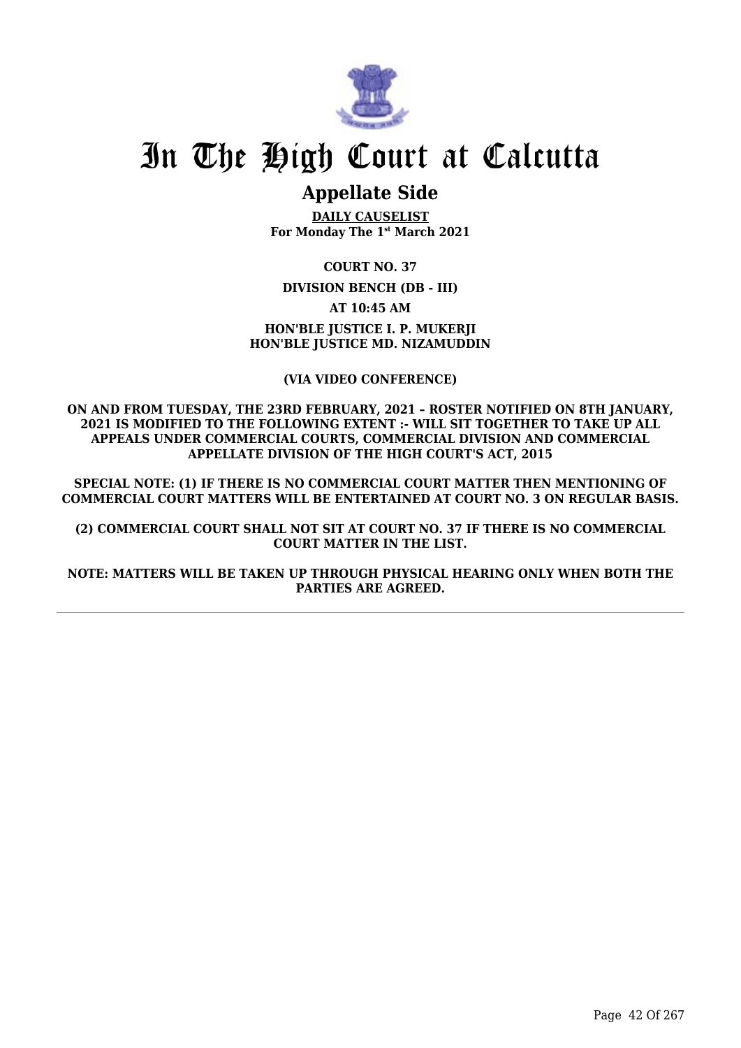# In The High Court at Calcutta

## Appellate Side

**DAILY CAUSELIST**
**For Monday The 1st March 2021**

**COURT NO. 37**

**DIVISION BENCH (DB - III)**

**AT 10:45 AM**

**HON'BLE JUSTICE I. P. MUKERJI**
**HON'BLE JUSTICE MD. NIZAMUDDIN**

**(VIA VIDEO CONFERENCE)**

**ON AND FROM TUESDAY, THE 23RD FEBRUARY, 2021 – ROSTER NOTIFIED ON 8TH JANUARY, 2021 IS MODIFIED TO THE FOLLOWING EXTENT :- WILL SIT TOGETHER TO TAKE UP ALL APPEALS UNDER COMMERCIAL COURTS, COMMERCIAL DIVISION AND COMMERCIAL APPELLATE DIVISION OF THE HIGH COURT'S ACT, 2015**

**SPECIAL NOTE: (1) IF THERE IS NO COMMERCIAL COURT MATTER THEN MENTIONING OF COMMERCIAL COURT MATTERS WILL BE ENTERTAINED AT COURT NO. 3 ON REGULAR BASIS.**

**(2) COMMERCIAL COURT SHALL NOT SIT AT COURT NO. 37 IF THERE IS NO COMMERCIAL COURT MATTER IN THE LIST.**

**NOTE: MATTERS WILL BE TAKEN UP THROUGH PHYSICAL HEARING ONLY WHEN BOTH THE PARTIES ARE AGREED.**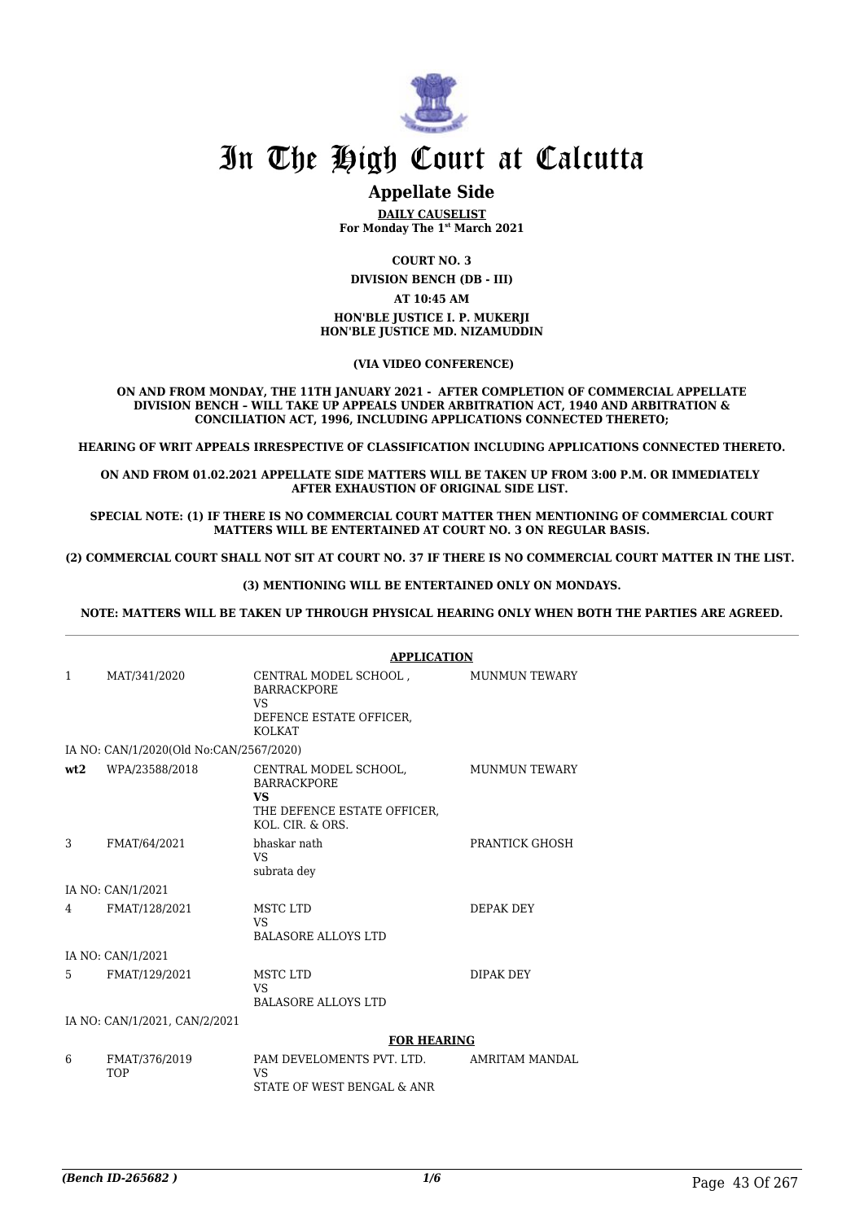# In The High Court at Calcutta

## Appellate Side

**DAILY CAUSELIST**
**For Monday The 1st March 2021**

**COURT NO. 3**

**DIVISION BENCH (DB - III)**

**AT 10:45 AM**

**HON'BLE JUSTICE I. P. MUKERJI**
**HON'BLE JUSTICE MD. NIZAMUDDIN**

**(VIA VIDEO CONFERENCE)**

**ON AND FROM MONDAY, THE 11TH JANUARY 2021 - AFTER COMPLETION OF COMMERCIAL APPELLATE DIVISION BENCH – WILL TAKE UP APPEALS UNDER ARBITRATION ACT, 1940 AND ARBITRATION & CONCILIATION ACT, 1996, INCLUDING APPLICATIONS CONNECTED THERETO;**

**HEARING OF WRIT APPEALS IRRESPECTIVE OF CLASSIFICATION INCLUDING APPLICATIONS CONNECTED THERETO.**

**ON AND FROM 01.02.2021 APPELLATE SIDE MATTERS WILL BE TAKEN UP FROM 3:00 P.M. OR IMMEDIATELY AFTER EXHAUSTION OF ORIGINAL SIDE LIST.**

**SPECIAL NOTE: (1) IF THERE IS NO COMMERCIAL COURT MATTER THEN MENTIONING OF COMMERCIAL COURT MATTERS WILL BE ENTERTAINED AT COURT NO. 3 ON REGULAR BASIS.**

**(2) COMMERCIAL COURT SHALL NOT SIT AT COURT NO. 37 IF THERE IS NO COMMERCIAL COURT MATTER IN THE LIST.**

**(3) MENTIONING WILL BE ENTERTAINED ONLY ON MONDAYS.**

**NOTE: MATTERS WILL BE TAKEN UP THROUGH PHYSICAL HEARING ONLY WHEN BOTH THE PARTIES ARE AGREED.**

**APPLICATION**

| | | | |
|---|---|---|---|
| 1 | MAT/341/2020 | CENTRAL MODEL SCHOOL , BARRACKPORE VS DEFENCE ESTATE OFFICER, KOLKAT | MUNMUN TEWARY |
| | IA NO: CAN/1/2020(Old No:CAN/2567/2020) | | |
| **wt2** | WPA/23588/2018 | CENTRAL MODEL SCHOOL, BARRACKPORE **VS** THE DEFENCE ESTATE OFFICER, KOL. CIR. & ORS. | MUNMUN TEWARY |
| 3 | FMAT/64/2021 | bhaskar nath VS subrata dey | PRANTICK GHOSH |
| | IA NO: CAN/1/2021 | | |
| 4 | FMAT/128/2021 | MSTC LTD VS BALASORE ALLOYS LTD | DEPAK DEY |
| | IA NO: CAN/1/2021 | | |
| 5 | FMAT/129/2021 | MSTC LTD VS BALASORE ALLOYS LTD | DIPAK DEY |
| | IA NO: CAN/1/2021, CAN/2/2021 | | |

**FOR HEARING**

| | | | |
|---|---|---|---|
| 6 | FMAT/376/2019 TOP | PAM DEVELOMENTS PVT. LTD. VS STATE OF WEST BENGAL & ANR | AMRITAM MANDAL |

(Bench ID-265682 )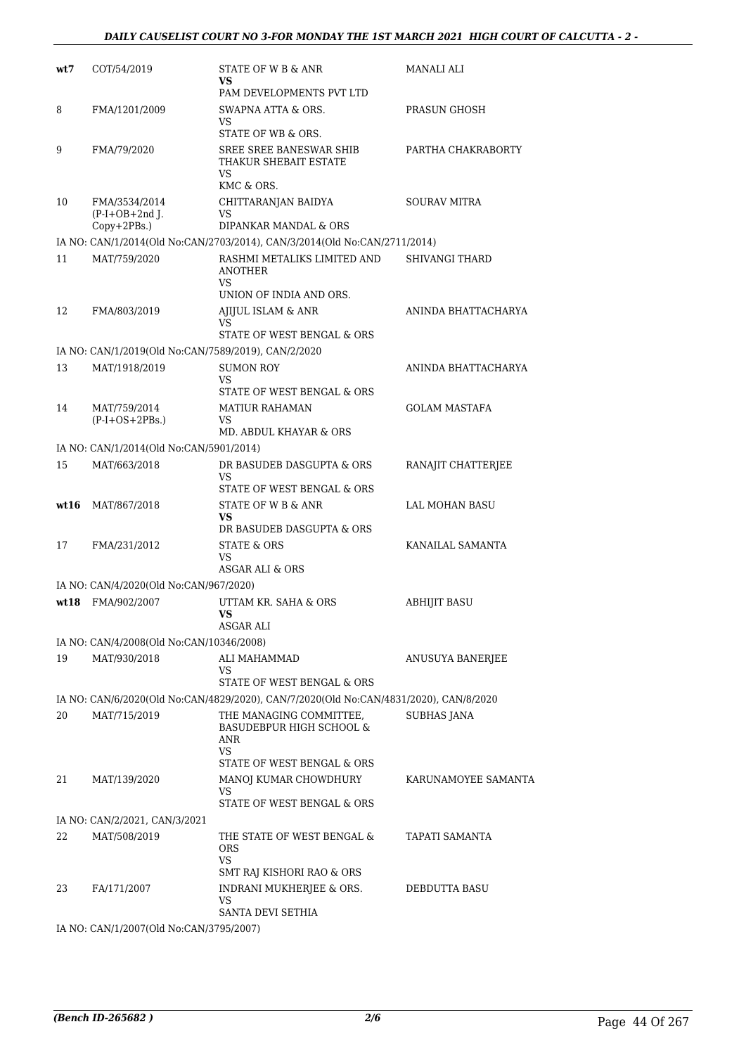| | | | |
|---|---|---|---|
| **wt7** | COT/54/2019 | STATE OF W B & ANR<br>**VS**<br>PAM DEVELOPMENTS PVT LTD | MANALI ALI |
| 8 | FMA/1201/2009 | SWAPNA ATTA & ORS.<br>VS<br>STATE OF WB & ORS. | PRASUN GHOSH |
| 9 | FMA/79/2020 | SREE SREE BANESWAR SHIB THAKUR SHEBAIT ESTATE<br>VS<br>KMC & ORS. | PARTHA CHAKRABORTY |
| 10 | FMA/3534/2014<br>(P-I+OB+2nd J. Copy+2PBs.) | CHITTARANJAN BAIDYA<br>VS<br>DIPANKAR MANDAL & ORS | SOURAV MITRA |
| | IA NO: CAN/1/2014(Old No:CAN/2703/2014), CAN/3/2014(Old No:CAN/2711/2014) | | |
| 11 | MAT/759/2020 | RASHMI METALIKS LIMITED AND ANOTHER<br>VS<br>UNION OF INDIA AND ORS. | SHIVANGI THARD |
| 12 | FMA/803/2019 | AJIJUL ISLAM & ANR<br>VS<br>STATE OF WEST BENGAL & ORS | ANINDA BHATTACHARYA |
| | IA NO: CAN/1/2019(Old No:CAN/7589/2019), CAN/2/2020 | | |
| 13 | MAT/1918/2019 | SUMON ROY<br>VS<br>STATE OF WEST BENGAL & ORS | ANINDA BHATTACHARYA |
| 14 | MAT/759/2014<br>(P-I+OS+2PBs.) | MATIUR RAHAMAN<br>VS<br>MD. ABDUL KHAYAR & ORS | GOLAM MASTAFA |
| | IA NO: CAN/1/2014(Old No:CAN/5901/2014) | | |
| 15 | MAT/663/2018 | DR BASUDEB DASGUPTA & ORS<br>VS<br>STATE OF WEST BENGAL & ORS | RANAJIT CHATTERJEE |
| **wt16** | MAT/867/2018 | STATE OF W B & ANR<br>**VS**<br>DR BASUDEB DASGUPTA & ORS | LAL MOHAN BASU |
| 17 | FMA/231/2012 | STATE & ORS<br>VS<br>ASGAR ALI & ORS | KANAILAL SAMANTA |
| | IA NO: CAN/4/2020(Old No:CAN/967/2020) | | |
| **wt18** | FMA/902/2007 | UTTAM KR. SAHA & ORS<br>**VS**<br>ASGAR ALI | ABHIJIT BASU |
| | IA NO: CAN/4/2008(Old No:CAN/10346/2008) | | |
| 19 | MAT/930/2018 | ALI MAHAMMAD<br>VS<br>STATE OF WEST BENGAL & ORS | ANUSUYA BANERJEE |
| | IA NO: CAN/6/2020(Old No:CAN/4829/2020), CAN/7/2020(Old No:CAN/4831/2020), CAN/8/2020 | | |
| 20 | MAT/715/2019 | THE MANAGING COMMITTEE, BASUDEBPUR HIGH SCHOOL & ANR<br>VS<br>STATE OF WEST BENGAL & ORS | SUBHAS JANA |
| 21 | MAT/139/2020 | MANOJ KUMAR CHOWDHURY<br>VS<br>STATE OF WEST BENGAL & ORS | KARUNAMOYEE SAMANTA |
| | IA NO: CAN/2/2021, CAN/3/2021 | | |
| 22 | MAT/508/2019 | THE STATE OF WEST BENGAL & ORS<br>VS<br>SMT RAJ KISHORI RAO & ORS | TAPATI SAMANTA |
| 23 | FA/171/2007 | INDRANI MUKHERJEE & ORS.<br>VS<br>SANTA DEVI SETHIA | DEBDUTTA BASU |
| | IA NO: CAN/1/2007(Old No:CAN/3795/2007) | | |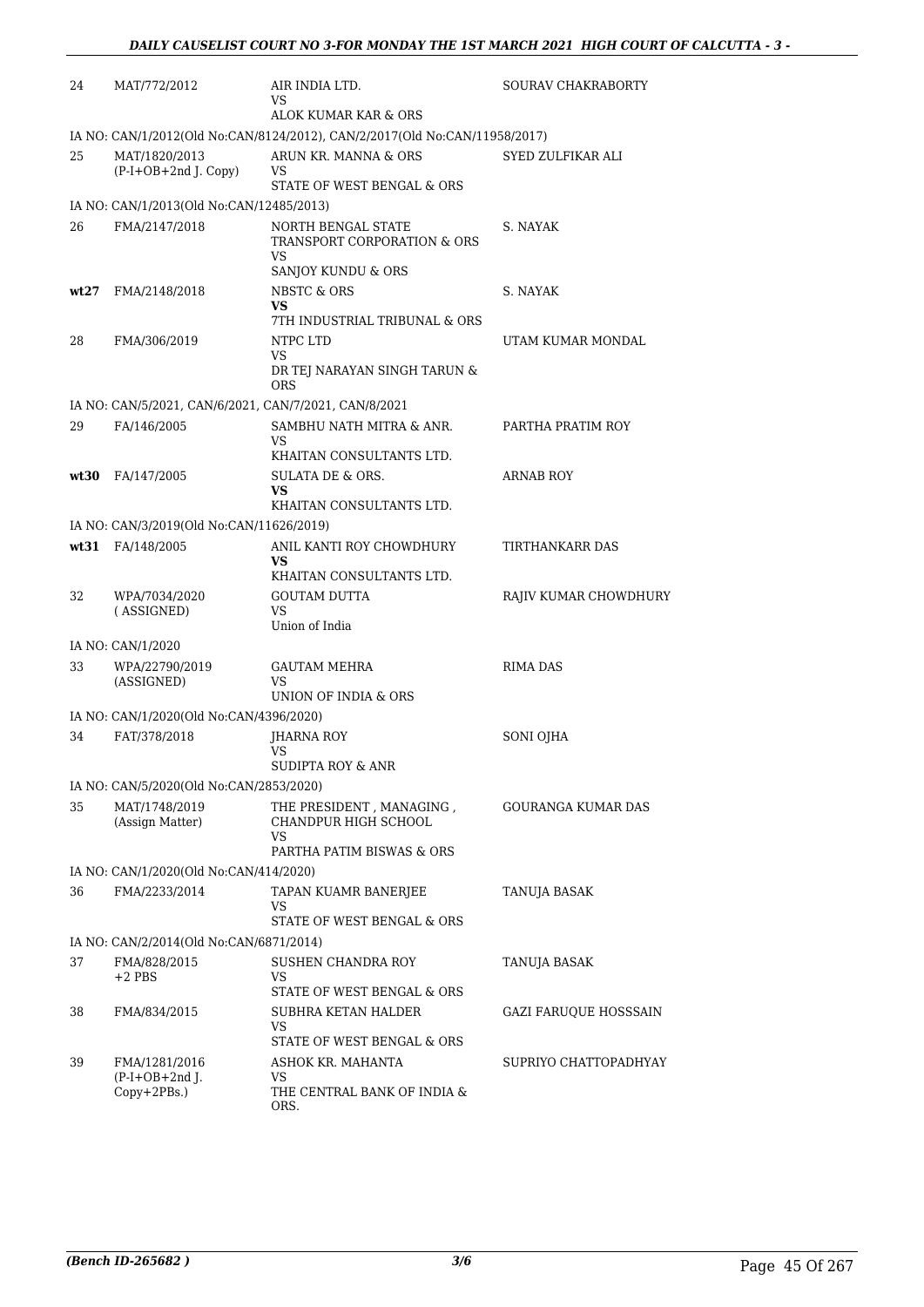| | | | |
|---|---|---|---|
| 24 | MAT/772/2012 | AIR INDIA LTD.<br>VS<br>ALOK KUMAR KAR & ORS | SOURAV CHAKRABORTY |
| | IA NO: CAN/1/2012(Old No:CAN/8124/2012), CAN/2/2017(Old No:CAN/11958/2017) | | |
| 25 | MAT/1820/2013<br>(P-I+OB+2nd J. Copy) | ARUN KR. MANNA & ORS<br>VS<br>STATE OF WEST BENGAL & ORS | SYED ZULFIKAR ALI |
| | IA NO: CAN/1/2013(Old No:CAN/12485/2013) | | |
| 26 | FMA/2147/2018 | NORTH BENGAL STATE TRANSPORT CORPORATION & ORS<br>VS<br>SANJOY KUNDU & ORS | S. NAYAK |
| **wt27** | FMA/2148/2018 | NBSTC & ORS<br>**VS**<br>7TH INDUSTRIAL TRIBUNAL & ORS | S. NAYAK |
| 28 | FMA/306/2019 | NTPC LTD<br>VS<br>DR TEJ NARAYAN SINGH TARUN & ORS | UTAM KUMAR MONDAL |
| | IA NO: CAN/5/2021, CAN/6/2021, CAN/7/2021, CAN/8/2021 | | |
| 29 | FA/146/2005 | SAMBHU NATH MITRA & ANR.<br>VS<br>KHAITAN CONSULTANTS LTD. | PARTHA PRATIM ROY |
| **wt30** | FA/147/2005 | SULATA DE & ORS.<br>**VS**<br>KHAITAN CONSULTANTS LTD. | ARNAB ROY |
| | IA NO: CAN/3/2019(Old No:CAN/11626/2019) | | |
| **wt31** | FA/148/2005 | ANIL KANTI ROY CHOWDHURY<br>**VS**<br>KHAITAN CONSULTANTS LTD. | TIRTHANKARR DAS |
| 32 | WPA/7034/2020<br>( ASSIGNED) | GOUTAM DUTTA<br>VS<br>Union of India | RAJIV KUMAR CHOWDHURY |
| | IA NO: CAN/1/2020 | | |
| 33 | WPA/22790/2019<br>(ASSIGNED) | GAUTAM MEHRA<br>VS<br>UNION OF INDIA & ORS | RIMA DAS |
| | IA NO: CAN/1/2020(Old No:CAN/4396/2020) | | |
| 34 | FAT/378/2018 | JHARNA ROY<br>VS<br>SUDIPTA ROY & ANR | SONI OJHA |
| | IA NO: CAN/5/2020(Old No:CAN/2853/2020) | | |
| 35 | MAT/1748/2019<br>(Assign Matter) | THE PRESIDENT , MANAGING , CHANDPUR HIGH SCHOOL<br>VS<br>PARTHA PATIM BISWAS & ORS | GOURANGA KUMAR DAS |
| | IA NO: CAN/1/2020(Old No:CAN/414/2020) | | |
| 36 | FMA/2233/2014 | TAPAN KUAMR BANERJEE<br>VS<br>STATE OF WEST BENGAL & ORS | TANUJA BASAK |
| | IA NO: CAN/2/2014(Old No:CAN/6871/2014) | | |
| 37 | FMA/828/2015<br>+2 PBS | SUSHEN CHANDRA ROY<br>VS<br>STATE OF WEST BENGAL & ORS | TANUJA BASAK |
| 38 | FMA/834/2015 | SUBHRA KETAN HALDER<br>VS<br>STATE OF WEST BENGAL & ORS | GAZI FARUQUE HOSSSAIN |
| 39 | FMA/1281/2016<br>(P-I+OB+2nd J.<br>Copy+2PBs.) | ASHOK KR. MAHANTA<br>VS<br>THE CENTRAL BANK OF INDIA & ORS. | SUPRIYO CHATTOPADHYAY |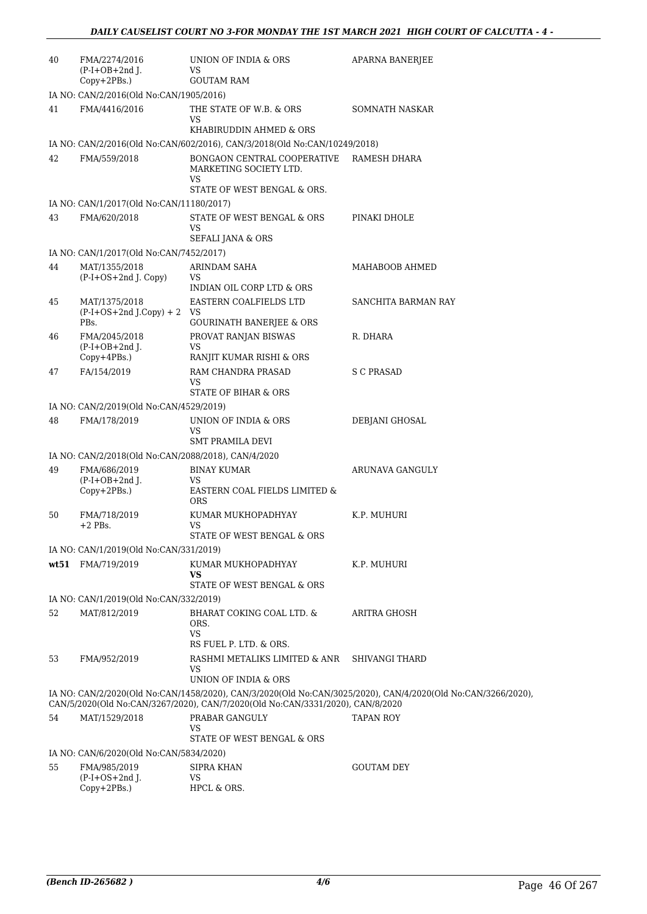| | | | |
|---|---|---|---|
| 40 | FMA/2274/2016 (P-I+OB+2nd J. Copy+2PBs.) | UNION OF INDIA & ORS VS GOUTAM RAM | APARNA BANERJEE |
| | IA NO: CAN/2/2016(Old No:CAN/1905/2016) | | |
| 41 | FMA/4416/2016 | THE STATE OF W.B. & ORS VS KHABIRUDDIN AHMED & ORS | SOMNATH NASKAR |
| | IA NO: CAN/2/2016(Old No:CAN/602/2016), CAN/3/2018(Old No:CAN/10249/2018) | | |
| 42 | FMA/559/2018 | BONGAON CENTRAL COOPERATIVE MARKETING SOCIETY LTD. VS STATE OF WEST BENGAL & ORS. | RAMESH DHARA |
| | IA NO: CAN/1/2017(Old No:CAN/11180/2017) | | |
| 43 | FMA/620/2018 | STATE OF WEST BENGAL & ORS VS SEFALI JANA & ORS | PINAKI DHOLE |
| | IA NO: CAN/1/2017(Old No:CAN/7452/2017) | | |
| 44 | MAT/1355/2018 (P-I+OS+2nd J. Copy) | ARINDAM SAHA VS INDIAN OIL CORP LTD & ORS | MAHABOOB AHMED |
| 45 | MAT/1375/2018 (P-I+OS+2nd J.Copy) + 2 PBs. | EASTERN COALFIELDS LTD VS GOURINATH BANERJEE & ORS | SANCHITA BARMAN RAY |
| 46 | FMA/2045/2018 (P-I+OB+2nd J. Copy+4PBs.) | PROVAT RANJAN BISWAS VS RANJIT KUMAR RISHI & ORS | R. DHARA |
| 47 | FA/154/2019 | RAM CHANDRA PRASAD VS STATE OF BIHAR & ORS | S C PRASAD |
| | IA NO: CAN/2/2019(Old No:CAN/4529/2019) | | |
| 48 | FMA/178/2019 | UNION OF INDIA & ORS VS SMT PRAMILA DEVI | DEBJANI GHOSAL |
| | IA NO: CAN/2/2018(Old No:CAN/2088/2018), CAN/4/2020 | | |
| 49 | FMA/686/2019 (P-I+OB+2nd J. Copy+2PBs.) | BINAY KUMAR VS EASTERN COAL FIELDS LIMITED & ORS | ARUNAVA GANGULY |
| 50 | FMA/718/2019 +2 PBs. | KUMAR MUKHOPADHYAY VS STATE OF WEST BENGAL & ORS | K.P. MUHURI |
| | IA NO: CAN/1/2019(Old No:CAN/331/2019) | | |
| wt51 | FMA/719/2019 | KUMAR MUKHOPADHYAY VS STATE OF WEST BENGAL & ORS | K.P. MUHURI |
| | IA NO: CAN/1/2019(Old No:CAN/332/2019) | | |
| 52 | MAT/812/2019 | BHARAT COKING COAL LTD. & ORS. VS RS FUEL P. LTD. & ORS. | ARITRA GHOSH |
| 53 | FMA/952/2019 | RASHMI METALIKS LIMITED & ANR VS UNION OF INDIA & ORS | SHIVANGI THARD |
| | IA NO: CAN/2/2020(Old No:CAN/1458/2020), CAN/3/2020(Old No:CAN/3025/2020), CAN/4/2020(Old No:CAN/3266/2020), CAN/5/2020(Old No:CAN/3267/2020), CAN/7/2020(Old No:CAN/3331/2020), CAN/8/2020 | | |
| 54 | MAT/1529/2018 | PRABAR GANGULY VS STATE OF WEST BENGAL & ORS | TAPAN ROY |
| | IA NO: CAN/6/2020(Old No:CAN/5834/2020) | | |
| 55 | FMA/985/2019 (P-I+OS+2nd J. Copy+2PBs.) | SIPRA KHAN VS HPCL & ORS. | GOUTAM DEY |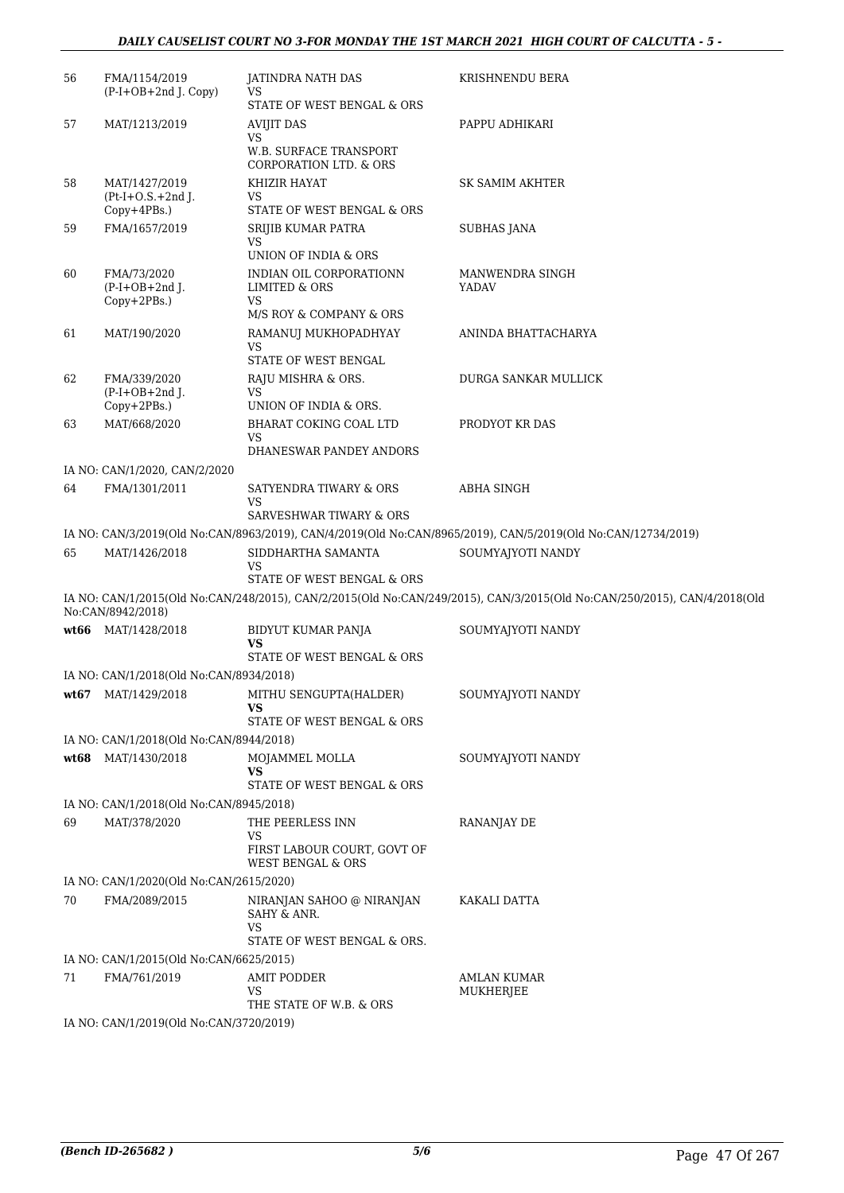| | | | |
|---|---|---|---|
| 56 | FMA/1154/2019 (P-I+OB+2nd J. Copy) | JATINDRA NATH DAS VS STATE OF WEST BENGAL & ORS | KRISHNENDU BERA |
| 57 | MAT/1213/2019 | AVIJIT DAS VS W.B. SURFACE TRANSPORT CORPORATION LTD. & ORS | PAPPU ADHIKARI |
| 58 | MAT/1427/2019 (Pt-I+O.S.+2nd J. Copy+4PBs.) | KHIZIR HAYAT VS STATE OF WEST BENGAL & ORS | SK SAMIM AKHTER |
| 59 | FMA/1657/2019 | SRIJIB KUMAR PATRA VS UNION OF INDIA & ORS | SUBHAS JANA |
| 60 | FMA/73/2020 (P-I+OB+2nd J. Copy+2PBs.) | INDIAN OIL CORPORATIONN LIMITED & ORS VS M/S ROY & COMPANY & ORS | MANWENDRA SINGH YADAV |
| 61 | MAT/190/2020 | RAMANUJ MUKHOPADHYAY VS STATE OF WEST BENGAL | ANINDA BHATTACHARYA |
| 62 | FMA/339/2020 (P-I+OB+2nd J. Copy+2PBs.) | RAJU MISHRA & ORS. VS UNION OF INDIA & ORS. | DURGA SANKAR MULLICK |
| 63 | MAT/668/2020 | BHARAT COKING COAL LTD VS DHANESWAR PANDEY ANDORS | PRODYOT KR DAS |

IA NO: CAN/1/2020, CAN/2/2020

| | | | |
|---|---|---|---|
| 64 | FMA/1301/2011 | SATYENDRA TIWARY & ORS VS SARVESHWAR TIWARY & ORS | ABHA SINGH |

IA NO: CAN/3/2019(Old No:CAN/8963/2019), CAN/4/2019(Old No:CAN/8965/2019), CAN/5/2019(Old No:CAN/12734/2019)

| | | | |
|---|---|---|---|
| 65 | MAT/1426/2018 | SIDDHARTHA SAMANTA VS STATE OF WEST BENGAL & ORS | SOUMYAJYOTI NANDY |

IA NO: CAN/1/2015(Old No:CAN/248/2015), CAN/2/2015(Old No:CAN/249/2015), CAN/3/2015(Old No:CAN/250/2015), CAN/4/2018(Old No:CAN/8942/2018)

| | | | |
|---|---|---|---|
| **wt66** | MAT/1428/2018 | BIDYUT KUMAR PANJA **VS** STATE OF WEST BENGAL & ORS | SOUMYAJYOTI NANDY |

IA NO: CAN/1/2018(Old No:CAN/8934/2018)

| | | | |
|---|---|---|---|
| **wt67** | MAT/1429/2018 | MITHU SENGUPTA(HALDER) **VS** STATE OF WEST BENGAL & ORS | SOUMYAJYOTI NANDY |

IA NO: CAN/1/2018(Old No:CAN/8944/2018)

| | | | |
|---|---|---|---|
| **wt68** | MAT/1430/2018 | MOJAMMEL MOLLA **VS** STATE OF WEST BENGAL & ORS | SOUMYAJYOTI NANDY |

IA NO: CAN/1/2018(Old No:CAN/8945/2018)

| | | | |
|---|---|---|---|
| 69 | MAT/378/2020 | THE PEERLESS INN VS FIRST LABOUR COURT, GOVT OF WEST BENGAL & ORS | RANANJAY DE |

IA NO: CAN/1/2020(Old No:CAN/2615/2020)

| | | | |
|---|---|---|---|
| 70 | FMA/2089/2015 | NIRANJAN SAHOO @ NIRANJAN SAHY & ANR. VS STATE OF WEST BENGAL & ORS. | KAKALI DATTA |

IA NO: CAN/1/2015(Old No:CAN/6625/2015)

| | | | |
|---|---|---|---|
| 71 | FMA/761/2019 | AMIT PODDER VS THE STATE OF W.B. & ORS | AMLAN KUMAR MUKHERJEE |

IA NO: CAN/1/2019(Old No:CAN/3720/2019)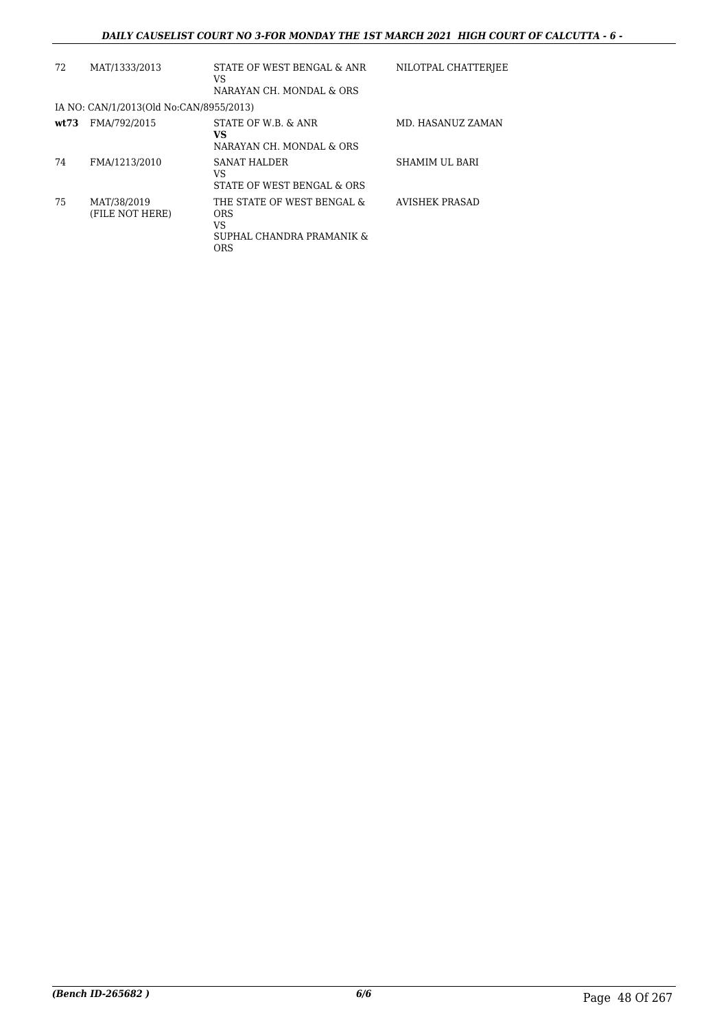| | | | |
|---|---|---|---|
| 72 | MAT/1333/2013 | STATE OF WEST BENGAL & ANR<br>VS<br>NARAYAN CH. MONDAL & ORS | NILOTPAL CHATTERJEE |
| IA NO: CAN/1/2013(Old No:CAN/8955/2013) | | | |
| **wt73** | FMA/792/2015 | STATE OF W.B. & ANR<br>**VS**<br>NARAYAN CH. MONDAL & ORS | MD. HASANUZ ZAMAN |
| 74 | FMA/1213/2010 | SANAT HALDER<br>VS<br>STATE OF WEST BENGAL & ORS | SHAMIM UL BARI |
| 75 | MAT/38/2019<br>(FILE NOT HERE) | THE STATE OF WEST BENGAL & ORS<br>VS<br>SUPHAL CHANDRA PRAMANIK & ORS | AVISHEK PRASAD |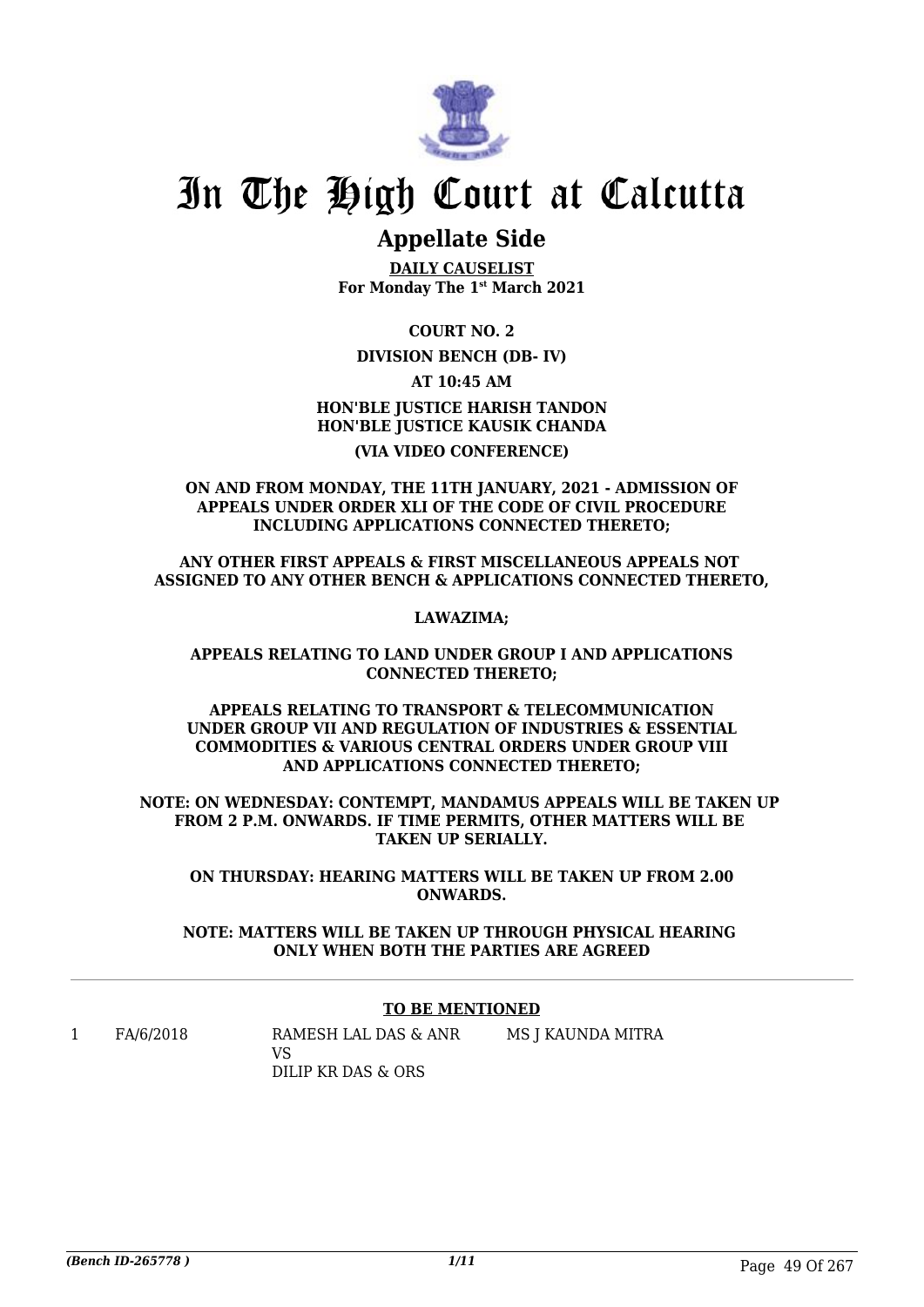# In The High Court at Calcutta

## Appellate Side

**DAILY CAUSELIST**
**For Monday The 1st March 2021**

**COURT NO. 2**

**DIVISION BENCH (DB- IV)**

**AT 10:45 AM**

**HON'BLE JUSTICE HARISH TANDON**
**HON'BLE JUSTICE KAUSIK CHANDA**

**(VIA VIDEO CONFERENCE)**

**ON AND FROM MONDAY, THE 11TH JANUARY, 2021 - ADMISSION OF APPEALS UNDER ORDER XLI OF THE CODE OF CIVIL PROCEDURE INCLUDING APPLICATIONS CONNECTED THERETO;**

**ANY OTHER FIRST APPEALS & FIRST MISCELLANEOUS APPEALS NOT ASSIGNED TO ANY OTHER BENCH & APPLICATIONS CONNECTED THERETO,**

**LAWAZIMA;**

**APPEALS RELATING TO LAND UNDER GROUP I AND APPLICATIONS CONNECTED THERETO;**

**APPEALS RELATING TO TRANSPORT & TELECOMMUNICATION UNDER GROUP VII AND REGULATION OF INDUSTRIES & ESSENTIAL COMMODITIES & VARIOUS CENTRAL ORDERS UNDER GROUP VIII AND APPLICATIONS CONNECTED THERETO;**

**NOTE: ON WEDNESDAY: CONTEMPT, MANDAMUS APPEALS WILL BE TAKEN UP FROM 2 P.M. ONWARDS. IF TIME PERMITS, OTHER MATTERS WILL BE TAKEN UP SERIALLY.**

**ON THURSDAY: HEARING MATTERS WILL BE TAKEN UP FROM 2.00 ONWARDS.**

**NOTE: MATTERS WILL BE TAKEN UP THROUGH PHYSICAL HEARING ONLY WHEN BOTH THE PARTIES ARE AGREED**

---

**TO BE MENTIONED**

| | | | |
|---|---|---|---|
| 1 | FA/6/2018 | RAMESH LAL DAS & ANR<br>VS<br>DILIP KR DAS & ORS | MS J KAUNDA MITRA |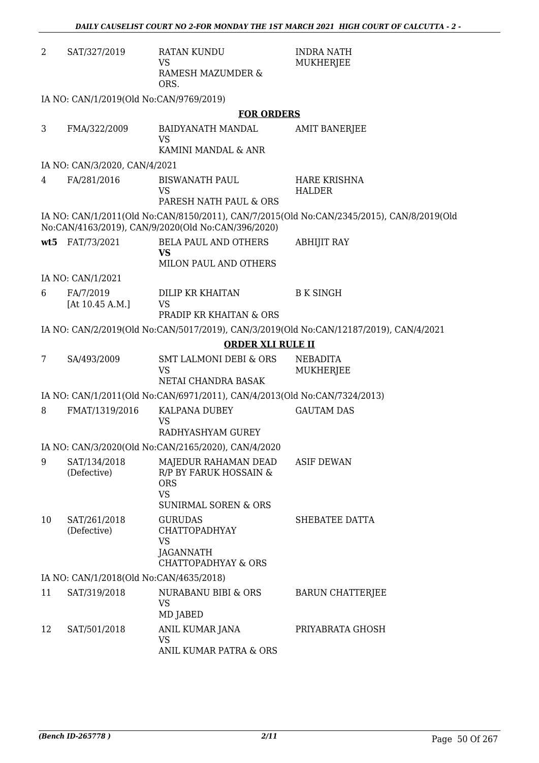| | | | |
|---|---|---|---|
| 2 | SAT/327/2019 | RATAN KUNDU<br>VS<br>RAMESH MAZUMDER & ORS. | INDRA NATH MUKHERJEE |

IA NO: CAN/1/2019(Old No:CAN/9769/2019)

**FOR ORDERS**

| | | | |
|---|---|---|---|
| 3 | FMA/322/2009 | BAIDYANATH MANDAL<br>VS<br>KAMINI MANDAL & ANR | AMIT BANERJEE |

IA NO: CAN/3/2020, CAN/4/2021

| | | | |
|---|---|---|---|
| 4 | FA/281/2016 | BISWANATH PAUL<br>VS<br>PARESH NATH PAUL & ORS | HARE KRISHNA HALDER |

IA NO: CAN/1/2011(Old No:CAN/8150/2011), CAN/7/2015(Old No:CAN/2345/2015), CAN/8/2019(Old No:CAN/4163/2019), CAN/9/2020(Old No:CAN/396/2020)

| | | | |
|---|---|---|---|
| **wt5** | FAT/73/2021 | BELA PAUL AND OTHERS<br>**VS**<br>MILON PAUL AND OTHERS | ABHIJIT RAY |

IA NO: CAN/1/2021

| | | | |
|---|---|---|---|
| 6 | FA/7/2019<br>[At 10.45 A.M.] | DILIP KR KHAITAN<br>VS<br>PRADIP KR KHAITAN & ORS | B K SINGH |

IA NO: CAN/2/2019(Old No:CAN/5017/2019), CAN/3/2019(Old No:CAN/12187/2019), CAN/4/2021

**ORDER XLI RULE II**

| | | | |
|---|---|---|---|
| 7 | SA/493/2009 | SMT LALMONI DEBI & ORS<br>VS<br>NETAI CHANDRA BASAK | NEBADITA MUKHERJEE |

IA NO: CAN/1/2011(Old No:CAN/6971/2011), CAN/4/2013(Old No:CAN/7324/2013)

| | | | |
|---|---|---|---|
| 8 | FMAT/1319/2016 | KALPANA DUBEY<br>VS<br>RADHYASHYAM GUREY | GAUTAM DAS |

IA NO: CAN/3/2020(Old No:CAN/2165/2020), CAN/4/2020

| | | | |
|---|---|---|---|
| 9 | SAT/134/2018<br>(Defective) | MAJEDUR RAHAMAN DEAD R/P BY FARUK HOSSAIN & ORS<br>VS<br>SUNIRMAL SOREN & ORS | ASIF DEWAN |
| 10 | SAT/261/2018<br>(Defective) | GURUDAS CHATTOPADHYAY<br>VS<br>JAGANNATH CHATTOPADHYAY & ORS | SHEBATEE DATTA |

IA NO: CAN/1/2018(Old No:CAN/4635/2018)

| | | | |
|---|---|---|---|
| 11 | SAT/319/2018 | NURABANU BIBI & ORS<br>VS<br>MD JABED | BARUN CHATTERJEE |
| 12 | SAT/501/2018 | ANIL KUMAR JANA<br>VS<br>ANIL KUMAR PATRA & ORS | PRIYABRATA GHOSH |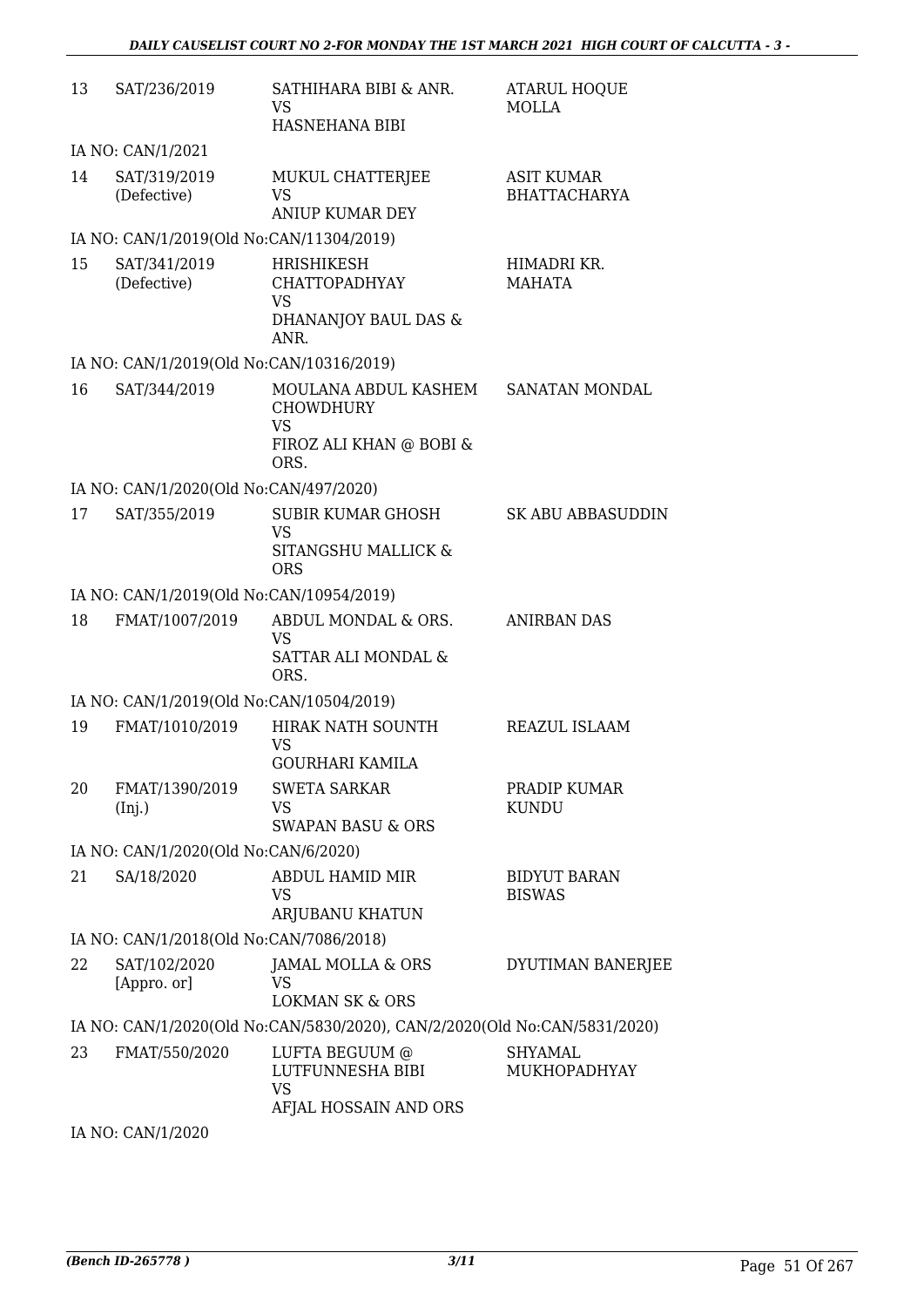| | | | |
|---|---|---|---|
| 13 | SAT/236/2019 | SATHIHARA BIBI & ANR.<br>VS<br>HASNEHANA BIBI | ATARUL HOQUE MOLLA |
| | IA NO: CAN/1/2021 | | |
| 14 | SAT/319/2019<br>(Defective) | MUKUL CHATTERJEE<br>VS<br>ANIUP KUMAR DEY | ASIT KUMAR BHATTACHARYA |
| | IA NO: CAN/1/2019(Old No:CAN/11304/2019) | | |
| 15 | SAT/341/2019<br>(Defective) | HRISHIKESH CHATTOPADHYAY<br>VS<br>DHANANJOY BAUL DAS & ANR. | HIMADRI KR. MAHATA |
| | IA NO: CAN/1/2019(Old No:CAN/10316/2019) | | |
| 16 | SAT/344/2019 | MOULANA ABDUL KASHEM CHOWDHURY<br>VS<br>FIROZ ALI KHAN @ BOBI & ORS. | SANATAN MONDAL |
| | IA NO: CAN/1/2020(Old No:CAN/497/2020) | | |
| 17 | SAT/355/2019 | SUBIR KUMAR GHOSH<br>VS<br>SITANGSHU MALLICK & ORS | SK ABU ABBASUDDIN |
| | IA NO: CAN/1/2019(Old No:CAN/10954/2019) | | |
| 18 | FMAT/1007/2019 | ABDUL MONDAL & ORS.<br>VS<br>SATTAR ALI MONDAL & ORS. | ANIRBAN DAS |
| | IA NO: CAN/1/2019(Old No:CAN/10504/2019) | | |
| 19 | FMAT/1010/2019 | HIRAK NATH SOUNTH<br>VS<br>GOURHARI KAMILA | REAZUL ISLAAM |
| 20 | FMAT/1390/2019<br>(Inj.) | SWETA SARKAR<br>VS<br>SWAPAN BASU & ORS | PRADIP KUMAR KUNDU |
| | IA NO: CAN/1/2020(Old No:CAN/6/2020) | | |
| 21 | SA/18/2020 | ABDUL HAMID MIR<br>VS<br>ARJUBANU KHATUN | BIDYUT BARAN BISWAS |
| | IA NO: CAN/1/2018(Old No:CAN/7086/2018) | | |
| 22 | SAT/102/2020<br>[Appro. or] | JAMAL MOLLA & ORS<br>VS<br>LOKMAN SK & ORS | DYUTIMAN BANERJEE |
| | IA NO: CAN/1/2020(Old No:CAN/5830/2020), CAN/2/2020(Old No:CAN/5831/2020) | | |
| 23 | FMAT/550/2020 | LUFTA BEGUUM @ LUTFUNNESHA BIBI<br>VS<br>AFJAL HOSSAIN AND ORS | SHYAMAL MUKHOPADHYAY |
| | IA NO: CAN/1/2020 | | |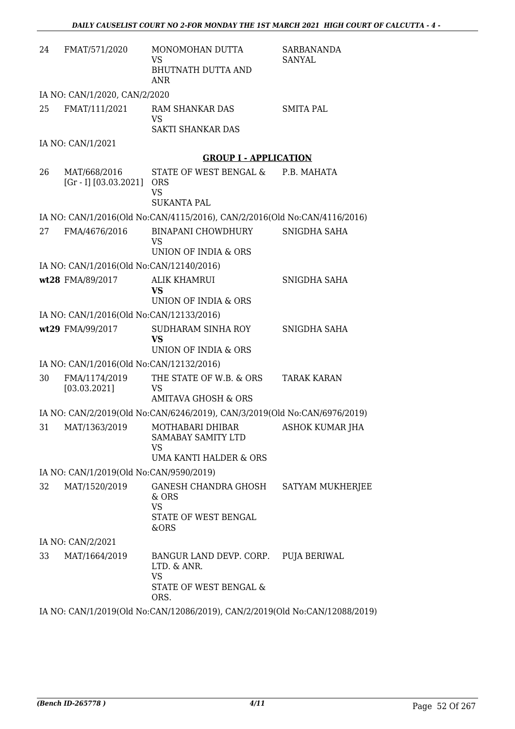| | | | |
|---|---|---|---|
| 24 | FMAT/571/2020 | MONOMOHAN DUTTA<br>VS<br>BHUTNATH DUTTA AND ANR | SARBANANDA SANYAL |

IA NO: CAN/1/2020, CAN/2/2020

| | | | |
|---|---|---|---|
| 25 | FMAT/111/2021 | RAM SHANKAR DAS<br>VS<br>SAKTI SHANKAR DAS | SMITA PAL |

IA NO: CAN/1/2021

## GROUP I - APPLICATION

| | | | |
|---|---|---|---|
| 26 | MAT/668/2016<br>[Gr - I] [03.03.2021] | STATE OF WEST BENGAL & ORS<br>VS<br>SUKANTA PAL | P.B. MAHATA |

IA NO: CAN/1/2016(Old No:CAN/4115/2016), CAN/2/2016(Old No:CAN/4116/2016)

| | | | |
|---|---|---|---|
| 27 | FMA/4676/2016 | BINAPANI CHOWDHURY<br>VS<br>UNION OF INDIA & ORS | SNIGDHA SAHA |

IA NO: CAN/1/2016(Old No:CAN/12140/2016)

| | | | |
|---|---|---|---|
| wt28 | FMA/89/2017 | ALIK KHAMRUI<br>**VS**<br>UNION OF INDIA & ORS | SNIGDHA SAHA |

IA NO: CAN/1/2016(Old No:CAN/12133/2016)

| | | | |
|---|---|---|---|
| wt29 | FMA/99/2017 | SUDHARAM SINHA ROY<br>**VS**<br>UNION OF INDIA & ORS | SNIGDHA SAHA |

IA NO: CAN/1/2016(Old No:CAN/12132/2016)

| | | | |
|---|---|---|---|
| 30 | FMA/1174/2019<br>[03.03.2021] | THE STATE OF W.B. & ORS<br>VS<br>AMITAVA GHOSH & ORS | TARAK KARAN |

IA NO: CAN/2/2019(Old No:CAN/6246/2019), CAN/3/2019(Old No:CAN/6976/2019)

| | | | |
|---|---|---|---|
| 31 | MAT/1363/2019 | MOTHABARI DHIBAR SAMABAY SAMITY LTD<br>VS<br>UMA KANTI HALDER & ORS | ASHOK KUMAR JHA |

IA NO: CAN/1/2019(Old No:CAN/9590/2019)

| | | | |
|---|---|---|---|
| 32 | MAT/1520/2019 | GANESH CHANDRA GHOSH & ORS<br>VS<br>STATE OF WEST BENGAL &ORS | SATYAM MUKHERJEE |

IA NO: CAN/2/2021

| | | | |
|---|---|---|---|
| 33 | MAT/1664/2019 | BANGUR LAND DEVP. CORP. LTD. & ANR.<br>VS<br>STATE OF WEST BENGAL & ORS. | PUJA BERIWAL |

IA NO: CAN/1/2019(Old No:CAN/12086/2019), CAN/2/2019(Old No:CAN/12088/2019)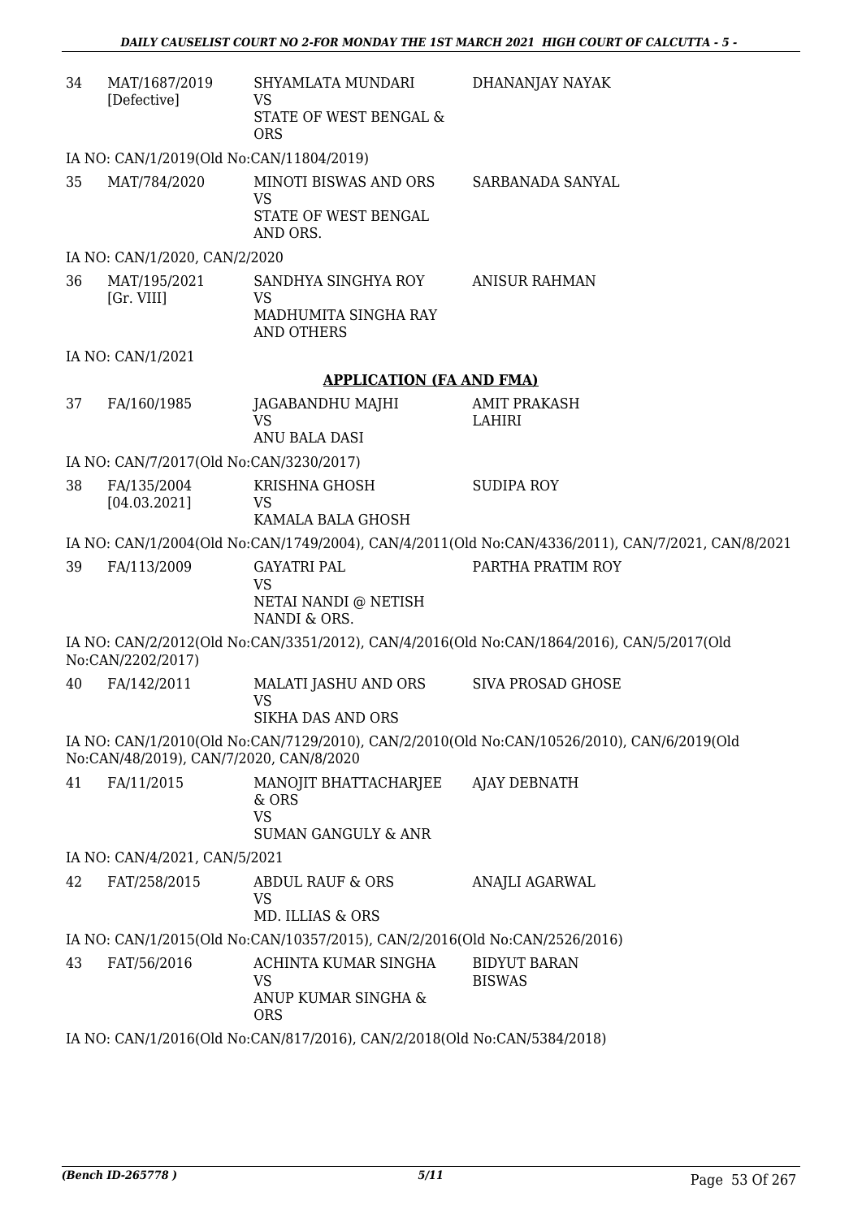| 34 | MAT/1687/2019 [Defective] | SHYAMLATA MUNDARI VS STATE OF WEST BENGAL & ORS | DHANANJAY NAYAK |
|---|---|---|---|

IA NO: CAN/1/2019(Old No:CAN/11804/2019)

| 35 | MAT/784/2020 | MINOTI BISWAS AND ORS VS STATE OF WEST BENGAL AND ORS. | SARBANADA SANYAL |
|---|---|---|---|

IA NO: CAN/1/2020, CAN/2/2020

| 36 | MAT/195/2021 [Gr. VIII] | SANDHYA SINGHYA ROY VS MADHUMITA SINGHA RAY AND OTHERS | ANISUR RAHMAN |
|---|---|---|---|

IA NO: CAN/1/2021

## APPLICATION (FA AND FMA)

| 37 | FA/160/1985 | JAGABANDHU MAJHI VS ANU BALA DASI | AMIT PRAKASH LAHIRI |
|---|---|---|---|

IA NO: CAN/7/2017(Old No:CAN/3230/2017)

| 38 | FA/135/2004 [04.03.2021] | KRISHNA GHOSH VS KAMALA BALA GHOSH | SUDIPA ROY |
|---|---|---|---|

IA NO: CAN/1/2004(Old No:CAN/1749/2004), CAN/4/2011(Old No:CAN/4336/2011), CAN/7/2021, CAN/8/2021

| 39 | FA/113/2009 | GAYATRI PAL VS NETAI NANDI @ NETISH NANDI & ORS. | PARTHA PRATIM ROY |
|---|---|---|---|

IA NO: CAN/2/2012(Old No:CAN/3351/2012), CAN/4/2016(Old No:CAN/1864/2016), CAN/5/2017(Old No:CAN/2202/2017)

| 40 | FA/142/2011 | MALATI JASHU AND ORS VS SIKHA DAS AND ORS | SIVA PROSAD GHOSE |
|---|---|---|---|

IA NO: CAN/1/2010(Old No:CAN/7129/2010), CAN/2/2010(Old No:CAN/10526/2010), CAN/6/2019(Old No:CAN/48/2019), CAN/7/2020, CAN/8/2020

| 41 | FA/11/2015 | MANOJIT BHATTACHARJEE & ORS VS SUMAN GANGULY & ANR | AJAY DEBNATH |
|---|---|---|---|

IA NO: CAN/4/2021, CAN/5/2021

| 42 | FAT/258/2015 | ABDUL RAUF & ORS VS MD. ILLIAS & ORS | ANAJLI AGARWAL |
|---|---|---|---|

IA NO: CAN/1/2015(Old No:CAN/10357/2015), CAN/2/2016(Old No:CAN/2526/2016)

| 43 | FAT/56/2016 | ACHINTA KUMAR SINGHA VS ANUP KUMAR SINGHA & ORS | BIDYUT BARAN BISWAS |
|---|---|---|---|

IA NO: CAN/1/2016(Old No:CAN/817/2016), CAN/2/2018(Old No:CAN/5384/2018)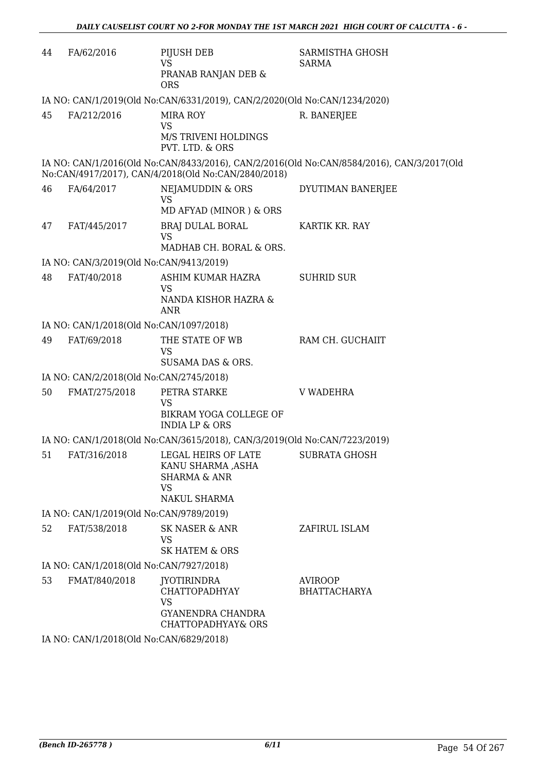| | | | |
|---|---|---|---|
| 44 | FA/62/2016 | PIJUSH DEB<br>VS<br>PRANAB RANJAN DEB & ORS | SARMISTHA GHOSH SARMA |

IA NO: CAN/1/2019(Old No:CAN/6331/2019), CAN/2/2020(Old No:CAN/1234/2020)

| | | | |
|---|---|---|---|
| 45 | FA/212/2016 | MIRA ROY<br>VS<br>M/S TRIVENI HOLDINGS PVT. LTD. & ORS | R. BANERJEE |

IA NO: CAN/1/2016(Old No:CAN/8433/2016), CAN/2/2016(Old No:CAN/8584/2016), CAN/3/2017(Old No:CAN/4917/2017), CAN/4/2018(Old No:CAN/2840/2018)

| | | | |
|---|---|---|---|
| 46 | FA/64/2017 | NEJAMUDDIN & ORS<br>VS<br>MD AFYAD (MINOR ) & ORS | DYUTIMAN BANERJEE |
| 47 | FAT/445/2017 | BRAJ DULAL BORAL<br>VS<br>MADHAB CH. BORAL & ORS. | KARTIK KR. RAY |

IA NO: CAN/3/2019(Old No:CAN/9413/2019)

| | | | |
|---|---|---|---|
| 48 | FAT/40/2018 | ASHIM KUMAR HAZRA<br>VS<br>NANDA KISHOR HAZRA & ANR | SUHRID SUR |

IA NO: CAN/1/2018(Old No:CAN/1097/2018)

| | | | |
|---|---|---|---|
| 49 | FAT/69/2018 | THE STATE OF WB<br>VS<br>SUSAMA DAS & ORS. | RAM CH. GUCHAIIT |

IA NO: CAN/2/2018(Old No:CAN/2745/2018)

| | | | |
|---|---|---|---|
| 50 | FMAT/275/2018 | PETRA STARKE<br>VS<br>BIKRAM YOGA COLLEGE OF INDIA LP & ORS | V WADEHRA |

IA NO: CAN/1/2018(Old No:CAN/3615/2018), CAN/3/2019(Old No:CAN/7223/2019)

| | | | |
|---|---|---|---|
| 51 | FAT/316/2018 | LEGAL HEIRS OF LATE KANU SHARMA ,ASHA SHARMA & ANR<br>VS<br>NAKUL SHARMA | SUBRATA GHOSH |

IA NO: CAN/1/2019(Old No:CAN/9789/2019)

| | | | |
|---|---|---|---|
| 52 | FAT/538/2018 | SK NASER & ANR<br>VS<br>SK HATEM & ORS | ZAFIRUL ISLAM |

IA NO: CAN/1/2018(Old No:CAN/7927/2018)

| | | | |
|---|---|---|---|
| 53 | FMAT/840/2018 | JYOTIRINDRA CHATTOPADHYAY<br>VS<br>GYANENDRA CHANDRA CHATTOPADHYAY& ORS | AVIROOP BHATTACHARYA |

IA NO: CAN/1/2018(Old No:CAN/6829/2018)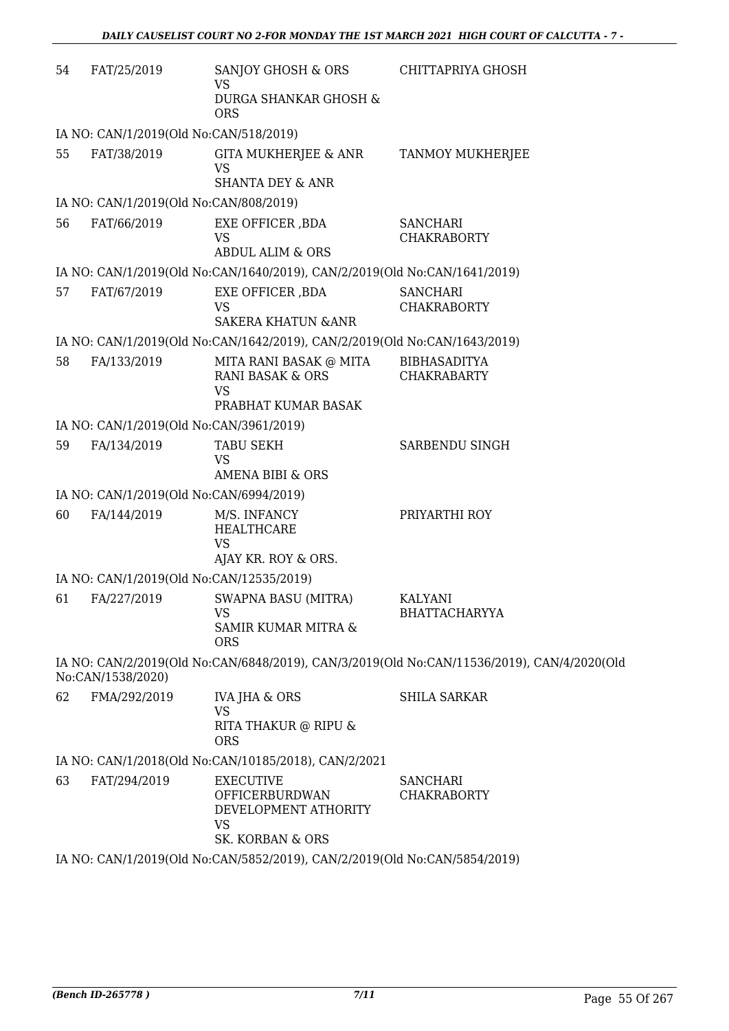| | | | |
|---|---|---|---|
| 54 | FAT/25/2019 | SANJOY GHOSH & ORS<br>VS<br>DURGA SHANKAR GHOSH & ORS | CHITTAPRIYA GHOSH |

IA NO: CAN/1/2019(Old No:CAN/518/2019)

| | | | |
|---|---|---|---|
| 55 | FAT/38/2019 | GITA MUKHERJEE & ANR<br>VS<br>SHANTA DEY & ANR | TANMOY MUKHERJEE |

IA NO: CAN/1/2019(Old No:CAN/808/2019)

| | | | |
|---|---|---|---|
| 56 | FAT/66/2019 | EXE OFFICER ,BDA<br>VS<br>ABDUL ALIM & ORS | SANCHARI CHAKRABORTY |

IA NO: CAN/1/2019(Old No:CAN/1640/2019), CAN/2/2019(Old No:CAN/1641/2019)

| | | | |
|---|---|---|---|
| 57 | FAT/67/2019 | EXE OFFICER ,BDA<br>VS<br>SAKERA KHATUN &ANR | SANCHARI CHAKRABORTY |

IA NO: CAN/1/2019(Old No:CAN/1642/2019), CAN/2/2019(Old No:CAN/1643/2019)

| | | | |
|---|---|---|---|
| 58 | FA/133/2019 | MITA RANI BASAK @ MITA RANI BASAK & ORS<br>VS<br>PRABHAT KUMAR BASAK | BIBHASADITYA CHAKRABARTY |

IA NO: CAN/1/2019(Old No:CAN/3961/2019)

| | | | |
|---|---|---|---|
| 59 | FA/134/2019 | TABU SEKH<br>VS<br>AMENA BIBI & ORS | SARBENDU SINGH |

IA NO: CAN/1/2019(Old No:CAN/6994/2019)

| | | | |
|---|---|---|---|
| 60 | FA/144/2019 | M/S. INFANCY HEALTHCARE<br>VS<br>AJAY KR. ROY & ORS. | PRIYARTHI ROY |

IA NO: CAN/1/2019(Old No:CAN/12535/2019)

| | | | |
|---|---|---|---|
| 61 | FA/227/2019 | SWAPNA BASU (MITRA)<br>VS<br>SAMIR KUMAR MITRA & ORS | KALYANI BHATTACHARYYA |

IA NO: CAN/2/2019(Old No:CAN/6848/2019), CAN/3/2019(Old No:CAN/11536/2019), CAN/4/2020(Old No:CAN/1538/2020)

| | | | |
|---|---|---|---|
| 62 | FMA/292/2019 | IVA JHA & ORS<br>VS<br>RITA THAKUR @ RIPU & ORS | SHILA SARKAR |

IA NO: CAN/1/2018(Old No:CAN/10185/2018), CAN/2/2021

| | | | |
|---|---|---|---|
| 63 | FAT/294/2019 | EXECUTIVE OFFICERBURDWAN DEVELOPMENT ATHORITY<br>VS<br>SK. KORBAN & ORS | SANCHARI CHAKRABORTY |

IA NO: CAN/1/2019(Old No:CAN/5852/2019), CAN/2/2019(Old No:CAN/5854/2019)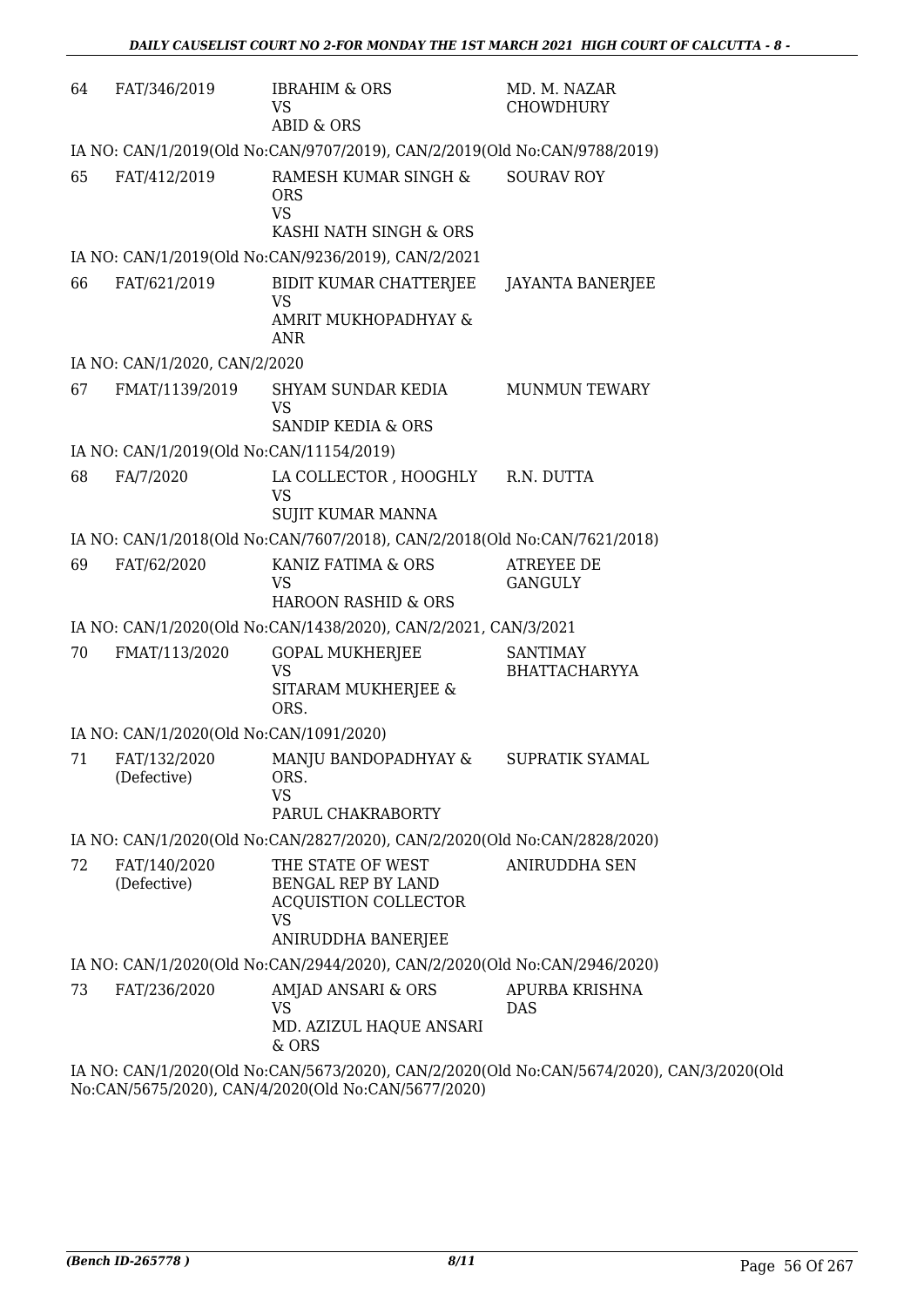| | | | |
|---|---|---|---|
| 64 | FAT/346/2019 | IBRAHIM & ORS<br>VS<br>ABID & ORS | MD. M. NAZAR CHOWDHURY |

IA NO: CAN/1/2019(Old No:CAN/9707/2019), CAN/2/2019(Old No:CAN/9788/2019)

| | | | |
|---|---|---|---|
| 65 | FAT/412/2019 | RAMESH KUMAR SINGH & ORS<br>VS<br>KASHI NATH SINGH & ORS | SOURAV ROY |

IA NO: CAN/1/2019(Old No:CAN/9236/2019), CAN/2/2021

| | | | |
|---|---|---|---|
| 66 | FAT/621/2019 | BIDIT KUMAR CHATTERJEE<br>VS<br>AMRIT MUKHOPADHYAY & ANR | JAYANTA BANERJEE |

IA NO: CAN/1/2020, CAN/2/2020

| | | | |
|---|---|---|---|
| 67 | FMAT/1139/2019 | SHYAM SUNDAR KEDIA<br>VS<br>SANDIP KEDIA & ORS | MUNMUN TEWARY |

IA NO: CAN/1/2019(Old No:CAN/11154/2019)

| | | | |
|---|---|---|---|
| 68 | FA/7/2020 | LA COLLECTOR , HOOGHLY<br>VS<br>SUJIT KUMAR MANNA | R.N. DUTTA |

IA NO: CAN/1/2018(Old No:CAN/7607/2018), CAN/2/2018(Old No:CAN/7621/2018)

| | | | |
|---|---|---|---|
| 69 | FAT/62/2020 | KANIZ FATIMA & ORS<br>VS<br>HAROON RASHID & ORS | ATREYEE DE GANGULY |

IA NO: CAN/1/2020(Old No:CAN/1438/2020), CAN/2/2021, CAN/3/2021

| | | | |
|---|---|---|---|
| 70 | FMAT/113/2020 | GOPAL MUKHERJEE<br>VS<br>SITARAM MUKHERJEE & ORS. | SANTIMAY BHATTACHARYYA |

IA NO: CAN/1/2020(Old No:CAN/1091/2020)

| | | | |
|---|---|---|---|
| 71 | FAT/132/2020 (Defective) | MANJU BANDOPADHYAY & ORS.<br>VS<br>PARUL CHAKRABORTY | SUPRATIK SYAMAL |

IA NO: CAN/1/2020(Old No:CAN/2827/2020), CAN/2/2020(Old No:CAN/2828/2020)

| | | | |
|---|---|---|---|
| 72 | FAT/140/2020 (Defective) | THE STATE OF WEST BENGAL REP BY LAND ACQUISTION COLLECTOR<br>VS<br>ANIRUDDHA BANERJEE | ANIRUDDHA SEN |

IA NO: CAN/1/2020(Old No:CAN/2944/2020), CAN/2/2020(Old No:CAN/2946/2020)

| | | | |
|---|---|---|---|
| 73 | FAT/236/2020 | AMJAD ANSARI & ORS<br>VS<br>MD. AZIZUL HAQUE ANSARI & ORS | APURBA KRISHNA DAS |

IA NO: CAN/1/2020(Old No:CAN/5673/2020), CAN/2/2020(Old No:CAN/5674/2020), CAN/3/2020(Old No:CAN/5675/2020), CAN/4/2020(Old No:CAN/5677/2020)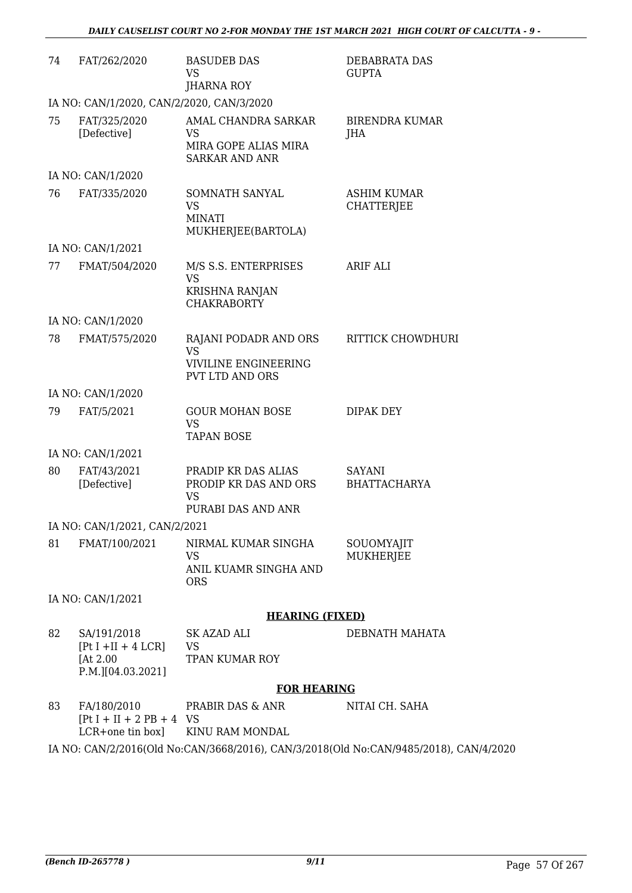| | | | |
|---|---|---|---|
| 74 | FAT/262/2020 | BASUDEB DAS<br>VS<br>JHARNA ROY | DEBABRATA DAS GUPTA |

IA NO: CAN/1/2020, CAN/2/2020, CAN/3/2020

| | | | |
|---|---|---|---|
| 75 | FAT/325/2020 [Defective] | AMAL CHANDRA SARKAR<br>VS<br>MIRA GOPE ALIAS MIRA SARKAR AND ANR | BIRENDRA KUMAR JHA |

IA NO: CAN/1/2020

| | | | |
|---|---|---|---|
| 76 | FAT/335/2020 | SOMNATH SANYAL<br>VS<br>MINATI MUKHERJEE(BARTOLA) | ASHIM KUMAR CHATTERJEE |

IA NO: CAN/1/2021

| | | | |
|---|---|---|---|
| 77 | FMAT/504/2020 | M/S S.S. ENTERPRISES<br>VS<br>KRISHNA RANJAN CHAKRABORTY | ARIF ALI |

IA NO: CAN/1/2020

| | | | |
|---|---|---|---|
| 78 | FMAT/575/2020 | RAJANI PODADR AND ORS<br>VS<br>VIVILINE ENGINEERING PVT LTD AND ORS | RITTICK CHOWDHURI |

IA NO: CAN/1/2020

| | | | |
|---|---|---|---|
| 79 | FAT/5/2021 | GOUR MOHAN BOSE<br>VS<br>TAPAN BOSE | DIPAK DEY |

IA NO: CAN/1/2021

| | | | |
|---|---|---|---|
| 80 | FAT/43/2021 [Defective] | PRADIP KR DAS ALIAS PRODIP KR DAS AND ORS<br>VS<br>PURABI DAS AND ANR | SAYANI BHATTACHARYA |

IA NO: CAN/1/2021, CAN/2/2021

| | | | |
|---|---|---|---|
| 81 | FMAT/100/2021 | NIRMAL KUMAR SINGHA<br>VS<br>ANIL KUAMR SINGHA AND ORS | SOUOMYAJIT MUKHERJEE |

IA NO: CAN/1/2021

**HEARING (FIXED)**

| | | | |
|---|---|---|---|
| 82 | SA/191/2018 [Pt I +II + 4 LCR] [At 2.00 P.M.][04.03.2021] | SK AZAD ALI<br>VS<br>TPAN KUMAR ROY | DEBNATH MAHATA |

**FOR HEARING**

| | | | |
|---|---|---|---|
| 83 | FA/180/2010 [Pt I + II + 2 PB + 4 LCR+one tin box] | PRABIR DAS & ANR<br>VS<br>KINU RAM MONDAL | NITAI CH. SAHA |

IA NO: CAN/2/2016(Old No:CAN/3668/2016), CAN/3/2018(Old No:CAN/9485/2018), CAN/4/2020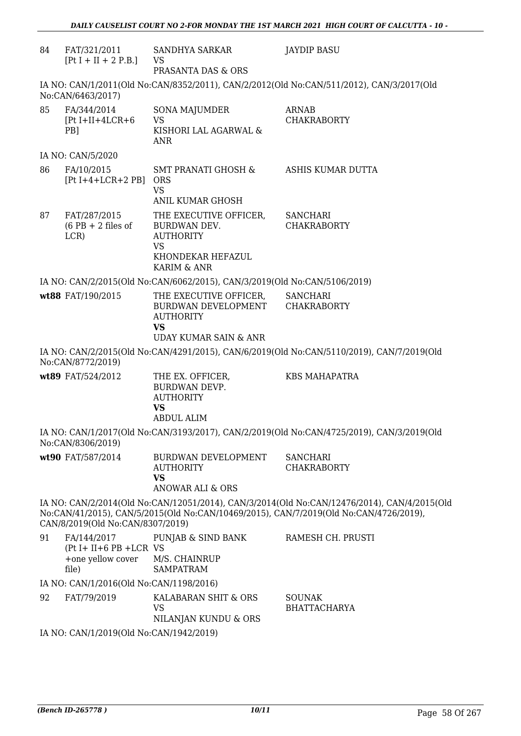| | | | |
|---|---|---|---|
| 84 | FAT/321/2011 [Pt I + II + 2 P.B.] | SANDHYA SARKAR VS PRASANTA DAS & ORS | JAYDIP BASU |

IA NO: CAN/1/2011(Old No:CAN/8352/2011), CAN/2/2012(Old No:CAN/511/2012), CAN/3/2017(Old No:CAN/6463/2017)

| | | | |
|---|---|---|---|
| 85 | FA/344/2014 [Pt I+II+4LCR+6 PB] | SONA MAJUMDER VS KISHORI LAL AGARWAL & ANR | ARNAB CHAKRABORTY |

IA NO: CAN/5/2020

| | | | |
|---|---|---|---|
| 86 | FA/10/2015 [Pt I+4+LCR+2 PB] | SMT PRANATI GHOSH & ORS VS ANIL KUMAR GHOSH | ASHIS KUMAR DUTTA |
| 87 | FAT/287/2015 (6 PB + 2 files of LCR) | THE EXECUTIVE OFFICER, BURDWAN DEV. AUTHORITY VS KHONDEKAR HEFAZUL KARIM & ANR | SANCHARI CHAKRABORTY |

IA NO: CAN/2/2015(Old No:CAN/6062/2015), CAN/3/2019(Old No:CAN/5106/2019)

| | | | |
|---|---|---|---|
| **wt88** | FAT/190/2015 | THE EXECUTIVE OFFICER, BURDWAN DEVELOPMENT AUTHORITY **VS** UDAY KUMAR SAIN & ANR | SANCHARI CHAKRABORTY |

IA NO: CAN/2/2015(Old No:CAN/4291/2015), CAN/6/2019(Old No:CAN/5110/2019), CAN/7/2019(Old No:CAN/8772/2019)

| | | | |
|---|---|---|---|
| **wt89** | FAT/524/2012 | THE EX. OFFICER, BURDWAN DEVP. AUTHORITY **VS** ABDUL ALIM | KBS MAHAPATRA |

IA NO: CAN/1/2017(Old No:CAN/3193/2017), CAN/2/2019(Old No:CAN/4725/2019), CAN/3/2019(Old No:CAN/8306/2019)

| | | | |
|---|---|---|---|
| **wt90** | FAT/587/2014 | BURDWAN DEVELOPMENT AUTHORITY **VS** ANOWAR ALI & ORS | SANCHARI CHAKRABORTY |

IA NO: CAN/2/2014(Old No:CAN/12051/2014), CAN/3/2014(Old No:CAN/12476/2014), CAN/4/2015(Old No:CAN/41/2015), CAN/5/2015(Old No:CAN/10469/2015), CAN/7/2019(Old No:CAN/4726/2019), CAN/8/2019(Old No:CAN/8307/2019)

| | | | |
|---|---|---|---|
| 91 | FA/144/2017 (Pt I+ II+6 PB +LCR +one yellow cover file) | PUNJAB & SIND BANK VS M/S. CHAINRUP SAMPATRAM | RAMESH CH. PRUSTI |

IA NO: CAN/1/2016(Old No:CAN/1198/2016)

| | | | |
|---|---|---|---|
| 92 | FAT/79/2019 | KALABARAN SHIT & ORS VS NILANJAN KUNDU & ORS | SOUNAK BHATTACHARYA |

IA NO: CAN/1/2019(Old No:CAN/1942/2019)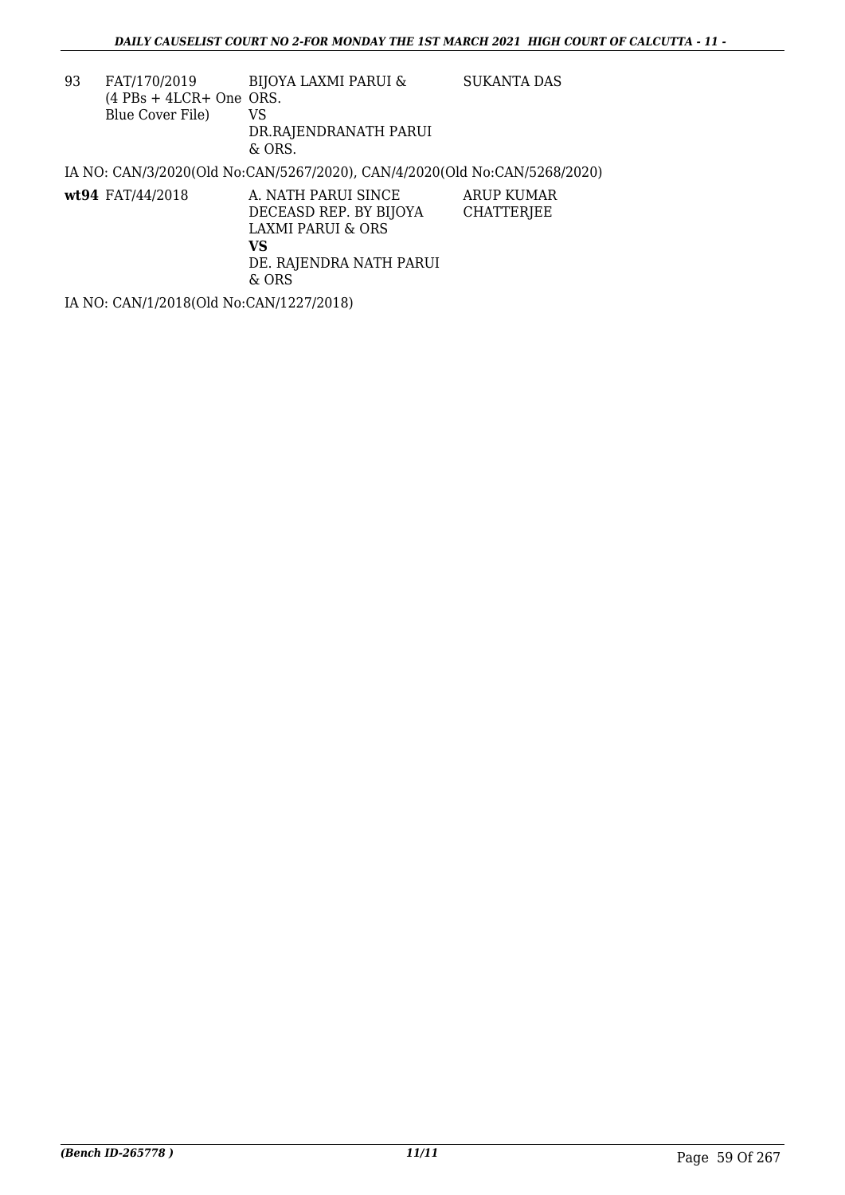| | | | |
|---|---|---|---|
| 93 | FAT/170/2019 (4 PBs + 4LCR+ One Blue Cover File) | BIJOYA LAXMI PARUI & ORS. VS DR.RAJENDRANATH PARUI & ORS. | SUKANTA DAS |

IA NO: CAN/3/2020(Old No:CAN/5267/2020), CAN/4/2020(Old No:CAN/5268/2020)

| | | | |
|---|---|---|---|
| **wt94** | FAT/44/2018 | A. NATH PARUI SINCE DECEASD REP. BY BIJOYA LAXMI PARUI & ORS **VS** DE. RAJENDRA NATH PARUI & ORS | ARUP KUMAR CHATTERJEE |

IA NO: CAN/1/2018(Old No:CAN/1227/2018)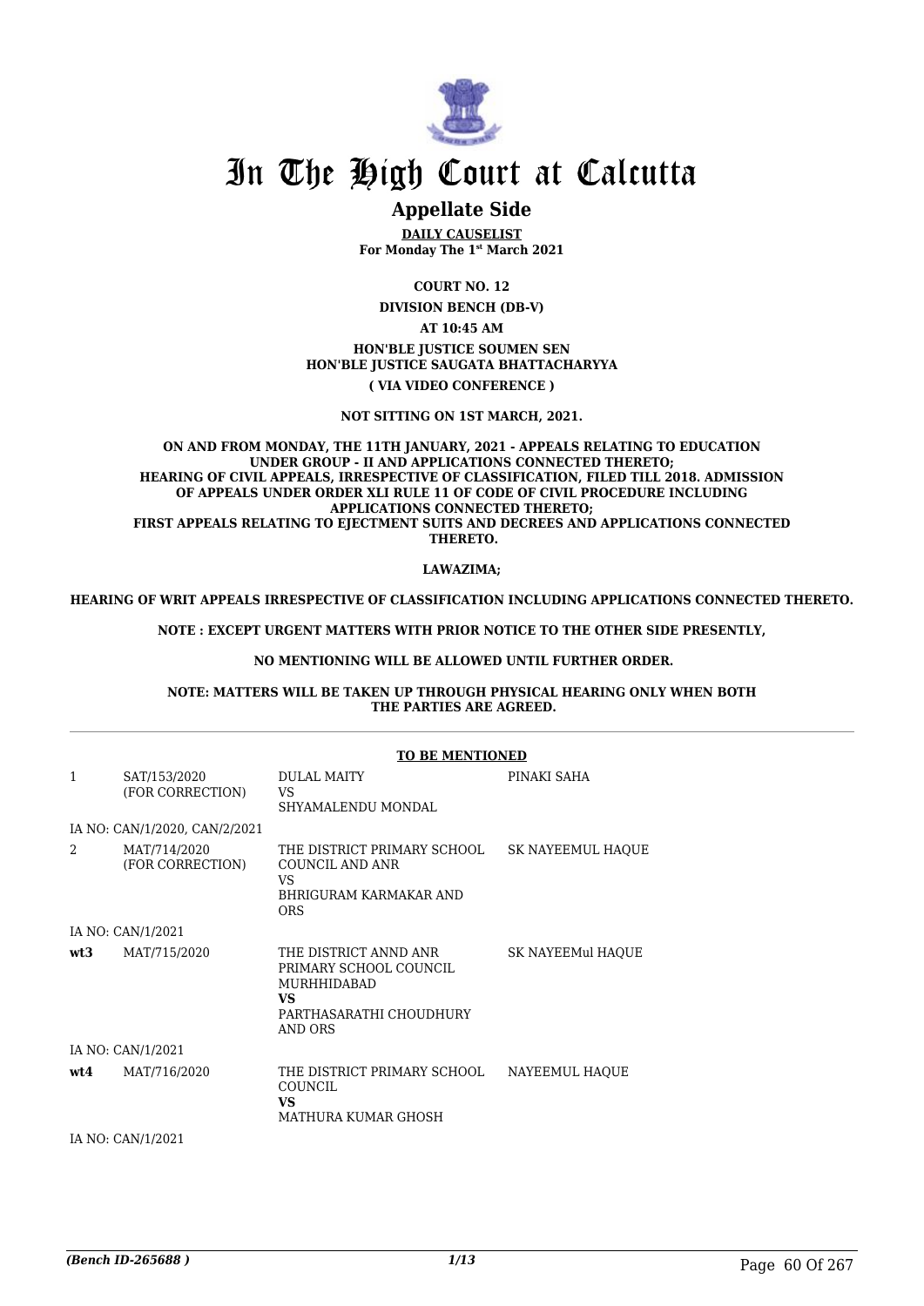# In The High Court at Calcutta

## Appellate Side

**DAILY CAUSELIST**
**For Monday The 1st March 2021**

**COURT NO. 12**

**DIVISION BENCH (DB-V)**

**AT 10:45 AM**

**HON'BLE JUSTICE SOUMEN SEN**
**HON'BLE JUSTICE SAUGATA BHATTACHARYYA**

**( VIA VIDEO CONFERENCE )**

**NOT SITTING ON 1ST MARCH, 2021.**

**ON AND FROM MONDAY, THE 11TH JANUARY, 2021 - APPEALS RELATING TO EDUCATION UNDER GROUP - II AND APPLICATIONS CONNECTED THERETO; HEARING OF CIVIL APPEALS, IRRESPECTIVE OF CLASSIFICATION, FILED TILL 2018. ADMISSION OF APPEALS UNDER ORDER XLI RULE 11 OF CODE OF CIVIL PROCEDURE INCLUDING APPLICATIONS CONNECTED THERETO; FIRST APPEALS RELATING TO EJECTMENT SUITS AND DECREES AND APPLICATIONS CONNECTED THERETO.**

**LAWAZIMA;**

**HEARING OF WRIT APPEALS IRRESPECTIVE OF CLASSIFICATION INCLUDING APPLICATIONS CONNECTED THERETO.**

**NOTE : EXCEPT URGENT MATTERS WITH PRIOR NOTICE TO THE OTHER SIDE PRESENTLY,**

**NO MENTIONING WILL BE ALLOWED UNTIL FURTHER ORDER.**

**NOTE: MATTERS WILL BE TAKEN UP THROUGH PHYSICAL HEARING ONLY WHEN BOTH THE PARTIES ARE AGREED.**

**TO BE MENTIONED**

| | | | |
|---|---|---|---|
| 1 | SAT/153/2020 (FOR CORRECTION) | DULAL MAITY VS SHYAMALENDU MONDAL | PINAKI SAHA |
| | IA NO: CAN/1/2020, CAN/2/2021 | | |
| 2 | MAT/714/2020 (FOR CORRECTION) | THE DISTRICT PRIMARY SCHOOL COUNCIL AND ANR VS BHRIGURAM KARMAKAR AND ORS | SK NAYEEMUL HAQUE |
| | IA NO: CAN/1/2021 | | |
| **wt3** | MAT/715/2020 | THE DISTRICT ANND ANR PRIMARY SCHOOL COUNCIL MURHHIDABAD **VS** PARTHASARATHI CHOUDHURY AND ORS | SK NAYEEMul HAQUE |
| | IA NO: CAN/1/2021 | | |
| **wt4** | MAT/716/2020 | THE DISTRICT PRIMARY SCHOOL COUNCIL **VS** MATHURA KUMAR GHOSH | NAYEEMUL HAQUE |
| | IA NO: CAN/1/2021 | | |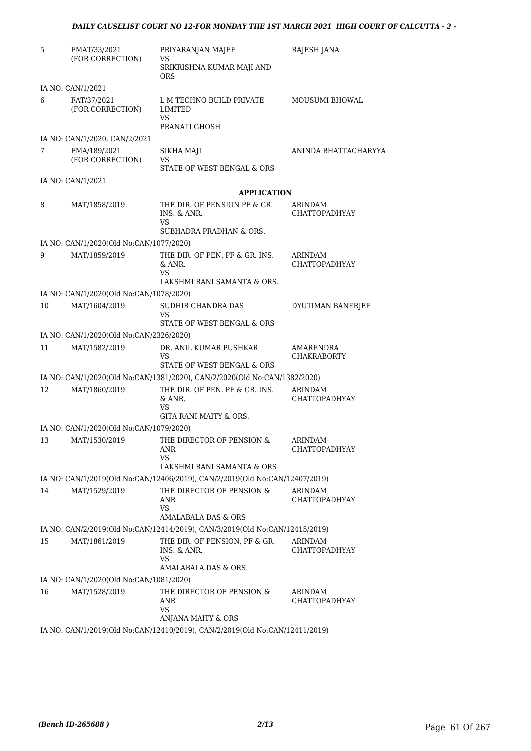| | | | |
|---|---|---|---|
| 5 | FMAT/33/2021 (FOR CORRECTION) | PRIYARANJAN MAJEE VS SRIKRISHNA KUMAR MAJI AND ORS | RAJESH JANA |
| | IA NO: CAN/1/2021 | | |
| 6 | FAT/37/2021 (FOR CORRECTION) | L M TECHNO BUILD PRIVATE LIMITED VS PRANATI GHOSH | MOUSUMI BHOWAL |
| | IA NO: CAN/1/2020, CAN/2/2021 | | |
| 7 | FMA/189/2021 (FOR CORRECTION) | SIKHA MAJI VS STATE OF WEST BENGAL & ORS | ANINDA BHATTACHARYYA |
| | IA NO: CAN/1/2021 | | |

**APPLICATION**

| | | | |
|---|---|---|---|
| 8 | MAT/1858/2019 | THE DIR. OF PENSION PF & GR. INS. & ANR. VS SUBHADRA PRADHAN & ORS. | ARINDAM CHATTOPADHYAY |
| | IA NO: CAN/1/2020(Old No:CAN/1077/2020) | | |
| 9 | MAT/1859/2019 | THE DIR. OF PEN. PF & GR. INS. & ANR. VS LAKSHMI RANI SAMANTA & ORS. | ARINDAM CHATTOPADHYAY |
| | IA NO: CAN/1/2020(Old No:CAN/1078/2020) | | |
| 10 | MAT/1604/2019 | SUDHIR CHANDRA DAS VS STATE OF WEST BENGAL & ORS | DYUTIMAN BANERJEE |
| | IA NO: CAN/1/2020(Old No:CAN/2326/2020) | | |
| 11 | MAT/1582/2019 | DR. ANIL KUMAR PUSHKAR VS STATE OF WEST BENGAL & ORS | AMARENDRA CHAKRABORTY |
| | IA NO: CAN/1/2020(Old No:CAN/1381/2020), CAN/2/2020(Old No:CAN/1382/2020) | | |
| 12 | MAT/1860/2019 | THE DIR. OF PEN. PF & GR. INS. & ANR. VS GITA RANI MAITY & ORS. | ARINDAM CHATTOPADHYAY |
| | IA NO: CAN/1/2020(Old No:CAN/1079/2020) | | |
| 13 | MAT/1530/2019 | THE DIRECTOR OF PENSION & ANR VS LAKSHMI RANI SAMANTA & ORS | ARINDAM CHATTOPADHYAY |
| | IA NO: CAN/1/2019(Old No:CAN/12406/2019), CAN/2/2019(Old No:CAN/12407/2019) | | |
| 14 | MAT/1529/2019 | THE DIRECTOR OF PENSION & ANR VS AMALABALA DAS & ORS | ARINDAM CHATTOPADHYAY |
| | IA NO: CAN/2/2019(Old No:CAN/12414/2019), CAN/3/2019(Old No:CAN/12415/2019) | | |
| 15 | MAT/1861/2019 | THE DIR. OF PENSION, PF & GR. INS. & ANR. VS AMALABALA DAS & ORS. | ARINDAM CHATTOPADHYAY |
| | IA NO: CAN/1/2020(Old No:CAN/1081/2020) | | |
| 16 | MAT/1528/2019 | THE DIRECTOR OF PENSION & ANR VS ANJANA MAITY & ORS | ARINDAM CHATTOPADHYAY |
| | IA NO: CAN/1/2019(Old No:CAN/12410/2019), CAN/2/2019(Old No:CAN/12411/2019) | | |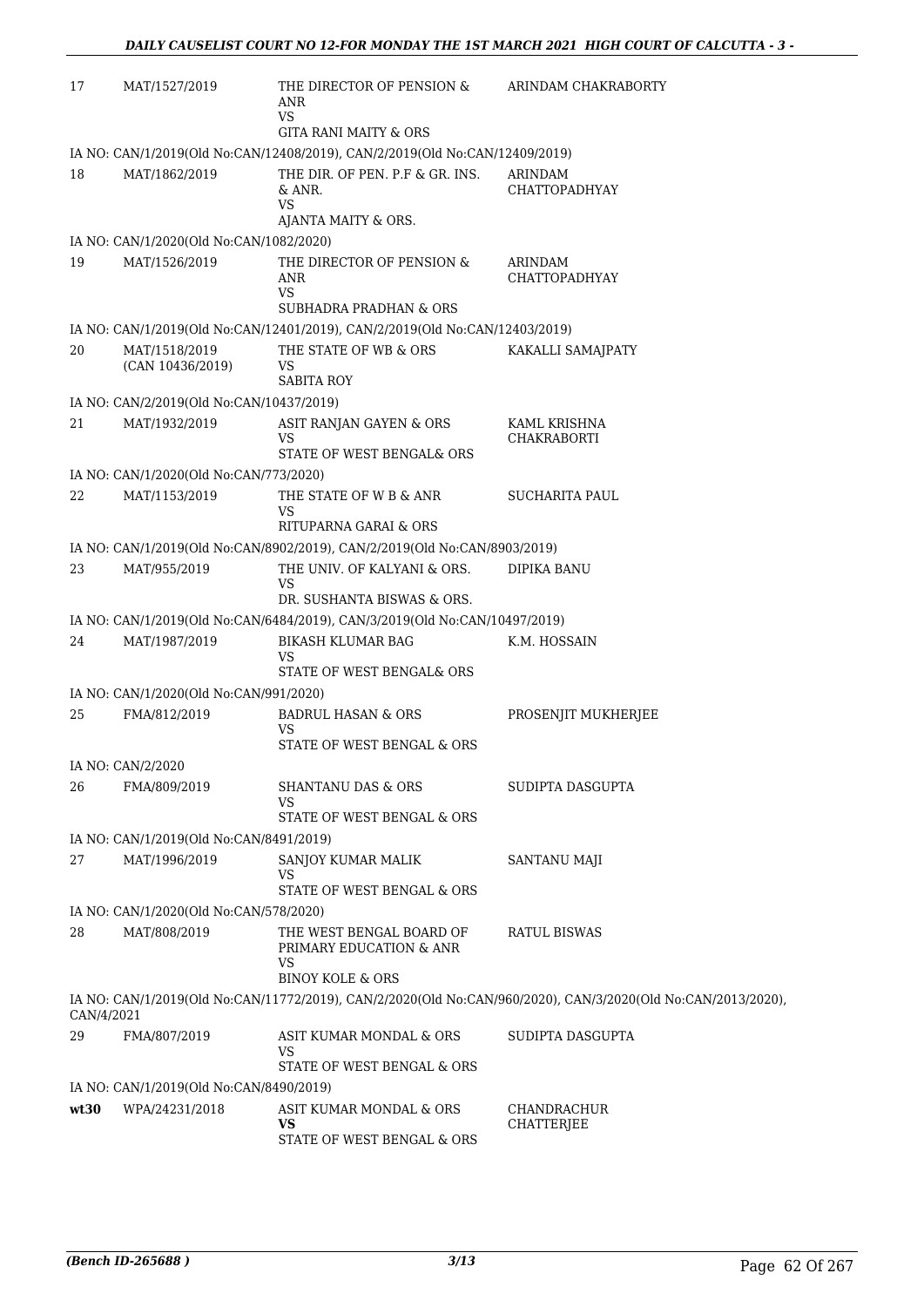| | | | |
|---|---|---|---|
| 17 | MAT/1527/2019 | THE DIRECTOR OF PENSION & ANR<br>VS<br>GITA RANI MAITY & ORS | ARINDAM CHAKRABORTY |
| IA NO: CAN/1/2019(Old No:CAN/12408/2019), CAN/2/2019(Old No:CAN/12409/2019) | | | |
| 18 | MAT/1862/2019 | THE DIR. OF PEN. P.F & GR. INS. & ANR.<br>VS<br>AJANTA MAITY & ORS. | ARINDAM CHATTOPADHYAY |
| IA NO: CAN/1/2020(Old No:CAN/1082/2020) | | | |
| 19 | MAT/1526/2019 | THE DIRECTOR OF PENSION & ANR<br>VS<br>SUBHADRA PRADHAN & ORS | ARINDAM CHATTOPADHYAY |
| IA NO: CAN/1/2019(Old No:CAN/12401/2019), CAN/2/2019(Old No:CAN/12403/2019) | | | |
| 20 | MAT/1518/2019<br>(CAN 10436/2019) | THE STATE OF WB & ORS<br>VS<br>SABITA ROY | KAKALLI SAMAJPATY |
| IA NO: CAN/2/2019(Old No:CAN/10437/2019) | | | |
| 21 | MAT/1932/2019 | ASIT RANJAN GAYEN & ORS<br>VS<br>STATE OF WEST BENGAL& ORS | KAML KRISHNA CHAKRABORTI |
| IA NO: CAN/1/2020(Old No:CAN/773/2020) | | | |
| 22 | MAT/1153/2019 | THE STATE OF W B & ANR<br>VS<br>RITUPARNA GARAI & ORS | SUCHARITA PAUL |
| IA NO: CAN/1/2019(Old No:CAN/8902/2019), CAN/2/2019(Old No:CAN/8903/2019) | | | |
| 23 | MAT/955/2019 | THE UNIV. OF KALYANI & ORS.<br>VS<br>DR. SUSHANTA BISWAS & ORS. | DIPIKA BANU |
| IA NO: CAN/1/2019(Old No:CAN/6484/2019), CAN/3/2019(Old No:CAN/10497/2019) | | | |
| 24 | MAT/1987/2019 | BIKASH KLUMAR BAG<br>VS<br>STATE OF WEST BENGAL& ORS | K.M. HOSSAIN |
| IA NO: CAN/1/2020(Old No:CAN/991/2020) | | | |
| 25 | FMA/812/2019 | BADRUL HASAN & ORS<br>VS<br>STATE OF WEST BENGAL & ORS | PROSENJIT MUKHERJEE |
| IA NO: CAN/2/2020 | | | |
| 26 | FMA/809/2019 | SHANTANU DAS & ORS<br>VS<br>STATE OF WEST BENGAL & ORS | SUDIPTA DASGUPTA |
| IA NO: CAN/1/2019(Old No:CAN/8491/2019) | | | |
| 27 | MAT/1996/2019 | SANJOY KUMAR MALIK<br>VS<br>STATE OF WEST BENGAL & ORS | SANTANU MAJI |
| IA NO: CAN/1/2020(Old No:CAN/578/2020) | | | |
| 28 | MAT/808/2019 | THE WEST BENGAL BOARD OF PRIMARY EDUCATION & ANR<br>VS<br>BINOY KOLE & ORS | RATUL BISWAS |
| IA NO: CAN/1/2019(Old No:CAN/11772/2019), CAN/2/2020(Old No:CAN/960/2020), CAN/3/2020(Old No:CAN/2013/2020), CAN/4/2021 | | | |
| 29 | FMA/807/2019 | ASIT KUMAR MONDAL & ORS<br>VS<br>STATE OF WEST BENGAL & ORS | SUDIPTA DASGUPTA |
| IA NO: CAN/1/2019(Old No:CAN/8490/2019) | | | |
| **wt30** | WPA/24231/2018 | ASIT KUMAR MONDAL & ORS<br>**VS**<br>STATE OF WEST BENGAL & ORS | CHANDRACHUR CHATTERJEE |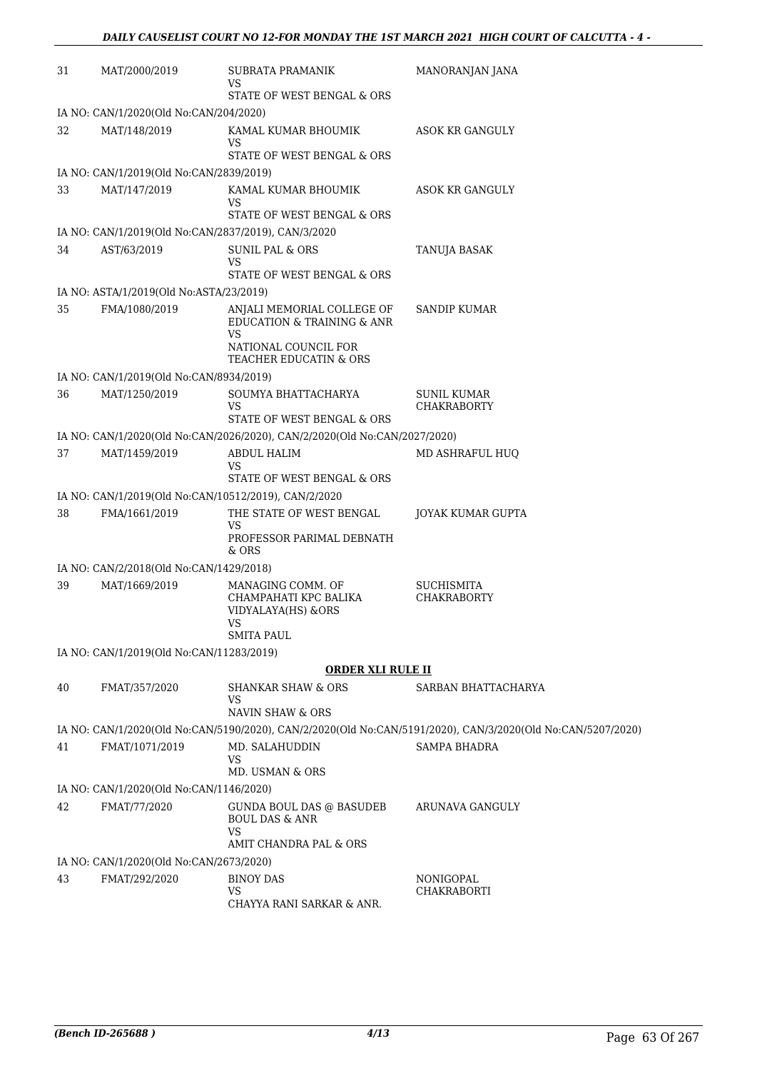| | | | |
|---|---|---|---|
| 31 | MAT/2000/2019 | SUBRATA PRAMANIK<br>VS<br>STATE OF WEST BENGAL & ORS | MANORANJAN JANA |
| | IA NO: CAN/1/2020(Old No:CAN/204/2020) | | |
| 32 | MAT/148/2019 | KAMAL KUMAR BHOUMIK<br>VS<br>STATE OF WEST BENGAL & ORS | ASOK KR GANGULY |
| | IA NO: CAN/1/2019(Old No:CAN/2839/2019) | | |
| 33 | MAT/147/2019 | KAMAL KUMAR BHOUMIK<br>VS<br>STATE OF WEST BENGAL & ORS | ASOK KR GANGULY |
| | IA NO: CAN/1/2019(Old No:CAN/2837/2019), CAN/3/2020 | | |
| 34 | AST/63/2019 | SUNIL PAL & ORS<br>VS<br>STATE OF WEST BENGAL & ORS | TANUJA BASAK |
| | IA NO: ASTA/1/2019(Old No:ASTA/23/2019) | | |
| 35 | FMA/1080/2019 | ANJALI MEMORIAL COLLEGE OF EDUCATION & TRAINING & ANR<br>VS<br>NATIONAL COUNCIL FOR TEACHER EDUCATIN & ORS | SANDIP KUMAR |
| | IA NO: CAN/1/2019(Old No:CAN/8934/2019) | | |
| 36 | MAT/1250/2019 | SOUMYA BHATTACHARYA<br>VS<br>STATE OF WEST BENGAL & ORS | SUNIL KUMAR CHAKRABORTY |
| | IA NO: CAN/1/2020(Old No:CAN/2026/2020), CAN/2/2020(Old No:CAN/2027/2020) | | |
| 37 | MAT/1459/2019 | ABDUL HALIM<br>VS<br>STATE OF WEST BENGAL & ORS | MD ASHRAFUL HUQ |
| | IA NO: CAN/1/2019(Old No:CAN/10512/2019), CAN/2/2020 | | |
| 38 | FMA/1661/2019 | THE STATE OF WEST BENGAL<br>VS<br>PROFESSOR PARIMAL DEBNATH & ORS | JOYAK KUMAR GUPTA |
| | IA NO: CAN/2/2018(Old No:CAN/1429/2018) | | |
| 39 | MAT/1669/2019 | MANAGING COMM. OF CHAMPAHATI KPC BALIKA VIDYALAYA(HS) &ORS<br>VS<br>SMITA PAUL | SUCHISMITA CHAKRABORTY |
| | IA NO: CAN/1/2019(Old No:CAN/11283/2019) | | |

**ORDER XLI RULE II**

| | | | |
|---|---|---|---|
| 40 | FMAT/357/2020 | SHANKAR SHAW & ORS<br>VS<br>NAVIN SHAW & ORS | SARBAN BHATTACHARYA |
| | IA NO: CAN/1/2020(Old No:CAN/5190/2020), CAN/2/2020(Old No:CAN/5191/2020), CAN/3/2020(Old No:CAN/5207/2020) | | |
| 41 | FMAT/1071/2019 | MD. SALAHUDDIN<br>VS<br>MD. USMAN & ORS | SAMPA BHADRA |
| | IA NO: CAN/1/2020(Old No:CAN/1146/2020) | | |
| 42 | FMAT/77/2020 | GUNDA BOUL DAS @ BASUDEB BOUL DAS & ANR<br>VS<br>AMIT CHANDRA PAL & ORS | ARUNAVA GANGULY |
| | IA NO: CAN/1/2020(Old No:CAN/2673/2020) | | |
| 43 | FMAT/292/2020 | BINOY DAS<br>VS<br>CHAYYA RANI SARKAR & ANR. | NONIGOPAL CHAKRABORTI |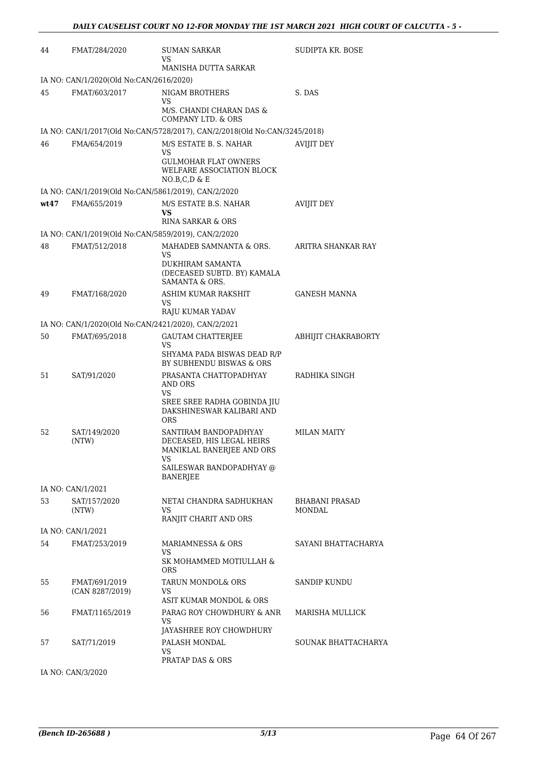| | | | |
|---|---|---|---|
| 44 | FMAT/284/2020 | SUMAN SARKAR<br>VS<br>MANISHA DUTTA SARKAR | SUDIPTA KR. BOSE |
| IA NO: CAN/1/2020(Old No:CAN/2616/2020) | | | |
| 45 | FMAT/603/2017 | NIGAM BROTHERS<br>VS<br>M/S. CHANDI CHARAN DAS & COMPANY LTD. & ORS | S. DAS |
| IA NO: CAN/1/2017(Old No:CAN/5728/2017), CAN/2/2018(Old No:CAN/3245/2018) | | | |
| 46 | FMA/654/2019 | M/S ESTATE B. S. NAHAR<br>VS<br>GULMOHAR FLAT OWNERS WELFARE ASSOCIATION BLOCK NO.B,C,D & E | AVIJIT DEY |
| IA NO: CAN/1/2019(Old No:CAN/5861/2019), CAN/2/2020 | | | |
| wt47 | FMA/655/2019 | M/S ESTATE B.S. NAHAR<br>**VS**<br>RINA SARKAR & ORS | AVIJIT DEY |
| IA NO: CAN/1/2019(Old No:CAN/5859/2019), CAN/2/2020 | | | |
| 48 | FMAT/512/2018 | MAHADEB SAMNANTA & ORS.<br>VS<br>DUKHIRAM SAMANTA (DECEASED SUBTD. BY) KAMALA SAMANTA & ORS. | ARITRA SHANKAR RAY |
| 49 | FMAT/168/2020 | ASHIM KUMAR RAKSHIT<br>VS<br>RAJU KUMAR YADAV | GANESH MANNA |
| IA NO: CAN/1/2020(Old No:CAN/2421/2020), CAN/2/2021 | | | |
| 50 | FMAT/695/2018 | GAUTAM CHATTERJEE<br>VS<br>SHYAMA PADA BISWAS DEAD R/P BY SUBHENDU BISWAS & ORS | ABHIJIT CHAKRABORTY |
| 51 | SAT/91/2020 | PRASANTA CHATTOPADHYAY AND ORS<br>VS<br>SREE SREE RADHA GOBINDA JIU DAKSHINESWAR KALIBARI AND ORS | RADHIKA SINGH |
| 52 | SAT/149/2020<br>(NTW) | SANTIRAM BANDOPADHYAY DECEASED, HIS LEGAL HEIRS MANIKLAL BANERJEE AND ORS<br>VS<br>SAILESWAR BANDOPADHYAY @ BANERJEE | MILAN MAITY |
| IA NO: CAN/1/2021 | | | |
| 53 | SAT/157/2020<br>(NTW) | NETAI CHANDRA SADHUKHAN<br>VS<br>RANJIT CHARIT AND ORS | BHABANI PRASAD MONDAL |
| IA NO: CAN/1/2021 | | | |
| 54 | FMAT/253/2019 | MARIAMNESSA & ORS<br>VS<br>SK MOHAMMED MOTIULLAH & ORS | SAYANI BHATTACHARYA |
| 55 | FMAT/691/2019<br>(CAN 8287/2019) | TARUN MONDOL& ORS<br>VS<br>ASIT KUMAR MONDOL & ORS | SANDIP KUNDU |
| 56 | FMAT/1165/2019 | PARAG ROY CHOWDHURY & ANR<br>VS<br>JAYASHREE ROY CHOWDHURY | MARISHA MULLICK |
| 57 | SAT/71/2019 | PALASH MONDAL<br>VS<br>PRATAP DAS & ORS | SOUNAK BHATTACHARYA |
| IA NO: CAN/3/2020 | | | |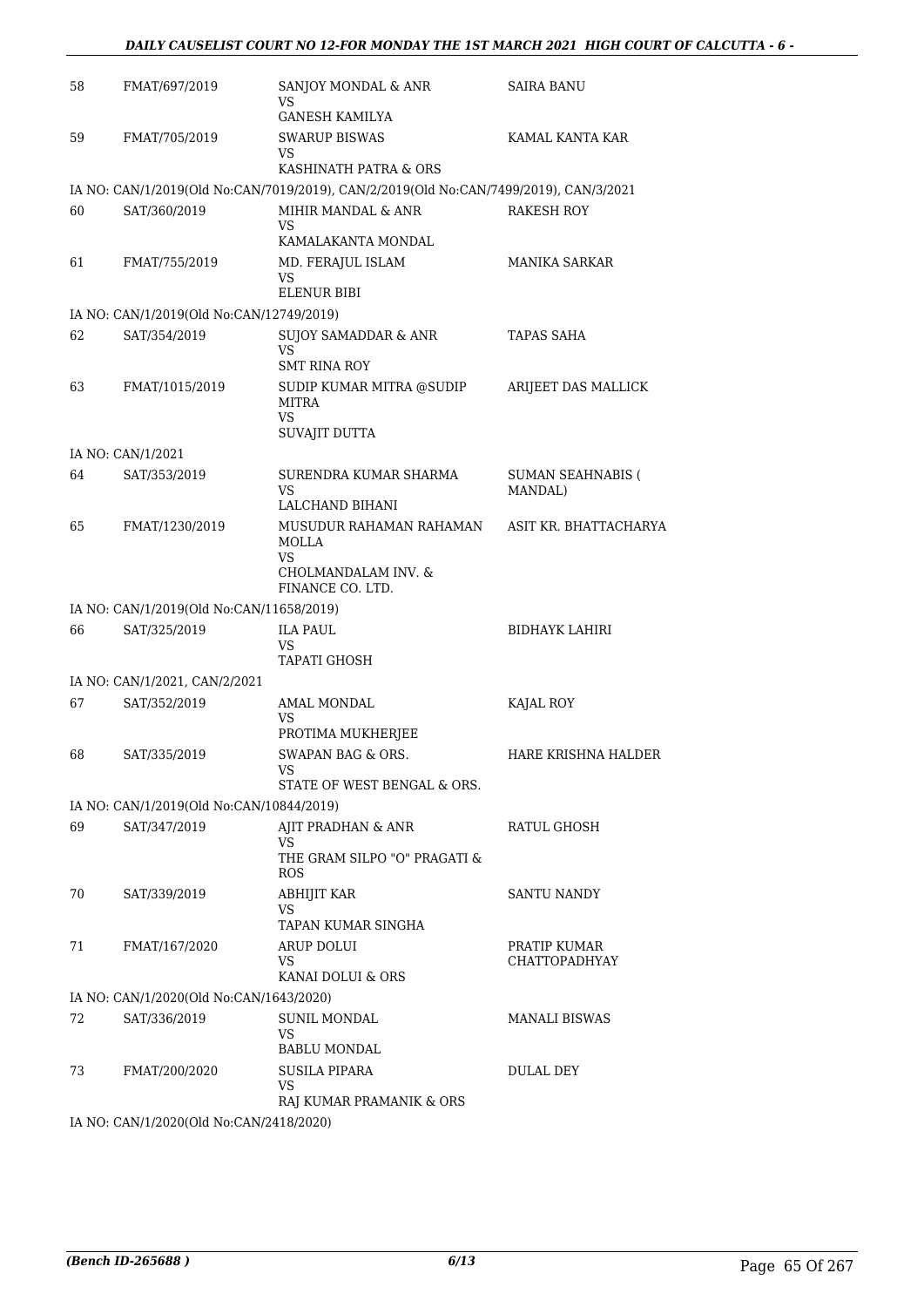| | | | |
|---|---|---|---|
| 58 | FMAT/697/2019 | SANJOY MONDAL & ANR<br>VS<br>GANESH KAMILYA | SAIRA BANU |
| 59 | FMAT/705/2019 | SWARUP BISWAS<br>VS<br>KASHINATH PATRA & ORS | KAMAL KANTA KAR |
| | IA NO: CAN/1/2019(Old No:CAN/7019/2019), CAN/2/2019(Old No:CAN/7499/2019), CAN/3/2021 | | |
| 60 | SAT/360/2019 | MIHIR MANDAL & ANR<br>VS<br>KAMALAKANTA MONDAL | RAKESH ROY |
| 61 | FMAT/755/2019 | MD. FERAJUL ISLAM<br>VS<br>ELENUR BIBI | MANIKA SARKAR |
| | IA NO: CAN/1/2019(Old No:CAN/12749/2019) | | |
| 62 | SAT/354/2019 | SUJOY SAMADDAR & ANR<br>VS<br>SMT RINA ROY | TAPAS SAHA |
| 63 | FMAT/1015/2019 | SUDIP KUMAR MITRA @SUDIP MITRA<br>VS<br>SUVAJIT DUTTA | ARIJEET DAS MALLICK |
| | IA NO: CAN/1/2021 | | |
| 64 | SAT/353/2019 | SURENDRA KUMAR SHARMA<br>VS<br>LALCHAND BIHANI | SUMAN SEAHNABIS ( MANDAL) |
| 65 | FMAT/1230/2019 | MUSUDUR RAHAMAN RAHAMAN MOLLA<br>VS<br>CHOLMANDALAM INV. & FINANCE CO. LTD. | ASIT KR. BHATTACHARYA |
| | IA NO: CAN/1/2019(Old No:CAN/11658/2019) | | |
| 66 | SAT/325/2019 | ILA PAUL<br>VS<br>TAPATI GHOSH | BIDHAYK LAHIRI |
| | IA NO: CAN/1/2021, CAN/2/2021 | | |
| 67 | SAT/352/2019 | AMAL MONDAL<br>VS<br>PROTIMA MUKHERJEE | KAJAL ROY |
| 68 | SAT/335/2019 | SWAPAN BAG & ORS.<br>VS<br>STATE OF WEST BENGAL & ORS. | HARE KRISHNA HALDER |
| | IA NO: CAN/1/2019(Old No:CAN/10844/2019) | | |
| 69 | SAT/347/2019 | AJIT PRADHAN & ANR<br>VS<br>THE GRAM SILPO "O" PRAGATI & ROS | RATUL GHOSH |
| 70 | SAT/339/2019 | ABHIJIT KAR<br>VS<br>TAPAN KUMAR SINGHA | SANTU NANDY |
| 71 | FMAT/167/2020 | ARUP DOLUI<br>VS<br>KANAI DOLUI & ORS | PRATIP KUMAR CHATTOPADHYAY |
| | IA NO: CAN/1/2020(Old No:CAN/1643/2020) | | |
| 72 | SAT/336/2019 | SUNIL MONDAL<br>VS<br>BABLU MONDAL | MANALI BISWAS |
| 73 | FMAT/200/2020 | SUSILA PIPARA<br>VS<br>RAJ KUMAR PRAMANIK & ORS | DULAL DEY |
| | IA NO: CAN/1/2020(Old No:CAN/2418/2020) | | |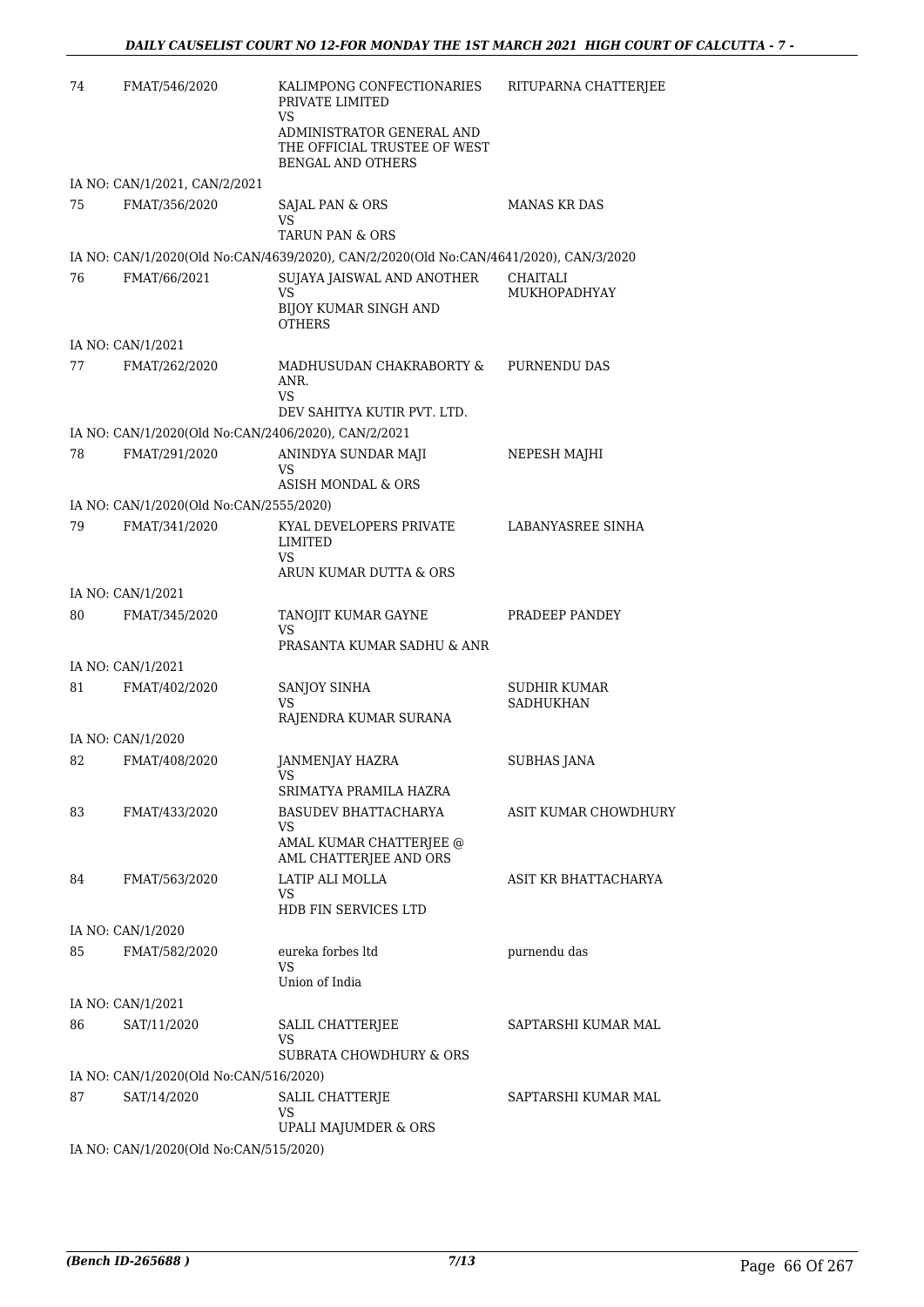| | | | |
|---|---|---|---|
| 74 | FMAT/546/2020 | KALIMPONG CONFECTIONARIES PRIVATE LIMITED<br>VS<br>ADMINISTRATOR GENERAL AND THE OFFICIAL TRUSTEE OF WEST BENGAL AND OTHERS | RITUPARNA CHATTERJEE |
| IA NO: CAN/1/2021, CAN/2/2021 | | | |
| 75 | FMAT/356/2020 | SAJAL PAN & ORS<br>VS<br>TARUN PAN & ORS | MANAS KR DAS |
| IA NO: CAN/1/2020(Old No:CAN/4639/2020), CAN/2/2020(Old No:CAN/4641/2020), CAN/3/2020 | | | |
| 76 | FMAT/66/2021 | SUJAYA JAISWAL AND ANOTHER<br>VS<br>BIJOY KUMAR SINGH AND OTHERS | CHAITALI MUKHOPADHYAY |
| IA NO: CAN/1/2021 | | | |
| 77 | FMAT/262/2020 | MADHUSUDAN CHAKRABORTY & ANR.<br>VS<br>DEV SAHITYA KUTIR PVT. LTD. | PURNENDU DAS |
| IA NO: CAN/1/2020(Old No:CAN/2406/2020), CAN/2/2021 | | | |
| 78 | FMAT/291/2020 | ANINDYA SUNDAR MAJI<br>VS<br>ASISH MONDAL & ORS | NEPESH MAJHI |
| IA NO: CAN/1/2020(Old No:CAN/2555/2020) | | | |
| 79 | FMAT/341/2020 | KYAL DEVELOPERS PRIVATE LIMITED<br>VS<br>ARUN KUMAR DUTTA & ORS | LABANYASREE SINHA |
| IA NO: CAN/1/2021 | | | |
| 80 | FMAT/345/2020 | TANOJIT KUMAR GAYNE<br>VS<br>PRASANTA KUMAR SADHU & ANR | PRADEEP PANDEY |
| IA NO: CAN/1/2021 | | | |
| 81 | FMAT/402/2020 | SANJOY SINHA<br>VS<br>RAJENDRA KUMAR SURANA | SUDHIR KUMAR SADHUKHAN |
| IA NO: CAN/1/2020 | | | |
| 82 | FMAT/408/2020 | JANMENJAY HAZRA<br>VS<br>SRIMATYA PRAMILA HAZRA | SUBHAS JANA |
| 83 | FMAT/433/2020 | BASUDEV BHATTACHARYA<br>VS<br>AMAL KUMAR CHATTERJEE @ AML CHATTERJEE AND ORS | ASIT KUMAR CHOWDHURY |
| 84 | FMAT/563/2020 | LATIP ALI MOLLA<br>VS<br>HDB FIN SERVICES LTD | ASIT KR BHATTACHARYA |
| IA NO: CAN/1/2020 | | | |
| 85 | FMAT/582/2020 | eureka forbes ltd<br>VS<br>Union of India | purnendu das |
| IA NO: CAN/1/2021 | | | |
| 86 | SAT/11/2020 | SALIL CHATTERJEE<br>VS<br>SUBRATA CHOWDHURY & ORS | SAPTARSHI KUMAR MAL |
| IA NO: CAN/1/2020(Old No:CAN/516/2020) | | | |
| 87 | SAT/14/2020 | SALIL CHATTERJE<br>VS<br>UPALI MAJUMDER & ORS | SAPTARSHI KUMAR MAL |
| IA NO: CAN/1/2020(Old No:CAN/515/2020) | | | |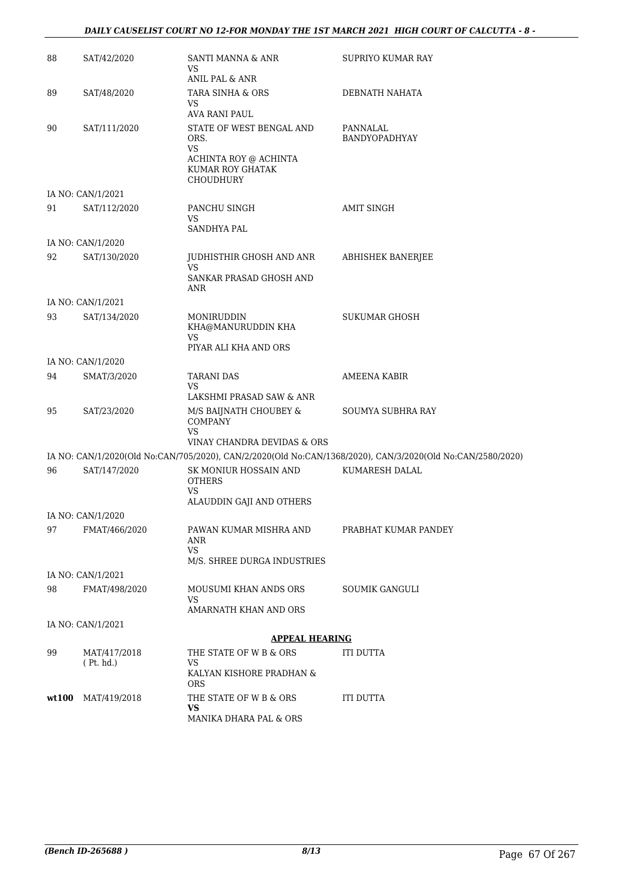| | | | |
|---|---|---|---|
| 88 | SAT/42/2020 | SANTI MANNA & ANR<br>VS<br>ANIL PAL & ANR | SUPRIYO KUMAR RAY |
| 89 | SAT/48/2020 | TARA SINHA & ORS<br>VS<br>AVA RANI PAUL | DEBNATH NAHATA |
| 90 | SAT/111/2020 | STATE OF WEST BENGAL AND ORS.<br>VS<br>ACHINTA ROY @ ACHINTA KUMAR ROY GHATAK CHOUDHURY | PANNALAL BANDYOPADHYAY |
| | IA NO: CAN/1/2021 | | |
| 91 | SAT/112/2020 | PANCHU SINGH<br>VS<br>SANDHYA PAL | AMIT SINGH |
| | IA NO: CAN/1/2020 | | |
| 92 | SAT/130/2020 | JUDHISTHIR GHOSH AND ANR<br>VS<br>SANKAR PRASAD GHOSH AND ANR | ABHISHEK BANERJEE |
| | IA NO: CAN/1/2021 | | |
| 93 | SAT/134/2020 | MONIRUDDIN KHA@MANURUDDIN KHA<br>VS<br>PIYAR ALI KHA AND ORS | SUKUMAR GHOSH |
| | IA NO: CAN/1/2020 | | |
| 94 | SMAT/3/2020 | TARANI DAS<br>VS<br>LAKSHMI PRASAD SAW & ANR | AMEENA KABIR |
| 95 | SAT/23/2020 | M/S BAIJNATH CHOUBEY & COMPANY<br>VS<br>VINAY CHANDRA DEVIDAS & ORS | SOUMYA SUBHRA RAY |
| | IA NO: CAN/1/2020(Old No:CAN/705/2020), CAN/2/2020(Old No:CAN/1368/2020), CAN/3/2020(Old No:CAN/2580/2020) | | |
| 96 | SAT/147/2020 | SK MONIUR HOSSAIN AND OTHERS<br>VS<br>ALAUDDIN GAJI AND OTHERS | KUMARESH DALAL |
| | IA NO: CAN/1/2020 | | |
| 97 | FMAT/466/2020 | PAWAN KUMAR MISHRA AND ANR<br>VS<br>M/S. SHREE DURGA INDUSTRIES | PRABHAT KUMAR PANDEY |
| | IA NO: CAN/1/2021 | | |
| 98 | FMAT/498/2020 | MOUSUMI KHAN ANDS ORS<br>VS<br>AMARNATH KHAN AND ORS | SOUMIK GANGULI |
| | IA NO: CAN/1/2021 | | |

**APPEAL HEARING**

| | | | |
|---|---|---|---|
| 99 | MAT/417/2018<br>( Pt. hd.) | THE STATE OF W B & ORS<br>VS<br>KALYAN KISHORE PRADHAN & ORS | ITI DUTTA |
| **wt100** | MAT/419/2018 | THE STATE OF W B & ORS<br>**VS**<br>MANIKA DHARA PAL & ORS | ITI DUTTA |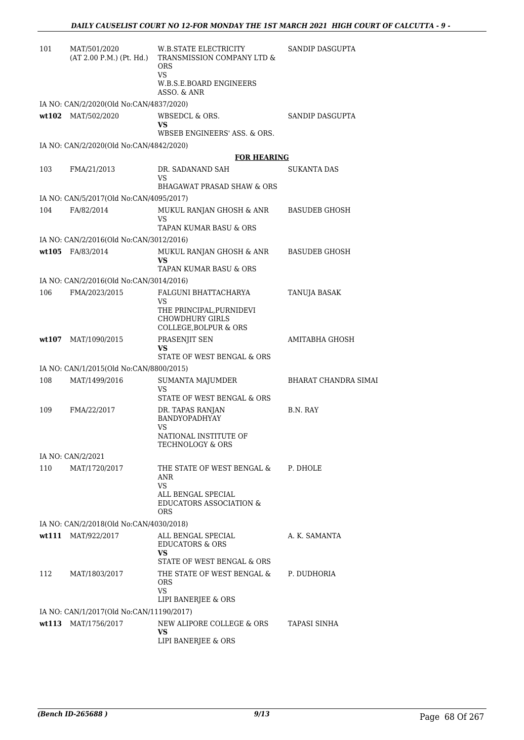| | | | |
|---|---|---|---|
| 101 | MAT/501/2020 (AT 2.00 P.M.) (Pt. Hd.) | W.B.STATE ELECTRICITY TRANSMISSION COMPANY LTD & ORS VS W.B.S.E.BOARD ENGINEERS ASSO. & ANR | SANDIP DASGUPTA |
| | IA NO: CAN/2/2020(Old No:CAN/4837/2020) | | |
| **wt102** | MAT/502/2020 | WBSEDCL & ORS. **VS** WBSEB ENGINEERS' ASS. & ORS. | SANDIP DASGUPTA |
| | IA NO: CAN/2/2020(Old No:CAN/4842/2020) | | |

**FOR HEARING**

| | | | |
|---|---|---|---|
| 103 | FMA/21/2013 | DR. SADANAND SAH VS BHAGAWAT PRASAD SHAW & ORS | SUKANTA DAS |
| | IA NO: CAN/5/2017(Old No:CAN/4095/2017) | | |
| 104 | FA/82/2014 | MUKUL RANJAN GHOSH & ANR VS TAPAN KUMAR BASU & ORS | BASUDEB GHOSH |
| | IA NO: CAN/2/2016(Old No:CAN/3012/2016) | | |
| **wt105** | FA/83/2014 | MUKUL RANJAN GHOSH & ANR **VS** TAPAN KUMAR BASU & ORS | BASUDEB GHOSH |
| | IA NO: CAN/2/2016(Old No:CAN/3014/2016) | | |
| 106 | FMA/2023/2015 | FALGUNI BHATTACHARYA VS THE PRINCIPAL,PURNIDEVI CHOWDHURY GIRLS COLLEGE,BOLPUR & ORS | TANUJA BASAK |
| **wt107** | MAT/1090/2015 | PRASENJIT SEN **VS** STATE OF WEST BENGAL & ORS | AMITABHA GHOSH |
| | IA NO: CAN/1/2015(Old No:CAN/8800/2015) | | |
| 108 | MAT/1499/2016 | SUMANTA MAJUMDER VS STATE OF WEST BENGAL & ORS | BHARAT CHANDRA SIMAI |
| 109 | FMA/22/2017 | DR. TAPAS RANJAN BANDYOPADHYAY VS NATIONAL INSTITUTE OF TECHNOLOGY & ORS | B.N. RAY |
| | IA NO: CAN/2/2021 | | |
| 110 | MAT/1720/2017 | THE STATE OF WEST BENGAL & ANR VS ALL BENGAL SPECIAL EDUCATORS ASSOCIATION & ORS | P. DHOLE |
| | IA NO: CAN/2/2018(Old No:CAN/4030/2018) | | |
| **wt111** | MAT/922/2017 | ALL BENGAL SPECIAL EDUCATORS & ORS **VS** STATE OF WEST BENGAL & ORS | A. K. SAMANTA |
| 112 | MAT/1803/2017 | THE STATE OF WEST BENGAL & ORS VS LIPI BANERJEE & ORS | P. DUDHORIA |
| | IA NO: CAN/1/2017(Old No:CAN/11190/2017) | | |
| **wt113** | MAT/1756/2017 | NEW ALIPORE COLLEGE & ORS **VS** LIPI BANERJEE & ORS | TAPASI SINHA |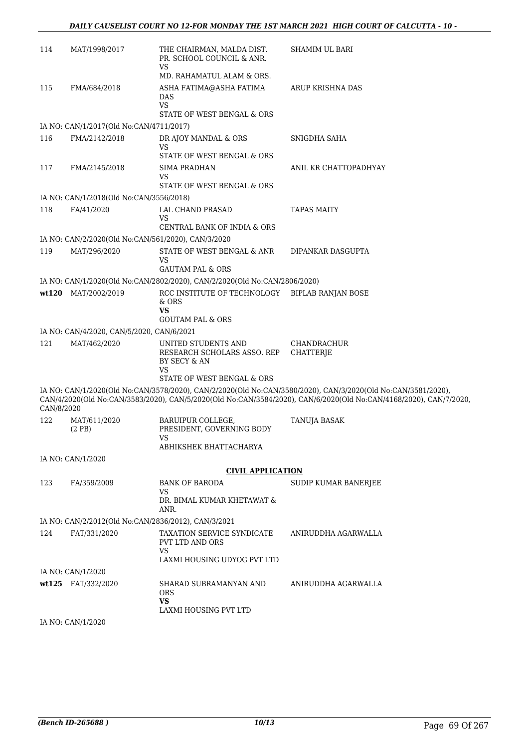| | | | |
|---|---|---|---|
| 114 | MAT/1998/2017 | THE CHAIRMAN, MALDA DIST. PR. SCHOOL COUNCIL & ANR.<br>VS<br>MD. RAHAMATUL ALAM & ORS. | SHAMIM UL BARI |
| 115 | FMA/684/2018 | ASHA FATIMA@ASHA FATIMA DAS<br>VS<br>STATE OF WEST BENGAL & ORS | ARUP KRISHNA DAS |

IA NO: CAN/1/2017(Old No:CAN/4711/2017)

| | | | |
|---|---|---|---|
| 116 | FMA/2142/2018 | DR AJOY MANDAL & ORS<br>VS<br>STATE OF WEST BENGAL & ORS | SNIGDHA SAHA |
| 117 | FMA/2145/2018 | SIMA PRADHAN<br>VS<br>STATE OF WEST BENGAL & ORS | ANIL KR CHATTOPADHYAY |

IA NO: CAN/1/2018(Old No:CAN/3556/2018)

| | | | |
|---|---|---|---|
| 118 | FA/41/2020 | LAL CHAND PRASAD<br>VS<br>CENTRAL BANK OF INDIA & ORS | TAPAS MAITY |

IA NO: CAN/2/2020(Old No:CAN/561/2020), CAN/3/2020

| | | | |
|---|---|---|---|
| 119 | MAT/296/2020 | STATE OF WEST BENGAL & ANR<br>VS<br>GAUTAM PAL & ORS | DIPANKAR DASGUPTA |

IA NO: CAN/1/2020(Old No:CAN/2802/2020), CAN/2/2020(Old No:CAN/2806/2020)

| | | | |
|---|---|---|---|
| **wt120** | MAT/2002/2019 | RCC INSTITUTE OF TECHNOLOGY & ORS<br>**VS**<br>GOUTAM PAL & ORS | BIPLAB RANJAN BOSE |

IA NO: CAN/4/2020, CAN/5/2020, CAN/6/2021

| | | | |
|---|---|---|---|
| 121 | MAT/462/2020 | UNITED STUDENTS AND RESEARCH SCHOLARS ASSO. REP BY SECY & AN<br>VS<br>STATE OF WEST BENGAL & ORS | CHANDRACHUR CHATTERJE |

IA NO: CAN/1/2020(Old No:CAN/3578/2020), CAN/2/2020(Old No:CAN/3580/2020), CAN/3/2020(Old No:CAN/3581/2020), CAN/4/2020(Old No:CAN/3583/2020), CAN/5/2020(Old No:CAN/3584/2020), CAN/6/2020(Old No:CAN/4168/2020), CAN/7/2020, CAN/8/2020

| | | | |
|---|---|---|---|
| 122 | MAT/611/2020 (2 PB) | BARUIPUR COLLEGE, PRESIDENT, GOVERNING BODY<br>VS<br>ABHIKSHEK BHATTACHARYA | TANUJA BASAK |

IA NO: CAN/1/2020

## CIVIL APPLICATION

| | | | |
|---|---|---|---|
| 123 | FA/359/2009 | BANK OF BARODA<br>VS<br>DR. BIMAL KUMAR KHETAWAT & ANR. | SUDIP KUMAR BANERJEE |

IA NO: CAN/2/2012(Old No:CAN/2836/2012), CAN/3/2021

| | | | |
|---|---|---|---|
| 124 | FAT/331/2020 | TAXATION SERVICE SYNDICATE PVT LTD AND ORS<br>VS<br>LAXMI HOUSING UDYOG PVT LTD | ANIRUDDHA AGARWALLA |

IA NO: CAN/1/2020

| | | | |
|---|---|---|---|
| **wt125** | FAT/332/2020 | SHARAD SUBRAMANYAN AND ORS<br>**VS**<br>LAXMI HOUSING PVT LTD | ANIRUDDHA AGARWALLA |

IA NO: CAN/1/2020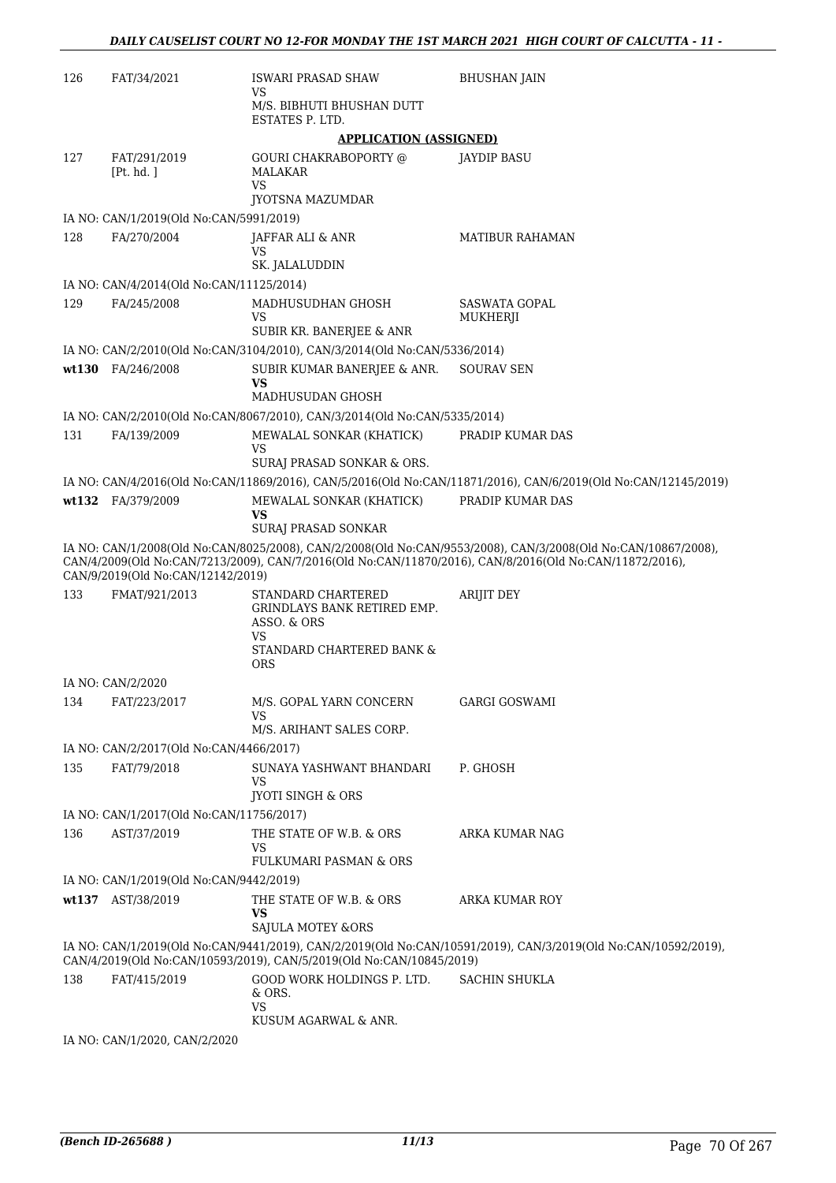| | | | |
|---|---|---|---|
| 126 | FAT/34/2021 | ISWARI PRASAD SHAW<br>VS<br>M/S. BIBHUTI BHUSHAN DUTT ESTATES P. LTD. | BHUSHAN JAIN |

**APPLICATION (ASSIGNED)**

| | | | |
|---|---|---|---|
| 127 | FAT/291/2019<br>[Pt. hd. ] | GOURI CHAKRABOPORTY @ MALAKAR<br>VS<br>JYOTSNA MAZUMDAR | JAYDIP BASU |

IA NO: CAN/1/2019(Old No:CAN/5991/2019)

| | | | |
|---|---|---|---|
| 128 | FA/270/2004 | JAFFAR ALI & ANR<br>VS<br>SK. JALALUDDIN | MATIBUR RAHAMAN |

IA NO: CAN/4/2014(Old No:CAN/11125/2014)

| | | | |
|---|---|---|---|
| 129 | FA/245/2008 | MADHUSUDHAN GHOSH<br>VS<br>SUBIR KR. BANERJEE & ANR | SASWATA GOPAL MUKHERJI |

IA NO: CAN/2/2010(Old No:CAN/3104/2010), CAN/3/2014(Old No:CAN/5336/2014)

| | | | |
|---|---|---|---|
| wt130 | FA/246/2008 | SUBIR KUMAR BANERJEE & ANR.<br>**VS**<br>MADHUSUDAN GHOSH | SOURAV SEN |

IA NO: CAN/2/2010(Old No:CAN/8067/2010), CAN/3/2014(Old No:CAN/5335/2014)

| | | | |
|---|---|---|---|
| 131 | FA/139/2009 | MEWALAL SONKAR (KHATICK)<br>VS<br>SURAJ PRASAD SONKAR & ORS. | PRADIP KUMAR DAS |

IA NO: CAN/4/2016(Old No:CAN/11869/2016), CAN/5/2016(Old No:CAN/11871/2016), CAN/6/2019(Old No:CAN/12145/2019)

| | | | |
|---|---|---|---|
| wt132 | FA/379/2009 | MEWALAL SONKAR (KHATICK)<br>**VS**<br>SURAJ PRASAD SONKAR | PRADIP KUMAR DAS |

IA NO: CAN/1/2008(Old No:CAN/8025/2008), CAN/2/2008(Old No:CAN/9553/2008), CAN/3/2008(Old No:CAN/10867/2008), CAN/4/2009(Old No:CAN/7213/2009), CAN/7/2016(Old No:CAN/11870/2016), CAN/8/2016(Old No:CAN/11872/2016), CAN/9/2019(Old No:CAN/12142/2019)

| | | | |
|---|---|---|---|
| 133 | FMAT/921/2013 | STANDARD CHARTERED GRINDLAYS BANK RETIRED EMP. ASSO. & ORS<br>VS<br>STANDARD CHARTERED BANK & ORS | ARIJIT DEY |

IA NO: CAN/2/2020

| | | | |
|---|---|---|---|
| 134 | FAT/223/2017 | M/S. GOPAL YARN CONCERN<br>VS<br>M/S. ARIHANT SALES CORP. | GARGI GOSWAMI |

IA NO: CAN/2/2017(Old No:CAN/4466/2017)

| | | | |
|---|---|---|---|
| 135 | FAT/79/2018 | SUNAYA YASHWANT BHANDARI<br>VS<br>JYOTI SINGH & ORS | P. GHOSH |

IA NO: CAN/1/2017(Old No:CAN/11756/2017)

| | | | |
|---|---|---|---|
| 136 | AST/37/2019 | THE STATE OF W.B. & ORS<br>VS<br>FULKUMARI PASMAN & ORS | ARKA KUMAR NAG |

IA NO: CAN/1/2019(Old No:CAN/9442/2019)

| | | | |
|---|---|---|---|
| wt137 | AST/38/2019 | THE STATE OF W.B. & ORS<br>**VS**<br>SAJULA MOTEY &ORS | ARKA KUMAR ROY |

IA NO: CAN/1/2019(Old No:CAN/9441/2019), CAN/2/2019(Old No:CAN/10591/2019), CAN/3/2019(Old No:CAN/10592/2019), CAN/4/2019(Old No:CAN/10593/2019), CAN/5/2019(Old No:CAN/10845/2019)

| | | | |
|---|---|---|---|
| 138 | FAT/415/2019 | GOOD WORK HOLDINGS P. LTD. & ORS.<br>VS<br>KUSUM AGARWAL & ANR. | SACHIN SHUKLA |

IA NO: CAN/1/2020, CAN/2/2020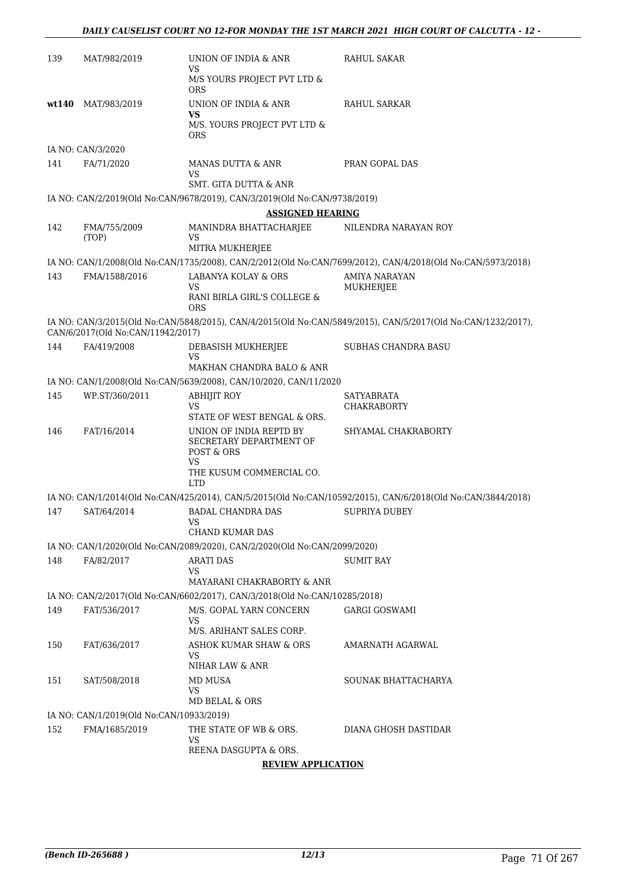| | | | |
|---|---|---|---|
| 139 | MAT/982/2019 | UNION OF INDIA & ANR<br>VS<br>M/S YOURS PROJECT PVT LTD & ORS | RAHUL SAKAR |
| **wt140** | MAT/983/2019 | UNION OF INDIA & ANR<br>**VS**<br>M/S. YOURS PROJECT PVT LTD & ORS | RAHUL SARKAR |

IA NO: CAN/3/2020

| | | | |
|---|---|---|---|
| 141 | FA/71/2020 | MANAS DUTTA & ANR<br>VS<br>SMT. GITA DUTTA & ANR | PRAN GOPAL DAS |

IA NO: CAN/2/2019(Old No:CAN/9678/2019), CAN/3/2019(Old No:CAN/9738/2019)

**ASSIGNED HEARING**

| | | | |
|---|---|---|---|
| 142 | FMA/755/2009 (TOP) | MANINDRA BHATTACHARJEE<br>VS<br>MITRA MUKHERJEE | NILENDRA NARAYAN ROY |

IA NO: CAN/1/2008(Old No:CAN/1735/2008), CAN/2/2012(Old No:CAN/7699/2012), CAN/4/2018(Old No:CAN/5973/2018)

| | | | |
|---|---|---|---|
| 143 | FMA/1588/2016 | LABANYA KOLAY & ORS<br>VS<br>RANI BIRLA GIRL'S COLLEGE & ORS | AMIYA NARAYAN MUKHERJEE |

IA NO: CAN/3/2015(Old No:CAN/5848/2015), CAN/4/2015(Old No:CAN/5849/2015), CAN/5/2017(Old No:CAN/1232/2017), CAN/6/2017(Old No:CAN/11942/2017)

| | | | |
|---|---|---|---|
| 144 | FA/419/2008 | DEBASISH MUKHERJEE<br>VS<br>MAKHAN CHANDRA BALO & ANR | SUBHAS CHANDRA BASU |

IA NO: CAN/1/2008(Old No:CAN/5639/2008), CAN/10/2020, CAN/11/2020

| | | | |
|---|---|---|---|
| 145 | WP.ST/360/2011 | ABHIJIT ROY<br>VS<br>STATE OF WEST BENGAL & ORS. | SATYABRATA CHAKRABORTY |
| 146 | FAT/16/2014 | UNION OF INDIA REPTD BY SECRETARY DEPARTMENT OF POST & ORS<br>VS<br>THE KUSUM COMMERCIAL CO. LTD | SHYAMAL CHAKRABORTY |

IA NO: CAN/1/2014(Old No:CAN/425/2014), CAN/5/2015(Old No:CAN/10592/2015), CAN/6/2018(Old No:CAN/3844/2018)

| | | | |
|---|---|---|---|
| 147 | SAT/64/2014 | BADAL CHANDRA DAS<br>VS<br>CHAND KUMAR DAS | SUPRIYA DUBEY |

IA NO: CAN/1/2020(Old No:CAN/2089/2020), CAN/2/2020(Old No:CAN/2099/2020)

| | | | |
|---|---|---|---|
| 148 | FA/82/2017 | ARATI DAS<br>VS<br>MAYARANI CHAKRABORTY & ANR | SUMIT RAY |

IA NO: CAN/2/2017(Old No:CAN/6602/2017), CAN/3/2018(Old No:CAN/10285/2018)

| | | | |
|---|---|---|---|
| 149 | FAT/536/2017 | M/S. GOPAL YARN CONCERN<br>VS<br>M/S. ARIHANT SALES CORP. | GARGI GOSWAMI |
| 150 | FAT/636/2017 | ASHOK KUMAR SHAW & ORS<br>VS<br>NIHAR LAW & ANR | AMARNATH AGARWAL |
| 151 | SAT/508/2018 | MD MUSA<br>VS<br>MD BELAL & ORS | SOUNAK BHATTACHARYA |

IA NO: CAN/1/2019(Old No:CAN/10933/2019)

| | | | |
|---|---|---|---|
| 152 | FMA/1685/2019 | THE STATE OF WB & ORS.<br>VS<br>REENA DASGUPTA & ORS. | DIANA GHOSH DASTIDAR |

**REVIEW APPLICATION**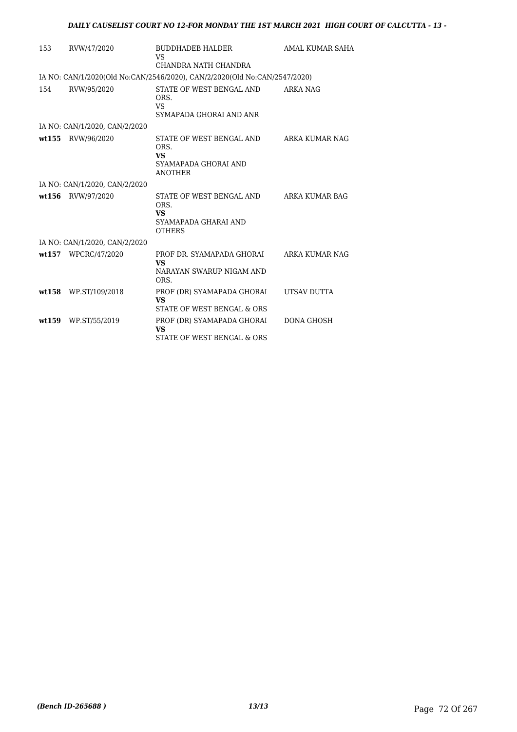| | | | |
|---|---|---|---|
| 153 | RVW/47/2020 | BUDDHADEB HALDER<br>VS<br>CHANDRA NATH CHANDRA | AMAL KUMAR SAHA |
| IA NO: CAN/1/2020(Old No:CAN/2546/2020), CAN/2/2020(Old No:CAN/2547/2020) | | | |
| 154 | RVW/95/2020 | STATE OF WEST BENGAL AND ORS.<br>VS<br>SYMAPADA GHORAI AND ANR | ARKA NAG |
| IA NO: CAN/1/2020, CAN/2/2020 | | | |
| **wt155** | RVW/96/2020 | STATE OF WEST BENGAL AND ORS.<br>**VS**<br>SYAMAPADA GHORAI AND ANOTHER | ARKA KUMAR NAG |
| IA NO: CAN/1/2020, CAN/2/2020 | | | |
| **wt156** | RVW/97/2020 | STATE OF WEST BENGAL AND ORS.<br>**VS**<br>SYAMAPADA GHARAI AND OTHERS | ARKA KUMAR BAG |
| IA NO: CAN/1/2020, CAN/2/2020 | | | |
| **wt157** | WPCRC/47/2020 | PROF DR. SYAMAPADA GHORAI<br>**VS**<br>NARAYAN SWARUP NIGAM AND ORS. | ARKA KUMAR NAG |
| **wt158** | WP.ST/109/2018 | PROF (DR) SYAMAPADA GHORAI<br>**VS**<br>STATE OF WEST BENGAL & ORS | UTSAV DUTTA |
| **wt159** | WP.ST/55/2019 | PROF (DR) SYAMAPADA GHORAI<br>**VS**<br>STATE OF WEST BENGAL & ORS | DONA GHOSH |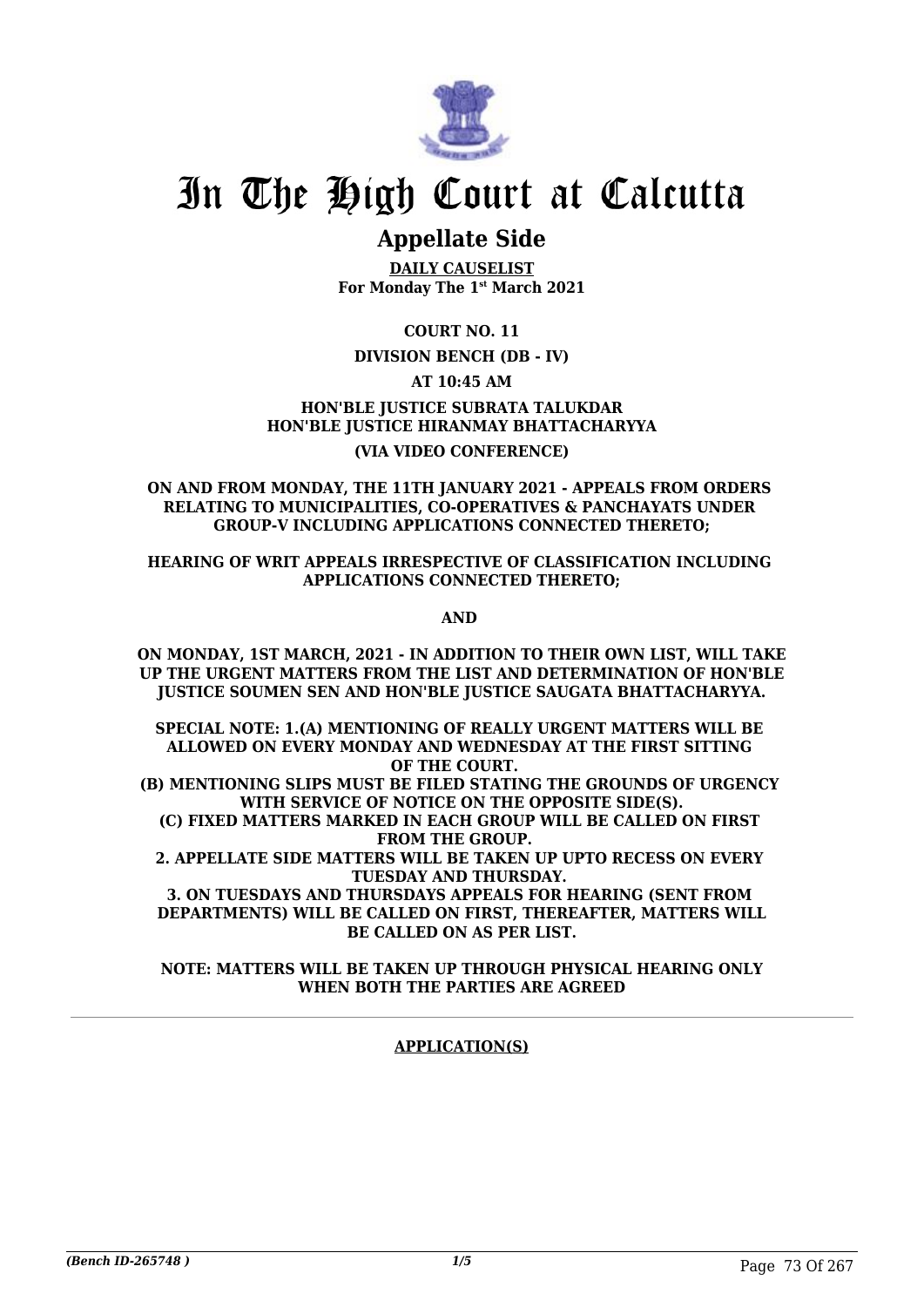# In The High Court at Calcutta

## Appellate Side

**DAILY CAUSELIST**
**For Monday The 1st March 2021**

**COURT NO. 11**

**DIVISION BENCH (DB - IV)**

**AT 10:45 AM**

**HON'BLE JUSTICE SUBRATA TALUKDAR**
**HON'BLE JUSTICE HIRANMAY BHATTACHARYYA**

**(VIA VIDEO CONFERENCE)**

**ON AND FROM MONDAY, THE 11TH JANUARY 2021 - APPEALS FROM ORDERS RELATING TO MUNICIPALITIES, CO-OPERATIVES & PANCHAYATS UNDER GROUP-V INCLUDING APPLICATIONS CONNECTED THERETO;**

**HEARING OF WRIT APPEALS IRRESPECTIVE OF CLASSIFICATION INCLUDING APPLICATIONS CONNECTED THERETO;**

**AND**

**ON MONDAY, 1ST MARCH, 2021 - IN ADDITION TO THEIR OWN LIST, WILL TAKE UP THE URGENT MATTERS FROM THE LIST AND DETERMINATION OF HON'BLE JUSTICE SOUMEN SEN AND HON'BLE JUSTICE SAUGATA BHATTACHARYYA.**

**SPECIAL NOTE: 1.(A) MENTIONING OF REALLY URGENT MATTERS WILL BE ALLOWED ON EVERY MONDAY AND WEDNESDAY AT THE FIRST SITTING OF THE COURT.**
**(B) MENTIONING SLIPS MUST BE FILED STATING THE GROUNDS OF URGENCY WITH SERVICE OF NOTICE ON THE OPPOSITE SIDE(S).**
**(C) FIXED MATTERS MARKED IN EACH GROUP WILL BE CALLED ON FIRST FROM THE GROUP.**
**2. APPELLATE SIDE MATTERS WILL BE TAKEN UP UPTO RECESS ON EVERY TUESDAY AND THURSDAY.**
**3. ON TUESDAYS AND THURSDAYS APPEALS FOR HEARING (SENT FROM DEPARTMENTS) WILL BE CALLED ON FIRST, THEREAFTER, MATTERS WILL BE CALLED ON AS PER LIST.**

**NOTE: MATTERS WILL BE TAKEN UP THROUGH PHYSICAL HEARING ONLY WHEN BOTH THE PARTIES ARE AGREED**

---

**APPLICATION(S)**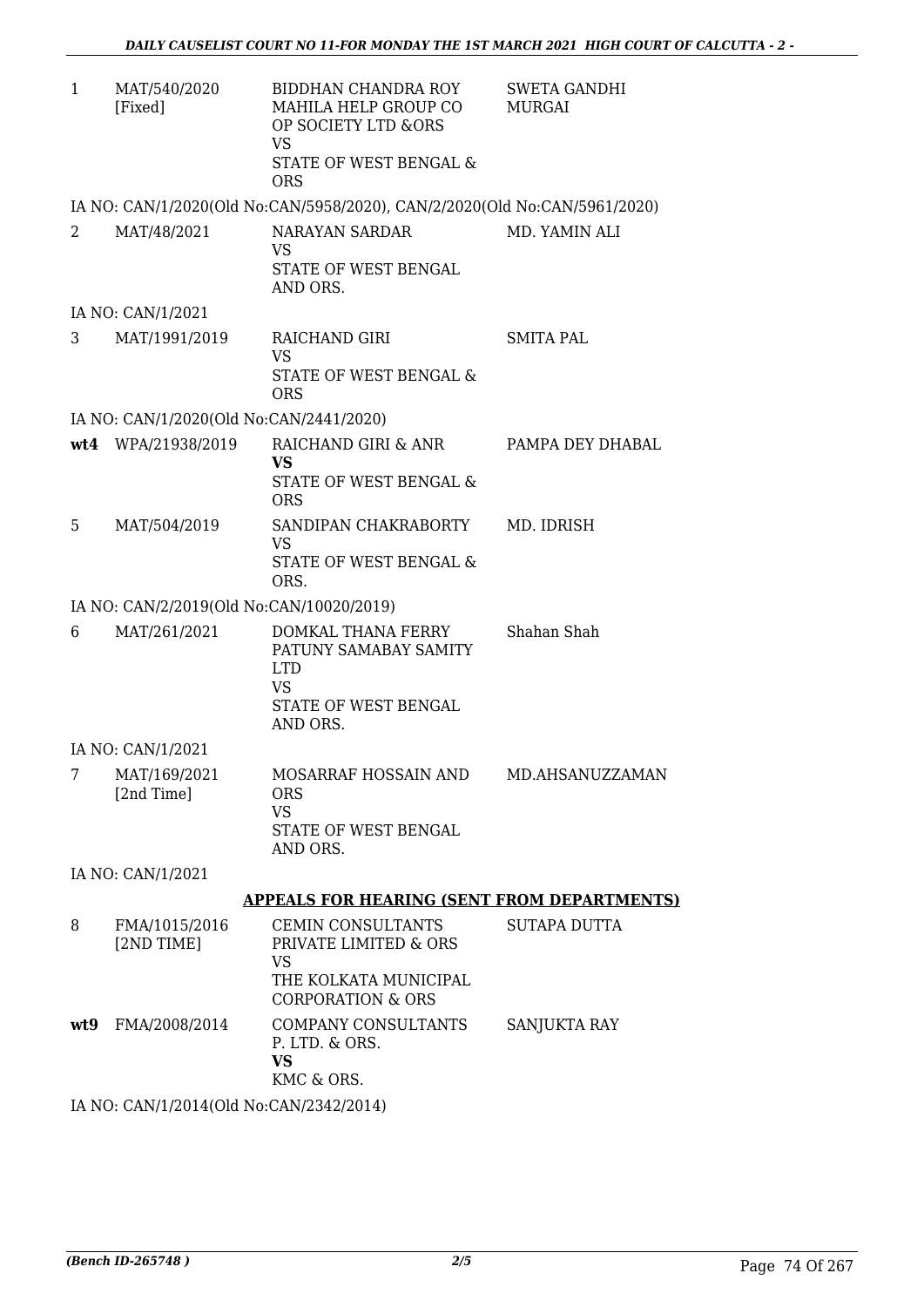| | | | |
|---|---|---|---|
| 1 | MAT/540/2020 [Fixed] | BIDDHAN CHANDRA ROY MAHILA HELP GROUP CO OP SOCIETY LTD &ORS VS STATE OF WEST BENGAL & ORS | SWETA GANDHI MURGAI |

IA NO: CAN/1/2020(Old No:CAN/5958/2020), CAN/2/2020(Old No:CAN/5961/2020)

| | | | |
|---|---|---|---|
| 2 | MAT/48/2021 | NARAYAN SARDAR VS STATE OF WEST BENGAL AND ORS. | MD. YAMIN ALI |

IA NO: CAN/1/2021

| | | | |
|---|---|---|---|
| 3 | MAT/1991/2019 | RAICHAND GIRI VS STATE OF WEST BENGAL & ORS | SMITA PAL |

IA NO: CAN/1/2020(Old No:CAN/2441/2020)

| | | | |
|---|---|---|---|
| **wt4** | WPA/21938/2019 | RAICHAND GIRI & ANR **VS** STATE OF WEST BENGAL & ORS | PAMPA DEY DHABAL |
| 5 | MAT/504/2019 | SANDIPAN CHAKRABORTY VS STATE OF WEST BENGAL & ORS. | MD. IDRISH |

IA NO: CAN/2/2019(Old No:CAN/10020/2019)

| | | | |
|---|---|---|---|
| 6 | MAT/261/2021 | DOMKAL THANA FERRY PATUNY SAMABAY SAMITY LTD VS STATE OF WEST BENGAL AND ORS. | Shahan Shah |

IA NO: CAN/1/2021

| | | | |
|---|---|---|---|
| 7 | MAT/169/2021 [2nd Time] | MOSARRAF HOSSAIN AND ORS VS STATE OF WEST BENGAL AND ORS. | MD.AHSANUZZAMAN |

IA NO: CAN/1/2021

**APPEALS FOR HEARING (SENT FROM DEPARTMENTS)**

| | | | |
|---|---|---|---|
| 8 | FMA/1015/2016 [2ND TIME] | CEMIN CONSULTANTS PRIVATE LIMITED & ORS VS THE KOLKATA MUNICIPAL CORPORATION & ORS | SUTAPA DUTTA |
| **wt9** | FMA/2008/2014 | COMPANY CONSULTANTS P. LTD. & ORS. **VS** KMC & ORS. | SANJUKTA RAY |

IA NO: CAN/1/2014(Old No:CAN/2342/2014)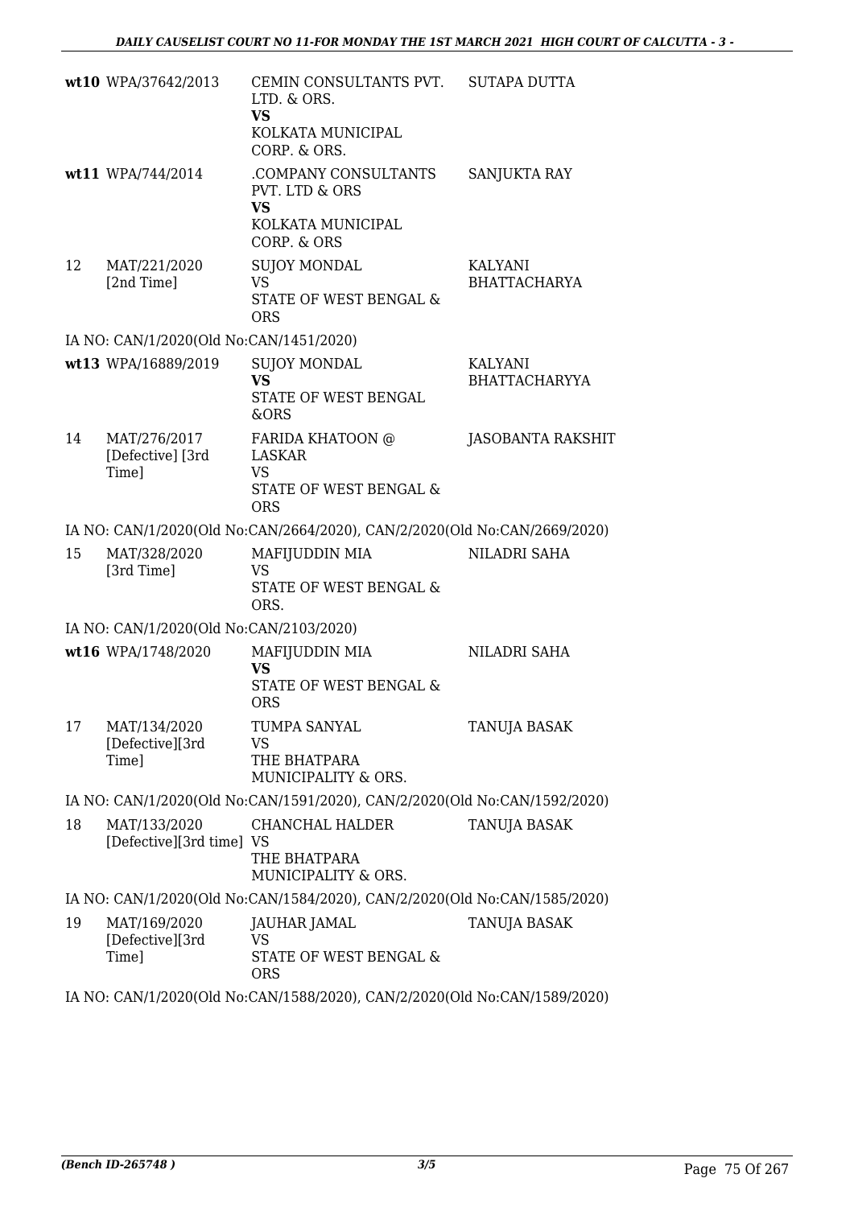| | | | |
|---|---|---|---|
| wt10 | WPA/37642/2013 | CEMIN CONSULTANTS PVT. LTD. & ORS.<br>**VS**<br>KOLKATA MUNICIPAL CORP. & ORS. | SUTAPA DUTTA |
| wt11 | WPA/744/2014 | .COMPANY CONSULTANTS PVT. LTD & ORS<br>**VS**<br>KOLKATA MUNICIPAL CORP. & ORS | SANJUKTA RAY |
| 12 | MAT/221/2020<br>[2nd Time] | SUJOY MONDAL<br>VS<br>STATE OF WEST BENGAL & ORS | KALYANI BHATTACHARYA |
| | IA NO: CAN/1/2020(Old No:CAN/1451/2020) | | |
| wt13 | WPA/16889/2019 | SUJOY MONDAL<br>**VS**<br>STATE OF WEST BENGAL &ORS | KALYANI BHATTACHARYYA |
| 14 | MAT/276/2017<br>[Defective] [3rd Time] | FARIDA KHATOON @ LASKAR<br>VS<br>STATE OF WEST BENGAL & ORS | JASOBANTA RAKSHIT |
| | IA NO: CAN/1/2020(Old No:CAN/2664/2020), CAN/2/2020(Old No:CAN/2669/2020) | | |
| 15 | MAT/328/2020<br>[3rd Time] | MAFIJUDDIN MIA<br>VS<br>STATE OF WEST BENGAL & ORS. | NILADRI SAHA |
| | IA NO: CAN/1/2020(Old No:CAN/2103/2020) | | |
| wt16 | WPA/1748/2020 | MAFIJUDDIN MIA<br>**VS**<br>STATE OF WEST BENGAL & ORS | NILADRI SAHA |
| 17 | MAT/134/2020<br>[Defective][3rd Time] | TUMPA SANYAL<br>VS<br>THE BHATPARA MUNICIPALITY & ORS. | TANUJA BASAK |
| | IA NO: CAN/1/2020(Old No:CAN/1591/2020), CAN/2/2020(Old No:CAN/1592/2020) | | |
| 18 | MAT/133/2020<br>[Defective][3rd time] | CHANCHAL HALDER<br>VS<br>THE BHATPARA MUNICIPALITY & ORS. | TANUJA BASAK |
| | IA NO: CAN/1/2020(Old No:CAN/1584/2020), CAN/2/2020(Old No:CAN/1585/2020) | | |
| 19 | MAT/169/2020<br>[Defective][3rd Time] | JAUHAR JAMAL<br>VS<br>STATE OF WEST BENGAL & ORS | TANUJA BASAK |
| | IA NO: CAN/1/2020(Old No:CAN/1588/2020), CAN/2/2020(Old No:CAN/1589/2020) | | |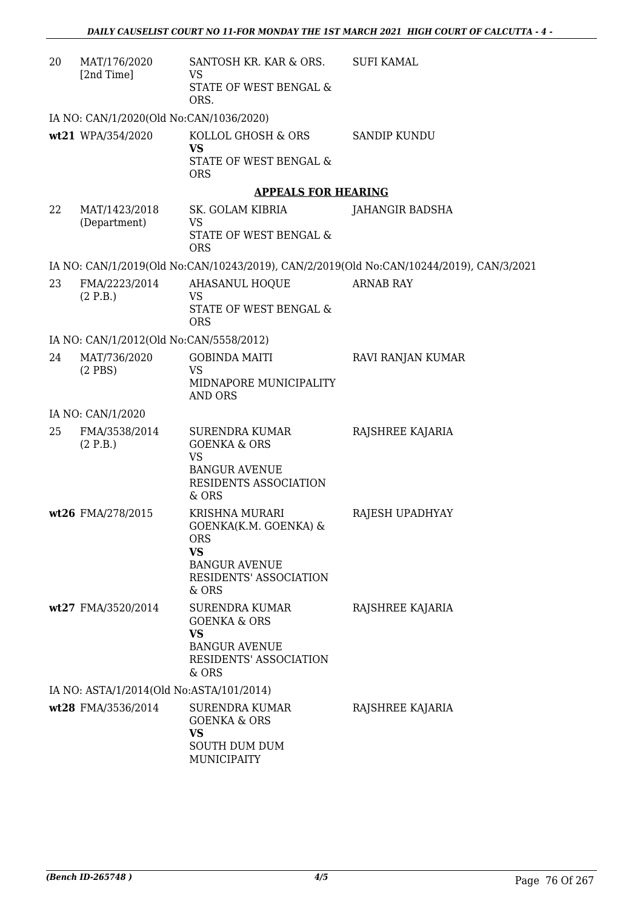| | | | |
|---|---|---|---|
| 20 | MAT/176/2020 [2nd Time] | SANTOSH KR. KAR & ORS. VS STATE OF WEST BENGAL & ORS. | SUFI KAMAL |

IA NO: CAN/1/2020(Old No:CAN/1036/2020)

| | | | |
|---|---|---|---|
| **wt21** | WPA/354/2020 | KOLLOL GHOSH & ORS **VS** STATE OF WEST BENGAL & ORS | SANDIP KUNDU |

## APPEALS FOR HEARING

| | | | |
|---|---|---|---|
| 22 | MAT/1423/2018 (Department) | SK. GOLAM KIBRIA VS STATE OF WEST BENGAL & ORS | JAHANGIR BADSHA |

IA NO: CAN/1/2019(Old No:CAN/10243/2019), CAN/2/2019(Old No:CAN/10244/2019), CAN/3/2021

| | | | |
|---|---|---|---|
| 23 | FMA/2223/2014 (2 P.B.) | AHASANUL HOQUE VS STATE OF WEST BENGAL & ORS | ARNAB RAY |

IA NO: CAN/1/2012(Old No:CAN/5558/2012)

| | | | |
|---|---|---|---|
| 24 | MAT/736/2020 (2 PBS) | GOBINDA MAITI VS MIDNAPORE MUNICIPALITY AND ORS | RAVI RANJAN KUMAR |

IA NO: CAN/1/2020

| | | | |
|---|---|---|---|
| 25 | FMA/3538/2014 (2 P.B.) | SURENDRA KUMAR GOENKA & ORS VS BANGUR AVENUE RESIDENTS ASSOCIATION & ORS | RAJSHREE KAJARIA |
| **wt26** | FMA/278/2015 | KRISHNA MURARI GOENKA(K.M. GOENKA) & ORS **VS** BANGUR AVENUE RESIDENTS' ASSOCIATION & ORS | RAJESH UPADHYAY |
| **wt27** | FMA/3520/2014 | SURENDRA KUMAR GOENKA & ORS **VS** BANGUR AVENUE RESIDENTS' ASSOCIATION & ORS | RAJSHREE KAJARIA |

IA NO: ASTA/1/2014(Old No:ASTA/101/2014)

| | | | |
|---|---|---|---|
| **wt28** | FMA/3536/2014 | SURENDRA KUMAR GOENKA & ORS **VS** SOUTH DUM DUM MUNICIPAITY | RAJSHREE KAJARIA |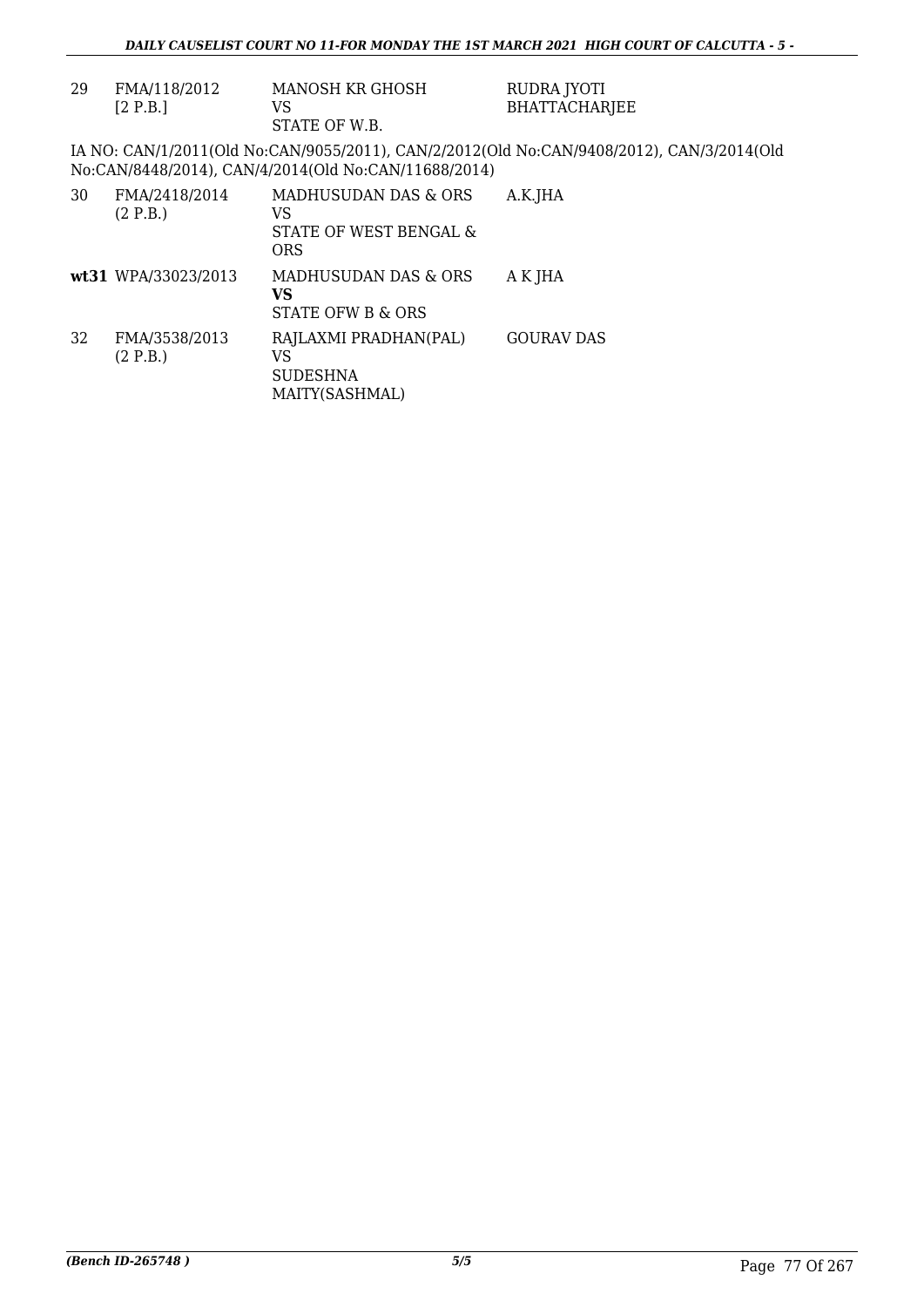| 29 | FMA/118/2012 [2 P.B.] | MANOSH KR GHOSH<br>VS<br>STATE OF W.B. | RUDRA JYOTI BHATTACHARJEE |
|---|---|---|---|

IA NO: CAN/1/2011(Old No:CAN/9055/2011), CAN/2/2012(Old No:CAN/9408/2012), CAN/3/2014(Old No:CAN/8448/2014), CAN/4/2014(Old No:CAN/11688/2014)

| 30 | FMA/2418/2014 (2 P.B.) | MADHUSUDAN DAS & ORS<br>VS<br>STATE OF WEST BENGAL & ORS | A.K.JHA |
|---|---|---|---|
| **wt31** | WPA/33023/2013 | MADHUSUDAN DAS & ORS<br>**VS**<br>STATE OFW B & ORS | A K JHA |
| 32 | FMA/3538/2013 (2 P.B.) | RAJLAXMI PRADHAN(PAL)<br>VS<br>SUDESHNA MAITY(SASHMAL) | GOURAV DAS |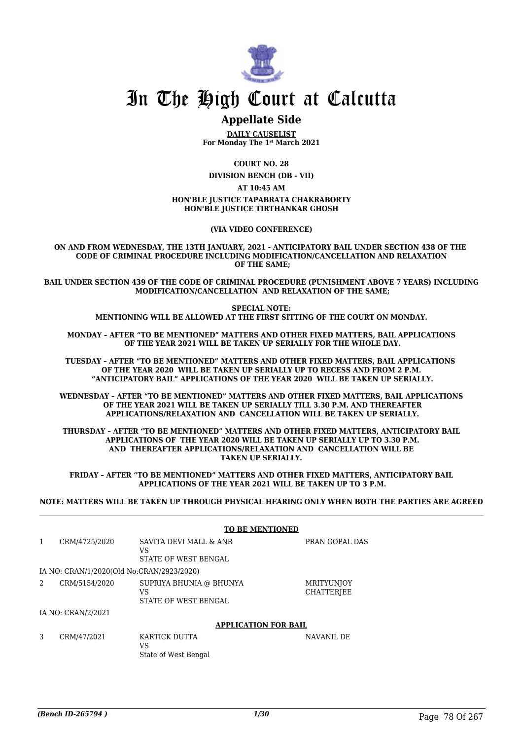# In The High Court at Calcutta

## Appellate Side

**DAILY CAUSELIST**
**For Monday The 1st March 2021**

**COURT NO. 28**

**DIVISION BENCH (DB - VII)**

**AT 10:45 AM**

**HON'BLE JUSTICE TAPABRATA CHAKRABORTY**
**HON'BLE JUSTICE TIRTHANKAR GHOSH**

**(VIA VIDEO CONFERENCE)**

**ON AND FROM WEDNESDAY, THE 13TH JANUARY, 2021 - ANTICIPATORY BAIL UNDER SECTION 438 OF THE CODE OF CRIMINAL PROCEDURE INCLUDING MODIFICATION/CANCELLATION AND RELAXATION OF THE SAME;**

**BAIL UNDER SECTION 439 OF THE CODE OF CRIMINAL PROCEDURE (PUNISHMENT ABOVE 7 YEARS) INCLUDING MODIFICATION/CANCELLATION AND RELAXATION OF THE SAME;**

**SPECIAL NOTE:**
**MENTIONING WILL BE ALLOWED AT THE FIRST SITTING OF THE COURT ON MONDAY.**

**MONDAY – AFTER "TO BE MENTIONED" MATTERS AND OTHER FIXED MATTERS, BAIL APPLICATIONS OF THE YEAR 2021 WILL BE TAKEN UP SERIALLY FOR THE WHOLE DAY.**

**TUESDAY – AFTER "TO BE MENTIONED" MATTERS AND OTHER FIXED MATTERS, BAIL APPLICATIONS OF THE YEAR 2020 WILL BE TAKEN UP SERIALLY UP TO RECESS AND FROM 2 P.M. "ANTICIPATORY BAIL" APPLICATIONS OF THE YEAR 2020 WILL BE TAKEN UP SERIALLY.**

**WEDNESDAY – AFTER "TO BE MENTIONED" MATTERS AND OTHER FIXED MATTERS, BAIL APPLICATIONS OF THE YEAR 2021 WILL BE TAKEN UP SERIALLY TILL 3.30 P.M. AND THEREAFTER APPLICATIONS/RELAXATION AND CANCELLATION WILL BE TAKEN UP SERIALLY.**

**THURSDAY – AFTER "TO BE MENTIONED" MATTERS AND OTHER FIXED MATTERS, ANTICIPATORY BAIL APPLICATIONS OF THE YEAR 2020 WILL BE TAKEN UP SERIALLY UP TO 3.30 P.M. AND THEREAFTER APPLICATIONS/RELAXATION AND CANCELLATION WILL BE TAKEN UP SERIALLY.**

**FRIDAY – AFTER "TO BE MENTIONED" MATTERS AND OTHER FIXED MATTERS, ANTICIPATORY BAIL APPLICATIONS OF THE YEAR 2021 WILL BE TAKEN UP TO 3 P.M.**

**NOTE: MATTERS WILL BE TAKEN UP THROUGH PHYSICAL HEARING ONLY WHEN BOTH THE PARTIES ARE AGREED**

**TO BE MENTIONED**

| | | | |
|---|---|---|---|
| 1 | CRM/4725/2020 | SAVITA DEVI MALL & ANR<br>VS<br>STATE OF WEST BENGAL | PRAN GOPAL DAS |
| | IA NO: CRAN/1/2020(Old No:CRAN/2923/2020) | | |
| 2 | CRM/5154/2020 | SUPRIYA BHUNIA @ BHUNYA<br>VS<br>STATE OF WEST BENGAL | MRITYUNJOY CHATTERJEE |
| | IA NO: CRAN/2/2021 | | |

**APPLICATION FOR BAIL**

| | | | |
|---|---|---|---|
| 3 | CRM/47/2021 | KARTICK DUTTA<br>VS<br>State of West Bengal | NAVANIL DE |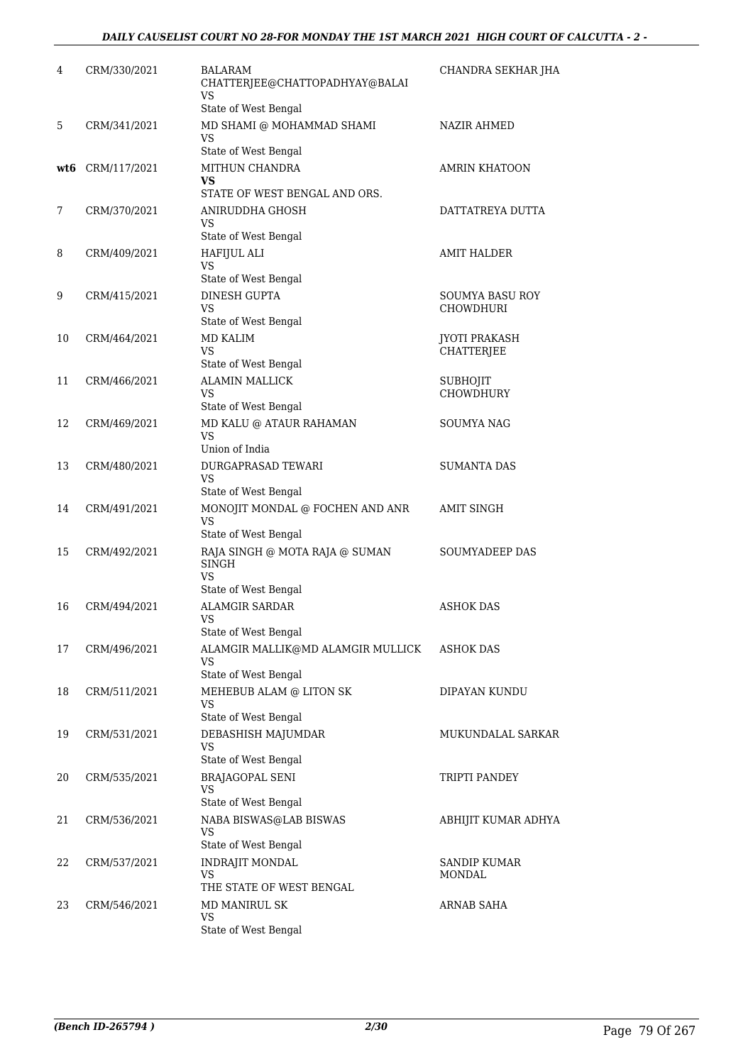| | | | |
|---|---|---|---|
| 4 | CRM/330/2021 | BALARAM CHATTERJEE@CHATTOPADHYAY@BALAI<br>VS<br>State of West Bengal | CHANDRA SEKHAR JHA |
| 5 | CRM/341/2021 | MD SHAMI @ MOHAMMAD SHAMI<br>VS<br>State of West Bengal | NAZIR AHMED |
| **wt6** | CRM/117/2021 | MITHUN CHANDRA<br>**VS**<br>STATE OF WEST BENGAL AND ORS. | AMRIN KHATOON |
| 7 | CRM/370/2021 | ANIRUDDHA GHOSH<br>VS<br>State of West Bengal | DATTATREYA DUTTA |
| 8 | CRM/409/2021 | HAFIJUL ALI<br>VS<br>State of West Bengal | AMIT HALDER |
| 9 | CRM/415/2021 | DINESH GUPTA<br>VS<br>State of West Bengal | SOUMYA BASU ROY CHOWDHURI |
| 10 | CRM/464/2021 | MD KALIM<br>VS<br>State of West Bengal | JYOTI PRAKASH CHATTERJEE |
| 11 | CRM/466/2021 | ALAMIN MALLICK<br>VS<br>State of West Bengal | SUBHOJIT CHOWDHURY |
| 12 | CRM/469/2021 | MD KALU @ ATAUR RAHAMAN<br>VS<br>Union of India | SOUMYA NAG |
| 13 | CRM/480/2021 | DURGAPRASAD TEWARI<br>VS<br>State of West Bengal | SUMANTA DAS |
| 14 | CRM/491/2021 | MONOJIT MONDAL @ FOCHEN AND ANR<br>VS<br>State of West Bengal | AMIT SINGH |
| 15 | CRM/492/2021 | RAJA SINGH @ MOTA RAJA @ SUMAN SINGH<br>VS<br>State of West Bengal | SOUMYADEEP DAS |
| 16 | CRM/494/2021 | ALAMGIR SARDAR<br>VS<br>State of West Bengal | ASHOK DAS |
| 17 | CRM/496/2021 | ALAMGIR MALLIK@MD ALAMGIR MULLICK<br>VS<br>State of West Bengal | ASHOK DAS |
| 18 | CRM/511/2021 | MEHEBUB ALAM @ LITON SK<br>VS<br>State of West Bengal | DIPAYAN KUNDU |
| 19 | CRM/531/2021 | DEBASHISH MAJUMDAR<br>VS<br>State of West Bengal | MUKUNDALAL SARKAR |
| 20 | CRM/535/2021 | BRAJAGOPAL SENI<br>VS<br>State of West Bengal | TRIPTI PANDEY |
| 21 | CRM/536/2021 | NABA BISWAS@LAB BISWAS<br>VS<br>State of West Bengal | ABHIJIT KUMAR ADHYA |
| 22 | CRM/537/2021 | INDRAJIT MONDAL<br>VS<br>THE STATE OF WEST BENGAL | SANDIP KUMAR MONDAL |
| 23 | CRM/546/2021 | MD MANIRUL SK<br>VS<br>State of West Bengal | ARNAB SAHA |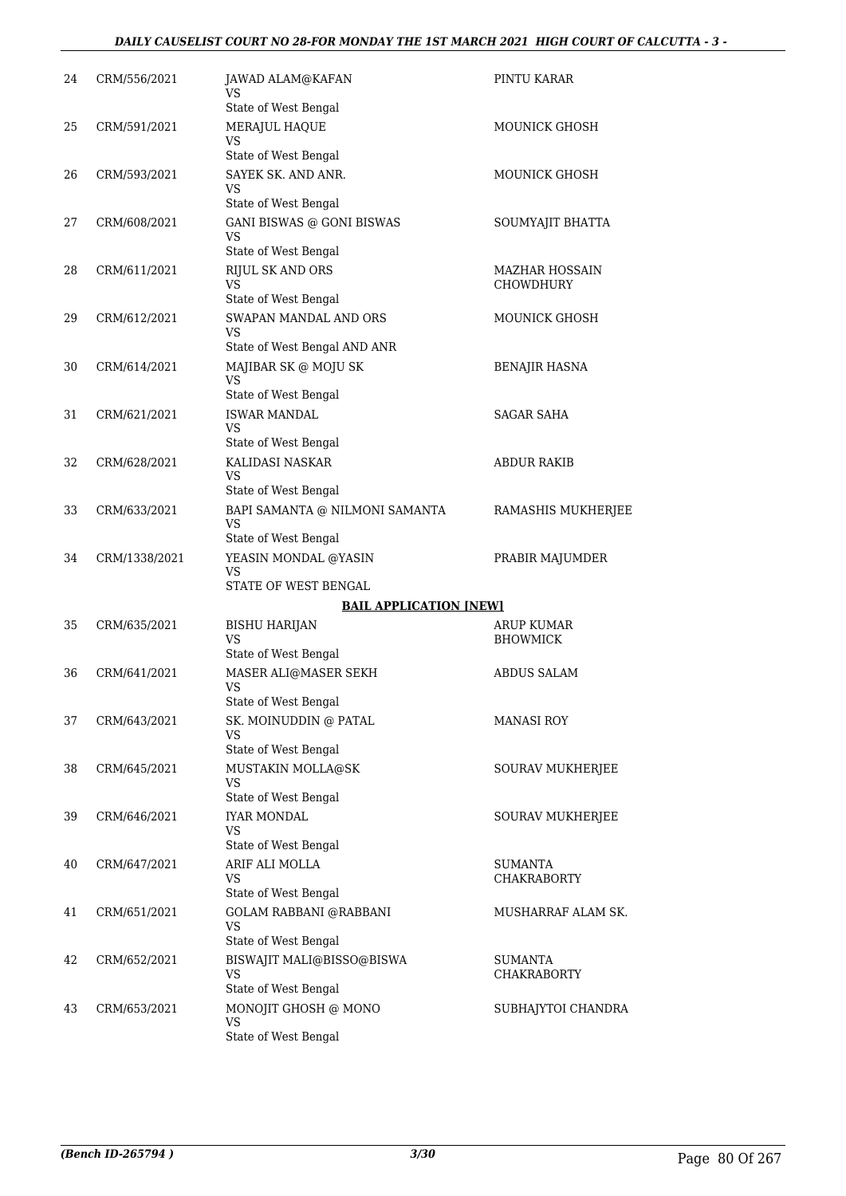| 24 | CRM/556/2021 | JAWAD ALAM@KAFAN<br>VS<br>State of West Bengal | PINTU KARAR |
|---|---|---|---|
| 25 | CRM/591/2021 | MERAJUL HAQUE<br>VS<br>State of West Bengal | MOUNICK GHOSH |
| 26 | CRM/593/2021 | SAYEK SK. AND ANR.<br>VS<br>State of West Bengal | MOUNICK GHOSH |
| 27 | CRM/608/2021 | GANI BISWAS @ GONI BISWAS<br>VS<br>State of West Bengal | SOUMYAJIT BHATTA |
| 28 | CRM/611/2021 | RIJUL SK AND ORS<br>VS<br>State of West Bengal | MAZHAR HOSSAIN CHOWDHURY |
| 29 | CRM/612/2021 | SWAPAN MANDAL AND ORS<br>VS<br>State of West Bengal AND ANR | MOUNICK GHOSH |
| 30 | CRM/614/2021 | MAJIBAR SK @ MOJU SK<br>VS<br>State of West Bengal | BENAJIR HASNA |
| 31 | CRM/621/2021 | ISWAR MANDAL<br>VS<br>State of West Bengal | SAGAR SAHA |
| 32 | CRM/628/2021 | KALIDASI NASKAR<br>VS<br>State of West Bengal | ABDUR RAKIB |
| 33 | CRM/633/2021 | BAPI SAMANTA @ NILMONI SAMANTA<br>VS<br>State of West Bengal | RAMASHIS MUKHERJEE |
| 34 | CRM/1338/2021 | YEASIN MONDAL @YASIN<br>VS<br>STATE OF WEST BENGAL | PRABIR MAJUMDER |

**BAIL APPLICATION [NEW]**

| 35 | CRM/635/2021 | BISHU HARIJAN<br>VS<br>State of West Bengal | ARUP KUMAR BHOWMICK |
|---|---|---|---|
| 36 | CRM/641/2021 | MASER ALI@MASER SEKH<br>VS<br>State of West Bengal | ABDUS SALAM |
| 37 | CRM/643/2021 | SK. MOINUDDIN @ PATAL<br>VS<br>State of West Bengal | MANASI ROY |
| 38 | CRM/645/2021 | MUSTAKIN MOLLA@SK<br>VS<br>State of West Bengal | SOURAV MUKHERJEE |
| 39 | CRM/646/2021 | IYAR MONDAL<br>VS<br>State of West Bengal | SOURAV MUKHERJEE |
| 40 | CRM/647/2021 | ARIF ALI MOLLA<br>VS<br>State of West Bengal | SUMANTA CHAKRABORTY |
| 41 | CRM/651/2021 | GOLAM RABBANI @RABBANI<br>VS<br>State of West Bengal | MUSHARRAF ALAM SK. |
| 42 | CRM/652/2021 | BISWAJIT MALI@BISSO@BISWA<br>VS<br>State of West Bengal | SUMANTA CHAKRABORTY |
| 43 | CRM/653/2021 | MONOJIT GHOSH @ MONO<br>VS<br>State of West Bengal | SUBHAJYTOI CHANDRA |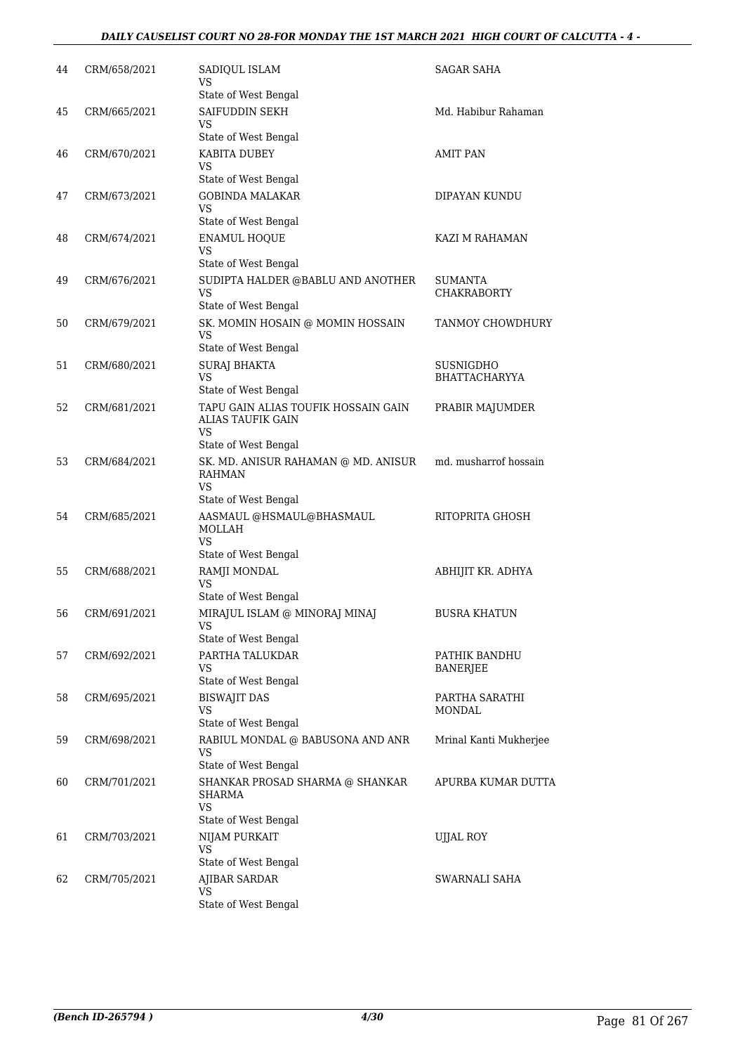| 44 | CRM/658/2021 | SADIQUL ISLAM<br>VS<br>State of West Bengal | SAGAR SAHA |
|---|---|---|---|
| 45 | CRM/665/2021 | SAIFUDDIN SEKH<br>VS<br>State of West Bengal | Md. Habibur Rahaman |
| 46 | CRM/670/2021 | KABITA DUBEY<br>VS<br>State of West Bengal | AMIT PAN |
| 47 | CRM/673/2021 | GOBINDA MALAKAR<br>VS<br>State of West Bengal | DIPAYAN KUNDU |
| 48 | CRM/674/2021 | ENAMUL HOQUE<br>VS<br>State of West Bengal | KAZI M RAHAMAN |
| 49 | CRM/676/2021 | SUDIPTA HALDER @BABLU AND ANOTHER<br>VS<br>State of West Bengal | SUMANTA CHAKRABORTY |
| 50 | CRM/679/2021 | SK. MOMIN HOSAIN @ MOMIN HOSSAIN<br>VS<br>State of West Bengal | TANMOY CHOWDHURY |
| 51 | CRM/680/2021 | SURAJ BHAKTA<br>VS<br>State of West Bengal | SUSNIGDHO BHATTACHARYYA |
| 52 | CRM/681/2021 | TAPU GAIN ALIAS TOUFIK HOSSAIN GAIN ALIAS TAUFIK GAIN<br>VS<br>State of West Bengal | PRABIR MAJUMDER |
| 53 | CRM/684/2021 | SK. MD. ANISUR RAHAMAN @ MD. ANISUR RAHMAN<br>VS<br>State of West Bengal | md. musharrof hossain |
| 54 | CRM/685/2021 | AASMAUL @HSMAUL@BHASMAUL MOLLAH<br>VS<br>State of West Bengal | RITOPRITA GHOSH |
| 55 | CRM/688/2021 | RAMJI MONDAL<br>VS<br>State of West Bengal | ABHIJIT KR. ADHYA |
| 56 | CRM/691/2021 | MIRAJUL ISLAM @ MINORAJ MINAJ<br>VS<br>State of West Bengal | BUSRA KHATUN |
| 57 | CRM/692/2021 | PARTHA TALUKDAR<br>VS<br>State of West Bengal | PATHIK BANDHU BANERJEE |
| 58 | CRM/695/2021 | BISWAJIT DAS<br>VS<br>State of West Bengal | PARTHA SARATHI MONDAL |
| 59 | CRM/698/2021 | RABIUL MONDAL @ BABUSONA AND ANR<br>VS<br>State of West Bengal | Mrinal Kanti Mukherjee |
| 60 | CRM/701/2021 | SHANKAR PROSAD SHARMA @ SHANKAR SHARMA<br>VS<br>State of West Bengal | APURBA KUMAR DUTTA |
| 61 | CRM/703/2021 | NIJAM PURKAIT<br>VS<br>State of West Bengal | UJJAL ROY |
| 62 | CRM/705/2021 | AJIBAR SARDAR<br>VS<br>State of West Bengal | SWARNALI SAHA |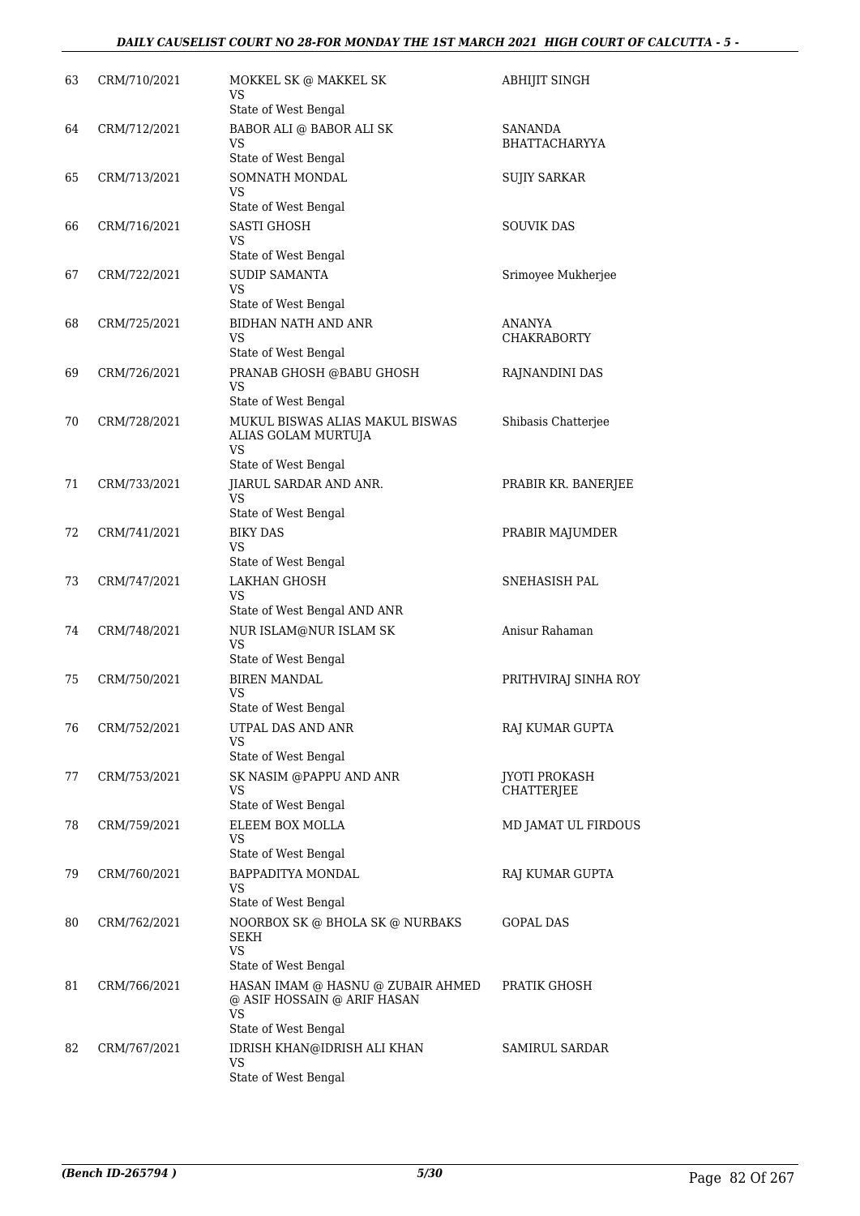| | | | |
|---|---|---|---|
| 63 | CRM/710/2021 | MOKKEL SK @ MAKKEL SK<br>VS<br>State of West Bengal | ABHIJIT SINGH |
| 64 | CRM/712/2021 | BABOR ALI @ BABOR ALI SK<br>VS<br>State of West Bengal | SANANDA BHATTACHARYYA |
| 65 | CRM/713/2021 | SOMNATH MONDAL<br>VS<br>State of West Bengal | SUJIY SARKAR |
| 66 | CRM/716/2021 | SASTI GHOSH<br>VS<br>State of West Bengal | SOUVIK DAS |
| 67 | CRM/722/2021 | SUDIP SAMANTA<br>VS<br>State of West Bengal | Srimoyee Mukherjee |
| 68 | CRM/725/2021 | BIDHAN NATH AND ANR<br>VS<br>State of West Bengal | ANANYA CHAKRABORTY |
| 69 | CRM/726/2021 | PRANAB GHOSH @BABU GHOSH<br>VS<br>State of West Bengal | RAJNANDINI DAS |
| 70 | CRM/728/2021 | MUKUL BISWAS ALIAS MAKUL BISWAS ALIAS GOLAM MURTUJA<br>VS<br>State of West Bengal | Shibasis Chatterjee |
| 71 | CRM/733/2021 | JIARUL SARDAR AND ANR.<br>VS<br>State of West Bengal | PRABIR KR. BANERJEE |
| 72 | CRM/741/2021 | BIKY DAS<br>VS<br>State of West Bengal | PRABIR MAJUMDER |
| 73 | CRM/747/2021 | LAKHAN GHOSH<br>VS<br>State of West Bengal AND ANR | SNEHASISH PAL |
| 74 | CRM/748/2021 | NUR ISLAM@NUR ISLAM SK<br>VS<br>State of West Bengal | Anisur Rahaman |
| 75 | CRM/750/2021 | BIREN MANDAL<br>VS<br>State of West Bengal | PRITHVIRAJ SINHA ROY |
| 76 | CRM/752/2021 | UTPAL DAS AND ANR<br>VS<br>State of West Bengal | RAJ KUMAR GUPTA |
| 77 | CRM/753/2021 | SK NASIM @PAPPU AND ANR<br>VS<br>State of West Bengal | JYOTI PROKASH CHATTERJEE |
| 78 | CRM/759/2021 | ELEEM BOX MOLLA<br>VS<br>State of West Bengal | MD JAMAT UL FIRDOUS |
| 79 | CRM/760/2021 | BAPPADITYA MONDAL<br>VS<br>State of West Bengal | RAJ KUMAR GUPTA |
| 80 | CRM/762/2021 | NOORBOX SK @ BHOLA SK @ NURBAKS SEKH<br>VS<br>State of West Bengal | GOPAL DAS |
| 81 | CRM/766/2021 | HASAN IMAM @ HASNU @ ZUBAIR AHMED @ ASIF HOSSAIN @ ARIF HASAN<br>VS<br>State of West Bengal | PRATIK GHOSH |
| 82 | CRM/767/2021 | IDRISH KHAN@IDRISH ALI KHAN<br>VS<br>State of West Bengal | SAMIRUL SARDAR |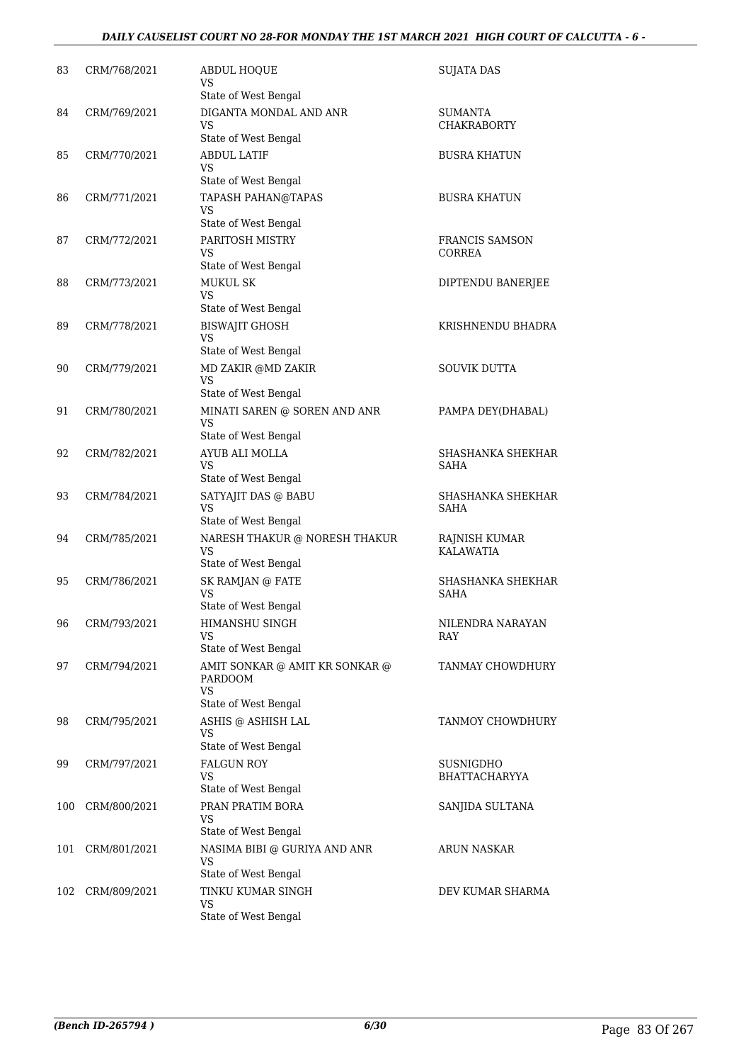| | | | |
|---|---|---|---|
| 83 | CRM/768/2021 | ABDUL HOQUE<br>VS<br>State of West Bengal | SUJATA DAS |
| 84 | CRM/769/2021 | DIGANTA MONDAL AND ANR<br>VS<br>State of West Bengal | SUMANTA CHAKRABORTY |
| 85 | CRM/770/2021 | ABDUL LATIF<br>VS<br>State of West Bengal | BUSRA KHATUN |
| 86 | CRM/771/2021 | TAPASH PAHAN@TAPAS<br>VS<br>State of West Bengal | BUSRA KHATUN |
| 87 | CRM/772/2021 | PARITOSH MISTRY<br>VS<br>State of West Bengal | FRANCIS SAMSON CORREA |
| 88 | CRM/773/2021 | MUKUL SK<br>VS<br>State of West Bengal | DIPTENDU BANERJEE |
| 89 | CRM/778/2021 | BISWAJIT GHOSH<br>VS<br>State of West Bengal | KRISHNENDU BHADRA |
| 90 | CRM/779/2021 | MD ZAKIR @MD ZAKIR<br>VS<br>State of West Bengal | SOUVIK DUTTA |
| 91 | CRM/780/2021 | MINATI SAREN @ SOREN AND ANR<br>VS<br>State of West Bengal | PAMPA DEY(DHABAL) |
| 92 | CRM/782/2021 | AYUB ALI MOLLA<br>VS<br>State of West Bengal | SHASHANKA SHEKHAR SAHA |
| 93 | CRM/784/2021 | SATYAJIT DAS @ BABU<br>VS<br>State of West Bengal | SHASHANKA SHEKHAR SAHA |
| 94 | CRM/785/2021 | NARESH THAKUR @ NORESH THAKUR<br>VS<br>State of West Bengal | RAJNISH KUMAR KALAWATIA |
| 95 | CRM/786/2021 | SK RAMJAN @ FATE<br>VS<br>State of West Bengal | SHASHANKA SHEKHAR SAHA |
| 96 | CRM/793/2021 | HIMANSHU SINGH<br>VS<br>State of West Bengal | NILENDRA NARAYAN RAY |
| 97 | CRM/794/2021 | AMIT SONKAR @ AMIT KR SONKAR @ PARDOOM<br>VS<br>State of West Bengal | TANMAY CHOWDHURY |
| 98 | CRM/795/2021 | ASHIS @ ASHISH LAL<br>VS<br>State of West Bengal | TANMOY CHOWDHURY |
| 99 | CRM/797/2021 | FALGUN ROY<br>VS<br>State of West Bengal | SUSNIGDHO BHATTACHARYYA |
| 100 | CRM/800/2021 | PRAN PRATIM BORA<br>VS<br>State of West Bengal | SANJIDA SULTANA |
| 101 | CRM/801/2021 | NASIMA BIBI @ GURIYA AND ANR<br>VS<br>State of West Bengal | ARUN NASKAR |
| 102 | CRM/809/2021 | TINKU KUMAR SINGH<br>VS<br>State of West Bengal | DEV KUMAR SHARMA |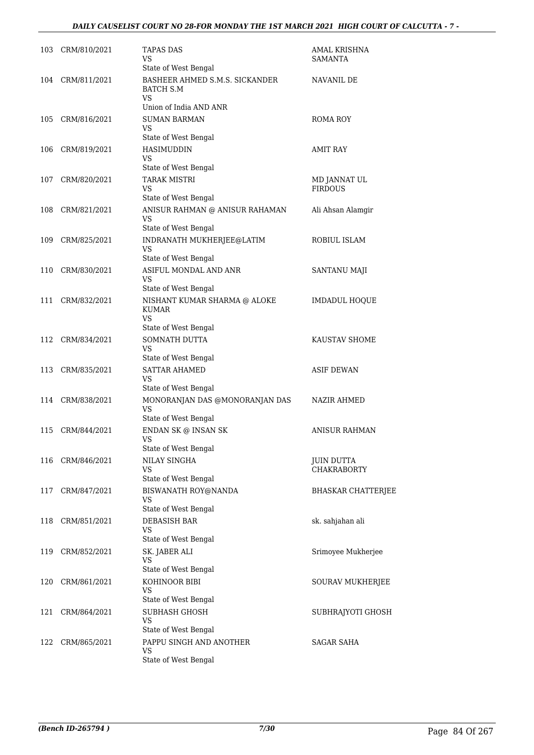| | | | |
|---|---|---|---|
| 103 | CRM/810/2021 | TAPAS DAS<br>VS<br>State of West Bengal | AMAL KRISHNA SAMANTA |
| 104 | CRM/811/2021 | BASHEER AHMED S.M.S. SICKANDER BATCH S.M<br>VS<br>Union of India AND ANR | NAVANIL DE |
| 105 | CRM/816/2021 | SUMAN BARMAN<br>VS<br>State of West Bengal | ROMA ROY |
| 106 | CRM/819/2021 | HASIMUDDIN<br>VS<br>State of West Bengal | AMIT RAY |
| 107 | CRM/820/2021 | TARAK MISTRI<br>VS<br>State of West Bengal | MD JANNAT UL FIRDOUS |
| 108 | CRM/821/2021 | ANISUR RAHMAN @ ANISUR RAHAMAN<br>VS<br>State of West Bengal | Ali Ahsan Alamgir |
| 109 | CRM/825/2021 | INDRANATH MUKHERJEE@LATIM<br>VS<br>State of West Bengal | ROBIUL ISLAM |
| 110 | CRM/830/2021 | ASIFUL MONDAL AND ANR<br>VS<br>State of West Bengal | SANTANU MAJI |
| 111 | CRM/832/2021 | NISHANT KUMAR SHARMA @ ALOKE KUMAR<br>VS<br>State of West Bengal | IMDADUL HOQUE |
| 112 | CRM/834/2021 | SOMNATH DUTTA<br>VS<br>State of West Bengal | KAUSTAV SHOME |
| 113 | CRM/835/2021 | SATTAR AHAMED<br>VS<br>State of West Bengal | ASIF DEWAN |
| 114 | CRM/838/2021 | MONORANJAN DAS @MONORANJAN DAS<br>VS<br>State of West Bengal | NAZIR AHMED |
| 115 | CRM/844/2021 | ENDAN SK @ INSAN SK<br>VS<br>State of West Bengal | ANISUR RAHMAN |
| 116 | CRM/846/2021 | NILAY SINGHA<br>VS<br>State of West Bengal | JUIN DUTTA CHAKRABORTY |
| 117 | CRM/847/2021 | BISWANATH ROY@NANDA<br>VS<br>State of West Bengal | BHASKAR CHATTERJEE |
| 118 | CRM/851/2021 | DEBASISH BAR<br>VS<br>State of West Bengal | sk. sahjahan ali |
| 119 | CRM/852/2021 | SK. JABER ALI<br>VS<br>State of West Bengal | Srimoyee Mukherjee |
| 120 | CRM/861/2021 | KOHINOOR BIBI<br>VS<br>State of West Bengal | SOURAV MUKHERJEE |
| 121 | CRM/864/2021 | SUBHASH GHOSH<br>VS<br>State of West Bengal | SUBHRAJYOTI GHOSH |
| 122 | CRM/865/2021 | PAPPU SINGH AND ANOTHER<br>VS<br>State of West Bengal | SAGAR SAHA |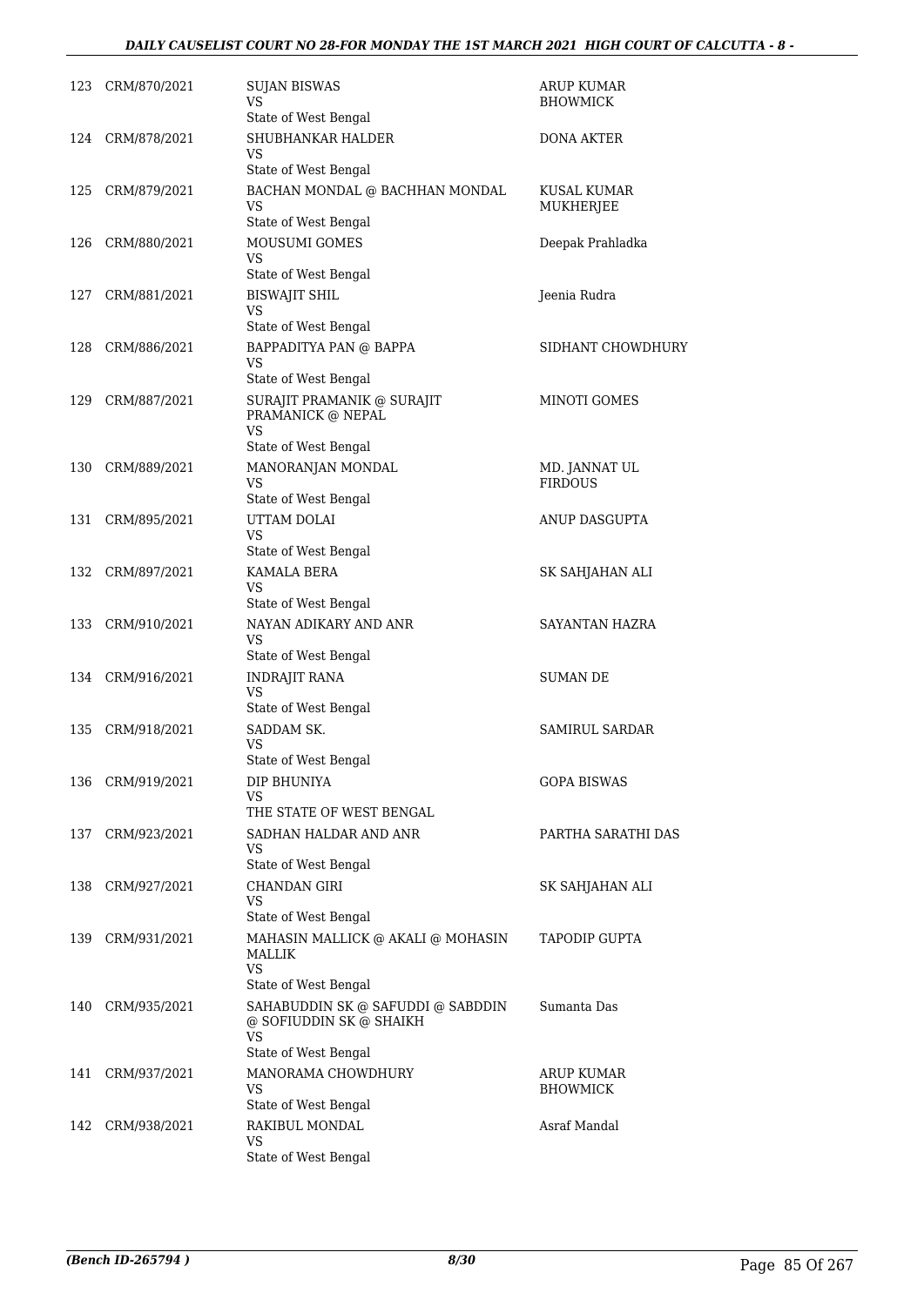| | | | |
|---|---|---|---|
| 123 | CRM/870/2021 | SUJAN BISWAS<br>VS<br>State of West Bengal | ARUP KUMAR BHOWMICK |
| 124 | CRM/878/2021 | SHUBHANKAR HALDER<br>VS<br>State of West Bengal | DONA AKTER |
| 125 | CRM/879/2021 | BACHAN MONDAL @ BACHHAN MONDAL<br>VS<br>State of West Bengal | KUSAL KUMAR MUKHERJEE |
| 126 | CRM/880/2021 | MOUSUMI GOMES<br>VS<br>State of West Bengal | Deepak Prahladka |
| 127 | CRM/881/2021 | BISWAJIT SHIL<br>VS<br>State of West Bengal | Jeenia Rudra |
| 128 | CRM/886/2021 | BAPPADITYA PAN @ BAPPA<br>VS<br>State of West Bengal | SIDHANT CHOWDHURY |
| 129 | CRM/887/2021 | SURAJIT PRAMANIK @ SURAJIT PRAMANICK @ NEPAL<br>VS<br>State of West Bengal | MINOTI GOMES |
| 130 | CRM/889/2021 | MANORANJAN MONDAL<br>VS<br>State of West Bengal | MD. JANNAT UL FIRDOUS |
| 131 | CRM/895/2021 | UTTAM DOLAI<br>VS<br>State of West Bengal | ANUP DASGUPTA |
| 132 | CRM/897/2021 | KAMALA BERA<br>VS<br>State of West Bengal | SK SAHJAHAN ALI |
| 133 | CRM/910/2021 | NAYAN ADIKARY AND ANR<br>VS<br>State of West Bengal | SAYANTAN HAZRA |
| 134 | CRM/916/2021 | INDRAJIT RANA<br>VS<br>State of West Bengal | SUMAN DE |
| 135 | CRM/918/2021 | SADDAM SK.<br>VS<br>State of West Bengal | SAMIRUL SARDAR |
| 136 | CRM/919/2021 | DIP BHUNIYA<br>VS<br>THE STATE OF WEST BENGAL | GOPA BISWAS |
| 137 | CRM/923/2021 | SADHAN HALDAR AND ANR<br>VS<br>State of West Bengal | PARTHA SARATHI DAS |
| 138 | CRM/927/2021 | CHANDAN GIRI<br>VS<br>State of West Bengal | SK SAHJAHAN ALI |
| 139 | CRM/931/2021 | MAHASIN MALLICK @ AKALI @ MOHASIN MALLIK<br>VS<br>State of West Bengal | TAPODIP GUPTA |
| 140 | CRM/935/2021 | SAHABUDDIN SK @ SAFUDDI @ SABDDIN @ SOFIUDDIN SK @ SHAIKH<br>VS<br>State of West Bengal | Sumanta Das |
| 141 | CRM/937/2021 | MANORAMA CHOWDHURY<br>VS<br>State of West Bengal | ARUP KUMAR BHOWMICK |
| 142 | CRM/938/2021 | RAKIBUL MONDAL<br>VS<br>State of West Bengal | Asraf Mandal |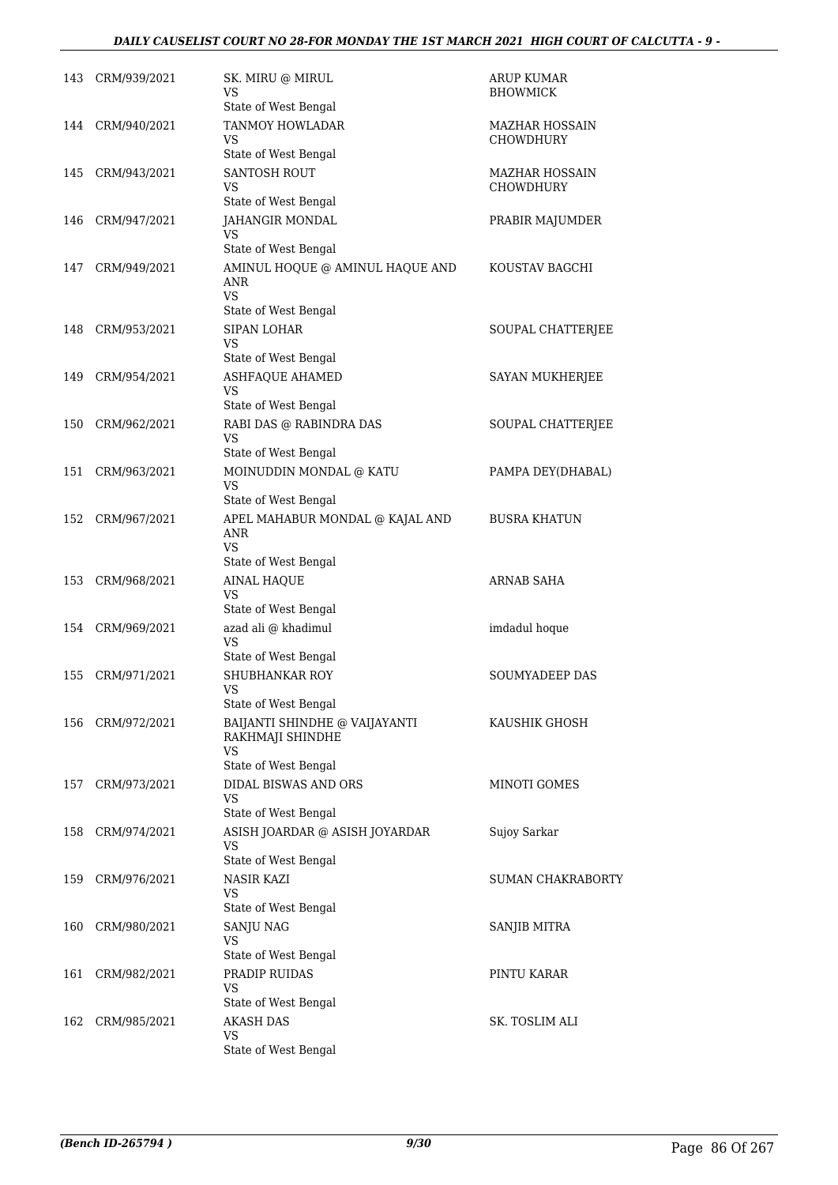| | | | |
|---|---|---|---|
| 143 | CRM/939/2021 | SK. MIRU @ MIRUL<br>VS<br>State of West Bengal | ARUP KUMAR BHOWMICK |
| 144 | CRM/940/2021 | TANMOY HOWLADAR<br>VS<br>State of West Bengal | MAZHAR HOSSAIN CHOWDHURY |
| 145 | CRM/943/2021 | SANTOSH ROUT<br>VS<br>State of West Bengal | MAZHAR HOSSAIN CHOWDHURY |
| 146 | CRM/947/2021 | JAHANGIR MONDAL<br>VS<br>State of West Bengal | PRABIR MAJUMDER |
| 147 | CRM/949/2021 | AMINUL HOQUE @ AMINUL HAQUE AND ANR<br>VS<br>State of West Bengal | KOUSTAV BAGCHI |
| 148 | CRM/953/2021 | SIPAN LOHAR<br>VS<br>State of West Bengal | SOUPAL CHATTERJEE |
| 149 | CRM/954/2021 | ASHFAQUE AHAMED<br>VS<br>State of West Bengal | SAYAN MUKHERJEE |
| 150 | CRM/962/2021 | RABI DAS @ RABINDRA DAS<br>VS<br>State of West Bengal | SOUPAL CHATTERJEE |
| 151 | CRM/963/2021 | MOINUDDIN MONDAL @ KATU<br>VS<br>State of West Bengal | PAMPA DEY(DHABAL) |
| 152 | CRM/967/2021 | APEL MAHABUR MONDAL @ KAJAL AND ANR<br>VS<br>State of West Bengal | BUSRA KHATUN |
| 153 | CRM/968/2021 | AINAL HAQUE<br>VS<br>State of West Bengal | ARNAB SAHA |
| 154 | CRM/969/2021 | azad ali @ khadimul<br>VS<br>State of West Bengal | imdadul hoque |
| 155 | CRM/971/2021 | SHUBHANKAR ROY<br>VS<br>State of West Bengal | SOUMYADEEP DAS |
| 156 | CRM/972/2021 | BAIJANTI SHINDHE @ VAIJAYANTI RAKHMAJI SHINDHE<br>VS<br>State of West Bengal | KAUSHIK GHOSH |
| 157 | CRM/973/2021 | DIDAL BISWAS AND ORS<br>VS<br>State of West Bengal | MINOTI GOMES |
| 158 | CRM/974/2021 | ASISH JOARDAR @ ASISH JOYARDAR<br>VS<br>State of West Bengal | Sujoy Sarkar |
| 159 | CRM/976/2021 | NASIR KAZI<br>VS<br>State of West Bengal | SUMAN CHAKRABORTY |
| 160 | CRM/980/2021 | SANJU NAG<br>VS<br>State of West Bengal | SANJIB MITRA |
| 161 | CRM/982/2021 | PRADIP RUIDAS<br>VS<br>State of West Bengal | PINTU KARAR |
| 162 | CRM/985/2021 | AKASH DAS<br>VS<br>State of West Bengal | SK. TOSLIM ALI |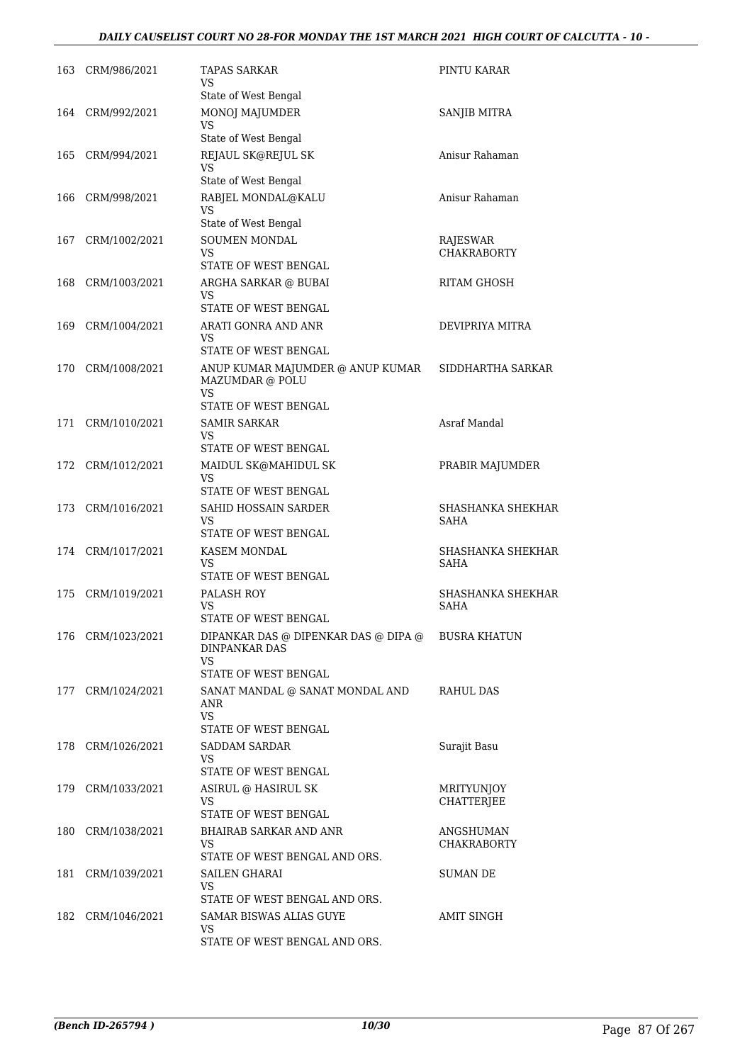| | | | |
|---|---|---|---|
| 163 | CRM/986/2021 | TAPAS SARKAR<br>VS<br>State of West Bengal | PINTU KARAR |
| 164 | CRM/992/2021 | MONOJ MAJUMDER<br>VS<br>State of West Bengal | SANJIB MITRA |
| 165 | CRM/994/2021 | REJAUL SK@REJUL SK<br>VS<br>State of West Bengal | Anisur Rahaman |
| 166 | CRM/998/2021 | RABJEL MONDAL@KALU<br>VS<br>State of West Bengal | Anisur Rahaman |
| 167 | CRM/1002/2021 | SOUMEN MONDAL<br>VS<br>STATE OF WEST BENGAL | RAJESWAR CHAKRABORTY |
| 168 | CRM/1003/2021 | ARGHA SARKAR @ BUBAI<br>VS<br>STATE OF WEST BENGAL | RITAM GHOSH |
| 169 | CRM/1004/2021 | ARATI GONRA AND ANR<br>VS<br>STATE OF WEST BENGAL | DEVIPRIYA MITRA |
| 170 | CRM/1008/2021 | ANUP KUMAR MAJUMDER @ ANUP KUMAR MAZUMDAR @ POLU<br>VS<br>STATE OF WEST BENGAL | SIDDHARTHA SARKAR |
| 171 | CRM/1010/2021 | SAMIR SARKAR<br>VS<br>STATE OF WEST BENGAL | Asraf Mandal |
| 172 | CRM/1012/2021 | MAIDUL SK@MAHIDUL SK<br>VS<br>STATE OF WEST BENGAL | PRABIR MAJUMDER |
| 173 | CRM/1016/2021 | SAHID HOSSAIN SARDER<br>VS<br>STATE OF WEST BENGAL | SHASHANKA SHEKHAR SAHA |
| 174 | CRM/1017/2021 | KASEM MONDAL<br>VS<br>STATE OF WEST BENGAL | SHASHANKA SHEKHAR SAHA |
| 175 | CRM/1019/2021 | PALASH ROY<br>VS<br>STATE OF WEST BENGAL | SHASHANKA SHEKHAR SAHA |
| 176 | CRM/1023/2021 | DIPANKAR DAS @ DIPENKAR DAS @ DIPA @ DINPANKAR DAS<br>VS<br>STATE OF WEST BENGAL | BUSRA KHATUN |
| 177 | CRM/1024/2021 | SANAT MANDAL @ SANAT MONDAL AND ANR<br>VS<br>STATE OF WEST BENGAL | RAHUL DAS |
| 178 | CRM/1026/2021 | SADDAM SARDAR<br>VS<br>STATE OF WEST BENGAL | Surajit Basu |
| 179 | CRM/1033/2021 | ASIRUL @ HASIRUL SK<br>VS<br>STATE OF WEST BENGAL | MRITYUNJOY CHATTERJEE |
| 180 | CRM/1038/2021 | BHAIRAB SARKAR AND ANR<br>VS<br>STATE OF WEST BENGAL AND ORS. | ANGSHUMAN CHAKRABORTY |
| 181 | CRM/1039/2021 | SAILEN GHARAI<br>VS<br>STATE OF WEST BENGAL AND ORS. | SUMAN DE |
| 182 | CRM/1046/2021 | SAMAR BISWAS ALIAS GUYE<br>VS<br>STATE OF WEST BENGAL AND ORS. | AMIT SINGH |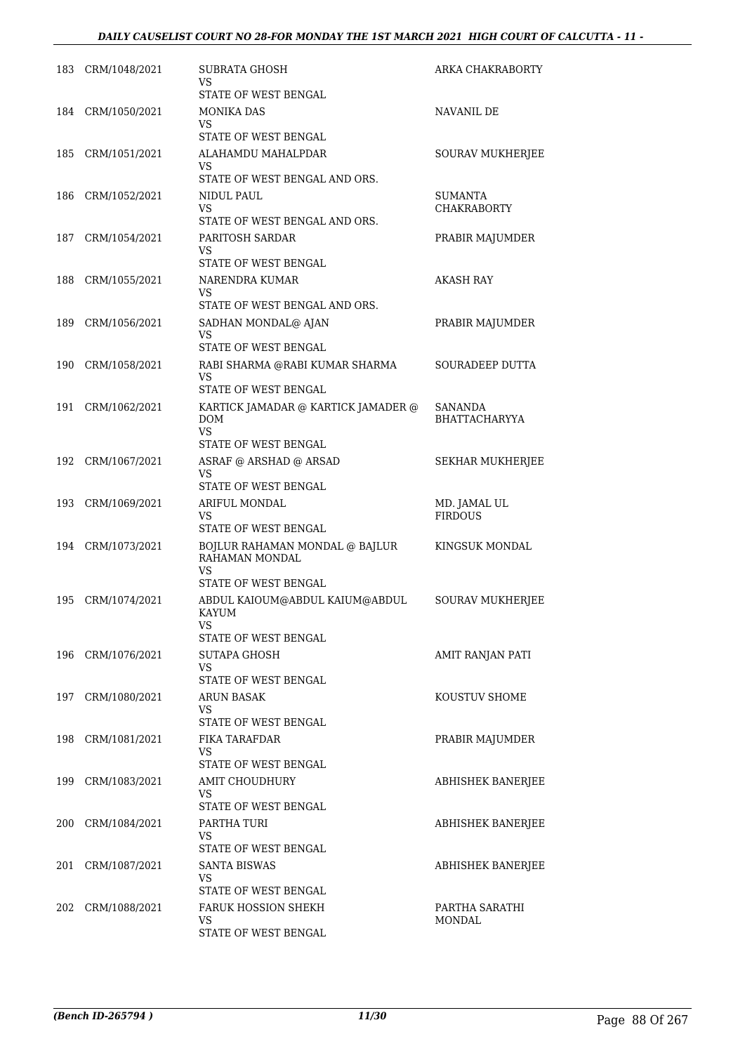| | | | |
|---|---|---|---|
| 183 | CRM/1048/2021 | SUBRATA GHOSH<br>VS<br>STATE OF WEST BENGAL | ARKA CHAKRABORTY |
| 184 | CRM/1050/2021 | MONIKA DAS<br>VS<br>STATE OF WEST BENGAL | NAVANIL DE |
| 185 | CRM/1051/2021 | ALAHAMDU MAHALPDAR<br>VS<br>STATE OF WEST BENGAL AND ORS. | SOURAV MUKHERJEE |
| 186 | CRM/1052/2021 | NIDUL PAUL<br>VS<br>STATE OF WEST BENGAL AND ORS. | SUMANTA CHAKRABORTY |
| 187 | CRM/1054/2021 | PARITOSH SARDAR<br>VS<br>STATE OF WEST BENGAL | PRABIR MAJUMDER |
| 188 | CRM/1055/2021 | NARENDRA KUMAR<br>VS<br>STATE OF WEST BENGAL AND ORS. | AKASH RAY |
| 189 | CRM/1056/2021 | SADHAN MONDAL@ AJAN<br>VS<br>STATE OF WEST BENGAL | PRABIR MAJUMDER |
| 190 | CRM/1058/2021 | RABI SHARMA @RABI KUMAR SHARMA<br>VS<br>STATE OF WEST BENGAL | SOURADEEP DUTTA |
| 191 | CRM/1062/2021 | KARTICK JAMADAR @ KARTICK JAMADER @ DOM<br>VS<br>STATE OF WEST BENGAL | SANANDA BHATTACHARYYA |
| 192 | CRM/1067/2021 | ASRAF @ ARSHAD @ ARSAD<br>VS<br>STATE OF WEST BENGAL | SEKHAR MUKHERJEE |
| 193 | CRM/1069/2021 | ARIFUL MONDAL<br>VS<br>STATE OF WEST BENGAL | MD. JAMAL UL FIRDOUS |
| 194 | CRM/1073/2021 | BOJLUR RAHAMAN MONDAL @ BAJLUR RAHAMAN MONDAL<br>VS<br>STATE OF WEST BENGAL | KINGSUK MONDAL |
| 195 | CRM/1074/2021 | ABDUL KAIOUM@ABDUL KAIUM@ABDUL KAYUM<br>VS<br>STATE OF WEST BENGAL | SOURAV MUKHERJEE |
| 196 | CRM/1076/2021 | SUTAPA GHOSH<br>VS<br>STATE OF WEST BENGAL | AMIT RANJAN PATI |
| 197 | CRM/1080/2021 | ARUN BASAK<br>VS<br>STATE OF WEST BENGAL | KOUSTUV SHOME |
| 198 | CRM/1081/2021 | FIKA TARAFDAR<br>VS<br>STATE OF WEST BENGAL | PRABIR MAJUMDER |
| 199 | CRM/1083/2021 | AMIT CHOUDHURY<br>VS<br>STATE OF WEST BENGAL | ABHISHEK BANERJEE |
| 200 | CRM/1084/2021 | PARTHA TURI<br>VS<br>STATE OF WEST BENGAL | ABHISHEK BANERJEE |
| 201 | CRM/1087/2021 | SANTA BISWAS<br>VS<br>STATE OF WEST BENGAL | ABHISHEK BANERJEE |
| 202 | CRM/1088/2021 | FARUK HOSSION SHEKH<br>VS<br>STATE OF WEST BENGAL | PARTHA SARATHI MONDAL |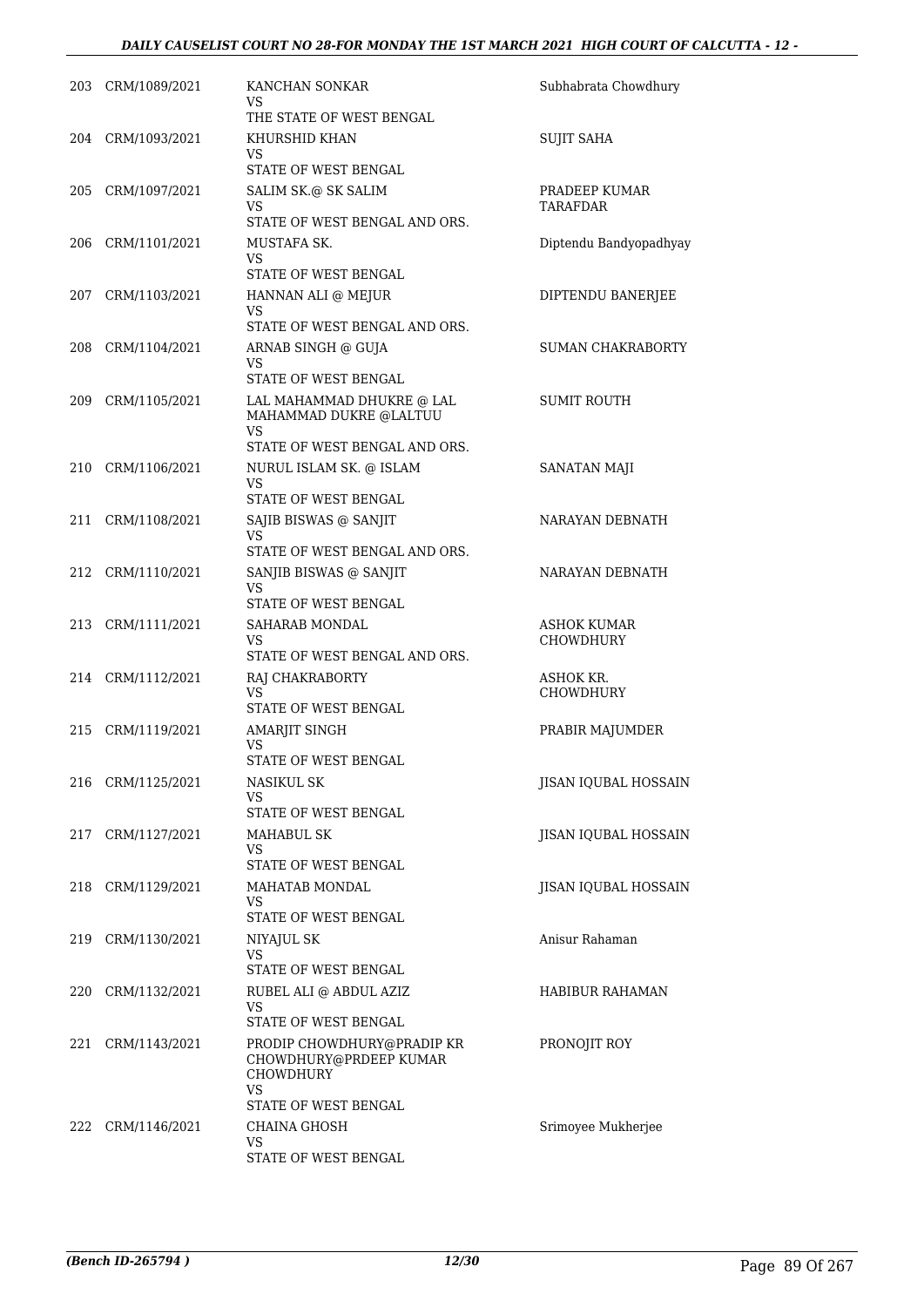| | | | |
|---|---|---|---|
| 203 | CRM/1089/2021 | KANCHAN SONKAR<br>VS<br>THE STATE OF WEST BENGAL | Subhabrata Chowdhury |
| 204 | CRM/1093/2021 | KHURSHID KHAN<br>VS<br>STATE OF WEST BENGAL | SUJIT SAHA |
| 205 | CRM/1097/2021 | SALIM SK.@ SK SALIM<br>VS<br>STATE OF WEST BENGAL AND ORS. | PRADEEP KUMAR TARAFDAR |
| 206 | CRM/1101/2021 | MUSTAFA SK.<br>VS<br>STATE OF WEST BENGAL | Diptendu Bandyopadhyay |
| 207 | CRM/1103/2021 | HANNAN ALI @ MEJUR<br>VS<br>STATE OF WEST BENGAL AND ORS. | DIPTENDU BANERJEE |
| 208 | CRM/1104/2021 | ARNAB SINGH @ GUJA<br>VS<br>STATE OF WEST BENGAL | SUMAN CHAKRABORTY |
| 209 | CRM/1105/2021 | LAL MAHAMMAD DHUKRE @ LAL MAHAMMAD DUKRE @LALTUU<br>VS<br>STATE OF WEST BENGAL AND ORS. | SUMIT ROUTH |
| 210 | CRM/1106/2021 | NURUL ISLAM SK. @ ISLAM<br>VS<br>STATE OF WEST BENGAL | SANATAN MAJI |
| 211 | CRM/1108/2021 | SAJIB BISWAS @ SANJIT<br>VS<br>STATE OF WEST BENGAL AND ORS. | NARAYAN DEBNATH |
| 212 | CRM/1110/2021 | SANJIB BISWAS @ SANJIT<br>VS<br>STATE OF WEST BENGAL | NARAYAN DEBNATH |
| 213 | CRM/1111/2021 | SAHARAB MONDAL<br>VS<br>STATE OF WEST BENGAL AND ORS. | ASHOK KUMAR CHOWDHURY |
| 214 | CRM/1112/2021 | RAJ CHAKRABORTY<br>VS<br>STATE OF WEST BENGAL | ASHOK KR. CHOWDHURY |
| 215 | CRM/1119/2021 | AMARJIT SINGH<br>VS<br>STATE OF WEST BENGAL | PRABIR MAJUMDER |
| 216 | CRM/1125/2021 | NASIKUL SK<br>VS<br>STATE OF WEST BENGAL | JISAN IQUBAL HOSSAIN |
| 217 | CRM/1127/2021 | MAHABUL SK<br>VS<br>STATE OF WEST BENGAL | JISAN IQUBAL HOSSAIN |
| 218 | CRM/1129/2021 | MAHATAB MONDAL<br>VS<br>STATE OF WEST BENGAL | JISAN IQUBAL HOSSAIN |
| 219 | CRM/1130/2021 | NIYAJUL SK<br>VS<br>STATE OF WEST BENGAL | Anisur Rahaman |
| 220 | CRM/1132/2021 | RUBEL ALI @ ABDUL AZIZ<br>VS<br>STATE OF WEST BENGAL | HABIBUR RAHAMAN |
| 221 | CRM/1143/2021 | PRODIP CHOWDHURY@PRADIP KR CHOWDHURY@PRDEEP KUMAR CHOWDHURY<br>VS<br>STATE OF WEST BENGAL | PRONOJIT ROY |
| 222 | CRM/1146/2021 | CHAINA GHOSH<br>VS<br>STATE OF WEST BENGAL | Srimoyee Mukherjee |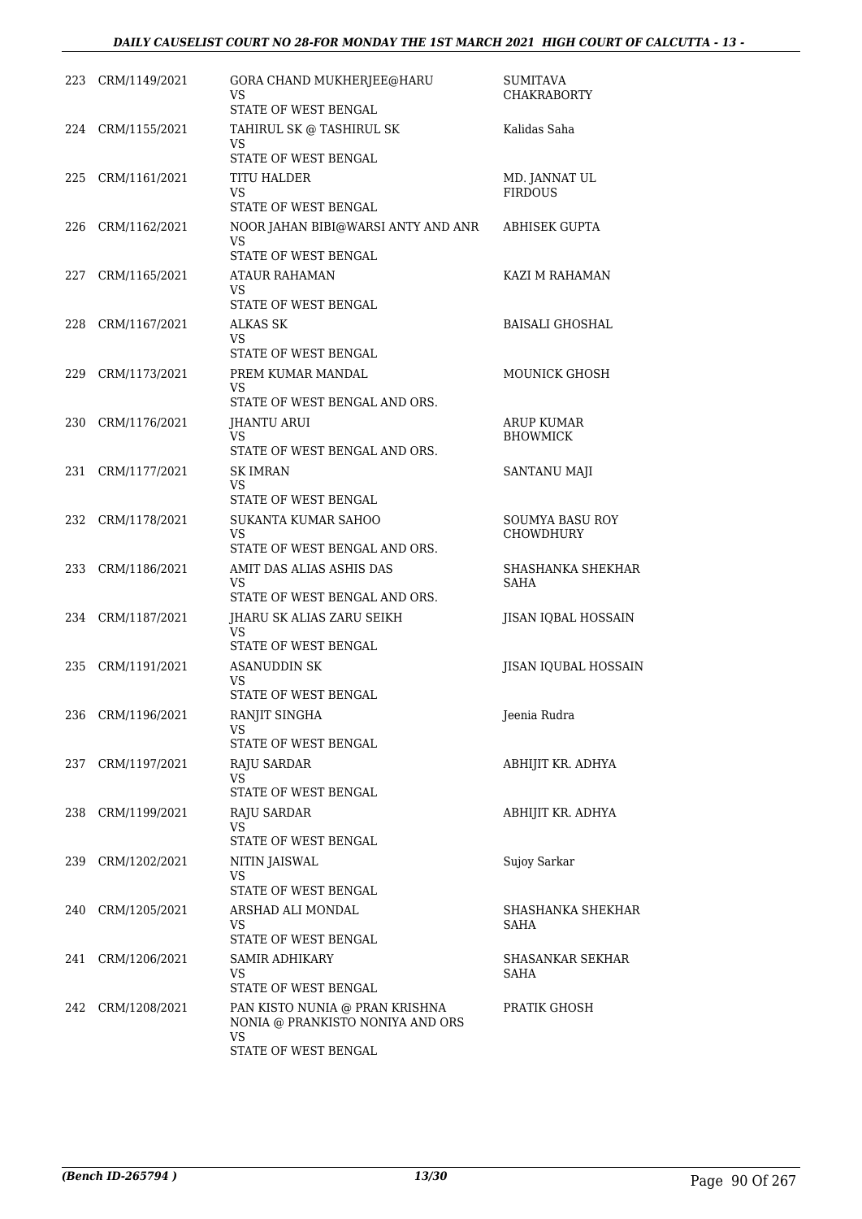| | | | |
|---|---|---|---|
| 223 | CRM/1149/2021 | GORA CHAND MUKHERJEE@HARU<br>VS<br>STATE OF WEST BENGAL | SUMITAVA CHAKRABORTY |
| 224 | CRM/1155/2021 | TAHIRUL SK @ TASHIRUL SK<br>VS<br>STATE OF WEST BENGAL | Kalidas Saha |
| 225 | CRM/1161/2021 | TITU HALDER<br>VS<br>STATE OF WEST BENGAL | MD. JANNAT UL FIRDOUS |
| 226 | CRM/1162/2021 | NOOR JAHAN BIBI@WARSI ANTY AND ANR<br>VS<br>STATE OF WEST BENGAL | ABHISEK GUPTA |
| 227 | CRM/1165/2021 | ATAUR RAHAMAN<br>VS<br>STATE OF WEST BENGAL | KAZI M RAHAMAN |
| 228 | CRM/1167/2021 | ALKAS SK<br>VS<br>STATE OF WEST BENGAL | BAISALI GHOSHAL |
| 229 | CRM/1173/2021 | PREM KUMAR MANDAL<br>VS<br>STATE OF WEST BENGAL AND ORS. | MOUNICK GHOSH |
| 230 | CRM/1176/2021 | JHANTU ARUI<br>VS<br>STATE OF WEST BENGAL AND ORS. | ARUP KUMAR BHOWMICK |
| 231 | CRM/1177/2021 | SK IMRAN<br>VS<br>STATE OF WEST BENGAL | SANTANU MAJI |
| 232 | CRM/1178/2021 | SUKANTA KUMAR SAHOO<br>VS<br>STATE OF WEST BENGAL AND ORS. | SOUMYA BASU ROY CHOWDHURY |
| 233 | CRM/1186/2021 | AMIT DAS ALIAS ASHIS DAS<br>VS<br>STATE OF WEST BENGAL AND ORS. | SHASHANKA SHEKHAR SAHA |
| 234 | CRM/1187/2021 | JHARU SK ALIAS ZARU SEIKH<br>VS<br>STATE OF WEST BENGAL | JISAN IQBAL HOSSAIN |
| 235 | CRM/1191/2021 | ASANUDDIN SK<br>VS<br>STATE OF WEST BENGAL | JISAN IQUBAL HOSSAIN |
| 236 | CRM/1196/2021 | RANJIT SINGHA<br>VS<br>STATE OF WEST BENGAL | Jeenia Rudra |
| 237 | CRM/1197/2021 | RAJU SARDAR<br>VS<br>STATE OF WEST BENGAL | ABHIJIT KR. ADHYA |
| 238 | CRM/1199/2021 | RAJU SARDAR<br>VS<br>STATE OF WEST BENGAL | ABHIJIT KR. ADHYA |
| 239 | CRM/1202/2021 | NITIN JAISWAL<br>VS<br>STATE OF WEST BENGAL | Sujoy Sarkar |
| 240 | CRM/1205/2021 | ARSHAD ALI MONDAL<br>VS<br>STATE OF WEST BENGAL | SHASHANKA SHEKHAR SAHA |
| 241 | CRM/1206/2021 | SAMIR ADHIKARY<br>VS<br>STATE OF WEST BENGAL | SHASANKAR SEKHAR SAHA |
| 242 | CRM/1208/2021 | PAN KISTO NUNIA @ PRAN KRISHNA NONIA @ PRANKISTO NONIYA AND ORS<br>VS<br>STATE OF WEST BENGAL | PRATIK GHOSH |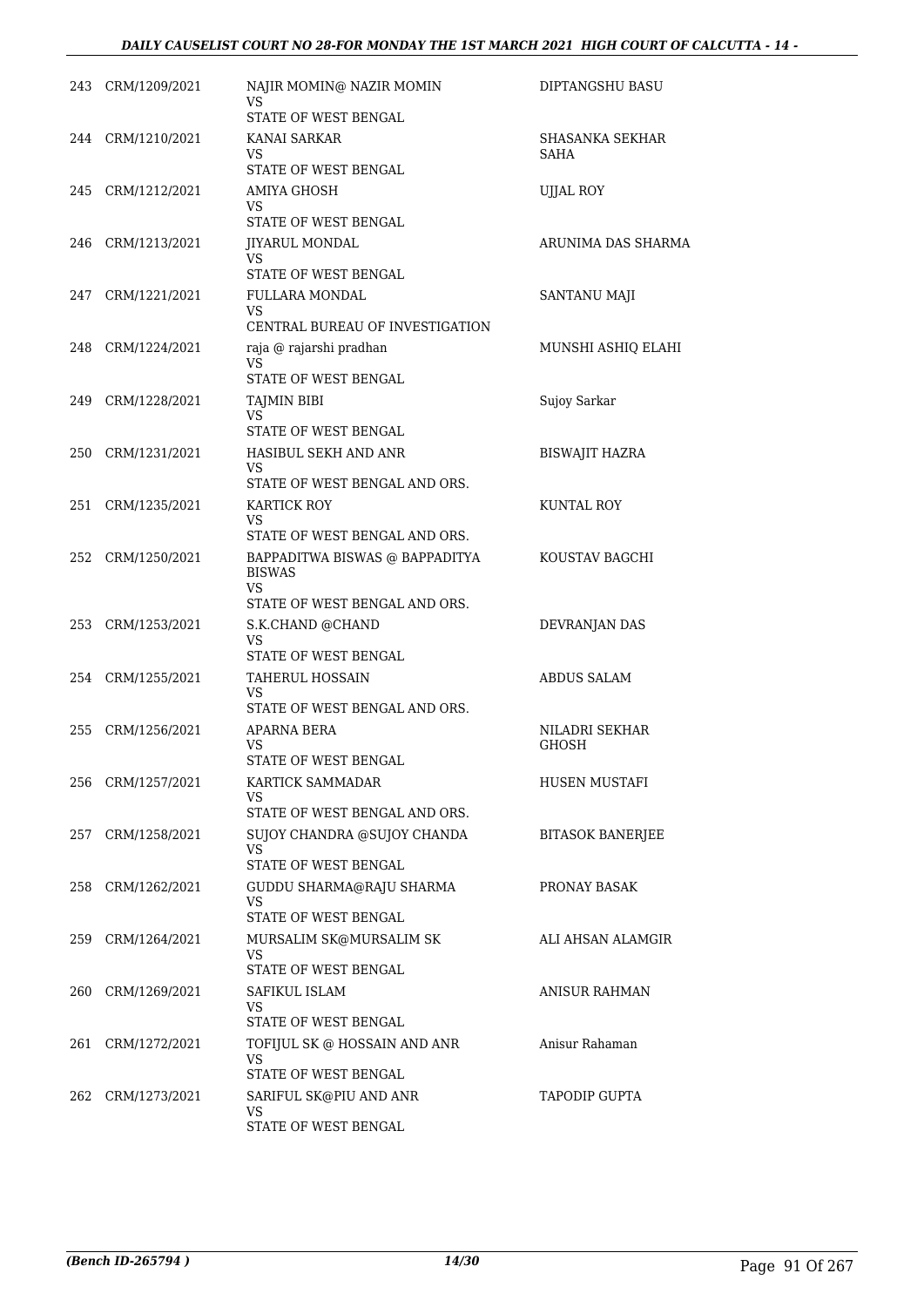| | | | |
|---|---|---|---|
| 243 | CRM/1209/2021 | NAJIR MOMIN@ NAZIR MOMIN<br>VS<br>STATE OF WEST BENGAL | DIPTANGSHU BASU |
| 244 | CRM/1210/2021 | KANAI SARKAR<br>VS<br>STATE OF WEST BENGAL | SHASANKA SEKHAR SAHA |
| 245 | CRM/1212/2021 | AMIYA GHOSH<br>VS<br>STATE OF WEST BENGAL | UJJAL ROY |
| 246 | CRM/1213/2021 | JIYARUL MONDAL<br>VS<br>STATE OF WEST BENGAL | ARUNIMA DAS SHARMA |
| 247 | CRM/1221/2021 | FULLARA MONDAL<br>VS<br>CENTRAL BUREAU OF INVESTIGATION | SANTANU MAJI |
| 248 | CRM/1224/2021 | raja @ rajarshi pradhan<br>VS<br>STATE OF WEST BENGAL | MUNSHI ASHIQ ELAHI |
| 249 | CRM/1228/2021 | TAJMIN BIBI<br>VS<br>STATE OF WEST BENGAL | Sujoy Sarkar |
| 250 | CRM/1231/2021 | HASIBUL SEKH AND ANR<br>VS<br>STATE OF WEST BENGAL AND ORS. | BISWAJIT HAZRA |
| 251 | CRM/1235/2021 | KARTICK ROY<br>VS<br>STATE OF WEST BENGAL AND ORS. | KUNTAL ROY |
| 252 | CRM/1250/2021 | BAPPADITWA BISWAS @ BAPPADITYA BISWAS<br>VS<br>STATE OF WEST BENGAL AND ORS. | KOUSTAV BAGCHI |
| 253 | CRM/1253/2021 | S.K.CHAND @CHAND<br>VS<br>STATE OF WEST BENGAL | DEVRANJAN DAS |
| 254 | CRM/1255/2021 | TAHERUL HOSSAIN<br>VS<br>STATE OF WEST BENGAL AND ORS. | ABDUS SALAM |
| 255 | CRM/1256/2021 | APARNA BERA<br>VS<br>STATE OF WEST BENGAL | NILADRI SEKHAR GHOSH |
| 256 | CRM/1257/2021 | KARTICK SAMMADAR<br>VS<br>STATE OF WEST BENGAL AND ORS. | HUSEN MUSTAFI |
| 257 | CRM/1258/2021 | SUJOY CHANDRA @SUJOY CHANDA<br>VS<br>STATE OF WEST BENGAL | BITASOK BANERJEE |
| 258 | CRM/1262/2021 | GUDDU SHARMA@RAJU SHARMA<br>VS<br>STATE OF WEST BENGAL | PRONAY BASAK |
| 259 | CRM/1264/2021 | MURSALIM SK@MURSALIM SK<br>VS<br>STATE OF WEST BENGAL | ALI AHSAN ALAMGIR |
| 260 | CRM/1269/2021 | SAFIKUL ISLAM<br>VS<br>STATE OF WEST BENGAL | ANISUR RAHMAN |
| 261 | CRM/1272/2021 | TOFIJUL SK @ HOSSAIN AND ANR<br>VS<br>STATE OF WEST BENGAL | Anisur Rahaman |
| 262 | CRM/1273/2021 | SARIFUL SK@PIU AND ANR<br>VS<br>STATE OF WEST BENGAL | TAPODIP GUPTA |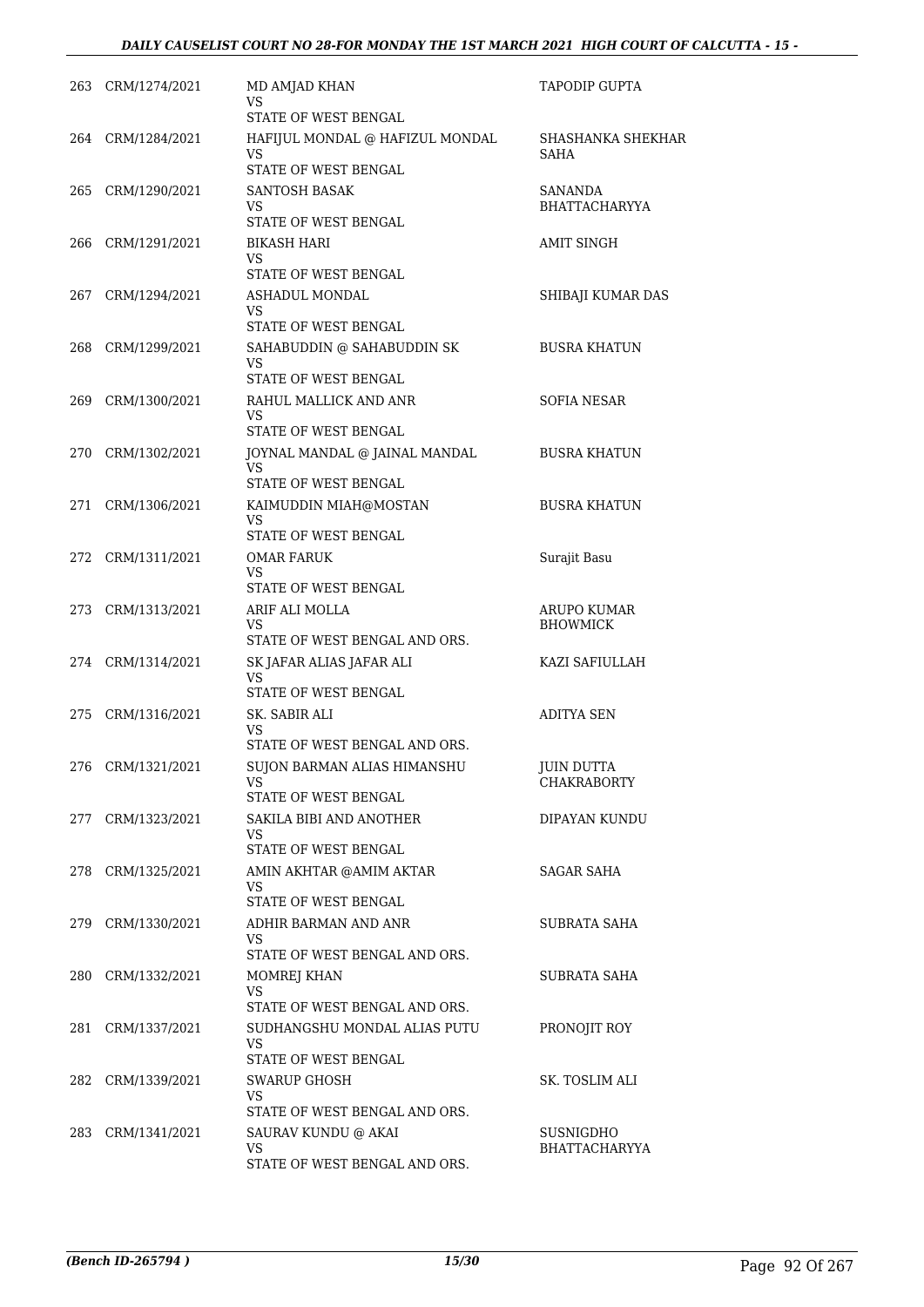| | | | |
|---|---|---|---|
| 263 | CRM/1274/2021 | MD AMJAD KHAN<br>VS<br>STATE OF WEST BENGAL | TAPODIP GUPTA |
| 264 | CRM/1284/2021 | HAFIJUL MONDAL @ HAFIZUL MONDAL<br>VS<br>STATE OF WEST BENGAL | SHASHANKA SHEKHAR SAHA |
| 265 | CRM/1290/2021 | SANTOSH BASAK<br>VS<br>STATE OF WEST BENGAL | SANANDA BHATTACHARYYA |
| 266 | CRM/1291/2021 | BIKASH HARI<br>VS<br>STATE OF WEST BENGAL | AMIT SINGH |
| 267 | CRM/1294/2021 | ASHADUL MONDAL<br>VS<br>STATE OF WEST BENGAL | SHIBAJI KUMAR DAS |
| 268 | CRM/1299/2021 | SAHABUDDIN @ SAHABUDDIN SK<br>VS<br>STATE OF WEST BENGAL | BUSRA KHATUN |
| 269 | CRM/1300/2021 | RAHUL MALLICK AND ANR<br>VS<br>STATE OF WEST BENGAL | SOFIA NESAR |
| 270 | CRM/1302/2021 | JOYNAL MANDAL @ JAINAL MANDAL<br>VS<br>STATE OF WEST BENGAL | BUSRA KHATUN |
| 271 | CRM/1306/2021 | KAIMUDDIN MIAH@MOSTAN<br>VS<br>STATE OF WEST BENGAL | BUSRA KHATUN |
| 272 | CRM/1311/2021 | OMAR FARUK<br>VS<br>STATE OF WEST BENGAL | Surajit Basu |
| 273 | CRM/1313/2021 | ARIF ALI MOLLA<br>VS<br>STATE OF WEST BENGAL AND ORS. | ARUPO KUMAR BHOWMICK |
| 274 | CRM/1314/2021 | SK JAFAR ALIAS JAFAR ALI<br>VS<br>STATE OF WEST BENGAL | KAZI SAFIULLAH |
| 275 | CRM/1316/2021 | SK. SABIR ALI<br>VS<br>STATE OF WEST BENGAL AND ORS. | ADITYA SEN |
| 276 | CRM/1321/2021 | SUJON BARMAN ALIAS HIMANSHU<br>VS<br>STATE OF WEST BENGAL | JUIN DUTTA CHAKRABORTY |
| 277 | CRM/1323/2021 | SAKILA BIBI AND ANOTHER<br>VS<br>STATE OF WEST BENGAL | DIPAYAN KUNDU |
| 278 | CRM/1325/2021 | AMIN AKHTAR @AMIM AKTAR<br>VS<br>STATE OF WEST BENGAL | SAGAR SAHA |
| 279 | CRM/1330/2021 | ADHIR BARMAN AND ANR<br>VS<br>STATE OF WEST BENGAL AND ORS. | SUBRATA SAHA |
| 280 | CRM/1332/2021 | MOMREJ KHAN<br>VS<br>STATE OF WEST BENGAL AND ORS. | SUBRATA SAHA |
| 281 | CRM/1337/2021 | SUDHANGSHU MONDAL ALIAS PUTU<br>VS<br>STATE OF WEST BENGAL | PRONOJIT ROY |
| 282 | CRM/1339/2021 | SWARUP GHOSH<br>VS<br>STATE OF WEST BENGAL AND ORS. | SK. TOSLIM ALI |
| 283 | CRM/1341/2021 | SAURAV KUNDU @ AKAI<br>VS<br>STATE OF WEST BENGAL AND ORS. | SUSNIGDHO BHATTACHARYYA |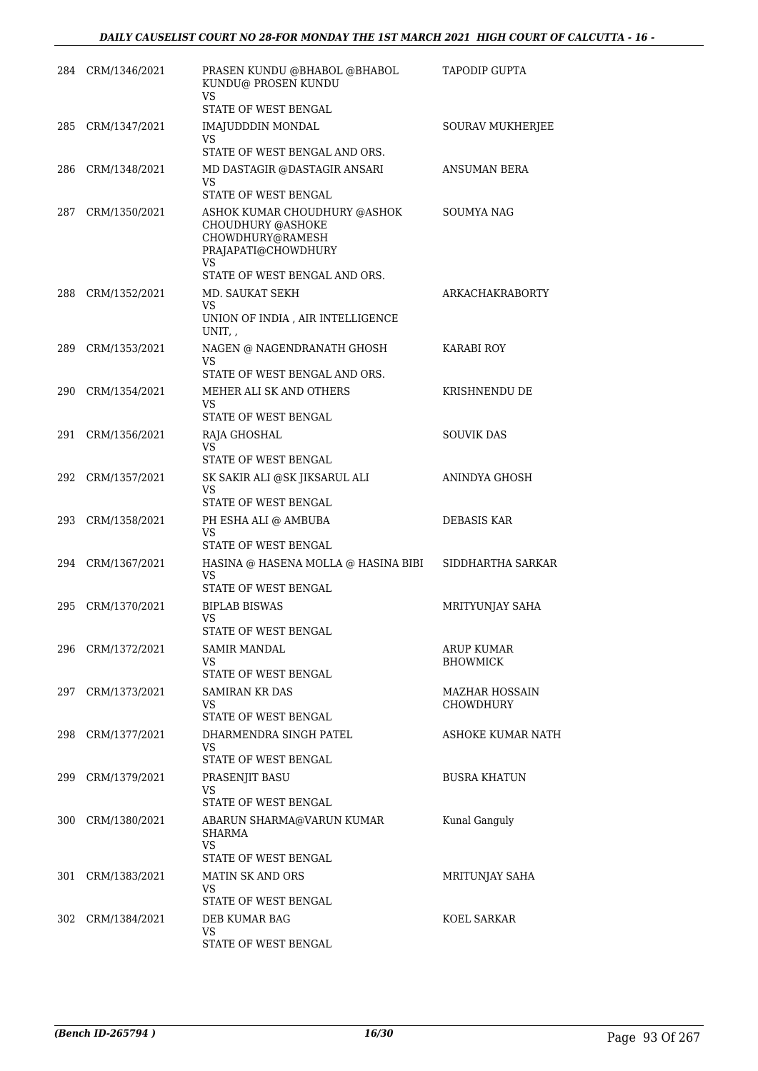| | | | |
|---|---|---|---|
| 284 | CRM/1346/2021 | PRASEN KUNDU @BHABOL @BHABOL KUNDU@ PROSEN KUNDU<br>VS<br>STATE OF WEST BENGAL | TAPODIP GUPTA |
| 285 | CRM/1347/2021 | IMAJUDDDIN MONDAL<br>VS<br>STATE OF WEST BENGAL AND ORS. | SOURAV MUKHERJEE |
| 286 | CRM/1348/2021 | MD DASTAGIR @DASTAGIR ANSARI<br>VS<br>STATE OF WEST BENGAL | ANSUMAN BERA |
| 287 | CRM/1350/2021 | ASHOK KUMAR CHOUDHURY @ASHOK CHOUDHURY @ASHOKE CHOWDHURY@RAMESH PRAJAPATI@CHOWDHURY<br>VS<br>STATE OF WEST BENGAL AND ORS. | SOUMYA NAG |
| 288 | CRM/1352/2021 | MD. SAUKAT SEKH<br>VS<br>UNION OF INDIA , AIR INTELLIGENCE UNIT, , | ARKACHAKRABORTY |
| 289 | CRM/1353/2021 | NAGEN @ NAGENDRANATH GHOSH<br>VS<br>STATE OF WEST BENGAL AND ORS. | KARABI ROY |
| 290 | CRM/1354/2021 | MEHER ALI SK AND OTHERS<br>VS<br>STATE OF WEST BENGAL | KRISHNENDU DE |
| 291 | CRM/1356/2021 | RAJA GHOSHAL<br>VS<br>STATE OF WEST BENGAL | SOUVIK DAS |
| 292 | CRM/1357/2021 | SK SAKIR ALI @SK JIKSARUL ALI<br>VS<br>STATE OF WEST BENGAL | ANINDYA GHOSH |
| 293 | CRM/1358/2021 | PH ESHA ALI @ AMBUBA<br>VS<br>STATE OF WEST BENGAL | DEBASIS KAR |
| 294 | CRM/1367/2021 | HASINA @ HASENA MOLLA @ HASINA BIBI<br>VS<br>STATE OF WEST BENGAL | SIDDHARTHA SARKAR |
| 295 | CRM/1370/2021 | BIPLAB BISWAS<br>VS<br>STATE OF WEST BENGAL | MRITYUNJAY SAHA |
| 296 | CRM/1372/2021 | SAMIR MANDAL<br>VS<br>STATE OF WEST BENGAL | ARUP KUMAR BHOWMICK |
| 297 | CRM/1373/2021 | SAMIRAN KR DAS<br>VS<br>STATE OF WEST BENGAL | MAZHAR HOSSAIN CHOWDHURY |
| 298 | CRM/1377/2021 | DHARMENDRA SINGH PATEL<br>VS<br>STATE OF WEST BENGAL | ASHOKE KUMAR NATH |
| 299 | CRM/1379/2021 | PRASENJIT BASU<br>VS<br>STATE OF WEST BENGAL | BUSRA KHATUN |
| 300 | CRM/1380/2021 | ABARUN SHARMA@VARUN KUMAR SHARMA<br>VS<br>STATE OF WEST BENGAL | Kunal Ganguly |
| 301 | CRM/1383/2021 | MATIN SK AND ORS<br>VS<br>STATE OF WEST BENGAL | MRITUNJAY SAHA |
| 302 | CRM/1384/2021 | DEB KUMAR BAG<br>VS<br>STATE OF WEST BENGAL | KOEL SARKAR |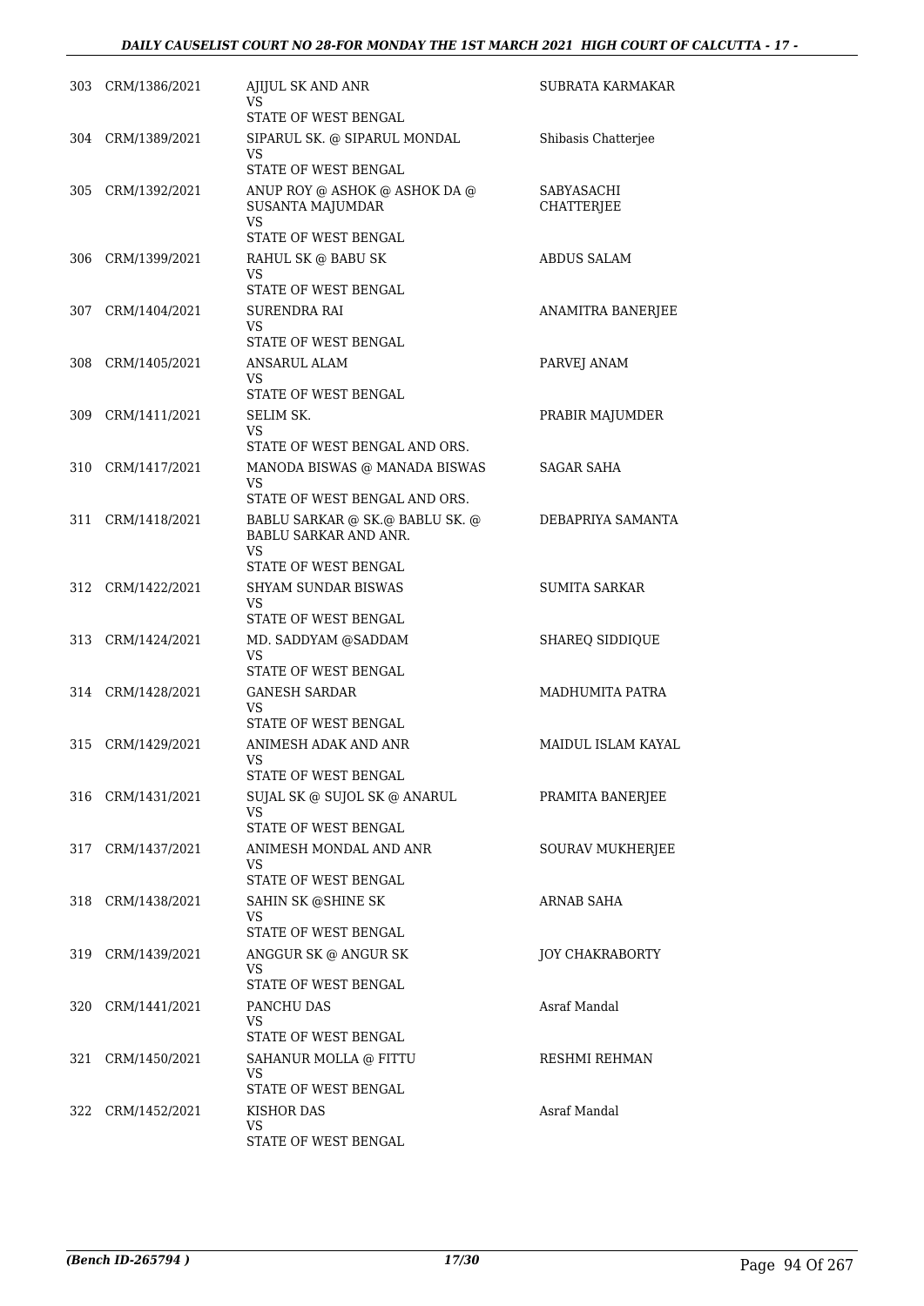| | | | |
|---|---|---|---|
| 303 | CRM/1386/2021 | AJIJUL SK AND ANR<br>VS<br>STATE OF WEST BENGAL | SUBRATA KARMAKAR |
| 304 | CRM/1389/2021 | SIPARUL SK. @ SIPARUL MONDAL<br>VS<br>STATE OF WEST BENGAL | Shibasis Chatterjee |
| 305 | CRM/1392/2021 | ANUP ROY @ ASHOK @ ASHOK DA @ SUSANTA MAJUMDAR<br>VS<br>STATE OF WEST BENGAL | SABYASACHI CHATTERJEE |
| 306 | CRM/1399/2021 | RAHUL SK @ BABU SK<br>VS<br>STATE OF WEST BENGAL | ABDUS SALAM |
| 307 | CRM/1404/2021 | SURENDRA RAI<br>VS<br>STATE OF WEST BENGAL | ANAMITRA BANERJEE |
| 308 | CRM/1405/2021 | ANSARUL ALAM<br>VS<br>STATE OF WEST BENGAL | PARVEJ ANAM |
| 309 | CRM/1411/2021 | SELIM SK.<br>VS<br>STATE OF WEST BENGAL AND ORS. | PRABIR MAJUMDER |
| 310 | CRM/1417/2021 | MANODA BISWAS @ MANADA BISWAS<br>VS<br>STATE OF WEST BENGAL AND ORS. | SAGAR SAHA |
| 311 | CRM/1418/2021 | BABLU SARKAR @ SK.@ BABLU SK. @ BABLU SARKAR AND ANR.<br>VS<br>STATE OF WEST BENGAL | DEBAPRIYA SAMANTA |
| 312 | CRM/1422/2021 | SHYAM SUNDAR BISWAS<br>VS<br>STATE OF WEST BENGAL | SUMITA SARKAR |
| 313 | CRM/1424/2021 | MD. SADDYAM @SADDAM<br>VS<br>STATE OF WEST BENGAL | SHAREQ SIDDIQUE |
| 314 | CRM/1428/2021 | GANESH SARDAR<br>VS<br>STATE OF WEST BENGAL | MADHUMITA PATRA |
| 315 | CRM/1429/2021 | ANIMESH ADAK AND ANR<br>VS<br>STATE OF WEST BENGAL | MAIDUL ISLAM KAYAL |
| 316 | CRM/1431/2021 | SUJAL SK @ SUJOL SK @ ANARUL<br>VS<br>STATE OF WEST BENGAL | PRAMITA BANERJEE |
| 317 | CRM/1437/2021 | ANIMESH MONDAL AND ANR<br>VS<br>STATE OF WEST BENGAL | SOURAV MUKHERJEE |
| 318 | CRM/1438/2021 | SAHIN SK @SHINE SK<br>VS<br>STATE OF WEST BENGAL | ARNAB SAHA |
| 319 | CRM/1439/2021 | ANGGUR SK @ ANGUR SK<br>VS<br>STATE OF WEST BENGAL | JOY CHAKRABORTY |
| 320 | CRM/1441/2021 | PANCHU DAS<br>VS<br>STATE OF WEST BENGAL | Asraf Mandal |
| 321 | CRM/1450/2021 | SAHANUR MOLLA @ FITTU<br>VS<br>STATE OF WEST BENGAL | RESHMI REHMAN |
| 322 | CRM/1452/2021 | KISHOR DAS<br>VS<br>STATE OF WEST BENGAL | Asraf Mandal |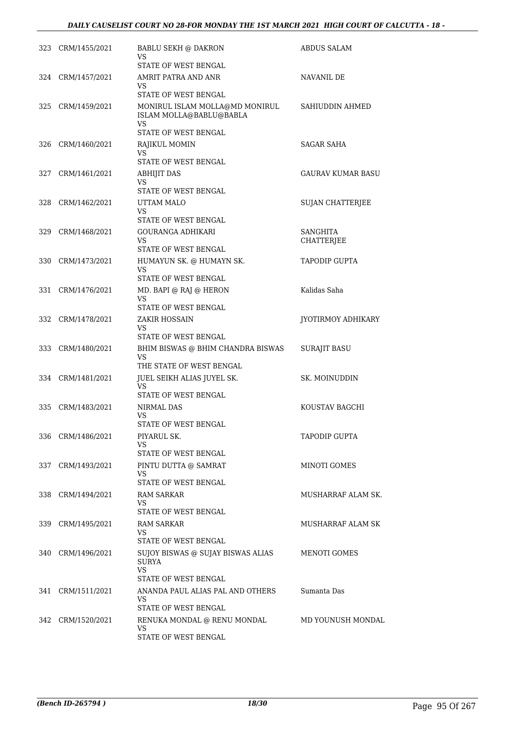| | | | |
|---|---|---|---|
| 323 | CRM/1455/2021 | BABLU SEKH @ DAKRON<br>VS<br>STATE OF WEST BENGAL | ABDUS SALAM |
| 324 | CRM/1457/2021 | AMRIT PATRA AND ANR<br>VS<br>STATE OF WEST BENGAL | NAVANIL DE |
| 325 | CRM/1459/2021 | MONIRUL ISLAM MOLLA@MD MONIRUL ISLAM MOLLA@BABLU@BABLA<br>VS<br>STATE OF WEST BENGAL | SAHIUDDIN AHMED |
| 326 | CRM/1460/2021 | RAJIKUL MOMIN<br>VS<br>STATE OF WEST BENGAL | SAGAR SAHA |
| 327 | CRM/1461/2021 | ABHIJIT DAS<br>VS<br>STATE OF WEST BENGAL | GAURAV KUMAR BASU |
| 328 | CRM/1462/2021 | UTTAM MALO<br>VS<br>STATE OF WEST BENGAL | SUJAN CHATTERJEE |
| 329 | CRM/1468/2021 | GOURANGA ADHIKARI<br>VS<br>STATE OF WEST BENGAL | SANGHITA CHATTERJEE |
| 330 | CRM/1473/2021 | HUMAYUN SK. @ HUMAYN SK.<br>VS<br>STATE OF WEST BENGAL | TAPODIP GUPTA |
| 331 | CRM/1476/2021 | MD. BAPI @ RAJ @ HERON<br>VS<br>STATE OF WEST BENGAL | Kalidas Saha |
| 332 | CRM/1478/2021 | ZAKIR HOSSAIN<br>VS<br>STATE OF WEST BENGAL | JYOTIRMOY ADHIKARY |
| 333 | CRM/1480/2021 | BHIM BISWAS @ BHIM CHANDRA BISWAS<br>VS<br>THE STATE OF WEST BENGAL | SURAJIT BASU |
| 334 | CRM/1481/2021 | JUEL SEIKH ALIAS JUYEL SK.<br>VS<br>STATE OF WEST BENGAL | SK. MOINUDDIN |
| 335 | CRM/1483/2021 | NIRMAL DAS<br>VS<br>STATE OF WEST BENGAL | KOUSTAV BAGCHI |
| 336 | CRM/1486/2021 | PIYARUL SK.<br>VS<br>STATE OF WEST BENGAL | TAPODIP GUPTA |
| 337 | CRM/1493/2021 | PINTU DUTTA @ SAMRAT<br>VS<br>STATE OF WEST BENGAL | MINOTI GOMES |
| 338 | CRM/1494/2021 | RAM SARKAR<br>VS<br>STATE OF WEST BENGAL | MUSHARRAF ALAM SK. |
| 339 | CRM/1495/2021 | RAM SARKAR<br>VS<br>STATE OF WEST BENGAL | MUSHARRAF ALAM SK |
| 340 | CRM/1496/2021 | SUJOY BISWAS @ SUJAY BISWAS ALIAS SURYA<br>VS<br>STATE OF WEST BENGAL | MENOTI GOMES |
| 341 | CRM/1511/2021 | ANANDA PAUL ALIAS PAL AND OTHERS<br>VS<br>STATE OF WEST BENGAL | Sumanta Das |
| 342 | CRM/1520/2021 | RENUKA MONDAL @ RENU MONDAL<br>VS<br>STATE OF WEST BENGAL | MD YOUNUSH MONDAL |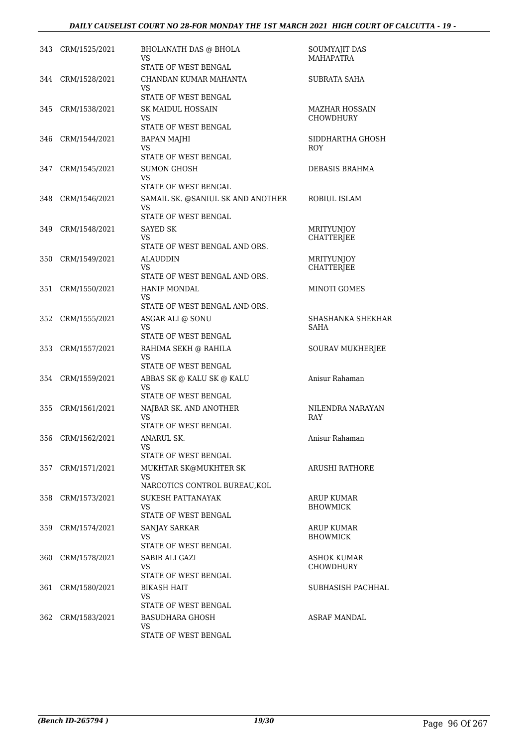| | | | |
|---|---|---|---|
| 343 | CRM/1525/2021 | BHOLANATH DAS @ BHOLA<br>VS<br>STATE OF WEST BENGAL | SOUMYAJIT DAS MAHAPATRA |
| 344 | CRM/1528/2021 | CHANDAN KUMAR MAHANTA<br>VS<br>STATE OF WEST BENGAL | SUBRATA SAHA |
| 345 | CRM/1538/2021 | SK MAIDUL HOSSAIN<br>VS<br>STATE OF WEST BENGAL | MAZHAR HOSSAIN CHOWDHURY |
| 346 | CRM/1544/2021 | BAPAN MAJHI<br>VS<br>STATE OF WEST BENGAL | SIDDHARTHA GHOSH ROY |
| 347 | CRM/1545/2021 | SUMON GHOSH<br>VS<br>STATE OF WEST BENGAL | DEBASIS BRAHMA |
| 348 | CRM/1546/2021 | SAMAIL SK. @SANIUL SK AND ANOTHER<br>VS<br>STATE OF WEST BENGAL | ROBIUL ISLAM |
| 349 | CRM/1548/2021 | SAYED SK<br>VS<br>STATE OF WEST BENGAL AND ORS. | MRITYUNJOY CHATTERJEE |
| 350 | CRM/1549/2021 | ALAUDDIN<br>VS<br>STATE OF WEST BENGAL AND ORS. | MRITYUNJOY CHATTERJEE |
| 351 | CRM/1550/2021 | HANIF MONDAL<br>VS<br>STATE OF WEST BENGAL AND ORS. | MINOTI GOMES |
| 352 | CRM/1555/2021 | ASGAR ALI @ SONU<br>VS<br>STATE OF WEST BENGAL | SHASHANKA SHEKHAR SAHA |
| 353 | CRM/1557/2021 | RAHIMA SEKH @ RAHILA<br>VS<br>STATE OF WEST BENGAL | SOURAV MUKHERJEE |
| 354 | CRM/1559/2021 | ABBAS SK @ KALU SK @ KALU<br>VS<br>STATE OF WEST BENGAL | Anisur Rahaman |
| 355 | CRM/1561/2021 | NAJBAR SK. AND ANOTHER<br>VS<br>STATE OF WEST BENGAL | NILENDRA NARAYAN RAY |
| 356 | CRM/1562/2021 | ANARUL SK.<br>VS<br>STATE OF WEST BENGAL | Anisur Rahaman |
| 357 | CRM/1571/2021 | MUKHTAR SK@MUKHTER SK<br>VS<br>NARCOTICS CONTROL BUREAU,KOL | ARUSHI RATHORE |
| 358 | CRM/1573/2021 | SUKESH PATTANAYAK<br>VS<br>STATE OF WEST BENGAL | ARUP KUMAR BHOWMICK |
| 359 | CRM/1574/2021 | SANJAY SARKAR<br>VS<br>STATE OF WEST BENGAL | ARUP KUMAR BHOWMICK |
| 360 | CRM/1578/2021 | SABIR ALI GAZI<br>VS<br>STATE OF WEST BENGAL | ASHOK KUMAR CHOWDHURY |
| 361 | CRM/1580/2021 | BIKASH HAIT<br>VS<br>STATE OF WEST BENGAL | SUBHASISH PACHHAL |
| 362 | CRM/1583/2021 | BASUDHARA GHOSH<br>VS<br>STATE OF WEST BENGAL | ASRAF MANDAL |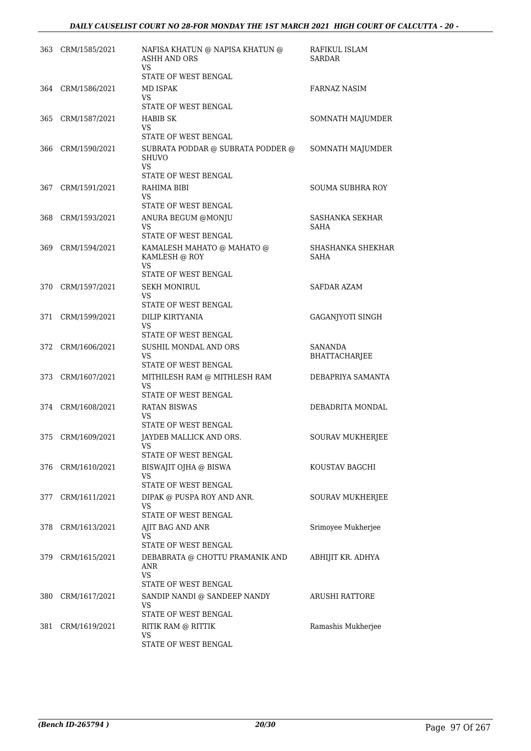| | | | |
|---|---|---|---|
| 363 | CRM/1585/2021 | NAFISA KHATUN @ NAPISA KHATUN @ ASHH AND ORS<br>VS<br>STATE OF WEST BENGAL | RAFIKUL ISLAM SARDAR |
| 364 | CRM/1586/2021 | MD ISPAK<br>VS<br>STATE OF WEST BENGAL | FARNAZ NASIM |
| 365 | CRM/1587/2021 | HABIB SK<br>VS<br>STATE OF WEST BENGAL | SOMNATH MAJUMDER |
| 366 | CRM/1590/2021 | SUBRATA PODDAR @ SUBRATA PODDER @ SHUVO<br>VS<br>STATE OF WEST BENGAL | SOMNATH MAJUMDER |
| 367 | CRM/1591/2021 | RAHIMA BIBI<br>VS<br>STATE OF WEST BENGAL | SOUMA SUBHRA ROY |
| 368 | CRM/1593/2021 | ANURA BEGUM @MONJU<br>VS<br>STATE OF WEST BENGAL | SASHANKA SEKHAR SAHA |
| 369 | CRM/1594/2021 | KAMALESH MAHATO @ MAHATO @ KAMLESH @ ROY<br>VS<br>STATE OF WEST BENGAL | SHASHANKA SHEKHAR SAHA |
| 370 | CRM/1597/2021 | SEKH MONIRUL<br>VS<br>STATE OF WEST BENGAL | SAFDAR AZAM |
| 371 | CRM/1599/2021 | DILIP KIRTYANIA<br>VS<br>STATE OF WEST BENGAL | GAGANJYOTI SINGH |
| 372 | CRM/1606/2021 | SUSHIL MONDAL AND ORS<br>VS<br>STATE OF WEST BENGAL | SANANDA BHATTACHARJEE |
| 373 | CRM/1607/2021 | MITHILESH RAM @ MITHLESH RAM<br>VS<br>STATE OF WEST BENGAL | DEBAPRIYA SAMANTA |
| 374 | CRM/1608/2021 | RATAN BISWAS<br>VS<br>STATE OF WEST BENGAL | DEBADRITA MONDAL |
| 375 | CRM/1609/2021 | JAYDEB MALLICK AND ORS.<br>VS<br>STATE OF WEST BENGAL | SOURAV MUKHERJEE |
| 376 | CRM/1610/2021 | BISWAJIT OJHA @ BISWA<br>VS<br>STATE OF WEST BENGAL | KOUSTAV BAGCHI |
| 377 | CRM/1611/2021 | DIPAK @ PUSPA ROY AND ANR.<br>VS<br>STATE OF WEST BENGAL | SOURAV MUKHERJEE |
| 378 | CRM/1613/2021 | AJIT BAG AND ANR<br>VS<br>STATE OF WEST BENGAL | Srimoyee Mukherjee |
| 379 | CRM/1615/2021 | DEBABRATA @ CHOTTU PRAMANIK AND ANR<br>VS<br>STATE OF WEST BENGAL | ABHIJIT KR. ADHYA |
| 380 | CRM/1617/2021 | SANDIP NANDI @ SANDEEP NANDY<br>VS<br>STATE OF WEST BENGAL | ARUSHI RATTORE |
| 381 | CRM/1619/2021 | RITIK RAM @ RITTIK<br>VS<br>STATE OF WEST BENGAL | Ramashis Mukherjee |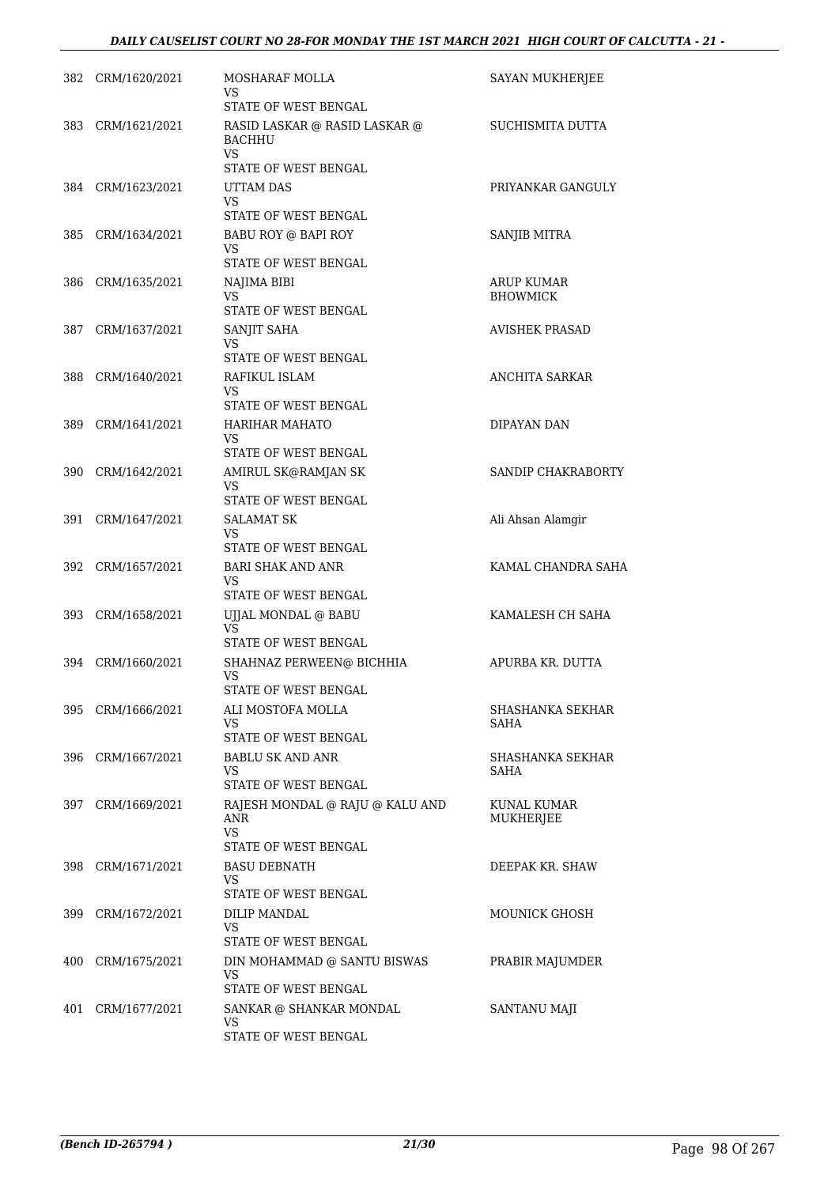| | | | |
|---|---|---|---|
| 382 | CRM/1620/2021 | MOSHARAF MOLLA<br>VS<br>STATE OF WEST BENGAL | SAYAN MUKHERJEE |
| 383 | CRM/1621/2021 | RASID LASKAR @ RASID LASKAR @ BACHHU<br>VS<br>STATE OF WEST BENGAL | SUCHISMITA DUTTA |
| 384 | CRM/1623/2021 | UTTAM DAS<br>VS<br>STATE OF WEST BENGAL | PRIYANKAR GANGULY |
| 385 | CRM/1634/2021 | BABU ROY @ BAPI ROY<br>VS<br>STATE OF WEST BENGAL | SANJIB MITRA |
| 386 | CRM/1635/2021 | NAJIMA BIBI<br>VS<br>STATE OF WEST BENGAL | ARUP KUMAR BHOWMICK |
| 387 | CRM/1637/2021 | SANJIT SAHA<br>VS<br>STATE OF WEST BENGAL | AVISHEK PRASAD |
| 388 | CRM/1640/2021 | RAFIKUL ISLAM<br>VS<br>STATE OF WEST BENGAL | ANCHITA SARKAR |
| 389 | CRM/1641/2021 | HARIHAR MAHATO<br>VS<br>STATE OF WEST BENGAL | DIPAYAN DAN |
| 390 | CRM/1642/2021 | AMIRUL SK@RAMJAN SK<br>VS<br>STATE OF WEST BENGAL | SANDIP CHAKRABORTY |
| 391 | CRM/1647/2021 | SALAMAT SK<br>VS<br>STATE OF WEST BENGAL | Ali Ahsan Alamgir |
| 392 | CRM/1657/2021 | BARI SHAK AND ANR<br>VS<br>STATE OF WEST BENGAL | KAMAL CHANDRA SAHA |
| 393 | CRM/1658/2021 | UJJAL MONDAL @ BABU<br>VS<br>STATE OF WEST BENGAL | KAMALESH CH SAHA |
| 394 | CRM/1660/2021 | SHAHNAZ PERWEEN@ BICHHIA<br>VS<br>STATE OF WEST BENGAL | APURBA KR. DUTTA |
| 395 | CRM/1666/2021 | ALI MOSTOFA MOLLA<br>VS<br>STATE OF WEST BENGAL | SHASHANKA SEKHAR SAHA |
| 396 | CRM/1667/2021 | BABLU SK AND ANR<br>VS<br>STATE OF WEST BENGAL | SHASHANKA SEKHAR SAHA |
| 397 | CRM/1669/2021 | RAJESH MONDAL @ RAJU @ KALU AND ANR<br>VS<br>STATE OF WEST BENGAL | KUNAL KUMAR MUKHERJEE |
| 398 | CRM/1671/2021 | BASU DEBNATH<br>VS<br>STATE OF WEST BENGAL | DEEPAK KR. SHAW |
| 399 | CRM/1672/2021 | DILIP MANDAL<br>VS<br>STATE OF WEST BENGAL | MOUNICK GHOSH |
| 400 | CRM/1675/2021 | DIN MOHAMMAD @ SANTU BISWAS<br>VS<br>STATE OF WEST BENGAL | PRABIR MAJUMDER |
| 401 | CRM/1677/2021 | SANKAR @ SHANKAR MONDAL<br>VS<br>STATE OF WEST BENGAL | SANTANU MAJI |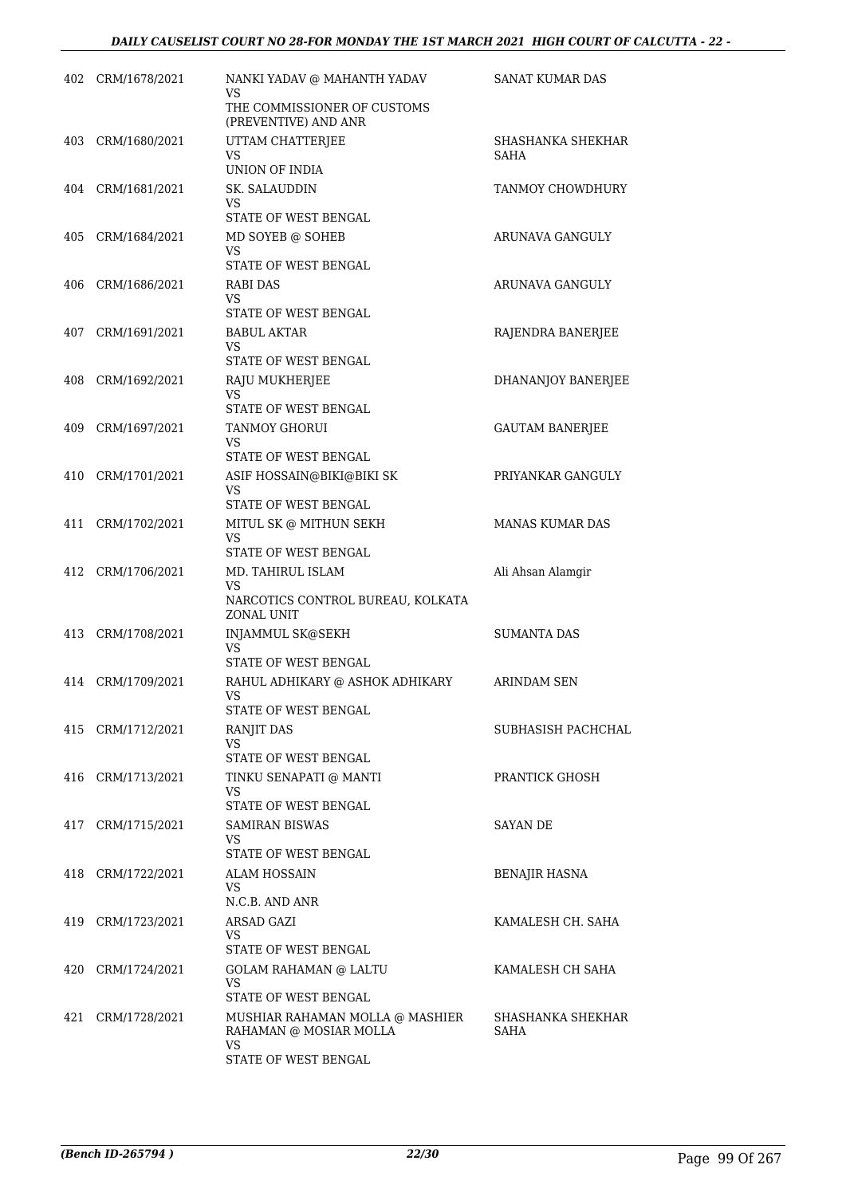| | | | |
|---|---|---|---|
| 402 | CRM/1678/2021 | NANKI YADAV @ MAHANTH YADAV<br>VS<br>THE COMMISSIONER OF CUSTOMS (PREVENTIVE) AND ANR | SANAT KUMAR DAS |
| 403 | CRM/1680/2021 | UTTAM CHATTERJEE<br>VS<br>UNION OF INDIA | SHASHANKA SHEKHAR SAHA |
| 404 | CRM/1681/2021 | SK. SALAUDDIN<br>VS<br>STATE OF WEST BENGAL | TANMOY CHOWDHURY |
| 405 | CRM/1684/2021 | MD SOYEB @ SOHEB<br>VS<br>STATE OF WEST BENGAL | ARUNAVA GANGULY |
| 406 | CRM/1686/2021 | RABI DAS<br>VS<br>STATE OF WEST BENGAL | ARUNAVA GANGULY |
| 407 | CRM/1691/2021 | BABUL AKTAR<br>VS<br>STATE OF WEST BENGAL | RAJENDRA BANERJEE |
| 408 | CRM/1692/2021 | RAJU MUKHERJEE<br>VS<br>STATE OF WEST BENGAL | DHANANJOY BANERJEE |
| 409 | CRM/1697/2021 | TANMOY GHORUI<br>VS<br>STATE OF WEST BENGAL | GAUTAM BANERJEE |
| 410 | CRM/1701/2021 | ASIF HOSSAIN@BIKI@BIKI SK<br>VS<br>STATE OF WEST BENGAL | PRIYANKAR GANGULY |
| 411 | CRM/1702/2021 | MITUL SK @ MITHUN SEKH<br>VS<br>STATE OF WEST BENGAL | MANAS KUMAR DAS |
| 412 | CRM/1706/2021 | MD. TAHIRUL ISLAM<br>VS<br>NARCOTICS CONTROL BUREAU, KOLKATA ZONAL UNIT | Ali Ahsan Alamgir |
| 413 | CRM/1708/2021 | INJAMMUL SK@SEKH<br>VS<br>STATE OF WEST BENGAL | SUMANTA DAS |
| 414 | CRM/1709/2021 | RAHUL ADHIKARY @ ASHOK ADHIKARY<br>VS<br>STATE OF WEST BENGAL | ARINDAM SEN |
| 415 | CRM/1712/2021 | RANJIT DAS<br>VS<br>STATE OF WEST BENGAL | SUBHASISH PACHCHAL |
| 416 | CRM/1713/2021 | TINKU SENAPATI @ MANTI<br>VS<br>STATE OF WEST BENGAL | PRANTICK GHOSH |
| 417 | CRM/1715/2021 | SAMIRAN BISWAS<br>VS<br>STATE OF WEST BENGAL | SAYAN DE |
| 418 | CRM/1722/2021 | ALAM HOSSAIN<br>VS<br>N.C.B. AND ANR | BENAJIR HASNA |
| 419 | CRM/1723/2021 | ARSAD GAZI<br>VS<br>STATE OF WEST BENGAL | KAMALESH CH. SAHA |
| 420 | CRM/1724/2021 | GOLAM RAHAMAN @ LALTU<br>VS<br>STATE OF WEST BENGAL | KAMALESH CH SAHA |
| 421 | CRM/1728/2021 | MUSHIAR RAHAMAN MOLLA @ MASHIER RAHAMAN @ MOSIAR MOLLA<br>VS<br>STATE OF WEST BENGAL | SHASHANKA SHEKHAR SAHA |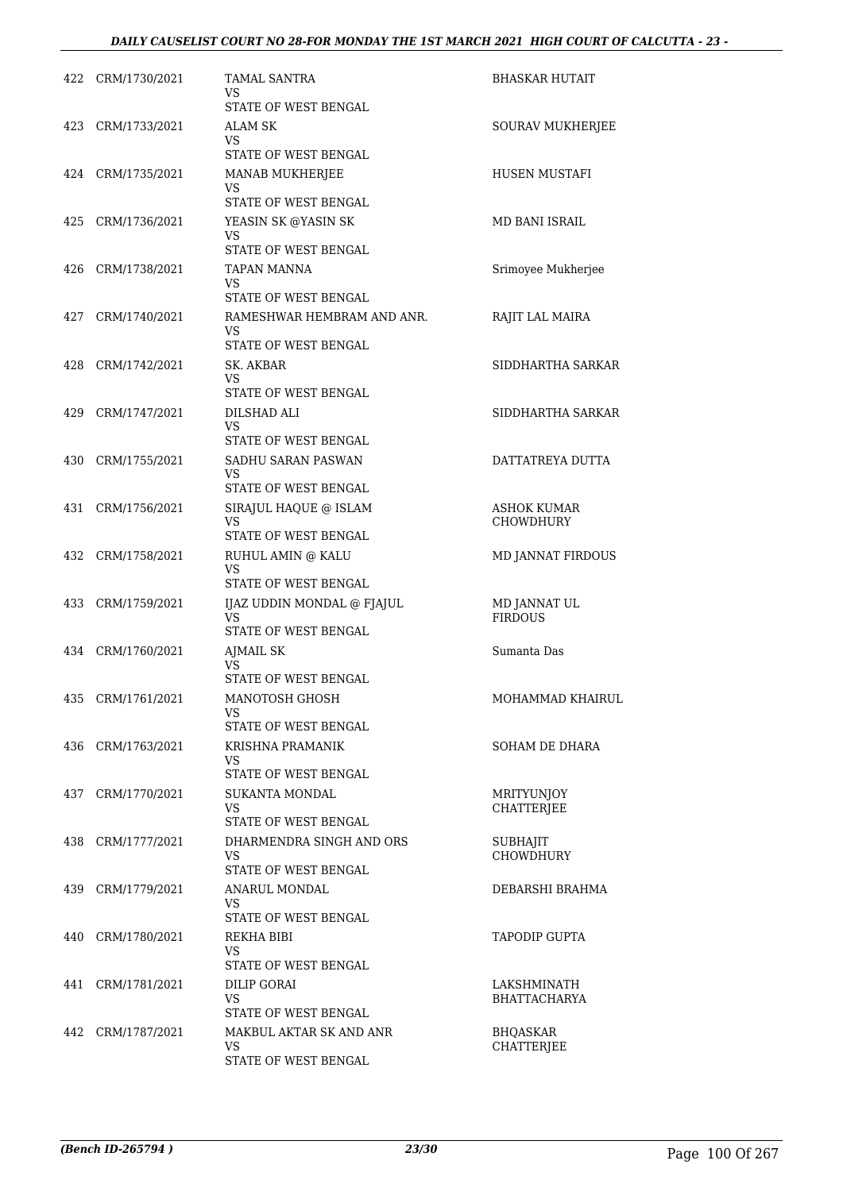| | | | |
|---|---|---|---|
| 422 | CRM/1730/2021 | TAMAL SANTRA<br>VS<br>STATE OF WEST BENGAL | BHASKAR HUTAIT |
| 423 | CRM/1733/2021 | ALAM SK<br>VS<br>STATE OF WEST BENGAL | SOURAV MUKHERJEE |
| 424 | CRM/1735/2021 | MANAB MUKHERJEE<br>VS<br>STATE OF WEST BENGAL | HUSEN MUSTAFI |
| 425 | CRM/1736/2021 | YEASIN SK @YASIN SK<br>VS<br>STATE OF WEST BENGAL | MD BANI ISRAIL |
| 426 | CRM/1738/2021 | TAPAN MANNA<br>VS<br>STATE OF WEST BENGAL | Srimoyee Mukherjee |
| 427 | CRM/1740/2021 | RAMESHWAR HEMBRAM AND ANR.<br>VS<br>STATE OF WEST BENGAL | RAJIT LAL MAIRA |
| 428 | CRM/1742/2021 | SK. AKBAR<br>VS<br>STATE OF WEST BENGAL | SIDDHARTHA SARKAR |
| 429 | CRM/1747/2021 | DILSHAD ALI<br>VS<br>STATE OF WEST BENGAL | SIDDHARTHA SARKAR |
| 430 | CRM/1755/2021 | SADHU SARAN PASWAN<br>VS<br>STATE OF WEST BENGAL | DATTATREYA DUTTA |
| 431 | CRM/1756/2021 | SIRAJUL HAQUE @ ISLAM<br>VS<br>STATE OF WEST BENGAL | ASHOK KUMAR CHOWDHURY |
| 432 | CRM/1758/2021 | RUHUL AMIN @ KALU<br>VS<br>STATE OF WEST BENGAL | MD JANNAT FIRDOUS |
| 433 | CRM/1759/2021 | IJAZ UDDIN MONDAL @ FJAJUL<br>VS<br>STATE OF WEST BENGAL | MD JANNAT UL FIRDOUS |
| 434 | CRM/1760/2021 | AJMAIL SK<br>VS<br>STATE OF WEST BENGAL | Sumanta Das |
| 435 | CRM/1761/2021 | MANOTOSH GHOSH<br>VS<br>STATE OF WEST BENGAL | MOHAMMAD KHAIRUL |
| 436 | CRM/1763/2021 | KRISHNA PRAMANIK<br>VS<br>STATE OF WEST BENGAL | SOHAM DE DHARA |
| 437 | CRM/1770/2021 | SUKANTA MONDAL<br>VS<br>STATE OF WEST BENGAL | MRITYUNJOY CHATTERJEE |
| 438 | CRM/1777/2021 | DHARMENDRA SINGH AND ORS<br>VS<br>STATE OF WEST BENGAL | SUBHAJIT CHOWDHURY |
| 439 | CRM/1779/2021 | ANARUL MONDAL<br>VS<br>STATE OF WEST BENGAL | DEBARSHI BRAHMA |
| 440 | CRM/1780/2021 | REKHA BIBI<br>VS<br>STATE OF WEST BENGAL | TAPODIP GUPTA |
| 441 | CRM/1781/2021 | DILIP GORAI<br>VS<br>STATE OF WEST BENGAL | LAKSHMINATH BHATTACHARYA |
| 442 | CRM/1787/2021 | MAKBUL AKTAR SK AND ANR<br>VS<br>STATE OF WEST BENGAL | BHQASKAR CHATTERJEE |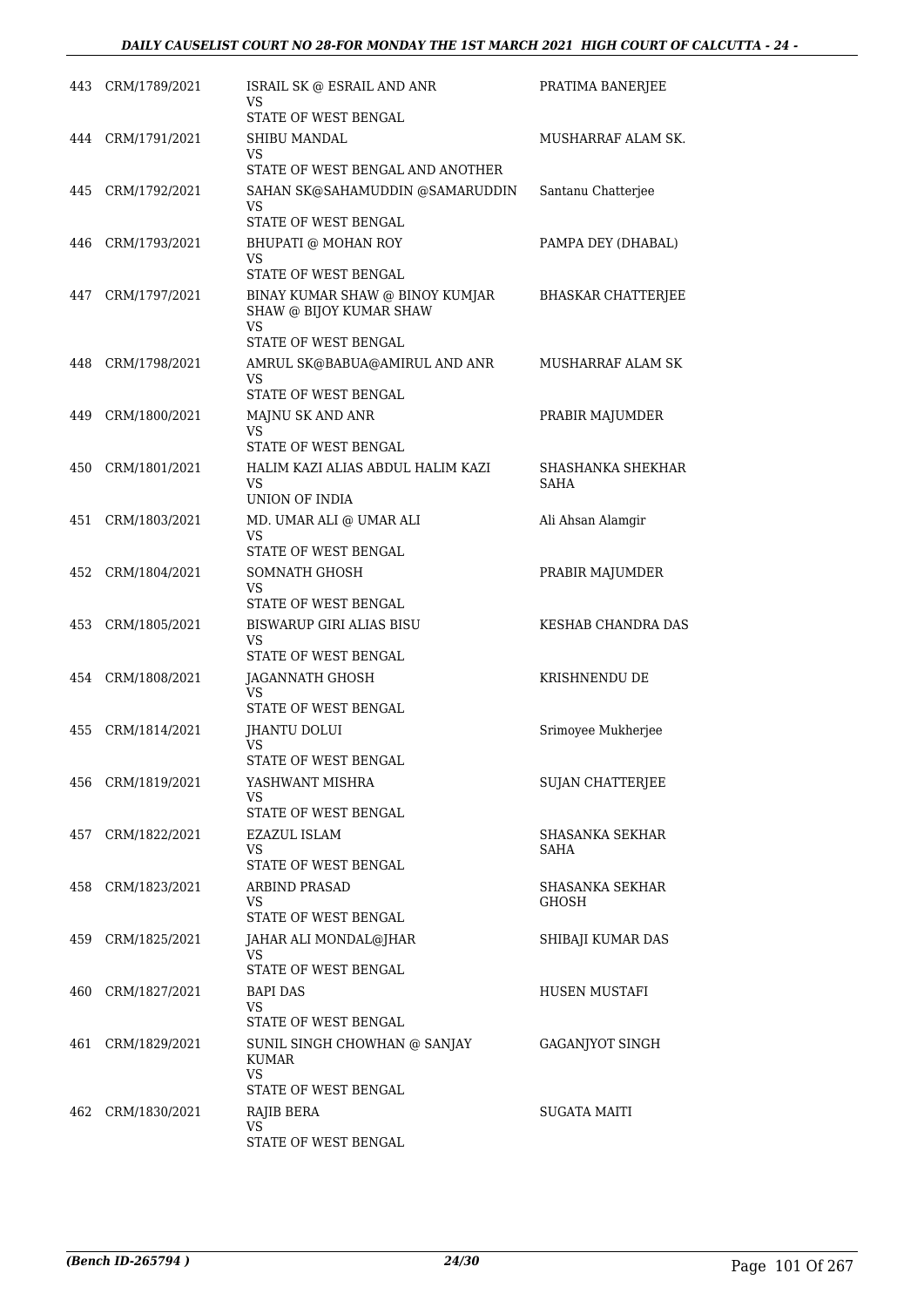| | | | |
|---|---|---|---|
| 443 | CRM/1789/2021 | ISRAIL SK @ ESRAIL AND ANR<br>VS<br>STATE OF WEST BENGAL | PRATIMA BANERJEE |
| 444 | CRM/1791/2021 | SHIBU MANDAL<br>VS<br>STATE OF WEST BENGAL AND ANOTHER | MUSHARRAF ALAM SK. |
| 445 | CRM/1792/2021 | SAHAN SK@SAHAMUDDIN @SAMARUDDIN<br>VS<br>STATE OF WEST BENGAL | Santanu Chatterjee |
| 446 | CRM/1793/2021 | BHUPATI @ MOHAN ROY<br>VS<br>STATE OF WEST BENGAL | PAMPA DEY (DHABAL) |
| 447 | CRM/1797/2021 | BINAY KUMAR SHAW @ BINOY KUMJAR SHAW @ BIJOY KUMAR SHAW<br>VS<br>STATE OF WEST BENGAL | BHASKAR CHATTERJEE |
| 448 | CRM/1798/2021 | AMRUL SK@BABUA@AMIRUL AND ANR<br>VS<br>STATE OF WEST BENGAL | MUSHARRAF ALAM SK |
| 449 | CRM/1800/2021 | MAJNU SK AND ANR<br>VS<br>STATE OF WEST BENGAL | PRABIR MAJUMDER |
| 450 | CRM/1801/2021 | HALIM KAZI ALIAS ABDUL HALIM KAZI<br>VS<br>UNION OF INDIA | SHASHANKA SHEKHAR SAHA |
| 451 | CRM/1803/2021 | MD. UMAR ALI @ UMAR ALI<br>VS<br>STATE OF WEST BENGAL | Ali Ahsan Alamgir |
| 452 | CRM/1804/2021 | SOMNATH GHOSH<br>VS<br>STATE OF WEST BENGAL | PRABIR MAJUMDER |
| 453 | CRM/1805/2021 | BISWARUP GIRI ALIAS BISU<br>VS<br>STATE OF WEST BENGAL | KESHAB CHANDRA DAS |
| 454 | CRM/1808/2021 | JAGANNATH GHOSH<br>VS<br>STATE OF WEST BENGAL | KRISHNENDU DE |
| 455 | CRM/1814/2021 | JHANTU DOLUI<br>VS<br>STATE OF WEST BENGAL | Srimoyee Mukherjee |
| 456 | CRM/1819/2021 | YASHWANT MISHRA<br>VS<br>STATE OF WEST BENGAL | SUJAN CHATTERJEE |
| 457 | CRM/1822/2021 | EZAZUL ISLAM<br>VS<br>STATE OF WEST BENGAL | SHASANKA SEKHAR SAHA |
| 458 | CRM/1823/2021 | ARBIND PRASAD<br>VS<br>STATE OF WEST BENGAL | SHASANKA SEKHAR GHOSH |
| 459 | CRM/1825/2021 | JAHAR ALI MONDAL@JHAR<br>VS<br>STATE OF WEST BENGAL | SHIBAJI KUMAR DAS |
| 460 | CRM/1827/2021 | BAPI DAS<br>VS<br>STATE OF WEST BENGAL | HUSEN MUSTAFI |
| 461 | CRM/1829/2021 | SUNIL SINGH CHOWHAN @ SANJAY KUMAR<br>VS<br>STATE OF WEST BENGAL | GAGANJYOT SINGH |
| 462 | CRM/1830/2021 | RAJIB BERA<br>VS<br>STATE OF WEST BENGAL | SUGATA MAITI |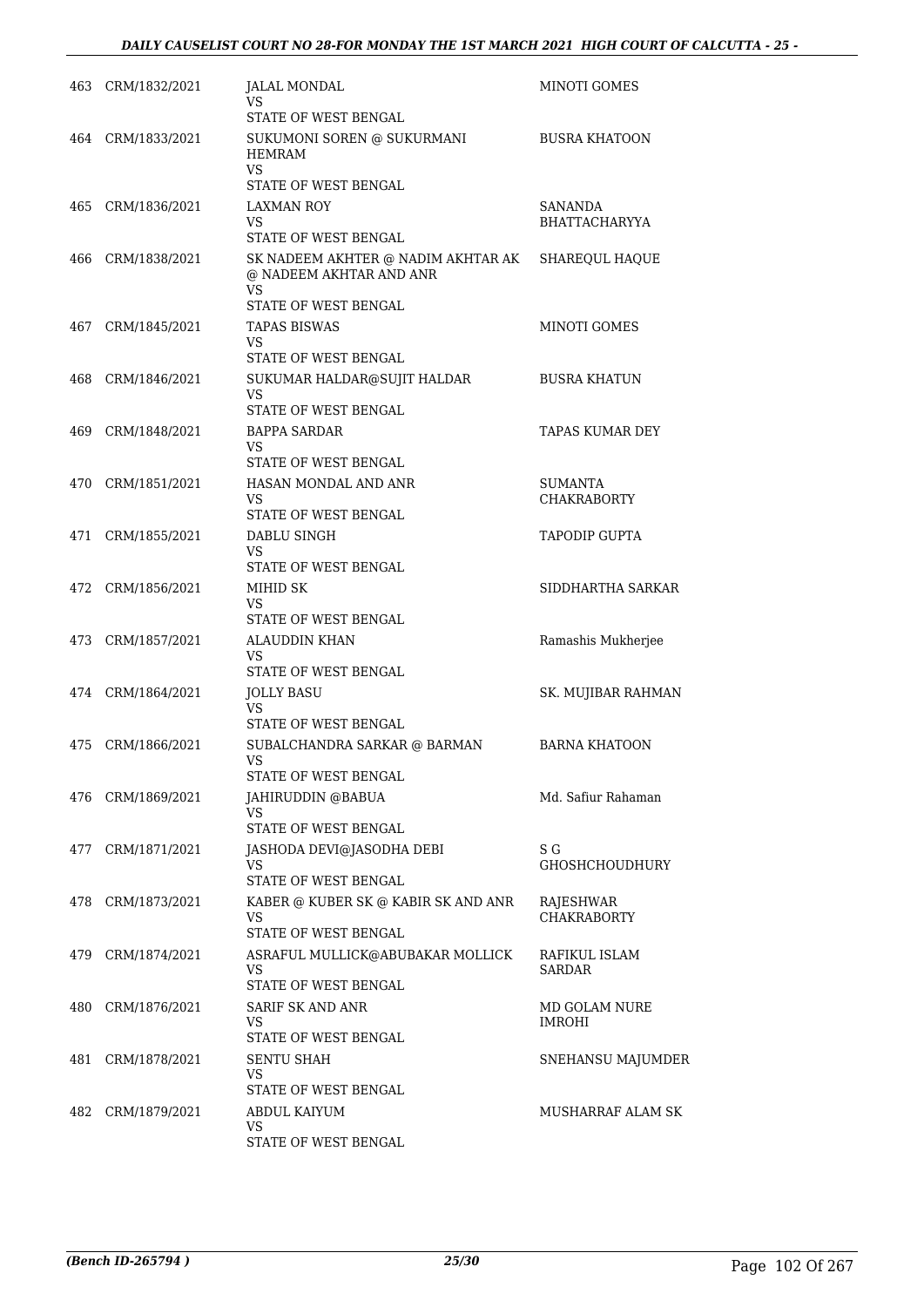| | | | |
|---|---|---|---|
| 463 | CRM/1832/2021 | JALAL MONDAL<br>VS<br>STATE OF WEST BENGAL | MINOTI GOMES |
| 464 | CRM/1833/2021 | SUKUMONI SOREN @ SUKURMANI HEMRAM<br>VS<br>STATE OF WEST BENGAL | BUSRA KHATOON |
| 465 | CRM/1836/2021 | LAXMAN ROY<br>VS<br>STATE OF WEST BENGAL | SANANDA BHATTACHARYYA |
| 466 | CRM/1838/2021 | SK NADEEM AKHTER @ NADIM AKHTAR AK @ NADEEM AKHTAR AND ANR<br>VS<br>STATE OF WEST BENGAL | SHAREQUL HAQUE |
| 467 | CRM/1845/2021 | TAPAS BISWAS<br>VS<br>STATE OF WEST BENGAL | MINOTI GOMES |
| 468 | CRM/1846/2021 | SUKUMAR HALDAR@SUJIT HALDAR<br>VS<br>STATE OF WEST BENGAL | BUSRA KHATUN |
| 469 | CRM/1848/2021 | BAPPA SARDAR<br>VS<br>STATE OF WEST BENGAL | TAPAS KUMAR DEY |
| 470 | CRM/1851/2021 | HASAN MONDAL AND ANR<br>VS<br>STATE OF WEST BENGAL | SUMANTA CHAKRABORTY |
| 471 | CRM/1855/2021 | DABLU SINGH<br>VS<br>STATE OF WEST BENGAL | TAPODIP GUPTA |
| 472 | CRM/1856/2021 | MIHID SK<br>VS<br>STATE OF WEST BENGAL | SIDDHARTHA SARKAR |
| 473 | CRM/1857/2021 | ALAUDDIN KHAN<br>VS<br>STATE OF WEST BENGAL | Ramashis Mukherjee |
| 474 | CRM/1864/2021 | JOLLY BASU<br>VS<br>STATE OF WEST BENGAL | SK. MUJIBAR RAHMAN |
| 475 | CRM/1866/2021 | SUBALCHANDRA SARKAR @ BARMAN<br>VS<br>STATE OF WEST BENGAL | BARNA KHATOON |
| 476 | CRM/1869/2021 | JAHIRUDDIN @BABUA<br>VS<br>STATE OF WEST BENGAL | Md. Safiur Rahaman |
| 477 | CRM/1871/2021 | JASHODA DEVI@JASODHA DEBI<br>VS<br>STATE OF WEST BENGAL | S G GHOSHCHOUDHURY |
| 478 | CRM/1873/2021 | KABER @ KUBER SK @ KABIR SK AND ANR<br>VS<br>STATE OF WEST BENGAL | RAJESHWAR CHAKRABORTY |
| 479 | CRM/1874/2021 | ASRAFUL MULLICK@ABUBAKAR MOLLICK<br>VS<br>STATE OF WEST BENGAL | RAFIKUL ISLAM SARDAR |
| 480 | CRM/1876/2021 | SARIF SK AND ANR<br>VS<br>STATE OF WEST BENGAL | MD GOLAM NURE IMROHI |
| 481 | CRM/1878/2021 | SENTU SHAH<br>VS<br>STATE OF WEST BENGAL | SNEHANSU MAJUMDER |
| 482 | CRM/1879/2021 | ABDUL KAIYUM<br>VS<br>STATE OF WEST BENGAL | MUSHARRAF ALAM SK |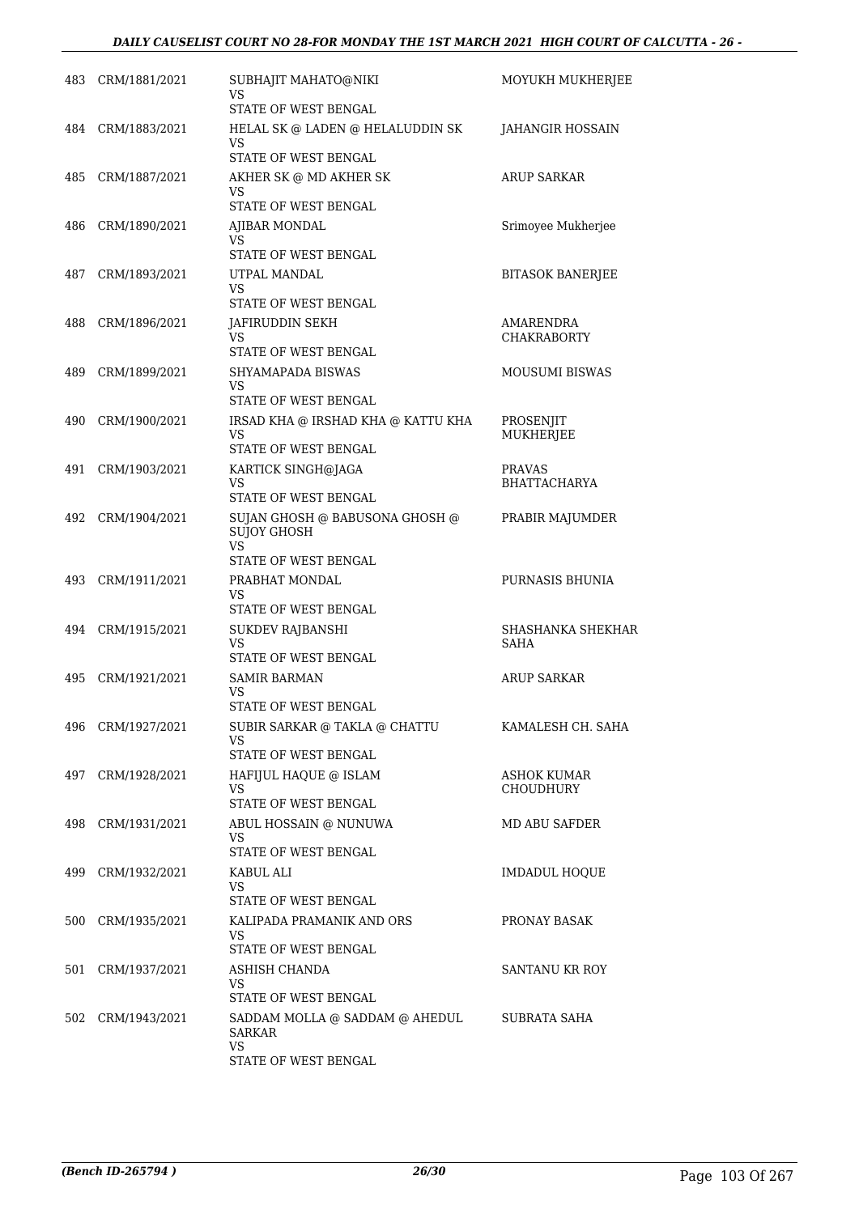| | | | |
|---|---|---|---|
| 483 | CRM/1881/2021 | SUBHAJIT MAHATO@NIKI<br>VS<br>STATE OF WEST BENGAL | MOYUKH MUKHERJEE |
| 484 | CRM/1883/2021 | HELAL SK @ LADEN @ HELALUDDIN SK<br>VS<br>STATE OF WEST BENGAL | JAHANGIR HOSSAIN |
| 485 | CRM/1887/2021 | AKHER SK @ MD AKHER SK<br>VS<br>STATE OF WEST BENGAL | ARUP SARKAR |
| 486 | CRM/1890/2021 | AJIBAR MONDAL<br>VS<br>STATE OF WEST BENGAL | Srimoyee Mukherjee |
| 487 | CRM/1893/2021 | UTPAL MANDAL<br>VS<br>STATE OF WEST BENGAL | BITASOK BANERJEE |
| 488 | CRM/1896/2021 | JAFIRUDDIN SEKH<br>VS<br>STATE OF WEST BENGAL | AMARENDRA CHAKRABORTY |
| 489 | CRM/1899/2021 | SHYAMAPADA BISWAS<br>VS<br>STATE OF WEST BENGAL | MOUSUMI BISWAS |
| 490 | CRM/1900/2021 | IRSAD KHA @ IRSHAD KHA @ KATTU KHA<br>VS<br>STATE OF WEST BENGAL | PROSENJIT MUKHERJEE |
| 491 | CRM/1903/2021 | KARTICK SINGH@JAGA<br>VS<br>STATE OF WEST BENGAL | PRAVAS BHATTACHARYA |
| 492 | CRM/1904/2021 | SUJAN GHOSH @ BABUSONA GHOSH @ SUJOY GHOSH<br>VS<br>STATE OF WEST BENGAL | PRABIR MAJUMDER |
| 493 | CRM/1911/2021 | PRABHAT MONDAL<br>VS<br>STATE OF WEST BENGAL | PURNASIS BHUNIA |
| 494 | CRM/1915/2021 | SUKDEV RAJBANSHI<br>VS<br>STATE OF WEST BENGAL | SHASHANKA SHEKHAR SAHA |
| 495 | CRM/1921/2021 | SAMIR BARMAN<br>VS<br>STATE OF WEST BENGAL | ARUP SARKAR |
| 496 | CRM/1927/2021 | SUBIR SARKAR @ TAKLA @ CHATTU<br>VS<br>STATE OF WEST BENGAL | KAMALESH CH. SAHA |
| 497 | CRM/1928/2021 | HAFIJUL HAQUE @ ISLAM<br>VS<br>STATE OF WEST BENGAL | ASHOK KUMAR CHOUDHURY |
| 498 | CRM/1931/2021 | ABUL HOSSAIN @ NUNUWA<br>VS<br>STATE OF WEST BENGAL | MD ABU SAFDER |
| 499 | CRM/1932/2021 | KABUL ALI<br>VS<br>STATE OF WEST BENGAL | IMDADUL HOQUE |
| 500 | CRM/1935/2021 | KALIPADA PRAMANIK AND ORS<br>VS<br>STATE OF WEST BENGAL | PRONAY BASAK |
| 501 | CRM/1937/2021 | ASHISH CHANDA<br>VS<br>STATE OF WEST BENGAL | SANTANU KR ROY |
| 502 | CRM/1943/2021 | SADDAM MOLLA @ SADDAM @ AHEDUL SARKAR<br>VS<br>STATE OF WEST BENGAL | SUBRATA SAHA |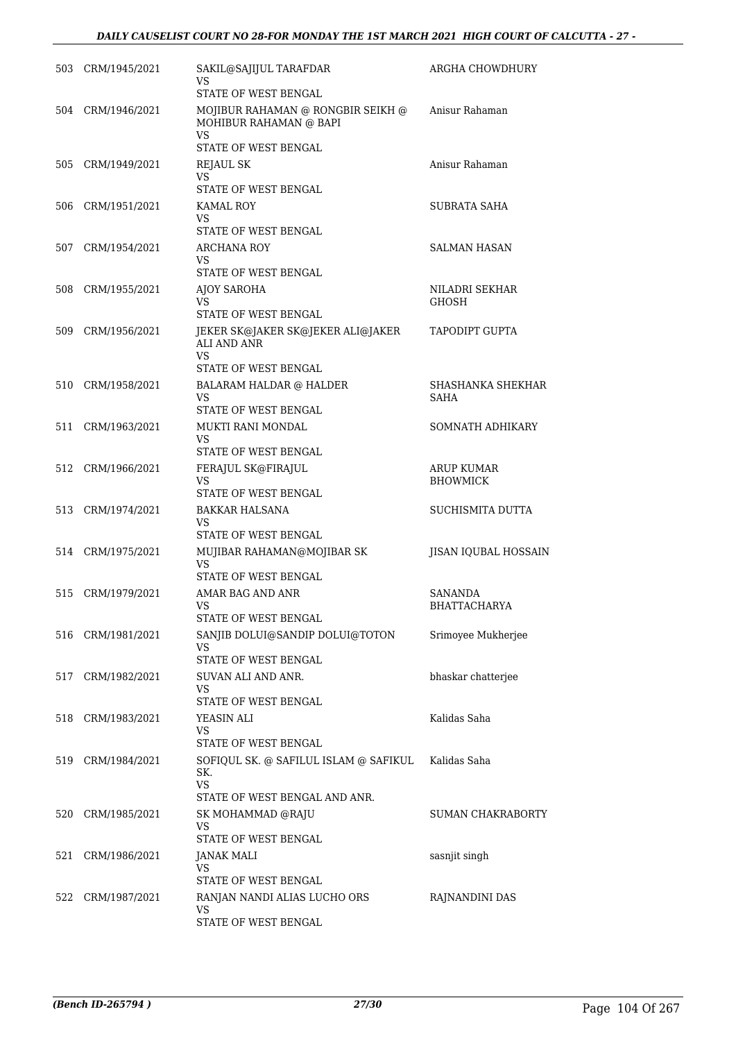| | | | |
|---|---|---|---|
| 503 | CRM/1945/2021 | SAKIL@SAJIJUL TARAFDAR<br>VS<br>STATE OF WEST BENGAL | ARGHA CHOWDHURY |
| 504 | CRM/1946/2021 | MOJIBUR RAHAMAN @ RONGBIR SEIKH @ MOHIBUR RAHAMAN @ BAPI<br>VS<br>STATE OF WEST BENGAL | Anisur Rahaman |
| 505 | CRM/1949/2021 | REJAUL SK<br>VS<br>STATE OF WEST BENGAL | Anisur Rahaman |
| 506 | CRM/1951/2021 | KAMAL ROY<br>VS<br>STATE OF WEST BENGAL | SUBRATA SAHA |
| 507 | CRM/1954/2021 | ARCHANA ROY<br>VS<br>STATE OF WEST BENGAL | SALMAN HASAN |
| 508 | CRM/1955/2021 | AJOY SAROHA<br>VS<br>STATE OF WEST BENGAL | NILADRI SEKHAR GHOSH |
| 509 | CRM/1956/2021 | JEKER SK@JAKER SK@JEKER ALI@JAKER ALI AND ANR<br>VS<br>STATE OF WEST BENGAL | TAPODIPT GUPTA |
| 510 | CRM/1958/2021 | BALARAM HALDAR @ HALDER<br>VS<br>STATE OF WEST BENGAL | SHASHANKA SHEKHAR SAHA |
| 511 | CRM/1963/2021 | MUKTI RANI MONDAL<br>VS<br>STATE OF WEST BENGAL | SOMNATH ADHIKARY |
| 512 | CRM/1966/2021 | FERAJUL SK@FIRAJUL<br>VS<br>STATE OF WEST BENGAL | ARUP KUMAR BHOWMICK |
| 513 | CRM/1974/2021 | BAKKAR HALSANA<br>VS<br>STATE OF WEST BENGAL | SUCHISMITA DUTTA |
| 514 | CRM/1975/2021 | MUJIBAR RAHAMAN@MOJIBAR SK<br>VS<br>STATE OF WEST BENGAL | JISAN IQUBAL HOSSAIN |
| 515 | CRM/1979/2021 | AMAR BAG AND ANR<br>VS<br>STATE OF WEST BENGAL | SANANDA BHATTACHARYA |
| 516 | CRM/1981/2021 | SANJIB DOLUI@SANDIP DOLUI@TOTON<br>VS<br>STATE OF WEST BENGAL | Srimoyee Mukherjee |
| 517 | CRM/1982/2021 | SUVAN ALI AND ANR.<br>VS<br>STATE OF WEST BENGAL | bhaskar chatterjee |
| 518 | CRM/1983/2021 | YEASIN ALI<br>VS<br>STATE OF WEST BENGAL | Kalidas Saha |
| 519 | CRM/1984/2021 | SOFIQUL SK. @ SAFILUL ISLAM @ SAFIKUL SK.<br>VS<br>STATE OF WEST BENGAL AND ANR. | Kalidas Saha |
| 520 | CRM/1985/2021 | SK MOHAMMAD @RAJU<br>VS<br>STATE OF WEST BENGAL | SUMAN CHAKRABORTY |
| 521 | CRM/1986/2021 | JANAK MALI<br>VS<br>STATE OF WEST BENGAL | sasnjit singh |
| 522 | CRM/1987/2021 | RANJAN NANDI ALIAS LUCHO ORS<br>VS<br>STATE OF WEST BENGAL | RAJNANDINI DAS |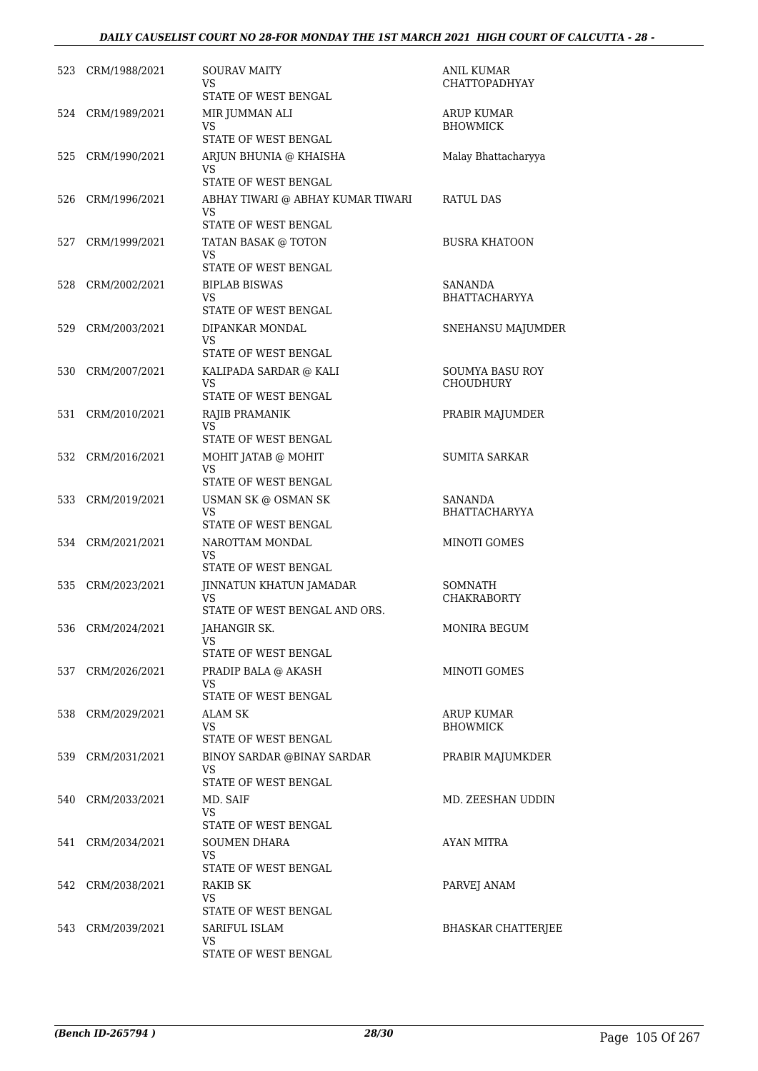| | | | |
|---|---|---|---|
| 523 | CRM/1988/2021 | SOURAV MAITY<br>VS<br>STATE OF WEST BENGAL | ANIL KUMAR CHATTOPADHYAY |
| 524 | CRM/1989/2021 | MIR JUMMAN ALI<br>VS<br>STATE OF WEST BENGAL | ARUP KUMAR BHOWMICK |
| 525 | CRM/1990/2021 | ARJUN BHUNIA @ KHAISHA<br>VS<br>STATE OF WEST BENGAL | Malay Bhattacharyya |
| 526 | CRM/1996/2021 | ABHAY TIWARI @ ABHAY KUMAR TIWARI<br>VS<br>STATE OF WEST BENGAL | RATUL DAS |
| 527 | CRM/1999/2021 | TATAN BASAK @ TOTON<br>VS<br>STATE OF WEST BENGAL | BUSRA KHATOON |
| 528 | CRM/2002/2021 | BIPLAB BISWAS<br>VS<br>STATE OF WEST BENGAL | SANANDA BHATTACHARYYA |
| 529 | CRM/2003/2021 | DIPANKAR MONDAL<br>VS<br>STATE OF WEST BENGAL | SNEHANSU MAJUMDER |
| 530 | CRM/2007/2021 | KALIPADA SARDAR @ KALI<br>VS<br>STATE OF WEST BENGAL | SOUMYA BASU ROY CHOUDHURY |
| 531 | CRM/2010/2021 | RAJIB PRAMANIK<br>VS<br>STATE OF WEST BENGAL | PRABIR MAJUMDER |
| 532 | CRM/2016/2021 | MOHIT JATAB @ MOHIT<br>VS<br>STATE OF WEST BENGAL | SUMITA SARKAR |
| 533 | CRM/2019/2021 | USMAN SK @ OSMAN SK<br>VS<br>STATE OF WEST BENGAL | SANANDA BHATTACHARYYA |
| 534 | CRM/2021/2021 | NAROTTAM MONDAL<br>VS<br>STATE OF WEST BENGAL | MINOTI GOMES |
| 535 | CRM/2023/2021 | JINNATUN KHATUN JAMADAR<br>VS<br>STATE OF WEST BENGAL AND ORS. | SOMNATH CHAKRABORTY |
| 536 | CRM/2024/2021 | JAHANGIR SK.<br>VS<br>STATE OF WEST BENGAL | MONIRA BEGUM |
| 537 | CRM/2026/2021 | PRADIP BALA @ AKASH<br>VS<br>STATE OF WEST BENGAL | MINOTI GOMES |
| 538 | CRM/2029/2021 | ALAM SK<br>VS<br>STATE OF WEST BENGAL | ARUP KUMAR BHOWMICK |
| 539 | CRM/2031/2021 | BINOY SARDAR @BINAY SARDAR<br>VS<br>STATE OF WEST BENGAL | PRABIR MAJUMKDER |
| 540 | CRM/2033/2021 | MD. SAIF<br>VS<br>STATE OF WEST BENGAL | MD. ZEESHAN UDDIN |
| 541 | CRM/2034/2021 | SOUMEN DHARA<br>VS<br>STATE OF WEST BENGAL | AYAN MITRA |
| 542 | CRM/2038/2021 | RAKIB SK<br>VS<br>STATE OF WEST BENGAL | PARVEJ ANAM |
| 543 | CRM/2039/2021 | SARIFUL ISLAM<br>VS<br>STATE OF WEST BENGAL | BHASKAR CHATTERJEE |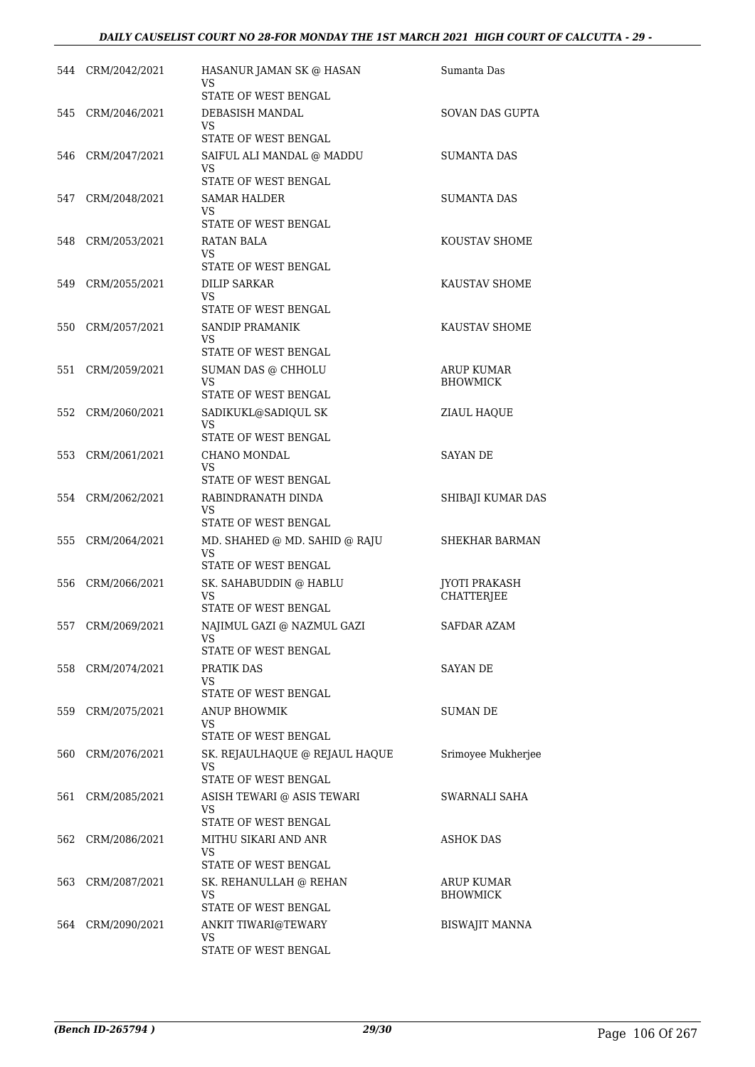| | | | |
|---|---|---|---|
| 544 | CRM/2042/2021 | HASANUR JAMAN SK @ HASAN<br>VS<br>STATE OF WEST BENGAL | Sumanta Das |
| 545 | CRM/2046/2021 | DEBASISH MANDAL<br>VS<br>STATE OF WEST BENGAL | SOVAN DAS GUPTA |
| 546 | CRM/2047/2021 | SAIFUL ALI MANDAL @ MADDU<br>VS<br>STATE OF WEST BENGAL | SUMANTA DAS |
| 547 | CRM/2048/2021 | SAMAR HALDER<br>VS<br>STATE OF WEST BENGAL | SUMANTA DAS |
| 548 | CRM/2053/2021 | RATAN BALA<br>VS<br>STATE OF WEST BENGAL | KOUSTAV SHOME |
| 549 | CRM/2055/2021 | DILIP SARKAR<br>VS<br>STATE OF WEST BENGAL | KAUSTAV SHOME |
| 550 | CRM/2057/2021 | SANDIP PRAMANIK<br>VS<br>STATE OF WEST BENGAL | KAUSTAV SHOME |
| 551 | CRM/2059/2021 | SUMAN DAS @ CHHOLU<br>VS<br>STATE OF WEST BENGAL | ARUP KUMAR BHOWMICK |
| 552 | CRM/2060/2021 | SADIKUKL@SADIQUL SK<br>VS<br>STATE OF WEST BENGAL | ZIAUL HAQUE |
| 553 | CRM/2061/2021 | CHANO MONDAL<br>VS<br>STATE OF WEST BENGAL | SAYAN DE |
| 554 | CRM/2062/2021 | RABINDRANATH DINDA<br>VS<br>STATE OF WEST BENGAL | SHIBAJI KUMAR DAS |
| 555 | CRM/2064/2021 | MD. SHAHED @ MD. SAHID @ RAJU<br>VS<br>STATE OF WEST BENGAL | SHEKHAR BARMAN |
| 556 | CRM/2066/2021 | SK. SAHABUDDIN @ HABLU<br>VS<br>STATE OF WEST BENGAL | JYOTI PRAKASH CHATTERJEE |
| 557 | CRM/2069/2021 | NAJIMUL GAZI @ NAZMUL GAZI<br>VS<br>STATE OF WEST BENGAL | SAFDAR AZAM |
| 558 | CRM/2074/2021 | PRATIK DAS<br>VS<br>STATE OF WEST BENGAL | SAYAN DE |
| 559 | CRM/2075/2021 | ANUP BHOWMIK<br>VS<br>STATE OF WEST BENGAL | SUMAN DE |
| 560 | CRM/2076/2021 | SK. REJAULHAQUE @ REJAUL HAQUE<br>VS<br>STATE OF WEST BENGAL | Srimoyee Mukherjee |
| 561 | CRM/2085/2021 | ASISH TEWARI @ ASIS TEWARI<br>VS<br>STATE OF WEST BENGAL | SWARNALI SAHA |
| 562 | CRM/2086/2021 | MITHU SIKARI AND ANR<br>VS<br>STATE OF WEST BENGAL | ASHOK DAS |
| 563 | CRM/2087/2021 | SK. REHANULLAH @ REHAN<br>VS<br>STATE OF WEST BENGAL | ARUP KUMAR BHOWMICK |
| 564 | CRM/2090/2021 | ANKIT TIWARI@TEWARY<br>VS<br>STATE OF WEST BENGAL | BISWAJIT MANNA |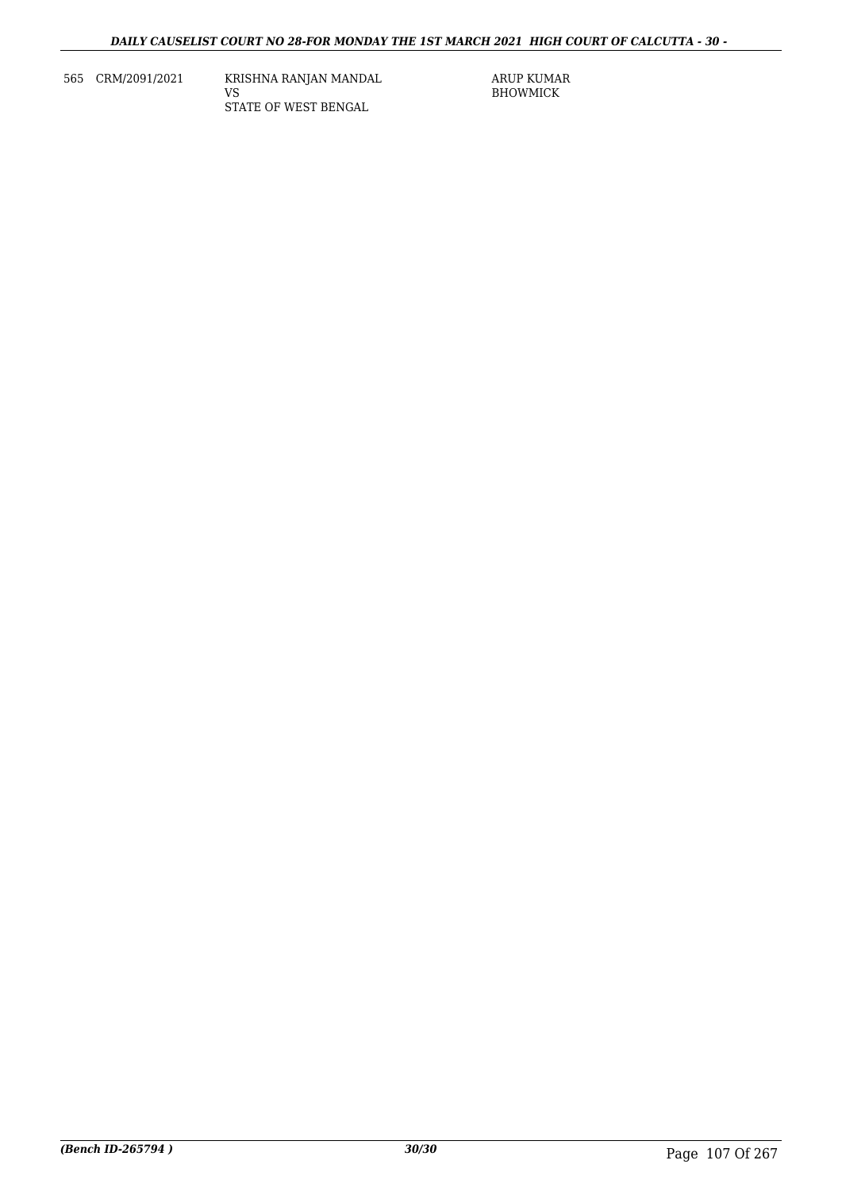| 565 | CRM/2091/2021 | KRISHNA RANJAN MANDAL<br>VS<br>STATE OF WEST BENGAL | ARUP KUMAR<br>BHOWMICK |
|---|---|---|---|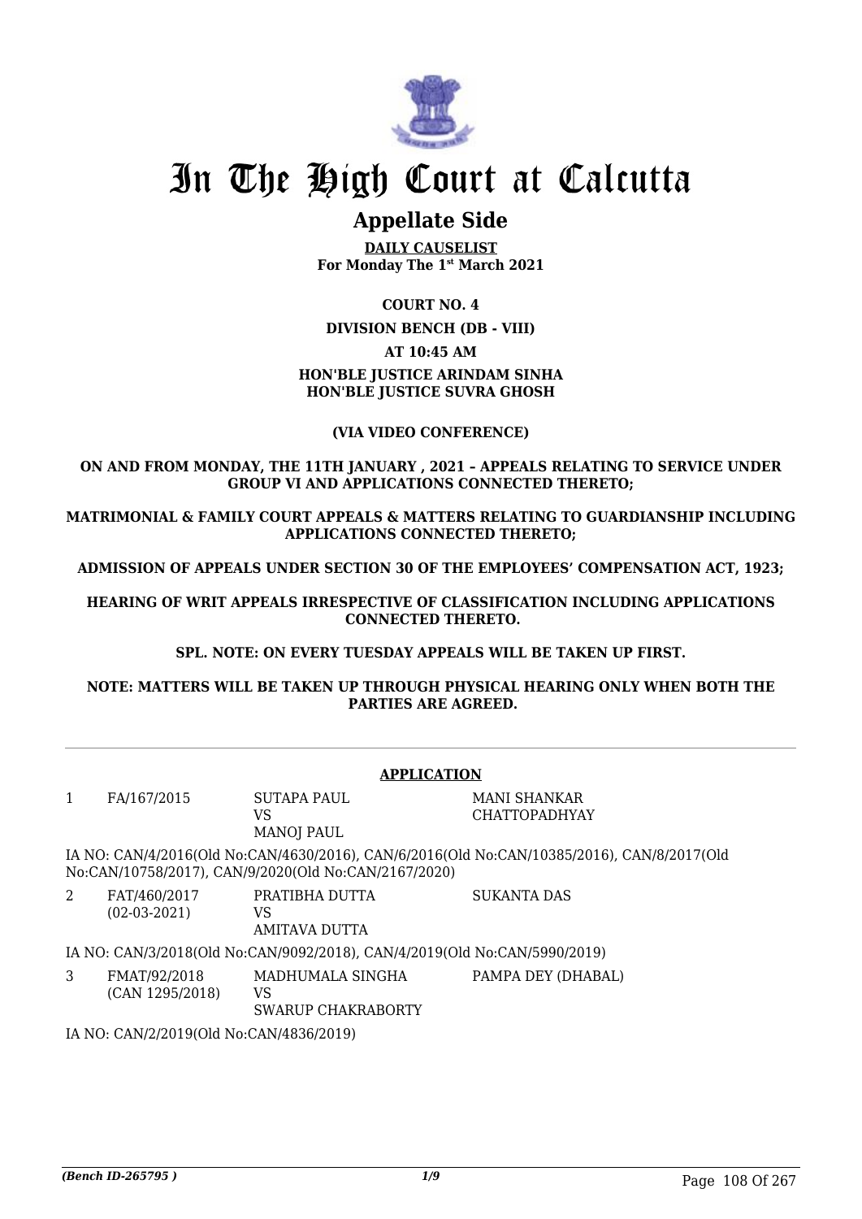# In The High Court at Calcutta

## Appellate Side

**DAILY CAUSELIST**
**For Monday The 1st March 2021**

**COURT NO. 4**

**DIVISION BENCH (DB - VIII)**

**AT 10:45 AM**

**HON'BLE JUSTICE ARINDAM SINHA**
**HON'BLE JUSTICE SUVRA GHOSH**

**(VIA VIDEO CONFERENCE)**

**ON AND FROM MONDAY, THE 11TH JANUARY , 2021 – APPEALS RELATING TO SERVICE UNDER GROUP VI AND APPLICATIONS CONNECTED THERETO;**

**MATRIMONIAL & FAMILY COURT APPEALS & MATTERS RELATING TO GUARDIANSHIP INCLUDING APPLICATIONS CONNECTED THERETO;**

**ADMISSION OF APPEALS UNDER SECTION 30 OF THE EMPLOYEES' COMPENSATION ACT, 1923;**

**HEARING OF WRIT APPEALS IRRESPECTIVE OF CLASSIFICATION INCLUDING APPLICATIONS CONNECTED THERETO.**

**SPL. NOTE: ON EVERY TUESDAY APPEALS WILL BE TAKEN UP FIRST.**

**NOTE: MATTERS WILL BE TAKEN UP THROUGH PHYSICAL HEARING ONLY WHEN BOTH THE PARTIES ARE AGREED.**

---

**APPLICATION**

| | | | |
|---|---|---|---|
| 1 | FA/167/2015 | SUTAPA PAUL<br>VS<br>MANOJ PAUL | MANI SHANKAR CHATTOPADHYAY |

IA NO: CAN/4/2016(Old No:CAN/4630/2016), CAN/6/2016(Old No:CAN/10385/2016), CAN/8/2017(Old No:CAN/10758/2017), CAN/9/2020(Old No:CAN/2167/2020)

| | | | |
|---|---|---|---|
| 2 | FAT/460/2017<br>(02-03-2021) | PRATIBHA DUTTA<br>VS<br>AMITAVA DUTTA | SUKANTA DAS |

IA NO: CAN/3/2018(Old No:CAN/9092/2018), CAN/4/2019(Old No:CAN/5990/2019)

| | | | |
|---|---|---|---|
| 3 | FMAT/92/2018<br>(CAN 1295/2018) | MADHUMALA SINGHA<br>VS<br>SWARUP CHAKRABORTY | PAMPA DEY (DHABAL) |

IA NO: CAN/2/2019(Old No:CAN/4836/2019)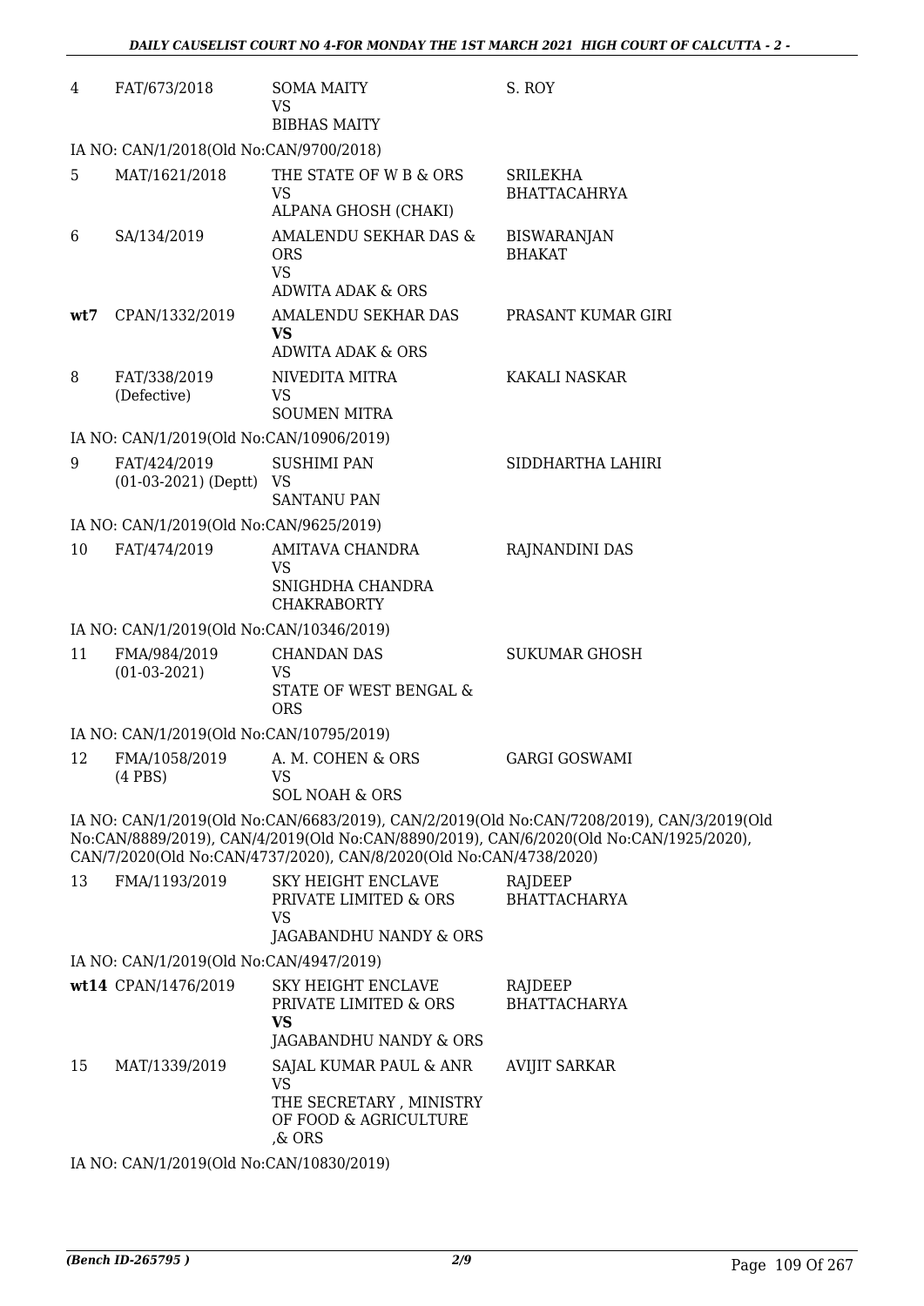| | | | |
|---|---|---|---|
| 4 | FAT/673/2018 | SOMA MAITY<br>VS<br>BIBHAS MAITY | S. ROY |

IA NO: CAN/1/2018(Old No:CAN/9700/2018)

| | | | |
|---|---|---|---|
| 5 | MAT/1621/2018 | THE STATE OF W B & ORS<br>VS<br>ALPANA GHOSH (CHAKI) | SRILEKHA BHATTACAHRYA |
| 6 | SA/134/2019 | AMALENDU SEKHAR DAS & ORS<br>VS<br>ADWITA ADAK & ORS | BISWARANJAN BHAKAT |
| **wt7** | CPAN/1332/2019 | AMALENDU SEKHAR DAS<br>**VS**<br>ADWITA ADAK & ORS | PRASANT KUMAR GIRI |
| 8 | FAT/338/2019 (Defective) | NIVEDITA MITRA<br>VS<br>SOUMEN MITRA | KAKALI NASKAR |

IA NO: CAN/1/2019(Old No:CAN/10906/2019)

| | | | |
|---|---|---|---|
| 9 | FAT/424/2019 (01-03-2021) (Deptt) | SUSHIMI PAN<br>VS<br>SANTANU PAN | SIDDHARTHA LAHIRI |

IA NO: CAN/1/2019(Old No:CAN/9625/2019)

| | | | |
|---|---|---|---|
| 10 | FAT/474/2019 | AMITAVA CHANDRA<br>VS<br>SNIGHDHA CHANDRA CHAKRABORTY | RAJNANDINI DAS |

IA NO: CAN/1/2019(Old No:CAN/10346/2019)

| | | | |
|---|---|---|---|
| 11 | FMA/984/2019 (01-03-2021) | CHANDAN DAS<br>VS<br>STATE OF WEST BENGAL & ORS | SUKUMAR GHOSH |

IA NO: CAN/1/2019(Old No:CAN/10795/2019)

| | | | |
|---|---|---|---|
| 12 | FMA/1058/2019 (4 PBS) | A. M. COHEN & ORS<br>VS<br>SOL NOAH & ORS | GARGI GOSWAMI |

IA NO: CAN/1/2019(Old No:CAN/6683/2019), CAN/2/2019(Old No:CAN/7208/2019), CAN/3/2019(Old No:CAN/8889/2019), CAN/4/2019(Old No:CAN/8890/2019), CAN/6/2020(Old No:CAN/1925/2020), CAN/7/2020(Old No:CAN/4737/2020), CAN/8/2020(Old No:CAN/4738/2020)

| | | | |
|---|---|---|---|
| 13 | FMA/1193/2019 | SKY HEIGHT ENCLAVE PRIVATE LIMITED & ORS<br>VS<br>JAGABANDHU NANDY & ORS | RAJDEEP BHATTACHARYA |

IA NO: CAN/1/2019(Old No:CAN/4947/2019)

| | | | |
|---|---|---|---|
| **wt14** | CPAN/1476/2019 | SKY HEIGHT ENCLAVE PRIVATE LIMITED & ORS<br>**VS**<br>JAGABANDHU NANDY & ORS | RAJDEEP BHATTACHARYA |
| 15 | MAT/1339/2019 | SAJAL KUMAR PAUL & ANR<br>VS<br>THE SECRETARY , MINISTRY OF FOOD & AGRICULTURE ,& ORS | AVIJIT SARKAR |

IA NO: CAN/1/2019(Old No:CAN/10830/2019)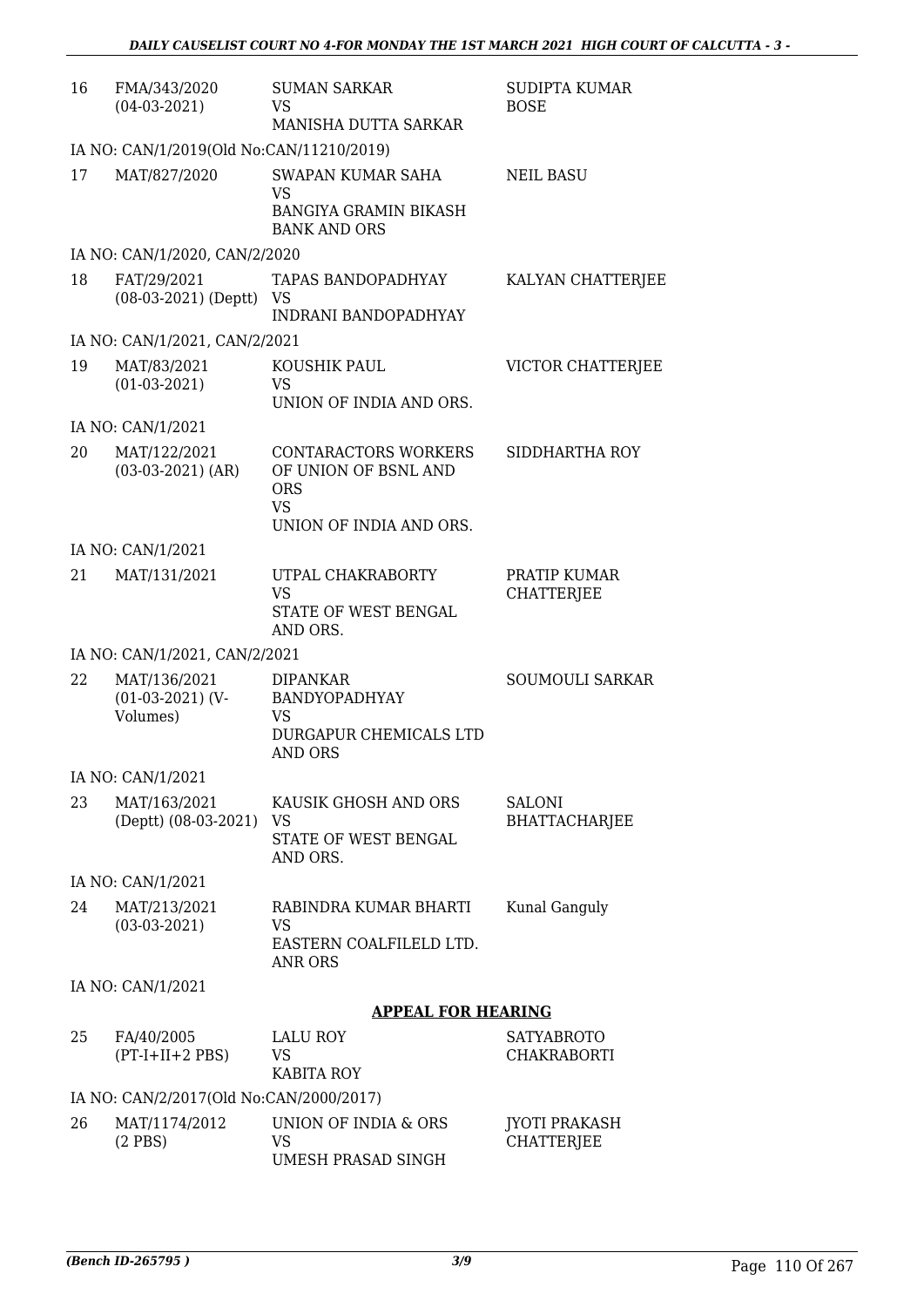| 16 | FMA/343/2020<br>(04-03-2021) | SUMAN SARKAR<br>VS<br>MANISHA DUTTA SARKAR | SUDIPTA KUMAR BOSE |
|---|---|---|---|
| | IA NO: CAN/1/2019(Old No:CAN/11210/2019) | | |
| 17 | MAT/827/2020 | SWAPAN KUMAR SAHA<br>VS<br>BANGIYA GRAMIN BIKASH BANK AND ORS | NEIL BASU |
| | IA NO: CAN/1/2020, CAN/2/2020 | | |
| 18 | FAT/29/2021<br>(08-03-2021) (Deptt) | TAPAS BANDOPADHYAY<br>VS<br>INDRANI BANDOPADHYAY | KALYAN CHATTERJEE |
| | IA NO: CAN/1/2021, CAN/2/2021 | | |
| 19 | MAT/83/2021<br>(01-03-2021) | KOUSHIK PAUL<br>VS<br>UNION OF INDIA AND ORS. | VICTOR CHATTERJEE |
| | IA NO: CAN/1/2021 | | |
| 20 | MAT/122/2021<br>(03-03-2021) (AR) | CONTARACTORS WORKERS OF UNION OF BSNL AND ORS<br>VS<br>UNION OF INDIA AND ORS. | SIDDHARTHA ROY |
| | IA NO: CAN/1/2021 | | |
| 21 | MAT/131/2021 | UTPAL CHAKRABORTY<br>VS<br>STATE OF WEST BENGAL AND ORS. | PRATIP KUMAR CHATTERJEE |
| | IA NO: CAN/1/2021, CAN/2/2021 | | |
| 22 | MAT/136/2021<br>(01-03-2021) (V-Volumes) | DIPANKAR BANDYOPADHYAY<br>VS<br>DURGAPUR CHEMICALS LTD AND ORS | SOUMOULI SARKAR |
| | IA NO: CAN/1/2021 | | |
| 23 | MAT/163/2021<br>(Deptt) (08-03-2021) | KAUSIK GHOSH AND ORS<br>VS<br>STATE OF WEST BENGAL AND ORS. | SALONI BHATTACHARJEE |
| | IA NO: CAN/1/2021 | | |
| 24 | MAT/213/2021<br>(03-03-2021) | RABINDRA KUMAR BHARTI<br>VS<br>EASTERN COALFILELD LTD. ANR ORS | Kunal Ganguly |
| | IA NO: CAN/1/2021 | | |

**APPEAL FOR HEARING**

| 25 | FA/40/2005<br>(PT-I+II+2 PBS) | LALU ROY<br>VS<br>KABITA ROY | SATYABROTO CHAKRABORTI |
|---|---|---|---|
| | IA NO: CAN/2/2017(Old No:CAN/2000/2017) | | |
| 26 | MAT/1174/2012<br>(2 PBS) | UNION OF INDIA & ORS<br>VS<br>UMESH PRASAD SINGH | JYOTI PRAKASH CHATTERJEE |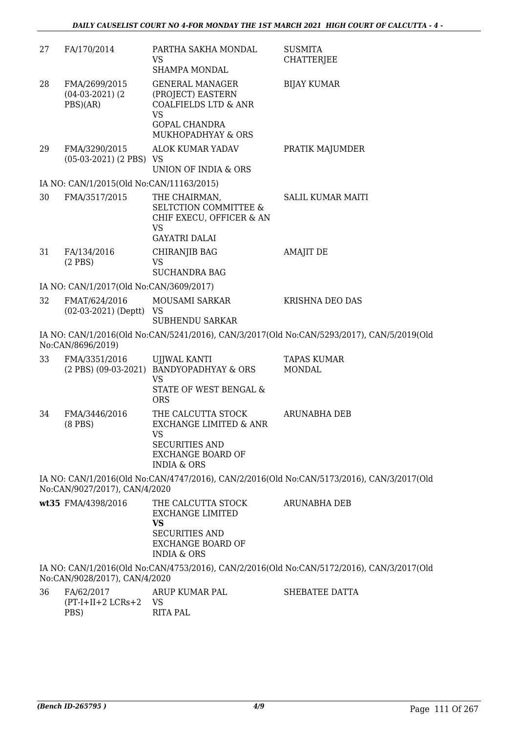| | | | |
|---|---|---|---|
| 27 | FA/170/2014 | PARTHA SAKHA MONDAL<br>VS<br>SHAMPA MONDAL | SUSMITA CHATTERJEE |
| 28 | FMA/2699/2015<br>(04-03-2021) (2 PBS)(AR) | GENERAL MANAGER (PROJECT) EASTERN COALFIELDS LTD & ANR<br>VS<br>GOPAL CHANDRA MUKHOPADHYAY & ORS | BIJAY KUMAR |
| 29 | FMA/3290/2015<br>(05-03-2021) (2 PBS) | ALOK KUMAR YADAV<br>VS<br>UNION OF INDIA & ORS | PRATIK MAJUMDER |

IA NO: CAN/1/2015(Old No:CAN/11163/2015)

| | | | |
|---|---|---|---|
| 30 | FMA/3517/2015 | THE CHAIRMAN, SELTCTION COMMITTEE & CHIF EXECU, OFFICER & AN<br>VS<br>GAYATRI DALAI | SALIL KUMAR MAITI |
| 31 | FA/134/2016<br>(2 PBS) | CHIRANJIB BAG<br>VS<br>SUCHANDRA BAG | AMAJIT DE |

IA NO: CAN/1/2017(Old No:CAN/3609/2017)

| | | | |
|---|---|---|---|
| 32 | FMAT/624/2016<br>(02-03-2021) (Deptt) | MOUSAMI SARKAR<br>VS<br>SUBHENDU SARKAR | KRISHNA DEO DAS |

IA NO: CAN/1/2016(Old No:CAN/5241/2016), CAN/3/2017(Old No:CAN/5293/2017), CAN/5/2019(Old No:CAN/8696/2019)

| | | | |
|---|---|---|---|
| 33 | FMA/3351/2016<br>(2 PBS) (09-03-2021) | UJJWAL KANTI BANDYOPADHYAY & ORS<br>VS<br>STATE OF WEST BENGAL & ORS | TAPAS KUMAR MONDAL |
| 34 | FMA/3446/2016<br>(8 PBS) | THE CALCUTTA STOCK EXCHANGE LIMITED & ANR<br>VS<br>SECURITIES AND EXCHANGE BOARD OF INDIA & ORS | ARUNABHA DEB |

IA NO: CAN/1/2016(Old No:CAN/4747/2016), CAN/2/2016(Old No:CAN/5173/2016), CAN/3/2017(Old No:CAN/9027/2017), CAN/4/2020

| | | | |
|---|---|---|---|
| **wt35** | FMA/4398/2016 | THE CALCUTTA STOCK EXCHANGE LIMITED<br>**VS**<br>SECURITIES AND EXCHANGE BOARD OF INDIA & ORS | ARUNABHA DEB |

IA NO: CAN/1/2016(Old No:CAN/4753/2016), CAN/2/2016(Old No:CAN/5172/2016), CAN/3/2017(Old No:CAN/9028/2017), CAN/4/2020

| | | | |
|---|---|---|---|
| 36 | FA/62/2017<br>(PT-I+II+2 LCRs+2 PBS) | ARUP KUMAR PAL<br>VS<br>RITA PAL | SHEBATEE DATTA |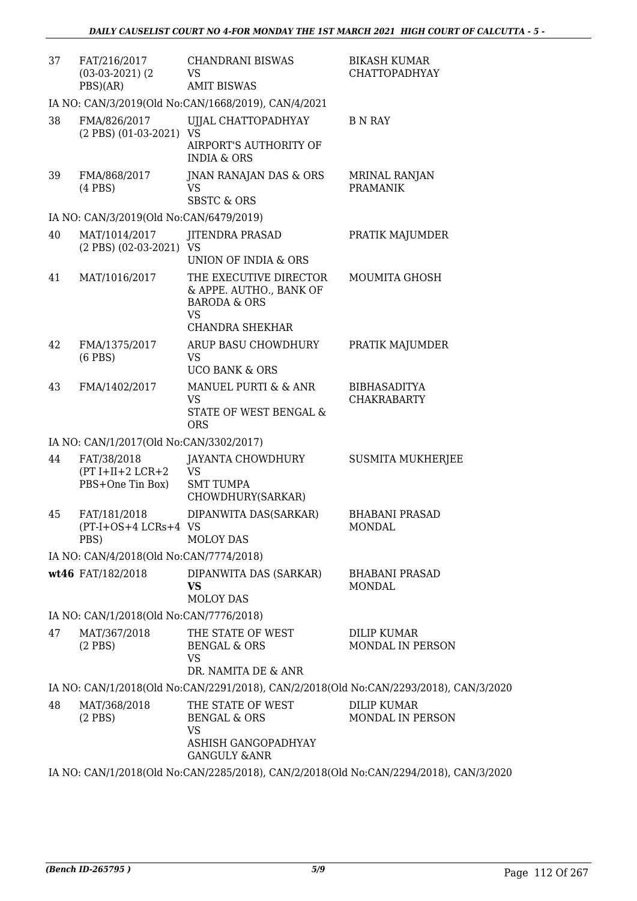| | | | |
|---|---|---|---|
| 37 | FAT/216/2017 (03-03-2021) (2 PBS)(AR) | CHANDRANI BISWAS VS AMIT BISWAS | BIKASH KUMAR CHATTOPADHYAY |

IA NO: CAN/3/2019(Old No:CAN/1668/2019), CAN/4/2021

| | | | |
|---|---|---|---|
| 38 | FMA/826/2017 (2 PBS) (01-03-2021) | UJJAL CHATTOPADHYAY VS AIRPORT'S AUTHORITY OF INDIA & ORS | B N RAY |
| 39 | FMA/868/2017 (4 PBS) | JNAN RANAJAN DAS & ORS VS SBSTC & ORS | MRINAL RANJAN PRAMANIK |

IA NO: CAN/3/2019(Old No:CAN/6479/2019)

| | | | |
|---|---|---|---|
| 40 | MAT/1014/2017 (2 PBS) (02-03-2021) | JITENDRA PRASAD VS UNION OF INDIA & ORS | PRATIK MAJUMDER |
| 41 | MAT/1016/2017 | THE EXECUTIVE DIRECTOR & APPE. AUTHO., BANK OF BARODA & ORS VS CHANDRA SHEKHAR | MOUMITA GHOSH |
| 42 | FMA/1375/2017 (6 PBS) | ARUP BASU CHOWDHURY VS UCO BANK & ORS | PRATIK MAJUMDER |
| 43 | FMA/1402/2017 | MANUEL PURTI & & ANR VS STATE OF WEST BENGAL & ORS | BIBHASADITYA CHAKRABARTY |

IA NO: CAN/1/2017(Old No:CAN/3302/2017)

| | | | |
|---|---|---|---|
| 44 | FAT/38/2018 (PT I+II+2 LCR+2 PBS+One Tin Box) | JAYANTA CHOWDHURY VS SMT TUMPA CHOWDHURY(SARKAR) | SUSMITA MUKHERJEE |
| 45 | FAT/181/2018 (PT-I+OS+4 LCRs+4 PBS) | DIPANWITA DAS(SARKAR) VS MOLOY DAS | BHABANI PRASAD MONDAL |

IA NO: CAN/4/2018(Old No:CAN/7774/2018)

| | | | |
|---|---|---|---|
| **wt46** | FAT/182/2018 | DIPANWITA DAS (SARKAR) **VS** MOLOY DAS | BHABANI PRASAD MONDAL |

IA NO: CAN/1/2018(Old No:CAN/7776/2018)

| | | | |
|---|---|---|---|
| 47 | MAT/367/2018 (2 PBS) | THE STATE OF WEST BENGAL & ORS VS DR. NAMITA DE & ANR | DILIP KUMAR MONDAL IN PERSON |

IA NO: CAN/1/2018(Old No:CAN/2291/2018), CAN/2/2018(Old No:CAN/2293/2018), CAN/3/2020

| | | | |
|---|---|---|---|
| 48 | MAT/368/2018 (2 PBS) | THE STATE OF WEST BENGAL & ORS VS ASHISH GANGOPADHYAY GANGULY &ANR | DILIP KUMAR MONDAL IN PERSON |

IA NO: CAN/1/2018(Old No:CAN/2285/2018), CAN/2/2018(Old No:CAN/2294/2018), CAN/3/2020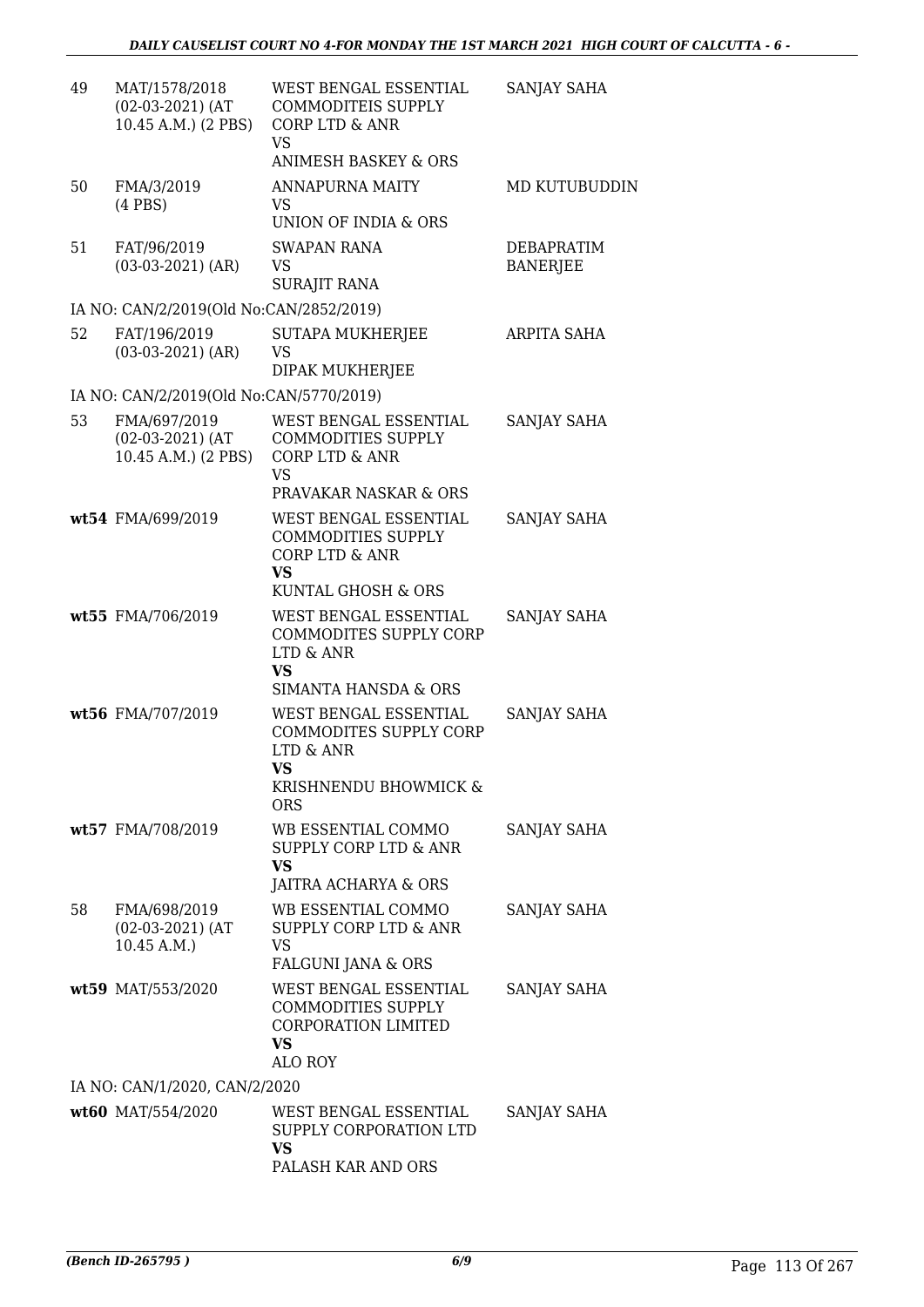| 49 | MAT/1578/2018 (02-03-2021) (AT 10.45 A.M.) (2 PBS) | WEST BENGAL ESSENTIAL COMMODITEIS SUPPLY CORP LTD & ANR VS ANIMESH BASKEY & ORS | SANJAY SAHA |
|---|---|---|---|
| 50 | FMA/3/2019 (4 PBS) | ANNAPURNA MAITY VS UNION OF INDIA & ORS | MD KUTUBUDDIN |
| 51 | FAT/96/2019 (03-03-2021) (AR) | SWAPAN RANA VS SURAJIT RANA | DEBAPRATIM BANERJEE |
| IA NO: CAN/2/2019(Old No:CAN/2852/2019) | | | |
| 52 | FAT/196/2019 (03-03-2021) (AR) | SUTAPA MUKHERJEE VS DIPAK MUKHERJEE | ARPITA SAHA |
| IA NO: CAN/2/2019(Old No:CAN/5770/2019) | | | |
| 53 | FMA/697/2019 (02-03-2021) (AT 10.45 A.M.) (2 PBS) | WEST BENGAL ESSENTIAL COMMODITIES SUPPLY CORP LTD & ANR VS PRAVAKAR NASKAR & ORS | SANJAY SAHA |
| wt54 | FMA/699/2019 | WEST BENGAL ESSENTIAL COMMODITIES SUPPLY CORP LTD & ANR **VS** KUNTAL GHOSH & ORS | SANJAY SAHA |
| wt55 | FMA/706/2019 | WEST BENGAL ESSENTIAL COMMODITES SUPPLY CORP LTD & ANR **VS** SIMANTA HANSDA & ORS | SANJAY SAHA |
| wt56 | FMA/707/2019 | WEST BENGAL ESSENTIAL COMMODITES SUPPLY CORP LTD & ANR **VS** KRISHNENDU BHOWMICK & ORS | SANJAY SAHA |
| wt57 | FMA/708/2019 | WB ESSENTIAL COMMO SUPPLY CORP LTD & ANR **VS** JAITRA ACHARYA & ORS | SANJAY SAHA |
| 58 | FMA/698/2019 (02-03-2021) (AT 10.45 A.M.) | WB ESSENTIAL COMMO SUPPLY CORP LTD & ANR VS FALGUNI JANA & ORS | SANJAY SAHA |
| wt59 | MAT/553/2020 | WEST BENGAL ESSENTIAL COMMODITIES SUPPLY CORPORATION LIMITED **VS** ALO ROY | SANJAY SAHA |
| IA NO: CAN/1/2020, CAN/2/2020 | | | |
| wt60 | MAT/554/2020 | WEST BENGAL ESSENTIAL SUPPLY CORPORATION LTD **VS** PALASH KAR AND ORS | SANJAY SAHA |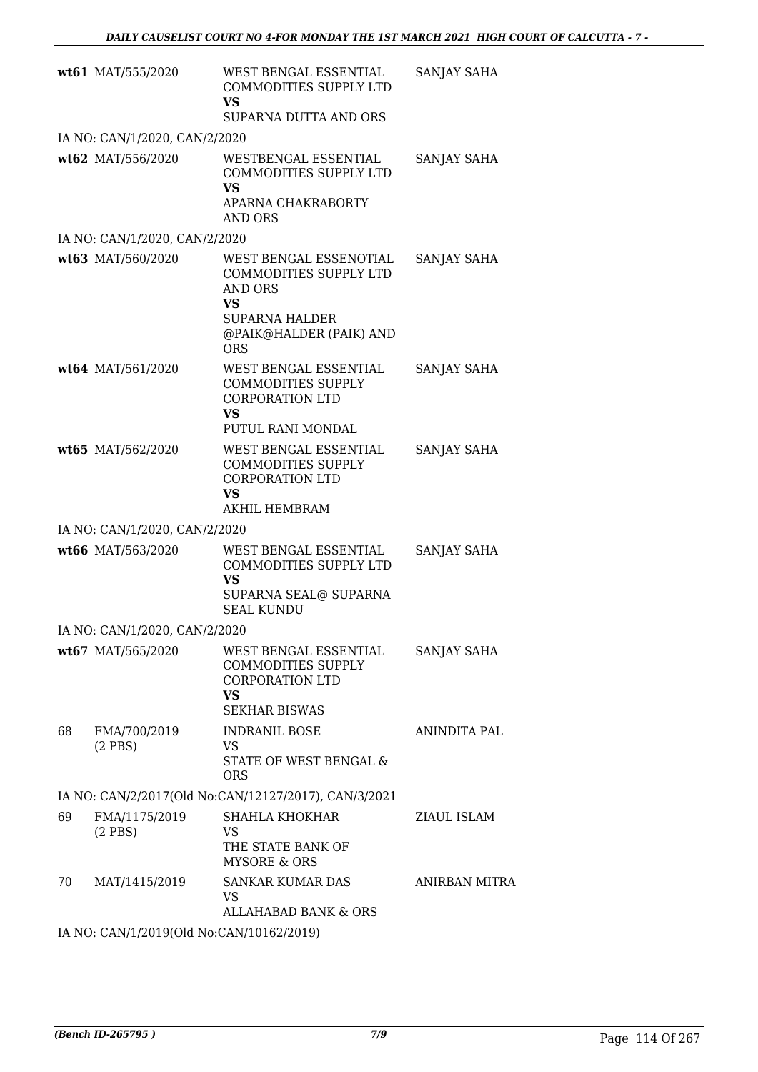| | | | |
|---|---|---|---|
| wt61 | MAT/555/2020 | WEST BENGAL ESSENTIAL COMMODITIES SUPPLY LTD<br>**VS**<br>SUPARNA DUTTA AND ORS | SANJAY SAHA |
| IA NO: CAN/1/2020, CAN/2/2020 | | | |
| wt62 | MAT/556/2020 | WESTBENGAL ESSENTIAL COMMODITIES SUPPLY LTD<br>**VS**<br>APARNA CHAKRABORTY AND ORS | SANJAY SAHA |
| IA NO: CAN/1/2020, CAN/2/2020 | | | |
| wt63 | MAT/560/2020 | WEST BENGAL ESSENOTIAL COMMODITIES SUPPLY LTD AND ORS<br>**VS**<br>SUPARNA HALDER @PAIK@HALDER (PAIK) AND ORS | SANJAY SAHA |
| wt64 | MAT/561/2020 | WEST BENGAL ESSENTIAL COMMODITIES SUPPLY CORPORATION LTD<br>**VS**<br>PUTUL RANI MONDAL | SANJAY SAHA |
| wt65 | MAT/562/2020 | WEST BENGAL ESSENTIAL COMMODITIES SUPPLY CORPORATION LTD<br>**VS**<br>AKHIL HEMBRAM | SANJAY SAHA |
| IA NO: CAN/1/2020, CAN/2/2020 | | | |
| wt66 | MAT/563/2020 | WEST BENGAL ESSENTIAL COMMODITIES SUPPLY LTD<br>**VS**<br>SUPARNA SEAL@ SUPARNA SEAL KUNDU | SANJAY SAHA |
| IA NO: CAN/1/2020, CAN/2/2020 | | | |
| wt67 | MAT/565/2020 | WEST BENGAL ESSENTIAL COMMODITIES SUPPLY CORPORATION LTD<br>**VS**<br>SEKHAR BISWAS | SANJAY SAHA |
| 68 | FMA/700/2019<br>(2 PBS) | INDRANIL BOSE<br>VS<br>STATE OF WEST BENGAL & ORS | ANINDITA PAL |
| IA NO: CAN/2/2017(Old No:CAN/12127/2017), CAN/3/2021 | | | |
| 69 | FMA/1175/2019<br>(2 PBS) | SHAHLA KHOKHAR<br>VS<br>THE STATE BANK OF MYSORE & ORS | ZIAUL ISLAM |
| 70 | MAT/1415/2019 | SANKAR KUMAR DAS<br>VS<br>ALLAHABAD BANK & ORS | ANIRBAN MITRA |
| IA NO: CAN/1/2019(Old No:CAN/10162/2019) | | | |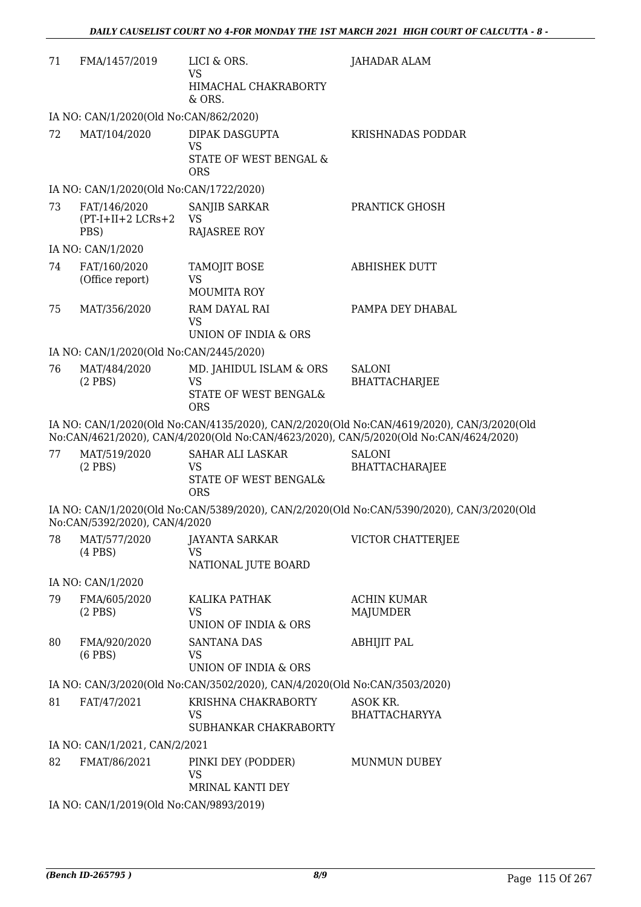| | | | |
|---|---|---|---|
| 71 | FMA/1457/2019 | LICI & ORS.<br>VS<br>HIMACHAL CHAKRABORTY & ORS. | JAHADAR ALAM |

IA NO: CAN/1/2020(Old No:CAN/862/2020)

| | | | |
|---|---|---|---|
| 72 | MAT/104/2020 | DIPAK DASGUPTA<br>VS<br>STATE OF WEST BENGAL & ORS | KRISHNADAS PODDAR |

IA NO: CAN/1/2020(Old No:CAN/1722/2020)

| | | | |
|---|---|---|---|
| 73 | FAT/146/2020<br>(PT-I+II+2 LCRs+2 PBS) | SANJIB SARKAR<br>VS<br>RAJASREE ROY | PRANTICK GHOSH |

IA NO: CAN/1/2020

| | | | |
|---|---|---|---|
| 74 | FAT/160/2020<br>(Office report) | TAMOJIT BOSE<br>VS<br>MOUMITA ROY | ABHISHEK DUTT |
| 75 | MAT/356/2020 | RAM DAYAL RAI<br>VS<br>UNION OF INDIA & ORS | PAMPA DEY DHABAL |

IA NO: CAN/1/2020(Old No:CAN/2445/2020)

| | | | |
|---|---|---|---|
| 76 | MAT/484/2020<br>(2 PBS) | MD. JAHIDUL ISLAM & ORS<br>VS<br>STATE OF WEST BENGAL& ORS | SALONI BHATTACHARJEE |

IA NO: CAN/1/2020(Old No:CAN/4135/2020), CAN/2/2020(Old No:CAN/4619/2020), CAN/3/2020(Old No:CAN/4621/2020), CAN/4/2020(Old No:CAN/4623/2020), CAN/5/2020(Old No:CAN/4624/2020)

| | | | |
|---|---|---|---|
| 77 | MAT/519/2020<br>(2 PBS) | SAHAR ALI LASKAR<br>VS<br>STATE OF WEST BENGAL& ORS | SALONI BHATTACHARAJEE |

IA NO: CAN/1/2020(Old No:CAN/5389/2020), CAN/2/2020(Old No:CAN/5390/2020), CAN/3/2020(Old No:CAN/5392/2020), CAN/4/2020

| | | | |
|---|---|---|---|
| 78 | MAT/577/2020<br>(4 PBS) | JAYANTA SARKAR<br>VS<br>NATIONAL JUTE BOARD | VICTOR CHATTERJEE |

IA NO: CAN/1/2020

| | | | |
|---|---|---|---|
| 79 | FMA/605/2020<br>(2 PBS) | KALIKA PATHAK<br>VS<br>UNION OF INDIA & ORS | ACHIN KUMAR MAJUMDER |
| 80 | FMA/920/2020<br>(6 PBS) | SANTANA DAS<br>VS<br>UNION OF INDIA & ORS | ABHIJIT PAL |

IA NO: CAN/3/2020(Old No:CAN/3502/2020), CAN/4/2020(Old No:CAN/3503/2020)

| | | | |
|---|---|---|---|
| 81 | FAT/47/2021 | KRISHNA CHAKRABORTY<br>VS<br>SUBHANKAR CHAKRABORTY | ASOK KR. BHATTACHARYYA |

IA NO: CAN/1/2021, CAN/2/2021

| | | | |
|---|---|---|---|
| 82 | FMAT/86/2021 | PINKI DEY (PODDER)<br>VS<br>MRINAL KANTI DEY | MUNMUN DUBEY |

IA NO: CAN/1/2019(Old No:CAN/9893/2019)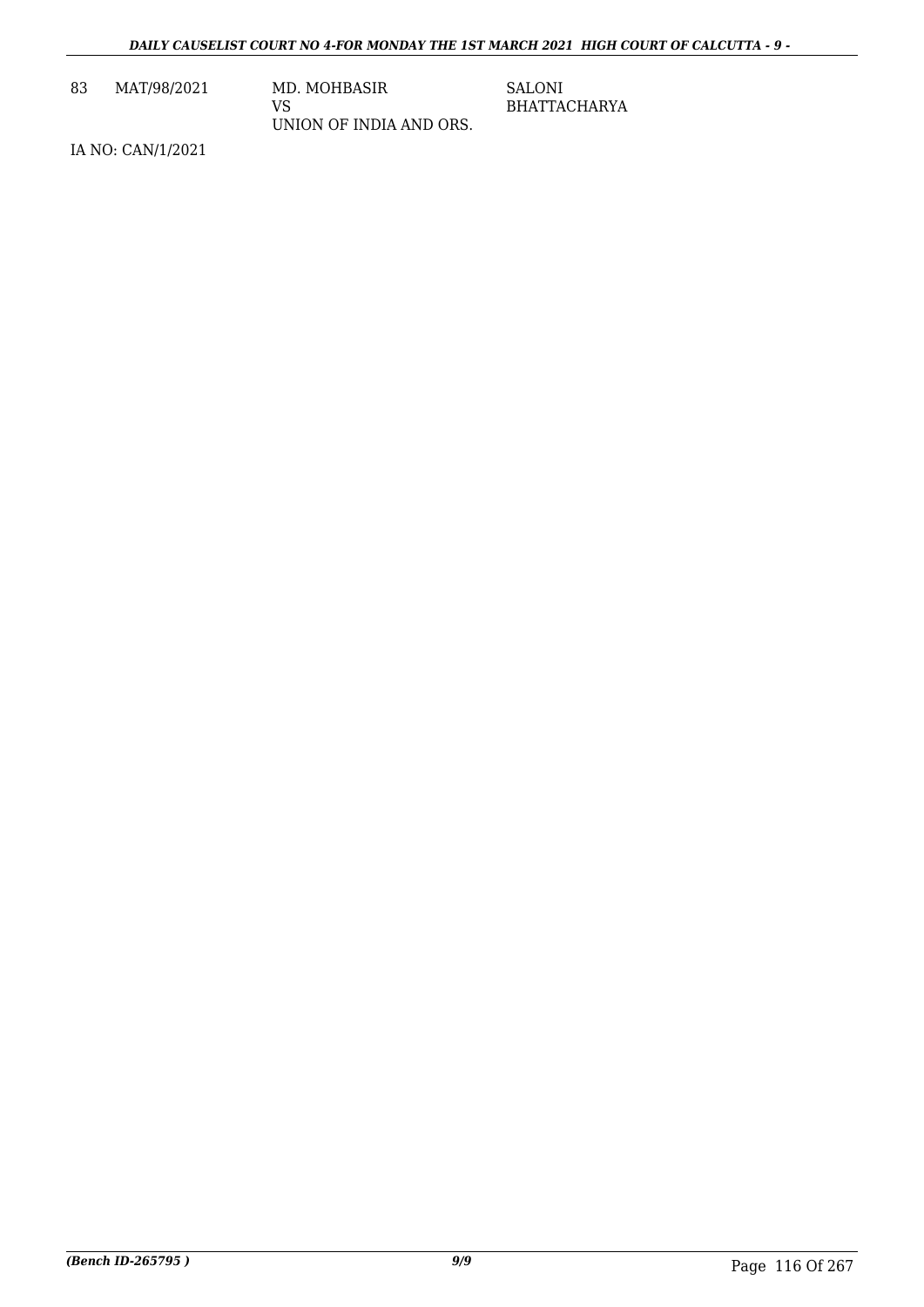| 83 | MAT/98/2021 | MD. MOHBASIR<br>VS<br>UNION OF INDIA AND ORS. | SALONI<br>BHATTACHARYA |
|---|---|---|---|

IA NO: CAN/1/2021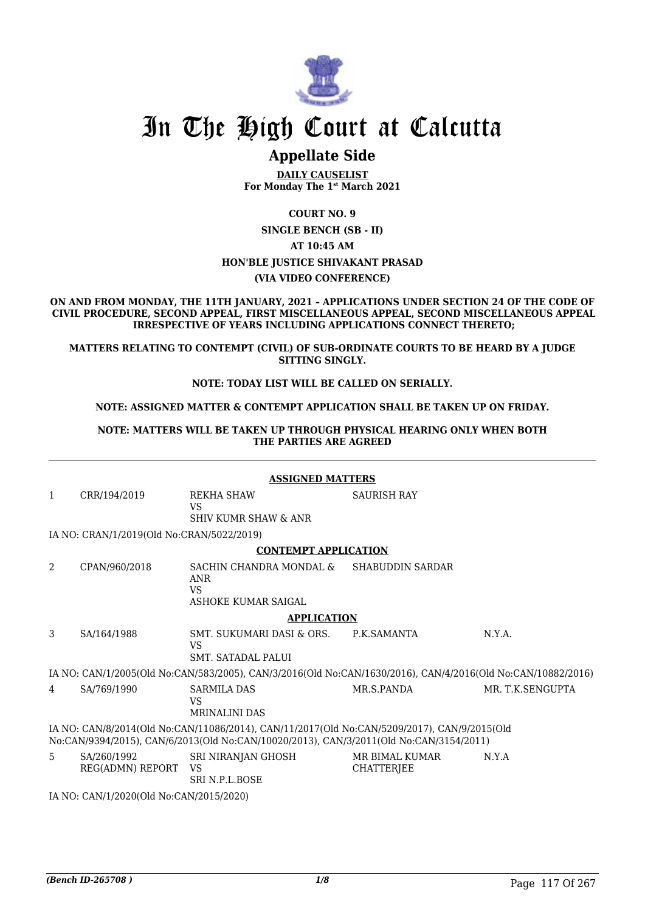# In The High Court at Calcutta

## Appellate Side

**DAILY CAUSELIST**
**For Monday The 1st March 2021**

**COURT NO. 9**

**SINGLE BENCH (SB - II)**

**AT 10:45 AM**

**HON'BLE JUSTICE SHIVAKANT PRASAD**

**(VIA VIDEO CONFERENCE)**

**ON AND FROM MONDAY, THE 11TH JANUARY, 2021 – APPLICATIONS UNDER SECTION 24 OF THE CODE OF CIVIL PROCEDURE, SECOND APPEAL, FIRST MISCELLANEOUS APPEAL, SECOND MISCELLANEOUS APPEAL IRRESPECTIVE OF YEARS INCLUDING APPLICATIONS CONNECT THERETO;**

**MATTERS RELATING TO CONTEMPT (CIVIL) OF SUB-ORDINATE COURTS TO BE HEARD BY A JUDGE SITTING SINGLY.**

**NOTE: TODAY LIST WILL BE CALLED ON SERIALLY.**

**NOTE: ASSIGNED MATTER & CONTEMPT APPLICATION SHALL BE TAKEN UP ON FRIDAY.**

**NOTE: MATTERS WILL BE TAKEN UP THROUGH PHYSICAL HEARING ONLY WHEN BOTH THE PARTIES ARE AGREED**

**ASSIGNED MATTERS**

| | | | | |
|---|---|---|---|---|
| 1 | CRR/194/2019 | REKHA SHAW<br>VS<br>SHIV KUMR SHAW & ANR | SAURISH RAY | |

IA NO: CRAN/1/2019(Old No:CRAN/5022/2019)

**CONTEMPT APPLICATION**

| | | | | |
|---|---|---|---|---|
| 2 | CPAN/960/2018 | SACHIN CHANDRA MONDAL & ANR<br>VS<br>ASHOKE KUMAR SAIGAL | SHABUDDIN SARDAR | |

**APPLICATION**

| | | | | |
|---|---|---|---|---|
| 3 | SA/164/1988 | SMT. SUKUMARI DASI & ORS.<br>VS<br>SMT. SATADAL PALUI | P.K.SAMANTA | N.Y.A. |

IA NO: CAN/1/2005(Old No:CAN/583/2005), CAN/3/2016(Old No:CAN/1630/2016), CAN/4/2016(Old No:CAN/10882/2016)

| | | | | |
|---|---|---|---|---|
| 4 | SA/769/1990 | SARMILA DAS<br>VS<br>MRINALINI DAS | MR.S.PANDA | MR. T.K.SENGUPTA |

IA NO: CAN/8/2014(Old No:CAN/11086/2014), CAN/11/2017(Old No:CAN/5209/2017), CAN/9/2015(Old No:CAN/9394/2015), CAN/6/2013(Old No:CAN/10020/2013), CAN/3/2011(Old No:CAN/3154/2011)

| | | | | |
|---|---|---|---|---|
| 5 | SA/260/1992<br>REG(ADMN) REPORT | SRI NIRANJAN GHOSH<br>VS<br>SRI N.P.L.BOSE | MR BIMAL KUMAR CHATTERJEE | N.Y.A |

IA NO: CAN/1/2020(Old No:CAN/2015/2020)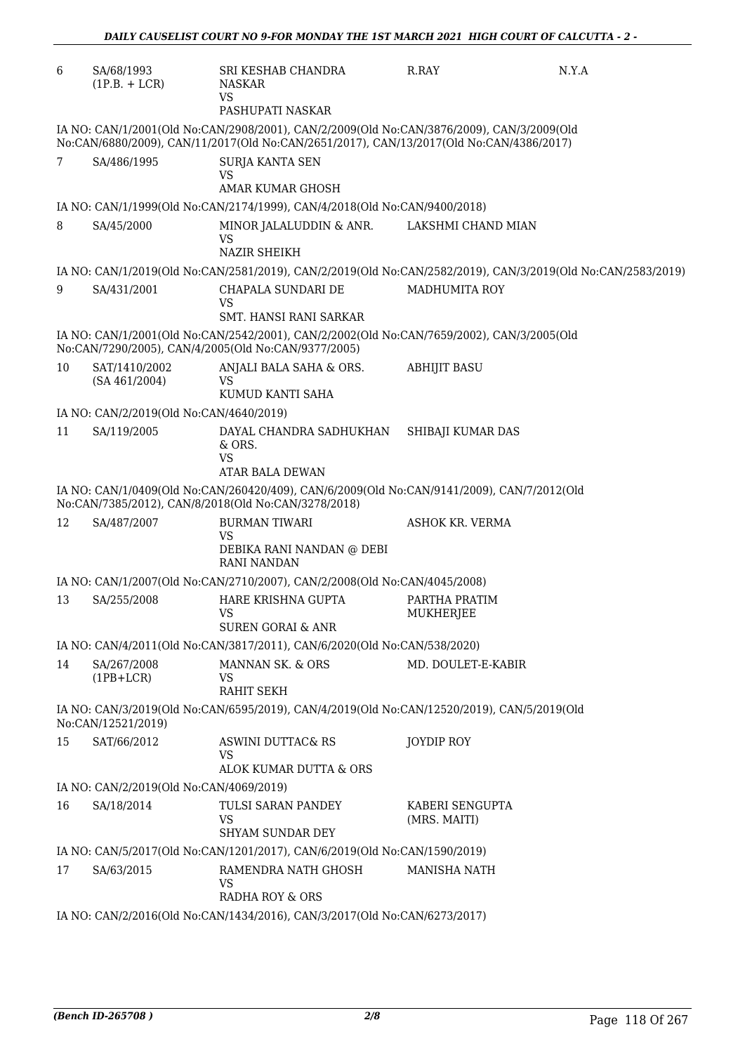| | | | | |
|---|---|---|---|---|
| 6 | SA/68/1993 (1P.B. + LCR) | SRI KESHAB CHANDRA NASKAR VS PASHUPATI NASKAR | R.RAY | N.Y.A |

IA NO: CAN/1/2001(Old No:CAN/2908/2001), CAN/2/2009(Old No:CAN/3876/2009), CAN/3/2009(Old No:CAN/6880/2009), CAN/11/2017(Old No:CAN/2651/2017), CAN/13/2017(Old No:CAN/4386/2017)

| | | | |
|---|---|---|---|
| 7 | SA/486/1995 | SURJA KANTA SEN VS AMAR KUMAR GHOSH | |

IA NO: CAN/1/1999(Old No:CAN/2174/1999), CAN/4/2018(Old No:CAN/9400/2018)

| | | | |
|---|---|---|---|
| 8 | SA/45/2000 | MINOR JALALUDDIN & ANR. VS NAZIR SHEIKH | LAKSHMI CHAND MIAN |

IA NO: CAN/1/2019(Old No:CAN/2581/2019), CAN/2/2019(Old No:CAN/2582/2019), CAN/3/2019(Old No:CAN/2583/2019)

| | | | |
|---|---|---|---|
| 9 | SA/431/2001 | CHAPALA SUNDARI DE VS SMT. HANSI RANI SARKAR | MADHUMITA ROY |

IA NO: CAN/1/2001(Old No:CAN/2542/2001), CAN/2/2002(Old No:CAN/7659/2002), CAN/3/2005(Old No:CAN/7290/2005), CAN/4/2005(Old No:CAN/9377/2005)

| | | | |
|---|---|---|---|
| 10 | SAT/1410/2002 (SA 461/2004) | ANJALI BALA SAHA & ORS. VS KUMUD KANTI SAHA | ABHIJIT BASU |

IA NO: CAN/2/2019(Old No:CAN/4640/2019)

| | | | |
|---|---|---|---|
| 11 | SA/119/2005 | DAYAL CHANDRA SADHUKHAN & ORS. VS ATAR BALA DEWAN | SHIBAJI KUMAR DAS |

IA NO: CAN/1/0409(Old No:CAN/260420/409), CAN/6/2009(Old No:CAN/9141/2009), CAN/7/2012(Old No:CAN/7385/2012), CAN/8/2018(Old No:CAN/3278/2018)

| | | | |
|---|---|---|---|
| 12 | SA/487/2007 | BURMAN TIWARI VS DEBIKA RANI NANDAN @ DEBI RANI NANDAN | ASHOK KR. VERMA |

IA NO: CAN/1/2007(Old No:CAN/2710/2007), CAN/2/2008(Old No:CAN/4045/2008)

| | | | |
|---|---|---|---|
| 13 | SA/255/2008 | HARE KRISHNA GUPTA VS SUREN GORAI & ANR | PARTHA PRATIM MUKHERJEE |

IA NO: CAN/4/2011(Old No:CAN/3817/2011), CAN/6/2020(Old No:CAN/538/2020)

| | | | |
|---|---|---|---|
| 14 | SA/267/2008 (1PB+LCR) | MANNAN SK. & ORS VS RAHIT SEKH | MD. DOULET-E-KABIR |

IA NO: CAN/3/2019(Old No:CAN/6595/2019), CAN/4/2019(Old No:CAN/12520/2019), CAN/5/2019(Old No:CAN/12521/2019)

| | | | |
|---|---|---|---|
| 15 | SAT/66/2012 | ASWINI DUTTAC& RS VS ALOK KUMAR DUTTA & ORS | JOYDIP ROY |

IA NO: CAN/2/2019(Old No:CAN/4069/2019)

| | | | |
|---|---|---|---|
| 16 | SA/18/2014 | TULSI SARAN PANDEY VS SHYAM SUNDAR DEY | KABERI SENGUPTA (MRS. MAITI) |

IA NO: CAN/5/2017(Old No:CAN/1201/2017), CAN/6/2019(Old No:CAN/1590/2019)

| | | | |
|---|---|---|---|
| 17 | SA/63/2015 | RAMENDRA NATH GHOSH VS RADHA ROY & ORS | MANISHA NATH |

IA NO: CAN/2/2016(Old No:CAN/1434/2016), CAN/3/2017(Old No:CAN/6273/2017)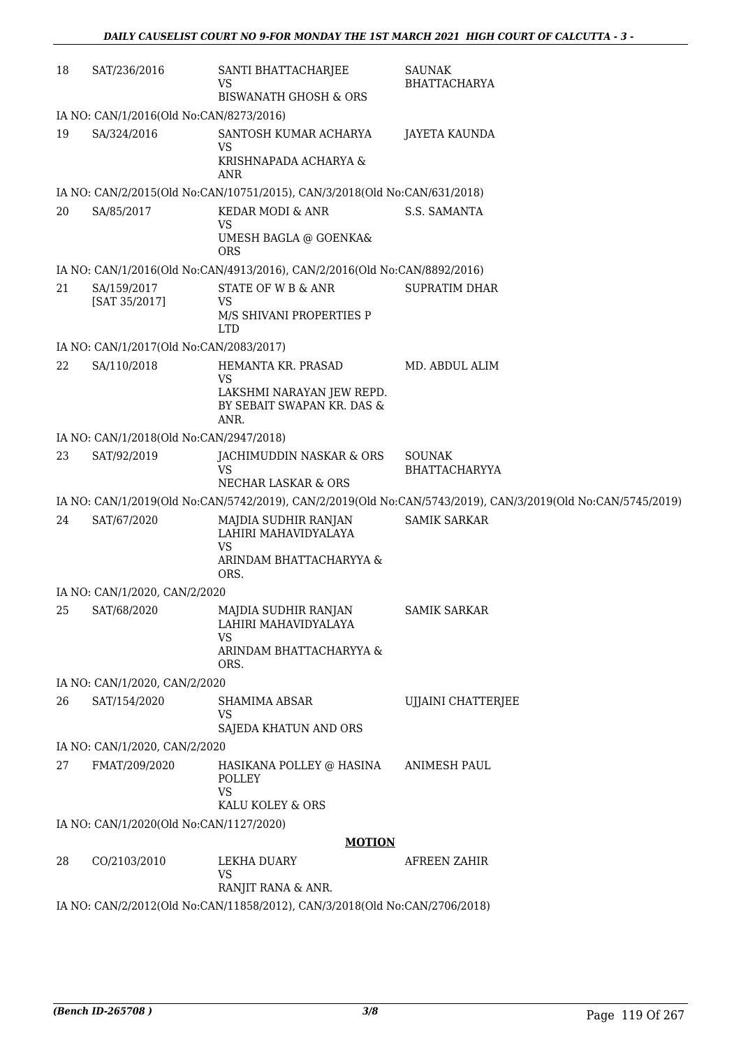| | | | |
|---|---|---|---|
| 18 | SAT/236/2016 | SANTI BHATTACHARJEE<br>VS<br>BISWANATH GHOSH & ORS | SAUNAK BHATTACHARYA |

IA NO: CAN/1/2016(Old No:CAN/8273/2016)

| | | | |
|---|---|---|---|
| 19 | SA/324/2016 | SANTOSH KUMAR ACHARYA<br>VS<br>KRISHNAPADA ACHARYA & ANR | JAYETA KAUNDA |

IA NO: CAN/2/2015(Old No:CAN/10751/2015), CAN/3/2018(Old No:CAN/631/2018)

| | | | |
|---|---|---|---|
| 20 | SA/85/2017 | KEDAR MODI & ANR<br>VS<br>UMESH BAGLA @ GOENKA& ORS | S.S. SAMANTA |

IA NO: CAN/1/2016(Old No:CAN/4913/2016), CAN/2/2016(Old No:CAN/8892/2016)

| | | | |
|---|---|---|---|
| 21 | SA/159/2017<br>[SAT 35/2017] | STATE OF W B & ANR<br>VS<br>M/S SHIVANI PROPERTIES P LTD | SUPRATIM DHAR |

IA NO: CAN/1/2017(Old No:CAN/2083/2017)

| | | | |
|---|---|---|---|
| 22 | SA/110/2018 | HEMANTA KR. PRASAD<br>VS<br>LAKSHMI NARAYAN JEW REPD. BY SEBAIT SWAPAN KR. DAS & ANR. | MD. ABDUL ALIM |

IA NO: CAN/1/2018(Old No:CAN/2947/2018)

| | | | |
|---|---|---|---|
| 23 | SAT/92/2019 | JACHIMUDDIN NASKAR & ORS<br>VS<br>NECHAR LASKAR & ORS | SOUNAK BHATTACHARYYA |

IA NO: CAN/1/2019(Old No:CAN/5742/2019), CAN/2/2019(Old No:CAN/5743/2019), CAN/3/2019(Old No:CAN/5745/2019)

| | | | |
|---|---|---|---|
| 24 | SAT/67/2020 | MAJDIA SUDHIR RANJAN LAHIRI MAHAVIDYALAYA<br>VS<br>ARINDAM BHATTACHARYYA & ORS. | SAMIK SARKAR |

IA NO: CAN/1/2020, CAN/2/2020

| | | | |
|---|---|---|---|
| 25 | SAT/68/2020 | MAJDIA SUDHIR RANJAN LAHIRI MAHAVIDYALAYA<br>VS<br>ARINDAM BHATTACHARYYA & ORS. | SAMIK SARKAR |

IA NO: CAN/1/2020, CAN/2/2020

| | | | |
|---|---|---|---|
| 26 | SAT/154/2020 | SHAMIMA ABSAR<br>VS<br>SAJEDA KHATUN AND ORS | UJJAINI CHATTERJEE |

IA NO: CAN/1/2020, CAN/2/2020

| | | | |
|---|---|---|---|
| 27 | FMAT/209/2020 | HASIKANA POLLEY @ HASINA POLLEY<br>VS<br>KALU KOLEY & ORS | ANIMESH PAUL |

IA NO: CAN/1/2020(Old No:CAN/1127/2020)

**MOTION**

| | | | |
|---|---|---|---|
| 28 | CO/2103/2010 | LEKHA DUARY<br>VS<br>RANJIT RANA & ANR. | AFREEN ZAHIR |

IA NO: CAN/2/2012(Old No:CAN/11858/2012), CAN/3/2018(Old No:CAN/2706/2018)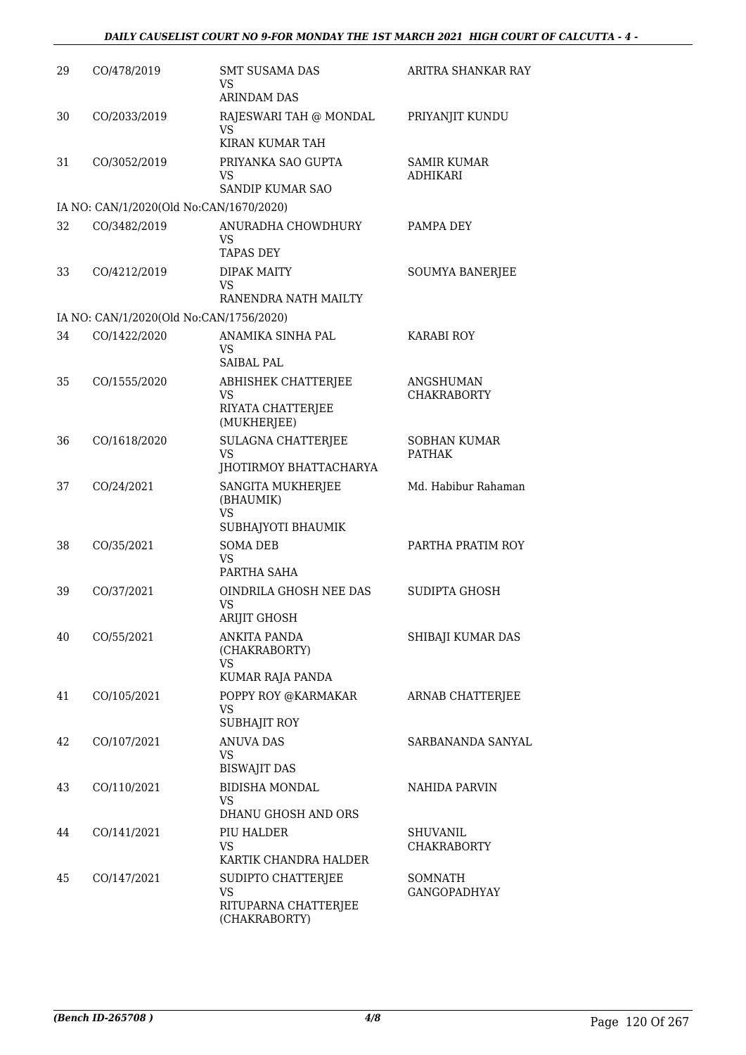| | | | |
|---|---|---|---|
| 29 | CO/478/2019 | SMT SUSAMA DAS<br>VS<br>ARINDAM DAS | ARITRA SHANKAR RAY |
| 30 | CO/2033/2019 | RAJESWARI TAH @ MONDAL<br>VS<br>KIRAN KUMAR TAH | PRIYANJIT KUNDU |
| 31 | CO/3052/2019 | PRIYANKA SAO GUPTA<br>VS<br>SANDIP KUMAR SAO | SAMIR KUMAR ADHIKARI |
| | IA NO: CAN/1/2020(Old No:CAN/1670/2020) | | |
| 32 | CO/3482/2019 | ANURADHA CHOWDHURY<br>VS<br>TAPAS DEY | PAMPA DEY |
| 33 | CO/4212/2019 | DIPAK MAITY<br>VS<br>RANENDRA NATH MAILTY | SOUMYA BANERJEE |
| | IA NO: CAN/1/2020(Old No:CAN/1756/2020) | | |
| 34 | CO/1422/2020 | ANAMIKA SINHA PAL<br>VS<br>SAIBAL PAL | KARABI ROY |
| 35 | CO/1555/2020 | ABHISHEK CHATTERJEE<br>VS<br>RIYATA CHATTERJEE (MUKHERJEE) | ANGSHUMAN CHAKRABORTY |
| 36 | CO/1618/2020 | SULAGNA CHATTERJEE<br>VS<br>JHOTIRMOY BHATTACHARYA | SOBHAN KUMAR PATHAK |
| 37 | CO/24/2021 | SANGITA MUKHERJEE (BHAUMIK)<br>VS<br>SUBHAJYOTI BHAUMIK | Md. Habibur Rahaman |
| 38 | CO/35/2021 | SOMA DEB<br>VS<br>PARTHA SAHA | PARTHA PRATIM ROY |
| 39 | CO/37/2021 | OINDRILA GHOSH NEE DAS<br>VS<br>ARIJIT GHOSH | SUDIPTA GHOSH |
| 40 | CO/55/2021 | ANKITA PANDA (CHAKRABORTY)<br>VS<br>KUMAR RAJA PANDA | SHIBAJI KUMAR DAS |
| 41 | CO/105/2021 | POPPY ROY @KARMAKAR<br>VS<br>SUBHAJIT ROY | ARNAB CHATTERJEE |
| 42 | CO/107/2021 | ANUVA DAS<br>VS<br>BISWAJIT DAS | SARBANANDA SANYAL |
| 43 | CO/110/2021 | BIDISHA MONDAL<br>VS<br>DHANU GHOSH AND ORS | NAHIDA PARVIN |
| 44 | CO/141/2021 | PIU HALDER<br>VS<br>KARTIK CHANDRA HALDER | SHUVANIL CHAKRABORTY |
| 45 | CO/147/2021 | SUDIPTO CHATTERJEE<br>VS<br>RITUPARNA CHATTERJEE (CHAKRABORTY) | SOMNATH GANGOPADHYAY |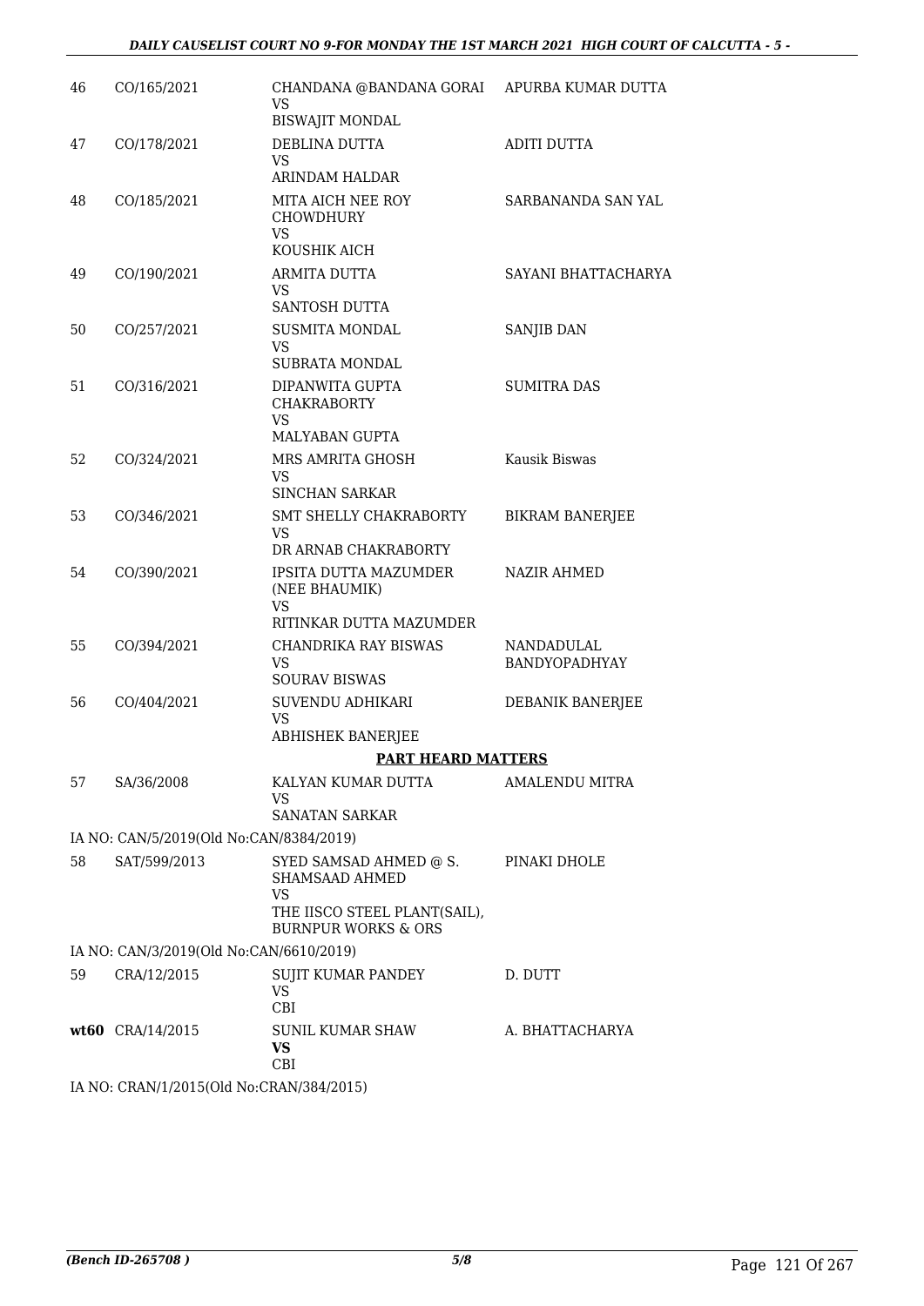| | | | |
|---|---|---|---|
| 46 | CO/165/2021 | CHANDANA @BANDANA GORAI<br>VS<br>BISWAJIT MONDAL | APURBA KUMAR DUTTA |
| 47 | CO/178/2021 | DEBLINA DUTTA<br>VS<br>ARINDAM HALDAR | ADITI DUTTA |
| 48 | CO/185/2021 | MITA AICH NEE ROY CHOWDHURY<br>VS<br>KOUSHIK AICH | SARBANANDA SAN YAL |
| 49 | CO/190/2021 | ARMITA DUTTA<br>VS<br>SANTOSH DUTTA | SAYANI BHATTACHARYA |
| 50 | CO/257/2021 | SUSMITA MONDAL<br>VS<br>SUBRATA MONDAL | SANJIB DAN |
| 51 | CO/316/2021 | DIPANWITA GUPTA CHAKRABORTY<br>VS<br>MALYABAN GUPTA | SUMITRA DAS |
| 52 | CO/324/2021 | MRS AMRITA GHOSH<br>VS<br>SINCHAN SARKAR | Kausik Biswas |
| 53 | CO/346/2021 | SMT SHELLY CHAKRABORTY<br>VS<br>DR ARNAB CHAKRABORTY | BIKRAM BANERJEE |
| 54 | CO/390/2021 | IPSITA DUTTA MAZUMDER (NEE BHAUMIK)<br>VS<br>RITINKAR DUTTA MAZUMDER | NAZIR AHMED |
| 55 | CO/394/2021 | CHANDRIKA RAY BISWAS<br>VS<br>SOURAV BISWAS | NANDADULAL BANDYOPADHYAY |
| 56 | CO/404/2021 | SUVENDU ADHIKARI<br>VS<br>ABHISHEK BANERJEE | DEBANIK BANERJEE |

**PART HEARD MATTERS**

| | | | |
|---|---|---|---|
| 57 | SA/36/2008 | KALYAN KUMAR DUTTA<br>VS<br>SANATAN SARKAR | AMALENDU MITRA |

IA NO: CAN/5/2019(Old No:CAN/8384/2019)

| | | | |
|---|---|---|---|
| 58 | SAT/599/2013 | SYED SAMSAD AHMED @ S. SHAMSAAD AHMED<br>VS<br>THE IISCO STEEL PLANT(SAIL), BURNPUR WORKS & ORS | PINAKI DHOLE |

IA NO: CAN/3/2019(Old No:CAN/6610/2019)

| | | | |
|---|---|---|---|
| 59 | CRA/12/2015 | SUJIT KUMAR PANDEY<br>VS<br>CBI | D. DUTT |
| **wt60** | CRA/14/2015 | SUNIL KUMAR SHAW<br>**VS**<br>CBI | A. BHATTACHARYA |

IA NO: CRAN/1/2015(Old No:CRAN/384/2015)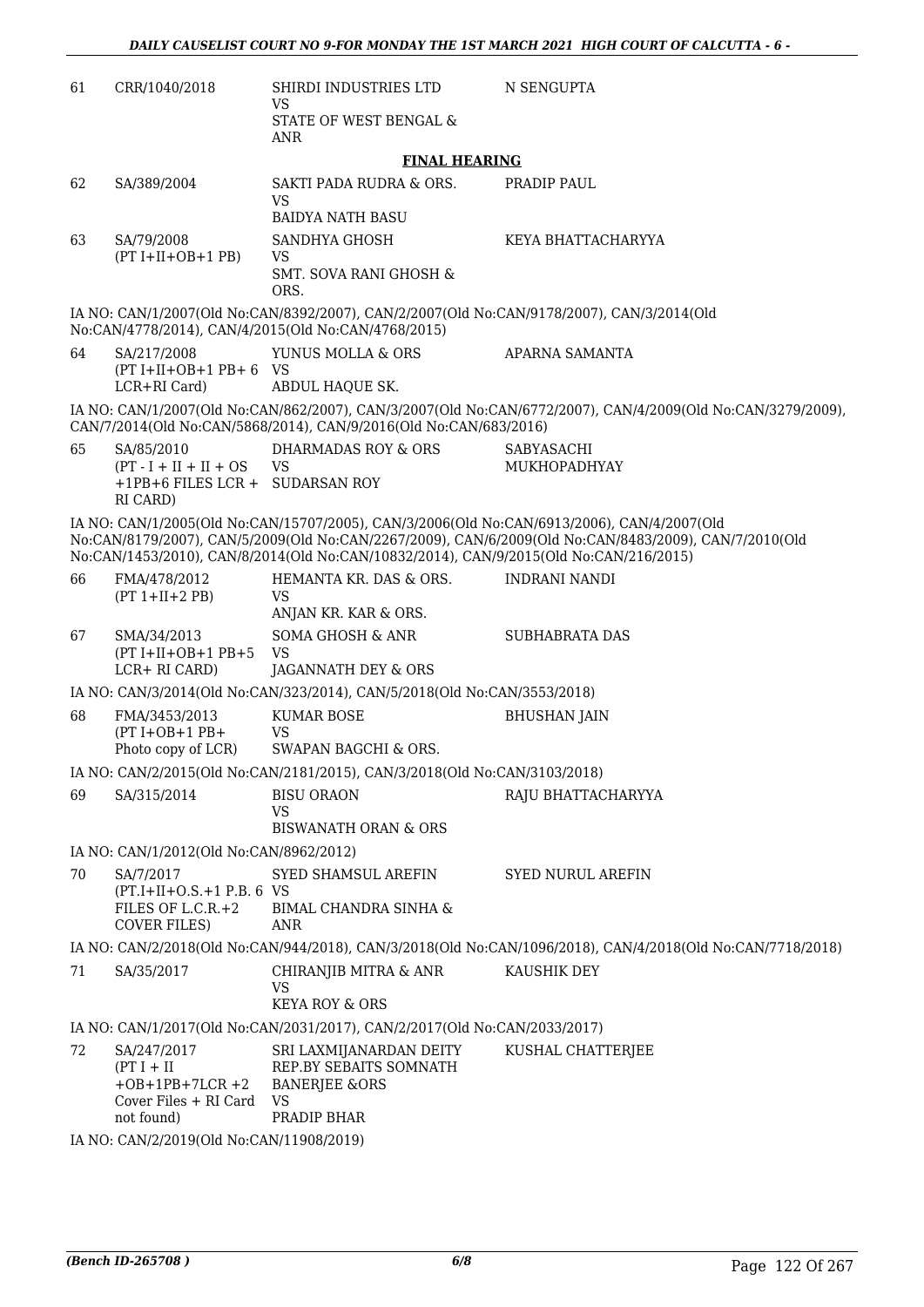| | | | |
|---|---|---|---|
| 61 | CRR/1040/2018 | SHIRDI INDUSTRIES LTD<br>VS<br>STATE OF WEST BENGAL & ANR | N SENGUPTA |

**FINAL HEARING**

| | | | |
|---|---|---|---|
| 62 | SA/389/2004 | SAKTI PADA RUDRA & ORS.<br>VS<br>BAIDYA NATH BASU | PRADIP PAUL |
| 63 | SA/79/2008<br>(PT I+II+OB+1 PB) | SANDHYA GHOSH<br>VS<br>SMT. SOVA RANI GHOSH & ORS. | KEYA BHATTACHARYYA |

IA NO: CAN/1/2007(Old No:CAN/8392/2007), CAN/2/2007(Old No:CAN/9178/2007), CAN/3/2014(Old No:CAN/4778/2014), CAN/4/2015(Old No:CAN/4768/2015)

| | | | |
|---|---|---|---|
| 64 | SA/217/2008<br>(PT I+II+OB+1 PB+ 6 LCR+RI Card) | YUNUS MOLLA & ORS<br>VS<br>ABDUL HAQUE SK. | APARNA SAMANTA |

IA NO: CAN/1/2007(Old No:CAN/862/2007), CAN/3/2007(Old No:CAN/6772/2007), CAN/4/2009(Old No:CAN/3279/2009), CAN/7/2014(Old No:CAN/5868/2014), CAN/9/2016(Old No:CAN/683/2016)

| | | | |
|---|---|---|---|
| 65 | SA/85/2010<br>(PT - I + II + II + OS +1PB+6 FILES LCR + RI CARD) | DHARMADAS ROY & ORS<br>VS<br>SUDARSAN ROY | SABYASACHI MUKHOPADHYAY |

IA NO: CAN/1/2005(Old No:CAN/15707/2005), CAN/3/2006(Old No:CAN/6913/2006), CAN/4/2007(Old No:CAN/8179/2007), CAN/5/2009(Old No:CAN/2267/2009), CAN/6/2009(Old No:CAN/8483/2009), CAN/7/2010(Old No:CAN/1453/2010), CAN/8/2014(Old No:CAN/10832/2014), CAN/9/2015(Old No:CAN/216/2015)

| | | | |
|---|---|---|---|
| 66 | FMA/478/2012<br>(PT 1+II+2 PB) | HEMANTA KR. DAS & ORS.<br>VS<br>ANJAN KR. KAR & ORS. | INDRANI NANDI |
| 67 | SMA/34/2013<br>(PT I+II+OB+1 PB+5 LCR+ RI CARD) | SOMA GHOSH & ANR<br>VS<br>JAGANNATH DEY & ORS | SUBHABRATA DAS |

IA NO: CAN/3/2014(Old No:CAN/323/2014), CAN/5/2018(Old No:CAN/3553/2018)

| | | | |
|---|---|---|---|
| 68 | FMA/3453/2013<br>(PT I+OB+1 PB+ Photo copy of LCR) | KUMAR BOSE<br>VS<br>SWAPAN BAGCHI & ORS. | BHUSHAN JAIN |

IA NO: CAN/2/2015(Old No:CAN/2181/2015), CAN/3/2018(Old No:CAN/3103/2018)

| | | | |
|---|---|---|---|
| 69 | SA/315/2014 | BISU ORAON<br>VS<br>BISWANATH ORAN & ORS | RAJU BHATTACHARYYA |

IA NO: CAN/1/2012(Old No:CAN/8962/2012)

| | | | |
|---|---|---|---|
| 70 | SA/7/2017<br>(PT.I+II+O.S.+1 P.B. 6 FILES OF L.C.R.+2 COVER FILES) | SYED SHAMSUL AREFIN<br>VS<br>BIMAL CHANDRA SINHA & ANR | SYED NURUL AREFIN |

IA NO: CAN/2/2018(Old No:CAN/944/2018), CAN/3/2018(Old No:CAN/1096/2018), CAN/4/2018(Old No:CAN/7718/2018)

| | | | |
|---|---|---|---|
| 71 | SA/35/2017 | CHIRANJIB MITRA & ANR<br>VS<br>KEYA ROY & ORS | KAUSHIK DEY |

IA NO: CAN/1/2017(Old No:CAN/2031/2017), CAN/2/2017(Old No:CAN/2033/2017)

| | | | |
|---|---|---|---|
| 72 | SA/247/2017<br>(PT I + II +OB+1PB+7LCR +2 Cover Files + RI Card not found) | SRI LAXMIJANARDAN DEITY REP.BY SEBAITS SOMNATH BANERJEE &ORS<br>VS<br>PRADIP BHAR | KUSHAL CHATTERJEE |

IA NO: CAN/2/2019(Old No:CAN/11908/2019)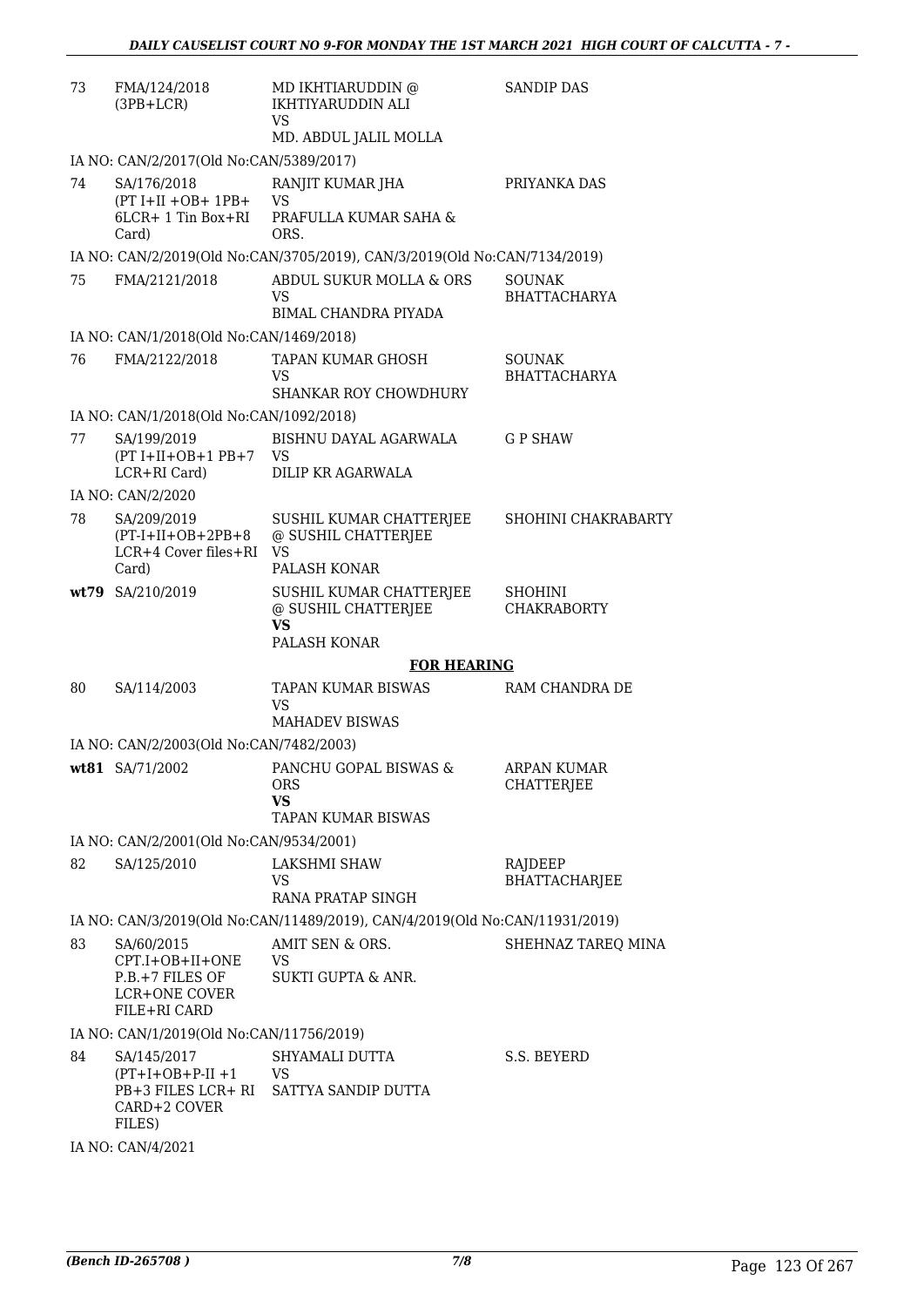| | | | |
|---|---|---|---|
| 73 | FMA/124/2018 (3PB+LCR) | MD IKHTIARUDDIN @ IKHTIYARUDDIN ALI VS MD. ABDUL JALIL MOLLA | SANDIP DAS |
| IA NO: CAN/2/2017(Old No:CAN/5389/2017) | | | |
| 74 | SA/176/2018 (PT I+II +OB+ 1PB+ 6LCR+ 1 Tin Box+RI Card) | RANJIT KUMAR JHA VS PRAFULLA KUMAR SAHA & ORS. | PRIYANKA DAS |
| IA NO: CAN/2/2019(Old No:CAN/3705/2019), CAN/3/2019(Old No:CAN/7134/2019) | | | |
| 75 | FMA/2121/2018 | ABDUL SUKUR MOLLA & ORS VS BIMAL CHANDRA PIYADA | SOUNAK BHATTACHARYA |
| IA NO: CAN/1/2018(Old No:CAN/1469/2018) | | | |
| 76 | FMA/2122/2018 | TAPAN KUMAR GHOSH VS SHANKAR ROY CHOWDHURY | SOUNAK BHATTACHARYA |
| IA NO: CAN/1/2018(Old No:CAN/1092/2018) | | | |
| 77 | SA/199/2019 (PT I+II+OB+1 PB+7 LCR+RI Card) | BISHNU DAYAL AGARWALA VS DILIP KR AGARWALA | G P SHAW |
| IA NO: CAN/2/2020 | | | |
| 78 | SA/209/2019 (PT-I+II+OB+2PB+8 LCR+4 Cover files+RI Card) | SUSHIL KUMAR CHATTERJEE @ SUSHIL CHATTERJEE VS PALASH KONAR | SHOHINI CHAKRABARTY |
| **wt79** | SA/210/2019 | SUSHIL KUMAR CHATTERJEE @ SUSHIL CHATTERJEE **VS** PALASH KONAR | SHOHINI CHAKRABORTY |

**FOR HEARING**

| | | | |
|---|---|---|---|
| 80 | SA/114/2003 | TAPAN KUMAR BISWAS VS MAHADEV BISWAS | RAM CHANDRA DE |
| IA NO: CAN/2/2003(Old No:CAN/7482/2003) | | | |
| **wt81** | SA/71/2002 | PANCHU GOPAL BISWAS & ORS **VS** TAPAN KUMAR BISWAS | ARPAN KUMAR CHATTERJEE |
| IA NO: CAN/2/2001(Old No:CAN/9534/2001) | | | |
| 82 | SA/125/2010 | LAKSHMI SHAW VS RANA PRATAP SINGH | RAJDEEP BHATTACHARJEE |
| IA NO: CAN/3/2019(Old No:CAN/11489/2019), CAN/4/2019(Old No:CAN/11931/2019) | | | |
| 83 | SA/60/2015 CPT.I+OB+II+ONE P.B.+7 FILES OF LCR+ONE COVER FILE+RI CARD | AMIT SEN & ORS. VS SUKTI GUPTA & ANR. | SHEHNAZ TAREQ MINA |
| IA NO: CAN/1/2019(Old No:CAN/11756/2019) | | | |
| 84 | SA/145/2017 (PT+I+OB+P-II +1 PB+3 FILES LCR+ RI CARD+2 COVER FILES) | SHYAMALI DUTTA VS SATTYA SANDIP DUTTA | S.S. BEYERD |
| IA NO: CAN/4/2021 | | | |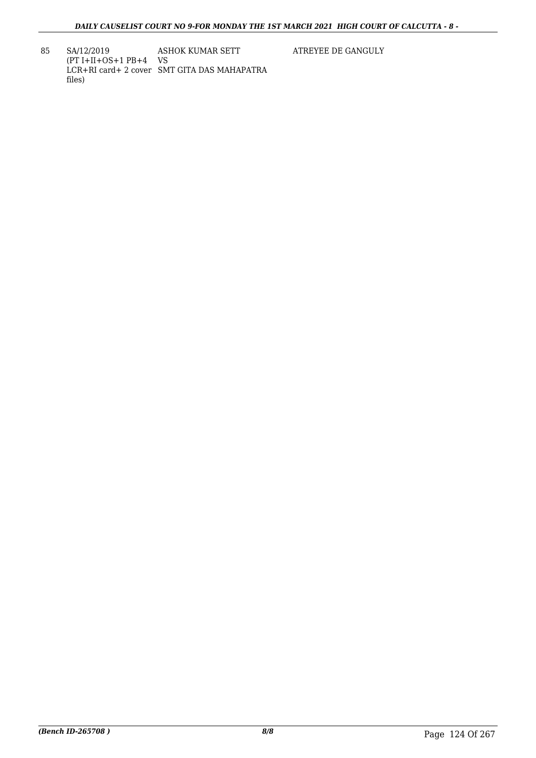| 85 | SA/12/2019 (PT I+II+OS+1 PB+4 LCR+RI card+ 2 cover files) | ASHOK KUMAR SETT VS SMT GITA DAS MAHAPATRA | ATREYEE DE GANGULY |
|---|---|---|---|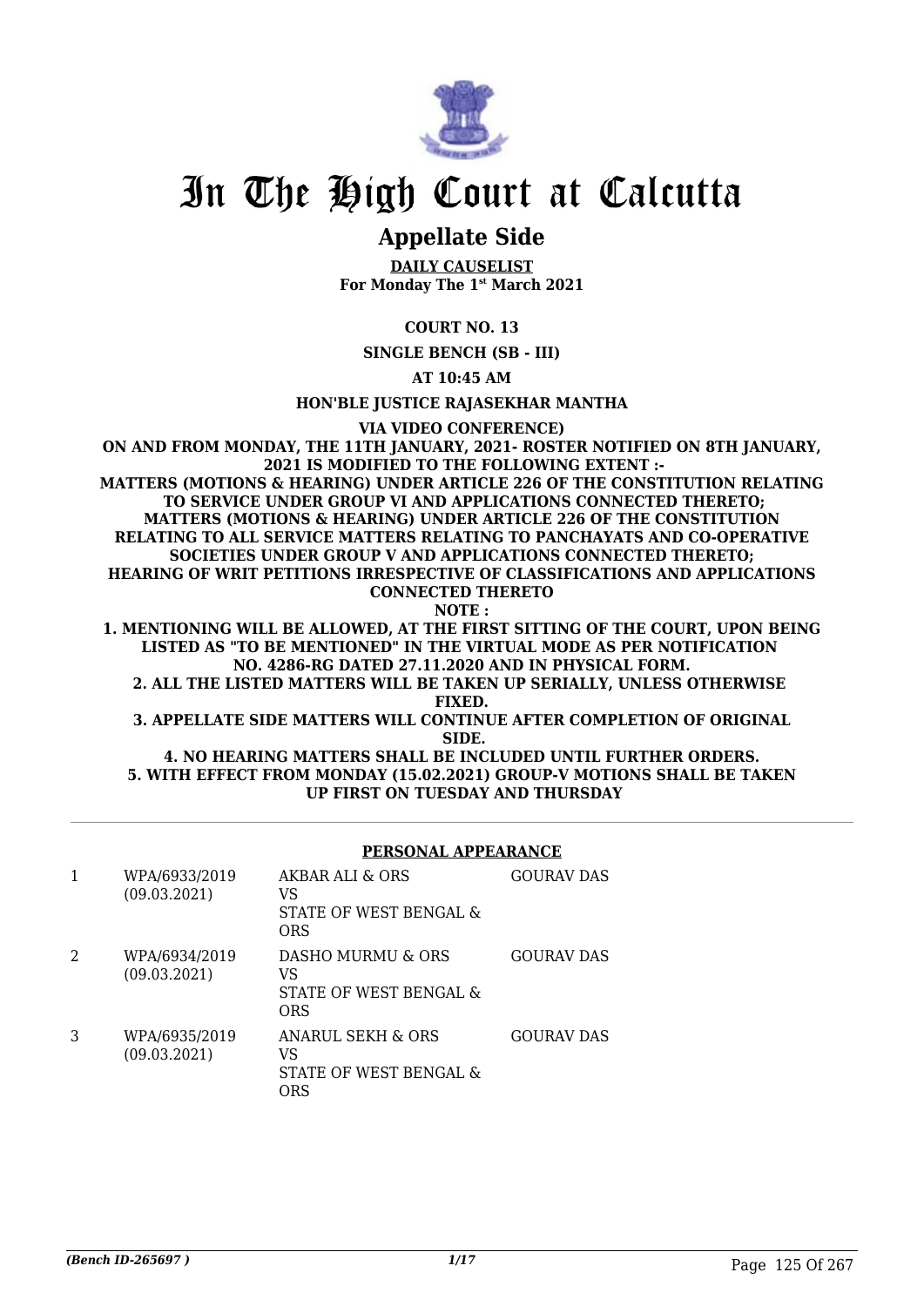# In The High Court at Calcutta

## Appellate Side

**DAILY CAUSELIST**
**For Monday The 1st March 2021**

**COURT NO. 13**

**SINGLE BENCH (SB - III)**

**AT 10:45 AM**

**HON'BLE JUSTICE RAJASEKHAR MANTHA**

**VIA VIDEO CONFERENCE)**

**ON AND FROM MONDAY, THE 11TH JANUARY, 2021- ROSTER NOTIFIED ON 8TH JANUARY, 2021 IS MODIFIED TO THE FOLLOWING EXTENT :-**
**MATTERS (MOTIONS & HEARING) UNDER ARTICLE 226 OF THE CONSTITUTION RELATING TO SERVICE UNDER GROUP VI AND APPLICATIONS CONNECTED THERETO;**
**MATTERS (MOTIONS & HEARING) UNDER ARTICLE 226 OF THE CONSTITUTION RELATING TO ALL SERVICE MATTERS RELATING TO PANCHAYATS AND CO-OPERATIVE SOCIETIES UNDER GROUP V AND APPLICATIONS CONNECTED THERETO;**
**HEARING OF WRIT PETITIONS IRRESPECTIVE OF CLASSIFICATIONS AND APPLICATIONS CONNECTED THERETO**
**NOTE :**
**1. MENTIONING WILL BE ALLOWED, AT THE FIRST SITTING OF THE COURT, UPON BEING LISTED AS "TO BE MENTIONED" IN THE VIRTUAL MODE AS PER NOTIFICATION NO. 4286-RG DATED 27.11.2020 AND IN PHYSICAL FORM.**
**2. ALL THE LISTED MATTERS WILL BE TAKEN UP SERIALLY, UNLESS OTHERWISE FIXED.**
**3. APPELLATE SIDE MATTERS WILL CONTINUE AFTER COMPLETION OF ORIGINAL SIDE.**
**4. NO HEARING MATTERS SHALL BE INCLUDED UNTIL FURTHER ORDERS.**
**5. WITH EFFECT FROM MONDAY (15.02.2021) GROUP-V MOTIONS SHALL BE TAKEN UP FIRST ON TUESDAY AND THURSDAY**

**PERSONAL APPEARANCE**

| | | | |
|---|---|---|---|
| 1 | WPA/6933/2019 (09.03.2021) | AKBAR ALI & ORS VS STATE OF WEST BENGAL & ORS | GOURAV DAS |
| 2 | WPA/6934/2019 (09.03.2021) | DASHO MURMU & ORS VS STATE OF WEST BENGAL & ORS | GOURAV DAS |
| 3 | WPA/6935/2019 (09.03.2021) | ANARUL SEKH & ORS VS STATE OF WEST BENGAL & ORS | GOURAV DAS |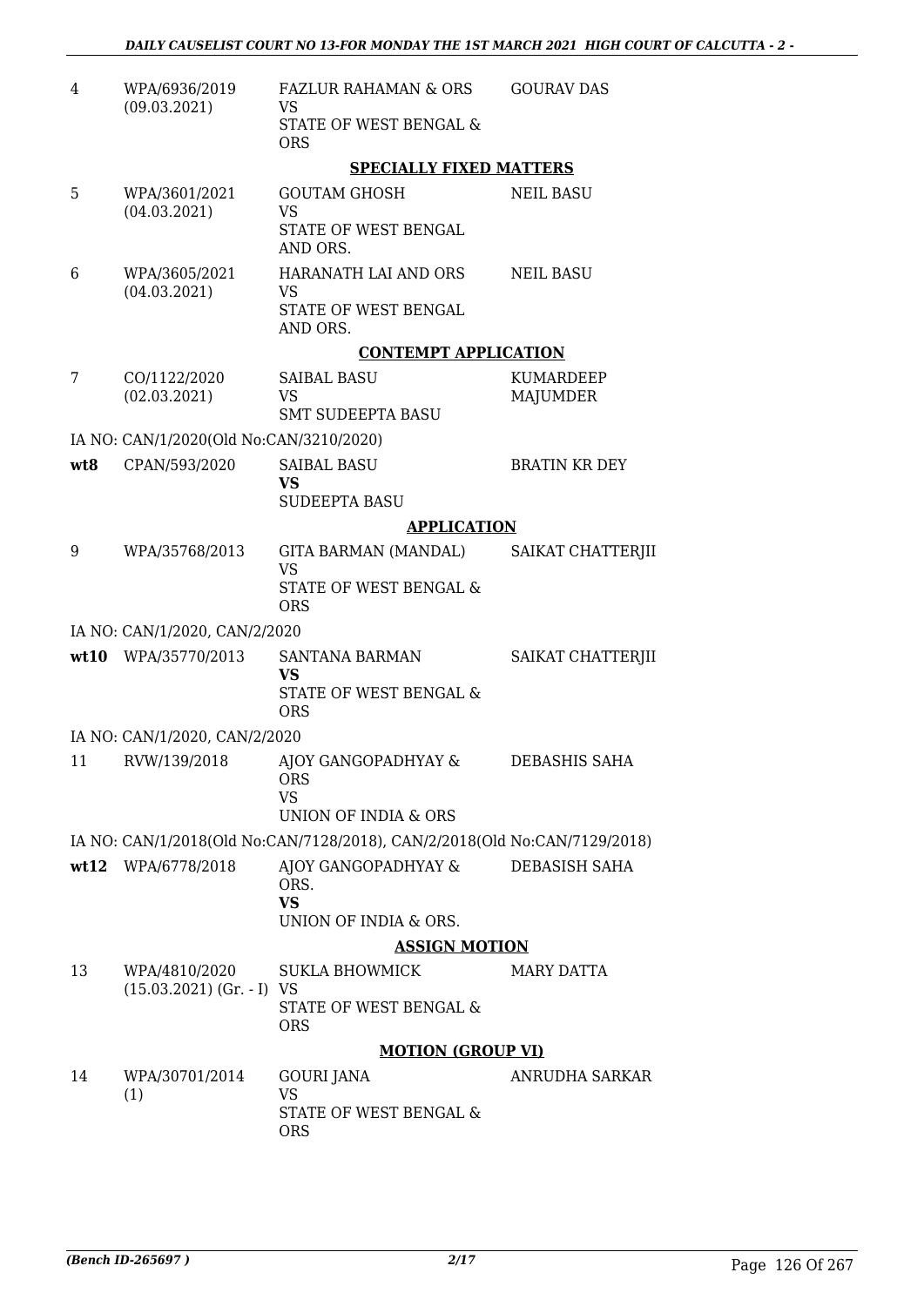| | | | |
|---|---|---|---|
| 4 | WPA/6936/2019 (09.03.2021) | FAZLUR RAHAMAN & ORS<br>VS<br>STATE OF WEST BENGAL & ORS | GOURAV DAS |

**SPECIALLY FIXED MATTERS**

| | | | |
|---|---|---|---|
| 5 | WPA/3601/2021 (04.03.2021) | GOUTAM GHOSH<br>VS<br>STATE OF WEST BENGAL AND ORS. | NEIL BASU |
| 6 | WPA/3605/2021 (04.03.2021) | HARANATH LAI AND ORS<br>VS<br>STATE OF WEST BENGAL AND ORS. | NEIL BASU |

**CONTEMPT APPLICATION**

| | | | |
|---|---|---|---|
| 7 | CO/1122/2020 (02.03.2021) | SAIBAL BASU<br>VS<br>SMT SUDEEPTA BASU | KUMARDEEP MAJUMDER |

IA NO: CAN/1/2020(Old No:CAN/3210/2020)

| | | | |
|---|---|---|---|
| wt8 | CPAN/593/2020 | SAIBAL BASU<br>**VS**<br>SUDEEPTA BASU | BRATIN KR DEY |

**APPLICATION**

| | | | |
|---|---|---|---|
| 9 | WPA/35768/2013 | GITA BARMAN (MANDAL)<br>VS<br>STATE OF WEST BENGAL & ORS | SAIKAT CHATTERJII |

IA NO: CAN/1/2020, CAN/2/2020

| | | | |
|---|---|---|---|
| wt10 | WPA/35770/2013 | SANTANA BARMAN<br>**VS**<br>STATE OF WEST BENGAL & ORS | SAIKAT CHATTERJII |

IA NO: CAN/1/2020, CAN/2/2020

| | | | |
|---|---|---|---|
| 11 | RVW/139/2018 | AJOY GANGOPADHYAY & ORS<br>VS<br>UNION OF INDIA & ORS | DEBASHIS SAHA |

IA NO: CAN/1/2018(Old No:CAN/7128/2018), CAN/2/2018(Old No:CAN/7129/2018)

| | | | |
|---|---|---|---|
| wt12 | WPA/6778/2018 | AJOY GANGOPADHYAY & ORS.<br>**VS**<br>UNION OF INDIA & ORS. | DEBASISH SAHA |

**ASSIGN MOTION**

| | | | |
|---|---|---|---|
| 13 | WPA/4810/2020 (15.03.2021) (Gr. - I) | SUKLA BHOWMICK<br>VS<br>STATE OF WEST BENGAL & ORS | MARY DATTA |

**MOTION (GROUP VI)**

| | | | |
|---|---|---|---|
| 14 | WPA/30701/2014 (1) | GOURI JANA<br>VS<br>STATE OF WEST BENGAL & ORS | ANRUDHA SARKAR |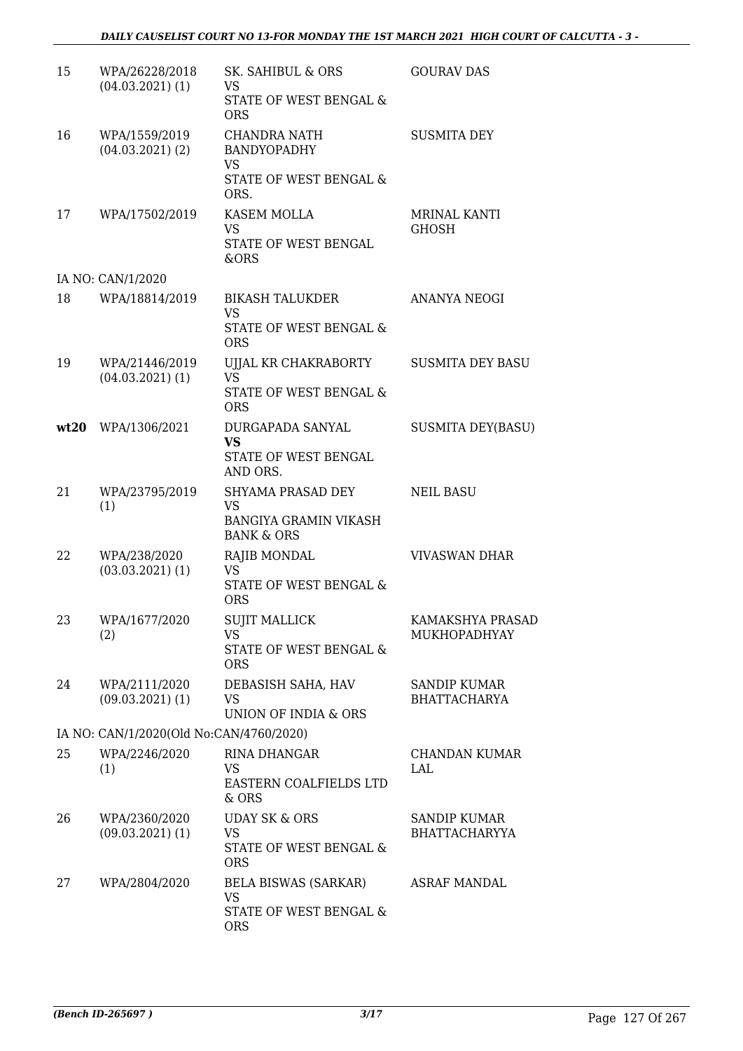| | | | |
|---|---|---|---|
| 15 | WPA/26228/2018 (04.03.2021) (1) | SK. SAHIBUL & ORS<br>VS<br>STATE OF WEST BENGAL & ORS | GOURAV DAS |
| 16 | WPA/1559/2019 (04.03.2021) (2) | CHANDRA NATH BANDYOPADHY<br>VS<br>STATE OF WEST BENGAL & ORS. | SUSMITA DEY |
| 17 | WPA/17502/2019 | KASEM MOLLA<br>VS<br>STATE OF WEST BENGAL &ORS | MRINAL KANTI GHOSH |
| | IA NO: CAN/1/2020 | | |
| 18 | WPA/18814/2019 | BIKASH TALUKDER<br>VS<br>STATE OF WEST BENGAL & ORS | ANANYA NEOGI |
| 19 | WPA/21446/2019 (04.03.2021) (1) | UJJAL KR CHAKRABORTY<br>VS<br>STATE OF WEST BENGAL & ORS | SUSMITA DEY BASU |
| **wt20** | WPA/1306/2021 | DURGAPADA SANYAL<br>**VS**<br>STATE OF WEST BENGAL AND ORS. | SUSMITA DEY(BASU) |
| 21 | WPA/23795/2019 (1) | SHYAMA PRASAD DEY<br>VS<br>BANGIYA GRAMIN VIKASH BANK & ORS | NEIL BASU |
| 22 | WPA/238/2020 (03.03.2021) (1) | RAJIB MONDAL<br>VS<br>STATE OF WEST BENGAL & ORS | VIVASWAN DHAR |
| 23 | WPA/1677/2020 (2) | SUJIT MALLICK<br>VS<br>STATE OF WEST BENGAL & ORS | KAMAKSHYA PRASAD MUKHOPADHYAY |
| 24 | WPA/2111/2020 (09.03.2021) (1) | DEBASISH SAHA, HAV<br>VS<br>UNION OF INDIA & ORS | SANDIP KUMAR BHATTACHARYA |
| | IA NO: CAN/1/2020(Old No:CAN/4760/2020) | | |
| 25 | WPA/2246/2020 (1) | RINA DHANGAR<br>VS<br>EASTERN COALFIELDS LTD & ORS | CHANDAN KUMAR LAL |
| 26 | WPA/2360/2020 (09.03.2021) (1) | UDAY SK & ORS<br>VS<br>STATE OF WEST BENGAL & ORS | SANDIP KUMAR BHATTACHARYYA |
| 27 | WPA/2804/2020 | BELA BISWAS (SARKAR)<br>VS<br>STATE OF WEST BENGAL & ORS | ASRAF MANDAL |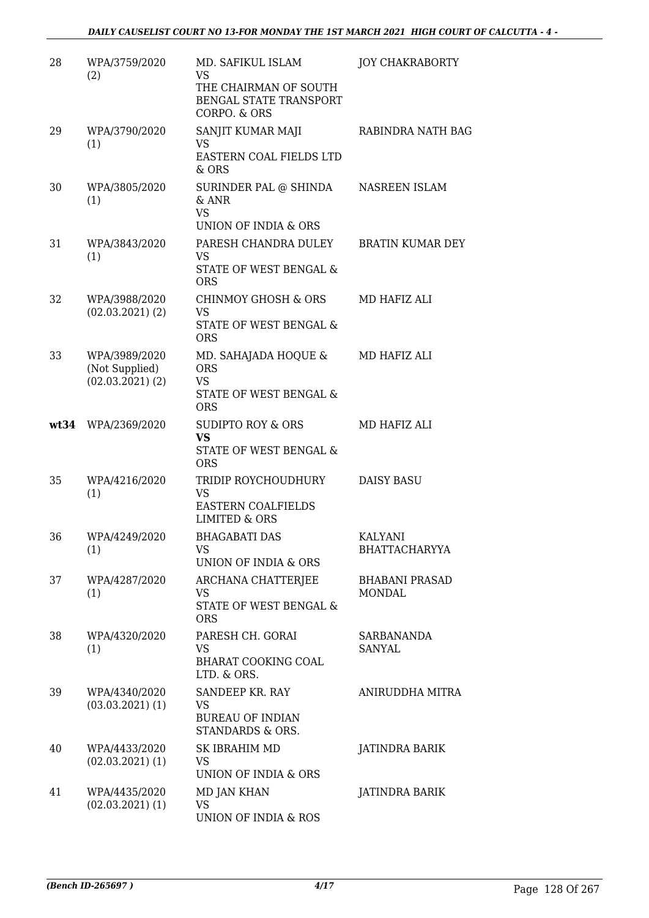| 28 | WPA/3759/2020 (2) | MD. SAFIKUL ISLAM VS THE CHAIRMAN OF SOUTH BENGAL STATE TRANSPORT CORPO. & ORS | JOY CHAKRABORTY |
|---|---|---|---|
| 29 | WPA/3790/2020 (1) | SANJIT KUMAR MAJI VS EASTERN COAL FIELDS LTD & ORS | RABINDRA NATH BAG |
| 30 | WPA/3805/2020 (1) | SURINDER PAL @ SHINDA & ANR VS UNION OF INDIA & ORS | NASREEN ISLAM |
| 31 | WPA/3843/2020 (1) | PARESH CHANDRA DULEY VS STATE OF WEST BENGAL & ORS | BRATIN KUMAR DEY |
| 32 | WPA/3988/2020 (02.03.2021) (2) | CHINMOY GHOSH & ORS VS STATE OF WEST BENGAL & ORS | MD HAFIZ ALI |
| 33 | WPA/3989/2020 (Not Supplied) (02.03.2021) (2) | MD. SAHAJADA HOQUE & ORS VS STATE OF WEST BENGAL & ORS | MD HAFIZ ALI |
| **wt34** | WPA/2369/2020 | SUDIPTO ROY & ORS **VS** STATE OF WEST BENGAL & ORS | MD HAFIZ ALI |
| 35 | WPA/4216/2020 (1) | TRIDIP ROYCHOUDHURY VS EASTERN COALFIELDS LIMITED & ORS | DAISY BASU |
| 36 | WPA/4249/2020 (1) | BHAGABATI DAS VS UNION OF INDIA & ORS | KALYANI BHATTACHARYYA |
| 37 | WPA/4287/2020 (1) | ARCHANA CHATTERJEE VS STATE OF WEST BENGAL & ORS | BHABANI PRASAD MONDAL |
| 38 | WPA/4320/2020 (1) | PARESH CH. GORAI VS BHARAT COOKING COAL LTD. & ORS. | SARBANANDA SANYAL |
| 39 | WPA/4340/2020 (03.03.2021) (1) | SANDEEP KR. RAY VS BUREAU OF INDIAN STANDARDS & ORS. | ANIRUDDHA MITRA |
| 40 | WPA/4433/2020 (02.03.2021) (1) | SK IBRAHIM MD VS UNION OF INDIA & ORS | JATINDRA BARIK |
| 41 | WPA/4435/2020 (02.03.2021) (1) | MD JAN KHAN VS UNION OF INDIA & ROS | JATINDRA BARIK |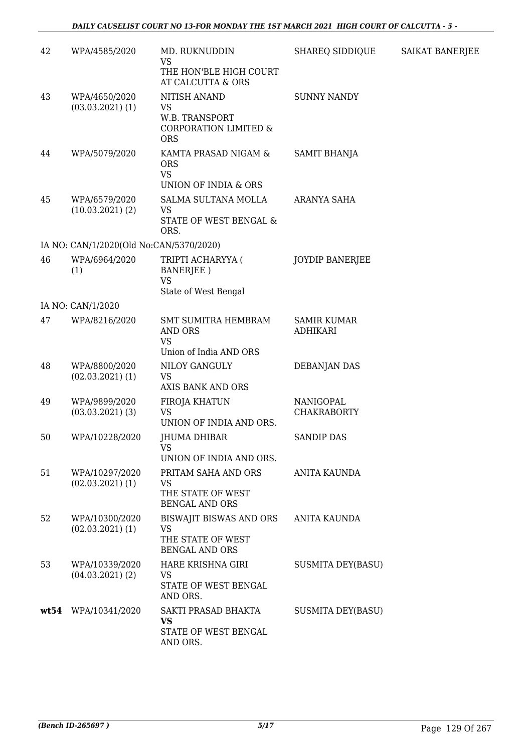| 42 | WPA/4585/2020 | MD. RUKNUDDIN VS THE HON'BLE HIGH COURT AT CALCUTTA & ORS | SHAREQ SIDDIQUE | SAIKAT BANERJEE |
|---|---|---|---|---|
| 43 | WPA/4650/2020 (03.03.2021) (1) | NITISH ANAND VS W.B. TRANSPORT CORPORATION LIMITED & ORS | SUNNY NANDY | |
| 44 | WPA/5079/2020 | KAMTA PRASAD NIGAM & ORS VS UNION OF INDIA & ORS | SAMIT BHANJA | |
| 45 | WPA/6579/2020 (10.03.2021) (2) | SALMA SULTANA MOLLA VS STATE OF WEST BENGAL & ORS. | ARANYA SAHA | |
| | IA NO: CAN/1/2020(Old No:CAN/5370/2020) | | | |
| 46 | WPA/6964/2020 (1) | TRIPTI ACHARYYA ( BANERJEE ) VS State of West Bengal | JOYDIP BANERJEE | |
| | IA NO: CAN/1/2020 | | | |
| 47 | WPA/8216/2020 | SMT SUMITRA HEMBRAM AND ORS VS Union of India AND ORS | SAMIR KUMAR ADHIKARI | |
| 48 | WPA/8800/2020 (02.03.2021) (1) | NILOY GANGULY VS AXIS BANK AND ORS | DEBANJAN DAS | |
| 49 | WPA/9899/2020 (03.03.2021) (3) | FIROJA KHATUN VS UNION OF INDIA AND ORS. | NANIGOPAL CHAKRABORTY | |
| 50 | WPA/10228/2020 | JHUMA DHIBAR VS UNION OF INDIA AND ORS. | SANDIP DAS | |
| 51 | WPA/10297/2020 (02.03.2021) (1) | PRITAM SAHA AND ORS VS THE STATE OF WEST BENGAL AND ORS | ANITA KAUNDA | |
| 52 | WPA/10300/2020 (02.03.2021) (1) | BISWAJIT BISWAS AND ORS VS THE STATE OF WEST BENGAL AND ORS | ANITA KAUNDA | |
| 53 | WPA/10339/2020 (04.03.2021) (2) | HARE KRISHNA GIRI VS STATE OF WEST BENGAL AND ORS. | SUSMITA DEY(BASU) | |
| **wt54** | WPA/10341/2020 | SAKTI PRASAD BHAKTA **VS** STATE OF WEST BENGAL AND ORS. | SUSMITA DEY(BASU) | |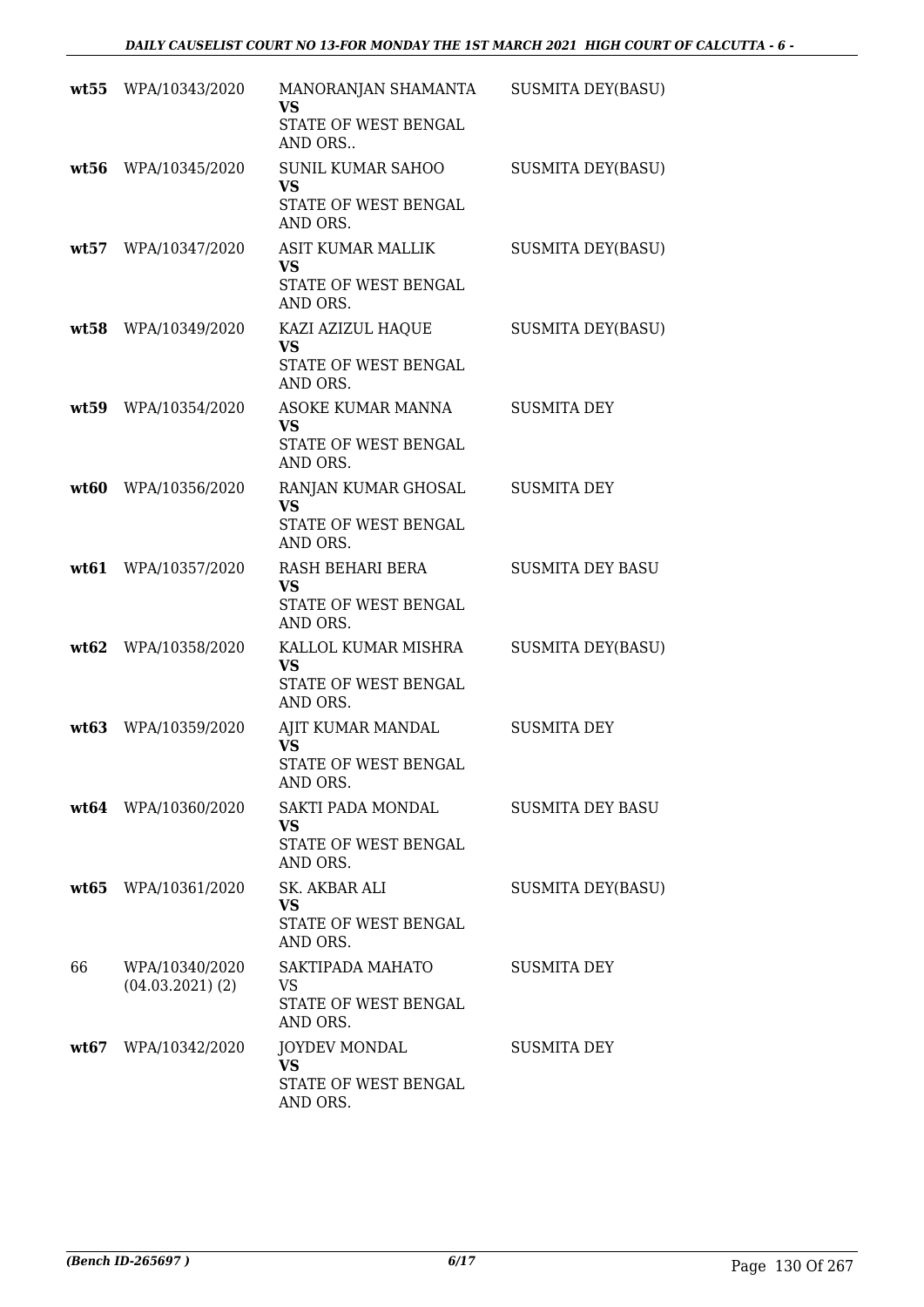| | | | |
|---|---|---|---|
| **wt55** | WPA/10343/2020 | MANORANJAN SHAMANTA **VS** STATE OF WEST BENGAL AND ORS.. | SUSMITA DEY(BASU) |
| **wt56** | WPA/10345/2020 | SUNIL KUMAR SAHOO **VS** STATE OF WEST BENGAL AND ORS. | SUSMITA DEY(BASU) |
| **wt57** | WPA/10347/2020 | ASIT KUMAR MALLIK **VS** STATE OF WEST BENGAL AND ORS. | SUSMITA DEY(BASU) |
| **wt58** | WPA/10349/2020 | KAZI AZIZUL HAQUE **VS** STATE OF WEST BENGAL AND ORS. | SUSMITA DEY(BASU) |
| **wt59** | WPA/10354/2020 | ASOKE KUMAR MANNA **VS** STATE OF WEST BENGAL AND ORS. | SUSMITA DEY |
| **wt60** | WPA/10356/2020 | RANJAN KUMAR GHOSAL **VS** STATE OF WEST BENGAL AND ORS. | SUSMITA DEY |
| **wt61** | WPA/10357/2020 | RASH BEHARI BERA **VS** STATE OF WEST BENGAL AND ORS. | SUSMITA DEY BASU |
| **wt62** | WPA/10358/2020 | KALLOL KUMAR MISHRA **VS** STATE OF WEST BENGAL AND ORS. | SUSMITA DEY(BASU) |
| **wt63** | WPA/10359/2020 | AJIT KUMAR MANDAL **VS** STATE OF WEST BENGAL AND ORS. | SUSMITA DEY |
| **wt64** | WPA/10360/2020 | SAKTI PADA MONDAL **VS** STATE OF WEST BENGAL AND ORS. | SUSMITA DEY BASU |
| **wt65** | WPA/10361/2020 | SK. AKBAR ALI **VS** STATE OF WEST BENGAL AND ORS. | SUSMITA DEY(BASU) |
| 66 | WPA/10340/2020 (04.03.2021) (2) | SAKTIPADA MAHATO VS STATE OF WEST BENGAL AND ORS. | SUSMITA DEY |
| **wt67** | WPA/10342/2020 | JOYDEV MONDAL **VS** STATE OF WEST BENGAL AND ORS. | SUSMITA DEY |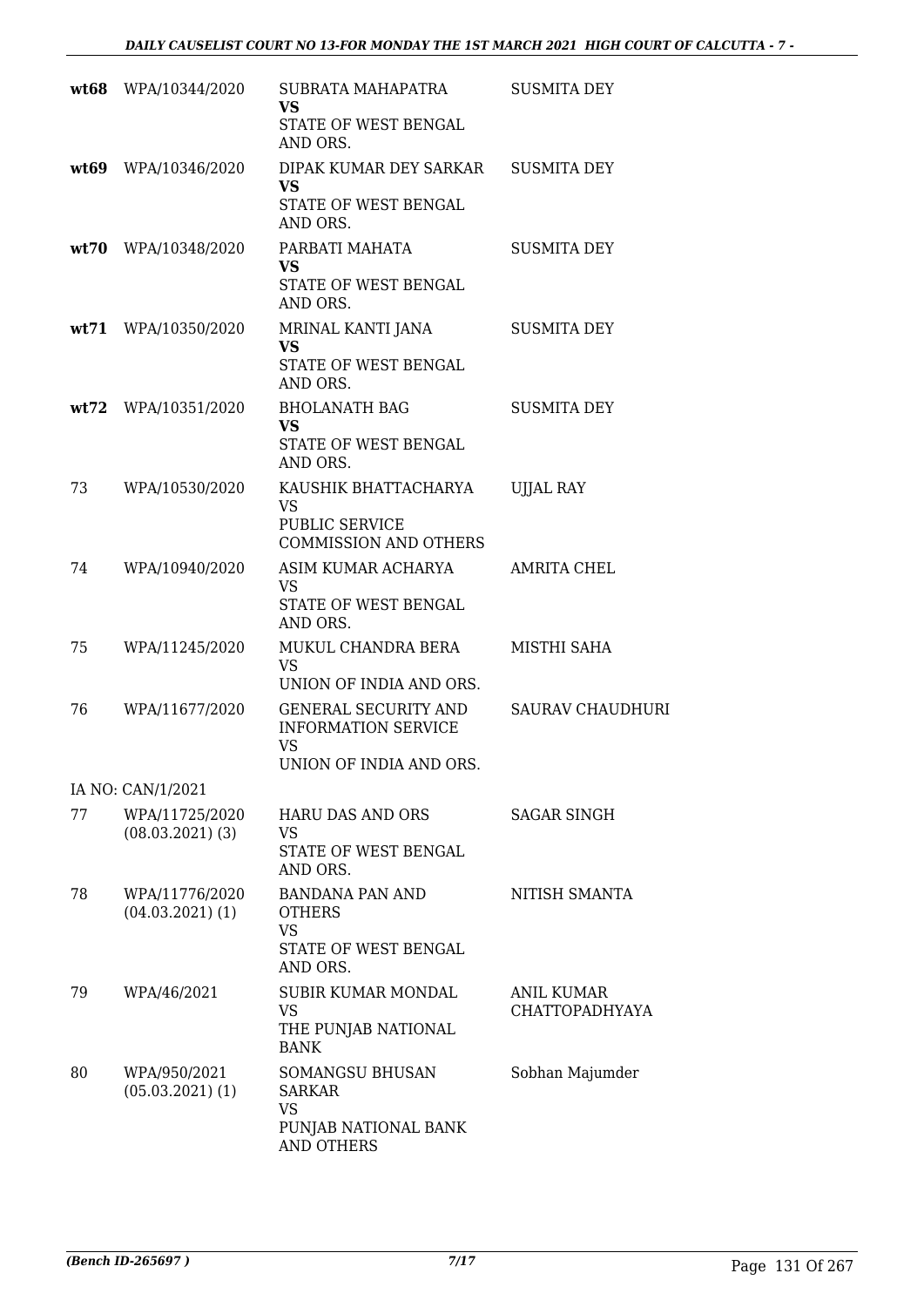| | | | |
|---|---|---|---|
| **wt68** | WPA/10344/2020 | SUBRATA MAHAPATRA<br>**VS**<br>STATE OF WEST BENGAL AND ORS. | SUSMITA DEY |
| **wt69** | WPA/10346/2020 | DIPAK KUMAR DEY SARKAR<br>**VS**<br>STATE OF WEST BENGAL AND ORS. | SUSMITA DEY |
| **wt70** | WPA/10348/2020 | PARBATI MAHATA<br>**VS**<br>STATE OF WEST BENGAL AND ORS. | SUSMITA DEY |
| **wt71** | WPA/10350/2020 | MRINAL KANTI JANA<br>**VS**<br>STATE OF WEST BENGAL AND ORS. | SUSMITA DEY |
| **wt72** | WPA/10351/2020 | BHOLANATH BAG<br>**VS**<br>STATE OF WEST BENGAL AND ORS. | SUSMITA DEY |
| 73 | WPA/10530/2020 | KAUSHIK BHATTACHARYA<br>VS<br>PUBLIC SERVICE COMMISSION AND OTHERS | UJJAL RAY |
| 74 | WPA/10940/2020 | ASIM KUMAR ACHARYA<br>VS<br>STATE OF WEST BENGAL AND ORS. | AMRITA CHEL |
| 75 | WPA/11245/2020 | MUKUL CHANDRA BERA<br>VS<br>UNION OF INDIA AND ORS. | MISTHI SAHA |
| 76 | WPA/11677/2020 | GENERAL SECURITY AND INFORMATION SERVICE<br>VS<br>UNION OF INDIA AND ORS. | SAURAV CHAUDHURI |
| | IA NO: CAN/1/2021 | | |
| 77 | WPA/11725/2020<br>(08.03.2021) (3) | HARU DAS AND ORS<br>VS<br>STATE OF WEST BENGAL AND ORS. | SAGAR SINGH |
| 78 | WPA/11776/2020<br>(04.03.2021) (1) | BANDANA PAN AND OTHERS<br>VS<br>STATE OF WEST BENGAL AND ORS. | NITISH SMANTA |
| 79 | WPA/46/2021 | SUBIR KUMAR MONDAL<br>VS<br>THE PUNJAB NATIONAL BANK | ANIL KUMAR CHATTOPADHYAYA |
| 80 | WPA/950/2021<br>(05.03.2021) (1) | SOMANGSU BHUSAN SARKAR<br>VS<br>PUNJAB NATIONAL BANK AND OTHERS | Sobhan Majumder |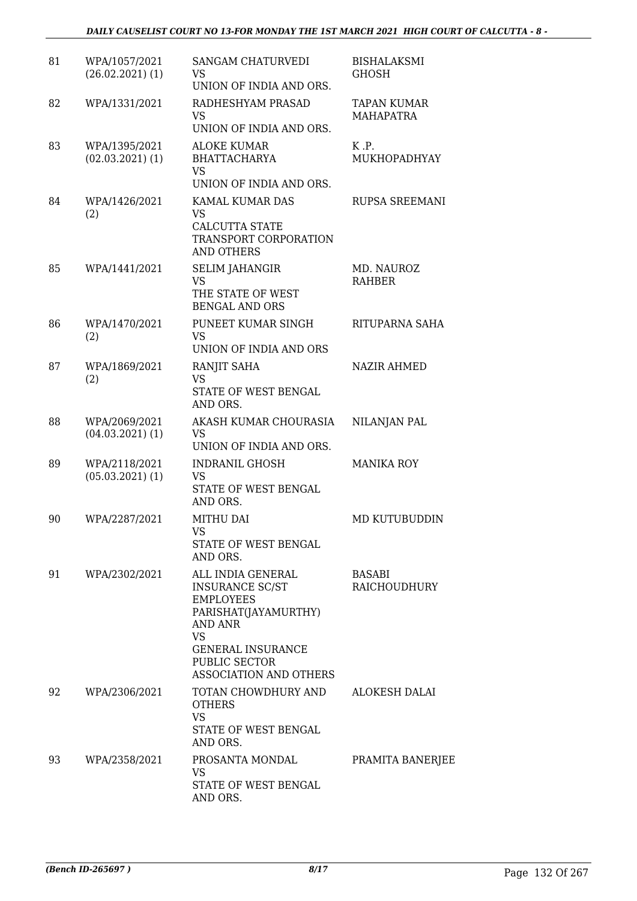| 81 | WPA/1057/2021 (26.02.2021) (1) | SANGAM CHATURVEDI VS UNION OF INDIA AND ORS. | BISHALAKSMI GHOSH |
|---|---|---|---|
| 82 | WPA/1331/2021 | RADHESHYAM PRASAD VS UNION OF INDIA AND ORS. | TAPAN KUMAR MAHAPATRA |
| 83 | WPA/1395/2021 (02.03.2021) (1) | ALOKE KUMAR BHATTACHARYA VS UNION OF INDIA AND ORS. | K .P. MUKHOPADHYAY |
| 84 | WPA/1426/2021 (2) | KAMAL KUMAR DAS VS CALCUTTA STATE TRANSPORT CORPORATION AND OTHERS | RUPSA SREEMANI |
| 85 | WPA/1441/2021 | SELIM JAHANGIR VS THE STATE OF WEST BENGAL AND ORS | MD. NAUROZ RAHBER |
| 86 | WPA/1470/2021 (2) | PUNEET KUMAR SINGH VS UNION OF INDIA AND ORS | RITUPARNA SAHA |
| 87 | WPA/1869/2021 (2) | RANJIT SAHA VS STATE OF WEST BENGAL AND ORS. | NAZIR AHMED |
| 88 | WPA/2069/2021 (04.03.2021) (1) | AKASH KUMAR CHOURASIA VS UNION OF INDIA AND ORS. | NILANJAN PAL |
| 89 | WPA/2118/2021 (05.03.2021) (1) | INDRANIL GHOSH VS STATE OF WEST BENGAL AND ORS. | MANIKA ROY |
| 90 | WPA/2287/2021 | MITHU DAI VS STATE OF WEST BENGAL AND ORS. | MD KUTUBUDDIN |
| 91 | WPA/2302/2021 | ALL INDIA GENERAL INSURANCE SC/ST EMPLOYEES PARISHAT(JAYAMURTHY) AND ANR VS GENERAL INSURANCE PUBLIC SECTOR ASSOCIATION AND OTHERS | BASABI RAICHOUDHURY |
| 92 | WPA/2306/2021 | TOTAN CHOWDHURY AND OTHERS VS STATE OF WEST BENGAL AND ORS. | ALOKESH DALAI |
| 93 | WPA/2358/2021 | PROSANTA MONDAL VS STATE OF WEST BENGAL AND ORS. | PRAMITA BANERJEE |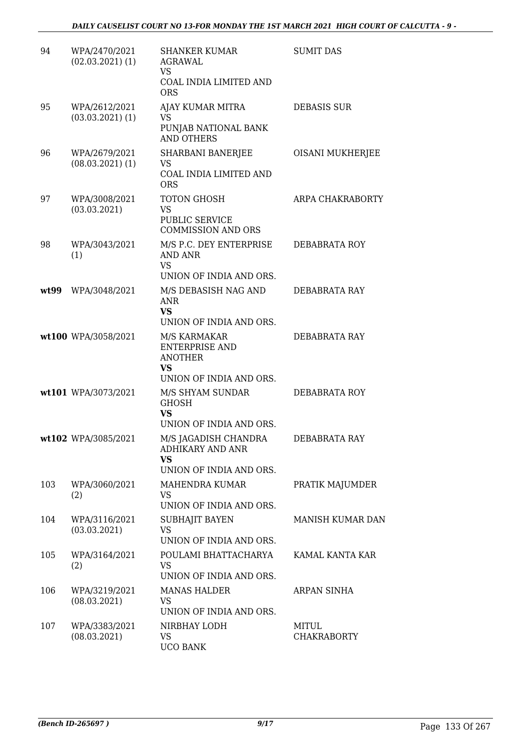| | | | |
|---|---|---|---|
| 94 | WPA/2470/2021 (02.03.2021) (1) | SHANKER KUMAR AGRAWAL<br>VS<br>COAL INDIA LIMITED AND ORS | SUMIT DAS |
| 95 | WPA/2612/2021 (03.03.2021) (1) | AJAY KUMAR MITRA<br>VS<br>PUNJAB NATIONAL BANK AND OTHERS | DEBASIS SUR |
| 96 | WPA/2679/2021 (08.03.2021) (1) | SHARBANI BANERJEE<br>VS<br>COAL INDIA LIMITED AND ORS | OISANI MUKHERJEE |
| 97 | WPA/3008/2021 (03.03.2021) | TOTON GHOSH<br>VS<br>PUBLIC SERVICE COMMISSION AND ORS | ARPA CHAKRABORTY |
| 98 | WPA/3043/2021 (1) | M/S P.C. DEY ENTERPRISE AND ANR<br>VS<br>UNION OF INDIA AND ORS. | DEBABRATA ROY |
| **wt99** | WPA/3048/2021 | M/S DEBASISH NAG AND ANR<br>**VS**<br>UNION OF INDIA AND ORS. | DEBABRATA RAY |
| **wt100** | WPA/3058/2021 | M/S KARMAKAR ENTERPRISE AND ANOTHER<br>**VS**<br>UNION OF INDIA AND ORS. | DEBABRATA RAY |
| **wt101** | WPA/3073/2021 | M/S SHYAM SUNDAR GHOSH<br>**VS**<br>UNION OF INDIA AND ORS. | DEBABRATA ROY |
| **wt102** | WPA/3085/2021 | M/S JAGADISH CHANDRA ADHIKARY AND ANR<br>**VS**<br>UNION OF INDIA AND ORS. | DEBABRATA RAY |
| 103 | WPA/3060/2021 (2) | MAHENDRA KUMAR<br>VS<br>UNION OF INDIA AND ORS. | PRATIK MAJUMDER |
| 104 | WPA/3116/2021 (03.03.2021) | SUBHAJIT BAYEN<br>VS<br>UNION OF INDIA AND ORS. | MANISH KUMAR DAN |
| 105 | WPA/3164/2021 (2) | POULAMI BHATTACHARYA<br>VS<br>UNION OF INDIA AND ORS. | KAMAL KANTA KAR |
| 106 | WPA/3219/2021 (08.03.2021) | MANAS HALDER<br>VS<br>UNION OF INDIA AND ORS. | ARPAN SINHA |
| 107 | WPA/3383/2021 (08.03.2021) | NIRBHAY LODH<br>VS<br>UCO BANK | MITUL CHAKRABORTY |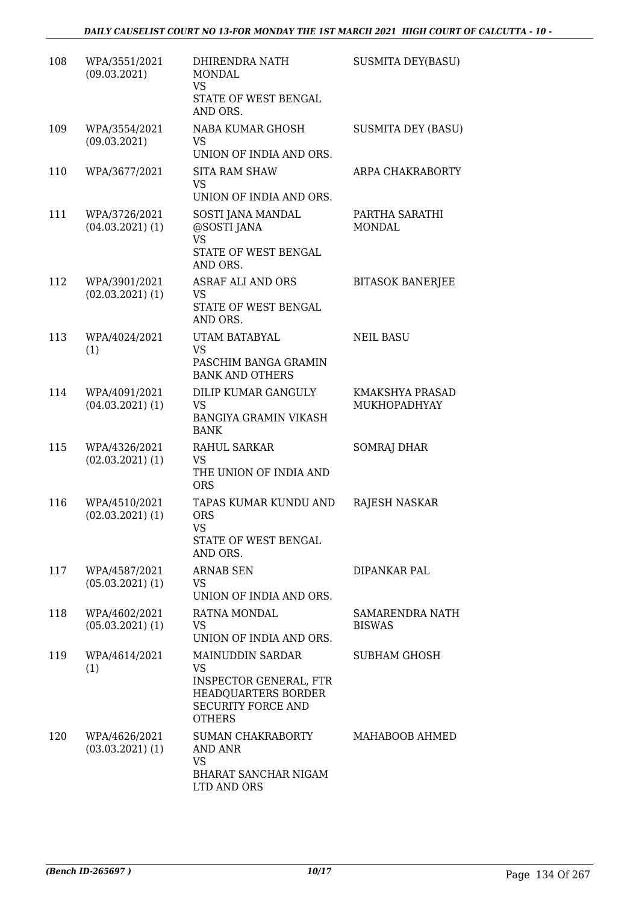| 108 | WPA/3551/2021 (09.03.2021) | DHIRENDRA NATH MONDAL VS STATE OF WEST BENGAL AND ORS. | SUSMITA DEY(BASU) |
|---|---|---|---|
| 109 | WPA/3554/2021 (09.03.2021) | NABA KUMAR GHOSH VS UNION OF INDIA AND ORS. | SUSMITA DEY (BASU) |
| 110 | WPA/3677/2021 | SITA RAM SHAW VS UNION OF INDIA AND ORS. | ARPA CHAKRABORTY |
| 111 | WPA/3726/2021 (04.03.2021) (1) | SOSTI JANA MANDAL @SOSTI JANA VS STATE OF WEST BENGAL AND ORS. | PARTHA SARATHI MONDAL |
| 112 | WPA/3901/2021 (02.03.2021) (1) | ASRAF ALI AND ORS VS STATE OF WEST BENGAL AND ORS. | BITASOK BANERJEE |
| 113 | WPA/4024/2021 (1) | UTAM BATABYAL VS PASCHIM BANGA GRAMIN BANK AND OTHERS | NEIL BASU |
| 114 | WPA/4091/2021 (04.03.2021) (1) | DILIP KUMAR GANGULY VS BANGIYA GRAMIN VIKASH BANK | KMAKSHYA PRASAD MUKHOPADHYAY |
| 115 | WPA/4326/2021 (02.03.2021) (1) | RAHUL SARKAR VS THE UNION OF INDIA AND ORS | SOMRAJ DHAR |
| 116 | WPA/4510/2021 (02.03.2021) (1) | TAPAS KUMAR KUNDU AND ORS VS STATE OF WEST BENGAL AND ORS. | RAJESH NASKAR |
| 117 | WPA/4587/2021 (05.03.2021) (1) | ARNAB SEN VS UNION OF INDIA AND ORS. | DIPANKAR PAL |
| 118 | WPA/4602/2021 (05.03.2021) (1) | RATNA MONDAL VS UNION OF INDIA AND ORS. | SAMARENDRA NATH BISWAS |
| 119 | WPA/4614/2021 (1) | MAINUDDIN SARDAR VS INSPECTOR GENERAL, FTR HEADQUARTERS BORDER SECURITY FORCE AND OTHERS | SUBHAM GHOSH |
| 120 | WPA/4626/2021 (03.03.2021) (1) | SUMAN CHAKRABORTY AND ANR VS BHARAT SANCHAR NIGAM LTD AND ORS | MAHABOOB AHMED |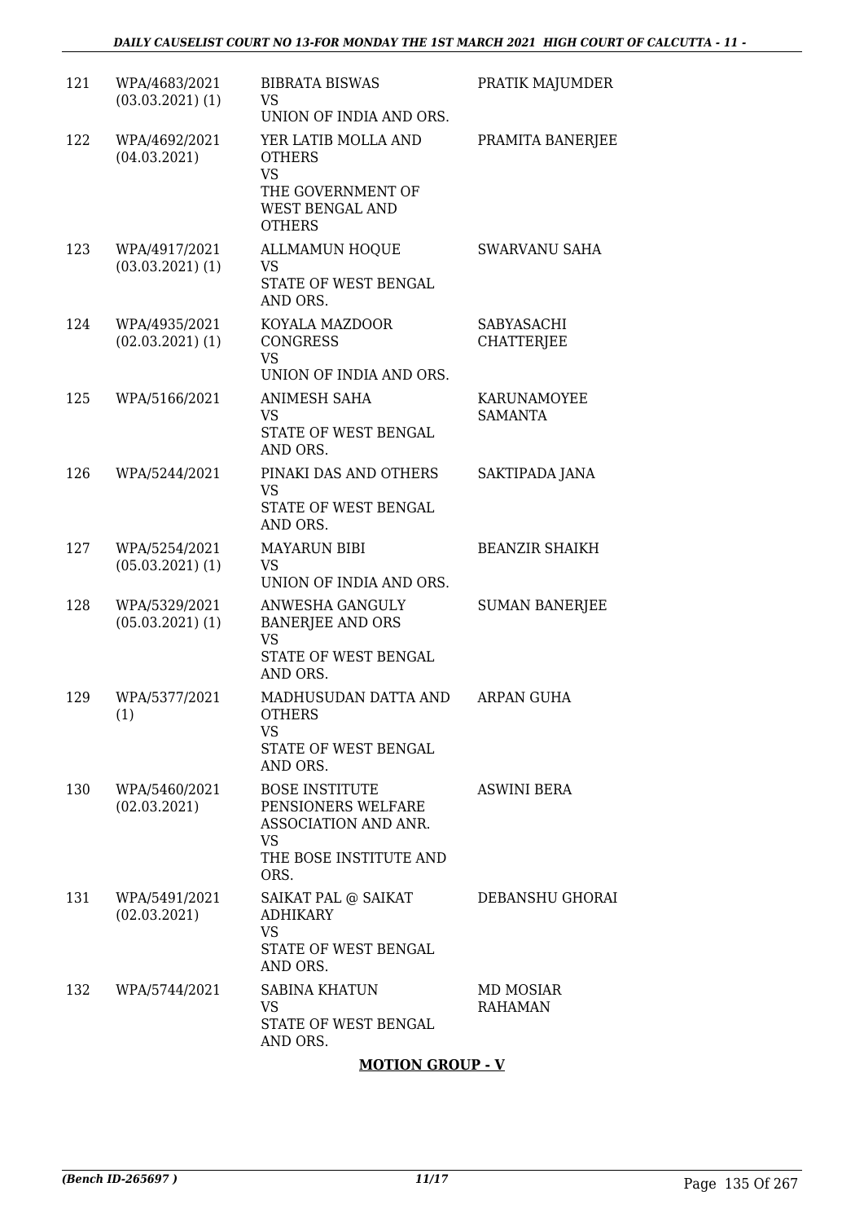| | | | |
|---|---|---|---|
| 121 | WPA/4683/2021 (03.03.2021) (1) | BIBRATA BISWAS VS UNION OF INDIA AND ORS. | PRATIK MAJUMDER |
| 122 | WPA/4692/2021 (04.03.2021) | YER LATIB MOLLA AND OTHERS VS THE GOVERNMENT OF WEST BENGAL AND OTHERS | PRAMITA BANERJEE |
| 123 | WPA/4917/2021 (03.03.2021) (1) | ALLMAMUN HOQUE VS STATE OF WEST BENGAL AND ORS. | SWARVANU SAHA |
| 124 | WPA/4935/2021 (02.03.2021) (1) | KOYALA MAZDOOR CONGRESS VS UNION OF INDIA AND ORS. | SABYASACHI CHATTERJEE |
| 125 | WPA/5166/2021 | ANIMESH SAHA VS STATE OF WEST BENGAL AND ORS. | KARUNAMOYEE SAMANTA |
| 126 | WPA/5244/2021 | PINAKI DAS AND OTHERS VS STATE OF WEST BENGAL AND ORS. | SAKTIPADA JANA |
| 127 | WPA/5254/2021 (05.03.2021) (1) | MAYARUN BIBI VS UNION OF INDIA AND ORS. | BEANZIR SHAIKH |
| 128 | WPA/5329/2021 (05.03.2021) (1) | ANWESHA GANGULY BANERJEE AND ORS VS STATE OF WEST BENGAL AND ORS. | SUMAN BANERJEE |
| 129 | WPA/5377/2021 (1) | MADHUSUDAN DATTA AND OTHERS VS STATE OF WEST BENGAL AND ORS. | ARPAN GUHA |
| 130 | WPA/5460/2021 (02.03.2021) | BOSE INSTITUTE PENSIONERS WELFARE ASSOCIATION AND ANR. VS THE BOSE INSTITUTE AND ORS. | ASWINI BERA |
| 131 | WPA/5491/2021 (02.03.2021) | SAIKAT PAL @ SAIKAT ADHIKARY VS STATE OF WEST BENGAL AND ORS. | DEBANSHU GHORAI |
| 132 | WPA/5744/2021 | SABINA KHATUN VS STATE OF WEST BENGAL AND ORS. | MD MOSIAR RAHAMAN |

**MOTION GROUP - V**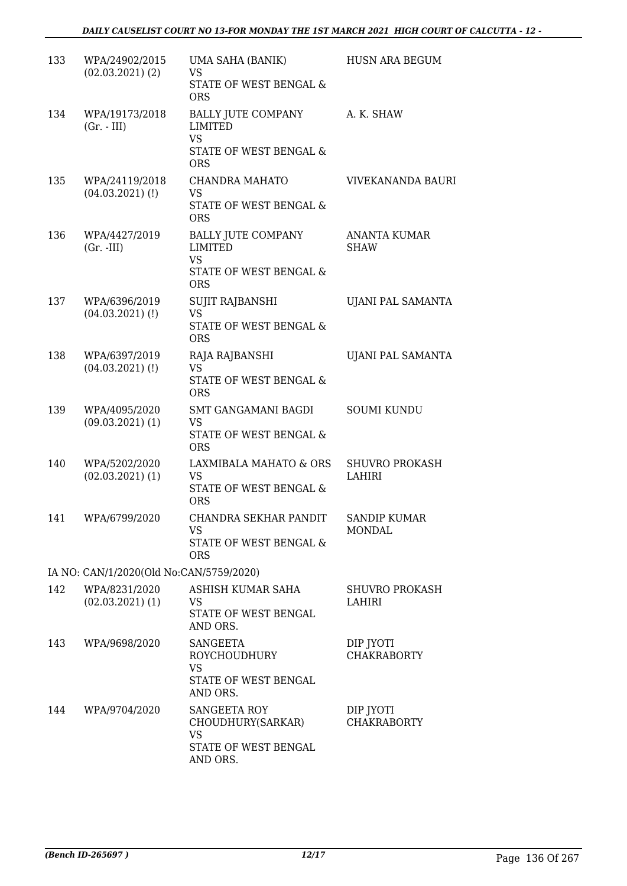| | | | |
|---|---|---|---|
| 133 | WPA/24902/2015 (02.03.2021) (2) | UMA SAHA (BANIK) VS STATE OF WEST BENGAL & ORS | HUSN ARA BEGUM |
| 134 | WPA/19173/2018 (Gr. - III) | BALLY JUTE COMPANY LIMITED VS STATE OF WEST BENGAL & ORS | A. K. SHAW |
| 135 | WPA/24119/2018 (04.03.2021) (!) | CHANDRA MAHATO VS STATE OF WEST BENGAL & ORS | VIVEKANANDA BAURI |
| 136 | WPA/4427/2019 (Gr. -III) | BALLY JUTE COMPANY LIMITED VS STATE OF WEST BENGAL & ORS | ANANTA KUMAR SHAW |
| 137 | WPA/6396/2019 (04.03.2021) (!) | SUJIT RAJBANSHI VS STATE OF WEST BENGAL & ORS | UJANI PAL SAMANTA |
| 138 | WPA/6397/2019 (04.03.2021) (!) | RAJA RAJBANSHI VS STATE OF WEST BENGAL & ORS | UJANI PAL SAMANTA |
| 139 | WPA/4095/2020 (09.03.2021) (1) | SMT GANGAMANI BAGDI VS STATE OF WEST BENGAL & ORS | SOUMI KUNDU |
| 140 | WPA/5202/2020 (02.03.2021) (1) | LAXMIBALA MAHATO & ORS VS STATE OF WEST BENGAL & ORS | SHUVRO PROKASH LAHIRI |
| 141 | WPA/6799/2020 | CHANDRA SEKHAR PANDIT VS STATE OF WEST BENGAL & ORS | SANDIP KUMAR MONDAL |

IA NO: CAN/1/2020(Old No:CAN/5759/2020)

| | | | |
|---|---|---|---|
| 142 | WPA/8231/2020 (02.03.2021) (1) | ASHISH KUMAR SAHA VS STATE OF WEST BENGAL AND ORS. | SHUVRO PROKASH LAHIRI |
| 143 | WPA/9698/2020 | SANGEETA ROYCHOUDHURY VS STATE OF WEST BENGAL AND ORS. | DIP JYOTI CHAKRABORTY |
| 144 | WPA/9704/2020 | SANGEETA ROY CHOUDHURY(SARKAR) VS STATE OF WEST BENGAL AND ORS. | DIP JYOTI CHAKRABORTY |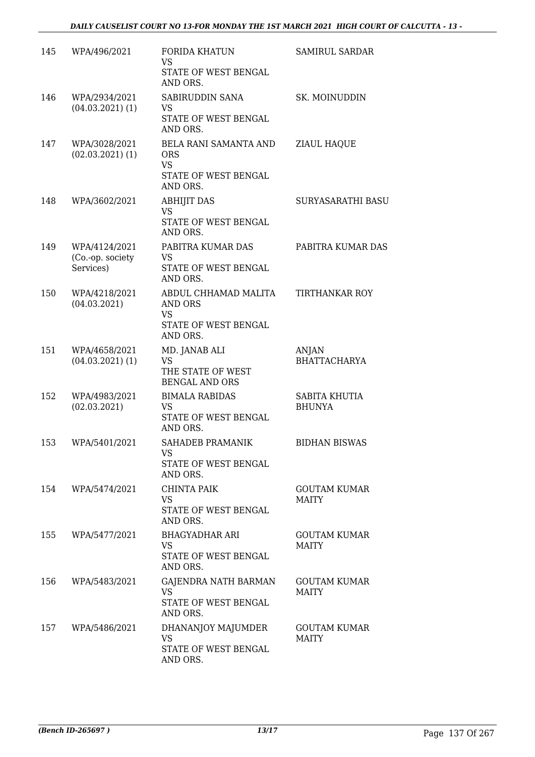| | | | |
|---|---|---|---|
| 145 | WPA/496/2021 | FORIDA KHATUN<br>VS<br>STATE OF WEST BENGAL AND ORS. | SAMIRUL SARDAR |
| 146 | WPA/2934/2021<br>(04.03.2021) (1) | SABIRUDDIN SANA<br>VS<br>STATE OF WEST BENGAL AND ORS. | SK. MOINUDDIN |
| 147 | WPA/3028/2021<br>(02.03.2021) (1) | BELA RANI SAMANTA AND ORS<br>VS<br>STATE OF WEST BENGAL AND ORS. | ZIAUL HAQUE |
| 148 | WPA/3602/2021 | ABHIJIT DAS<br>VS<br>STATE OF WEST BENGAL AND ORS. | SURYASARATHI BASU |
| 149 | WPA/4124/2021<br>(Co.-op. society Services) | PABITRA KUMAR DAS<br>VS<br>STATE OF WEST BENGAL AND ORS. | PABITRA KUMAR DAS |
| 150 | WPA/4218/2021<br>(04.03.2021) | ABDUL CHHAMAD MALITA AND ORS<br>VS<br>STATE OF WEST BENGAL AND ORS. | TIRTHANKAR ROY |
| 151 | WPA/4658/2021<br>(04.03.2021) (1) | MD. JANAB ALI<br>VS<br>THE STATE OF WEST BENGAL AND ORS | ANJAN BHATTACHARYA |
| 152 | WPA/4983/2021<br>(02.03.2021) | BIMALA RABIDAS<br>VS<br>STATE OF WEST BENGAL AND ORS. | SABITA KHUTIA BHUNYA |
| 153 | WPA/5401/2021 | SAHADEB PRAMANIK<br>VS<br>STATE OF WEST BENGAL AND ORS. | BIDHAN BISWAS |
| 154 | WPA/5474/2021 | CHINTA PAIK<br>VS<br>STATE OF WEST BENGAL AND ORS. | GOUTAM KUMAR MAITY |
| 155 | WPA/5477/2021 | BHAGYADHAR ARI<br>VS<br>STATE OF WEST BENGAL AND ORS. | GOUTAM KUMAR MAITY |
| 156 | WPA/5483/2021 | GAJENDRA NATH BARMAN<br>VS<br>STATE OF WEST BENGAL AND ORS. | GOUTAM KUMAR MAITY |
| 157 | WPA/5486/2021 | DHANANJOY MAJUMDER<br>VS<br>STATE OF WEST BENGAL AND ORS. | GOUTAM KUMAR MAITY |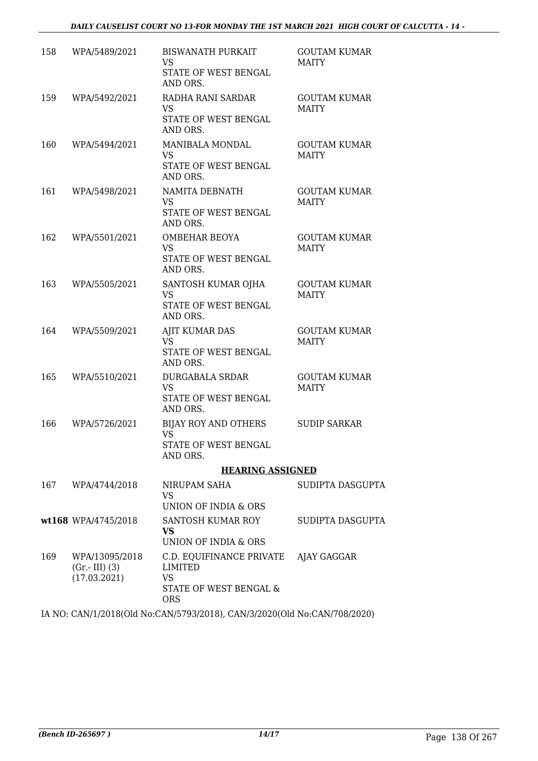| | | | |
|---|---|---|---|
| 158 | WPA/5489/2021 | BISWANATH PURKAIT<br>VS<br>STATE OF WEST BENGAL AND ORS. | GOUTAM KUMAR MAITY |
| 159 | WPA/5492/2021 | RADHA RANI SARDAR<br>VS<br>STATE OF WEST BENGAL AND ORS. | GOUTAM KUMAR MAITY |
| 160 | WPA/5494/2021 | MANIBALA MONDAL<br>VS<br>STATE OF WEST BENGAL AND ORS. | GOUTAM KUMAR MAITY |
| 161 | WPA/5498/2021 | NAMITA DEBNATH<br>VS<br>STATE OF WEST BENGAL AND ORS. | GOUTAM KUMAR MAITY |
| 162 | WPA/5501/2021 | OMBEHAR BEOYA<br>VS<br>STATE OF WEST BENGAL AND ORS. | GOUTAM KUMAR MAITY |
| 163 | WPA/5505/2021 | SANTOSH KUMAR OJHA<br>VS<br>STATE OF WEST BENGAL AND ORS. | GOUTAM KUMAR MAITY |
| 164 | WPA/5509/2021 | AJIT KUMAR DAS<br>VS<br>STATE OF WEST BENGAL AND ORS. | GOUTAM KUMAR MAITY |
| 165 | WPA/5510/2021 | DURGABALA SRDAR<br>VS<br>STATE OF WEST BENGAL AND ORS. | GOUTAM KUMAR MAITY |
| 166 | WPA/5726/2021 | BIJAY ROY AND OTHERS<br>VS<br>STATE OF WEST BENGAL AND ORS. | SUDIP SARKAR |

**HEARING ASSIGNED**

| | | | |
|---|---|---|---|
| 167 | WPA/4744/2018 | NIRUPAM SAHA<br>VS<br>UNION OF INDIA & ORS | SUDIPTA DASGUPTA |
| wt168 | WPA/4745/2018 | SANTOSH KUMAR ROY<br>**VS**<br>UNION OF INDIA & ORS | SUDIPTA DASGUPTA |
| 169 | WPA/13095/2018<br>(Gr.- III) (3)<br>(17.03.2021) | C.D. EQUIFINANCE PRIVATE LIMITED<br>VS<br>STATE OF WEST BENGAL & ORS | AJAY GAGGAR |

IA NO: CAN/1/2018(Old No:CAN/5793/2018), CAN/3/2020(Old No:CAN/708/2020)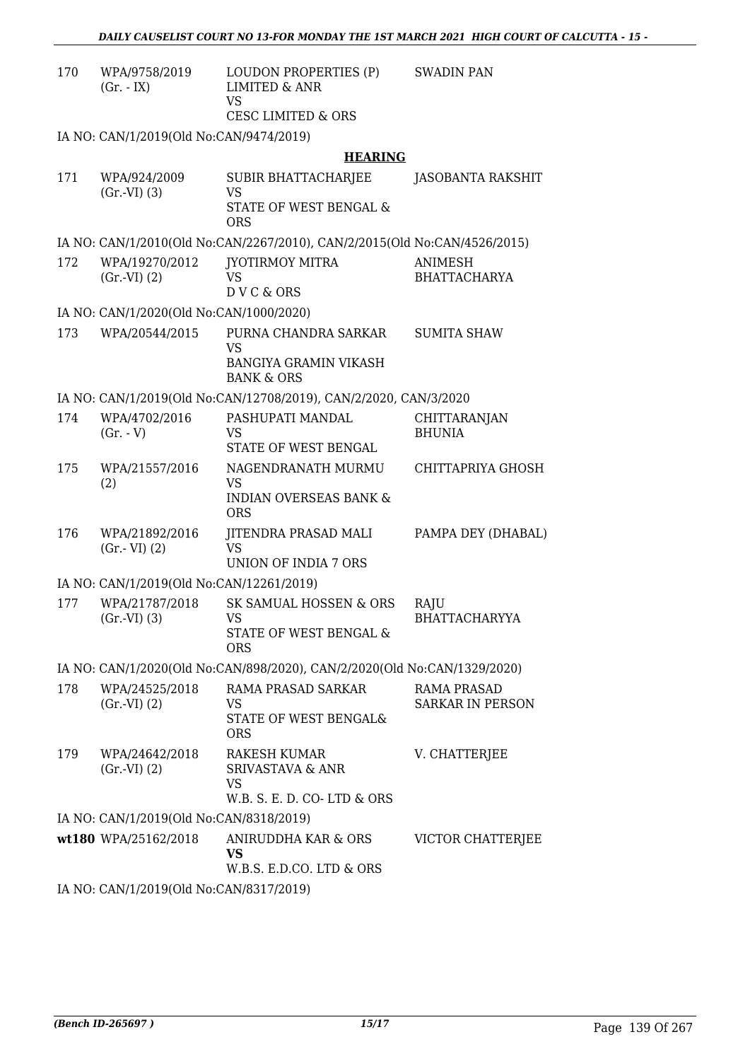| | | | |
|---|---|---|---|
| 170 | WPA/9758/2019 (Gr. - IX) | LOUDON PROPERTIES (P) LIMITED & ANR VS CESC LIMITED & ORS | SWADIN PAN |

IA NO: CAN/1/2019(Old No:CAN/9474/2019)

**HEARING**

| | | | |
|---|---|---|---|
| 171 | WPA/924/2009 (Gr.-VI) (3) | SUBIR BHATTACHARJEE VS STATE OF WEST BENGAL & ORS | JASOBANTA RAKSHIT |

IA NO: CAN/1/2010(Old No:CAN/2267/2010), CAN/2/2015(Old No:CAN/4526/2015)

| | | | |
|---|---|---|---|
| 172 | WPA/19270/2012 (Gr.-VI) (2) | JYOTIRMOY MITRA VS D V C & ORS | ANIMESH BHATTACHARYA |

IA NO: CAN/1/2020(Old No:CAN/1000/2020)

| | | | |
|---|---|---|---|
| 173 | WPA/20544/2015 | PURNA CHANDRA SARKAR VS BANGIYA GRAMIN VIKASH BANK & ORS | SUMITA SHAW |

IA NO: CAN/1/2019(Old No:CAN/12708/2019), CAN/2/2020, CAN/3/2020

| | | | |
|---|---|---|---|
| 174 | WPA/4702/2016 (Gr. - V) | PASHUPATI MANDAL VS STATE OF WEST BENGAL | CHITTARANJAN BHUNIA |
| 175 | WPA/21557/2016 (2) | NAGENDRANATH MURMU VS INDIAN OVERSEAS BANK & ORS | CHITTAPRIYA GHOSH |
| 176 | WPA/21892/2016 (Gr.- VI) (2) | JITENDRA PRASAD MALI VS UNION OF INDIA 7 ORS | PAMPA DEY (DHABAL) |

IA NO: CAN/1/2019(Old No:CAN/12261/2019)

| | | | |
|---|---|---|---|
| 177 | WPA/21787/2018 (Gr.-VI) (3) | SK SAMUAL HOSSEN & ORS VS STATE OF WEST BENGAL & ORS | RAJU BHATTACHARYYA |

IA NO: CAN/1/2020(Old No:CAN/898/2020), CAN/2/2020(Old No:CAN/1329/2020)

| | | | |
|---|---|---|---|
| 178 | WPA/24525/2018 (Gr.-VI) (2) | RAMA PRASAD SARKAR VS STATE OF WEST BENGAL& ORS | RAMA PRASAD SARKAR IN PERSON |
| 179 | WPA/24642/2018 (Gr.-VI) (2) | RAKESH KUMAR SRIVASTAVA & ANR VS W.B. S. E. D. CO- LTD & ORS | V. CHATTERJEE |

IA NO: CAN/1/2019(Old No:CAN/8318/2019)

| | | | |
|---|---|---|---|
| wt180 | WPA/25162/2018 | ANIRUDDHA KAR & ORS **VS** W.B.S. E.D.CO. LTD & ORS | VICTOR CHATTERJEE |

IA NO: CAN/1/2019(Old No:CAN/8317/2019)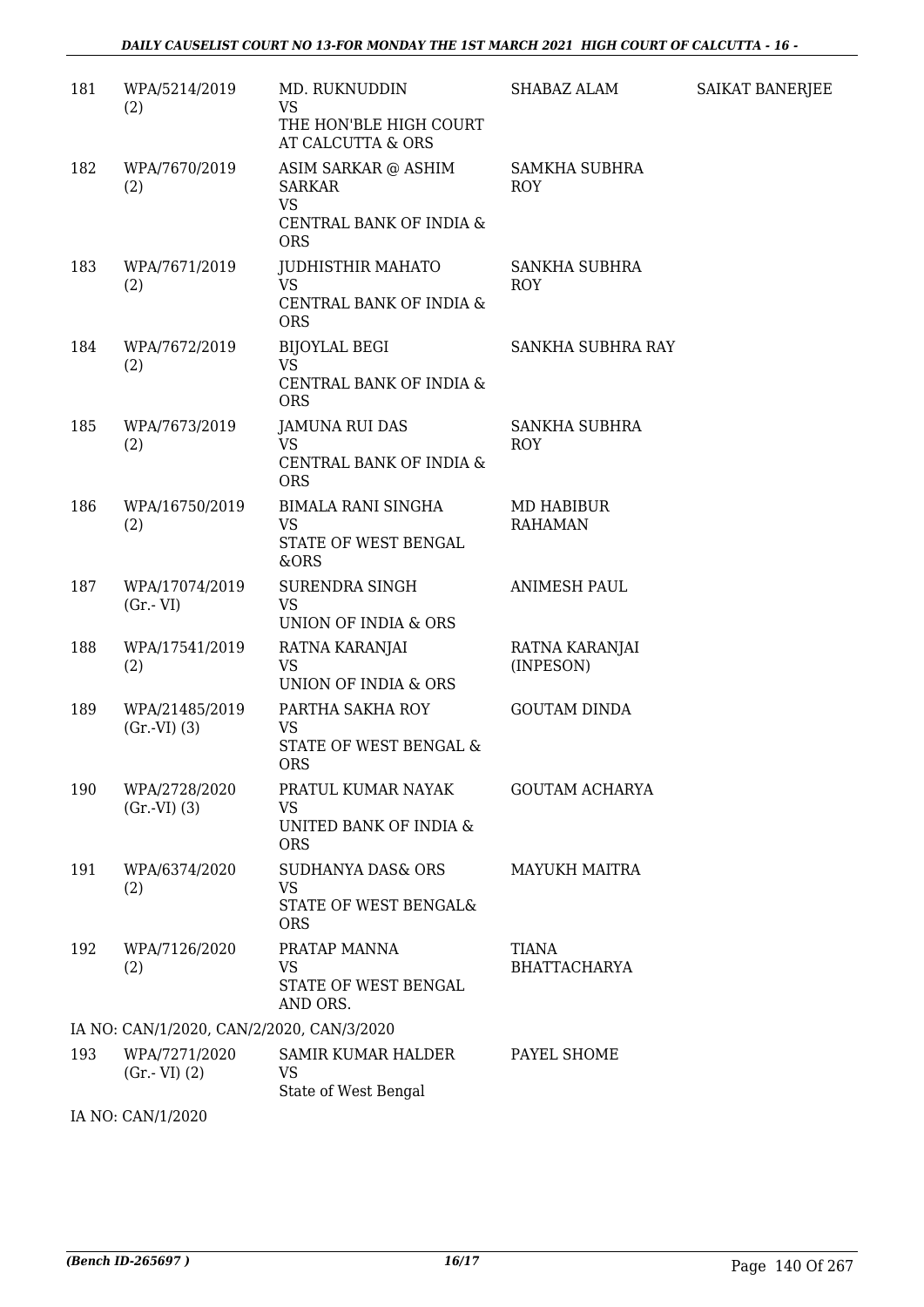| 181 | WPA/5214/2019 (2) | MD. RUKNUDDIN VS THE HON'BLE HIGH COURT AT CALCUTTA & ORS | SHABAZ ALAM | SAIKAT BANERJEE |
|---|---|---|---|---|
| 182 | WPA/7670/2019 (2) | ASIM SARKAR @ ASHIM SARKAR VS CENTRAL BANK OF INDIA & ORS | SAMKHA SUBHRA ROY | |
| 183 | WPA/7671/2019 (2) | JUDHISTHIR MAHATO VS CENTRAL BANK OF INDIA & ORS | SANKHA SUBHRA ROY | |
| 184 | WPA/7672/2019 (2) | BIJOYLAL BEGI VS CENTRAL BANK OF INDIA & ORS | SANKHA SUBHRA RAY | |
| 185 | WPA/7673/2019 (2) | JAMUNA RUI DAS VS CENTRAL BANK OF INDIA & ORS | SANKHA SUBHRA ROY | |
| 186 | WPA/16750/2019 (2) | BIMALA RANI SINGHA VS STATE OF WEST BENGAL &ORS | MD HABIBUR RAHAMAN | |
| 187 | WPA/17074/2019 (Gr.- VI) | SURENDRA SINGH VS UNION OF INDIA & ORS | ANIMESH PAUL | |
| 188 | WPA/17541/2019 (2) | RATNA KARANJAI VS UNION OF INDIA & ORS | RATNA KARANJAI (INPESON) | |
| 189 | WPA/21485/2019 (Gr.-VI) (3) | PARTHA SAKHA ROY VS STATE OF WEST BENGAL & ORS | GOUTAM DINDA | |
| 190 | WPA/2728/2020 (Gr.-VI) (3) | PRATUL KUMAR NAYAK VS UNITED BANK OF INDIA & ORS | GOUTAM ACHARYA | |
| 191 | WPA/6374/2020 (2) | SUDHANYA DAS& ORS VS STATE OF WEST BENGAL& ORS | MAYUKH MAITRA | |
| 192 | WPA/7126/2020 (2) | PRATAP MANNA VS STATE OF WEST BENGAL AND ORS. | TIANA BHATTACHARYA | |
| | IA NO: CAN/1/2020, CAN/2/2020, CAN/3/2020 | | | |
| 193 | WPA/7271/2020 (Gr.- VI) (2) | SAMIR KUMAR HALDER VS State of West Bengal | PAYEL SHOME | |
| | IA NO: CAN/1/2020 | | | |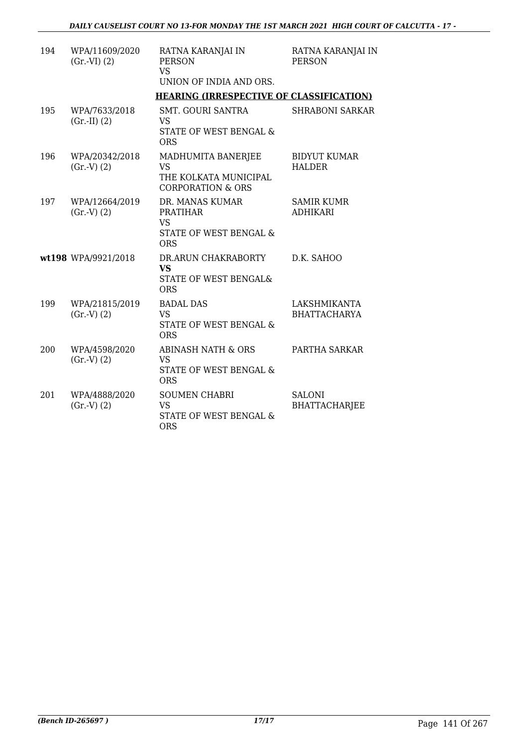| | | | |
|---|---|---|---|
| 194 | WPA/11609/2020 (Gr.-VI) (2) | RATNA KARANJAI IN PERSON<br>VS<br>UNION OF INDIA AND ORS. | RATNA KARANJAI IN PERSON |

**HEARING (IRRESPECTIVE OF CLASSIFICATION)**

| | | | |
|---|---|---|---|
| 195 | WPA/7633/2018 (Gr.-II) (2) | SMT. GOURI SANTRA<br>VS<br>STATE OF WEST BENGAL & ORS | SHRABONI SARKAR |
| 196 | WPA/20342/2018 (Gr.-V) (2) | MADHUMITA BANERJEE<br>VS<br>THE KOLKATA MUNICIPAL CORPORATION & ORS | BIDYUT KUMAR HALDER |
| 197 | WPA/12664/2019 (Gr.-V) (2) | DR. MANAS KUMAR PRATIHAR<br>VS<br>STATE OF WEST BENGAL & ORS | SAMIR KUMR ADHIKARI |
| **wt198** | WPA/9921/2018 | DR.ARUN CHAKRABORTY<br>**VS**<br>STATE OF WEST BENGAL& ORS | D.K. SAHOO |
| 199 | WPA/21815/2019 (Gr.-V) (2) | BADAL DAS<br>VS<br>STATE OF WEST BENGAL & ORS | LAKSHMIKANTA BHATTACHARYA |
| 200 | WPA/4598/2020 (Gr.-V) (2) | ABINASH NATH & ORS<br>VS<br>STATE OF WEST BENGAL & ORS | PARTHA SARKAR |
| 201 | WPA/4888/2020 (Gr.-V) (2) | SOUMEN CHABRI<br>VS<br>STATE OF WEST BENGAL & ORS | SALONI BHATTACHARJEE |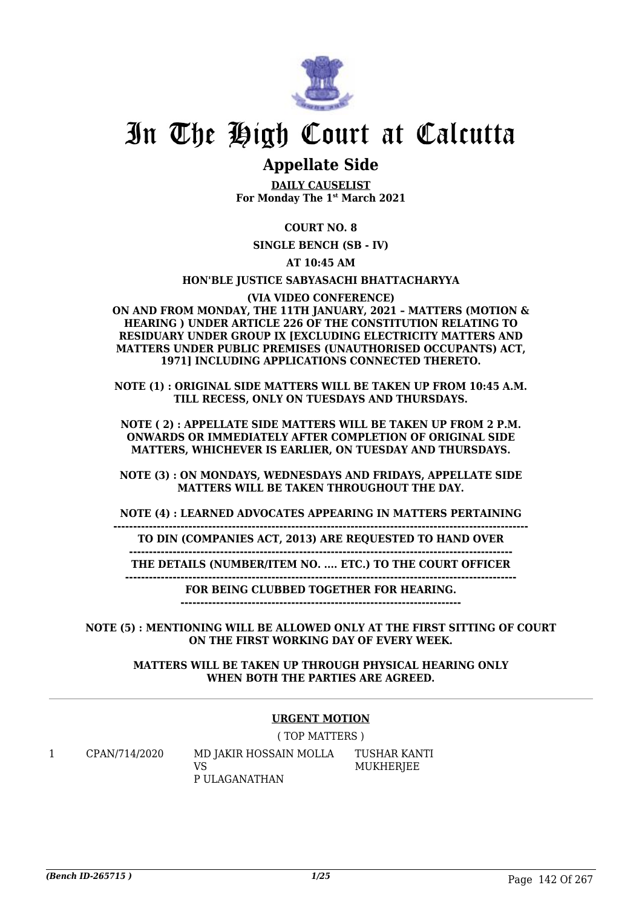# In The High Court at Calcutta

## Appellate Side

**DAILY CAUSELIST**
**For Monday The 1st March 2021**

**COURT NO. 8**

**SINGLE BENCH (SB - IV)**

**AT 10:45 AM**

**HON'BLE JUSTICE SABYASACHI BHATTACHARYYA**

**(VIA VIDEO CONFERENCE)**
**ON AND FROM MONDAY, THE 11TH JANUARY, 2021 – MATTERS (MOTION & HEARING ) UNDER ARTICLE 226 OF THE CONSTITUTION RELATING TO RESIDUARY UNDER GROUP IX [EXCLUDING ELECTRICITY MATTERS AND MATTERS UNDER PUBLIC PREMISES (UNAUTHORISED OCCUPANTS) ACT, 1971] INCLUDING APPLICATIONS CONNECTED THERETO.**

**NOTE (1) : ORIGINAL SIDE MATTERS WILL BE TAKEN UP FROM 10:45 A.M. TILL RECESS, ONLY ON TUESDAYS AND THURSDAYS.**

**NOTE ( 2) : APPELLATE SIDE MATTERS WILL BE TAKEN UP FROM 2 P.M. ONWARDS OR IMMEDIATELY AFTER COMPLETION OF ORIGINAL SIDE MATTERS, WHICHEVER IS EARLIER, ON TUESDAY AND THURSDAYS.**

**NOTE (3) : ON MONDAYS, WEDNESDAYS AND FRIDAYS, APPELLATE SIDE MATTERS WILL BE TAKEN THROUGHOUT THE DAY.**

**NOTE (4) : LEARNED ADVOCATES APPEARING IN MATTERS PERTAINING**
**TO DIN (COMPANIES ACT, 2013) ARE REQUESTED TO HAND OVER**
**THE DETAILS (NUMBER/ITEM NO. .... ETC.) TO THE COURT OFFICER**
**FOR BEING CLUBBED TOGETHER FOR HEARING.**

**NOTE (5) : MENTIONING WILL BE ALLOWED ONLY AT THE FIRST SITTING OF COURT ON THE FIRST WORKING DAY OF EVERY WEEK.**

**MATTERS WILL BE TAKEN UP THROUGH PHYSICAL HEARING ONLY WHEN BOTH THE PARTIES ARE AGREED.**

**URGENT MOTION**

( TOP MATTERS )

| | | | |
|---|---|---|---|
| 1 | CPAN/714/2020 | MD JAKIR HOSSAIN MOLLA<br>VS<br>P ULAGANATHAN | TUSHAR KANTI MUKHERJEE |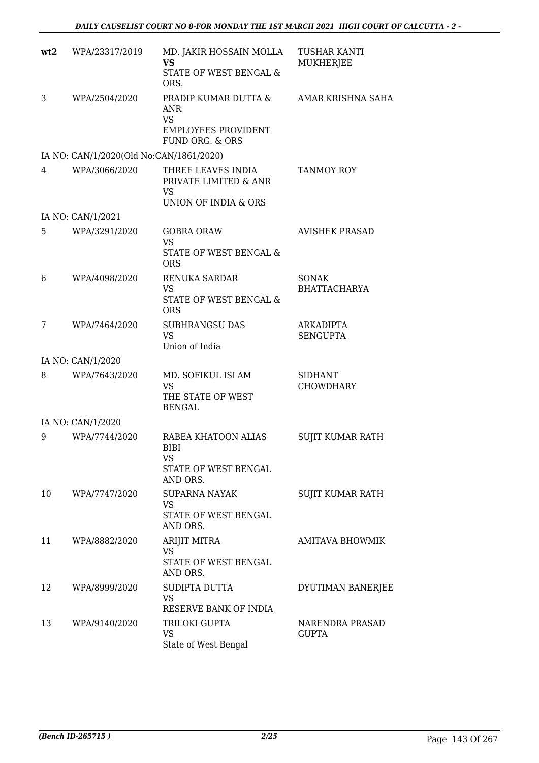| wt2 | WPA/23317/2019 | MD. JAKIR HOSSAIN MOLLA<br>**VS**<br>STATE OF WEST BENGAL & ORS. | TUSHAR KANTI MUKHERJEE |
|---|---|---|---|
| 3 | WPA/2504/2020 | PRADIP KUMAR DUTTA & ANR<br>VS<br>EMPLOYEES PROVIDENT FUND ORG. & ORS | AMAR KRISHNA SAHA |
| | IA NO: CAN/1/2020(Old No:CAN/1861/2020) | | |
| 4 | WPA/3066/2020 | THREE LEAVES INDIA PRIVATE LIMITED & ANR<br>VS<br>UNION OF INDIA & ORS | TANMOY ROY |
| | IA NO: CAN/1/2021 | | |
| 5 | WPA/3291/2020 | GOBRA ORAW<br>VS<br>STATE OF WEST BENGAL & ORS | AVISHEK PRASAD |
| 6 | WPA/4098/2020 | RENUKA SARDAR<br>VS<br>STATE OF WEST BENGAL & ORS | SONAK BHATTACHARYA |
| 7 | WPA/7464/2020 | SUBHRANGSU DAS<br>VS<br>Union of India | ARKADIPTA SENGUPTA |
| | IA NO: CAN/1/2020 | | |
| 8 | WPA/7643/2020 | MD. SOFIKUL ISLAM<br>VS<br>THE STATE OF WEST BENGAL | SIDHANT CHOWDHARY |
| | IA NO: CAN/1/2020 | | |
| 9 | WPA/7744/2020 | RABEA KHATOON ALIAS BIBI<br>VS<br>STATE OF WEST BENGAL AND ORS. | SUJIT KUMAR RATH |
| 10 | WPA/7747/2020 | SUPARNA NAYAK<br>VS<br>STATE OF WEST BENGAL AND ORS. | SUJIT KUMAR RATH |
| 11 | WPA/8882/2020 | ARIJIT MITRA<br>VS<br>STATE OF WEST BENGAL AND ORS. | AMITAVA BHOWMIK |
| 12 | WPA/8999/2020 | SUDIPTA DUTTA<br>VS<br>RESERVE BANK OF INDIA | DYUTIMAN BANERJEE |
| 13 | WPA/9140/2020 | TRILOKI GUPTA<br>VS<br>State of West Bengal | NARENDRA PRASAD GUPTA |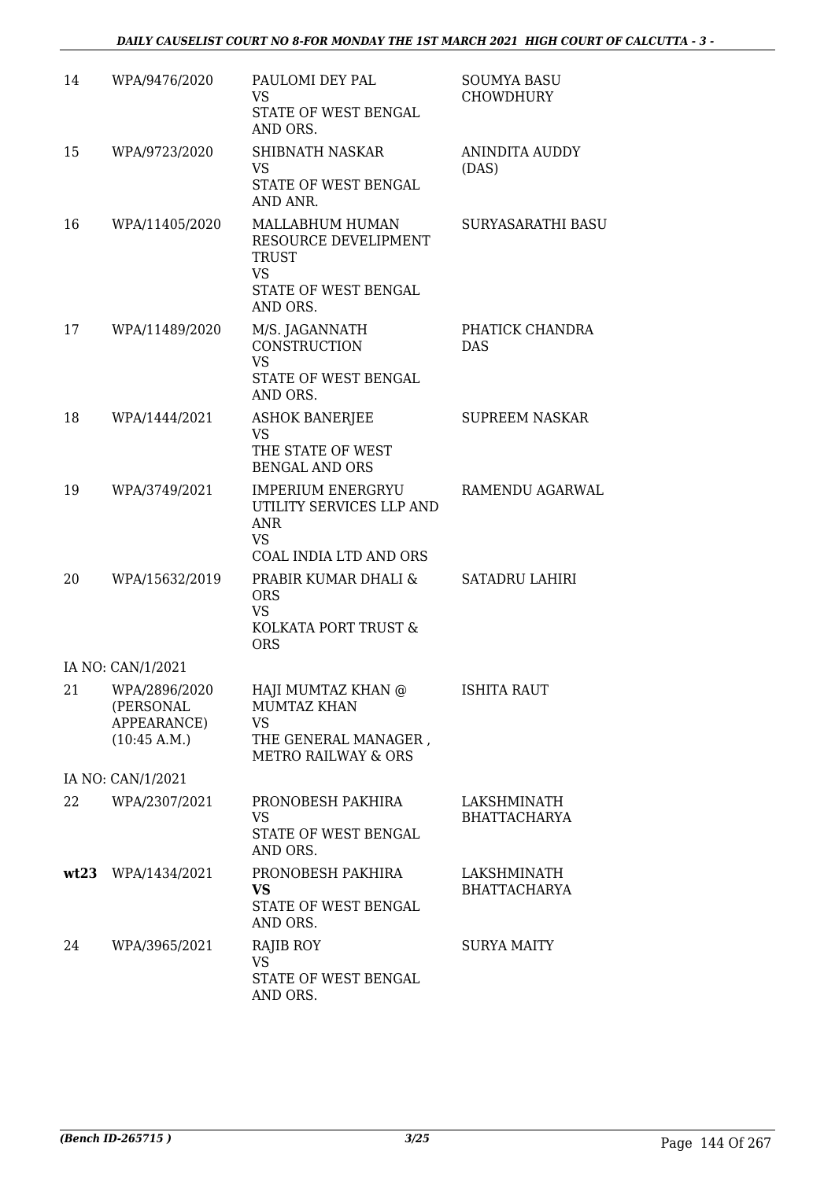| 14 | WPA/9476/2020 | PAULOMI DEY PAL<br>VS<br>STATE OF WEST BENGAL AND ORS. | SOUMYA BASU CHOWDHURY |
|---|---|---|---|
| 15 | WPA/9723/2020 | SHIBNATH NASKAR<br>VS<br>STATE OF WEST BENGAL AND ANR. | ANINDITA AUDDY (DAS) |
| 16 | WPA/11405/2020 | MALLABHUM HUMAN RESOURCE DEVELIPMENT TRUST<br>VS<br>STATE OF WEST BENGAL AND ORS. | SURYASARATHI BASU |
| 17 | WPA/11489/2020 | M/S. JAGANNATH CONSTRUCTION<br>VS<br>STATE OF WEST BENGAL AND ORS. | PHATICK CHANDRA DAS |
| 18 | WPA/1444/2021 | ASHOK BANERJEE<br>VS<br>THE STATE OF WEST BENGAL AND ORS | SUPREEM NASKAR |
| 19 | WPA/3749/2021 | IMPERIUM ENERGRYU UTILITY SERVICES LLP AND ANR<br>VS<br>COAL INDIA LTD AND ORS | RAMENDU AGARWAL |
| 20 | WPA/15632/2019 | PRABIR KUMAR DHALI & ORS<br>VS<br>KOLKATA PORT TRUST & ORS | SATADRU LAHIRI |
| | IA NO: CAN/1/2021 | | |
| 21 | WPA/2896/2020 (PERSONAL APPEARANCE) (10:45 A.M.) | HAJI MUMTAZ KHAN @ MUMTAZ KHAN<br>VS<br>THE GENERAL MANAGER , METRO RAILWAY & ORS | ISHITA RAUT |
| | IA NO: CAN/1/2021 | | |
| 22 | WPA/2307/2021 | PRONOBESH PAKHIRA<br>VS<br>STATE OF WEST BENGAL AND ORS. | LAKSHMINATH BHATTACHARYA |
| **wt23** | WPA/1434/2021 | PRONOBESH PAKHIRA<br>**VS**<br>STATE OF WEST BENGAL AND ORS. | LAKSHMINATH BHATTACHARYA |
| 24 | WPA/3965/2021 | RAJIB ROY<br>VS<br>STATE OF WEST BENGAL AND ORS. | SURYA MAITY |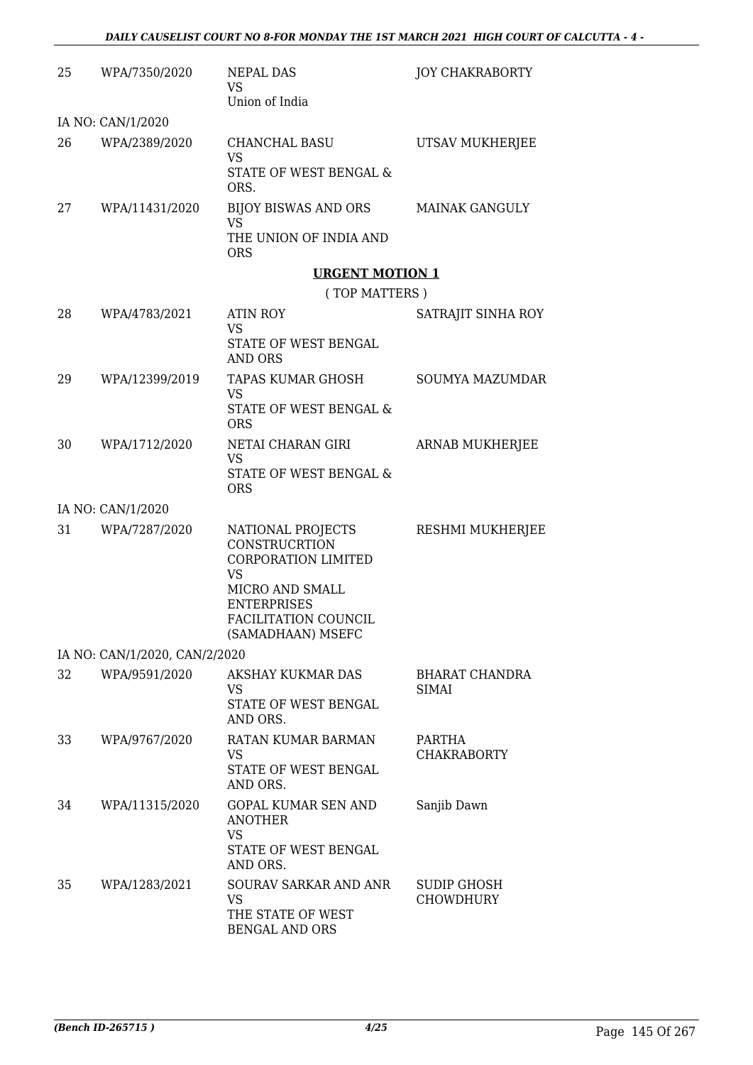| 25 | WPA/7350/2020 | NEPAL DAS<br>VS<br>Union of India | JOY CHAKRABORTY |
|---|---|---|---|
| | IA NO: CAN/1/2020 | | |
| 26 | WPA/2389/2020 | CHANCHAL BASU<br>VS<br>STATE OF WEST BENGAL & ORS. | UTSAV MUKHERJEE |
| 27 | WPA/11431/2020 | BIJOY BISWAS AND ORS<br>VS<br>THE UNION OF INDIA AND ORS | MAINAK GANGULY |

## URGENT MOTION 1

( TOP MATTERS )

| 28 | WPA/4783/2021 | ATIN ROY<br>VS<br>STATE OF WEST BENGAL AND ORS | SATRAJIT SINHA ROY |
|---|---|---|---|
| 29 | WPA/12399/2019 | TAPAS KUMAR GHOSH<br>VS<br>STATE OF WEST BENGAL & ORS | SOUMYA MAZUMDAR |
| 30 | WPA/1712/2020 | NETAI CHARAN GIRI<br>VS<br>STATE OF WEST BENGAL & ORS | ARNAB MUKHERJEE |
| | IA NO: CAN/1/2020 | | |
| 31 | WPA/7287/2020 | NATIONAL PROJECTS CONSTRUCRTION CORPORATION LIMITED<br>VS<br>MICRO AND SMALL ENTERPRISES FACILITATION COUNCIL (SAMADHAAN) MSEFC | RESHMI MUKHERJEE |
| | IA NO: CAN/1/2020, CAN/2/2020 | | |
| 32 | WPA/9591/2020 | AKSHAY KUKMAR DAS<br>VS<br>STATE OF WEST BENGAL AND ORS. | BHARAT CHANDRA SIMAI |
| 33 | WPA/9767/2020 | RATAN KUMAR BARMAN<br>VS<br>STATE OF WEST BENGAL AND ORS. | PARTHA CHAKRABORTY |
| 34 | WPA/11315/2020 | GOPAL KUMAR SEN AND ANOTHER<br>VS<br>STATE OF WEST BENGAL AND ORS. | Sanjib Dawn |
| 35 | WPA/1283/2021 | SOURAV SARKAR AND ANR<br>VS<br>THE STATE OF WEST BENGAL AND ORS | SUDIP GHOSH CHOWDHURY |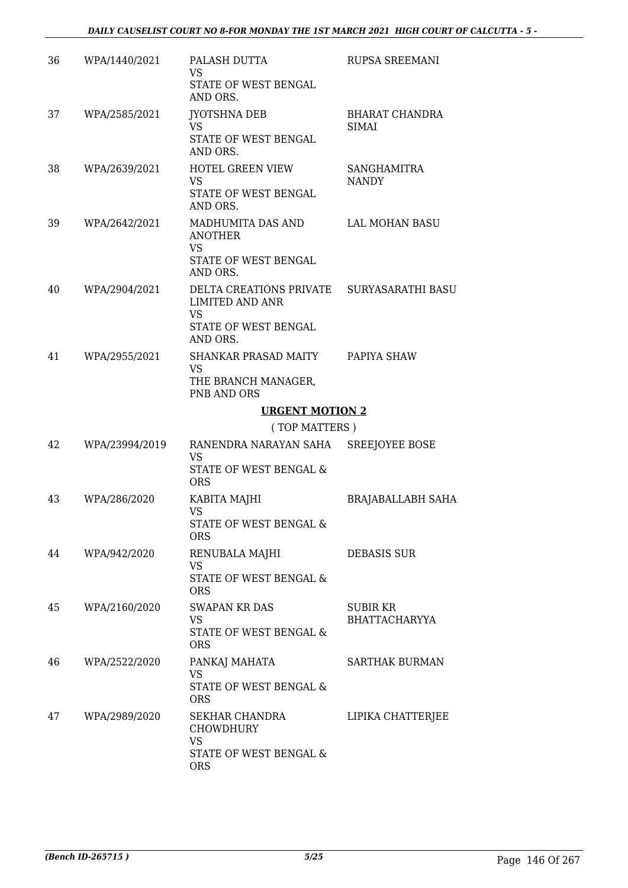| | | | |
|---|---|---|---|
| 36 | WPA/1440/2021 | PALASH DUTTA<br>VS<br>STATE OF WEST BENGAL AND ORS. | RUPSA SREEMANI |
| 37 | WPA/2585/2021 | JYOTSHNA DEB<br>VS<br>STATE OF WEST BENGAL AND ORS. | BHARAT CHANDRA SIMAI |
| 38 | WPA/2639/2021 | HOTEL GREEN VIEW<br>VS<br>STATE OF WEST BENGAL AND ORS. | SANGHAMITRA NANDY |
| 39 | WPA/2642/2021 | MADHUMITA DAS AND ANOTHER<br>VS<br>STATE OF WEST BENGAL AND ORS. | LAL MOHAN BASU |
| 40 | WPA/2904/2021 | DELTA CREATIONS PRIVATE LIMITED AND ANR<br>VS<br>STATE OF WEST BENGAL AND ORS. | SURYASARATHI BASU |
| 41 | WPA/2955/2021 | SHANKAR PRASAD MAITY<br>VS<br>THE BRANCH MANAGER, PNB AND ORS | PAPIYA SHAW |

**URGENT MOTION 2**

( TOP MATTERS )

| | | | |
|---|---|---|---|
| 42 | WPA/23994/2019 | RANENDRA NARAYAN SAHA<br>VS<br>STATE OF WEST BENGAL & ORS | SREEJOYEE BOSE |
| 43 | WPA/286/2020 | KABITA MAJHI<br>VS<br>STATE OF WEST BENGAL & ORS | BRAJABALLABH SAHA |
| 44 | WPA/942/2020 | RENUBALA MAJHI<br>VS<br>STATE OF WEST BENGAL & ORS | DEBASIS SUR |
| 45 | WPA/2160/2020 | SWAPAN KR DAS<br>VS<br>STATE OF WEST BENGAL & ORS | SUBIR KR BHATTACHARYYA |
| 46 | WPA/2522/2020 | PANKAJ MAHATA<br>VS<br>STATE OF WEST BENGAL & ORS | SARTHAK BURMAN |
| 47 | WPA/2989/2020 | SEKHAR CHANDRA CHOWDHURY<br>VS<br>STATE OF WEST BENGAL & ORS | LIPIKA CHATTERJEE |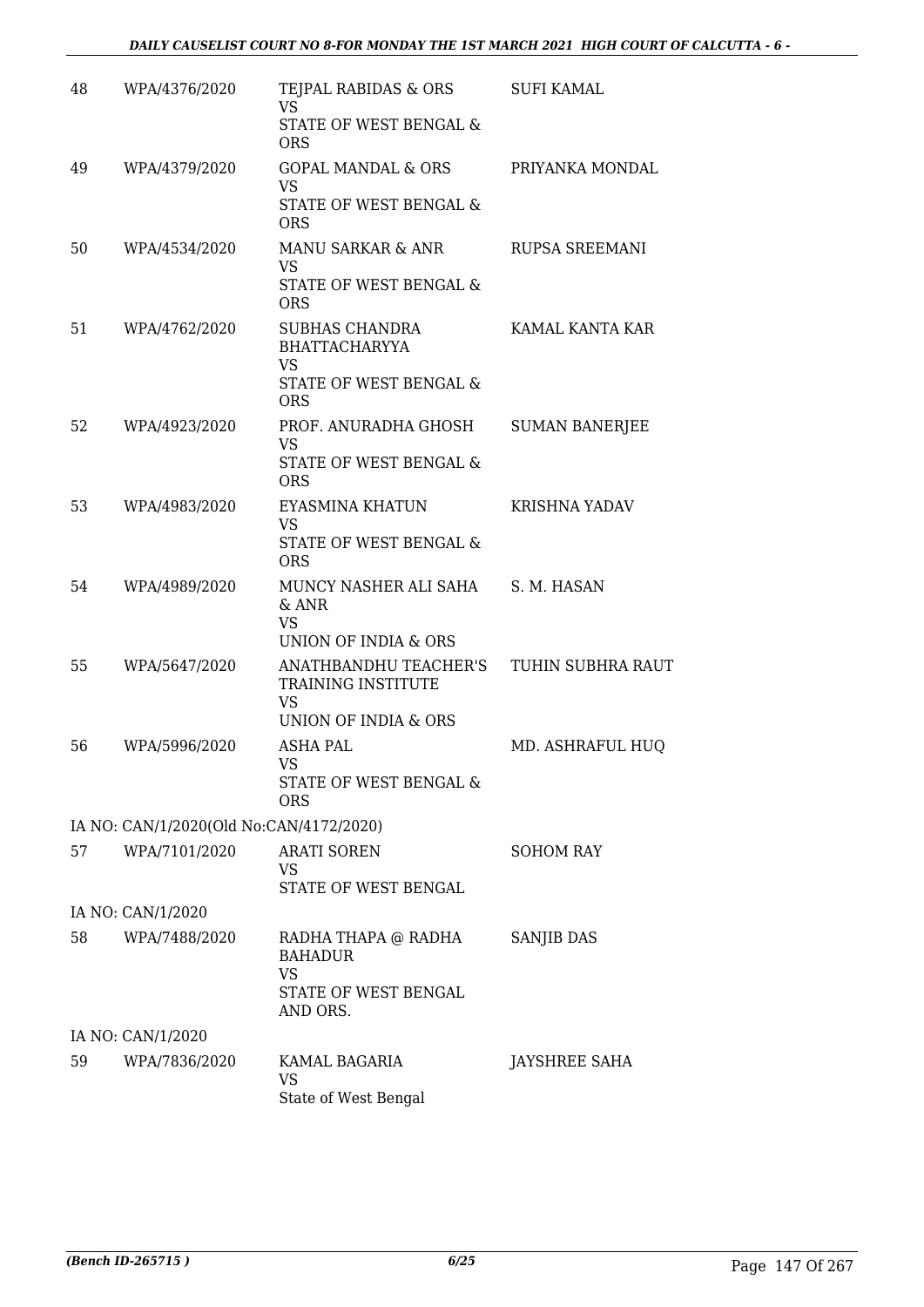| | | | |
|---|---|---|---|
| 48 | WPA/4376/2020 | TEJPAL RABIDAS & ORS<br>VS<br>STATE OF WEST BENGAL & ORS | SUFI KAMAL |
| 49 | WPA/4379/2020 | GOPAL MANDAL & ORS<br>VS<br>STATE OF WEST BENGAL & ORS | PRIYANKA MONDAL |
| 50 | WPA/4534/2020 | MANU SARKAR & ANR<br>VS<br>STATE OF WEST BENGAL & ORS | RUPSA SREEMANI |
| 51 | WPA/4762/2020 | SUBHAS CHANDRA BHATTACHARYYA<br>VS<br>STATE OF WEST BENGAL & ORS | KAMAL KANTA KAR |
| 52 | WPA/4923/2020 | PROF. ANURADHA GHOSH<br>VS<br>STATE OF WEST BENGAL & ORS | SUMAN BANERJEE |
| 53 | WPA/4983/2020 | EYASMINA KHATUN<br>VS<br>STATE OF WEST BENGAL & ORS | KRISHNA YADAV |
| 54 | WPA/4989/2020 | MUNCY NASHER ALI SAHA & ANR<br>VS<br>UNION OF INDIA & ORS | S. M. HASAN |
| 55 | WPA/5647/2020 | ANATHBANDHU TEACHER'S TRAINING INSTITUTE<br>VS<br>UNION OF INDIA & ORS | TUHIN SUBHRA RAUT |
| 56 | WPA/5996/2020 | ASHA PAL<br>VS<br>STATE OF WEST BENGAL & ORS | MD. ASHRAFUL HUQ |
| | IA NO: CAN/1/2020(Old No:CAN/4172/2020) | | |
| 57 | WPA/7101/2020 | ARATI SOREN<br>VS<br>STATE OF WEST BENGAL | SOHOM RAY |
| | IA NO: CAN/1/2020 | | |
| 58 | WPA/7488/2020 | RADHA THAPA @ RADHA BAHADUR<br>VS<br>STATE OF WEST BENGAL AND ORS. | SANJIB DAS |
| | IA NO: CAN/1/2020 | | |
| 59 | WPA/7836/2020 | KAMAL BAGARIA<br>VS<br>State of West Bengal | JAYSHREE SAHA |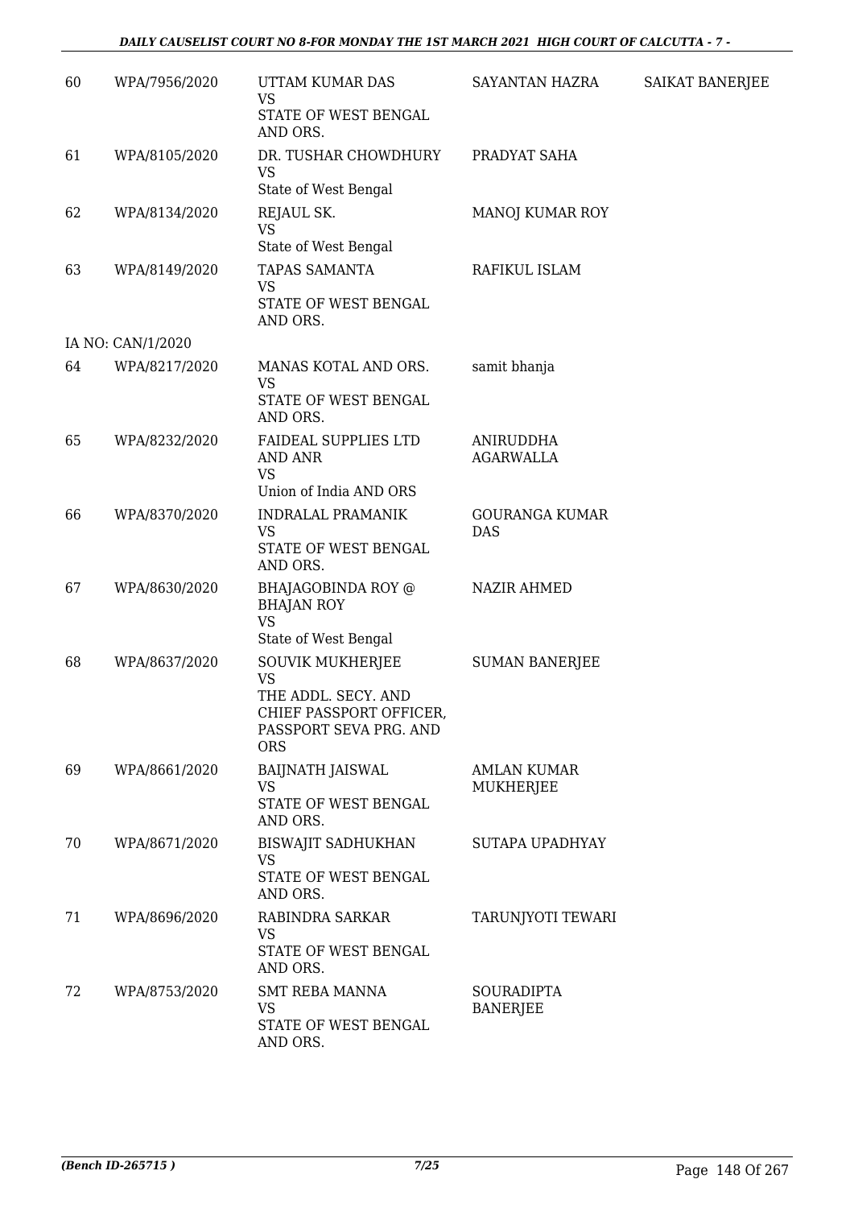| | | | | |
|---|---|---|---|---|
| 60 | WPA/7956/2020 | UTTAM KUMAR DAS<br>VS<br>STATE OF WEST BENGAL AND ORS. | SAYANTAN HAZRA | SAIKAT BANERJEE |
| 61 | WPA/8105/2020 | DR. TUSHAR CHOWDHURY<br>VS<br>State of West Bengal | PRADYAT SAHA | |
| 62 | WPA/8134/2020 | REJAUL SK.<br>VS<br>State of West Bengal | MANOJ KUMAR ROY | |
| 63 | WPA/8149/2020 | TAPAS SAMANTA<br>VS<br>STATE OF WEST BENGAL AND ORS. | RAFIKUL ISLAM | |
| IA NO: CAN/1/2020 | | | | |
| 64 | WPA/8217/2020 | MANAS KOTAL AND ORS.<br>VS<br>STATE OF WEST BENGAL AND ORS. | samit bhanja | |
| 65 | WPA/8232/2020 | FAIDEAL SUPPLIES LTD AND ANR<br>VS<br>Union of India AND ORS | ANIRUDDHA AGARWALLA | |
| 66 | WPA/8370/2020 | INDRALAL PRAMANIK<br>VS<br>STATE OF WEST BENGAL AND ORS. | GOURANGA KUMAR DAS | |
| 67 | WPA/8630/2020 | BHAJAGOBINDA ROY @ BHAJAN ROY<br>VS<br>State of West Bengal | NAZIR AHMED | |
| 68 | WPA/8637/2020 | SOUVIK MUKHERJEE<br>VS<br>THE ADDL. SECY. AND CHIEF PASSPORT OFFICER, PASSPORT SEVA PRG. AND ORS | SUMAN BANERJEE | |
| 69 | WPA/8661/2020 | BAIJNATH JAISWAL<br>VS<br>STATE OF WEST BENGAL AND ORS. | AMLAN KUMAR MUKHERJEE | |
| 70 | WPA/8671/2020 | BISWAJIT SADHUKHAN<br>VS<br>STATE OF WEST BENGAL AND ORS. | SUTAPA UPADHYAY | |
| 71 | WPA/8696/2020 | RABINDRA SARKAR<br>VS<br>STATE OF WEST BENGAL AND ORS. | TARUNJYOTI TEWARI | |
| 72 | WPA/8753/2020 | SMT REBA MANNA<br>VS<br>STATE OF WEST BENGAL AND ORS. | SOURADIPTA BANERJEE | |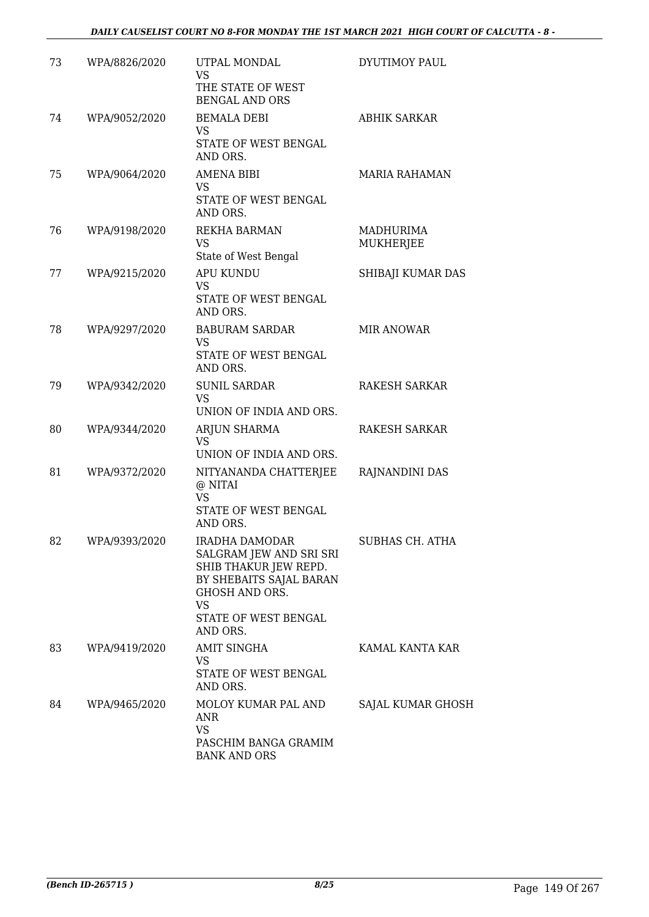| | | | |
|---|---|---|---|
| 73 | WPA/8826/2020 | UTPAL MONDAL<br>VS<br>THE STATE OF WEST BENGAL AND ORS | DYUTIMOY PAUL |
| 74 | WPA/9052/2020 | BEMALA DEBI<br>VS<br>STATE OF WEST BENGAL AND ORS. | ABHIK SARKAR |
| 75 | WPA/9064/2020 | AMENA BIBI<br>VS<br>STATE OF WEST BENGAL AND ORS. | MARIA RAHAMAN |
| 76 | WPA/9198/2020 | REKHA BARMAN<br>VS<br>State of West Bengal | MADHURIMA MUKHERJEE |
| 77 | WPA/9215/2020 | APU KUNDU<br>VS<br>STATE OF WEST BENGAL AND ORS. | SHIBAJI KUMAR DAS |
| 78 | WPA/9297/2020 | BABURAM SARDAR<br>VS<br>STATE OF WEST BENGAL AND ORS. | MIR ANOWAR |
| 79 | WPA/9342/2020 | SUNIL SARDAR<br>VS<br>UNION OF INDIA AND ORS. | RAKESH SARKAR |
| 80 | WPA/9344/2020 | ARJUN SHARMA<br>VS<br>UNION OF INDIA AND ORS. | RAKESH SARKAR |
| 81 | WPA/9372/2020 | NITYANANDA CHATTERJEE @ NITAI<br>VS<br>STATE OF WEST BENGAL AND ORS. | RAJNANDINI DAS |
| 82 | WPA/9393/2020 | IRADHA DAMODAR SALGRAM JEW AND SRI SRI SHIB THAKUR JEW REPD. BY SHEBAITS SAJAL BARAN GHOSH AND ORS.<br>VS<br>STATE OF WEST BENGAL AND ORS. | SUBHAS CH. ATHA |
| 83 | WPA/9419/2020 | AMIT SINGHA<br>VS<br>STATE OF WEST BENGAL AND ORS. | KAMAL KANTA KAR |
| 84 | WPA/9465/2020 | MOLOY KUMAR PAL AND ANR<br>VS<br>PASCHIM BANGA GRAMIM BANK AND ORS | SAJAL KUMAR GHOSH |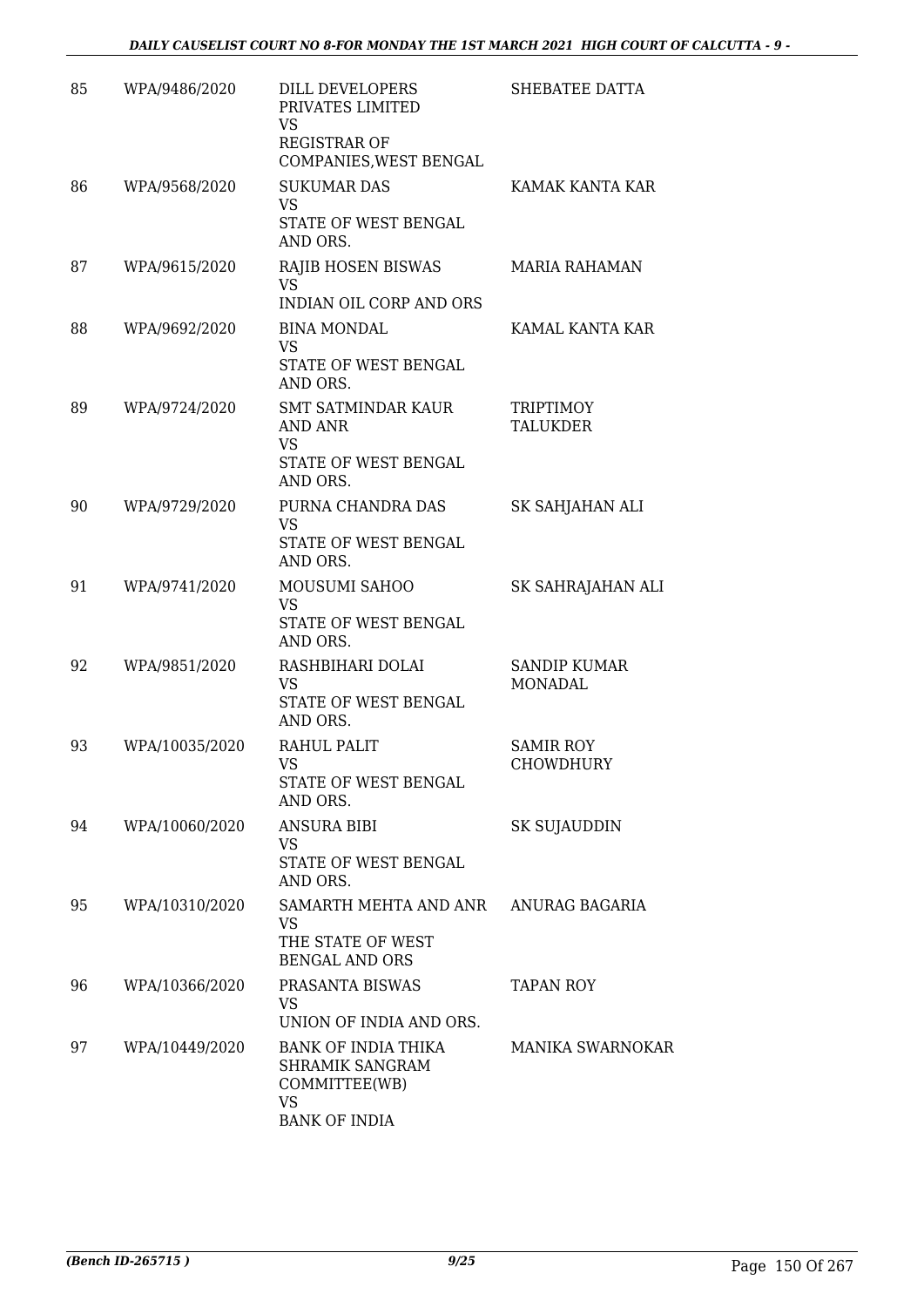| | | | |
|---|---|---|---|
| 85 | WPA/9486/2020 | DILL DEVELOPERS PRIVATES LIMITED<br>VS<br>REGISTRAR OF COMPANIES,WEST BENGAL | SHEBATEE DATTA |
| 86 | WPA/9568/2020 | SUKUMAR DAS<br>VS<br>STATE OF WEST BENGAL AND ORS. | KAMAK KANTA KAR |
| 87 | WPA/9615/2020 | RAJIB HOSEN BISWAS<br>VS<br>INDIAN OIL CORP AND ORS | MARIA RAHAMAN |
| 88 | WPA/9692/2020 | BINA MONDAL<br>VS<br>STATE OF WEST BENGAL AND ORS. | KAMAL KANTA KAR |
| 89 | WPA/9724/2020 | SMT SATMINDAR KAUR AND ANR<br>VS<br>STATE OF WEST BENGAL AND ORS. | TRIPTIMOY TALUKDER |
| 90 | WPA/9729/2020 | PURNA CHANDRA DAS<br>VS<br>STATE OF WEST BENGAL AND ORS. | SK SAHJAHAN ALI |
| 91 | WPA/9741/2020 | MOUSUMI SAHOO<br>VS<br>STATE OF WEST BENGAL AND ORS. | SK SAHRAJAHAN ALI |
| 92 | WPA/9851/2020 | RASHBIHARI DOLAI<br>VS<br>STATE OF WEST BENGAL AND ORS. | SANDIP KUMAR MONADAL |
| 93 | WPA/10035/2020 | RAHUL PALIT<br>VS<br>STATE OF WEST BENGAL AND ORS. | SAMIR ROY CHOWDHURY |
| 94 | WPA/10060/2020 | ANSURA BIBI<br>VS<br>STATE OF WEST BENGAL AND ORS. | SK SUJAUDDIN |
| 95 | WPA/10310/2020 | SAMARTH MEHTA AND ANR<br>VS<br>THE STATE OF WEST BENGAL AND ORS | ANURAG BAGARIA |
| 96 | WPA/10366/2020 | PRASANTA BISWAS<br>VS<br>UNION OF INDIA AND ORS. | TAPAN ROY |
| 97 | WPA/10449/2020 | BANK OF INDIA THIKA SHRAMIK SANGRAM COMMITTEE(WB)<br>VS<br>BANK OF INDIA | MANIKA SWARNOKAR |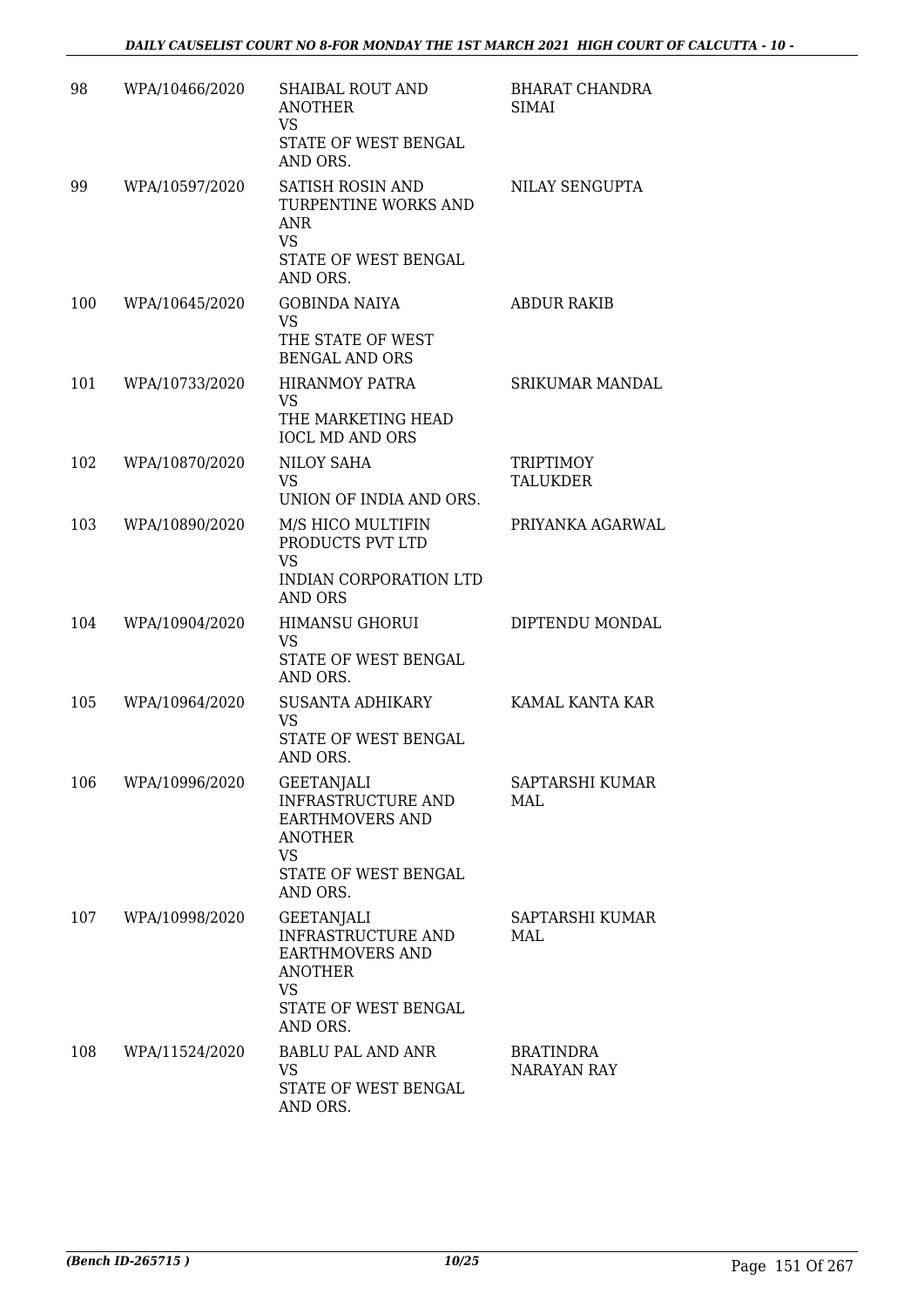| | | | |
|---|---|---|---|
| 98 | WPA/10466/2020 | SHAIBAL ROUT AND ANOTHER<br>VS<br>STATE OF WEST BENGAL AND ORS. | BHARAT CHANDRA SIMAI |
| 99 | WPA/10597/2020 | SATISH ROSIN AND TURPENTINE WORKS AND ANR<br>VS<br>STATE OF WEST BENGAL AND ORS. | NILAY SENGUPTA |
| 100 | WPA/10645/2020 | GOBINDA NAIYA<br>VS<br>THE STATE OF WEST BENGAL AND ORS | ABDUR RAKIB |
| 101 | WPA/10733/2020 | HIRANMOY PATRA<br>VS<br>THE MARKETING HEAD IOCL MD AND ORS | SRIKUMAR MANDAL |
| 102 | WPA/10870/2020 | NILOY SAHA<br>VS<br>UNION OF INDIA AND ORS. | TRIPTIMOY TALUKDER |
| 103 | WPA/10890/2020 | M/S HICO MULTIFIN PRODUCTS PVT LTD<br>VS<br>INDIAN CORPORATION LTD AND ORS | PRIYANKA AGARWAL |
| 104 | WPA/10904/2020 | HIMANSU GHORUI<br>VS<br>STATE OF WEST BENGAL AND ORS. | DIPTENDU MONDAL |
| 105 | WPA/10964/2020 | SUSANTA ADHIKARY<br>VS<br>STATE OF WEST BENGAL AND ORS. | KAMAL KANTA KAR |
| 106 | WPA/10996/2020 | GEETANJALI INFRASTRUCTURE AND EARTHMOVERS AND ANOTHER<br>VS<br>STATE OF WEST BENGAL AND ORS. | SAPTARSHI KUMAR MAL |
| 107 | WPA/10998/2020 | GEETANJALI INFRASTRUCTURE AND EARTHMOVERS AND ANOTHER<br>VS<br>STATE OF WEST BENGAL AND ORS. | SAPTARSHI KUMAR MAL |
| 108 | WPA/11524/2020 | BABLU PAL AND ANR<br>VS<br>STATE OF WEST BENGAL AND ORS. | BRATINDRA NARAYAN RAY |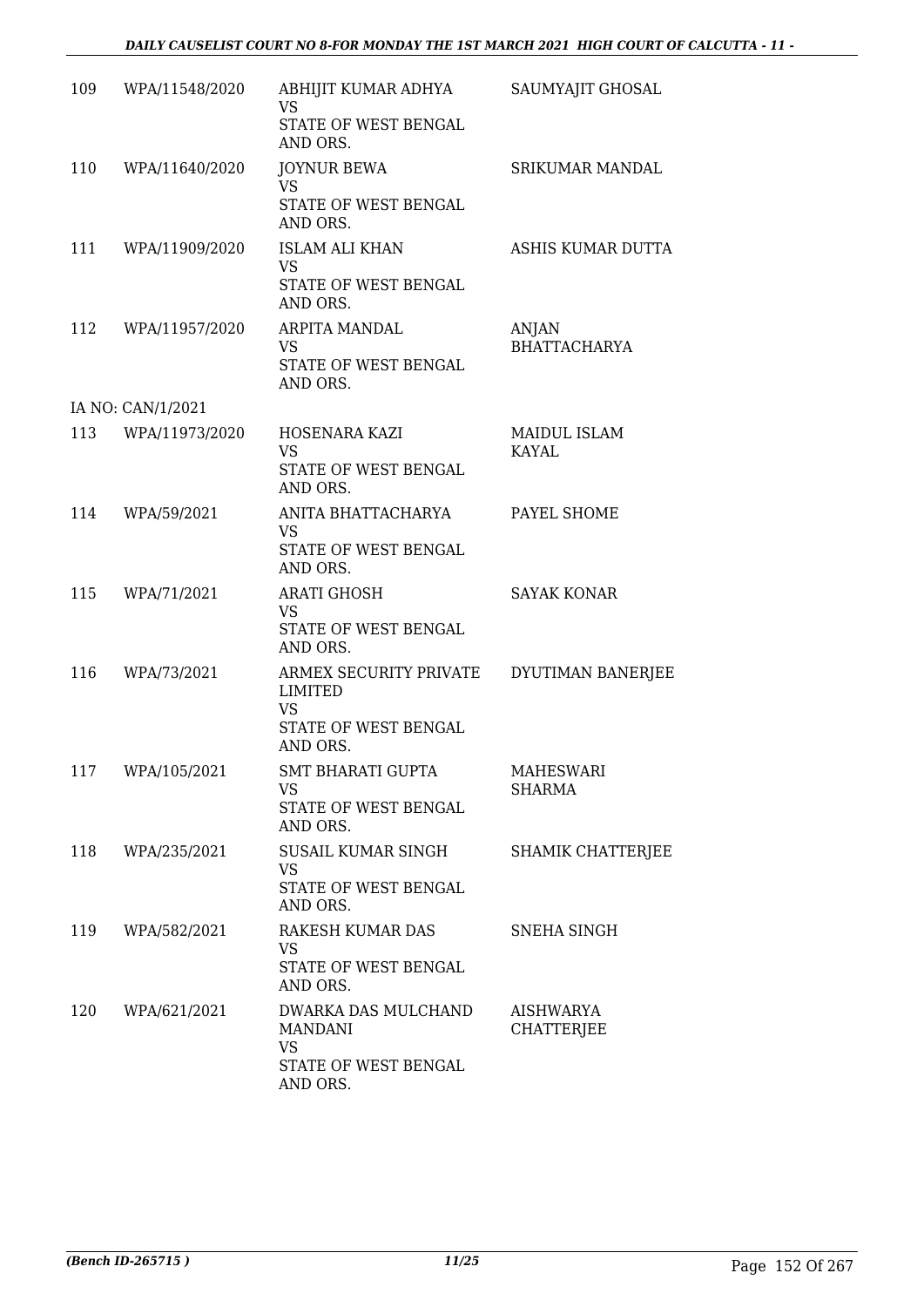| | | | |
|---|---|---|---|
| 109 | WPA/11548/2020 | ABHIJIT KUMAR ADHYA<br>VS<br>STATE OF WEST BENGAL AND ORS. | SAUMYAJIT GHOSAL |
| 110 | WPA/11640/2020 | JOYNUR BEWA<br>VS<br>STATE OF WEST BENGAL AND ORS. | SRIKUMAR MANDAL |
| 111 | WPA/11909/2020 | ISLAM ALI KHAN<br>VS<br>STATE OF WEST BENGAL AND ORS. | ASHIS KUMAR DUTTA |
| 112 | WPA/11957/2020 | ARPITA MANDAL<br>VS<br>STATE OF WEST BENGAL AND ORS. | ANJAN BHATTACHARYA |
| | IA NO: CAN/1/2021 | | |
| 113 | WPA/11973/2020 | HOSENARA KAZI<br>VS<br>STATE OF WEST BENGAL AND ORS. | MAIDUL ISLAM KAYAL |
| 114 | WPA/59/2021 | ANITA BHATTACHARYA<br>VS<br>STATE OF WEST BENGAL AND ORS. | PAYEL SHOME |
| 115 | WPA/71/2021 | ARATI GHOSH<br>VS<br>STATE OF WEST BENGAL AND ORS. | SAYAK KONAR |
| 116 | WPA/73/2021 | ARMEX SECURITY PRIVATE LIMITED<br>VS<br>STATE OF WEST BENGAL AND ORS. | DYUTIMAN BANERJEE |
| 117 | WPA/105/2021 | SMT BHARATI GUPTA<br>VS<br>STATE OF WEST BENGAL AND ORS. | MAHESWARI SHARMA |
| 118 | WPA/235/2021 | SUSAIL KUMAR SINGH<br>VS<br>STATE OF WEST BENGAL AND ORS. | SHAMIK CHATTERJEE |
| 119 | WPA/582/2021 | RAKESH KUMAR DAS<br>VS<br>STATE OF WEST BENGAL AND ORS. | SNEHA SINGH |
| 120 | WPA/621/2021 | DWARKA DAS MULCHAND MANDANI<br>VS<br>STATE OF WEST BENGAL AND ORS. | AISHWARYA CHATTERJEE |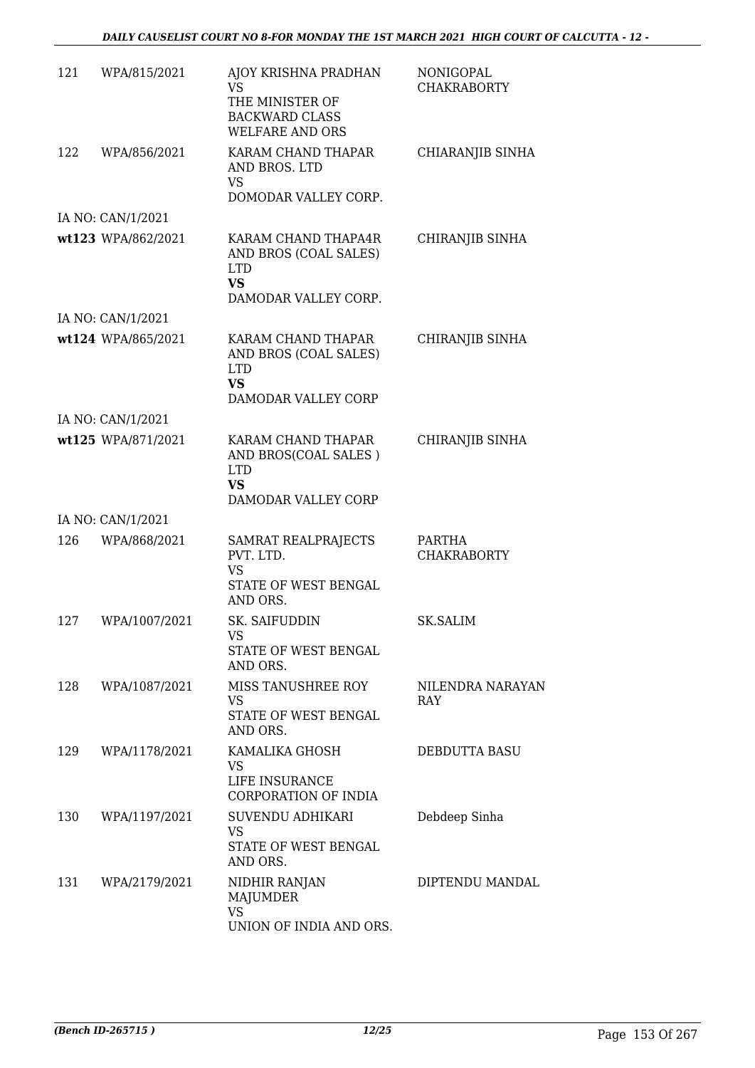| | | | |
|---|---|---|---|
| 121 | WPA/815/2021 | AJOY KRISHNA PRADHAN<br>VS<br>THE MINISTER OF BACKWARD CLASS WELFARE AND ORS | NONIGOPAL CHAKRABORTY |
| 122 | WPA/856/2021 | KARAM CHAND THAPAR AND BROS. LTD<br>VS<br>DOMODAR VALLEY CORP. | CHIARANJIB SINHA |
| | IA NO: CAN/1/2021 | | |
| wt123 | WPA/862/2021 | KARAM CHAND THAPA4R AND BROS (COAL SALES) LTD<br>**VS**<br>DAMODAR VALLEY CORP. | CHIRANJIB SINHA |
| | IA NO: CAN/1/2021 | | |
| wt124 | WPA/865/2021 | KARAM CHAND THAPAR AND BROS (COAL SALES) LTD<br>**VS**<br>DAMODAR VALLEY CORP | CHIRANJIB SINHA |
| | IA NO: CAN/1/2021 | | |
| wt125 | WPA/871/2021 | KARAM CHAND THAPAR AND BROS(COAL SALES ) LTD<br>**VS**<br>DAMODAR VALLEY CORP | CHIRANJIB SINHA |
| | IA NO: CAN/1/2021 | | |
| 126 | WPA/868/2021 | SAMRAT REALPRAJECTS PVT. LTD.<br>VS<br>STATE OF WEST BENGAL AND ORS. | PARTHA CHAKRABORTY |
| 127 | WPA/1007/2021 | SK. SAIFUDDIN<br>VS<br>STATE OF WEST BENGAL AND ORS. | SK.SALIM |
| 128 | WPA/1087/2021 | MISS TANUSHREE ROY<br>VS<br>STATE OF WEST BENGAL AND ORS. | NILENDRA NARAYAN RAY |
| 129 | WPA/1178/2021 | KAMALIKA GHOSH<br>VS<br>LIFE INSURANCE CORPORATION OF INDIA | DEBDUTTA BASU |
| 130 | WPA/1197/2021 | SUVENDU ADHIKARI<br>VS<br>STATE OF WEST BENGAL AND ORS. | Debdeep Sinha |
| 131 | WPA/2179/2021 | NIDHIR RANJAN MAJUMDER<br>VS<br>UNION OF INDIA AND ORS. | DIPTENDU MANDAL |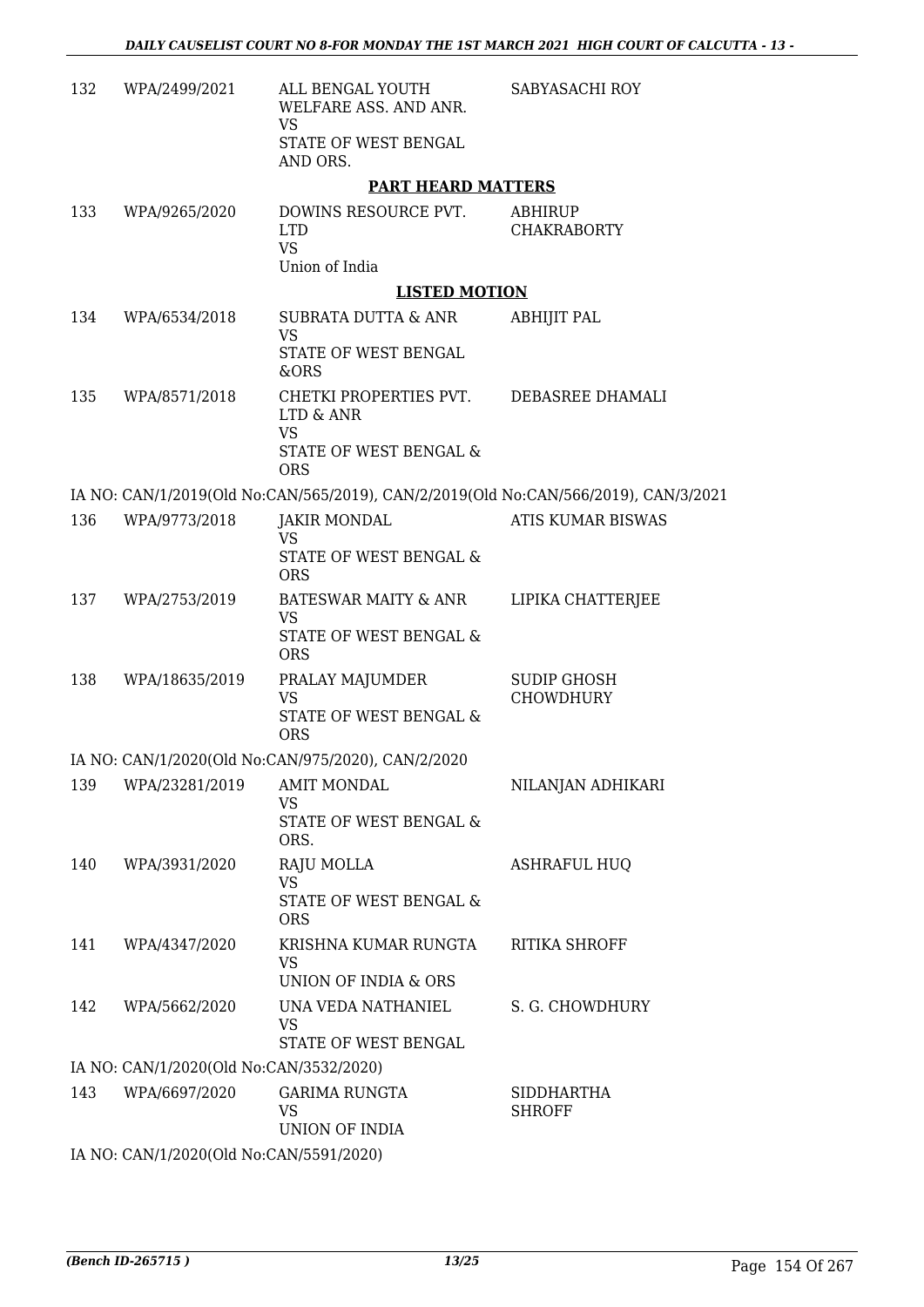| | | | |
|---|---|---|---|
| 132 | WPA/2499/2021 | ALL BENGAL YOUTH WELFARE ASS. AND ANR.<br>VS<br>STATE OF WEST BENGAL AND ORS. | SABYASACHI ROY |

**PART HEARD MATTERS**

| | | | |
|---|---|---|---|
| 133 | WPA/9265/2020 | DOWINS RESOURCE PVT. LTD<br>VS<br>Union of India | ABHIRUP CHAKRABORTY |

**LISTED MOTION**

| | | | |
|---|---|---|---|
| 134 | WPA/6534/2018 | SUBRATA DUTTA & ANR<br>VS<br>STATE OF WEST BENGAL &ORS | ABHIJIT PAL |
| 135 | WPA/8571/2018 | CHETKI PROPERTIES PVT. LTD & ANR<br>VS<br>STATE OF WEST BENGAL & ORS | DEBASREE DHAMALI |

IA NO: CAN/1/2019(Old No:CAN/565/2019), CAN/2/2019(Old No:CAN/566/2019), CAN/3/2021

| | | | |
|---|---|---|---|
| 136 | WPA/9773/2018 | JAKIR MONDAL<br>VS<br>STATE OF WEST BENGAL & ORS | ATIS KUMAR BISWAS |
| 137 | WPA/2753/2019 | BATESWAR MAITY & ANR<br>VS<br>STATE OF WEST BENGAL & ORS | LIPIKA CHATTERJEE |
| 138 | WPA/18635/2019 | PRALAY MAJUMDER<br>VS<br>STATE OF WEST BENGAL & ORS | SUDIP GHOSH CHOWDHURY |

IA NO: CAN/1/2020(Old No:CAN/975/2020), CAN/2/2020

| | | | |
|---|---|---|---|
| 139 | WPA/23281/2019 | AMIT MONDAL<br>VS<br>STATE OF WEST BENGAL & ORS. | NILANJAN ADHIKARI |
| 140 | WPA/3931/2020 | RAJU MOLLA<br>VS<br>STATE OF WEST BENGAL & ORS | ASHRAFUL HUQ |
| 141 | WPA/4347/2020 | KRISHNA KUMAR RUNGTA<br>VS<br>UNION OF INDIA & ORS | RITIKA SHROFF |
| 142 | WPA/5662/2020 | UNA VEDA NATHANIEL<br>VS<br>STATE OF WEST BENGAL | S. G. CHOWDHURY |

IA NO: CAN/1/2020(Old No:CAN/3532/2020)

| | | | |
|---|---|---|---|
| 143 | WPA/6697/2020 | GARIMA RUNGTA<br>VS<br>UNION OF INDIA | SIDDHARTHA SHROFF |

IA NO: CAN/1/2020(Old No:CAN/5591/2020)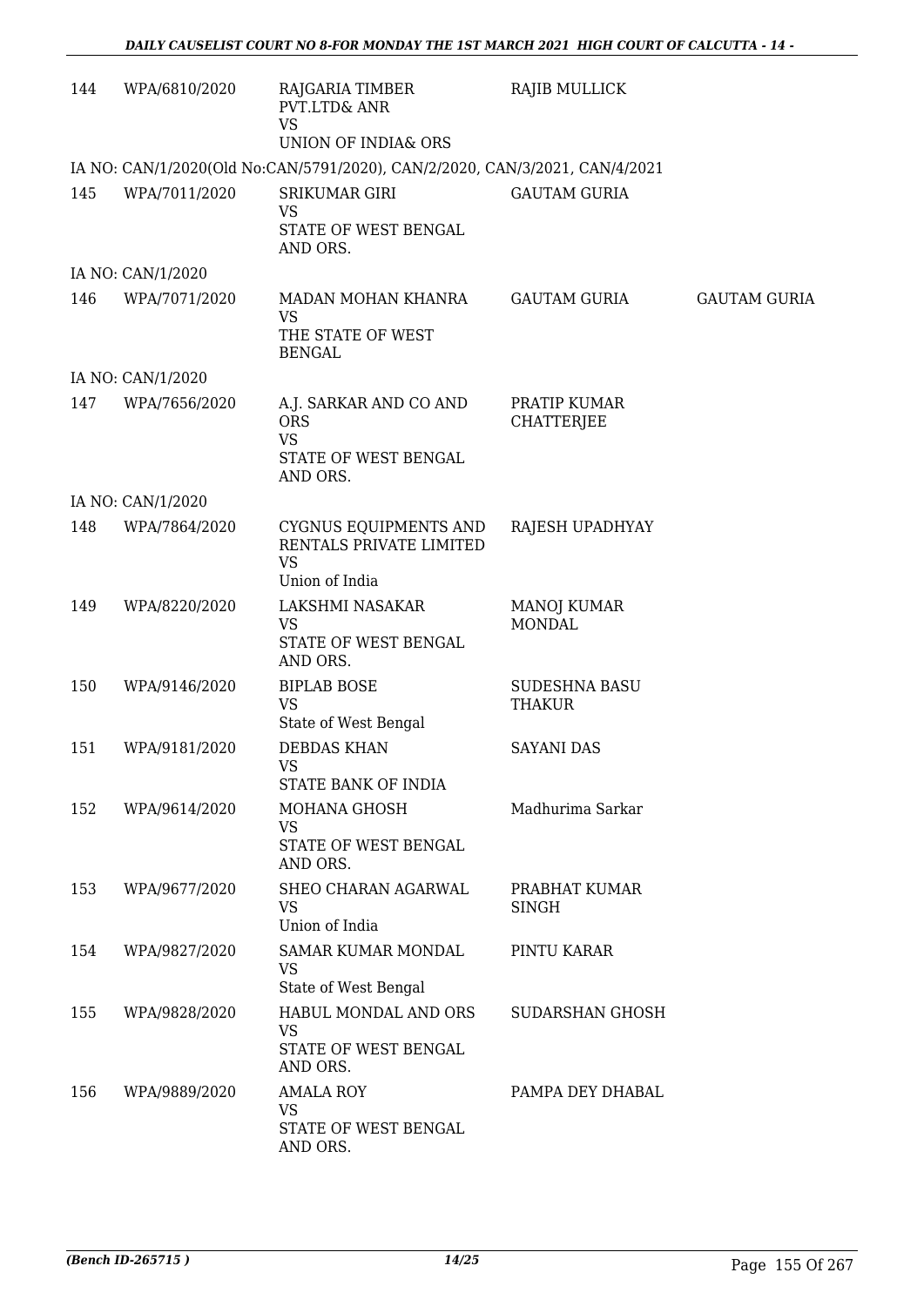| | | | | |
|---|---|---|---|---|
| 144 | WPA/6810/2020 | RAJGARIA TIMBER PVT.LTD& ANR VS UNION OF INDIA& ORS | RAJIB MULLICK | |
| IA NO: CAN/1/2020(Old No:CAN/5791/2020), CAN/2/2020, CAN/3/2021, CAN/4/2021 | | | | |
| 145 | WPA/7011/2020 | SRIKUMAR GIRI VS STATE OF WEST BENGAL AND ORS. | GAUTAM GURIA | |
| IA NO: CAN/1/2020 | | | | |
| 146 | WPA/7071/2020 | MADAN MOHAN KHANRA VS THE STATE OF WEST BENGAL | GAUTAM GURIA | GAUTAM GURIA |
| IA NO: CAN/1/2020 | | | | |
| 147 | WPA/7656/2020 | A.J. SARKAR AND CO AND ORS VS STATE OF WEST BENGAL AND ORS. | PRATIP KUMAR CHATTERJEE | |
| IA NO: CAN/1/2020 | | | | |
| 148 | WPA/7864/2020 | CYGNUS EQUIPMENTS AND RENTALS PRIVATE LIMITED VS Union of India | RAJESH UPADHYAY | |
| 149 | WPA/8220/2020 | LAKSHMI NASAKAR VS STATE OF WEST BENGAL AND ORS. | MANOJ KUMAR MONDAL | |
| 150 | WPA/9146/2020 | BIPLAB BOSE VS State of West Bengal | SUDESHNA BASU THAKUR | |
| 151 | WPA/9181/2020 | DEBDAS KHAN VS STATE BANK OF INDIA | SAYANI DAS | |
| 152 | WPA/9614/2020 | MOHANA GHOSH VS STATE OF WEST BENGAL AND ORS. | Madhurima Sarkar | |
| 153 | WPA/9677/2020 | SHEO CHARAN AGARWAL VS Union of India | PRABHAT KUMAR SINGH | |
| 154 | WPA/9827/2020 | SAMAR KUMAR MONDAL VS State of West Bengal | PINTU KARAR | |
| 155 | WPA/9828/2020 | HABUL MONDAL AND ORS VS STATE OF WEST BENGAL AND ORS. | SUDARSHAN GHOSH | |
| 156 | WPA/9889/2020 | AMALA ROY VS STATE OF WEST BENGAL AND ORS. | PAMPA DEY DHABAL | |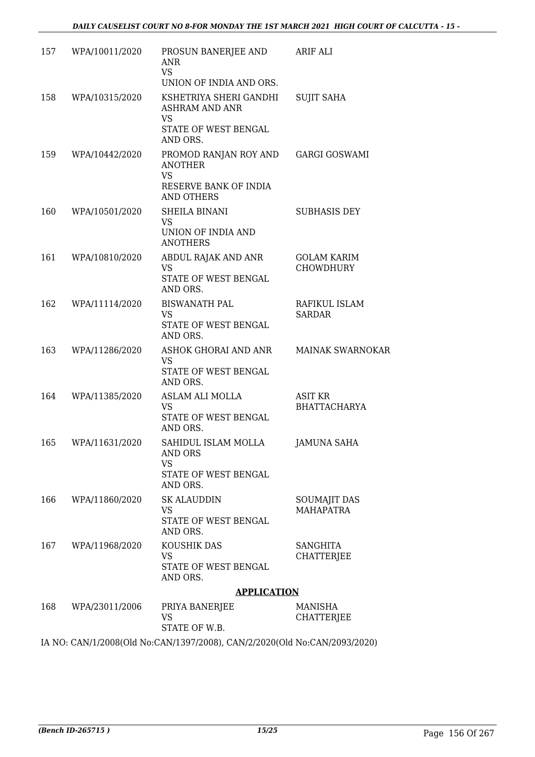| 157 | WPA/10011/2020 | PROSUN BANERJEE AND ANR<br>VS<br>UNION OF INDIA AND ORS. | ARIF ALI |
|---|---|---|---|
| 158 | WPA/10315/2020 | KSHETRIYA SHERI GANDHI ASHRAM AND ANR<br>VS<br>STATE OF WEST BENGAL AND ORS. | SUJIT SAHA |
| 159 | WPA/10442/2020 | PROMOD RANJAN ROY AND ANOTHER<br>VS<br>RESERVE BANK OF INDIA AND OTHERS | GARGI GOSWAMI |
| 160 | WPA/10501/2020 | SHEILA BINANI<br>VS<br>UNION OF INDIA AND ANOTHERS | SUBHASIS DEY |
| 161 | WPA/10810/2020 | ABDUL RAJAK AND ANR<br>VS<br>STATE OF WEST BENGAL AND ORS. | GOLAM KARIM CHOWDHURY |
| 162 | WPA/11114/2020 | BISWANATH PAL<br>VS<br>STATE OF WEST BENGAL AND ORS. | RAFIKUL ISLAM SARDAR |
| 163 | WPA/11286/2020 | ASHOK GHORAI AND ANR<br>VS<br>STATE OF WEST BENGAL AND ORS. | MAINAK SWARNOKAR |
| 164 | WPA/11385/2020 | ASLAM ALI MOLLA<br>VS<br>STATE OF WEST BENGAL AND ORS. | ASIT KR BHATTACHARYA |
| 165 | WPA/11631/2020 | SAHIDUL ISLAM MOLLA AND ORS<br>VS<br>STATE OF WEST BENGAL AND ORS. | JAMUNA SAHA |
| 166 | WPA/11860/2020 | SK ALAUDDIN<br>VS<br>STATE OF WEST BENGAL AND ORS. | SOUMAJIT DAS MAHAPATRA |
| 167 | WPA/11968/2020 | KOUSHIK DAS<br>VS<br>STATE OF WEST BENGAL AND ORS. | SANGHITA CHATTERJEE |

**APPLICATION**

| 168 | WPA/23011/2006 | PRIYA BANERJEE<br>VS<br>STATE OF W.B. | MANISHA CHATTERJEE |
|---|---|---|---|

IA NO: CAN/1/2008(Old No:CAN/1397/2008), CAN/2/2020(Old No:CAN/2093/2020)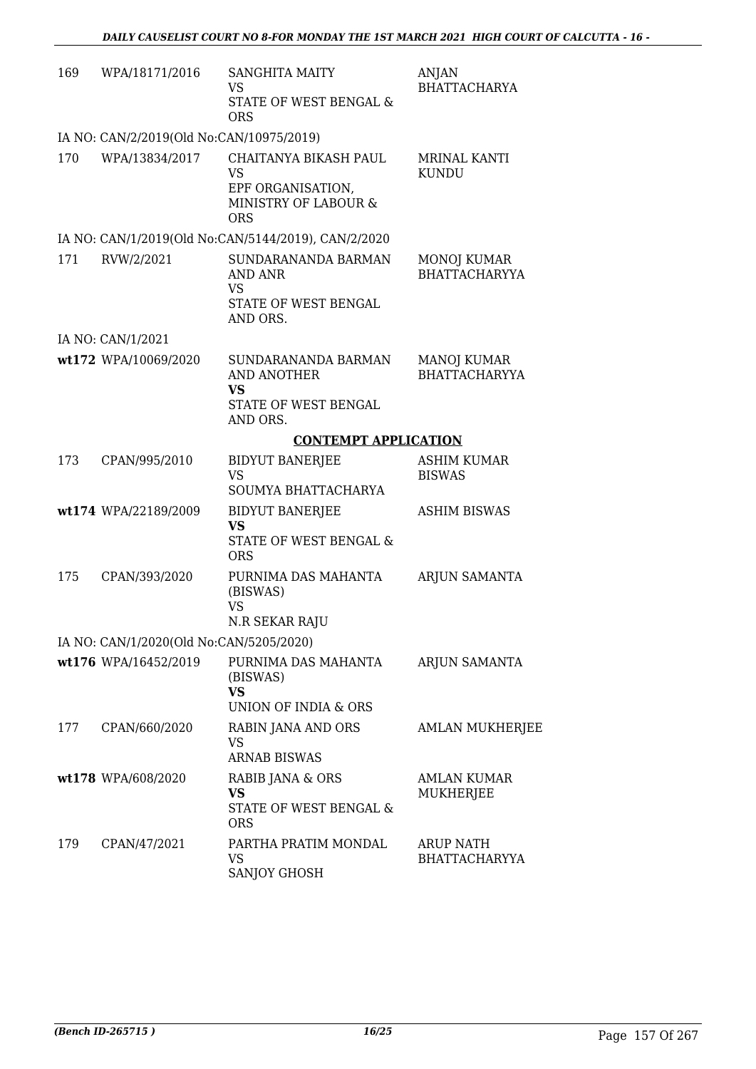| | | | |
|---|---|---|---|
| 169 | WPA/18171/2016 | SANGHITA MAITY<br>VS<br>STATE OF WEST BENGAL & ORS | ANJAN BHATTACHARYA |
| IA NO: CAN/2/2019(Old No:CAN/10975/2019) | | | |
| 170 | WPA/13834/2017 | CHAITANYA BIKASH PAUL<br>VS<br>EPF ORGANISATION, MINISTRY OF LABOUR & ORS | MRINAL KANTI KUNDU |
| IA NO: CAN/1/2019(Old No:CAN/5144/2019), CAN/2/2020 | | | |
| 171 | RVW/2/2021 | SUNDARANANDA BARMAN AND ANR<br>VS<br>STATE OF WEST BENGAL AND ORS. | MONOJ KUMAR BHATTACHARYYA |
| IA NO: CAN/1/2021 | | | |
| wt172 | WPA/10069/2020 | SUNDARANANDA BARMAN AND ANOTHER<br>**VS**<br>STATE OF WEST BENGAL AND ORS. | MANOJ KUMAR BHATTACHARYYA |

**CONTEMPT APPLICATION**

| | | | |
|---|---|---|---|
| 173 | CPAN/995/2010 | BIDYUT BANERJEE<br>VS<br>SOUMYA BHATTACHARYA | ASHIM KUMAR BISWAS |
| wt174 | WPA/22189/2009 | BIDYUT BANERJEE<br>**VS**<br>STATE OF WEST BENGAL & ORS | ASHIM BISWAS |
| 175 | CPAN/393/2020 | PURNIMA DAS MAHANTA (BISWAS)<br>VS<br>N.R SEKAR RAJU | ARJUN SAMANTA |
| IA NO: CAN/1/2020(Old No:CAN/5205/2020) | | | |
| wt176 | WPA/16452/2019 | PURNIMA DAS MAHANTA (BISWAS)<br>**VS**<br>UNION OF INDIA & ORS | ARJUN SAMANTA |
| 177 | CPAN/660/2020 | RABIN JANA AND ORS<br>VS<br>ARNAB BISWAS | AMLAN MUKHERJEE |
| wt178 | WPA/608/2020 | RABIB JANA & ORS<br>**VS**<br>STATE OF WEST BENGAL & ORS | AMLAN KUMAR MUKHERJEE |
| 179 | CPAN/47/2021 | PARTHA PRATIM MONDAL<br>VS<br>SANJOY GHOSH | ARUP NATH BHATTACHARYYA |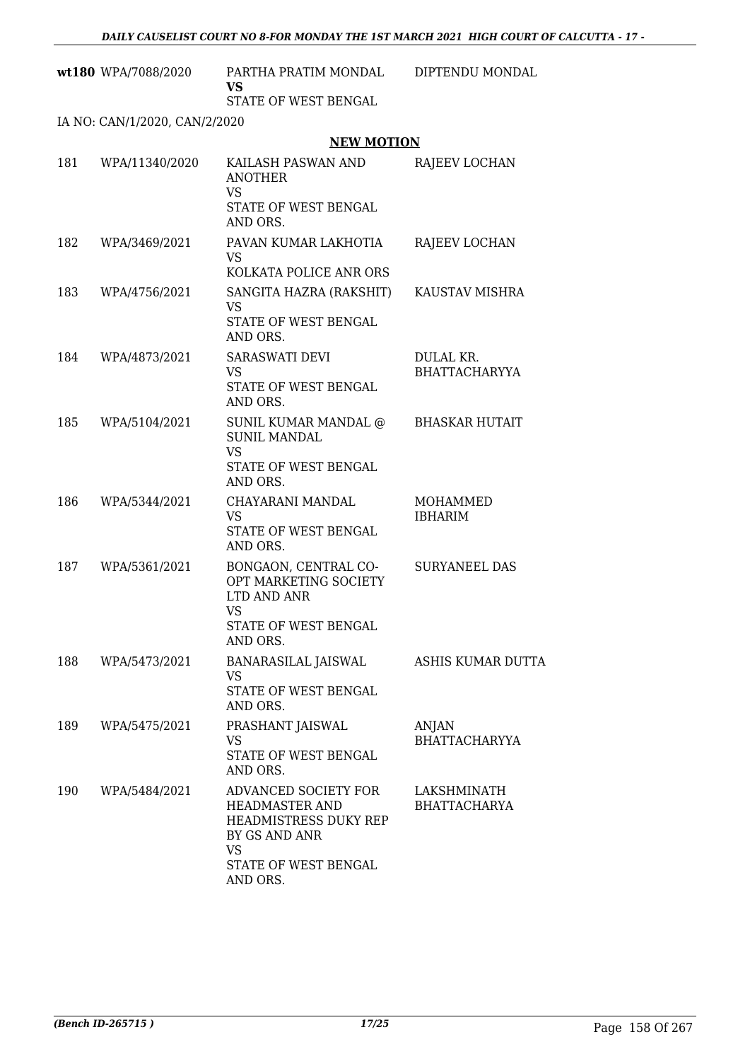| | | | |
|---|---|---|---|
| **wt180** | WPA/7088/2020 | PARTHA PRATIM MONDAL<br>**VS**<br>STATE OF WEST BENGAL | DIPTENDU MONDAL |

IA NO: CAN/1/2020, CAN/2/2020

## NEW MOTION

| | | | |
|---|---|---|---|
| 181 | WPA/11340/2020 | KAILASH PASWAN AND ANOTHER<br>VS<br>STATE OF WEST BENGAL AND ORS. | RAJEEV LOCHAN |
| 182 | WPA/3469/2021 | PAVAN KUMAR LAKHOTIA<br>VS<br>KOLKATA POLICE ANR ORS | RAJEEV LOCHAN |
| 183 | WPA/4756/2021 | SANGITA HAZRA (RAKSHIT)<br>VS<br>STATE OF WEST BENGAL AND ORS. | KAUSTAV MISHRA |
| 184 | WPA/4873/2021 | SARASWATI DEVI<br>VS<br>STATE OF WEST BENGAL AND ORS. | DULAL KR. BHATTACHARYYA |
| 185 | WPA/5104/2021 | SUNIL KUMAR MANDAL @ SUNIL MANDAL<br>VS<br>STATE OF WEST BENGAL AND ORS. | BHASKAR HUTAIT |
| 186 | WPA/5344/2021 | CHAYARANI MANDAL<br>VS<br>STATE OF WEST BENGAL AND ORS. | MOHAMMED IBHARIM |
| 187 | WPA/5361/2021 | BONGAON, CENTRAL CO-OPT MARKETING SOCIETY LTD AND ANR<br>VS<br>STATE OF WEST BENGAL AND ORS. | SURYANEEL DAS |
| 188 | WPA/5473/2021 | BANARASILAL JAISWAL<br>VS<br>STATE OF WEST BENGAL AND ORS. | ASHIS KUMAR DUTTA |
| 189 | WPA/5475/2021 | PRASHANT JAISWAL<br>VS<br>STATE OF WEST BENGAL AND ORS. | ANJAN BHATTACHARYYA |
| 190 | WPA/5484/2021 | ADVANCED SOCIETY FOR HEADMASTER AND HEADMISTRESS DUKY REP BY GS AND ANR<br>VS<br>STATE OF WEST BENGAL AND ORS. | LAKSHMINATH BHATTACHARYA |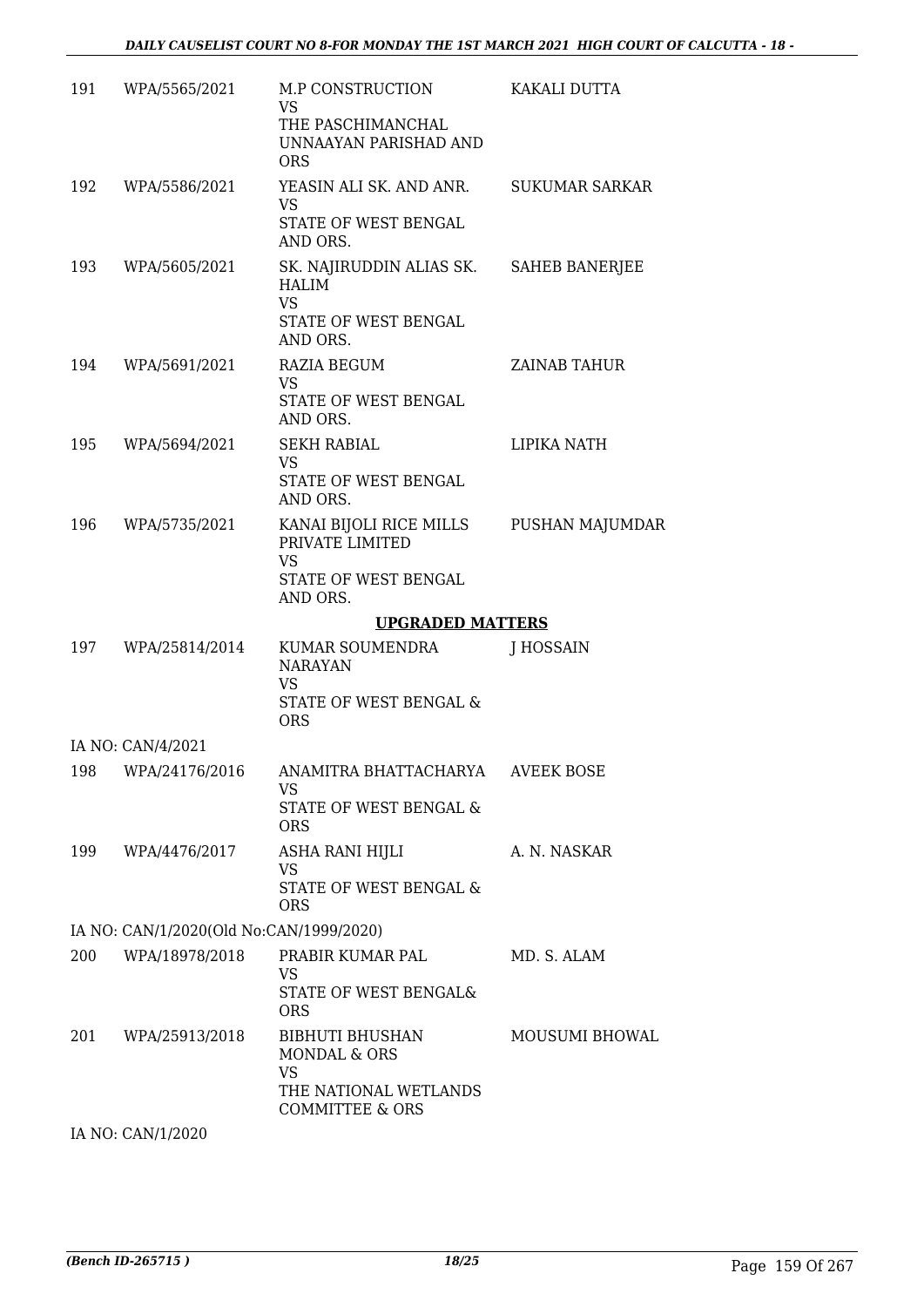| | | | |
|---|---|---|---|
| 191 | WPA/5565/2021 | M.P CONSTRUCTION<br>VS<br>THE PASCHIMANCHAL UNNAAYAN PARISHAD AND ORS | KAKALI DUTTA |
| 192 | WPA/5586/2021 | YEASIN ALI SK. AND ANR.<br>VS<br>STATE OF WEST BENGAL AND ORS. | SUKUMAR SARKAR |
| 193 | WPA/5605/2021 | SK. NAJIRUDDIN ALIAS SK. HALIM<br>VS<br>STATE OF WEST BENGAL AND ORS. | SAHEB BANERJEE |
| 194 | WPA/5691/2021 | RAZIA BEGUM<br>VS<br>STATE OF WEST BENGAL AND ORS. | ZAINAB TAHUR |
| 195 | WPA/5694/2021 | SEKH RABIAL<br>VS<br>STATE OF WEST BENGAL AND ORS. | LIPIKA NATH |
| 196 | WPA/5735/2021 | KANAI BIJOLI RICE MILLS PRIVATE LIMITED<br>VS<br>STATE OF WEST BENGAL AND ORS. | PUSHAN MAJUMDAR |

**UPGRADED MATTERS**

| | | | |
|---|---|---|---|
| 197 | WPA/25814/2014 | KUMAR SOUMENDRA NARAYAN<br>VS<br>STATE OF WEST BENGAL & ORS | J HOSSAIN |
| | IA NO: CAN/4/2021 | | |
| 198 | WPA/24176/2016 | ANAMITRA BHATTACHARYA<br>VS<br>STATE OF WEST BENGAL & ORS | AVEEK BOSE |
| 199 | WPA/4476/2017 | ASHA RANI HIJLI<br>VS<br>STATE OF WEST BENGAL & ORS | A. N. NASKAR |
| | IA NO: CAN/1/2020(Old No:CAN/1999/2020) | | |
| 200 | WPA/18978/2018 | PRABIR KUMAR PAL<br>VS<br>STATE OF WEST BENGAL& ORS | MD. S. ALAM |
| 201 | WPA/25913/2018 | BIBHUTI BHUSHAN MONDAL & ORS<br>VS<br>THE NATIONAL WETLANDS COMMITTEE & ORS | MOUSUMI BHOWAL |
| | IA NO: CAN/1/2020 | | |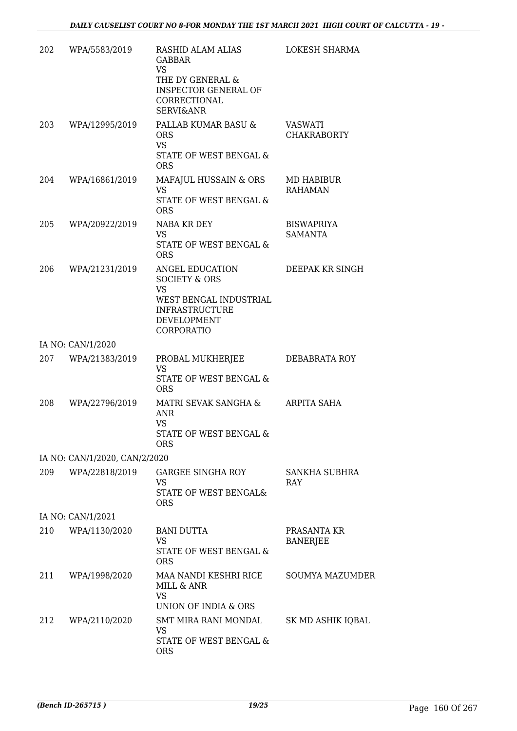| | | | |
|---|---|---|---|
| 202 | WPA/5583/2019 | RASHID ALAM ALIAS GABBAR<br>VS<br>THE DY GENERAL & INSPECTOR GENERAL OF CORRECTIONAL SERVI&ANR | LOKESH SHARMA |
| 203 | WPA/12995/2019 | PALLAB KUMAR BASU & ORS<br>VS<br>STATE OF WEST BENGAL & ORS | VASWATI CHAKRABORTY |
| 204 | WPA/16861/2019 | MAFAJUL HUSSAIN & ORS<br>VS<br>STATE OF WEST BENGAL & ORS | MD HABIBUR RAHAMAN |
| 205 | WPA/20922/2019 | NABA KR DEY<br>VS<br>STATE OF WEST BENGAL & ORS | BISWAPRIYA SAMANTA |
| 206 | WPA/21231/2019 | ANGEL EDUCATION SOCIETY & ORS<br>VS<br>WEST BENGAL INDUSTRIAL INFRASTRUCTURE DEVELOPMENT CORPORATIO | DEEPAK KR SINGH |
| | IA NO: CAN/1/2020 | | |
| 207 | WPA/21383/2019 | PROBAL MUKHERJEE<br>VS<br>STATE OF WEST BENGAL & ORS | DEBABRATA ROY |
| 208 | WPA/22796/2019 | MATRI SEVAK SANGHA & ANR<br>VS<br>STATE OF WEST BENGAL & ORS | ARPITA SAHA |
| | IA NO: CAN/1/2020, CAN/2/2020 | | |
| 209 | WPA/22818/2019 | GARGEE SINGHA ROY<br>VS<br>STATE OF WEST BENGAL& ORS | SANKHA SUBHRA RAY |
| | IA NO: CAN/1/2021 | | |
| 210 | WPA/1130/2020 | BANI DUTTA<br>VS<br>STATE OF WEST BENGAL & ORS | PRASANTA KR BANERJEE |
| 211 | WPA/1998/2020 | MAA NANDI KESHRI RICE MILL & ANR<br>VS<br>UNION OF INDIA & ORS | SOUMYA MAZUMDER |
| 212 | WPA/2110/2020 | SMT MIRA RANI MONDAL<br>VS<br>STATE OF WEST BENGAL & ORS | SK MD ASHIK IQBAL |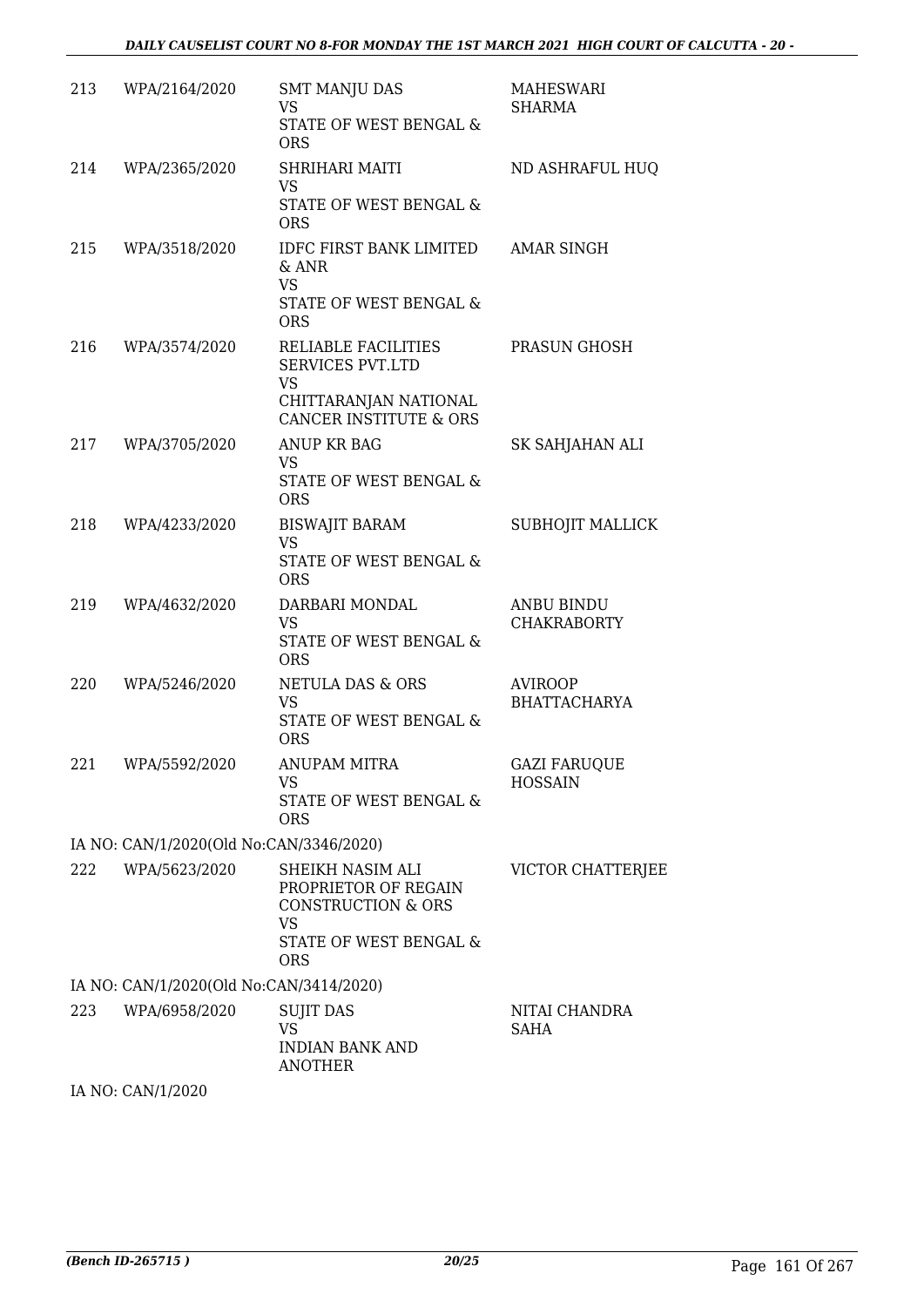| | | | |
|---|---|---|---|
| 213 | WPA/2164/2020 | SMT MANJU DAS<br>VS<br>STATE OF WEST BENGAL & ORS | MAHESWARI SHARMA |
| 214 | WPA/2365/2020 | SHRIHARI MAITI<br>VS<br>STATE OF WEST BENGAL & ORS | ND ASHRAFUL HUQ |
| 215 | WPA/3518/2020 | IDFC FIRST BANK LIMITED & ANR<br>VS<br>STATE OF WEST BENGAL & ORS | AMAR SINGH |
| 216 | WPA/3574/2020 | RELIABLE FACILITIES SERVICES PVT.LTD<br>VS<br>CHITTARANJAN NATIONAL CANCER INSTITUTE & ORS | PRASUN GHOSH |
| 217 | WPA/3705/2020 | ANUP KR BAG<br>VS<br>STATE OF WEST BENGAL & ORS | SK SAHJAHAN ALI |
| 218 | WPA/4233/2020 | BISWAJIT BARAM<br>VS<br>STATE OF WEST BENGAL & ORS | SUBHOJIT MALLICK |
| 219 | WPA/4632/2020 | DARBARI MONDAL<br>VS<br>STATE OF WEST BENGAL & ORS | ANBU BINDU CHAKRABORTY |
| 220 | WPA/5246/2020 | NETULA DAS & ORS<br>VS<br>STATE OF WEST BENGAL & ORS | AVIROOP BHATTACHARYA |
| 221 | WPA/5592/2020 | ANUPAM MITRA<br>VS<br>STATE OF WEST BENGAL & ORS | GAZI FARUQUE HOSSAIN |

IA NO: CAN/1/2020(Old No:CAN/3346/2020)

| | | | |
|---|---|---|---|
| 222 | WPA/5623/2020 | SHEIKH NASIM ALI PROPRIETOR OF REGAIN CONSTRUCTION & ORS<br>VS<br>STATE OF WEST BENGAL & ORS | VICTOR CHATTERJEE |

IA NO: CAN/1/2020(Old No:CAN/3414/2020)

| | | | |
|---|---|---|---|
| 223 | WPA/6958/2020 | SUJIT DAS<br>VS<br>INDIAN BANK AND ANOTHER | NITAI CHANDRA SAHA |

IA NO: CAN/1/2020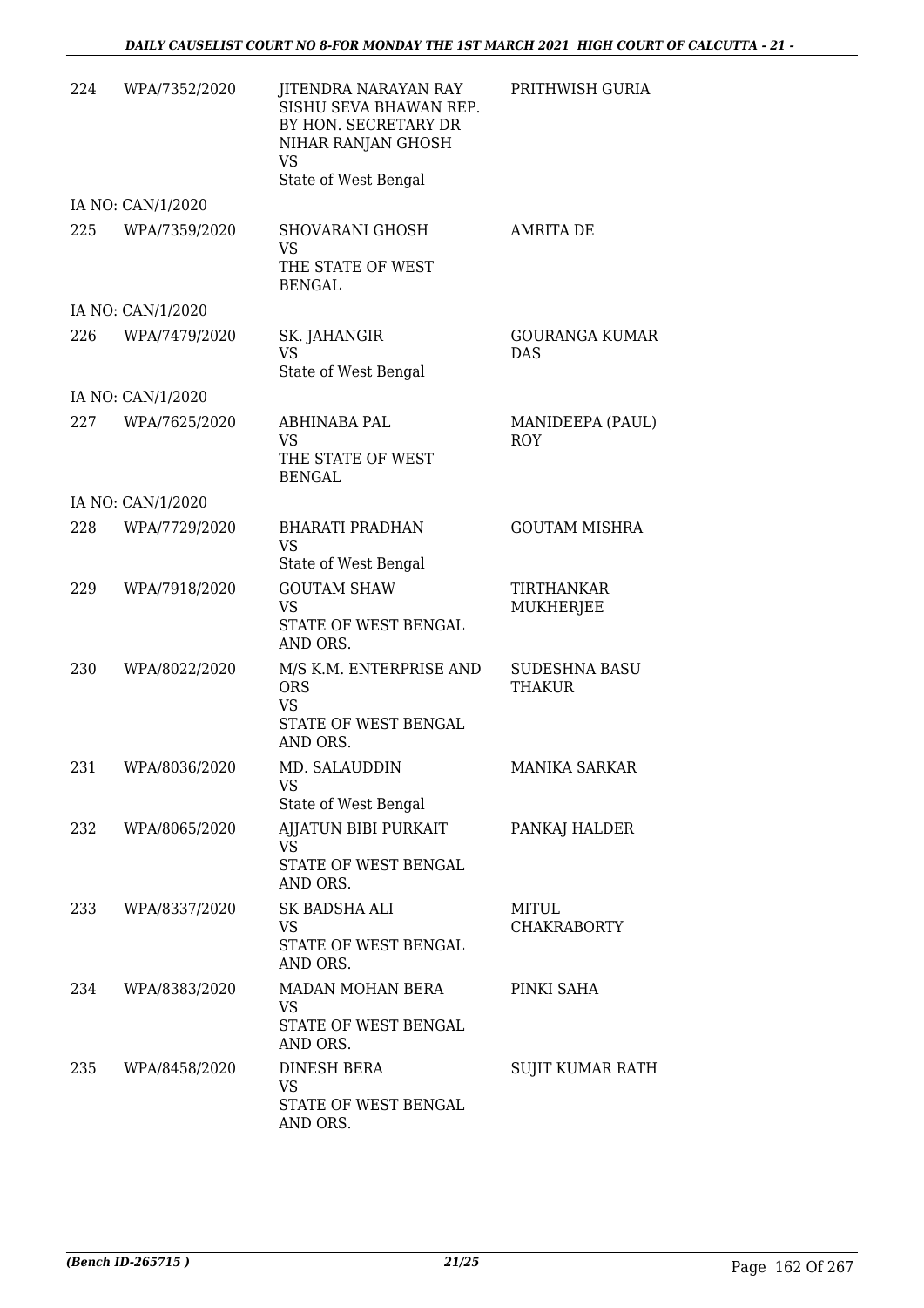| | | | |
|---|---|---|---|
| 224 | WPA/7352/2020 | JITENDRA NARAYAN RAY SISHU SEVA BHAWAN REP. BY HON. SECRETARY DR NIHAR RANJAN GHOSH<br>VS<br>State of West Bengal | PRITHWISH GURIA |
| | IA NO: CAN/1/2020 | | |
| 225 | WPA/7359/2020 | SHOVARANI GHOSH<br>VS<br>THE STATE OF WEST BENGAL | AMRITA DE |
| | IA NO: CAN/1/2020 | | |
| 226 | WPA/7479/2020 | SK. JAHANGIR<br>VS<br>State of West Bengal | GOURANGA KUMAR DAS |
| | IA NO: CAN/1/2020 | | |
| 227 | WPA/7625/2020 | ABHINABA PAL<br>VS<br>THE STATE OF WEST BENGAL | MANIDEEPA (PAUL) ROY |
| | IA NO: CAN/1/2020 | | |
| 228 | WPA/7729/2020 | BHARATI PRADHAN<br>VS<br>State of West Bengal | GOUTAM MISHRA |
| 229 | WPA/7918/2020 | GOUTAM SHAW<br>VS<br>STATE OF WEST BENGAL AND ORS. | TIRTHANKAR MUKHERJEE |
| 230 | WPA/8022/2020 | M/S K.M. ENTERPRISE AND ORS<br>VS<br>STATE OF WEST BENGAL AND ORS. | SUDESHNA BASU THAKUR |
| 231 | WPA/8036/2020 | MD. SALAUDDIN<br>VS<br>State of West Bengal | MANIKA SARKAR |
| 232 | WPA/8065/2020 | AJJATUN BIBI PURKAIT<br>VS<br>STATE OF WEST BENGAL AND ORS. | PANKAJ HALDER |
| 233 | WPA/8337/2020 | SK BADSHA ALI<br>VS<br>STATE OF WEST BENGAL AND ORS. | MITUL CHAKRABORTY |
| 234 | WPA/8383/2020 | MADAN MOHAN BERA<br>VS<br>STATE OF WEST BENGAL AND ORS. | PINKI SAHA |
| 235 | WPA/8458/2020 | DINESH BERA<br>VS<br>STATE OF WEST BENGAL AND ORS. | SUJIT KUMAR RATH |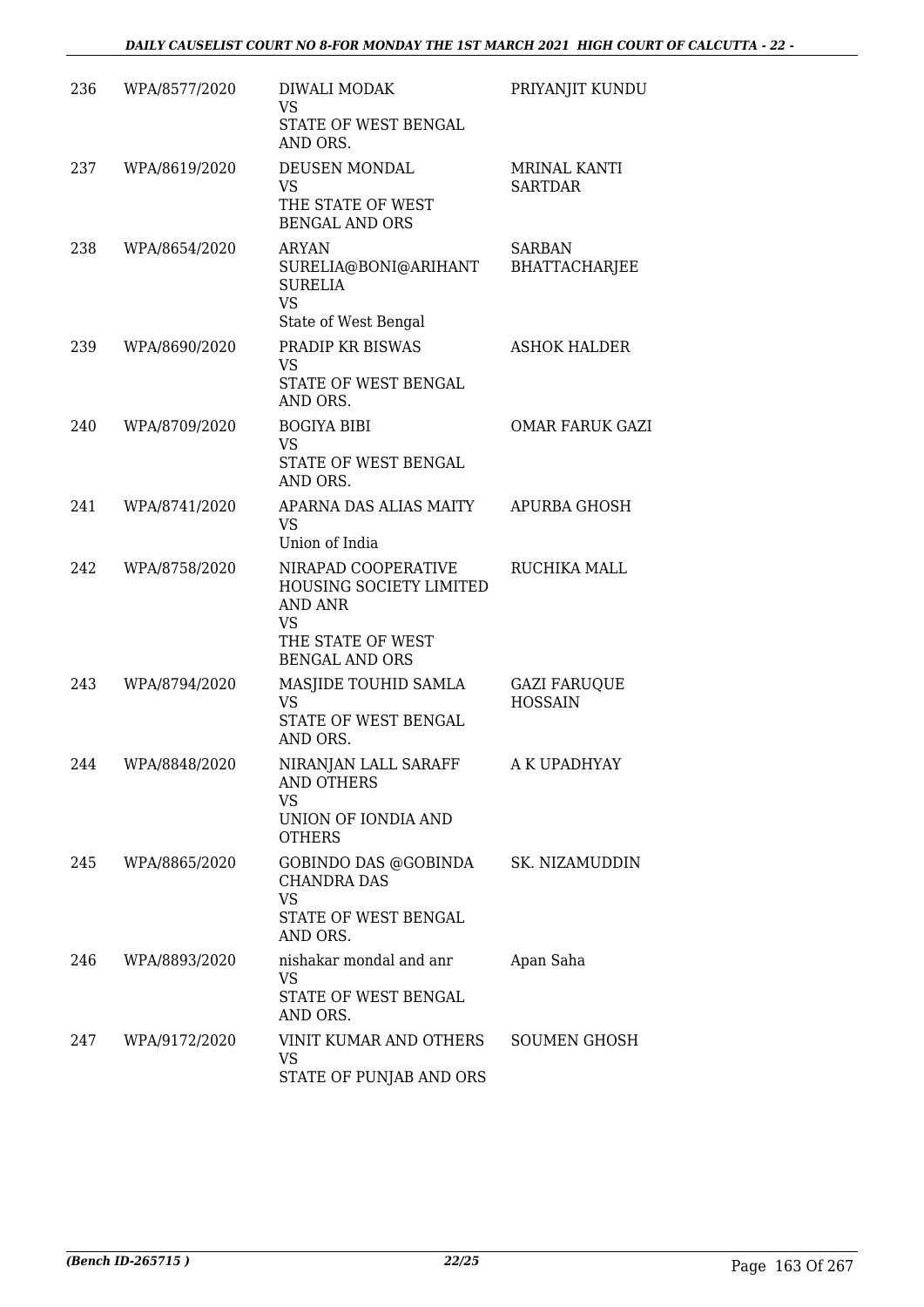| | | | |
|---|---|---|---|
| 236 | WPA/8577/2020 | DIWALI MODAK<br>VS<br>STATE OF WEST BENGAL AND ORS. | PRIYANJIT KUNDU |
| 237 | WPA/8619/2020 | DEUSEN MONDAL<br>VS<br>THE STATE OF WEST BENGAL AND ORS | MRINAL KANTI SARTDAR |
| 238 | WPA/8654/2020 | ARYAN SURELIA@BONI@ARIHANT SURELIA<br>VS<br>State of West Bengal | SARBAN BHATTACHARJEE |
| 239 | WPA/8690/2020 | PRADIP KR BISWAS<br>VS<br>STATE OF WEST BENGAL AND ORS. | ASHOK HALDER |
| 240 | WPA/8709/2020 | BOGIYA BIBI<br>VS<br>STATE OF WEST BENGAL AND ORS. | OMAR FARUK GAZI |
| 241 | WPA/8741/2020 | APARNA DAS ALIAS MAITY<br>VS<br>Union of India | APURBA GHOSH |
| 242 | WPA/8758/2020 | NIRAPAD COOPERATIVE HOUSING SOCIETY LIMITED AND ANR<br>VS<br>THE STATE OF WEST BENGAL AND ORS | RUCHIKA MALL |
| 243 | WPA/8794/2020 | MASJIDE TOUHID SAMLA<br>VS<br>STATE OF WEST BENGAL AND ORS. | GAZI FARUQUE HOSSAIN |
| 244 | WPA/8848/2020 | NIRANJAN LALL SARAFF AND OTHERS<br>VS<br>UNION OF IONDIA AND OTHERS | A K UPADHYAY |
| 245 | WPA/8865/2020 | GOBINDO DAS @GOBINDA CHANDRA DAS<br>VS<br>STATE OF WEST BENGAL AND ORS. | SK. NIZAMUDDIN |
| 246 | WPA/8893/2020 | nishakar mondal and anr<br>VS<br>STATE OF WEST BENGAL AND ORS. | Apan Saha |
| 247 | WPA/9172/2020 | VINIT KUMAR AND OTHERS<br>VS<br>STATE OF PUNJAB AND ORS | SOUMEN GHOSH |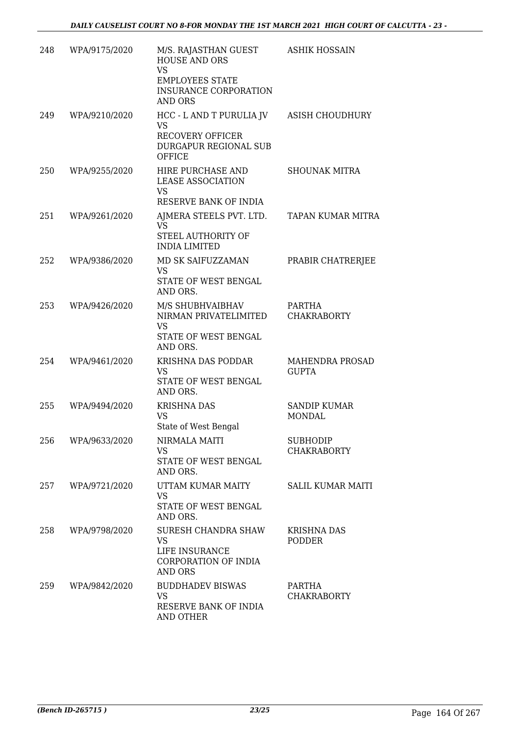| 248 | WPA/9175/2020 | M/S. RAJASTHAN GUEST HOUSE AND ORS VS EMPLOYEES STATE INSURANCE CORPORATION AND ORS | ASHIK HOSSAIN |
|---|---|---|---|
| 249 | WPA/9210/2020 | HCC - L AND T PURULIA JV VS RECOVERY OFFICER DURGAPUR REGIONAL SUB OFFICE | ASISH CHOUDHURY |
| 250 | WPA/9255/2020 | HIRE PURCHASE AND LEASE ASSOCIATION VS RESERVE BANK OF INDIA | SHOUNAK MITRA |
| 251 | WPA/9261/2020 | AJMERA STEELS PVT. LTD. VS STEEL AUTHORITY OF INDIA LIMITED | TAPAN KUMAR MITRA |
| 252 | WPA/9386/2020 | MD SK SAIFUZZAMAN VS STATE OF WEST BENGAL AND ORS. | PRABIR CHATRERJEE |
| 253 | WPA/9426/2020 | M/S SHUBHVAIBHAV NIRMAN PRIVATELIMITED VS STATE OF WEST BENGAL AND ORS. | PARTHA CHAKRABORTY |
| 254 | WPA/9461/2020 | KRISHNA DAS PODDAR VS STATE OF WEST BENGAL AND ORS. | MAHENDRA PROSAD GUPTA |
| 255 | WPA/9494/2020 | KRISHNA DAS VS State of West Bengal | SANDIP KUMAR MONDAL |
| 256 | WPA/9633/2020 | NIRMALA MAITI VS STATE OF WEST BENGAL AND ORS. | SUBHODIP CHAKRABORTY |
| 257 | WPA/9721/2020 | UTTAM KUMAR MAITY VS STATE OF WEST BENGAL AND ORS. | SALIL KUMAR MAITI |
| 258 | WPA/9798/2020 | SURESH CHANDRA SHAW VS LIFE INSURANCE CORPORATION OF INDIA AND ORS | KRISHNA DAS PODDER |
| 259 | WPA/9842/2020 | BUDDHADEV BISWAS VS RESERVE BANK OF INDIA AND OTHER | PARTHA CHAKRABORTY |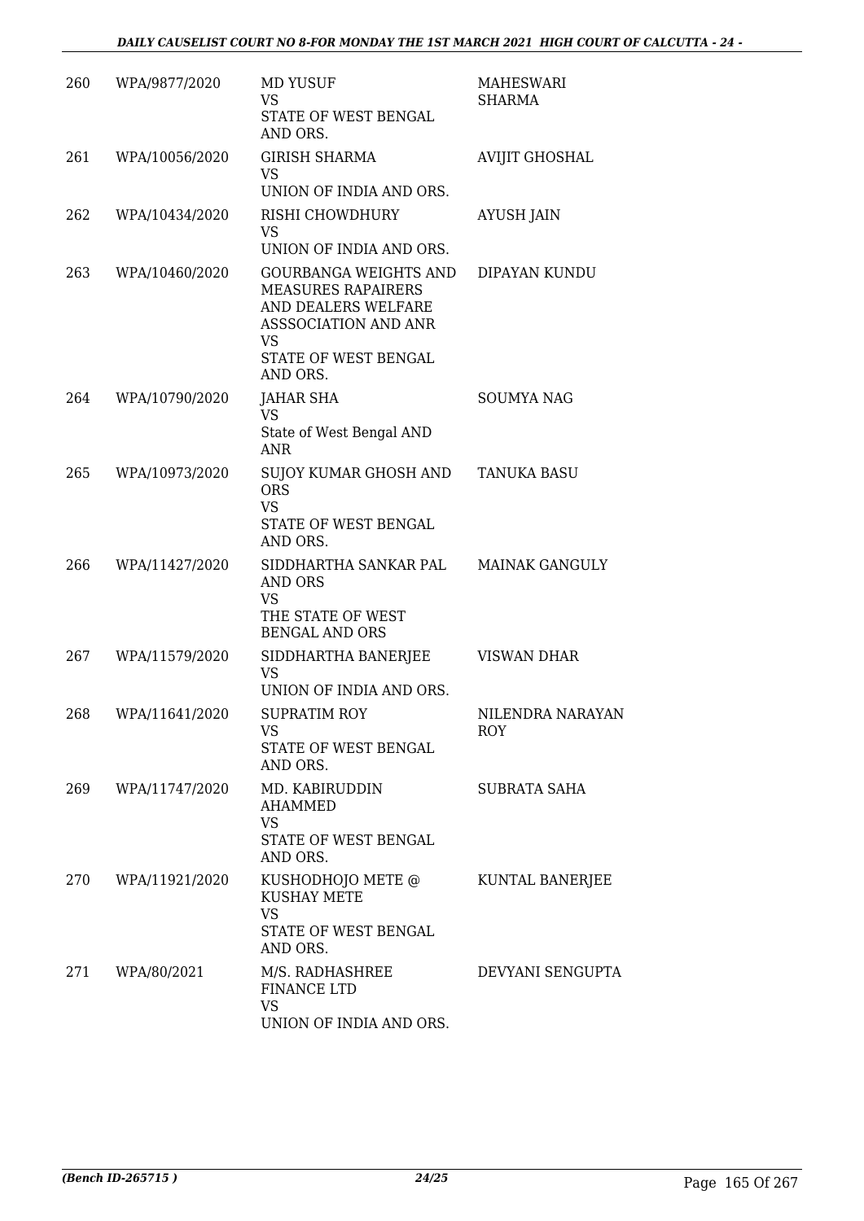| | | | |
|---|---|---|---|
| 260 | WPA/9877/2020 | MD YUSUF<br>VS<br>STATE OF WEST BENGAL AND ORS. | MAHESWARI SHARMA |
| 261 | WPA/10056/2020 | GIRISH SHARMA<br>VS<br>UNION OF INDIA AND ORS. | AVIJIT GHOSHAL |
| 262 | WPA/10434/2020 | RISHI CHOWDHURY<br>VS<br>UNION OF INDIA AND ORS. | AYUSH JAIN |
| 263 | WPA/10460/2020 | GOURBANGA WEIGHTS AND MEASURES RAPAIRERS AND DEALERS WELFARE ASSSOCIATION AND ANR<br>VS<br>STATE OF WEST BENGAL AND ORS. | DIPAYAN KUNDU |
| 264 | WPA/10790/2020 | JAHAR SHA<br>VS<br>State of West Bengal AND ANR | SOUMYA NAG |
| 265 | WPA/10973/2020 | SUJOY KUMAR GHOSH AND ORS<br>VS<br>STATE OF WEST BENGAL AND ORS. | TANUKA BASU |
| 266 | WPA/11427/2020 | SIDDHARTHA SANKAR PAL AND ORS<br>VS<br>THE STATE OF WEST BENGAL AND ORS | MAINAK GANGULY |
| 267 | WPA/11579/2020 | SIDDHARTHA BANERJEE<br>VS<br>UNION OF INDIA AND ORS. | VISWAN DHAR |
| 268 | WPA/11641/2020 | SUPRATIM ROY<br>VS<br>STATE OF WEST BENGAL AND ORS. | NILENDRA NARAYAN ROY |
| 269 | WPA/11747/2020 | MD. KABIRUDDIN AHAMMED<br>VS<br>STATE OF WEST BENGAL AND ORS. | SUBRATA SAHA |
| 270 | WPA/11921/2020 | KUSHODHOJO METE @ KUSHAY METE<br>VS<br>STATE OF WEST BENGAL AND ORS. | KUNTAL BANERJEE |
| 271 | WPA/80/2021 | M/S. RADHASHREE FINANCE LTD<br>VS<br>UNION OF INDIA AND ORS. | DEVYANI SENGUPTA |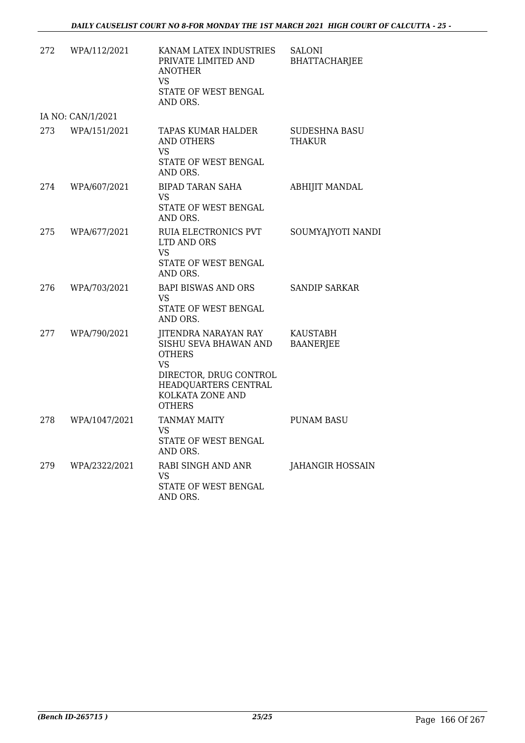| | | | |
|---|---|---|---|
| 272 | WPA/112/2021 | KANAM LATEX INDUSTRIES PRIVATE LIMITED AND ANOTHER<br>VS<br>STATE OF WEST BENGAL AND ORS. | SALONI BHATTACHARJEE |
| IA NO: CAN/1/2021 | | | |
| 273 | WPA/151/2021 | TAPAS KUMAR HALDER AND OTHERS<br>VS<br>STATE OF WEST BENGAL AND ORS. | SUDESHNA BASU THAKUR |
| 274 | WPA/607/2021 | BIPAD TARAN SAHA<br>VS<br>STATE OF WEST BENGAL AND ORS. | ABHIJIT MANDAL |
| 275 | WPA/677/2021 | RUIA ELECTRONICS PVT LTD AND ORS<br>VS<br>STATE OF WEST BENGAL AND ORS. | SOUMYAJYOTI NANDI |
| 276 | WPA/703/2021 | BAPI BISWAS AND ORS<br>VS<br>STATE OF WEST BENGAL AND ORS. | SANDIP SARKAR |
| 277 | WPA/790/2021 | JITENDRA NARAYAN RAY SISHU SEVA BHAWAN AND OTHERS<br>VS<br>DIRECTOR, DRUG CONTROL HEADQUARTERS CENTRAL KOLKATA ZONE AND OTHERS | KAUSTABH BAANERJEE |
| 278 | WPA/1047/2021 | TANMAY MAITY<br>VS<br>STATE OF WEST BENGAL AND ORS. | PUNAM BASU |
| 279 | WPA/2322/2021 | RABI SINGH AND ANR<br>VS<br>STATE OF WEST BENGAL AND ORS. | JAHANGIR HOSSAIN |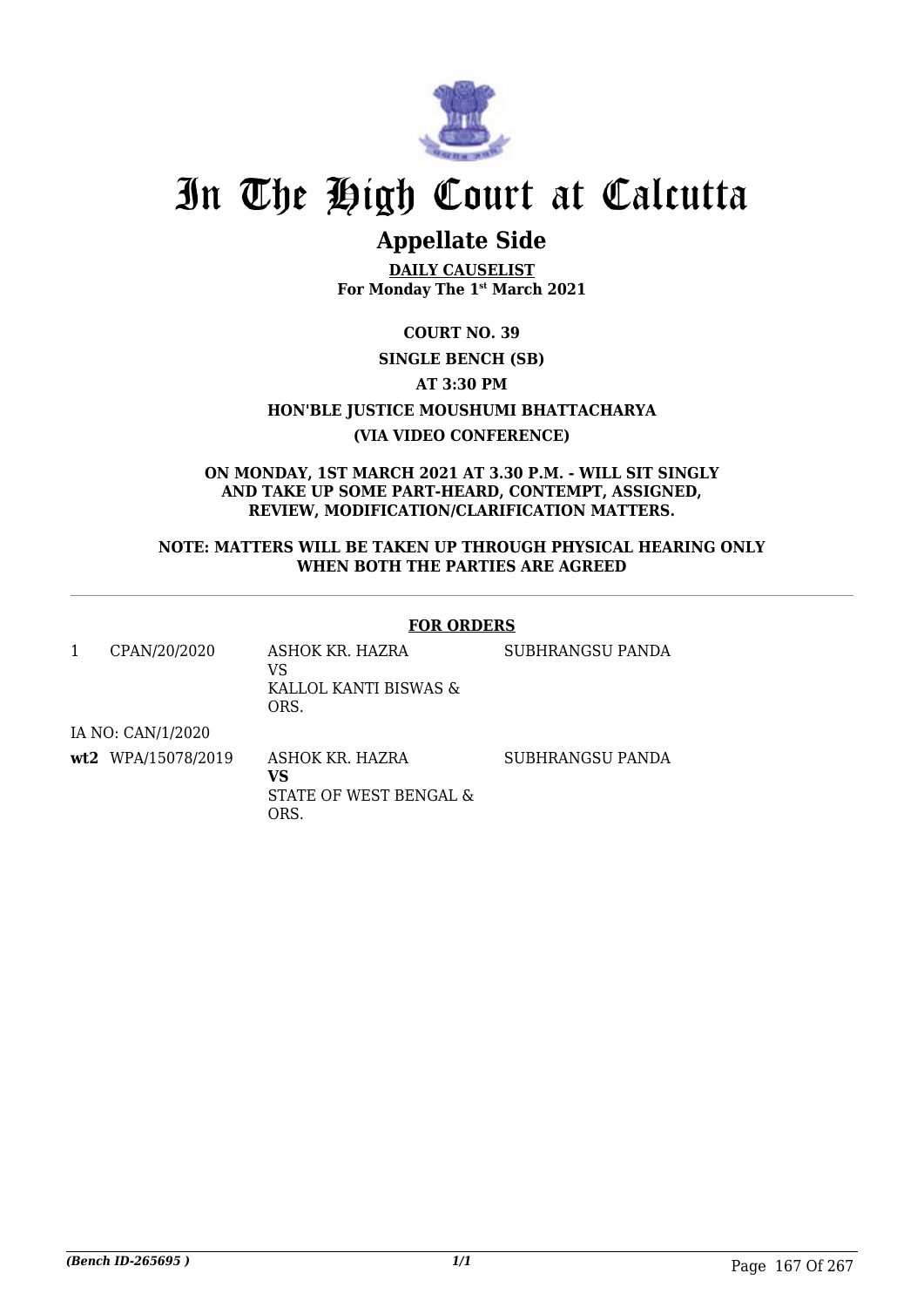# In The High Court at Calcutta

## Appellate Side

**DAILY CAUSELIST**
**For Monday The 1st March 2021**

**COURT NO. 39**

**SINGLE BENCH (SB)**

**AT 3:30 PM**

**HON'BLE JUSTICE MOUSHUMI BHATTACHARYA**

**(VIA VIDEO CONFERENCE)**

**ON MONDAY, 1ST MARCH 2021 AT 3.30 P.M. - WILL SIT SINGLY AND TAKE UP SOME PART-HEARD, CONTEMPT, ASSIGNED, REVIEW, MODIFICATION/CLARIFICATION MATTERS.**

**NOTE: MATTERS WILL BE TAKEN UP THROUGH PHYSICAL HEARING ONLY WHEN BOTH THE PARTIES ARE AGREED**

---

**FOR ORDERS**

| | | | |
|---|---|---|---|
| 1 | CPAN/20/2020 | ASHOK KR. HAZRA<br>VS<br>KALLOL KANTI BISWAS & ORS. | SUBHRANGSU PANDA |
| | IA NO: CAN/1/2020 | | |
| **wt2** | WPA/15078/2019 | ASHOK KR. HAZRA<br>**VS**<br>STATE OF WEST BENGAL & ORS. | SUBHRANGSU PANDA |

*(Bench ID-265695 )* 1/1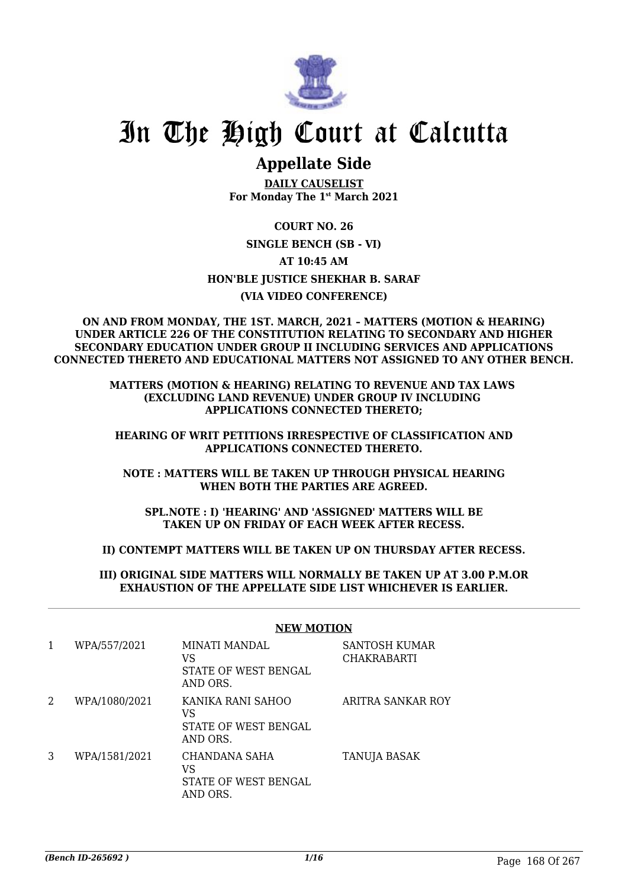# In The High Court at Calcutta

## Appellate Side

**DAILY CAUSELIST**
**For Monday The 1st March 2021**

**COURT NO. 26**

**SINGLE BENCH (SB - VI)**

**AT 10:45 AM**

**HON'BLE JUSTICE SHEKHAR B. SARAF**

**(VIA VIDEO CONFERENCE)**

**ON AND FROM MONDAY, THE 1ST. MARCH, 2021 – MATTERS (MOTION & HEARING) UNDER ARTICLE 226 OF THE CONSTITUTION RELATING TO SECONDARY AND HIGHER SECONDARY EDUCATION UNDER GROUP II INCLUDING SERVICES AND APPLICATIONS CONNECTED THERETO AND EDUCATIONAL MATTERS NOT ASSIGNED TO ANY OTHER BENCH.**

**MATTERS (MOTION & HEARING) RELATING TO REVENUE AND TAX LAWS (EXCLUDING LAND REVENUE) UNDER GROUP IV INCLUDING APPLICATIONS CONNECTED THERETO;**

**HEARING OF WRIT PETITIONS IRRESPECTIVE OF CLASSIFICATION AND APPLICATIONS CONNECTED THERETO.**

**NOTE : MATTERS WILL BE TAKEN UP THROUGH PHYSICAL HEARING WHEN BOTH THE PARTIES ARE AGREED.**

**SPL.NOTE : I) 'HEARING' AND 'ASSIGNED' MATTERS WILL BE TAKEN UP ON FRIDAY OF EACH WEEK AFTER RECESS.**

**II) CONTEMPT MATTERS WILL BE TAKEN UP ON THURSDAY AFTER RECESS.**

**III) ORIGINAL SIDE MATTERS WILL NORMALLY BE TAKEN UP AT 3.00 P.M.OR EXHAUSTION OF THE APPELLATE SIDE LIST WHICHEVER IS EARLIER.**

**NEW MOTION**

| | | | |
|---|---|---|---|
| 1 | WPA/557/2021 | MINATI MANDAL VS STATE OF WEST BENGAL AND ORS. | SANTOSH KUMAR CHAKRABARTI |
| 2 | WPA/1080/2021 | KANIKA RANI SAHOO VS STATE OF WEST BENGAL AND ORS. | ARITRA SANKAR ROY |
| 3 | WPA/1581/2021 | CHANDANA SAHA VS STATE OF WEST BENGAL AND ORS. | TANUJA BASAK |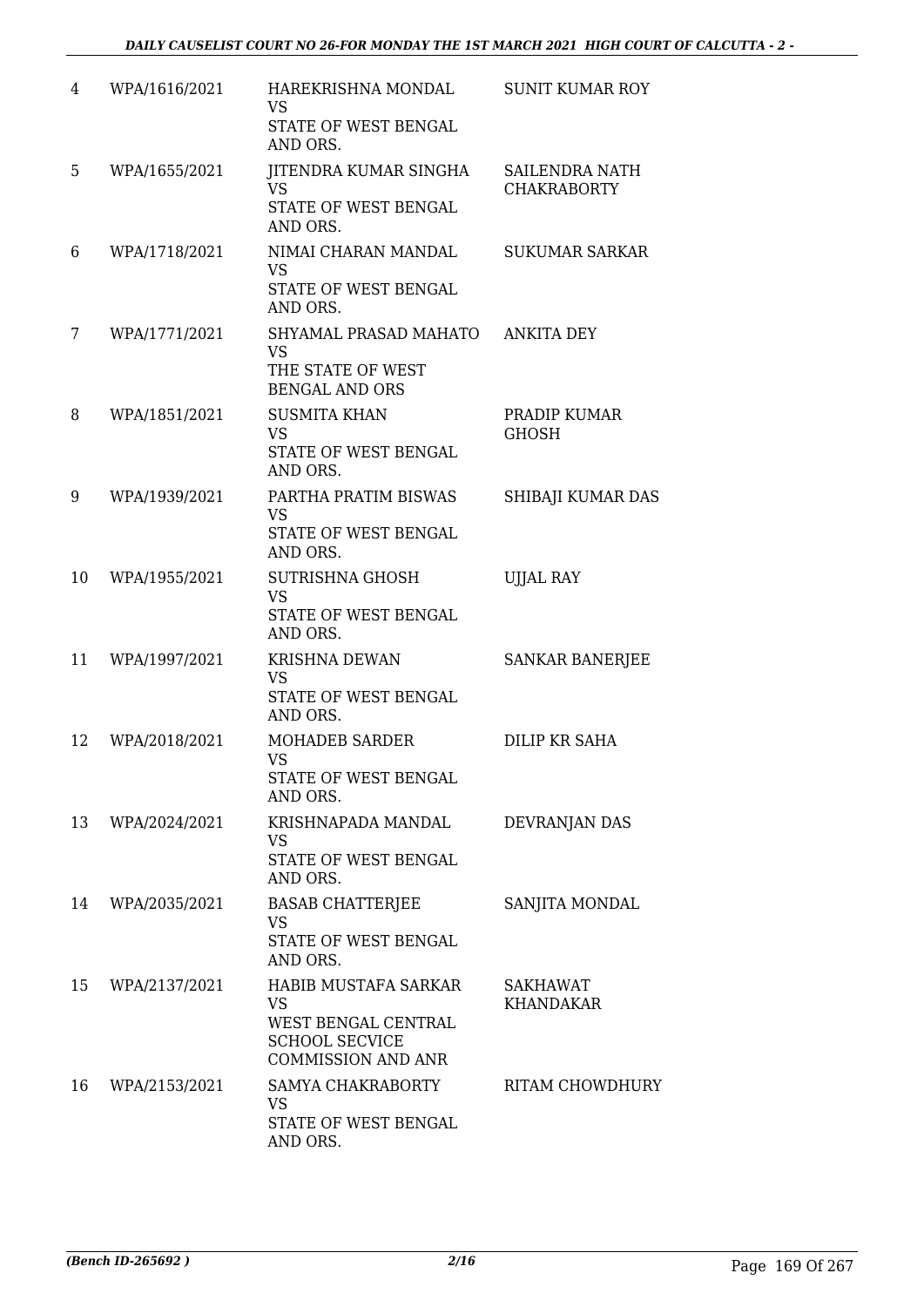| 4 | WPA/1616/2021 | HAREKRISHNA MONDAL<br>VS<br>STATE OF WEST BENGAL AND ORS. | SUNIT KUMAR ROY |
|---|---|---|---|
| 5 | WPA/1655/2021 | JITENDRA KUMAR SINGHA<br>VS<br>STATE OF WEST BENGAL AND ORS. | SAILENDRA NATH CHAKRABORTY |
| 6 | WPA/1718/2021 | NIMAI CHARAN MANDAL<br>VS<br>STATE OF WEST BENGAL AND ORS. | SUKUMAR SARKAR |
| 7 | WPA/1771/2021 | SHYAMAL PRASAD MAHATO<br>VS<br>THE STATE OF WEST BENGAL AND ORS | ANKITA DEY |
| 8 | WPA/1851/2021 | SUSMITA KHAN<br>VS<br>STATE OF WEST BENGAL AND ORS. | PRADIP KUMAR GHOSH |
| 9 | WPA/1939/2021 | PARTHA PRATIM BISWAS<br>VS<br>STATE OF WEST BENGAL AND ORS. | SHIBAJI KUMAR DAS |
| 10 | WPA/1955/2021 | SUTRISHNA GHOSH<br>VS<br>STATE OF WEST BENGAL AND ORS. | UJJAL RAY |
| 11 | WPA/1997/2021 | KRISHNA DEWAN<br>VS<br>STATE OF WEST BENGAL AND ORS. | SANKAR BANERJEE |
| 12 | WPA/2018/2021 | MOHADEB SARDER<br>VS<br>STATE OF WEST BENGAL AND ORS. | DILIP KR SAHA |
| 13 | WPA/2024/2021 | KRISHNAPADA MANDAL<br>VS<br>STATE OF WEST BENGAL AND ORS. | DEVRANJAN DAS |
| 14 | WPA/2035/2021 | BASAB CHATTERJEE<br>VS<br>STATE OF WEST BENGAL AND ORS. | SANJITA MONDAL |
| 15 | WPA/2137/2021 | HABIB MUSTAFA SARKAR<br>VS<br>WEST BENGAL CENTRAL SCHOOL SECVICE COMMISSION AND ANR | SAKHAWAT KHANDAKAR |
| 16 | WPA/2153/2021 | SAMYA CHAKRABORTY<br>VS<br>STATE OF WEST BENGAL AND ORS. | RITAM CHOWDHURY |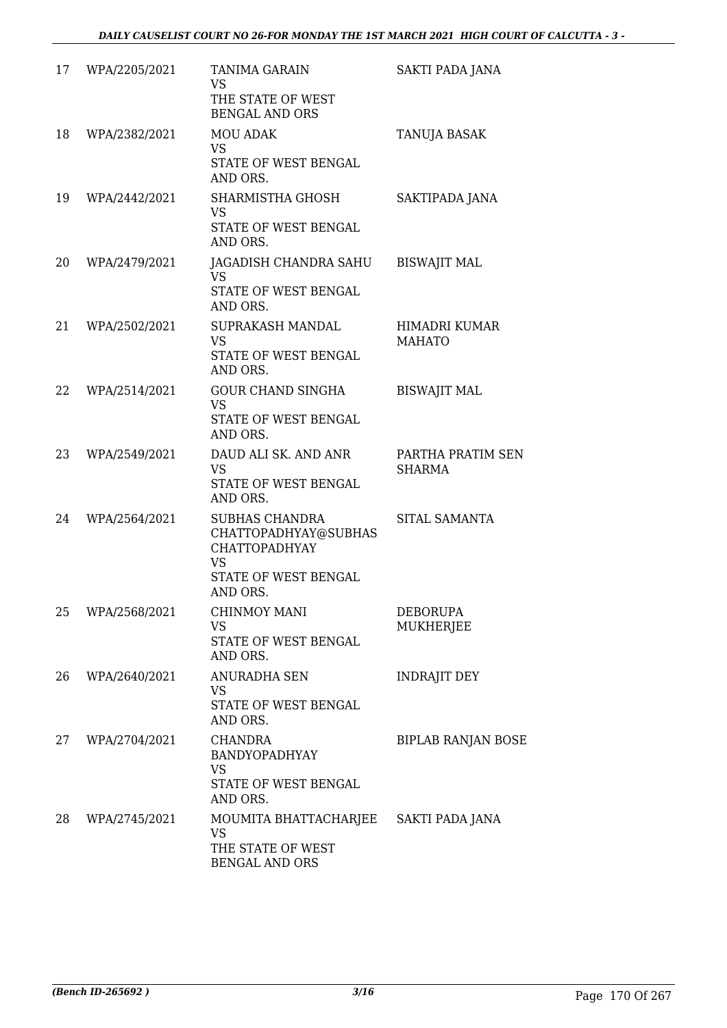| 17 | WPA/2205/2021 | TANIMA GARAIN<br>VS<br>THE STATE OF WEST BENGAL AND ORS | SAKTI PADA JANA |
|---|---|---|---|
| 18 | WPA/2382/2021 | MOU ADAK<br>VS<br>STATE OF WEST BENGAL AND ORS. | TANUJA BASAK |
| 19 | WPA/2442/2021 | SHARMISTHA GHOSH<br>VS<br>STATE OF WEST BENGAL AND ORS. | SAKTIPADA JANA |
| 20 | WPA/2479/2021 | JAGADISH CHANDRA SAHU<br>VS<br>STATE OF WEST BENGAL AND ORS. | BISWAJIT MAL |
| 21 | WPA/2502/2021 | SUPRAKASH MANDAL<br>VS<br>STATE OF WEST BENGAL AND ORS. | HIMADRI KUMAR MAHATO |
| 22 | WPA/2514/2021 | GOUR CHAND SINGHA<br>VS<br>STATE OF WEST BENGAL AND ORS. | BISWAJIT MAL |
| 23 | WPA/2549/2021 | DAUD ALI SK. AND ANR<br>VS<br>STATE OF WEST BENGAL AND ORS. | PARTHA PRATIM SEN SHARMA |
| 24 | WPA/2564/2021 | SUBHAS CHANDRA CHATTOPADHYAY@SUBHAS CHATTOPADHYAY<br>VS<br>STATE OF WEST BENGAL AND ORS. | SITAL SAMANTA |
| 25 | WPA/2568/2021 | CHINMOY MANI<br>VS<br>STATE OF WEST BENGAL AND ORS. | DEBORUPA MUKHERJEE |
| 26 | WPA/2640/2021 | ANURADHA SEN<br>VS<br>STATE OF WEST BENGAL AND ORS. | INDRAJIT DEY |
| 27 | WPA/2704/2021 | CHANDRA BANDYOPADHYAY<br>VS<br>STATE OF WEST BENGAL AND ORS. | BIPLAB RANJAN BOSE |
| 28 | WPA/2745/2021 | MOUMITA BHATTACHARJEE<br>VS<br>THE STATE OF WEST BENGAL AND ORS | SAKTI PADA JANA |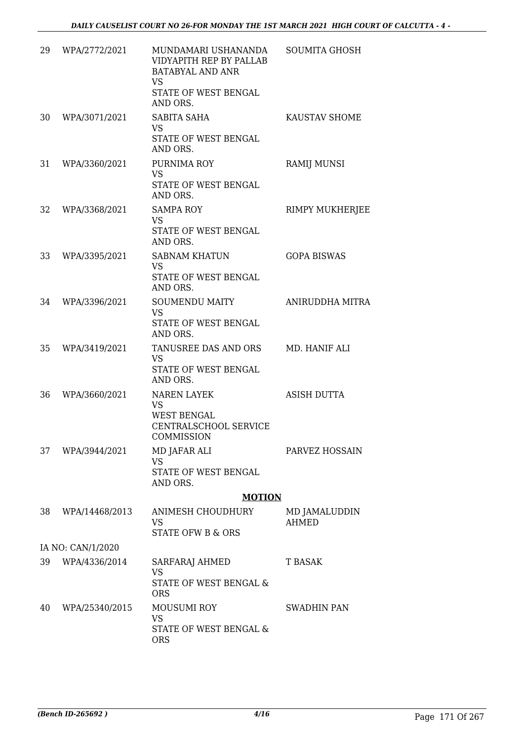| | | | |
|---|---|---|---|
| 29 | WPA/2772/2021 | MUNDAMARI USHANANDA VIDYAPITH REP BY PALLAB BATABYAL AND ANR<br>VS<br>STATE OF WEST BENGAL AND ORS. | SOUMITA GHOSH |
| 30 | WPA/3071/2021 | SABITA SAHA<br>VS<br>STATE OF WEST BENGAL AND ORS. | KAUSTAV SHOME |
| 31 | WPA/3360/2021 | PURNIMA ROY<br>VS<br>STATE OF WEST BENGAL AND ORS. | RAMIJ MUNSI |
| 32 | WPA/3368/2021 | SAMPA ROY<br>VS<br>STATE OF WEST BENGAL AND ORS. | RIMPY MUKHERJEE |
| 33 | WPA/3395/2021 | SABNAM KHATUN<br>VS<br>STATE OF WEST BENGAL AND ORS. | GOPA BISWAS |
| 34 | WPA/3396/2021 | SOUMENDU MAITY<br>VS<br>STATE OF WEST BENGAL AND ORS. | ANIRUDDHA MITRA |
| 35 | WPA/3419/2021 | TANUSREE DAS AND ORS<br>VS<br>STATE OF WEST BENGAL AND ORS. | MD. HANIF ALI |
| 36 | WPA/3660/2021 | NAREN LAYEK<br>VS<br>WEST BENGAL CENTRALSCHOOL SERVICE COMMISSION | ASISH DUTTA |
| 37 | WPA/3944/2021 | MD JAFAR ALI<br>VS<br>STATE OF WEST BENGAL AND ORS. | PARVEZ HOSSAIN |

## MOTION

| | | | |
|---|---|---|---|
| 38 | WPA/14468/2013 | ANIMESH CHOUDHURY<br>VS<br>STATE OFW B & ORS | MD JAMALUDDIN AHMED |
| | IA NO: CAN/1/2020 | | |
| 39 | WPA/4336/2014 | SARFARAJ AHMED<br>VS<br>STATE OF WEST BENGAL & ORS | T BASAK |
| 40 | WPA/25340/2015 | MOUSUMI ROY<br>VS<br>STATE OF WEST BENGAL & ORS | SWADHIN PAN |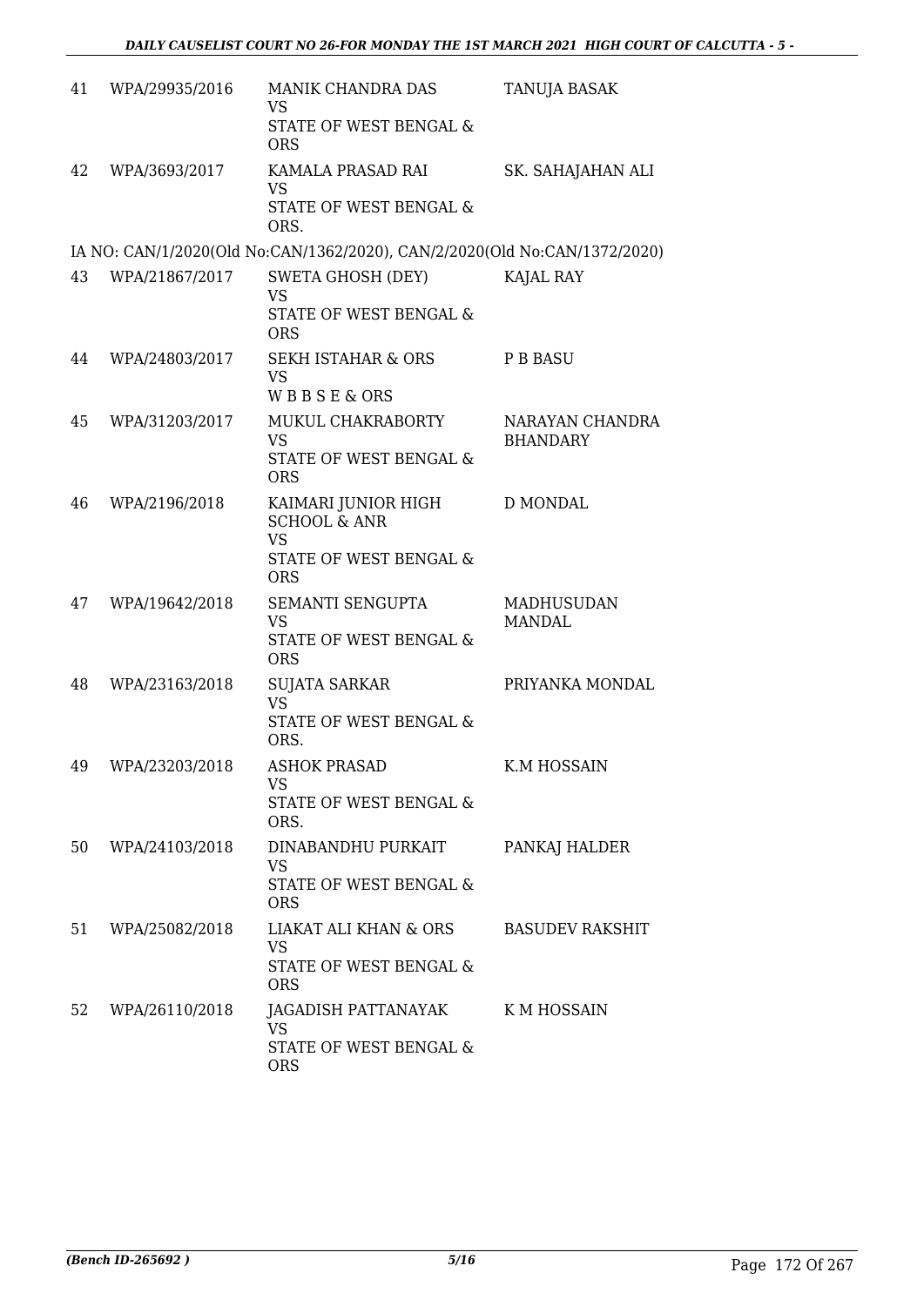| | | | |
|---|---|---|---|
| 41 | WPA/29935/2016 | MANIK CHANDRA DAS<br>VS<br>STATE OF WEST BENGAL & ORS | TANUJA BASAK |
| 42 | WPA/3693/2017 | KAMALA PRASAD RAI<br>VS<br>STATE OF WEST BENGAL & ORS. | SK. SAHAJAHAN ALI |

IA NO: CAN/1/2020(Old No:CAN/1362/2020), CAN/2/2020(Old No:CAN/1372/2020)

| | | | |
|---|---|---|---|
| 43 | WPA/21867/2017 | SWETA GHOSH (DEY)<br>VS<br>STATE OF WEST BENGAL & ORS | KAJAL RAY |
| 44 | WPA/24803/2017 | SEKH ISTAHAR & ORS<br>VS<br>W B B S E & ORS | P B BASU |
| 45 | WPA/31203/2017 | MUKUL CHAKRABORTY<br>VS<br>STATE OF WEST BENGAL & ORS | NARAYAN CHANDRA BHANDARY |
| 46 | WPA/2196/2018 | KAIMARI JUNIOR HIGH SCHOOL & ANR<br>VS<br>STATE OF WEST BENGAL & ORS | D MONDAL |
| 47 | WPA/19642/2018 | SEMANTI SENGUPTA<br>VS<br>STATE OF WEST BENGAL & ORS | MADHUSUDAN MANDAL |
| 48 | WPA/23163/2018 | SUJATA SARKAR<br>VS<br>STATE OF WEST BENGAL & ORS. | PRIYANKA MONDAL |
| 49 | WPA/23203/2018 | ASHOK PRASAD<br>VS<br>STATE OF WEST BENGAL & ORS. | K.M HOSSAIN |
| 50 | WPA/24103/2018 | DINABANDHU PURKAIT<br>VS<br>STATE OF WEST BENGAL & ORS | PANKAJ HALDER |
| 51 | WPA/25082/2018 | LIAKAT ALI KHAN & ORS<br>VS<br>STATE OF WEST BENGAL & ORS | BASUDEV RAKSHIT |
| 52 | WPA/26110/2018 | JAGADISH PATTANAYAK<br>VS<br>STATE OF WEST BENGAL & ORS | K M HOSSAIN |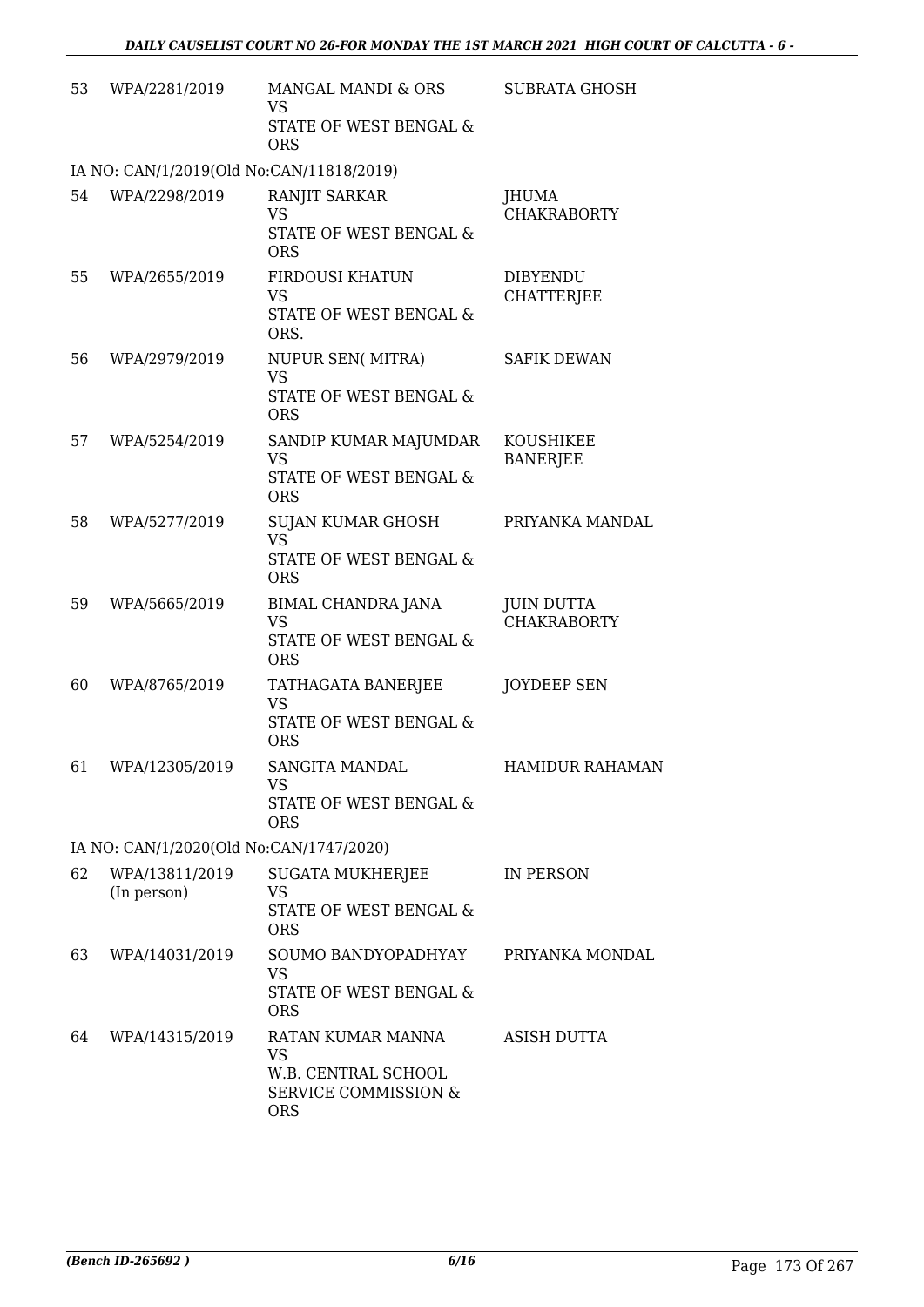| | | | |
|---|---|---|---|
| 53 | WPA/2281/2019 | MANGAL MANDI & ORS<br>VS<br>STATE OF WEST BENGAL & ORS | SUBRATA GHOSH |
| IA NO: CAN/1/2019(Old No:CAN/11818/2019) | | | |
| 54 | WPA/2298/2019 | RANJIT SARKAR<br>VS<br>STATE OF WEST BENGAL & ORS | JHUMA CHAKRABORTY |
| 55 | WPA/2655/2019 | FIRDOUSI KHATUN<br>VS<br>STATE OF WEST BENGAL & ORS. | DIBYENDU CHATTERJEE |
| 56 | WPA/2979/2019 | NUPUR SEN( MITRA)<br>VS<br>STATE OF WEST BENGAL & ORS | SAFIK DEWAN |
| 57 | WPA/5254/2019 | SANDIP KUMAR MAJUMDAR<br>VS<br>STATE OF WEST BENGAL & ORS | KOUSHIKEE BANERJEE |
| 58 | WPA/5277/2019 | SUJAN KUMAR GHOSH<br>VS<br>STATE OF WEST BENGAL & ORS | PRIYANKA MANDAL |
| 59 | WPA/5665/2019 | BIMAL CHANDRA JANA<br>VS<br>STATE OF WEST BENGAL & ORS | JUIN DUTTA CHAKRABORTY |
| 60 | WPA/8765/2019 | TATHAGATA BANERJEE<br>VS<br>STATE OF WEST BENGAL & ORS | JOYDEEP SEN |
| 61 | WPA/12305/2019 | SANGITA MANDAL<br>VS<br>STATE OF WEST BENGAL & ORS | HAMIDUR RAHAMAN |
| IA NO: CAN/1/2020(Old No:CAN/1747/2020) | | | |
| 62 | WPA/13811/2019<br>(In person) | SUGATA MUKHERJEE<br>VS<br>STATE OF WEST BENGAL & ORS | IN PERSON |
| 63 | WPA/14031/2019 | SOUMO BANDYOPADHYAY<br>VS<br>STATE OF WEST BENGAL & ORS | PRIYANKA MONDAL |
| 64 | WPA/14315/2019 | RATAN KUMAR MANNA<br>VS<br>W.B. CENTRAL SCHOOL SERVICE COMMISSION & ORS | ASISH DUTTA |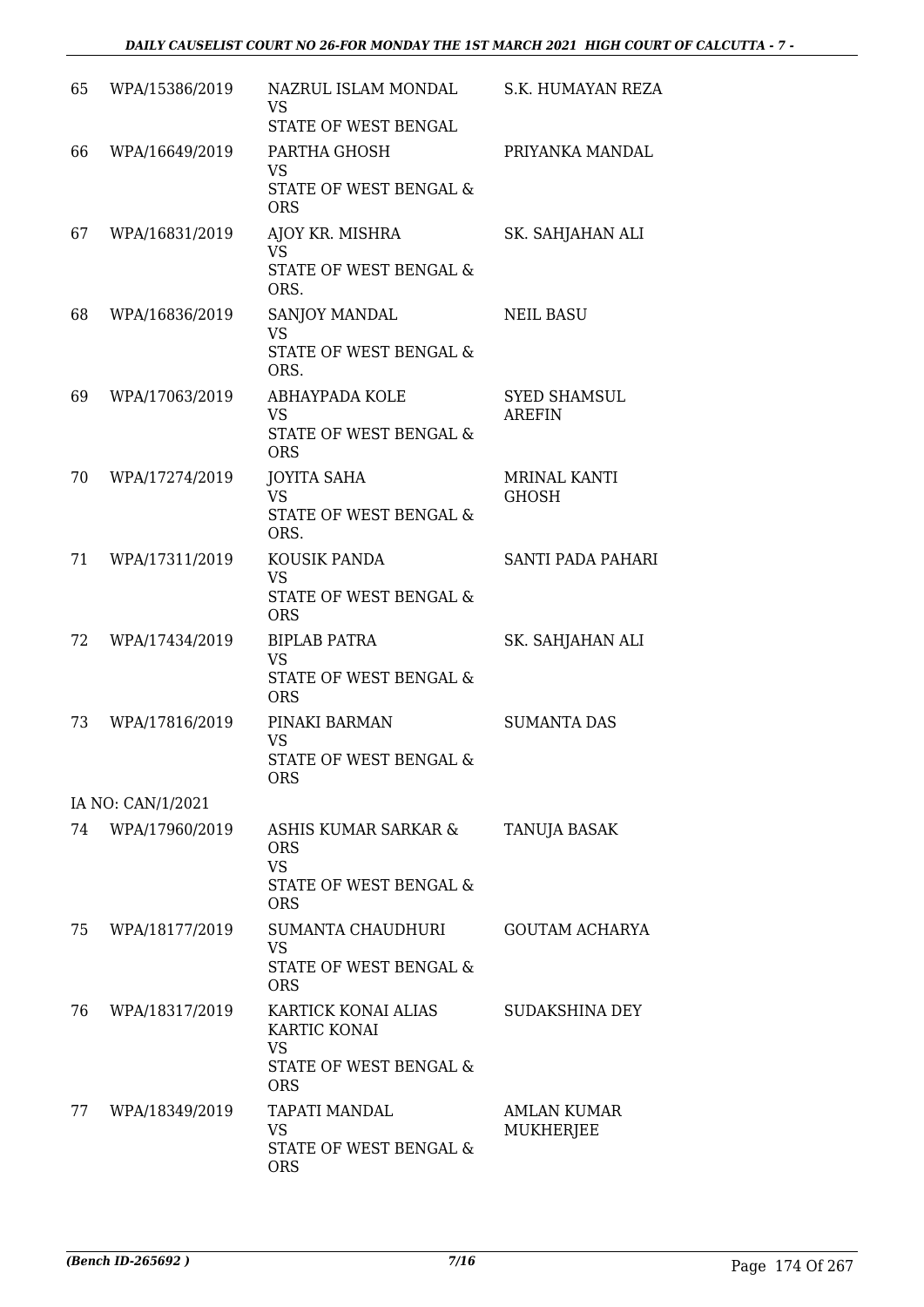| | | | |
|---|---|---|---|
| 65 | WPA/15386/2019 | NAZRUL ISLAM MONDAL<br>VS<br>STATE OF WEST BENGAL | S.K. HUMAYAN REZA |
| 66 | WPA/16649/2019 | PARTHA GHOSH<br>VS<br>STATE OF WEST BENGAL & ORS | PRIYANKA MANDAL |
| 67 | WPA/16831/2019 | AJOY KR. MISHRA<br>VS<br>STATE OF WEST BENGAL & ORS. | SK. SAHJAHAN ALI |
| 68 | WPA/16836/2019 | SANJOY MANDAL<br>VS<br>STATE OF WEST BENGAL & ORS. | NEIL BASU |
| 69 | WPA/17063/2019 | ABHAYPADA KOLE<br>VS<br>STATE OF WEST BENGAL & ORS | SYED SHAMSUL AREFIN |
| 70 | WPA/17274/2019 | JOYITA SAHA<br>VS<br>STATE OF WEST BENGAL & ORS. | MRINAL KANTI GHOSH |
| 71 | WPA/17311/2019 | KOUSIK PANDA<br>VS<br>STATE OF WEST BENGAL & ORS | SANTI PADA PAHARI |
| 72 | WPA/17434/2019 | BIPLAB PATRA<br>VS<br>STATE OF WEST BENGAL & ORS | SK. SAHJAHAN ALI |
| 73 | WPA/17816/2019 | PINAKI BARMAN<br>VS<br>STATE OF WEST BENGAL & ORS | SUMANTA DAS |
| | IA NO: CAN/1/2021 | | |
| 74 | WPA/17960/2019 | ASHIS KUMAR SARKAR & ORS<br>VS<br>STATE OF WEST BENGAL & ORS | TANUJA BASAK |
| 75 | WPA/18177/2019 | SUMANTA CHAUDHURI<br>VS<br>STATE OF WEST BENGAL & ORS | GOUTAM ACHARYA |
| 76 | WPA/18317/2019 | KARTICK KONAI ALIAS KARTIC KONAI<br>VS<br>STATE OF WEST BENGAL & ORS | SUDAKSHINA DEY |
| 77 | WPA/18349/2019 | TAPATI MANDAL<br>VS<br>STATE OF WEST BENGAL & ORS | AMLAN KUMAR MUKHERJEE |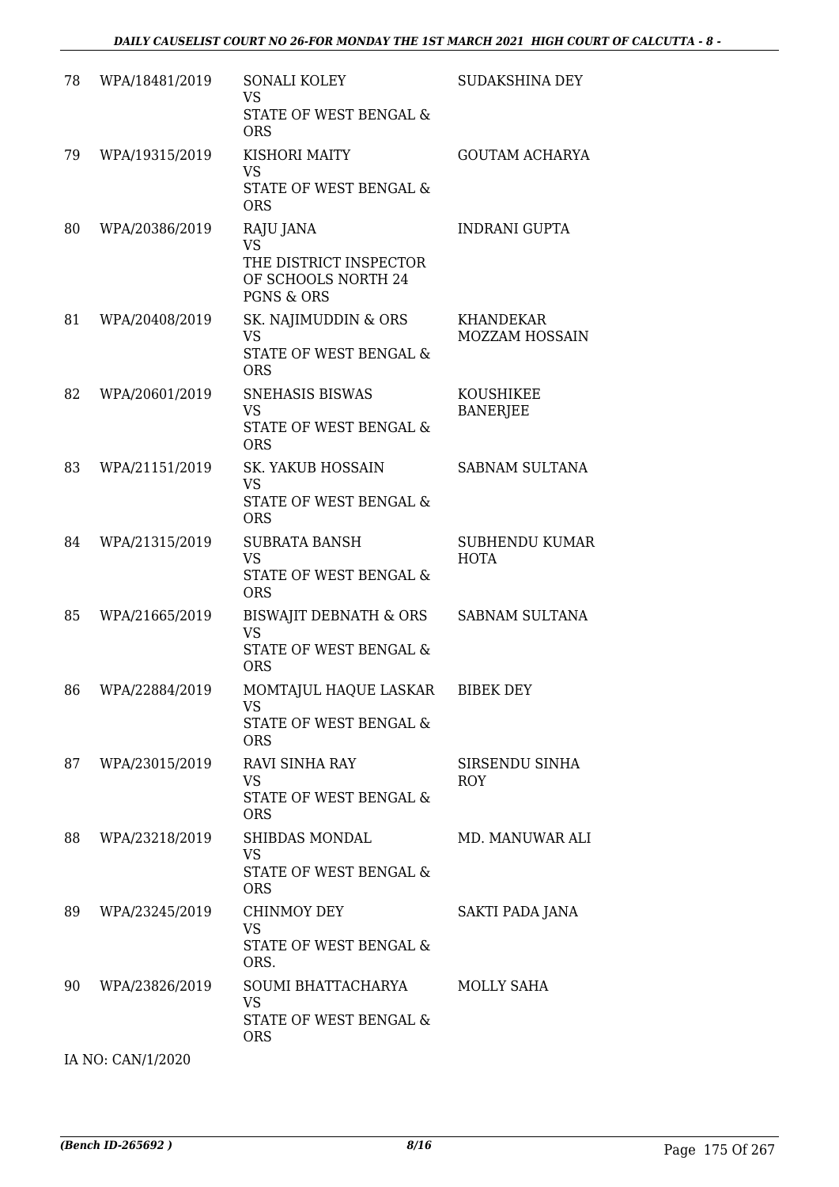| 78 | WPA/18481/2019 | SONALI KOLEY<br>VS<br>STATE OF WEST BENGAL & ORS | SUDAKSHINA DEY |
|---|---|---|---|
| 79 | WPA/19315/2019 | KISHORI MAITY<br>VS<br>STATE OF WEST BENGAL & ORS | GOUTAM ACHARYA |
| 80 | WPA/20386/2019 | RAJU JANA<br>VS<br>THE DISTRICT INSPECTOR OF SCHOOLS NORTH 24 PGNS & ORS | INDRANI GUPTA |
| 81 | WPA/20408/2019 | SK. NAJIMUDDIN & ORS<br>VS<br>STATE OF WEST BENGAL & ORS | KHANDEKAR MOZZAM HOSSAIN |
| 82 | WPA/20601/2019 | SNEHASIS BISWAS<br>VS<br>STATE OF WEST BENGAL & ORS | KOUSHIKEE BANERJEE |
| 83 | WPA/21151/2019 | SK. YAKUB HOSSAIN<br>VS<br>STATE OF WEST BENGAL & ORS | SABNAM SULTANA |
| 84 | WPA/21315/2019 | SUBRATA BANSH<br>VS<br>STATE OF WEST BENGAL & ORS | SUBHENDU KUMAR HOTA |
| 85 | WPA/21665/2019 | BISWAJIT DEBNATH & ORS<br>VS<br>STATE OF WEST BENGAL & ORS | SABNAM SULTANA |
| 86 | WPA/22884/2019 | MOMTAJUL HAQUE LASKAR<br>VS<br>STATE OF WEST BENGAL & ORS | BIBEK DEY |
| 87 | WPA/23015/2019 | RAVI SINHA RAY<br>VS<br>STATE OF WEST BENGAL & ORS | SIRSENDU SINHA ROY |
| 88 | WPA/23218/2019 | SHIBDAS MONDAL<br>VS<br>STATE OF WEST BENGAL & ORS | MD. MANUWAR ALI |
| 89 | WPA/23245/2019 | CHINMOY DEY<br>VS<br>STATE OF WEST BENGAL & ORS. | SAKTI PADA JANA |
| 90 | WPA/23826/2019 | SOUMI BHATTACHARYA<br>VS<br>STATE OF WEST BENGAL & ORS | MOLLY SAHA |

IA NO: CAN/1/2020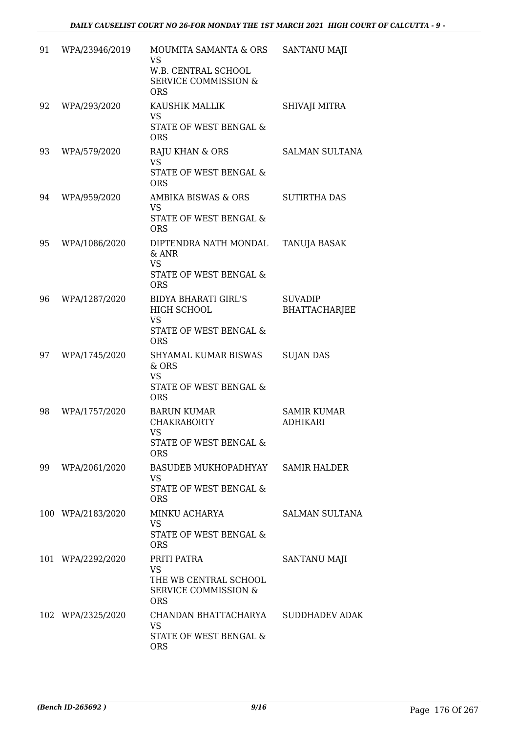| 91 | WPA/23946/2019 | MOUMITA SAMANTA & ORS<br>VS<br>W.B. CENTRAL SCHOOL SERVICE COMMISSION & ORS | SANTANU MAJI |
|---|---|---|---|
| 92 | WPA/293/2020 | KAUSHIK MALLIK<br>VS<br>STATE OF WEST BENGAL & ORS | SHIVAJI MITRA |
| 93 | WPA/579/2020 | RAJU KHAN & ORS<br>VS<br>STATE OF WEST BENGAL & ORS | SALMAN SULTANA |
| 94 | WPA/959/2020 | AMBIKA BISWAS & ORS<br>VS<br>STATE OF WEST BENGAL & ORS | SUTIRTHA DAS |
| 95 | WPA/1086/2020 | DIPTENDRA NATH MONDAL & ANR<br>VS<br>STATE OF WEST BENGAL & ORS | TANUJA BASAK |
| 96 | WPA/1287/2020 | BIDYA BHARATI GIRL'S HIGH SCHOOL<br>VS<br>STATE OF WEST BENGAL & ORS | SUVADIP BHATTACHARJEE |
| 97 | WPA/1745/2020 | SHYAMAL KUMAR BISWAS & ORS<br>VS<br>STATE OF WEST BENGAL & ORS | SUJAN DAS |
| 98 | WPA/1757/2020 | BARUN KUMAR CHAKRABORTY<br>VS<br>STATE OF WEST BENGAL & ORS | SAMIR KUMAR ADHIKARI |
| 99 | WPA/2061/2020 | BASUDEB MUKHOPADHYAY<br>VS<br>STATE OF WEST BENGAL & ORS | SAMIR HALDER |
| 100 | WPA/2183/2020 | MINKU ACHARYA<br>VS<br>STATE OF WEST BENGAL & ORS | SALMAN SULTANA |
| 101 | WPA/2292/2020 | PRITI PATRA<br>VS<br>THE WB CENTRAL SCHOOL SERVICE COMMISSION & ORS | SANTANU MAJI |
| 102 | WPA/2325/2020 | CHANDAN BHATTACHARYA<br>VS<br>STATE OF WEST BENGAL & ORS | SUDDHADEV ADAK |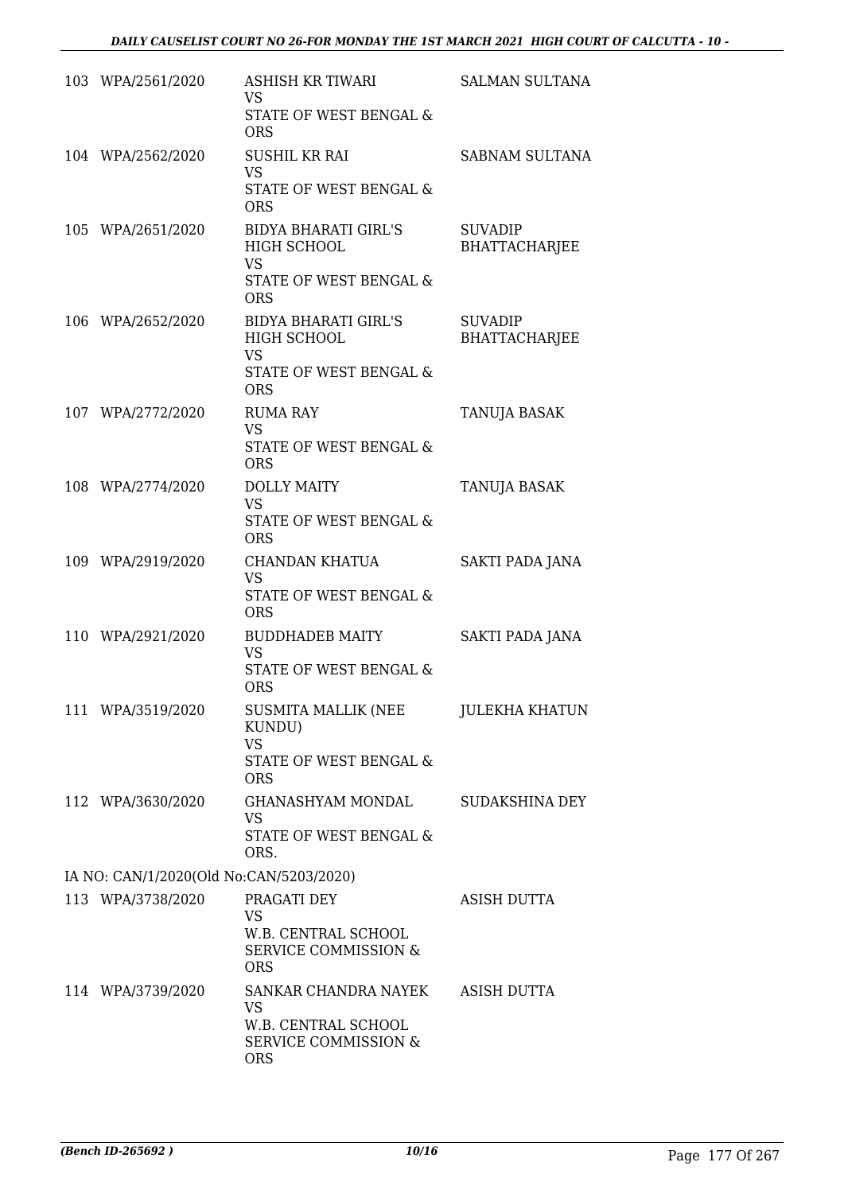| | | | |
|---|---|---|---|
| 103 | WPA/2561/2020 | ASHISH KR TIWARI<br>VS<br>STATE OF WEST BENGAL & ORS | SALMAN SULTANA |
| 104 | WPA/2562/2020 | SUSHIL KR RAI<br>VS<br>STATE OF WEST BENGAL & ORS | SABNAM SULTANA |
| 105 | WPA/2651/2020 | BIDYA BHARATI GIRL'S HIGH SCHOOL<br>VS<br>STATE OF WEST BENGAL & ORS | SUVADIP BHATTACHARJEE |
| 106 | WPA/2652/2020 | BIDYA BHARATI GIRL'S HIGH SCHOOL<br>VS<br>STATE OF WEST BENGAL & ORS | SUVADIP BHATTACHARJEE |
| 107 | WPA/2772/2020 | RUMA RAY<br>VS<br>STATE OF WEST BENGAL & ORS | TANUJA BASAK |
| 108 | WPA/2774/2020 | DOLLY MAITY<br>VS<br>STATE OF WEST BENGAL & ORS | TANUJA BASAK |
| 109 | WPA/2919/2020 | CHANDAN KHATUA<br>VS<br>STATE OF WEST BENGAL & ORS | SAKTI PADA JANA |
| 110 | WPA/2921/2020 | BUDDHADEB MAITY<br>VS<br>STATE OF WEST BENGAL & ORS | SAKTI PADA JANA |
| 111 | WPA/3519/2020 | SUSMITA MALLIK (NEE KUNDU)<br>VS<br>STATE OF WEST BENGAL & ORS | JULEKHA KHATUN |
| 112 | WPA/3630/2020 | GHANASHYAM MONDAL<br>VS<br>STATE OF WEST BENGAL & ORS. | SUDAKSHINA DEY |
| | IA NO: CAN/1/2020(Old No:CAN/5203/2020) | | |
| 113 | WPA/3738/2020 | PRAGATI DEY<br>VS<br>W.B. CENTRAL SCHOOL SERVICE COMMISSION & ORS | ASISH DUTTA |
| 114 | WPA/3739/2020 | SANKAR CHANDRA NAYEK<br>VS<br>W.B. CENTRAL SCHOOL SERVICE COMMISSION & ORS | ASISH DUTTA |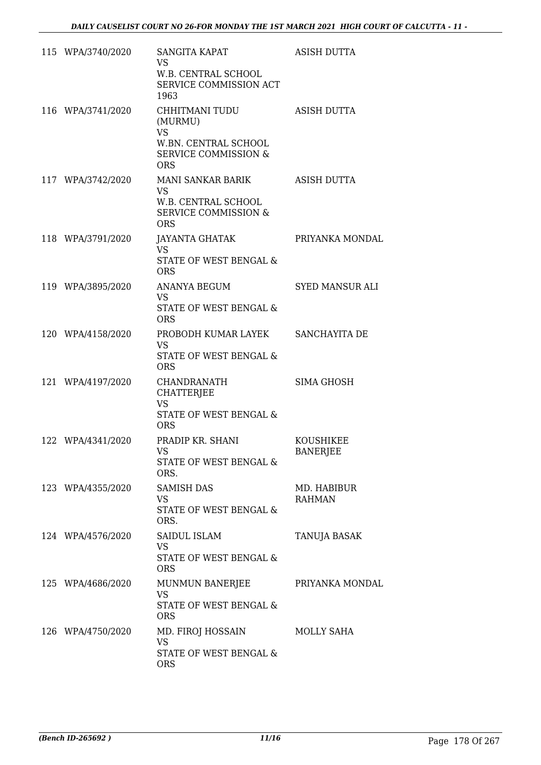| | | | |
|---|---|---|---|
| 115 | WPA/3740/2020 | SANGITA KAPAT<br>VS<br>W.B. CENTRAL SCHOOL SERVICE COMMISSION ACT 1963 | ASISH DUTTA |
| 116 | WPA/3741/2020 | CHHITMANI TUDU (MURMU)<br>VS<br>W.BN. CENTRAL SCHOOL SERVICE COMMISSION & ORS | ASISH DUTTA |
| 117 | WPA/3742/2020 | MANI SANKAR BARIK<br>VS<br>W.B. CENTRAL SCHOOL SERVICE COMMISSION & ORS | ASISH DUTTA |
| 118 | WPA/3791/2020 | JAYANTA GHATAK<br>VS<br>STATE OF WEST BENGAL & ORS | PRIYANKA MONDAL |
| 119 | WPA/3895/2020 | ANANYA BEGUM<br>VS<br>STATE OF WEST BENGAL & ORS | SYED MANSUR ALI |
| 120 | WPA/4158/2020 | PROBODH KUMAR LAYEK<br>VS<br>STATE OF WEST BENGAL & ORS | SANCHAYITA DE |
| 121 | WPA/4197/2020 | CHANDRANATH CHATTERJEE<br>VS<br>STATE OF WEST BENGAL & ORS | SIMA GHOSH |
| 122 | WPA/4341/2020 | PRADIP KR. SHANI<br>VS<br>STATE OF WEST BENGAL & ORS. | KOUSHIKEE BANERJEE |
| 123 | WPA/4355/2020 | SAMISH DAS<br>VS<br>STATE OF WEST BENGAL & ORS. | MD. HABIBUR RAHMAN |
| 124 | WPA/4576/2020 | SAIDUL ISLAM<br>VS<br>STATE OF WEST BENGAL & ORS | TANUJA BASAK |
| 125 | WPA/4686/2020 | MUNMUN BANERJEE<br>VS<br>STATE OF WEST BENGAL & ORS | PRIYANKA MONDAL |
| 126 | WPA/4750/2020 | MD. FIROJ HOSSAIN<br>VS<br>STATE OF WEST BENGAL & ORS | MOLLY SAHA |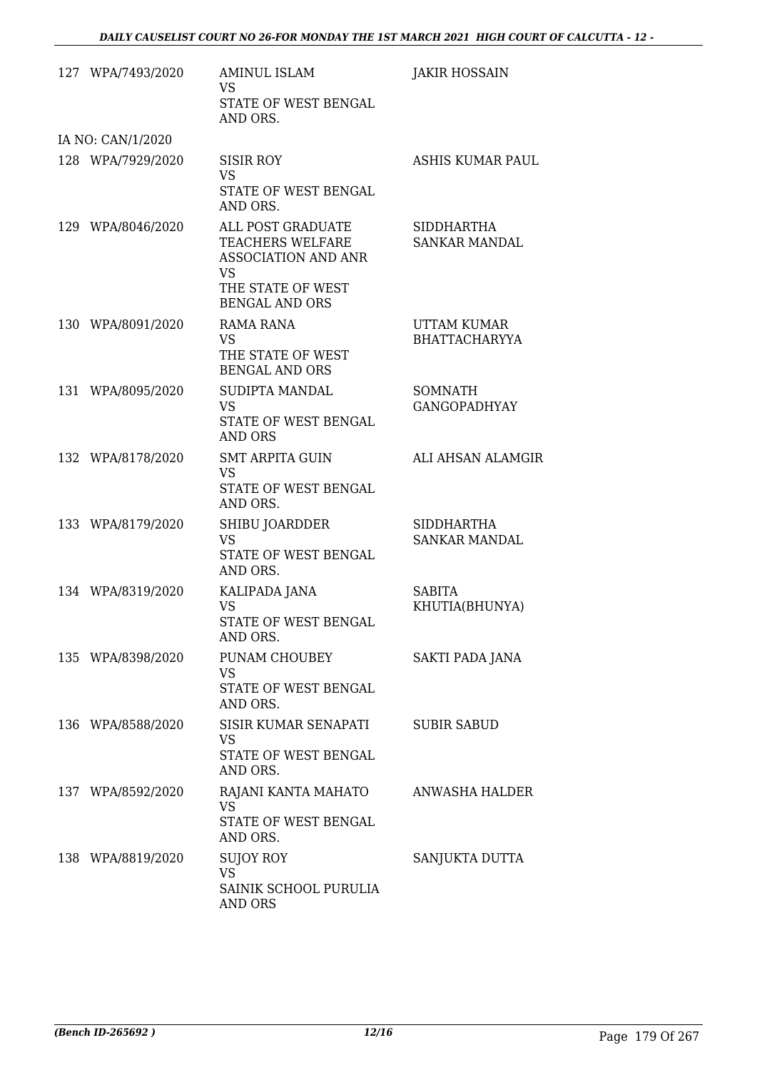| | | | |
|---|---|---|---|
| 127 | WPA/7493/2020 | AMINUL ISLAM<br>VS<br>STATE OF WEST BENGAL AND ORS. | JAKIR HOSSAIN |
| | IA NO: CAN/1/2020 | | |
| 128 | WPA/7929/2020 | SISIR ROY<br>VS<br>STATE OF WEST BENGAL AND ORS. | ASHIS KUMAR PAUL |
| 129 | WPA/8046/2020 | ALL POST GRADUATE TEACHERS WELFARE ASSOCIATION AND ANR<br>VS<br>THE STATE OF WEST BENGAL AND ORS | SIDDHARTHA SANKAR MANDAL |
| 130 | WPA/8091/2020 | RAMA RANA<br>VS<br>THE STATE OF WEST BENGAL AND ORS | UTTAM KUMAR BHATTACHARYYA |
| 131 | WPA/8095/2020 | SUDIPTA MANDAL<br>VS<br>STATE OF WEST BENGAL AND ORS | SOMNATH GANGOPADHYAY |
| 132 | WPA/8178/2020 | SMT ARPITA GUIN<br>VS<br>STATE OF WEST BENGAL AND ORS. | ALI AHSAN ALAMGIR |
| 133 | WPA/8179/2020 | SHIBU JOARDDER<br>VS<br>STATE OF WEST BENGAL AND ORS. | SIDDHARTHA SANKAR MANDAL |
| 134 | WPA/8319/2020 | KALIPADA JANA<br>VS<br>STATE OF WEST BENGAL AND ORS. | SABITA KHUTIA(BHUNYA) |
| 135 | WPA/8398/2020 | PUNAM CHOUBEY<br>VS<br>STATE OF WEST BENGAL AND ORS. | SAKTI PADA JANA |
| 136 | WPA/8588/2020 | SISIR KUMAR SENAPATI<br>VS<br>STATE OF WEST BENGAL AND ORS. | SUBIR SABUD |
| 137 | WPA/8592/2020 | RAJANI KANTA MAHATO<br>VS<br>STATE OF WEST BENGAL AND ORS. | ANWASHA HALDER |
| 138 | WPA/8819/2020 | SUJOY ROY<br>VS<br>SAINIK SCHOOL PURULIA AND ORS | SANJUKTA DUTTA |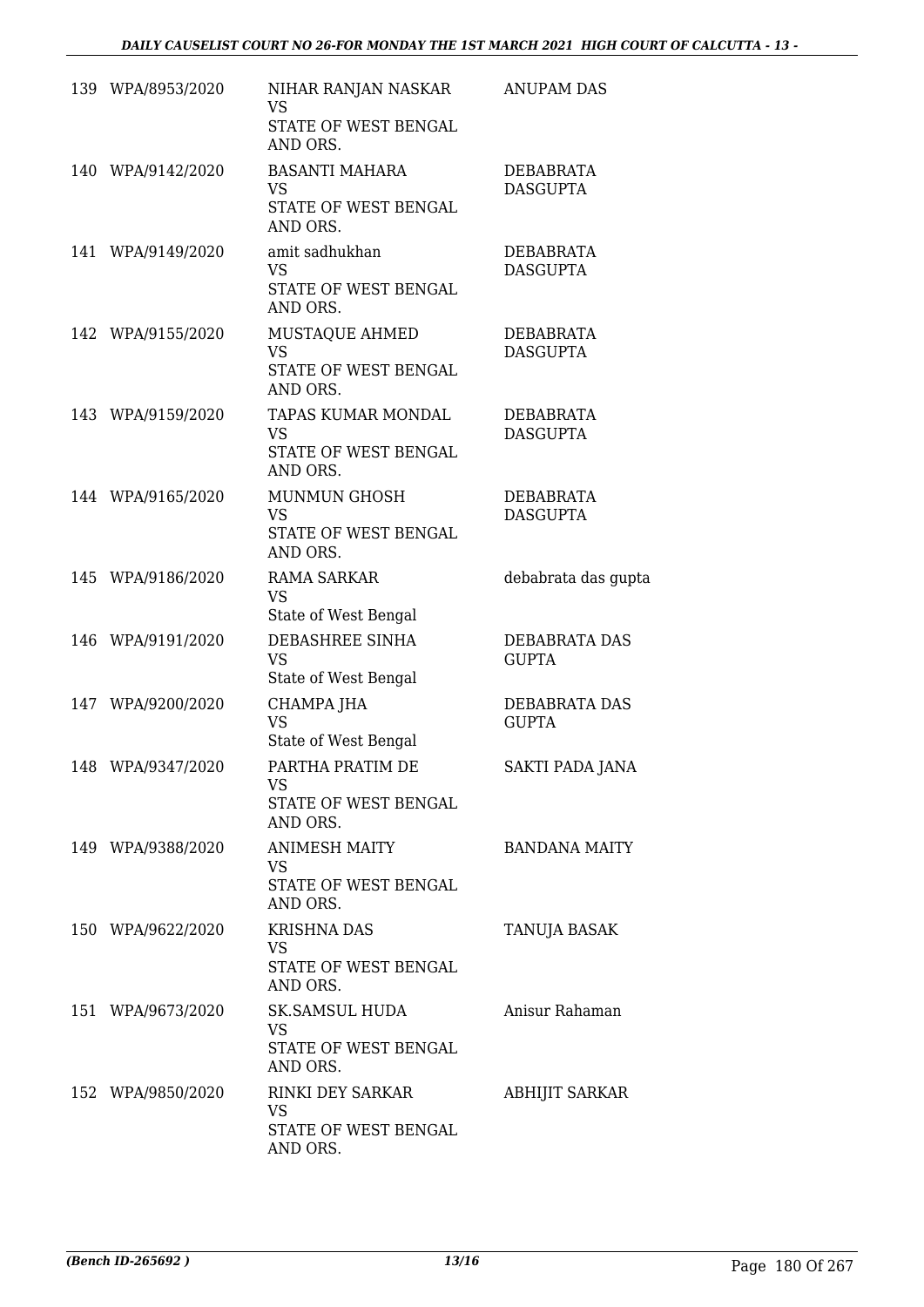| | | | |
|---|---|---|---|
| 139 | WPA/8953/2020 | NIHAR RANJAN NASKAR<br>VS<br>STATE OF WEST BENGAL AND ORS. | ANUPAM DAS |
| 140 | WPA/9142/2020 | BASANTI MAHARA<br>VS<br>STATE OF WEST BENGAL AND ORS. | DEBABRATA DASGUPTA |
| 141 | WPA/9149/2020 | amit sadhukhan<br>VS<br>STATE OF WEST BENGAL AND ORS. | DEBABRATA DASGUPTA |
| 142 | WPA/9155/2020 | MUSTAQUE AHMED<br>VS<br>STATE OF WEST BENGAL AND ORS. | DEBABRATA DASGUPTA |
| 143 | WPA/9159/2020 | TAPAS KUMAR MONDAL<br>VS<br>STATE OF WEST BENGAL AND ORS. | DEBABRATA DASGUPTA |
| 144 | WPA/9165/2020 | MUNMUN GHOSH<br>VS<br>STATE OF WEST BENGAL AND ORS. | DEBABRATA DASGUPTA |
| 145 | WPA/9186/2020 | RAMA SARKAR<br>VS<br>State of West Bengal | debabrata das gupta |
| 146 | WPA/9191/2020 | DEBASHREE SINHA<br>VS<br>State of West Bengal | DEBABRATA DAS GUPTA |
| 147 | WPA/9200/2020 | CHAMPA JHA<br>VS<br>State of West Bengal | DEBABRATA DAS GUPTA |
| 148 | WPA/9347/2020 | PARTHA PRATIM DE<br>VS<br>STATE OF WEST BENGAL AND ORS. | SAKTI PADA JANA |
| 149 | WPA/9388/2020 | ANIMESH MAITY<br>VS<br>STATE OF WEST BENGAL AND ORS. | BANDANA MAITY |
| 150 | WPA/9622/2020 | KRISHNA DAS<br>VS<br>STATE OF WEST BENGAL AND ORS. | TANUJA BASAK |
| 151 | WPA/9673/2020 | SK.SAMSUL HUDA<br>VS<br>STATE OF WEST BENGAL AND ORS. | Anisur Rahaman |
| 152 | WPA/9850/2020 | RINKI DEY SARKAR<br>VS<br>STATE OF WEST BENGAL AND ORS. | ABHIJIT SARKAR |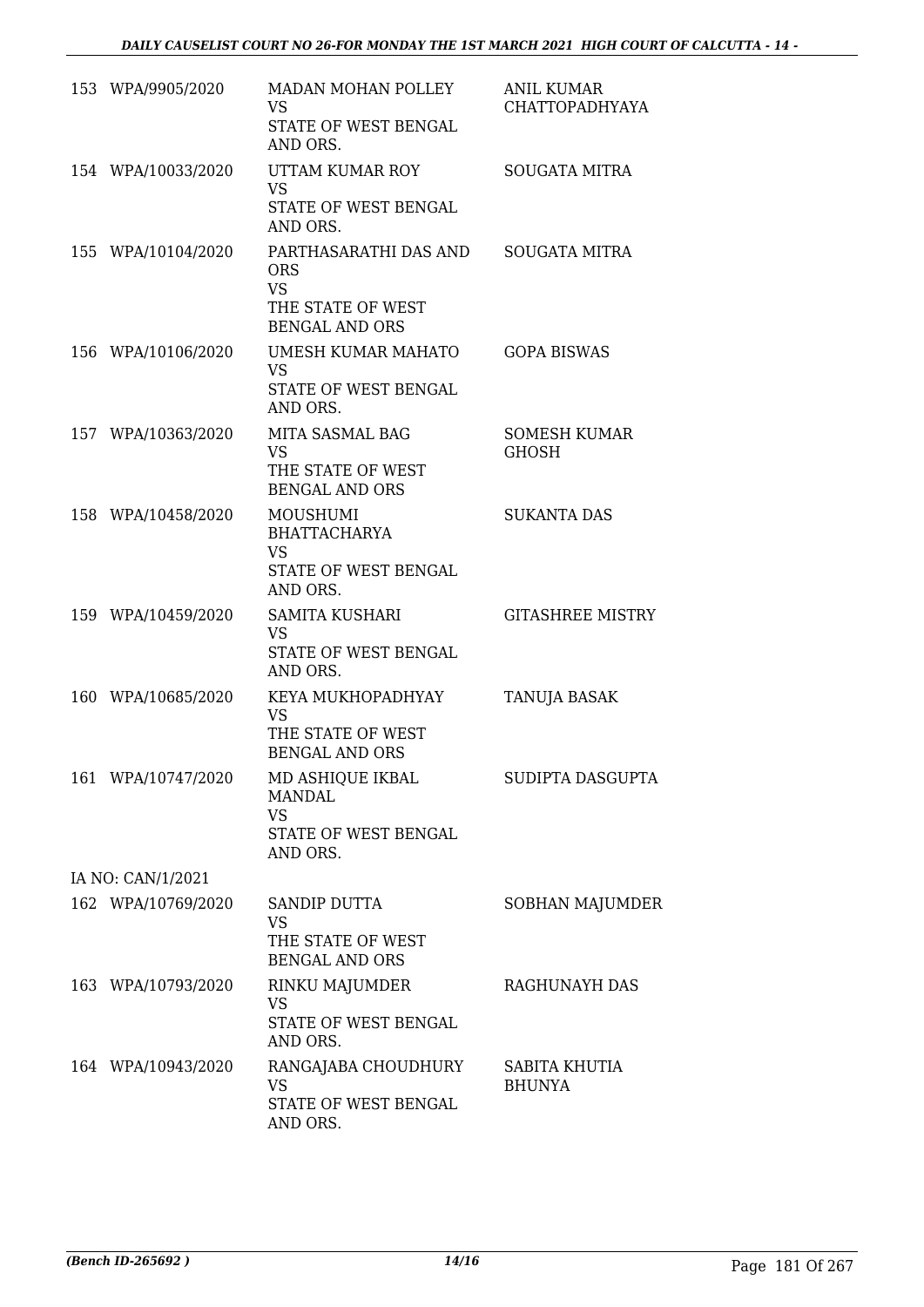| | | | |
|---|---|---|---|
| 153 | WPA/9905/2020 | MADAN MOHAN POLLEY<br>VS<br>STATE OF WEST BENGAL AND ORS. | ANIL KUMAR CHATTOPADHYAYA |
| 154 | WPA/10033/2020 | UTTAM KUMAR ROY<br>VS<br>STATE OF WEST BENGAL AND ORS. | SOUGATA MITRA |
| 155 | WPA/10104/2020 | PARTHASARATHI DAS AND ORS<br>VS<br>THE STATE OF WEST BENGAL AND ORS | SOUGATA MITRA |
| 156 | WPA/10106/2020 | UMESH KUMAR MAHATO<br>VS<br>STATE OF WEST BENGAL AND ORS. | GOPA BISWAS |
| 157 | WPA/10363/2020 | MITA SASMAL BAG<br>VS<br>THE STATE OF WEST BENGAL AND ORS | SOMESH KUMAR GHOSH |
| 158 | WPA/10458/2020 | MOUSHUMI BHATTACHARYA<br>VS<br>STATE OF WEST BENGAL AND ORS. | SUKANTA DAS |
| 159 | WPA/10459/2020 | SAMITA KUSHARI<br>VS<br>STATE OF WEST BENGAL AND ORS. | GITASHREE MISTRY |
| 160 | WPA/10685/2020 | KEYA MUKHOPADHYAY<br>VS<br>THE STATE OF WEST BENGAL AND ORS | TANUJA BASAK |
| 161 | WPA/10747/2020 | MD ASHIQUE IKBAL MANDAL<br>VS<br>STATE OF WEST BENGAL AND ORS. | SUDIPTA DASGUPTA |
| | IA NO: CAN/1/2021 | | |
| 162 | WPA/10769/2020 | SANDIP DUTTA<br>VS<br>THE STATE OF WEST BENGAL AND ORS | SOBHAN MAJUMDER |
| 163 | WPA/10793/2020 | RINKU MAJUMDER<br>VS<br>STATE OF WEST BENGAL AND ORS. | RAGHUNAYH DAS |
| 164 | WPA/10943/2020 | RANGAJABA CHOUDHURY<br>VS<br>STATE OF WEST BENGAL AND ORS. | SABITA KHUTIA BHUNYA |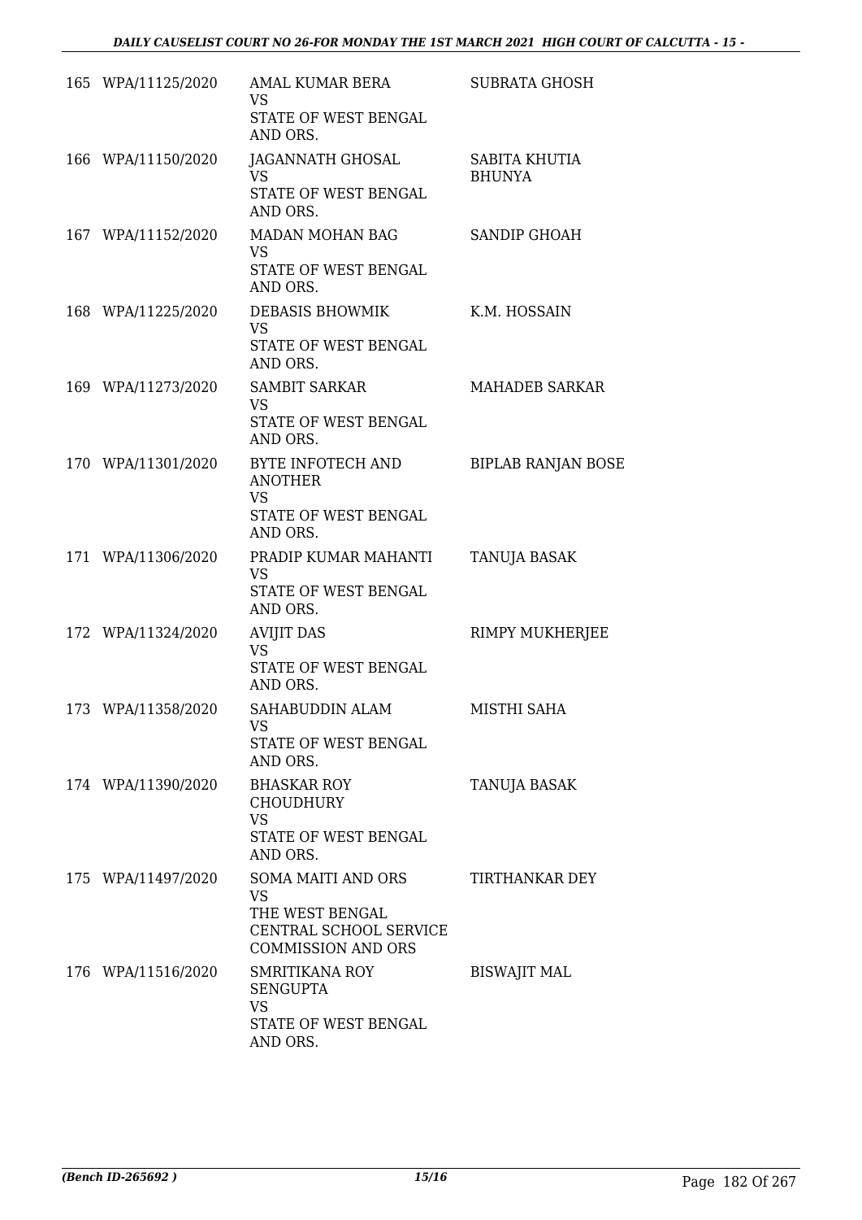| | | | |
|---|---|---|---|
| 165 | WPA/11125/2020 | AMAL KUMAR BERA<br>VS<br>STATE OF WEST BENGAL AND ORS. | SUBRATA GHOSH |
| 166 | WPA/11150/2020 | JAGANNATH GHOSAL<br>VS<br>STATE OF WEST BENGAL AND ORS. | SABITA KHUTIA BHUNYA |
| 167 | WPA/11152/2020 | MADAN MOHAN BAG<br>VS<br>STATE OF WEST BENGAL AND ORS. | SANDIP GHOAH |
| 168 | WPA/11225/2020 | DEBASIS BHOWMIK<br>VS<br>STATE OF WEST BENGAL AND ORS. | K.M. HOSSAIN |
| 169 | WPA/11273/2020 | SAMBIT SARKAR<br>VS<br>STATE OF WEST BENGAL AND ORS. | MAHADEB SARKAR |
| 170 | WPA/11301/2020 | BYTE INFOTECH AND ANOTHER<br>VS<br>STATE OF WEST BENGAL AND ORS. | BIPLAB RANJAN BOSE |
| 171 | WPA/11306/2020 | PRADIP KUMAR MAHANTI<br>VS<br>STATE OF WEST BENGAL AND ORS. | TANUJA BASAK |
| 172 | WPA/11324/2020 | AVIJIT DAS<br>VS<br>STATE OF WEST BENGAL AND ORS. | RIMPY MUKHERJEE |
| 173 | WPA/11358/2020 | SAHABUDDIN ALAM<br>VS<br>STATE OF WEST BENGAL AND ORS. | MISTHI SAHA |
| 174 | WPA/11390/2020 | BHASKAR ROY CHOUDHURY<br>VS<br>STATE OF WEST BENGAL AND ORS. | TANUJA BASAK |
| 175 | WPA/11497/2020 | SOMA MAITI AND ORS<br>VS<br>THE WEST BENGAL CENTRAL SCHOOL SERVICE COMMISSION AND ORS | TIRTHANKAR DEY |
| 176 | WPA/11516/2020 | SMRITIKANA ROY SENGUPTA<br>VS<br>STATE OF WEST BENGAL AND ORS. | BISWAJIT MAL |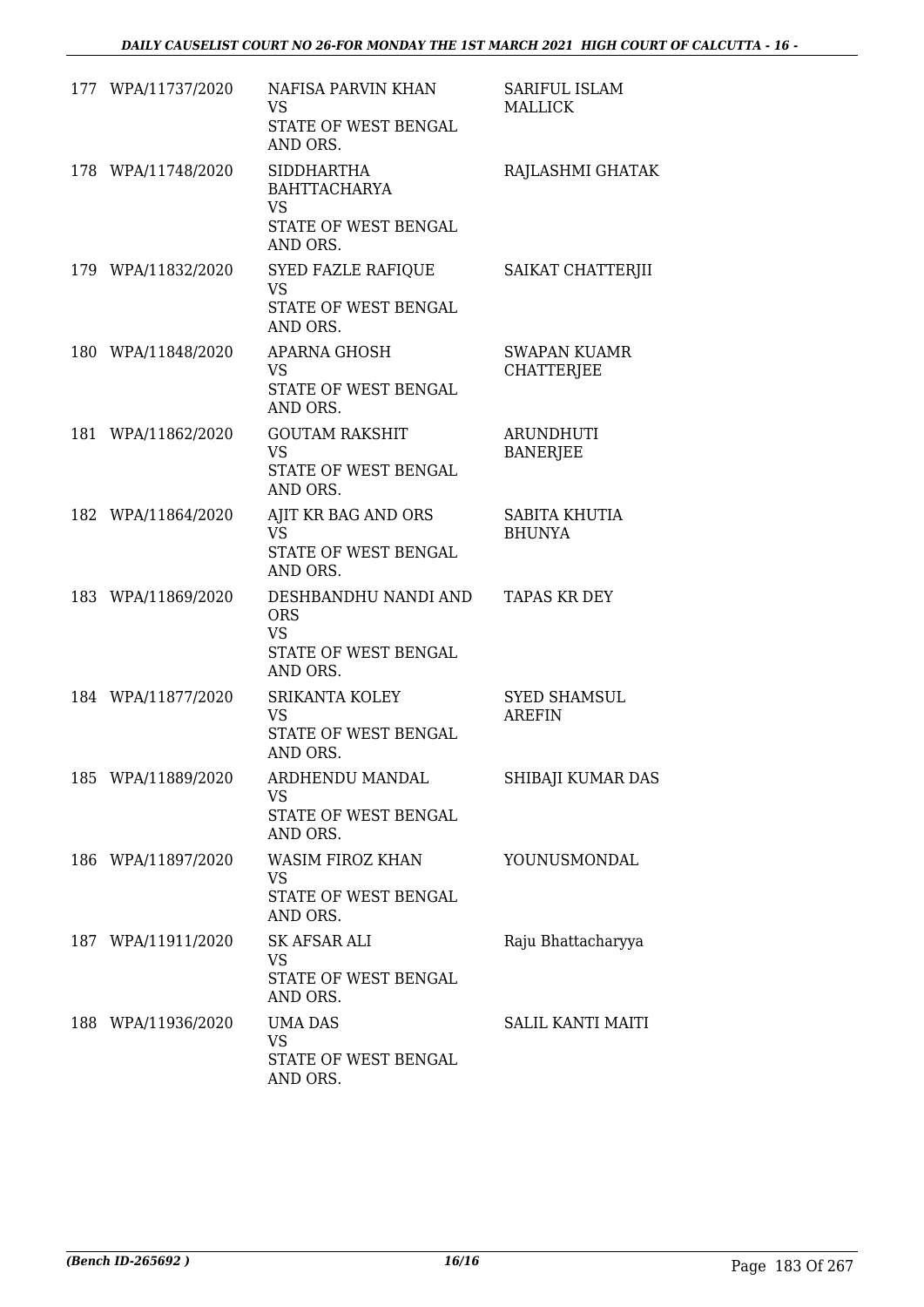| | | | |
|---|---|---|---|
| 177 | WPA/11737/2020 | NAFISA PARVIN KHAN<br>VS<br>STATE OF WEST BENGAL AND ORS. | SARIFUL ISLAM MALLICK |
| 178 | WPA/11748/2020 | SIDDHARTHA BAHTTACHARYA<br>VS<br>STATE OF WEST BENGAL AND ORS. | RAJLASHMI GHATAK |
| 179 | WPA/11832/2020 | SYED FAZLE RAFIQUE<br>VS<br>STATE OF WEST BENGAL AND ORS. | SAIKAT CHATTERJII |
| 180 | WPA/11848/2020 | APARNA GHOSH<br>VS<br>STATE OF WEST BENGAL AND ORS. | SWAPAN KUAMR CHATTERJEE |
| 181 | WPA/11862/2020 | GOUTAM RAKSHIT<br>VS<br>STATE OF WEST BENGAL AND ORS. | ARUNDHUTI BANERJEE |
| 182 | WPA/11864/2020 | AJIT KR BAG AND ORS<br>VS<br>STATE OF WEST BENGAL AND ORS. | SABITA KHUTIA BHUNYA |
| 183 | WPA/11869/2020 | DESHBANDHU NANDI AND ORS<br>VS<br>STATE OF WEST BENGAL AND ORS. | TAPAS KR DEY |
| 184 | WPA/11877/2020 | SRIKANTA KOLEY<br>VS<br>STATE OF WEST BENGAL AND ORS. | SYED SHAMSUL AREFIN |
| 185 | WPA/11889/2020 | ARDHENDU MANDAL<br>VS<br>STATE OF WEST BENGAL AND ORS. | SHIBAJI KUMAR DAS |
| 186 | WPA/11897/2020 | WASIM FIROZ KHAN<br>VS<br>STATE OF WEST BENGAL AND ORS. | YOUNUSMONDAL |
| 187 | WPA/11911/2020 | SK AFSAR ALI<br>VS<br>STATE OF WEST BENGAL AND ORS. | Raju Bhattacharyya |
| 188 | WPA/11936/2020 | UMA DAS<br>VS<br>STATE OF WEST BENGAL AND ORS. | SALIL KANTI MAITI |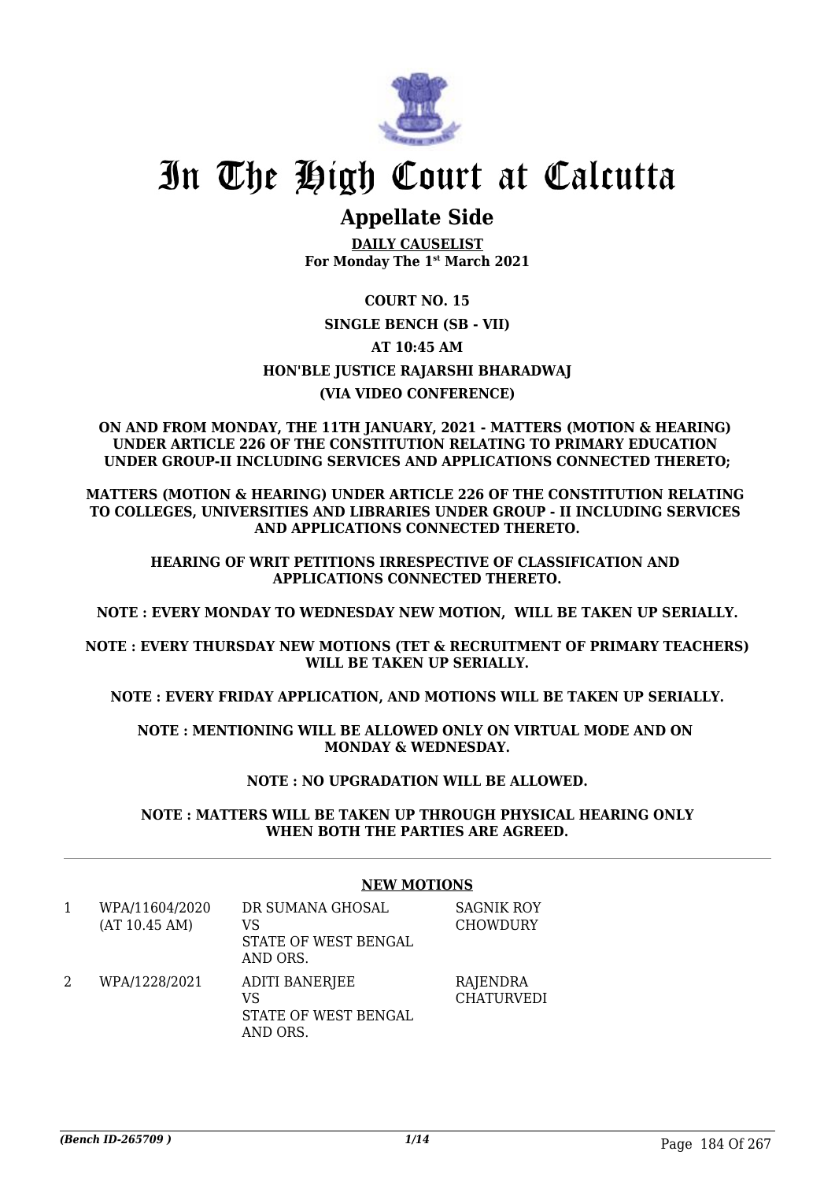# In The High Court at Calcutta

## Appellate Side

**DAILY CAUSELIST**
**For Monday The 1st March 2021**

**COURT NO. 15**

**SINGLE BENCH (SB - VII)**

**AT 10:45 AM**

**HON'BLE JUSTICE RAJARSHI BHARADWAJ**

**(VIA VIDEO CONFERENCE)**

**ON AND FROM MONDAY, THE 11TH JANUARY, 2021 - MATTERS (MOTION & HEARING) UNDER ARTICLE 226 OF THE CONSTITUTION RELATING TO PRIMARY EDUCATION UNDER GROUP-II INCLUDING SERVICES AND APPLICATIONS CONNECTED THERETO;**

**MATTERS (MOTION & HEARING) UNDER ARTICLE 226 OF THE CONSTITUTION RELATING TO COLLEGES, UNIVERSITIES AND LIBRARIES UNDER GROUP - II INCLUDING SERVICES AND APPLICATIONS CONNECTED THERETO.**

**HEARING OF WRIT PETITIONS IRRESPECTIVE OF CLASSIFICATION AND APPLICATIONS CONNECTED THERETO.**

**NOTE : EVERY MONDAY TO WEDNESDAY NEW MOTION, WILL BE TAKEN UP SERIALLY.**

**NOTE : EVERY THURSDAY NEW MOTIONS (TET & RECRUITMENT OF PRIMARY TEACHERS) WILL BE TAKEN UP SERIALLY.**

**NOTE : EVERY FRIDAY APPLICATION, AND MOTIONS WILL BE TAKEN UP SERIALLY.**

**NOTE : MENTIONING WILL BE ALLOWED ONLY ON VIRTUAL MODE AND ON MONDAY & WEDNESDAY.**

**NOTE : NO UPGRADATION WILL BE ALLOWED.**

**NOTE : MATTERS WILL BE TAKEN UP THROUGH PHYSICAL HEARING ONLY WHEN BOTH THE PARTIES ARE AGREED.**

**NEW MOTIONS**

| | | | |
|---|---|---|---|
| 1 | WPA/11604/2020 (AT 10.45 AM) | DR SUMANA GHOSAL VS STATE OF WEST BENGAL AND ORS. | SAGNIK ROY CHOWDURY |
| 2 | WPA/1228/2021 | ADITI BANERJEE VS STATE OF WEST BENGAL AND ORS. | RAJENDRA CHATURVEDI |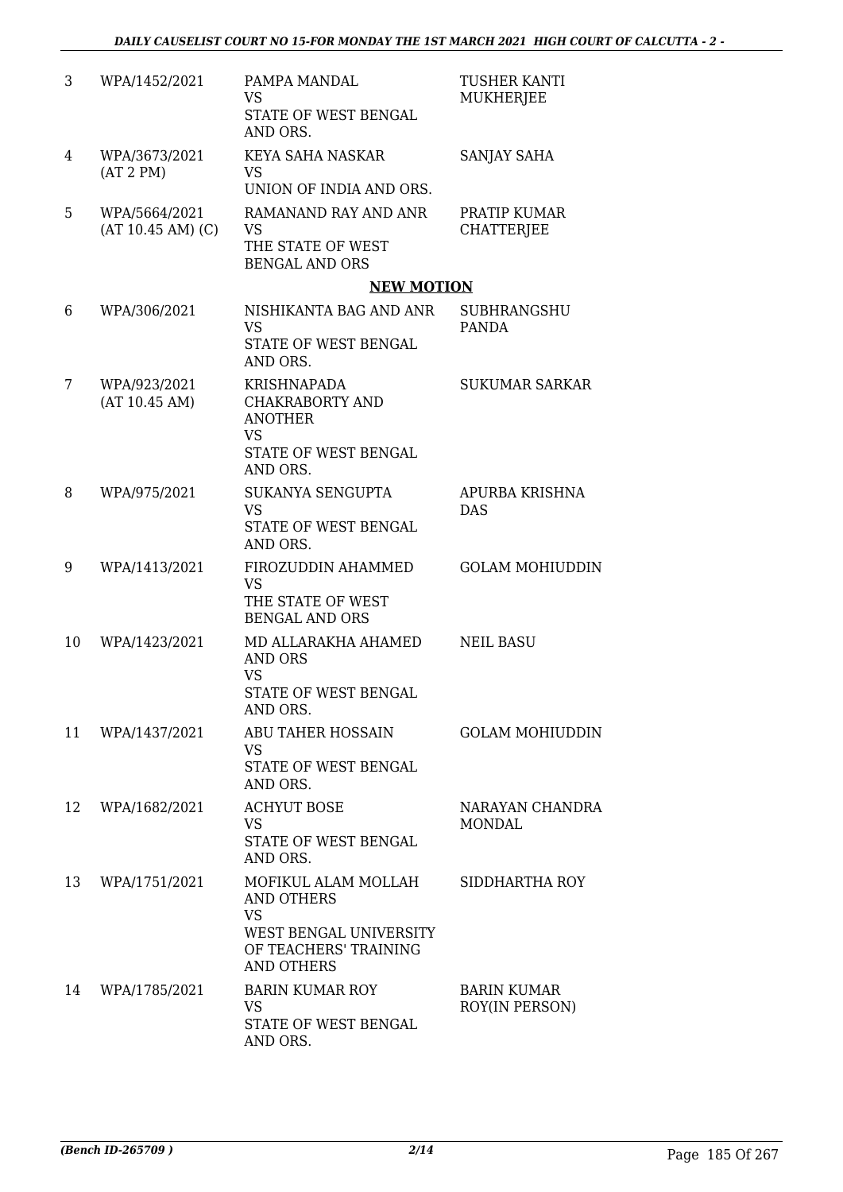| | | | |
|---|---|---|---|
| 3 | WPA/1452/2021 | PAMPA MANDAL<br>VS<br>STATE OF WEST BENGAL AND ORS. | TUSHER KANTI MUKHERJEE |
| 4 | WPA/3673/2021<br>(AT 2 PM) | KEYA SAHA NASKAR<br>VS<br>UNION OF INDIA AND ORS. | SANJAY SAHA |
| 5 | WPA/5664/2021<br>(AT 10.45 AM) (C) | RAMANAND RAY AND ANR<br>VS<br>THE STATE OF WEST BENGAL AND ORS | PRATIP KUMAR CHATTERJEE |

**NEW MOTION**

| | | | |
|---|---|---|---|
| 6 | WPA/306/2021 | NISHIKANTA BAG AND ANR<br>VS<br>STATE OF WEST BENGAL AND ORS. | SUBHRANGSHU PANDA |
| 7 | WPA/923/2021<br>(AT 10.45 AM) | KRISHNAPADA CHAKRABORTY AND ANOTHER<br>VS<br>STATE OF WEST BENGAL AND ORS. | SUKUMAR SARKAR |
| 8 | WPA/975/2021 | SUKANYA SENGUPTA<br>VS<br>STATE OF WEST BENGAL AND ORS. | APURBA KRISHNA DAS |
| 9 | WPA/1413/2021 | FIROZUDDIN AHAMMED<br>VS<br>THE STATE OF WEST BENGAL AND ORS | GOLAM MOHIUDDIN |
| 10 | WPA/1423/2021 | MD ALLARAKHA AHAMED AND ORS<br>VS<br>STATE OF WEST BENGAL AND ORS. | NEIL BASU |
| 11 | WPA/1437/2021 | ABU TAHER HOSSAIN<br>VS<br>STATE OF WEST BENGAL AND ORS. | GOLAM MOHIUDDIN |
| 12 | WPA/1682/2021 | ACHYUT BOSE<br>VS<br>STATE OF WEST BENGAL AND ORS. | NARAYAN CHANDRA MONDAL |
| 13 | WPA/1751/2021 | MOFIKUL ALAM MOLLAH AND OTHERS<br>VS<br>WEST BENGAL UNIVERSITY OF TEACHERS' TRAINING AND OTHERS | SIDDHARTHA ROY |
| 14 | WPA/1785/2021 | BARIN KUMAR ROY<br>VS<br>STATE OF WEST BENGAL AND ORS. | BARIN KUMAR ROY(IN PERSON) |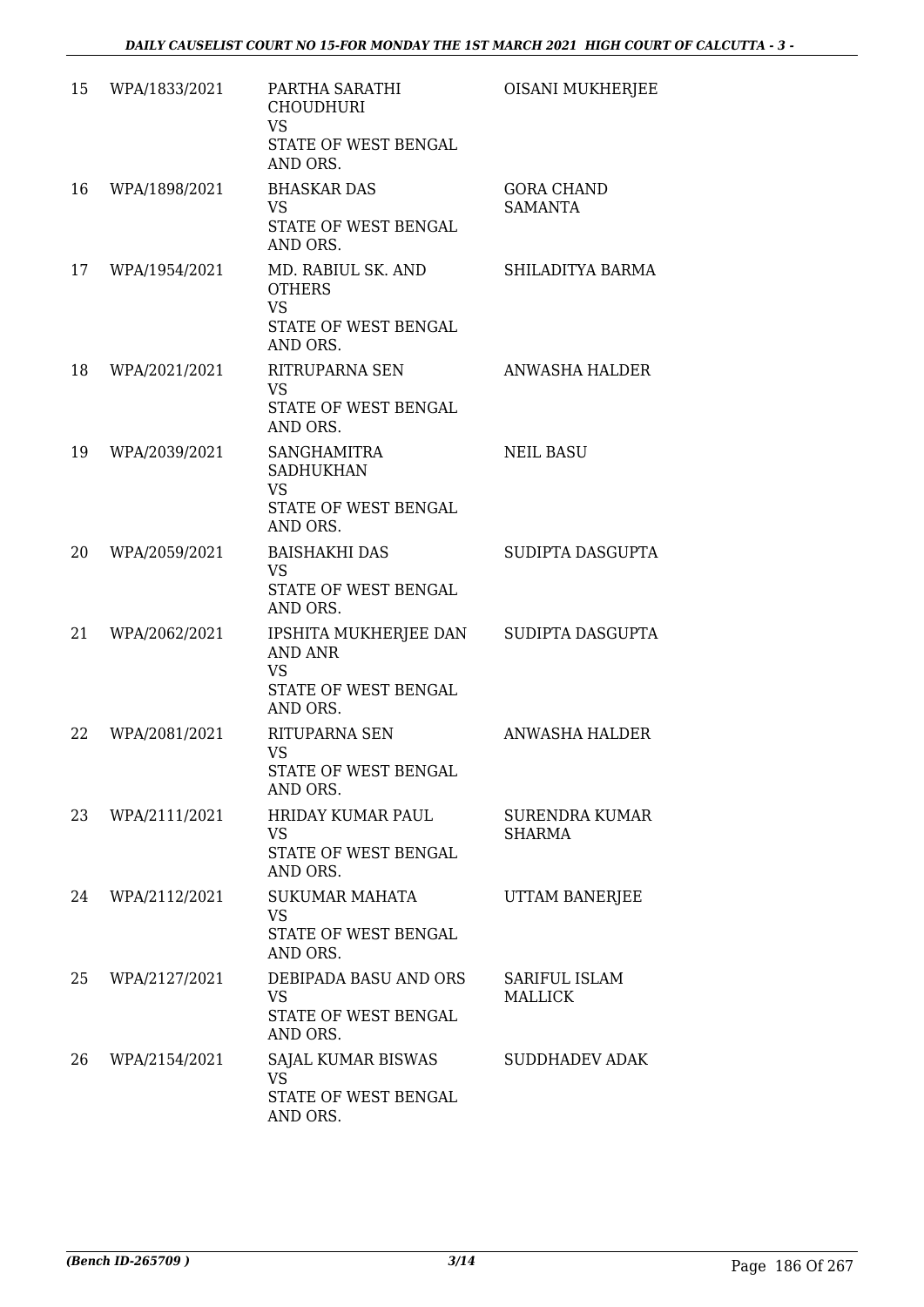| 15 | WPA/1833/2021 | PARTHA SARATHI CHOUDHURI VS STATE OF WEST BENGAL AND ORS. | OISANI MUKHERJEE |
|---|---|---|---|
| 16 | WPA/1898/2021 | BHASKAR DAS VS STATE OF WEST BENGAL AND ORS. | GORA CHAND SAMANTA |
| 17 | WPA/1954/2021 | MD. RABIUL SK. AND OTHERS VS STATE OF WEST BENGAL AND ORS. | SHILADITYA BARMA |
| 18 | WPA/2021/2021 | RITRUPARNA SEN VS STATE OF WEST BENGAL AND ORS. | ANWASHA HALDER |
| 19 | WPA/2039/2021 | SANGHAMITRA SADHUKHAN VS STATE OF WEST BENGAL AND ORS. | NEIL BASU |
| 20 | WPA/2059/2021 | BAISHAKHI DAS VS STATE OF WEST BENGAL AND ORS. | SUDIPTA DASGUPTA |
| 21 | WPA/2062/2021 | IPSHITA MUKHERJEE DAN AND ANR VS STATE OF WEST BENGAL AND ORS. | SUDIPTA DASGUPTA |
| 22 | WPA/2081/2021 | RITUPARNA SEN VS STATE OF WEST BENGAL AND ORS. | ANWASHA HALDER |
| 23 | WPA/2111/2021 | HRIDAY KUMAR PAUL VS STATE OF WEST BENGAL AND ORS. | SURENDRA KUMAR SHARMA |
| 24 | WPA/2112/2021 | SUKUMAR MAHATA VS STATE OF WEST BENGAL AND ORS. | UTTAM BANERJEE |
| 25 | WPA/2127/2021 | DEBIPADA BASU AND ORS VS STATE OF WEST BENGAL AND ORS. | SARIFUL ISLAM MALLICK |
| 26 | WPA/2154/2021 | SAJAL KUMAR BISWAS VS STATE OF WEST BENGAL AND ORS. | SUDDHADEV ADAK |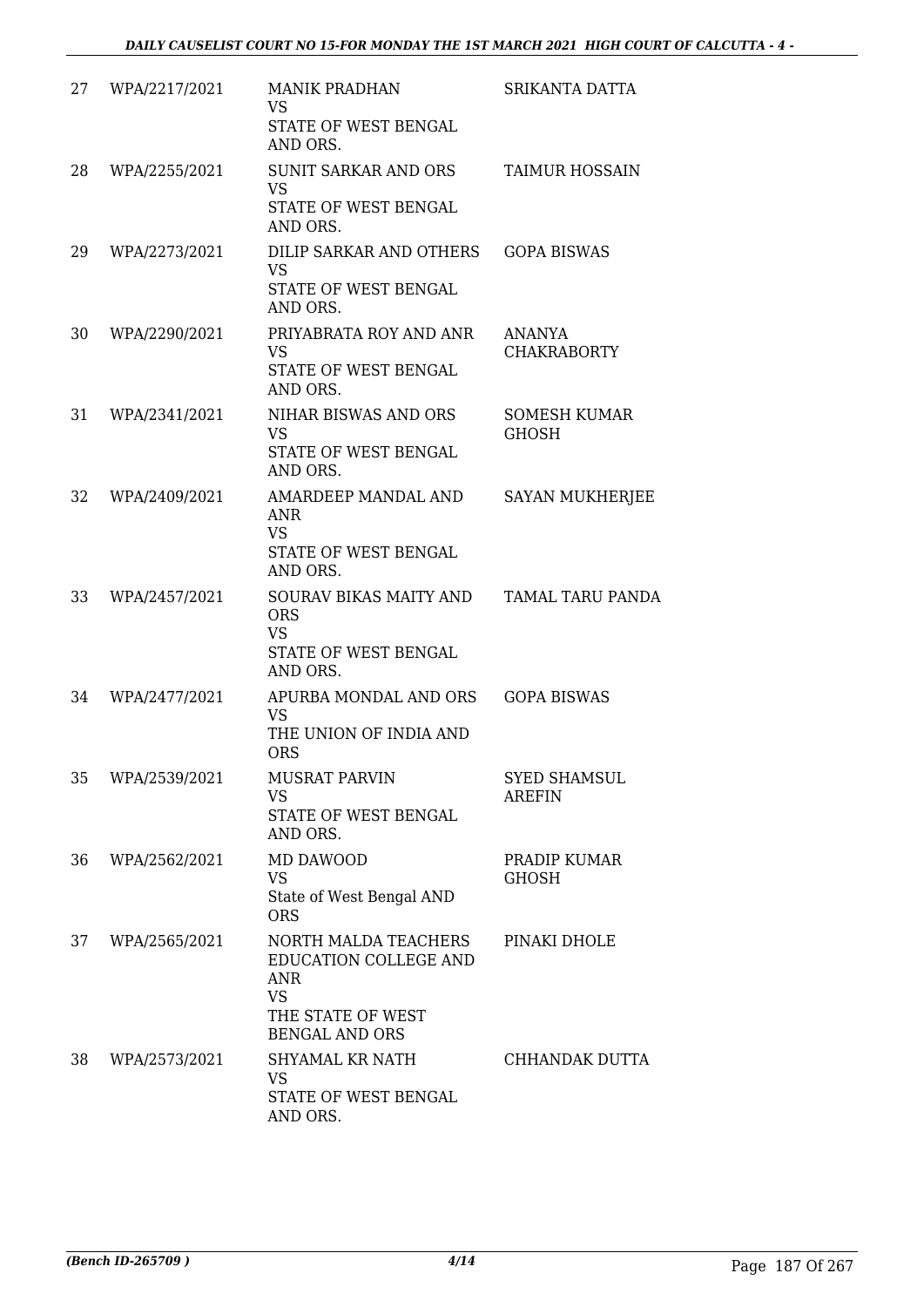| | | | |
|---|---|---|---|
| 27 | WPA/2217/2021 | MANIK PRADHAN<br>VS<br>STATE OF WEST BENGAL AND ORS. | SRIKANTA DATTA |
| 28 | WPA/2255/2021 | SUNIT SARKAR AND ORS<br>VS<br>STATE OF WEST BENGAL AND ORS. | TAIMUR HOSSAIN |
| 29 | WPA/2273/2021 | DILIP SARKAR AND OTHERS<br>VS<br>STATE OF WEST BENGAL AND ORS. | GOPA BISWAS |
| 30 | WPA/2290/2021 | PRIYABRATA ROY AND ANR<br>VS<br>STATE OF WEST BENGAL AND ORS. | ANANYA CHAKRABORTY |
| 31 | WPA/2341/2021 | NIHAR BISWAS AND ORS<br>VS<br>STATE OF WEST BENGAL AND ORS. | SOMESH KUMAR GHOSH |
| 32 | WPA/2409/2021 | AMARDEEP MANDAL AND ANR<br>VS<br>STATE OF WEST BENGAL AND ORS. | SAYAN MUKHERJEE |
| 33 | WPA/2457/2021 | SOURAV BIKAS MAITY AND ORS<br>VS<br>STATE OF WEST BENGAL AND ORS. | TAMAL TARU PANDA |
| 34 | WPA/2477/2021 | APURBA MONDAL AND ORS<br>VS<br>THE UNION OF INDIA AND ORS | GOPA BISWAS |
| 35 | WPA/2539/2021 | MUSRAT PARVIN<br>VS<br>STATE OF WEST BENGAL AND ORS. | SYED SHAMSUL AREFIN |
| 36 | WPA/2562/2021 | MD DAWOOD<br>VS<br>State of West Bengal AND ORS | PRADIP KUMAR GHOSH |
| 37 | WPA/2565/2021 | NORTH MALDA TEACHERS EDUCATION COLLEGE AND ANR<br>VS<br>THE STATE OF WEST BENGAL AND ORS | PINAKI DHOLE |
| 38 | WPA/2573/2021 | SHYAMAL KR NATH<br>VS<br>STATE OF WEST BENGAL AND ORS. | CHHANDAK DUTTA |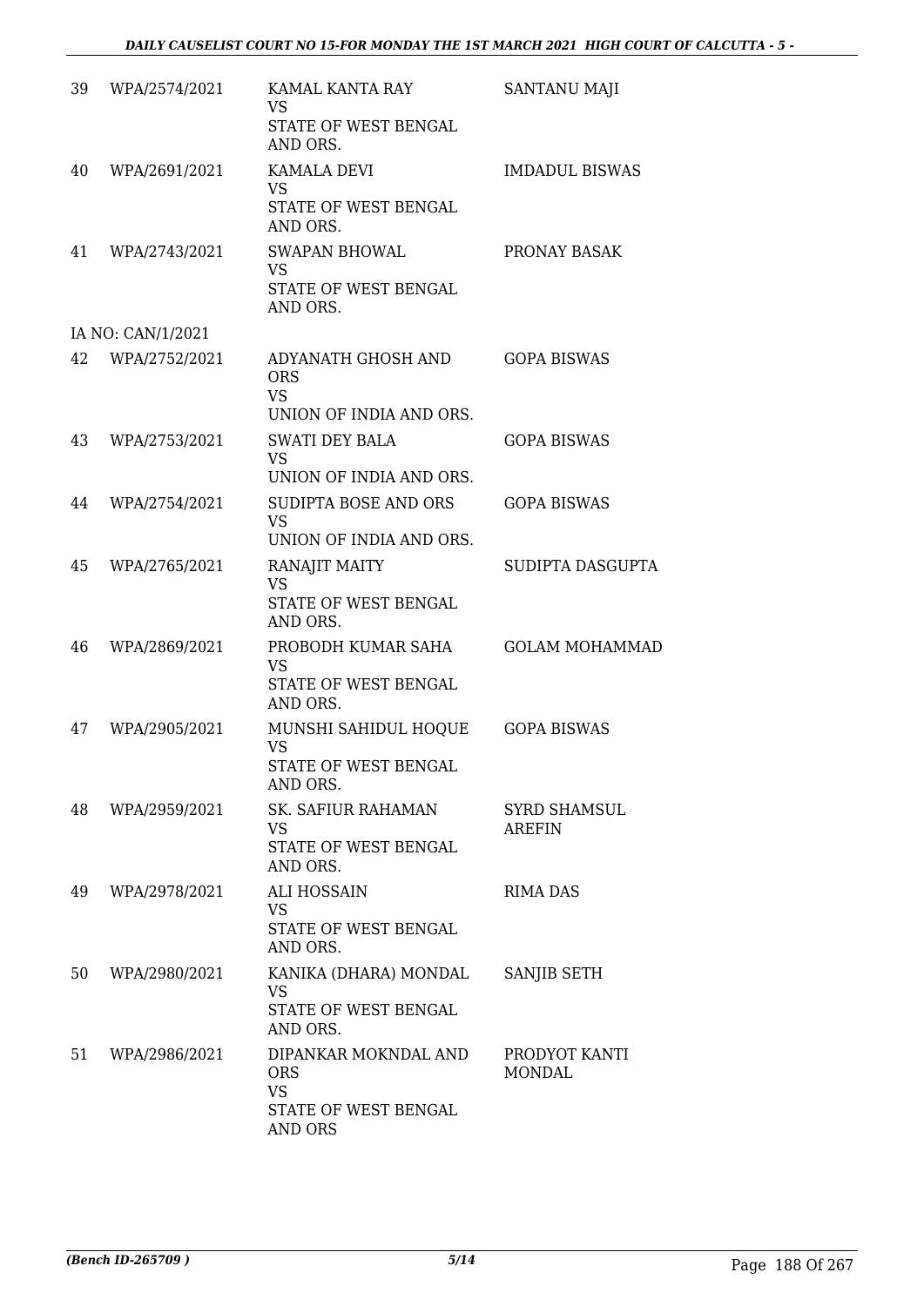| | | | |
|---|---|---|---|
| 39 | WPA/2574/2021 | KAMAL KANTA RAY<br>VS<br>STATE OF WEST BENGAL AND ORS. | SANTANU MAJI |
| 40 | WPA/2691/2021 | KAMALA DEVI<br>VS<br>STATE OF WEST BENGAL AND ORS. | IMDADUL BISWAS |
| 41 | WPA/2743/2021 | SWAPAN BHOWAL<br>VS<br>STATE OF WEST BENGAL AND ORS. | PRONAY BASAK |
| | IA NO: CAN/1/2021 | | |
| 42 | WPA/2752/2021 | ADYANATH GHOSH AND ORS<br>VS<br>UNION OF INDIA AND ORS. | GOPA BISWAS |
| 43 | WPA/2753/2021 | SWATI DEY BALA<br>VS<br>UNION OF INDIA AND ORS. | GOPA BISWAS |
| 44 | WPA/2754/2021 | SUDIPTA BOSE AND ORS<br>VS<br>UNION OF INDIA AND ORS. | GOPA BISWAS |
| 45 | WPA/2765/2021 | RANAJIT MAITY<br>VS<br>STATE OF WEST BENGAL AND ORS. | SUDIPTA DASGUPTA |
| 46 | WPA/2869/2021 | PROBODH KUMAR SAHA<br>VS<br>STATE OF WEST BENGAL AND ORS. | GOLAM MOHAMMAD |
| 47 | WPA/2905/2021 | MUNSHI SAHIDUL HOQUE<br>VS<br>STATE OF WEST BENGAL AND ORS. | GOPA BISWAS |
| 48 | WPA/2959/2021 | SK. SAFIUR RAHAMAN<br>VS<br>STATE OF WEST BENGAL AND ORS. | SYRD SHAMSUL AREFIN |
| 49 | WPA/2978/2021 | ALI HOSSAIN<br>VS<br>STATE OF WEST BENGAL AND ORS. | RIMA DAS |
| 50 | WPA/2980/2021 | KANIKA (DHARA) MONDAL<br>VS<br>STATE OF WEST BENGAL AND ORS. | SANJIB SETH |
| 51 | WPA/2986/2021 | DIPANKAR MOKNDAL AND ORS<br>VS<br>STATE OF WEST BENGAL AND ORS | PRODYOT KANTI MONDAL |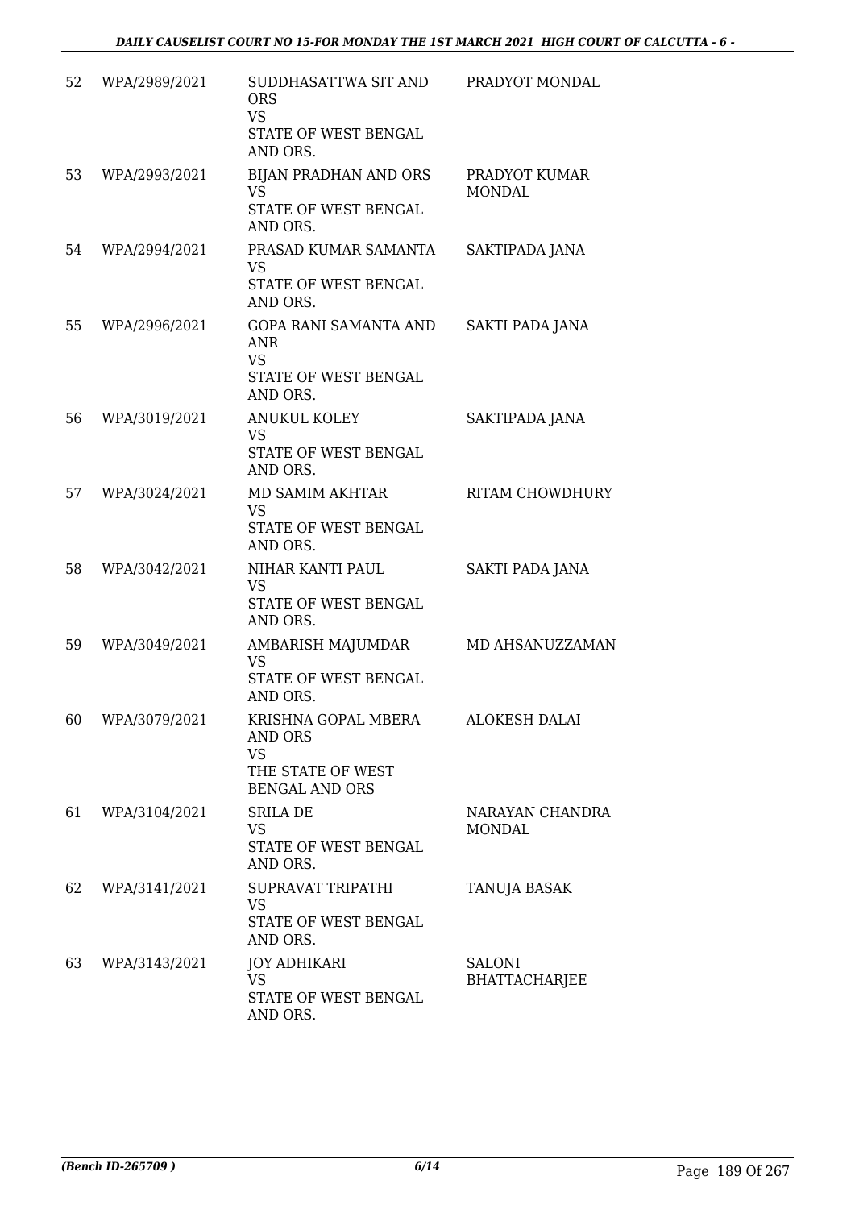| 52 | WPA/2989/2021 | SUDDHASATTWA SIT AND ORS<br>VS<br>STATE OF WEST BENGAL AND ORS. | PRADYOT MONDAL |
|---|---|---|---|
| 53 | WPA/2993/2021 | BIJAN PRADHAN AND ORS<br>VS<br>STATE OF WEST BENGAL AND ORS. | PRADYOT KUMAR MONDAL |
| 54 | WPA/2994/2021 | PRASAD KUMAR SAMANTA<br>VS<br>STATE OF WEST BENGAL AND ORS. | SAKTIPADA JANA |
| 55 | WPA/2996/2021 | GOPA RANI SAMANTA AND ANR<br>VS<br>STATE OF WEST BENGAL AND ORS. | SAKTI PADA JANA |
| 56 | WPA/3019/2021 | ANUKUL KOLEY<br>VS<br>STATE OF WEST BENGAL AND ORS. | SAKTIPADA JANA |
| 57 | WPA/3024/2021 | MD SAMIM AKHTAR<br>VS<br>STATE OF WEST BENGAL AND ORS. | RITAM CHOWDHURY |
| 58 | WPA/3042/2021 | NIHAR KANTI PAUL<br>VS<br>STATE OF WEST BENGAL AND ORS. | SAKTI PADA JANA |
| 59 | WPA/3049/2021 | AMBARISH MAJUMDAR<br>VS<br>STATE OF WEST BENGAL AND ORS. | MD AHSANUZZAMAN |
| 60 | WPA/3079/2021 | KRISHNA GOPAL MBERA AND ORS<br>VS<br>THE STATE OF WEST BENGAL AND ORS | ALOKESH DALAI |
| 61 | WPA/3104/2021 | SRILA DE<br>VS<br>STATE OF WEST BENGAL AND ORS. | NARAYAN CHANDRA MONDAL |
| 62 | WPA/3141/2021 | SUPRAVAT TRIPATHI<br>VS<br>STATE OF WEST BENGAL AND ORS. | TANUJA BASAK |
| 63 | WPA/3143/2021 | JOY ADHIKARI<br>VS<br>STATE OF WEST BENGAL AND ORS. | SALONI BHATTACHARJEE |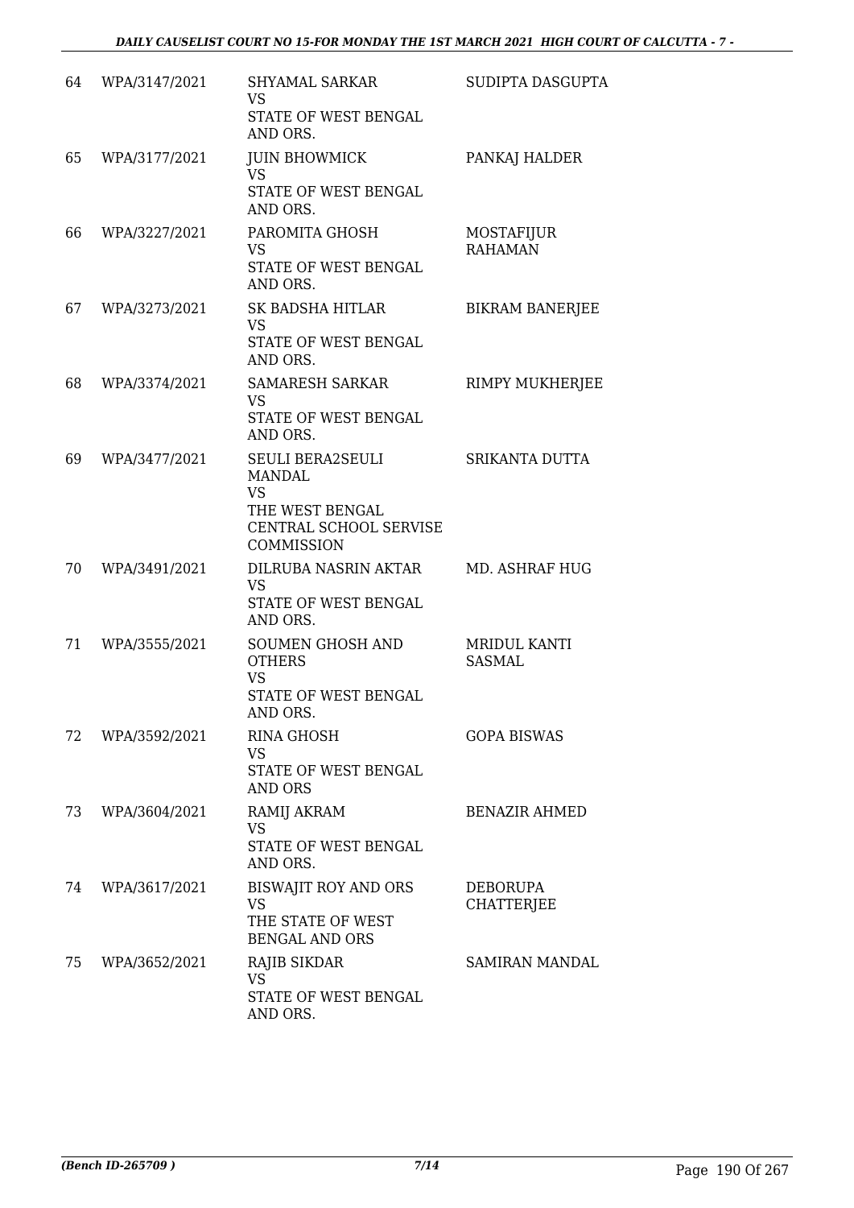| 64 | WPA/3147/2021 | SHYAMAL SARKAR<br>VS<br>STATE OF WEST BENGAL AND ORS. | SUDIPTA DASGUPTA |
|---|---|---|---|
| 65 | WPA/3177/2021 | JUIN BHOWMICK<br>VS<br>STATE OF WEST BENGAL AND ORS. | PANKAJ HALDER |
| 66 | WPA/3227/2021 | PAROMITA GHOSH<br>VS<br>STATE OF WEST BENGAL AND ORS. | MOSTAFIJUR RAHAMAN |
| 67 | WPA/3273/2021 | SK BADSHA HITLAR<br>VS<br>STATE OF WEST BENGAL AND ORS. | BIKRAM BANERJEE |
| 68 | WPA/3374/2021 | SAMARESH SARKAR<br>VS<br>STATE OF WEST BENGAL AND ORS. | RIMPY MUKHERJEE |
| 69 | WPA/3477/2021 | SEULI BERA2SEULI MANDAL<br>VS<br>THE WEST BENGAL CENTRAL SCHOOL SERVISE COMMISSION | SRIKANTA DUTTA |
| 70 | WPA/3491/2021 | DILRUBA NASRIN AKTAR<br>VS<br>STATE OF WEST BENGAL AND ORS. | MD. ASHRAF HUG |
| 71 | WPA/3555/2021 | SOUMEN GHOSH AND OTHERS<br>VS<br>STATE OF WEST BENGAL AND ORS. | MRIDUL KANTI SASMAL |
| 72 | WPA/3592/2021 | RINA GHOSH<br>VS<br>STATE OF WEST BENGAL AND ORS | GOPA BISWAS |
| 73 | WPA/3604/2021 | RAMIJ AKRAM<br>VS<br>STATE OF WEST BENGAL AND ORS. | BENAZIR AHMED |
| 74 | WPA/3617/2021 | BISWAJIT ROY AND ORS<br>VS<br>THE STATE OF WEST BENGAL AND ORS | DEBORUPA CHATTERJEE |
| 75 | WPA/3652/2021 | RAJIB SIKDAR<br>VS<br>STATE OF WEST BENGAL AND ORS. | SAMIRAN MANDAL |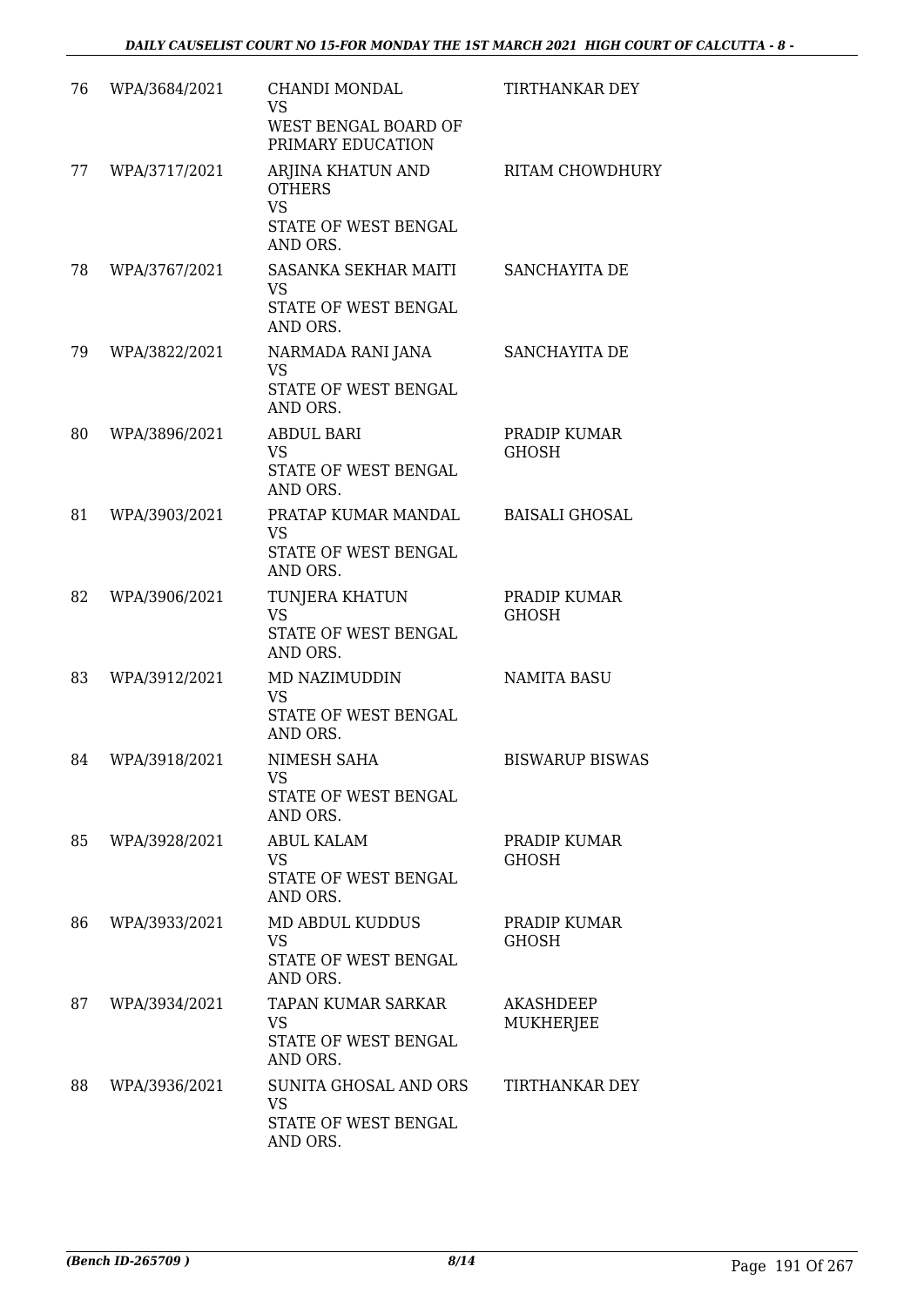| 76 | WPA/3684/2021 | CHANDI MONDAL<br>VS<br>WEST BENGAL BOARD OF PRIMARY EDUCATION | TIRTHANKAR DEY |
|---|---|---|---|
| 77 | WPA/3717/2021 | ARJINA KHATUN AND OTHERS<br>VS<br>STATE OF WEST BENGAL AND ORS. | RITAM CHOWDHURY |
| 78 | WPA/3767/2021 | SASANKA SEKHAR MAITI<br>VS<br>STATE OF WEST BENGAL AND ORS. | SANCHAYITA DE |
| 79 | WPA/3822/2021 | NARMADA RANI JANA<br>VS<br>STATE OF WEST BENGAL AND ORS. | SANCHAYITA DE |
| 80 | WPA/3896/2021 | ABDUL BARI<br>VS<br>STATE OF WEST BENGAL AND ORS. | PRADIP KUMAR GHOSH |
| 81 | WPA/3903/2021 | PRATAP KUMAR MANDAL<br>VS<br>STATE OF WEST BENGAL AND ORS. | BAISALI GHOSAL |
| 82 | WPA/3906/2021 | TUNJERA KHATUN<br>VS<br>STATE OF WEST BENGAL AND ORS. | PRADIP KUMAR GHOSH |
| 83 | WPA/3912/2021 | MD NAZIMUDDIN<br>VS<br>STATE OF WEST BENGAL AND ORS. | NAMITA BASU |
| 84 | WPA/3918/2021 | NIMESH SAHA<br>VS<br>STATE OF WEST BENGAL AND ORS. | BISWARUP BISWAS |
| 85 | WPA/3928/2021 | ABUL KALAM<br>VS<br>STATE OF WEST BENGAL AND ORS. | PRADIP KUMAR GHOSH |
| 86 | WPA/3933/2021 | MD ABDUL KUDDUS<br>VS<br>STATE OF WEST BENGAL AND ORS. | PRADIP KUMAR GHOSH |
| 87 | WPA/3934/2021 | TAPAN KUMAR SARKAR<br>VS<br>STATE OF WEST BENGAL AND ORS. | AKASHDEEP MUKHERJEE |
| 88 | WPA/3936/2021 | SUNITA GHOSAL AND ORS<br>VS<br>STATE OF WEST BENGAL AND ORS. | TIRTHANKAR DEY |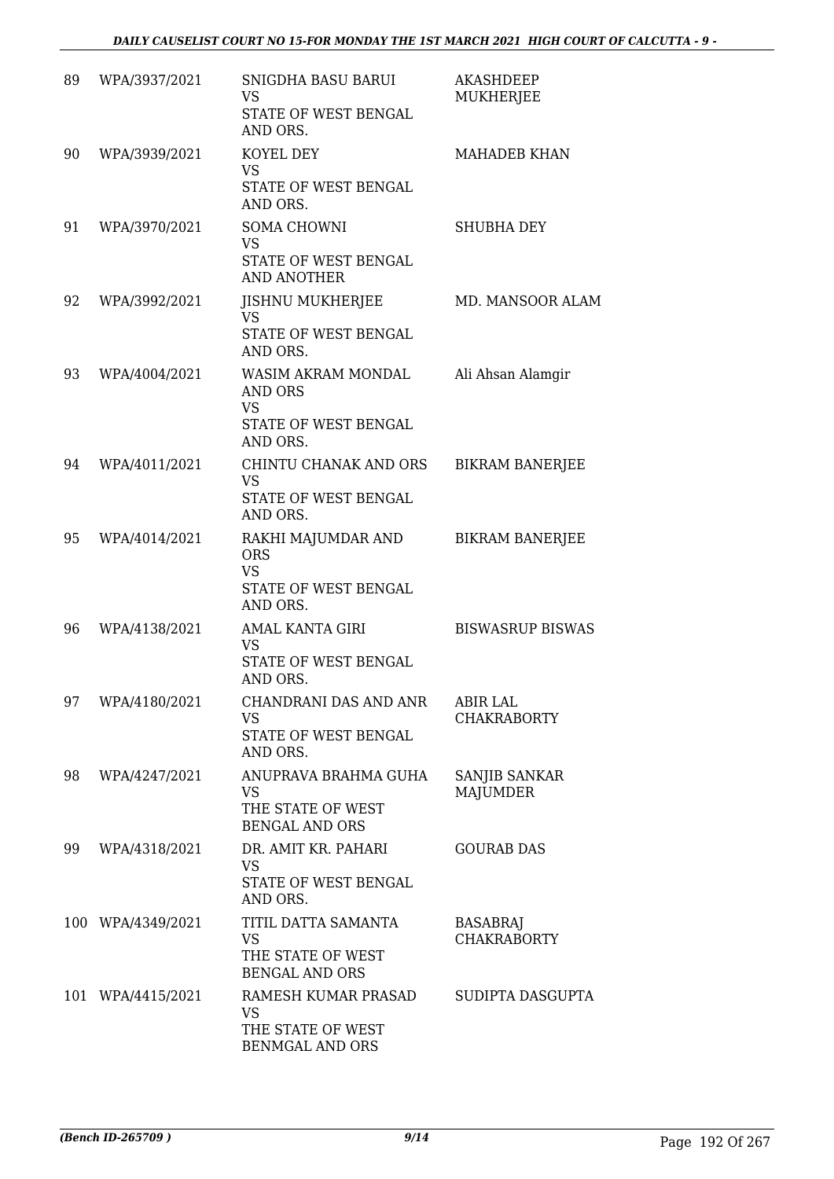| | | | |
|---|---|---|---|
| 89 | WPA/3937/2021 | SNIGDHA BASU BARUI<br>VS<br>STATE OF WEST BENGAL AND ORS. | AKASHDEEP MUKHERJEE |
| 90 | WPA/3939/2021 | KOYEL DEY<br>VS<br>STATE OF WEST BENGAL AND ORS. | MAHADEB KHAN |
| 91 | WPA/3970/2021 | SOMA CHOWNI<br>VS<br>STATE OF WEST BENGAL AND ANOTHER | SHUBHA DEY |
| 92 | WPA/3992/2021 | JISHNU MUKHERJEE<br>VS<br>STATE OF WEST BENGAL AND ORS. | MD. MANSOOR ALAM |
| 93 | WPA/4004/2021 | WASIM AKRAM MONDAL AND ORS<br>VS<br>STATE OF WEST BENGAL AND ORS. | Ali Ahsan Alamgir |
| 94 | WPA/4011/2021 | CHINTU CHANAK AND ORS<br>VS<br>STATE OF WEST BENGAL AND ORS. | BIKRAM BANERJEE |
| 95 | WPA/4014/2021 | RAKHI MAJUMDAR AND ORS<br>VS<br>STATE OF WEST BENGAL AND ORS. | BIKRAM BANERJEE |
| 96 | WPA/4138/2021 | AMAL KANTA GIRI<br>VS<br>STATE OF WEST BENGAL AND ORS. | BISWASRUP BISWAS |
| 97 | WPA/4180/2021 | CHANDRANI DAS AND ANR<br>VS<br>STATE OF WEST BENGAL AND ORS. | ABIR LAL CHAKRABORTY |
| 98 | WPA/4247/2021 | ANUPRAVA BRAHMA GUHA<br>VS<br>THE STATE OF WEST BENGAL AND ORS | SANJIB SANKAR MAJUMDER |
| 99 | WPA/4318/2021 | DR. AMIT KR. PAHARI<br>VS<br>STATE OF WEST BENGAL AND ORS. | GOURAB DAS |
| 100 | WPA/4349/2021 | TITIL DATTA SAMANTA<br>VS<br>THE STATE OF WEST BENGAL AND ORS | BASABRAJ CHAKRABORTY |
| 101 | WPA/4415/2021 | RAMESH KUMAR PRASAD<br>VS<br>THE STATE OF WEST BENMGAL AND ORS | SUDIPTA DASGUPTA |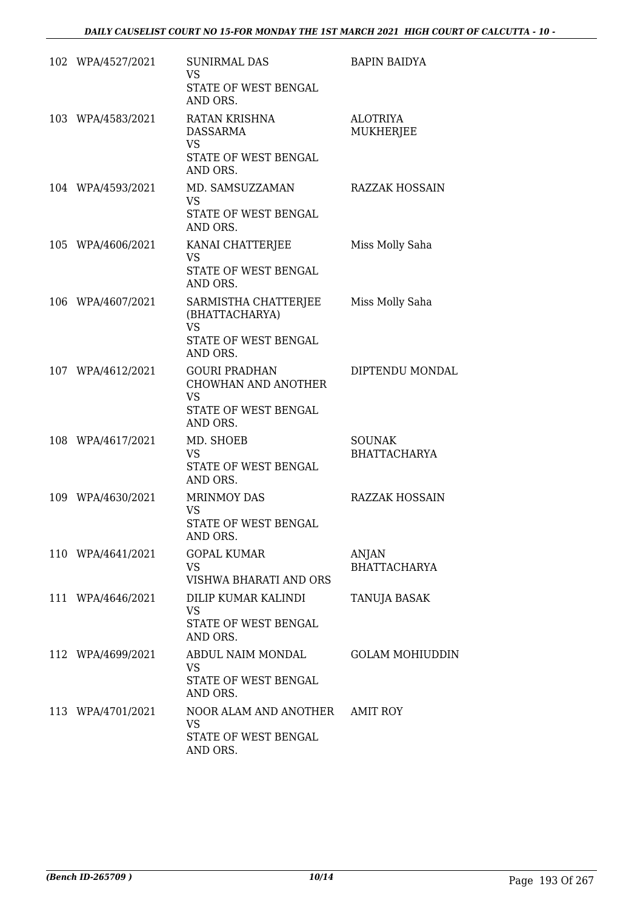| | | | |
|---|---|---|---|
| 102 | WPA/4527/2021 | SUNIRMAL DAS<br>VS<br>STATE OF WEST BENGAL AND ORS. | BAPIN BAIDYA |
| 103 | WPA/4583/2021 | RATAN KRISHNA DASSARMA<br>VS<br>STATE OF WEST BENGAL AND ORS. | ALOTRIYA MUKHERJEE |
| 104 | WPA/4593/2021 | MD. SAMSUZZAMAN<br>VS<br>STATE OF WEST BENGAL AND ORS. | RAZZAK HOSSAIN |
| 105 | WPA/4606/2021 | KANAI CHATTERJEE<br>VS<br>STATE OF WEST BENGAL AND ORS. | Miss Molly Saha |
| 106 | WPA/4607/2021 | SARMISTHA CHATTERJEE (BHATTACHARYA)<br>VS<br>STATE OF WEST BENGAL AND ORS. | Miss Molly Saha |
| 107 | WPA/4612/2021 | GOURI PRADHAN CHOWHAN AND ANOTHER<br>VS<br>STATE OF WEST BENGAL AND ORS. | DIPTENDU MONDAL |
| 108 | WPA/4617/2021 | MD. SHOEB<br>VS<br>STATE OF WEST BENGAL AND ORS. | SOUNAK BHATTACHARYA |
| 109 | WPA/4630/2021 | MRINMOY DAS<br>VS<br>STATE OF WEST BENGAL AND ORS. | RAZZAK HOSSAIN |
| 110 | WPA/4641/2021 | GOPAL KUMAR<br>VS<br>VISHWA BHARATI AND ORS | ANJAN BHATTACHARYA |
| 111 | WPA/4646/2021 | DILIP KUMAR KALINDI<br>VS<br>STATE OF WEST BENGAL AND ORS. | TANUJA BASAK |
| 112 | WPA/4699/2021 | ABDUL NAIM MONDAL<br>VS<br>STATE OF WEST BENGAL AND ORS. | GOLAM MOHIUDDIN |
| 113 | WPA/4701/2021 | NOOR ALAM AND ANOTHER<br>VS<br>STATE OF WEST BENGAL AND ORS. | AMIT ROY |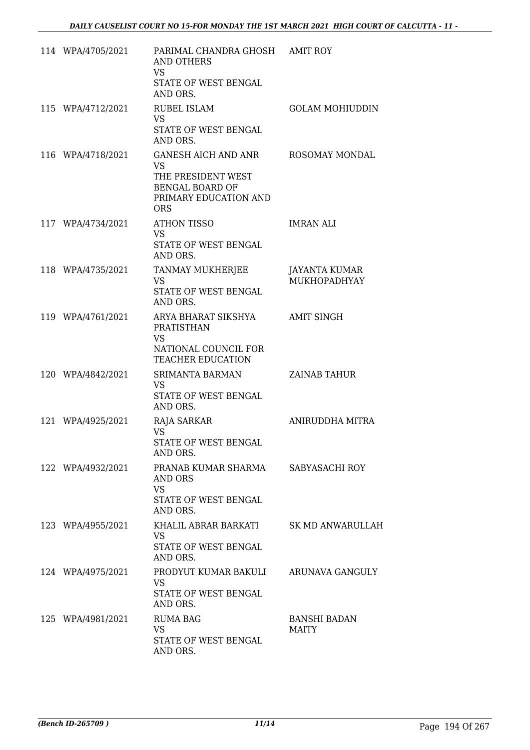| | | | |
|---|---|---|---|
| 114 | WPA/4705/2021 | PARIMAL CHANDRA GHOSH AND OTHERS<br>VS<br>STATE OF WEST BENGAL AND ORS. | AMIT ROY |
| 115 | WPA/4712/2021 | RUBEL ISLAM<br>VS<br>STATE OF WEST BENGAL AND ORS. | GOLAM MOHIUDDIN |
| 116 | WPA/4718/2021 | GANESH AICH AND ANR<br>VS<br>THE PRESIDENT WEST BENGAL BOARD OF PRIMARY EDUCATION AND ORS | ROSOMAY MONDAL |
| 117 | WPA/4734/2021 | ATHON TISSO<br>VS<br>STATE OF WEST BENGAL AND ORS. | IMRAN ALI |
| 118 | WPA/4735/2021 | TANMAY MUKHERJEE<br>VS<br>STATE OF WEST BENGAL AND ORS. | JAYANTA KUMAR MUKHOPADHYAY |
| 119 | WPA/4761/2021 | ARYA BHARAT SIKSHYA PRATISTHAN<br>VS<br>NATIONAL COUNCIL FOR TEACHER EDUCATION | AMIT SINGH |
| 120 | WPA/4842/2021 | SRIMANTA BARMAN<br>VS<br>STATE OF WEST BENGAL AND ORS. | ZAINAB TAHUR |
| 121 | WPA/4925/2021 | RAJA SARKAR<br>VS<br>STATE OF WEST BENGAL AND ORS. | ANIRUDDHA MITRA |
| 122 | WPA/4932/2021 | PRANAB KUMAR SHARMA AND ORS<br>VS<br>STATE OF WEST BENGAL AND ORS. | SABYASACHI ROY |
| 123 | WPA/4955/2021 | KHALIL ABRAR BARKATI<br>VS<br>STATE OF WEST BENGAL AND ORS. | SK MD ANWARULLAH |
| 124 | WPA/4975/2021 | PRODYUT KUMAR BAKULI<br>VS<br>STATE OF WEST BENGAL AND ORS. | ARUNAVA GANGULY |
| 125 | WPA/4981/2021 | RUMA BAG<br>VS<br>STATE OF WEST BENGAL AND ORS. | BANSHI BADAN MAITY |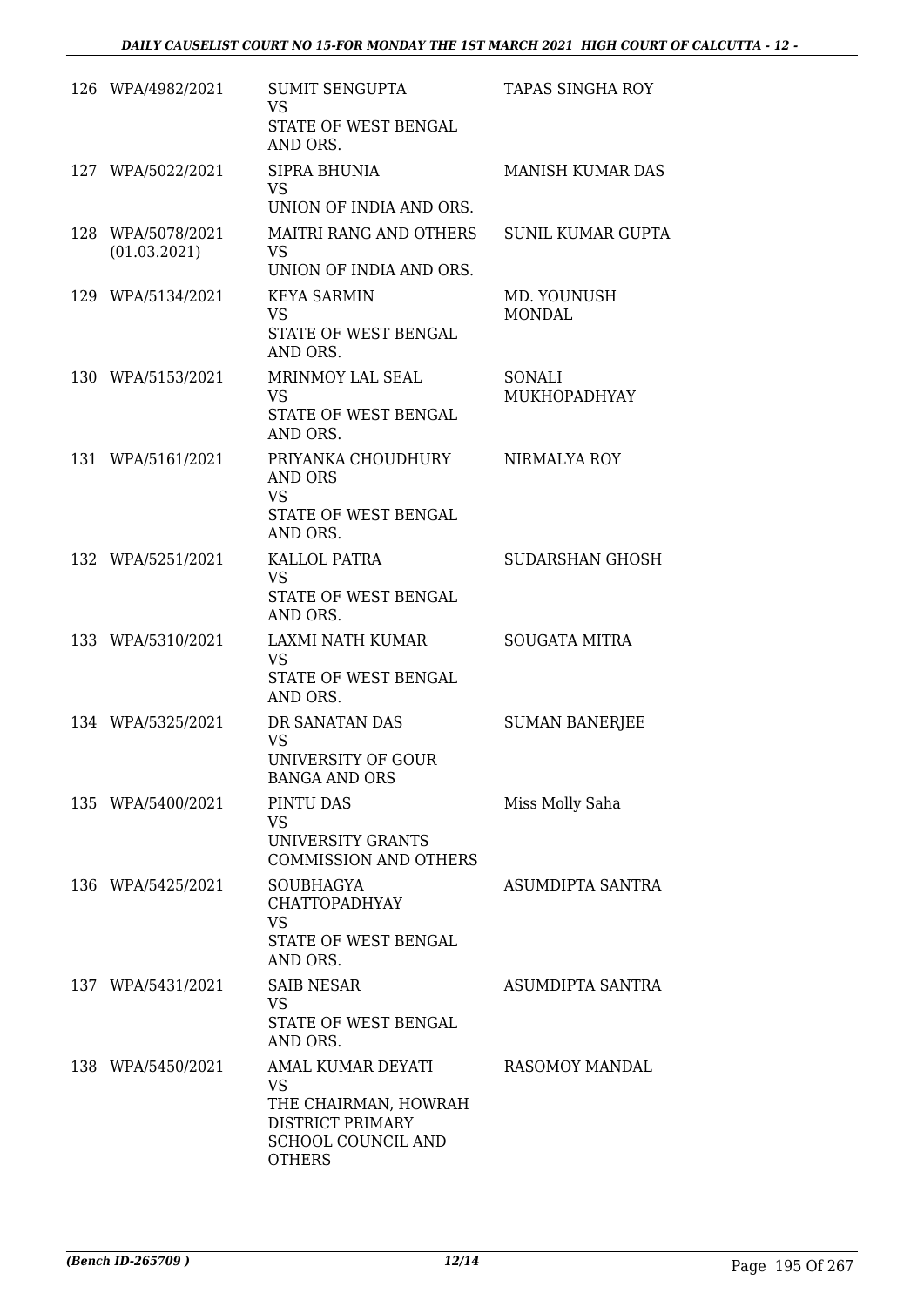| | | | |
|---|---|---|---|
| 126 | WPA/4982/2021 | SUMIT SENGUPTA<br>VS<br>STATE OF WEST BENGAL AND ORS. | TAPAS SINGHA ROY |
| 127 | WPA/5022/2021 | SIPRA BHUNIA<br>VS<br>UNION OF INDIA AND ORS. | MANISH KUMAR DAS |
| 128 | WPA/5078/2021<br>(01.03.2021) | MAITRI RANG AND OTHERS<br>VS<br>UNION OF INDIA AND ORS. | SUNIL KUMAR GUPTA |
| 129 | WPA/5134/2021 | KEYA SARMIN<br>VS<br>STATE OF WEST BENGAL AND ORS. | MD. YOUNUSH MONDAL |
| 130 | WPA/5153/2021 | MRINMOY LAL SEAL<br>VS<br>STATE OF WEST BENGAL AND ORS. | SONALI MUKHOPADHYAY |
| 131 | WPA/5161/2021 | PRIYANKA CHOUDHURY AND ORS<br>VS<br>STATE OF WEST BENGAL AND ORS. | NIRMALYA ROY |
| 132 | WPA/5251/2021 | KALLOL PATRA<br>VS<br>STATE OF WEST BENGAL AND ORS. | SUDARSHAN GHOSH |
| 133 | WPA/5310/2021 | LAXMI NATH KUMAR<br>VS<br>STATE OF WEST BENGAL AND ORS. | SOUGATA MITRA |
| 134 | WPA/5325/2021 | DR SANATAN DAS<br>VS<br>UNIVERSITY OF GOUR BANGA AND ORS | SUMAN BANERJEE |
| 135 | WPA/5400/2021 | PINTU DAS<br>VS<br>UNIVERSITY GRANTS COMMISSION AND OTHERS | Miss Molly Saha |
| 136 | WPA/5425/2021 | SOUBHAGYA CHATTOPADHYAY<br>VS<br>STATE OF WEST BENGAL AND ORS. | ASUMDIPTA SANTRA |
| 137 | WPA/5431/2021 | SAIB NESAR<br>VS<br>STATE OF WEST BENGAL AND ORS. | ASUMDIPTA SANTRA |
| 138 | WPA/5450/2021 | AMAL KUMAR DEYATI<br>VS<br>THE CHAIRMAN, HOWRAH DISTRICT PRIMARY SCHOOL COUNCIL AND OTHERS | RASOMOY MANDAL |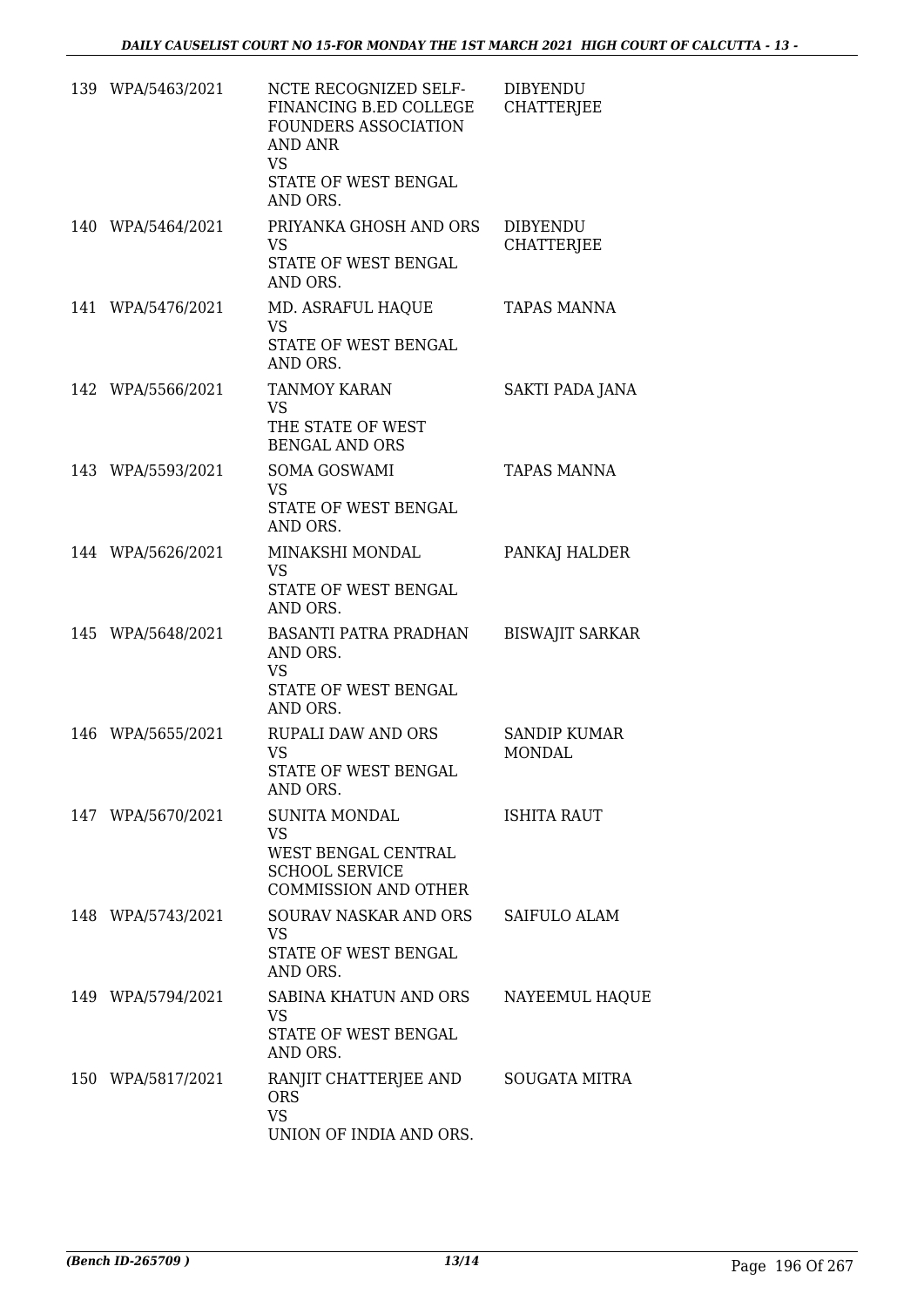| | | | |
|---|---|---|---|
| 139 | WPA/5463/2021 | NCTE RECOGNIZED SELF-FINANCING B.ED COLLEGE FOUNDERS ASSOCIATION AND ANR<br>VS<br>STATE OF WEST BENGAL AND ORS. | DIBYENDU CHATTERJEE |
| 140 | WPA/5464/2021 | PRIYANKA GHOSH AND ORS<br>VS<br>STATE OF WEST BENGAL AND ORS. | DIBYENDU CHATTERJEE |
| 141 | WPA/5476/2021 | MD. ASRAFUL HAQUE<br>VS<br>STATE OF WEST BENGAL AND ORS. | TAPAS MANNA |
| 142 | WPA/5566/2021 | TANMOY KARAN<br>VS<br>THE STATE OF WEST BENGAL AND ORS | SAKTI PADA JANA |
| 143 | WPA/5593/2021 | SOMA GOSWAMI<br>VS<br>STATE OF WEST BENGAL AND ORS. | TAPAS MANNA |
| 144 | WPA/5626/2021 | MINAKSHI MONDAL<br>VS<br>STATE OF WEST BENGAL AND ORS. | PANKAJ HALDER |
| 145 | WPA/5648/2021 | BASANTI PATRA PRADHAN AND ORS.<br>VS<br>STATE OF WEST BENGAL AND ORS. | BISWAJIT SARKAR |
| 146 | WPA/5655/2021 | RUPALI DAW AND ORS<br>VS<br>STATE OF WEST BENGAL AND ORS. | SANDIP KUMAR MONDAL |
| 147 | WPA/5670/2021 | SUNITA MONDAL<br>VS<br>WEST BENGAL CENTRAL SCHOOL SERVICE COMMISSION AND OTHER | ISHITA RAUT |
| 148 | WPA/5743/2021 | SOURAV NASKAR AND ORS<br>VS<br>STATE OF WEST BENGAL AND ORS. | SAIFULO ALAM |
| 149 | WPA/5794/2021 | SABINA KHATUN AND ORS<br>VS<br>STATE OF WEST BENGAL AND ORS. | NAYEEMUL HAQUE |
| 150 | WPA/5817/2021 | RANJIT CHATTERJEE AND ORS<br>VS<br>UNION OF INDIA AND ORS. | SOUGATA MITRA |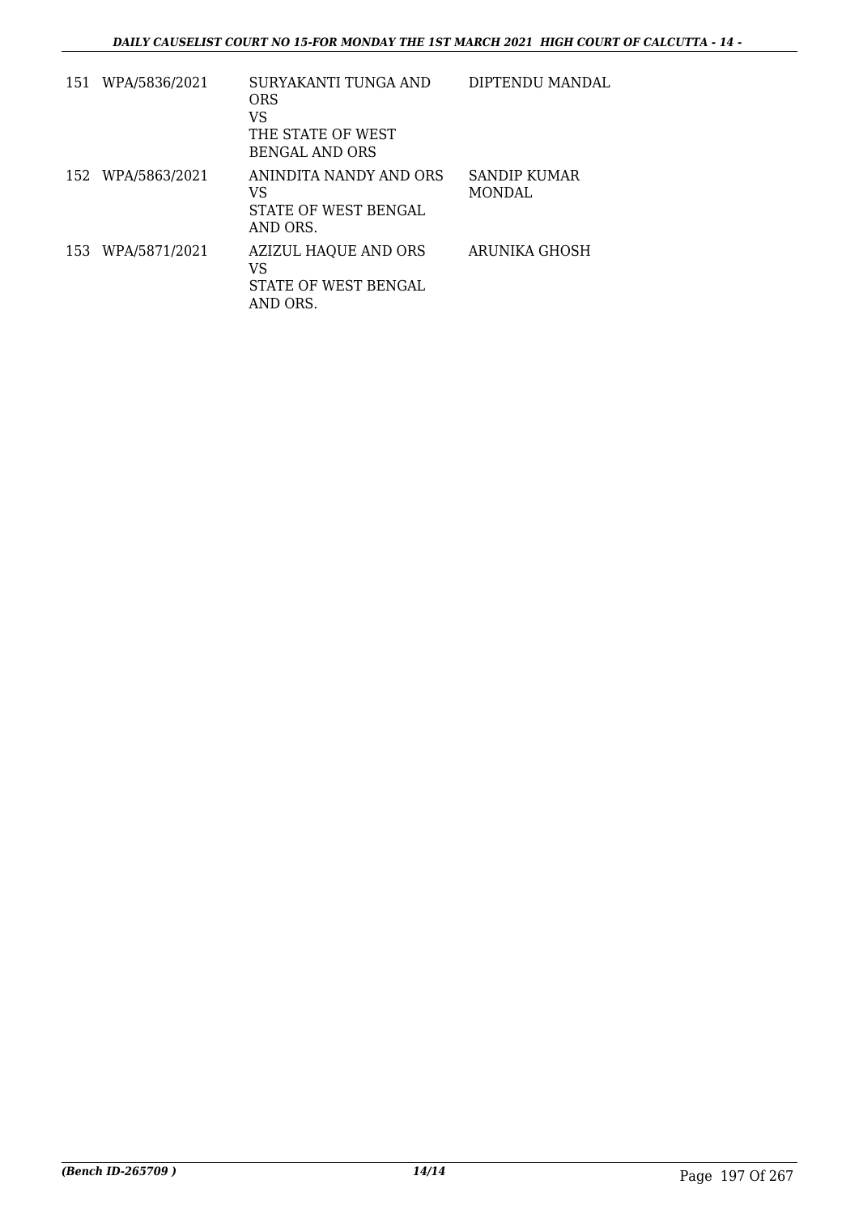| | | | |
|---|---|---|---|
| 151 | WPA/5836/2021 | SURYAKANTI TUNGA AND ORS<br>VS<br>THE STATE OF WEST BENGAL AND ORS | DIPTENDU MANDAL |
| 152 | WPA/5863/2021 | ANINDITA NANDY AND ORS<br>VS<br>STATE OF WEST BENGAL AND ORS. | SANDIP KUMAR MONDAL |
| 153 | WPA/5871/2021 | AZIZUL HAQUE AND ORS<br>VS<br>STATE OF WEST BENGAL AND ORS. | ARUNIKA GHOSH |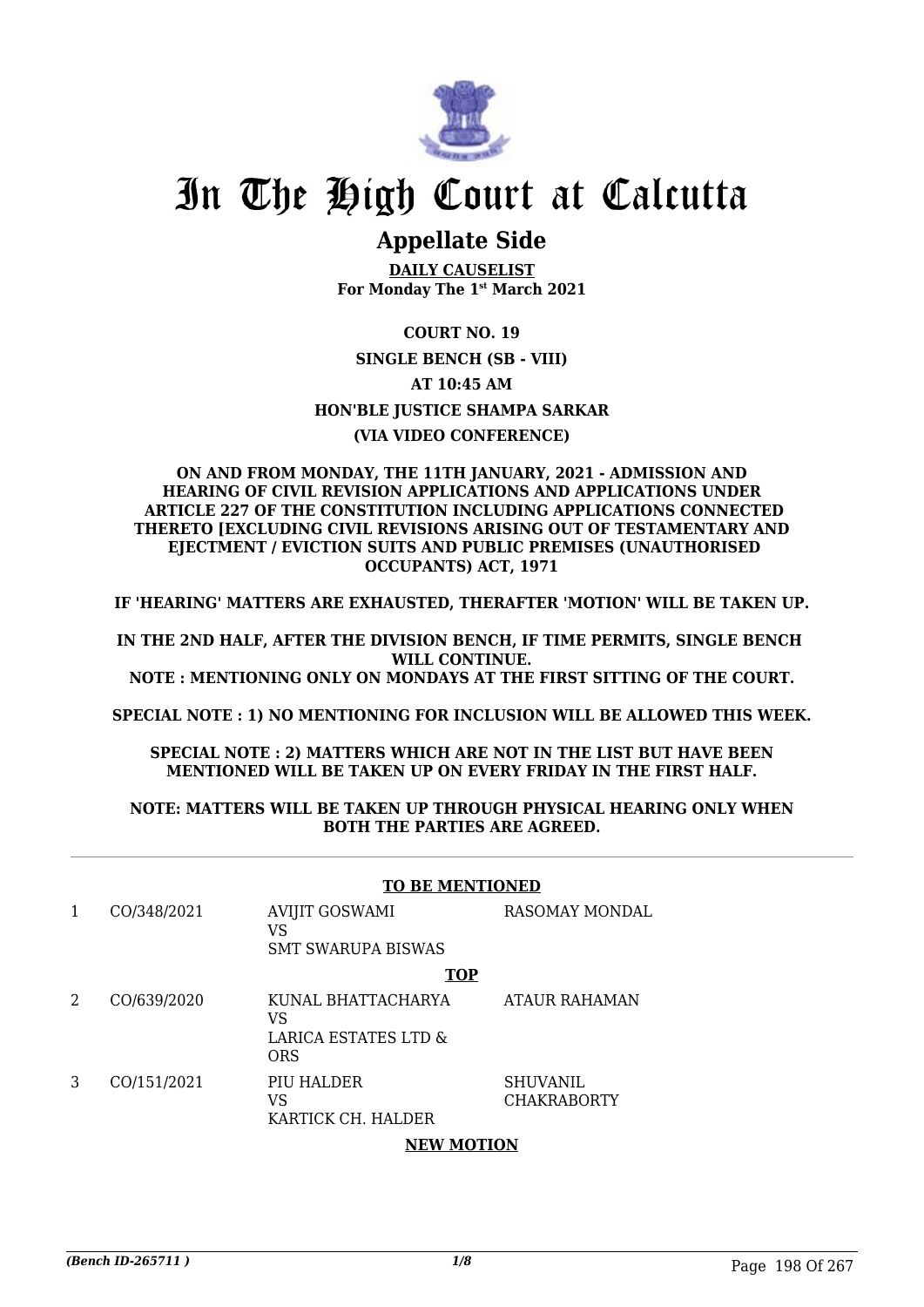# In The High Court at Calcutta

## Appellate Side

**DAILY CAUSELIST**
**For Monday The 1st March 2021**

**COURT NO. 19**

**SINGLE BENCH (SB - VIII)**

**AT 10:45 AM**

**HON'BLE JUSTICE SHAMPA SARKAR**

**(VIA VIDEO CONFERENCE)**

**ON AND FROM MONDAY, THE 11TH JANUARY, 2021 - ADMISSION AND HEARING OF CIVIL REVISION APPLICATIONS AND APPLICATIONS UNDER ARTICLE 227 OF THE CONSTITUTION INCLUDING APPLICATIONS CONNECTED THERETO [EXCLUDING CIVIL REVISIONS ARISING OUT OF TESTAMENTARY AND EJECTMENT / EVICTION SUITS AND PUBLIC PREMISES (UNAUTHORISED OCCUPANTS) ACT, 1971**

**IF 'HEARING' MATTERS ARE EXHAUSTED, THERAFTER 'MOTION' WILL BE TAKEN UP.**

**IN THE 2ND HALF, AFTER THE DIVISION BENCH, IF TIME PERMITS, SINGLE BENCH WILL CONTINUE.**
**NOTE : MENTIONING ONLY ON MONDAYS AT THE FIRST SITTING OF THE COURT.**

**SPECIAL NOTE : 1) NO MENTIONING FOR INCLUSION WILL BE ALLOWED THIS WEEK.**

**SPECIAL NOTE : 2) MATTERS WHICH ARE NOT IN THE LIST BUT HAVE BEEN MENTIONED WILL BE TAKEN UP ON EVERY FRIDAY IN THE FIRST HALF.**

**NOTE: MATTERS WILL BE TAKEN UP THROUGH PHYSICAL HEARING ONLY WHEN BOTH THE PARTIES ARE AGREED.**

**TO BE MENTIONED**

| | | | |
|---|---|---|---|
| 1 | CO/348/2021 | AVIJIT GOSWAMI<br>VS<br>SMT SWARUPA BISWAS | RASOMAY MONDAL |

**TOP**

| | | | |
|---|---|---|---|
| 2 | CO/639/2020 | KUNAL BHATTACHARYA<br>VS<br>LARICA ESTATES LTD & ORS | ATAUR RAHAMAN |
| 3 | CO/151/2021 | PIU HALDER<br>VS<br>KARTICK CH. HALDER | SHUVANIL CHAKRABORTY |

**NEW MOTION**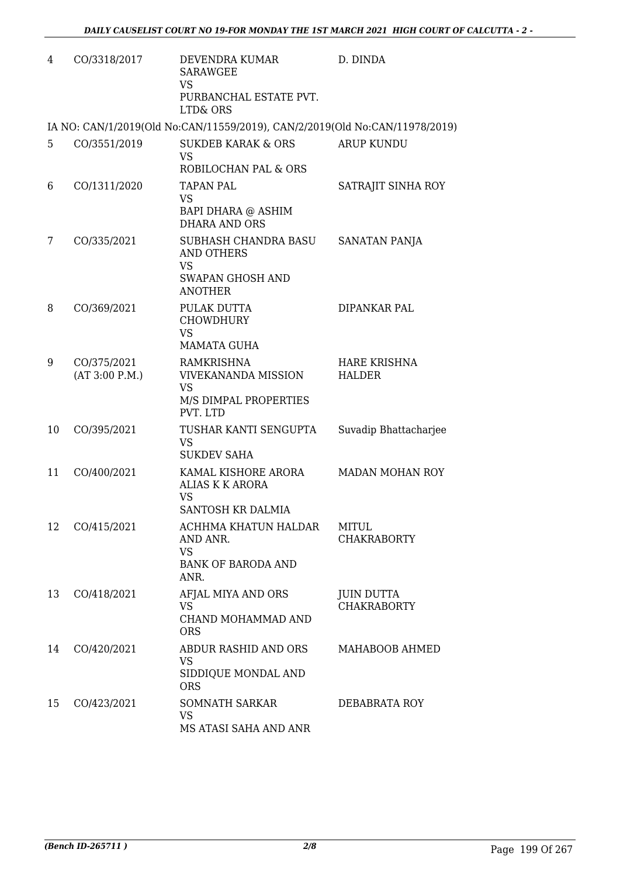| | | | |
|---|---|---|---|
| 4 | CO/3318/2017 | DEVENDRA KUMAR SARAWGEE<br>VS<br>PURBANCHAL ESTATE PVT. LTD& ORS | D. DINDA |

IA NO: CAN/1/2019(Old No:CAN/11559/2019), CAN/2/2019(Old No:CAN/11978/2019)

| | | | |
|---|---|---|---|
| 5 | CO/3551/2019 | SUKDEB KARAK & ORS<br>VS<br>ROBILOCHAN PAL & ORS | ARUP KUNDU |
| 6 | CO/1311/2020 | TAPAN PAL<br>VS<br>BAPI DHARA @ ASHIM DHARA AND ORS | SATRAJIT SINHA ROY |
| 7 | CO/335/2021 | SUBHASH CHANDRA BASU AND OTHERS<br>VS<br>SWAPAN GHOSH AND ANOTHER | SANATAN PANJA |
| 8 | CO/369/2021 | PULAK DUTTA CHOWDHURY<br>VS<br>MAMATA GUHA | DIPANKAR PAL |
| 9 | CO/375/2021<br>(AT 3:00 P.M.) | RAMKRISHNA VIVEKANANDA MISSION<br>VS<br>M/S DIMPAL PROPERTIES PVT. LTD | HARE KRISHNA HALDER |
| 10 | CO/395/2021 | TUSHAR KANTI SENGUPTA<br>VS<br>SUKDEV SAHA | Suvadip Bhattacharjee |
| 11 | CO/400/2021 | KAMAL KISHORE ARORA ALIAS K K ARORA<br>VS<br>SANTOSH KR DALMIA | MADAN MOHAN ROY |
| 12 | CO/415/2021 | ACHHMA KHATUN HALDAR AND ANR.<br>VS<br>BANK OF BARODA AND ANR. | MITUL CHAKRABORTY |
| 13 | CO/418/2021 | AFJAL MIYA AND ORS<br>VS<br>CHAND MOHAMMAD AND ORS | JUIN DUTTA CHAKRABORTY |
| 14 | CO/420/2021 | ABDUR RASHID AND ORS<br>VS<br>SIDDIQUE MONDAL AND ORS | MAHABOOB AHMED |
| 15 | CO/423/2021 | SOMNATH SARKAR<br>VS<br>MS ATASI SAHA AND ANR | DEBABRATA ROY |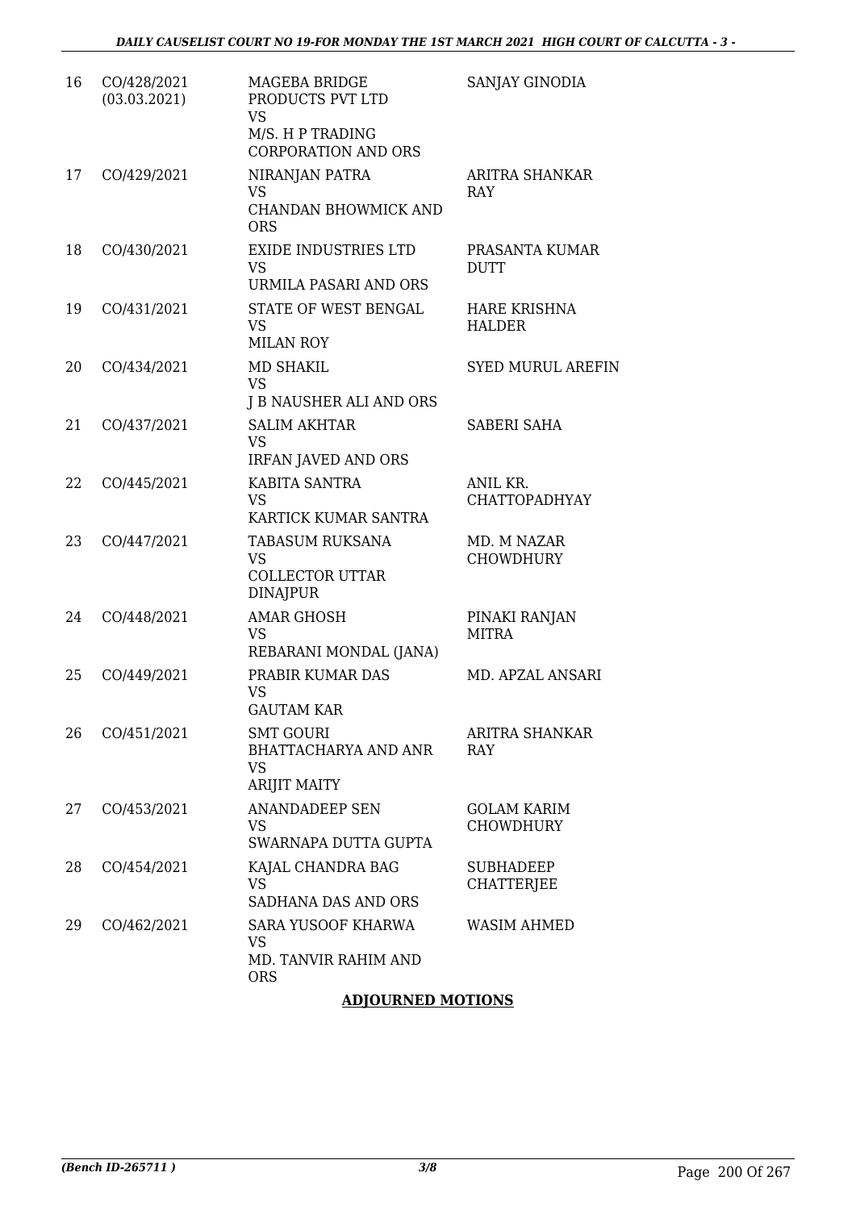| | | | |
|---|---|---|---|
| 16 | CO/428/2021 (03.03.2021) | MAGEBA BRIDGE PRODUCTS PVT LTD VS M/S. H P TRADING CORPORATION AND ORS | SANJAY GINODIA |
| 17 | CO/429/2021 | NIRANJAN PATRA VS CHANDAN BHOWMICK AND ORS | ARITRA SHANKAR RAY |
| 18 | CO/430/2021 | EXIDE INDUSTRIES LTD VS URMILA PASARI AND ORS | PRASANTA KUMAR DUTT |
| 19 | CO/431/2021 | STATE OF WEST BENGAL VS MILAN ROY | HARE KRISHNA HALDER |
| 20 | CO/434/2021 | MD SHAKIL VS J B NAUSHER ALI AND ORS | SYED MURUL AREFIN |
| 21 | CO/437/2021 | SALIM AKHTAR VS IRFAN JAVED AND ORS | SABERI SAHA |
| 22 | CO/445/2021 | KABITA SANTRA VS KARTICK KUMAR SANTRA | ANIL KR. CHATTOPADHYAY |
| 23 | CO/447/2021 | TABASUM RUKSANA VS COLLECTOR UTTAR DINAJPUR | MD. M NAZAR CHOWDHURY |
| 24 | CO/448/2021 | AMAR GHOSH VS REBARANI MONDAL (JANA) | PINAKI RANJAN MITRA |
| 25 | CO/449/2021 | PRABIR KUMAR DAS VS GAUTAM KAR | MD. APZAL ANSARI |
| 26 | CO/451/2021 | SMT GOURI BHATTACHARYA AND ANR VS ARIJIT MAITY | ARITRA SHANKAR RAY |
| 27 | CO/453/2021 | ANANDADEEP SEN VS SWARNAPA DUTTA GUPTA | GOLAM KARIM CHOWDHURY |
| 28 | CO/454/2021 | KAJAL CHANDRA BAG VS SADHANA DAS AND ORS | SUBHADEEP CHATTERJEE |
| 29 | CO/462/2021 | SARA YUSOOF KHARWA VS MD. TANVIR RAHIM AND ORS | WASIM AHMED |

**ADJOURNED MOTIONS**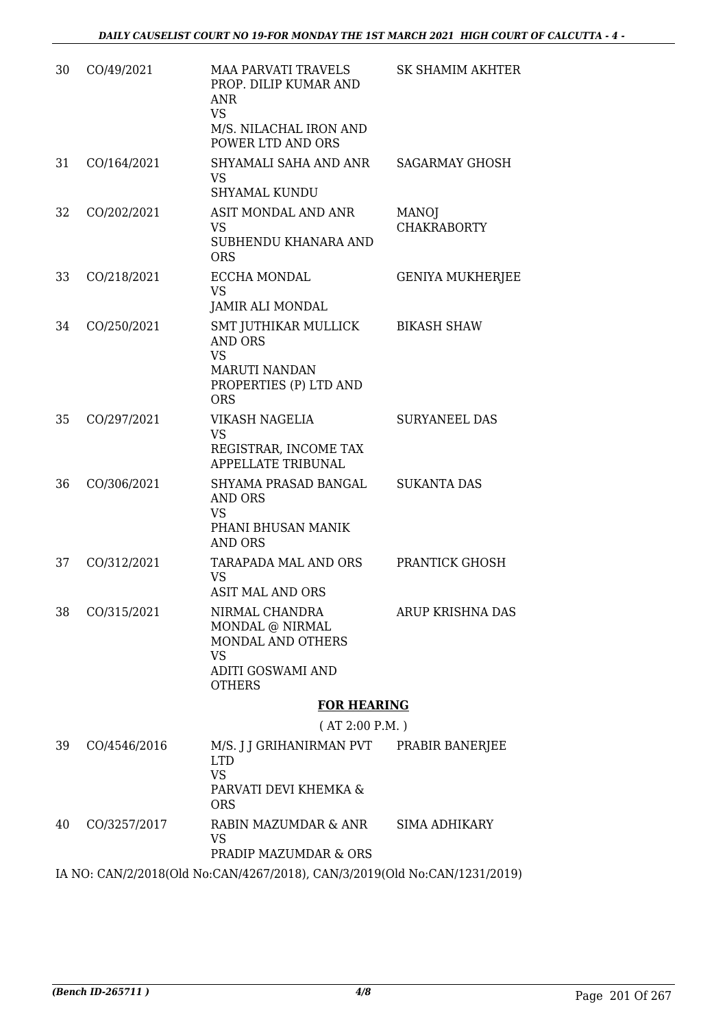| | | | |
|---|---|---|---|
| 30 | CO/49/2021 | MAA PARVATI TRAVELS PROP. DILIP KUMAR AND ANR<br>VS<br>M/S. NILACHAL IRON AND POWER LTD AND ORS | SK SHAMIM AKHTER |
| 31 | CO/164/2021 | SHYAMALI SAHA AND ANR<br>VS<br>SHYAMAL KUNDU | SAGARMAY GHOSH |
| 32 | CO/202/2021 | ASIT MONDAL AND ANR<br>VS<br>SUBHENDU KHANARA AND ORS | MANOJ CHAKRABORTY |
| 33 | CO/218/2021 | ECCHA MONDAL<br>VS<br>JAMIR ALI MONDAL | GENIYA MUKHERJEE |
| 34 | CO/250/2021 | SMT JUTHIKAR MULLICK AND ORS<br>VS<br>MARUTI NANDAN PROPERTIES (P) LTD AND ORS | BIKASH SHAW |
| 35 | CO/297/2021 | VIKASH NAGELIA<br>VS<br>REGISTRAR, INCOME TAX APPELLATE TRIBUNAL | SURYANEEL DAS |
| 36 | CO/306/2021 | SHYAMA PRASAD BANGAL AND ORS<br>VS<br>PHANI BHUSAN MANIK AND ORS | SUKANTA DAS |
| 37 | CO/312/2021 | TARAPADA MAL AND ORS<br>VS<br>ASIT MAL AND ORS | PRANTICK GHOSH |
| 38 | CO/315/2021 | NIRMAL CHANDRA MONDAL @ NIRMAL MONDAL AND OTHERS<br>VS<br>ADITI GOSWAMI AND OTHERS | ARUP KRISHNA DAS |

**FOR HEARING**

( AT 2:00 P.M. )

| | | | |
|---|---|---|---|
| 39 | CO/4546/2016 | M/S. J J GRIHANIRMAN PVT LTD<br>VS<br>PARVATI DEVI KHEMKA & ORS | PRABIR BANERJEE |
| 40 | CO/3257/2017 | RABIN MAZUMDAR & ANR<br>VS<br>PRADIP MAZUMDAR & ORS | SIMA ADHIKARY |

IA NO: CAN/2/2018(Old No:CAN/4267/2018), CAN/3/2019(Old No:CAN/1231/2019)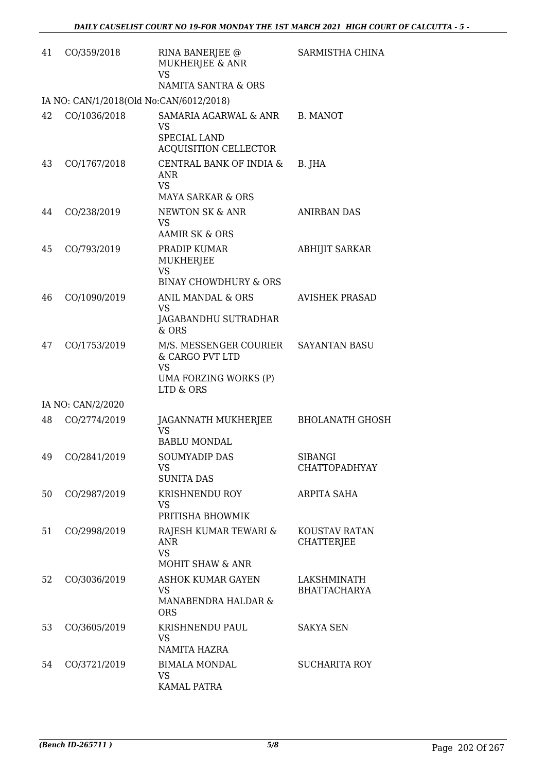| | | | |
|---|---|---|---|
| 41 | CO/359/2018 | RINA BANERJEE @ MUKHERJEE & ANR<br>VS<br>NAMITA SANTRA & ORS | SARMISTHA CHINA |
| | IA NO: CAN/1/2018(Old No:CAN/6012/2018) | | |
| 42 | CO/1036/2018 | SAMARIA AGARWAL & ANR<br>VS<br>SPECIAL LAND ACQUISITION CELLECTOR | B. MANOT |
| 43 | CO/1767/2018 | CENTRAL BANK OF INDIA & ANR<br>VS<br>MAYA SARKAR & ORS | B. JHA |
| 44 | CO/238/2019 | NEWTON SK & ANR<br>VS<br>AAMIR SK & ORS | ANIRBAN DAS |
| 45 | CO/793/2019 | PRADIP KUMAR MUKHERJEE<br>VS<br>BINAY CHOWDHURY & ORS | ABHIJIT SARKAR |
| 46 | CO/1090/2019 | ANIL MANDAL & ORS<br>VS<br>JAGABANDHU SUTRADHAR & ORS | AVISHEK PRASAD |
| 47 | CO/1753/2019 | M/S. MESSENGER COURIER & CARGO PVT LTD<br>VS<br>UMA FORZING WORKS (P) LTD & ORS | SAYANTAN BASU |
| | IA NO: CAN/2/2020 | | |
| 48 | CO/2774/2019 | JAGANNATH MUKHERJEE<br>VS<br>BABLU MONDAL | BHOLANATH GHOSH |
| 49 | CO/2841/2019 | SOUMYADIP DAS<br>VS<br>SUNITA DAS | SIBANGI CHATTOPADHYAY |
| 50 | CO/2987/2019 | KRISHNENDU ROY<br>VS<br>PRITISHA BHOWMIK | ARPITA SAHA |
| 51 | CO/2998/2019 | RAJESH KUMAR TEWARI & ANR<br>VS<br>MOHIT SHAW & ANR | KOUSTAV RATAN CHATTERJEE |
| 52 | CO/3036/2019 | ASHOK KUMAR GAYEN<br>VS<br>MANABENDRA HALDAR & ORS | LAKSHMINATH BHATTACHARYA |
| 53 | CO/3605/2019 | KRISHNENDU PAUL<br>VS<br>NAMITA HAZRA | SAKYA SEN |
| 54 | CO/3721/2019 | BIMALA MONDAL<br>VS<br>KAMAL PATRA | SUCHARITA ROY |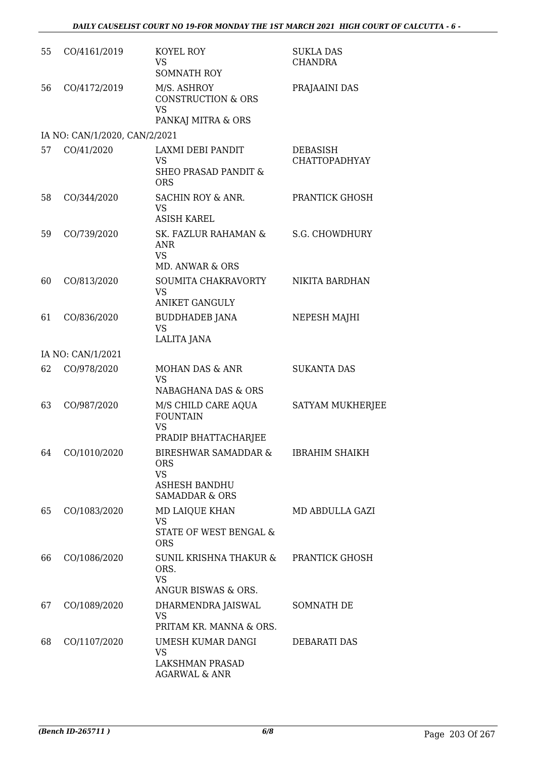| | | | |
|---|---|---|---|
| 55 | CO/4161/2019 | KOYEL ROY<br>VS<br>SOMNATH ROY | SUKLA DAS CHANDRA |
| 56 | CO/4172/2019 | M/S. ASHROY CONSTRUCTION & ORS<br>VS<br>PANKAJ MITRA & ORS | PRAJAAINI DAS |
| | IA NO: CAN/1/2020, CAN/2/2021 | | |
| 57 | CO/41/2020 | LAXMI DEBI PANDIT<br>VS<br>SHEO PRASAD PANDIT & ORS | DEBASISH CHATTOPADHYAY |
| 58 | CO/344/2020 | SACHIN ROY & ANR.<br>VS<br>ASISH KAREL | PRANTICK GHOSH |
| 59 | CO/739/2020 | SK. FAZLUR RAHAMAN & ANR<br>VS<br>MD. ANWAR & ORS | S.G. CHOWDHURY |
| 60 | CO/813/2020 | SOUMITA CHAKRAVORTY<br>VS<br>ANIKET GANGULY | NIKITA BARDHAN |
| 61 | CO/836/2020 | BUDDHADEB JANA<br>VS<br>LALITA JANA | NEPESH MAJHI |
| | IA NO: CAN/1/2021 | | |
| 62 | CO/978/2020 | MOHAN DAS & ANR<br>VS<br>NABAGHANA DAS & ORS | SUKANTA DAS |
| 63 | CO/987/2020 | M/S CHILD CARE AQUA FOUNTAIN<br>VS<br>PRADIP BHATTACHARJEE | SATYAM MUKHERJEE |
| 64 | CO/1010/2020 | BIRESHWAR SAMADDAR & ORS<br>VS<br>ASHESH BANDHU SAMADDAR & ORS | IBRAHIM SHAIKH |
| 65 | CO/1083/2020 | MD LAIQUE KHAN<br>VS<br>STATE OF WEST BENGAL & ORS | MD ABDULLA GAZI |
| 66 | CO/1086/2020 | SUNIL KRISHNA THAKUR & ORS.<br>VS<br>ANGUR BISWAS & ORS. | PRANTICK GHOSH |
| 67 | CO/1089/2020 | DHARMENDRA JAISWAL<br>VS<br>PRITAM KR. MANNA & ORS. | SOMNATH DE |
| 68 | CO/1107/2020 | UMESH KUMAR DANGI<br>VS<br>LAKSHMAN PRASAD AGARWAL & ANR | DEBARATI DAS |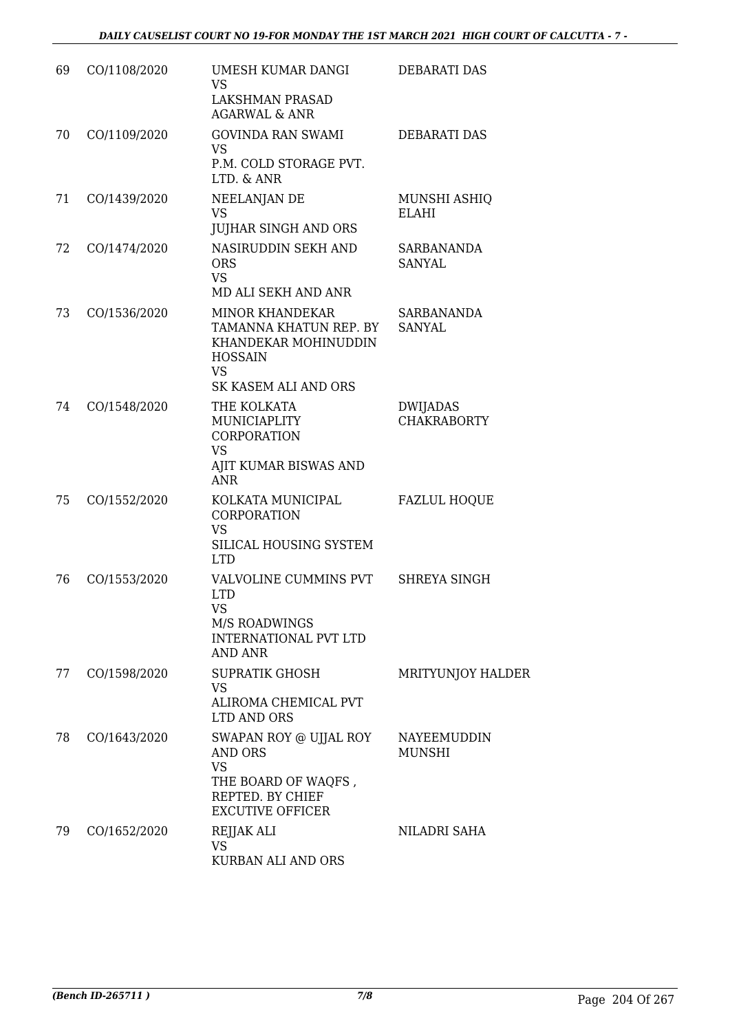| | | | |
|---|---|---|---|
| 69 | CO/1108/2020 | UMESH KUMAR DANGI<br>VS<br>LAKSHMAN PRASAD AGARWAL & ANR | DEBARATI DAS |
| 70 | CO/1109/2020 | GOVINDA RAN SWAMI<br>VS<br>P.M. COLD STORAGE PVT. LTD. & ANR | DEBARATI DAS |
| 71 | CO/1439/2020 | NEELANJAN DE<br>VS<br>JUJHAR SINGH AND ORS | MUNSHI ASHIQ ELAHI |
| 72 | CO/1474/2020 | NASIRUDDIN SEKH AND ORS<br>VS<br>MD ALI SEKH AND ANR | SARBANANDA SANYAL |
| 73 | CO/1536/2020 | MINOR KHANDEKAR TAMANNA KHATUN REP. BY KHANDEKAR MOHINUDDIN HOSSAIN<br>VS<br>SK KASEM ALI AND ORS | SARBANANDA SANYAL |
| 74 | CO/1548/2020 | THE KOLKATA MUNICIAPLITY CORPORATION<br>VS<br>AJIT KUMAR BISWAS AND ANR | DWIJADAS CHAKRABORTY |
| 75 | CO/1552/2020 | KOLKATA MUNICIPAL CORPORATION<br>VS<br>SILICAL HOUSING SYSTEM LTD | FAZLUL HOQUE |
| 76 | CO/1553/2020 | VALVOLINE CUMMINS PVT LTD<br>VS<br>M/S ROADWINGS INTERNATIONAL PVT LTD AND ANR | SHREYA SINGH |
| 77 | CO/1598/2020 | SUPRATIK GHOSH<br>VS<br>ALIROMA CHEMICAL PVT LTD AND ORS | MRITYUNJOY HALDER |
| 78 | CO/1643/2020 | SWAPAN ROY @ UJJAL ROY AND ORS<br>VS<br>THE BOARD OF WAQFS , REPTED. BY CHIEF EXCUTIVE OFFICER | NAYEEMUDDIN MUNSHI |
| 79 | CO/1652/2020 | REJJAK ALI<br>VS<br>KURBAN ALI AND ORS | NILADRI SAHA |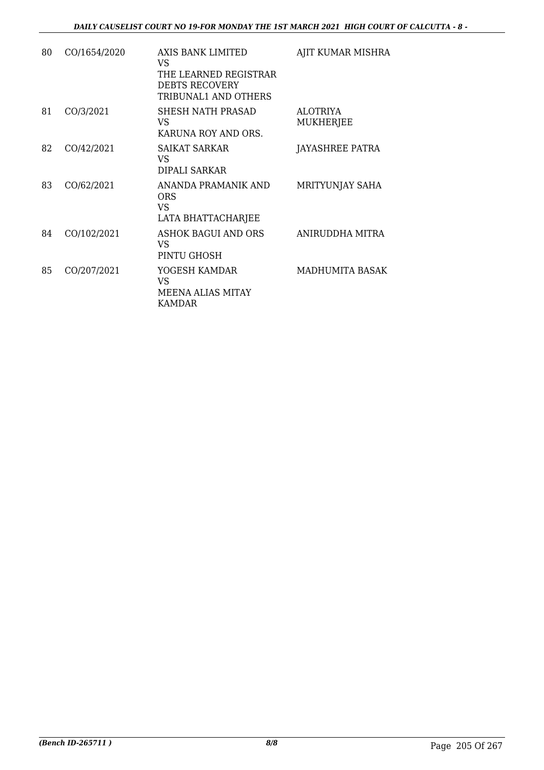| 80 | CO/1654/2020 | AXIS BANK LIMITED<br>VS<br>THE LEARNED REGISTRAR DEBTS RECOVERY TRIBUNAL1 AND OTHERS | AJIT KUMAR MISHRA |
|---|---|---|---|
| 81 | CO/3/2021 | SHESH NATH PRASAD<br>VS<br>KARUNA ROY AND ORS. | ALOTRIYA MUKHERJEE |
| 82 | CO/42/2021 | SAIKAT SARKAR<br>VS<br>DIPALI SARKAR | JAYASHREE PATRA |
| 83 | CO/62/2021 | ANANDA PRAMANIK AND ORS<br>VS<br>LATA BHATTACHARJEE | MRITYUNJAY SAHA |
| 84 | CO/102/2021 | ASHOK BAGUI AND ORS<br>VS<br>PINTU GHOSH | ANIRUDDHA MITRA |
| 85 | CO/207/2021 | YOGESH KAMDAR<br>VS<br>MEENA ALIAS MITAY KAMDAR | MADHUMITA BASAK |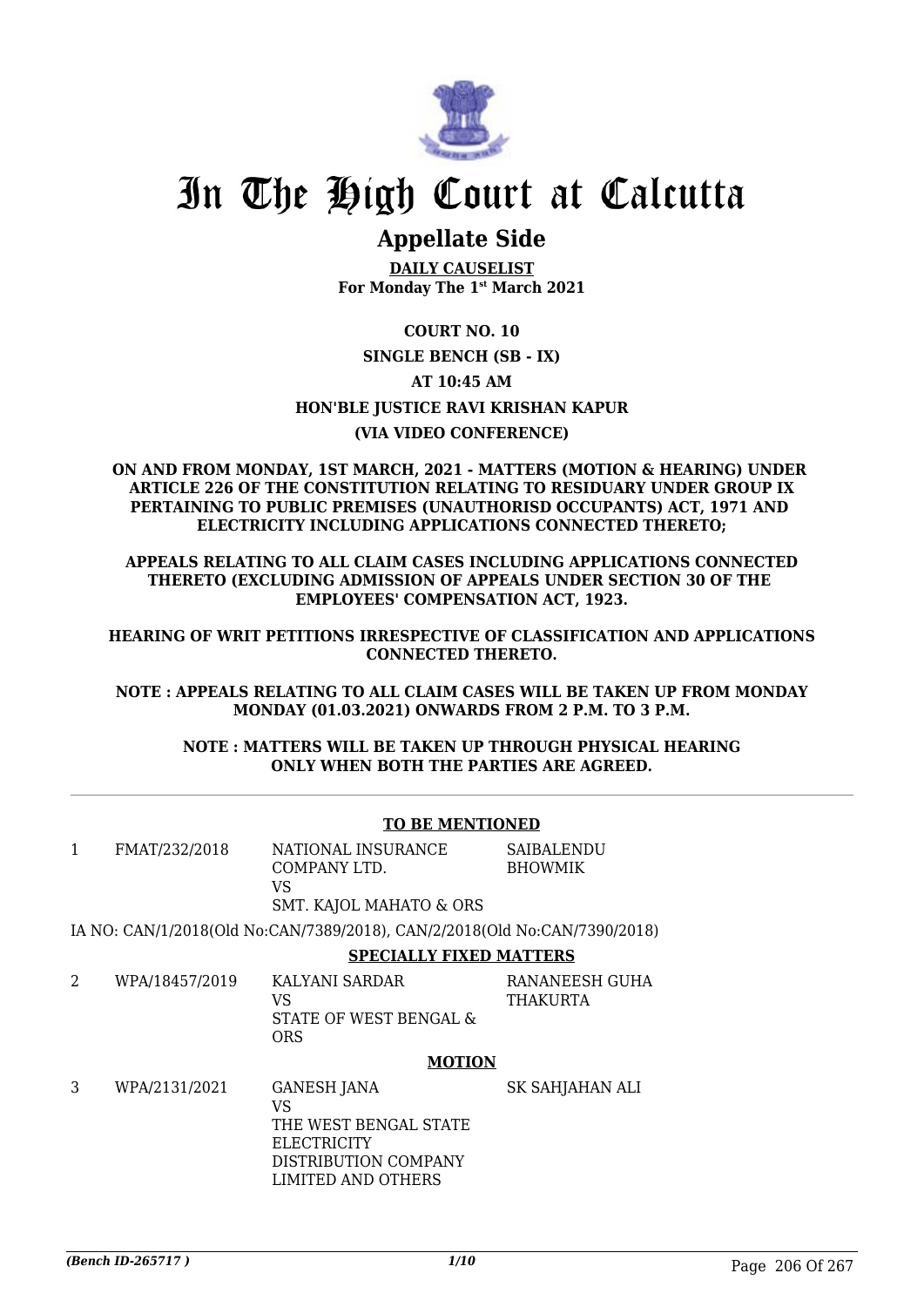# In The High Court at Calcutta

## Appellate Side

**DAILY CAUSELIST**
**For Monday The 1st March 2021**

**COURT NO. 10**

**SINGLE BENCH (SB - IX)**

**AT 10:45 AM**

**HON'BLE JUSTICE RAVI KRISHAN KAPUR**

**(VIA VIDEO CONFERENCE)**

**ON AND FROM MONDAY, 1ST MARCH, 2021 - MATTERS (MOTION & HEARING) UNDER ARTICLE 226 OF THE CONSTITUTION RELATING TO RESIDUARY UNDER GROUP IX PERTAINING TO PUBLIC PREMISES (UNAUTHORISD OCCUPANTS) ACT, 1971 AND ELECTRICITY INCLUDING APPLICATIONS CONNECTED THERETO;**

**APPEALS RELATING TO ALL CLAIM CASES INCLUDING APPLICATIONS CONNECTED THERETO (EXCLUDING ADMISSION OF APPEALS UNDER SECTION 30 OF THE EMPLOYEES' COMPENSATION ACT, 1923.**

**HEARING OF WRIT PETITIONS IRRESPECTIVE OF CLASSIFICATION AND APPLICATIONS CONNECTED THERETO.**

**NOTE : APPEALS RELATING TO ALL CLAIM CASES WILL BE TAKEN UP FROM MONDAY MONDAY (01.03.2021) ONWARDS FROM 2 P.M. TO 3 P.M.**

**NOTE : MATTERS WILL BE TAKEN UP THROUGH PHYSICAL HEARING ONLY WHEN BOTH THE PARTIES ARE AGREED.**

---

**TO BE MENTIONED**

| | | | |
|---|---|---|---|
| 1 | FMAT/232/2018 | NATIONAL INSURANCE COMPANY LTD.<br>VS<br>SMT. KAJOL MAHATO & ORS | SAIBALENDU BHOWMIK |

IA NO: CAN/1/2018(Old No:CAN/7389/2018), CAN/2/2018(Old No:CAN/7390/2018)

**SPECIALLY FIXED MATTERS**

| | | | |
|---|---|---|---|
| 2 | WPA/18457/2019 | KALYANI SARDAR<br>VS<br>STATE OF WEST BENGAL & ORS | RANANEESH GUHA THAKURTA |

**MOTION**

| | | | |
|---|---|---|---|
| 3 | WPA/2131/2021 | GANESH JANA<br>VS<br>THE WEST BENGAL STATE ELECTRICITY DISTRIBUTION COMPANY LIMITED AND OTHERS | SK SAHJAHAN ALI |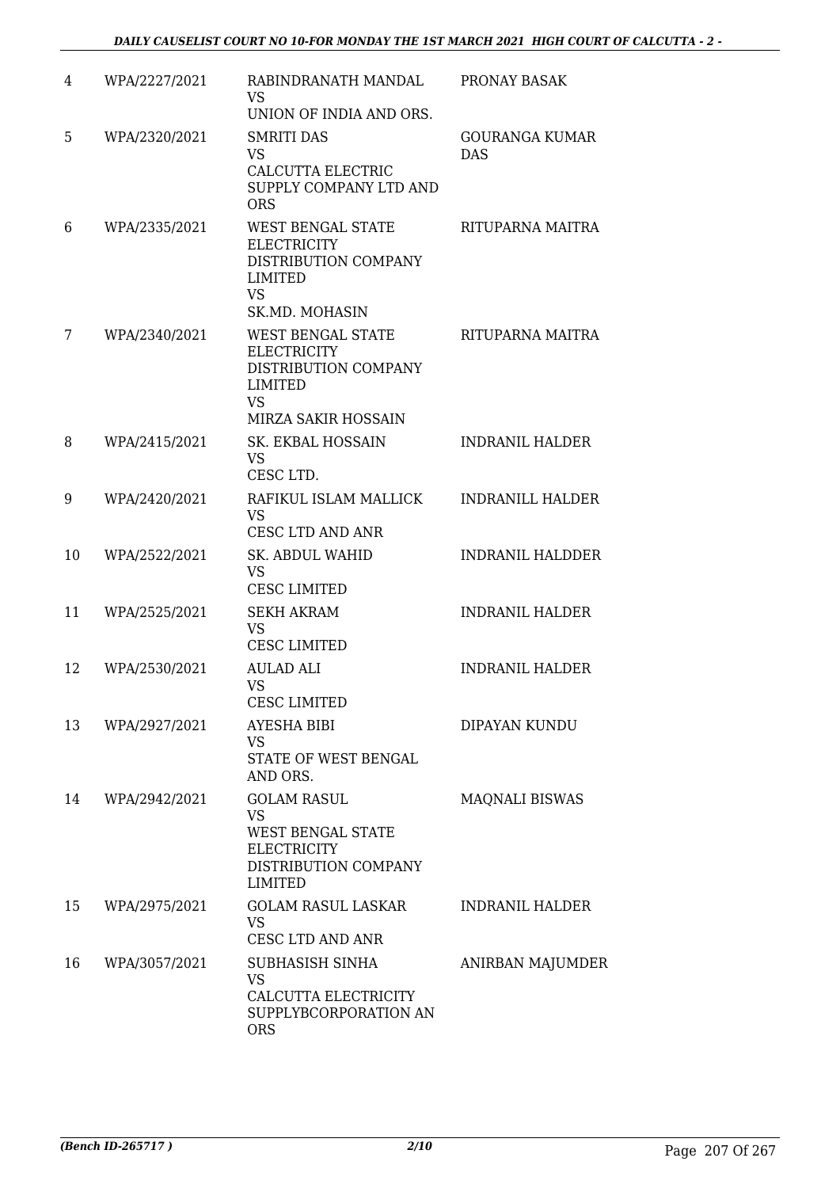| 4 | WPA/2227/2021 | RABINDRANATH MANDAL<br>VS<br>UNION OF INDIA AND ORS. | PRONAY BASAK |
|---|---|---|---|
| 5 | WPA/2320/2021 | SMRITI DAS<br>VS<br>CALCUTTA ELECTRIC SUPPLY COMPANY LTD AND ORS | GOURANGA KUMAR DAS |
| 6 | WPA/2335/2021 | WEST BENGAL STATE ELECTRICITY DISTRIBUTION COMPANY LIMITED<br>VS<br>SK.MD. MOHASIN | RITUPARNA MAITRA |
| 7 | WPA/2340/2021 | WEST BENGAL STATE ELECTRICITY DISTRIBUTION COMPANY LIMITED<br>VS<br>MIRZA SAKIR HOSSAIN | RITUPARNA MAITRA |
| 8 | WPA/2415/2021 | SK. EKBAL HOSSAIN<br>VS<br>CESC LTD. | INDRANIL HALDER |
| 9 | WPA/2420/2021 | RAFIKUL ISLAM MALLICK<br>VS<br>CESC LTD AND ANR | INDRANILL HALDER |
| 10 | WPA/2522/2021 | SK. ABDUL WAHID<br>VS<br>CESC LIMITED | INDRANIL HALDDER |
| 11 | WPA/2525/2021 | SEKH AKRAM<br>VS<br>CESC LIMITED | INDRANIL HALDER |
| 12 | WPA/2530/2021 | AULAD ALI<br>VS<br>CESC LIMITED | INDRANIL HALDER |
| 13 | WPA/2927/2021 | AYESHA BIBI<br>VS<br>STATE OF WEST BENGAL AND ORS. | DIPAYAN KUNDU |
| 14 | WPA/2942/2021 | GOLAM RASUL<br>VS<br>WEST BENGAL STATE ELECTRICITY DISTRIBUTION COMPANY LIMITED | MAQNALI BISWAS |
| 15 | WPA/2975/2021 | GOLAM RASUL LASKAR<br>VS<br>CESC LTD AND ANR | INDRANIL HALDER |
| 16 | WPA/3057/2021 | SUBHASISH SINHA<br>VS<br>CALCUTTA ELECTRICITY SUPPLYBCORPORATION AN ORS | ANIRBAN MAJUMDER |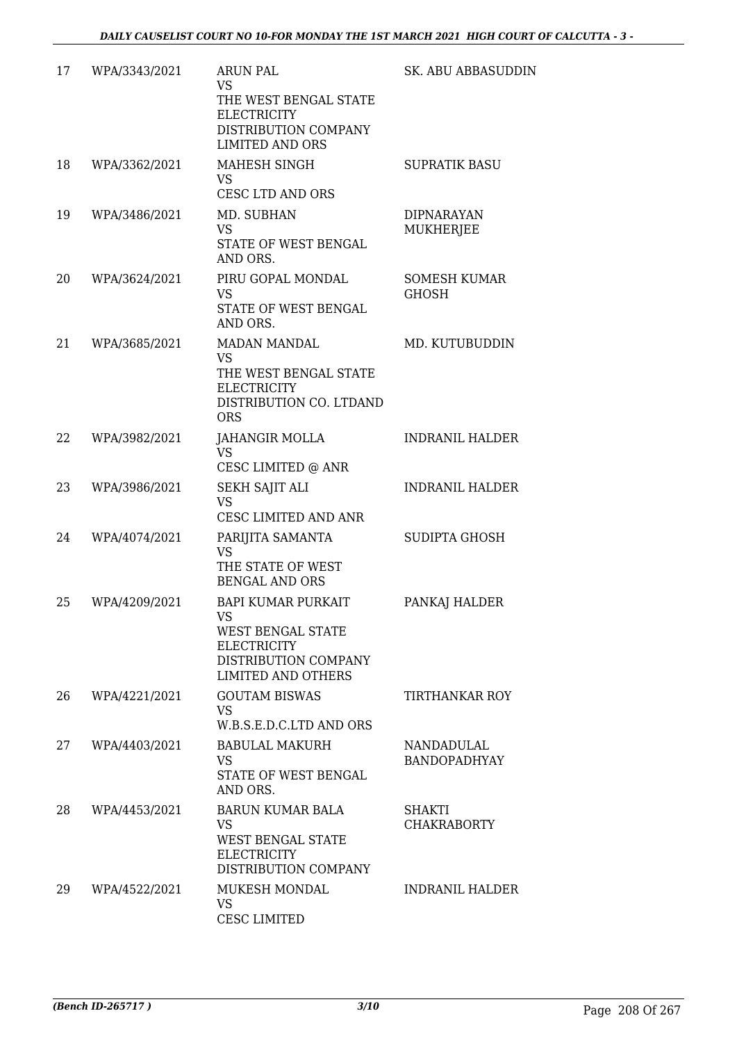| | | | |
|---|---|---|---|
| 17 | WPA/3343/2021 | ARUN PAL<br>VS<br>THE WEST BENGAL STATE ELECTRICITY DISTRIBUTION COMPANY LIMITED AND ORS | SK. ABU ABBASUDDIN |
| 18 | WPA/3362/2021 | MAHESH SINGH<br>VS<br>CESC LTD AND ORS | SUPRATIK BASU |
| 19 | WPA/3486/2021 | MD. SUBHAN<br>VS<br>STATE OF WEST BENGAL AND ORS. | DIPNARAYAN MUKHERJEE |
| 20 | WPA/3624/2021 | PIRU GOPAL MONDAL<br>VS<br>STATE OF WEST BENGAL AND ORS. | SOMESH KUMAR GHOSH |
| 21 | WPA/3685/2021 | MADAN MANDAL<br>VS<br>THE WEST BENGAL STATE ELECTRICITY DISTRIBUTION CO. LTDAND ORS | MD. KUTUBUDDIN |
| 22 | WPA/3982/2021 | JAHANGIR MOLLA<br>VS<br>CESC LIMITED @ ANR | INDRANIL HALDER |
| 23 | WPA/3986/2021 | SEKH SAJIT ALI<br>VS<br>CESC LIMITED AND ANR | INDRANIL HALDER |
| 24 | WPA/4074/2021 | PARIJITA SAMANTA<br>VS<br>THE STATE OF WEST BENGAL AND ORS | SUDIPTA GHOSH |
| 25 | WPA/4209/2021 | BAPI KUMAR PURKAIT<br>VS<br>WEST BENGAL STATE ELECTRICITY DISTRIBUTION COMPANY LIMITED AND OTHERS | PANKAJ HALDER |
| 26 | WPA/4221/2021 | GOUTAM BISWAS<br>VS<br>W.B.S.E.D.C.LTD AND ORS | TIRTHANKAR ROY |
| 27 | WPA/4403/2021 | BABULAL MAKURH<br>VS<br>STATE OF WEST BENGAL AND ORS. | NANDADULAL BANDOPADHYAY |
| 28 | WPA/4453/2021 | BARUN KUMAR BALA<br>VS<br>WEST BENGAL STATE ELECTRICITY DISTRIBUTION COMPANY | SHAKTI CHAKRABORTY |
| 29 | WPA/4522/2021 | MUKESH MONDAL<br>VS<br>CESC LIMITED | INDRANIL HALDER |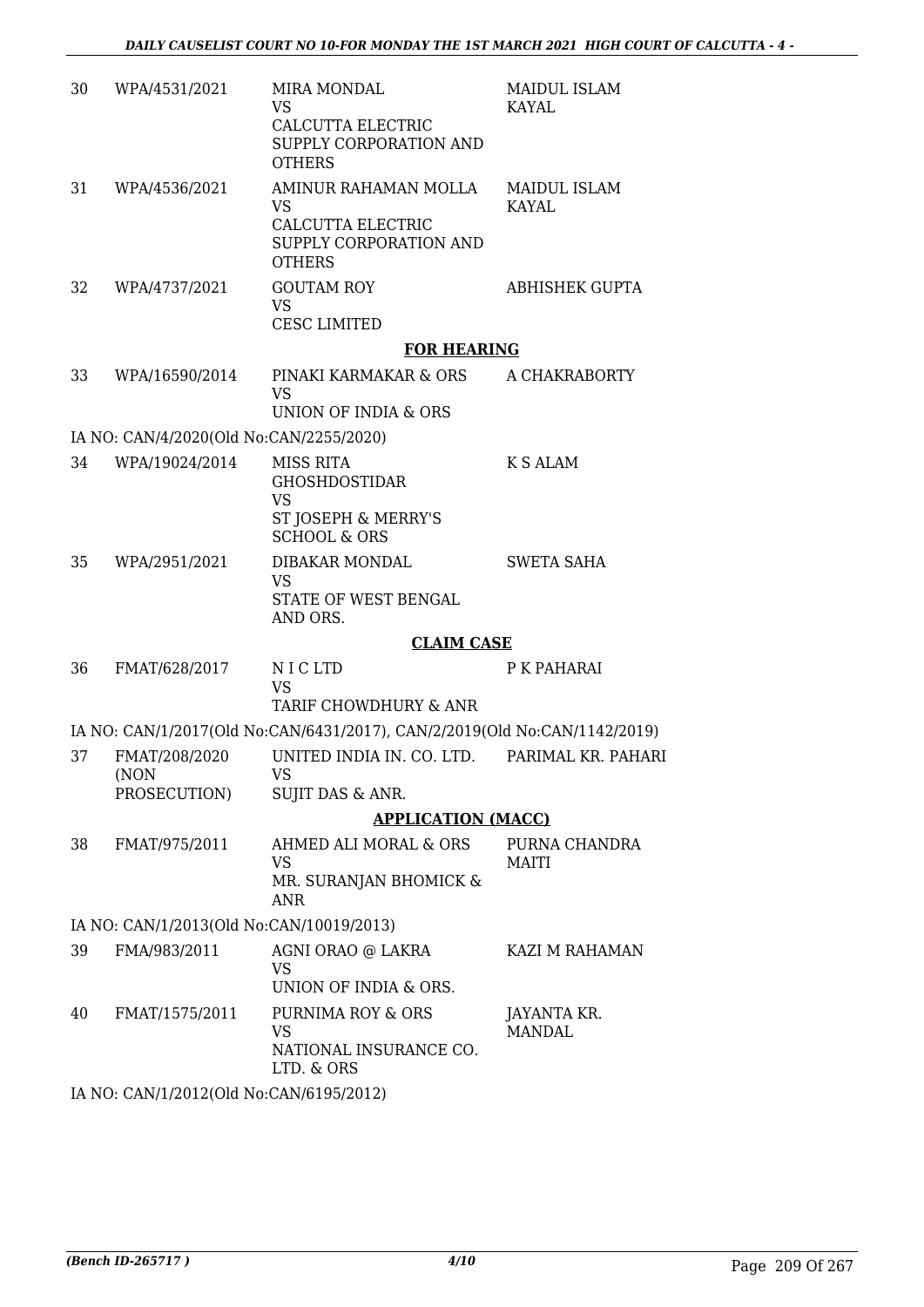| | | | |
|---|---|---|---|
| 30 | WPA/4531/2021 | MIRA MONDAL<br>VS<br>CALCUTTA ELECTRIC SUPPLY CORPORATION AND OTHERS | MAIDUL ISLAM KAYAL |
| 31 | WPA/4536/2021 | AMINUR RAHAMAN MOLLA<br>VS<br>CALCUTTA ELECTRIC SUPPLY CORPORATION AND OTHERS | MAIDUL ISLAM KAYAL |
| 32 | WPA/4737/2021 | GOUTAM ROY<br>VS<br>CESC LIMITED | ABHISHEK GUPTA |

**FOR HEARING**

| | | | |
|---|---|---|---|
| 33 | WPA/16590/2014 | PINAKI KARMAKAR & ORS<br>VS<br>UNION OF INDIA & ORS | A CHAKRABORTY |

IA NO: CAN/4/2020(Old No:CAN/2255/2020)

| | | | |
|---|---|---|---|
| 34 | WPA/19024/2014 | MISS RITA GHOSHDOSTIDAR<br>VS<br>ST JOSEPH & MERRY'S SCHOOL & ORS | K S ALAM |
| 35 | WPA/2951/2021 | DIBAKAR MONDAL<br>VS<br>STATE OF WEST BENGAL AND ORS. | SWETA SAHA |

**CLAIM CASE**

| | | | |
|---|---|---|---|
| 36 | FMAT/628/2017 | N I C LTD<br>VS<br>TARIF CHOWDHURY & ANR | P K PAHARAI |

IA NO: CAN/1/2017(Old No:CAN/6431/2017), CAN/2/2019(Old No:CAN/1142/2019)

| | | | |
|---|---|---|---|
| 37 | FMAT/208/2020 (NON PROSECUTION) | UNITED INDIA IN. CO. LTD.<br>VS<br>SUJIT DAS & ANR. | PARIMAL KR. PAHARI |

**APPLICATION (MACC)**

| | | | |
|---|---|---|---|
| 38 | FMAT/975/2011 | AHMED ALI MORAL & ORS<br>VS<br>MR. SURANJAN BHOMICK & ANR | PURNA CHANDRA MAITI |

IA NO: CAN/1/2013(Old No:CAN/10019/2013)

| | | | |
|---|---|---|---|
| 39 | FMA/983/2011 | AGNI ORAO @ LAKRA<br>VS<br>UNION OF INDIA & ORS. | KAZI M RAHAMAN |
| 40 | FMAT/1575/2011 | PURNIMA ROY & ORS<br>VS<br>NATIONAL INSURANCE CO. LTD. & ORS | JAYANTA KR. MANDAL |

IA NO: CAN/1/2012(Old No:CAN/6195/2012)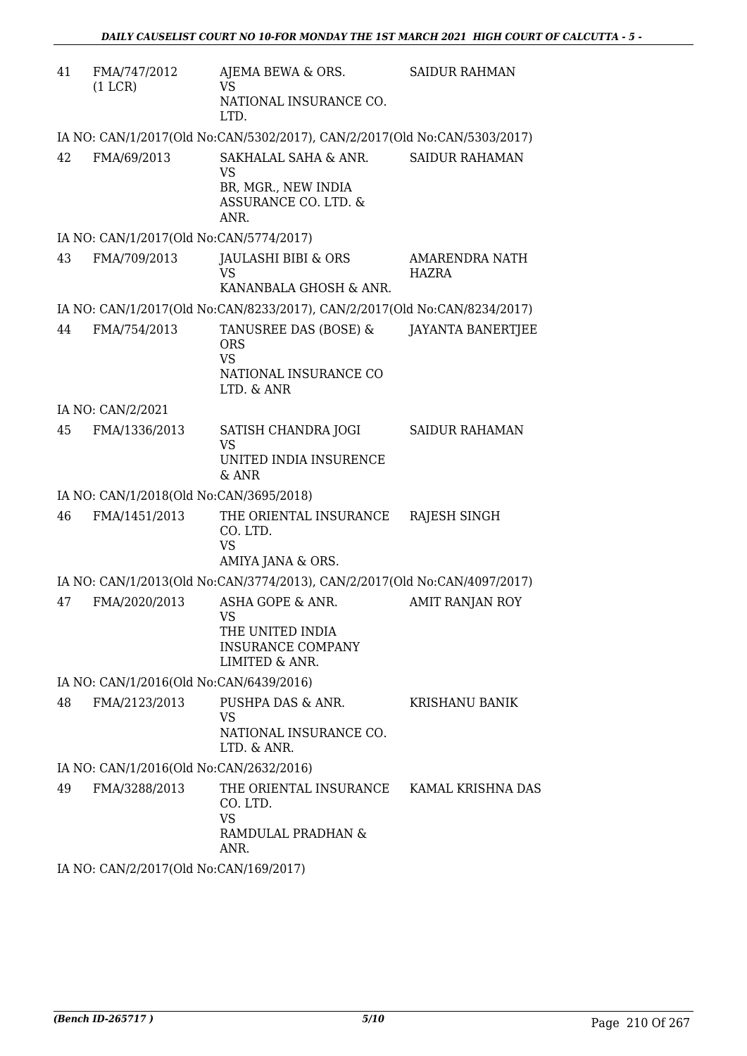| 41 | FMA/747/2012 (1 LCR) | AJEMA BEWA & ORS. VS NATIONAL INSURANCE CO. LTD. | SAIDUR RAHMAN |
|---|---|---|---|

IA NO: CAN/1/2017(Old No:CAN/5302/2017), CAN/2/2017(Old No:CAN/5303/2017)

| 42 | FMA/69/2013 | SAKHALAL SAHA & ANR. VS BR, MGR., NEW INDIA ASSURANCE CO. LTD. & ANR. | SAIDUR RAHAMAN |
|---|---|---|---|

IA NO: CAN/1/2017(Old No:CAN/5774/2017)

| 43 | FMA/709/2013 | JAULASHI BIBI & ORS VS KANANBALA GHOSH & ANR. | AMARENDRA NATH HAZRA |
|---|---|---|---|

IA NO: CAN/1/2017(Old No:CAN/8233/2017), CAN/2/2017(Old No:CAN/8234/2017)

| 44 | FMA/754/2013 | TANUSREE DAS (BOSE) & ORS VS NATIONAL INSURANCE CO LTD. & ANR | JAYANTA BANERTJEE |
|---|---|---|---|

IA NO: CAN/2/2021

| 45 | FMA/1336/2013 | SATISH CHANDRA JOGI VS UNITED INDIA INSURENCE & ANR | SAIDUR RAHAMAN |
|---|---|---|---|

IA NO: CAN/1/2018(Old No:CAN/3695/2018)

| 46 | FMA/1451/2013 | THE ORIENTAL INSURANCE CO. LTD. VS AMIYA JANA & ORS. | RAJESH SINGH |
|---|---|---|---|

IA NO: CAN/1/2013(Old No:CAN/3774/2013), CAN/2/2017(Old No:CAN/4097/2017)

| 47 | FMA/2020/2013 | ASHA GOPE & ANR. VS THE UNITED INDIA INSURANCE COMPANY LIMITED & ANR. | AMIT RANJAN ROY |
|---|---|---|---|

IA NO: CAN/1/2016(Old No:CAN/6439/2016)

| 48 | FMA/2123/2013 | PUSHPA DAS & ANR. VS NATIONAL INSURANCE CO. LTD. & ANR. | KRISHANU BANIK |
|---|---|---|---|

IA NO: CAN/1/2016(Old No:CAN/2632/2016)

| 49 | FMA/3288/2013 | THE ORIENTAL INSURANCE CO. LTD. VS RAMDULAL PRADHAN & ANR. | KAMAL KRISHNA DAS |
|---|---|---|---|

IA NO: CAN/2/2017(Old No:CAN/169/2017)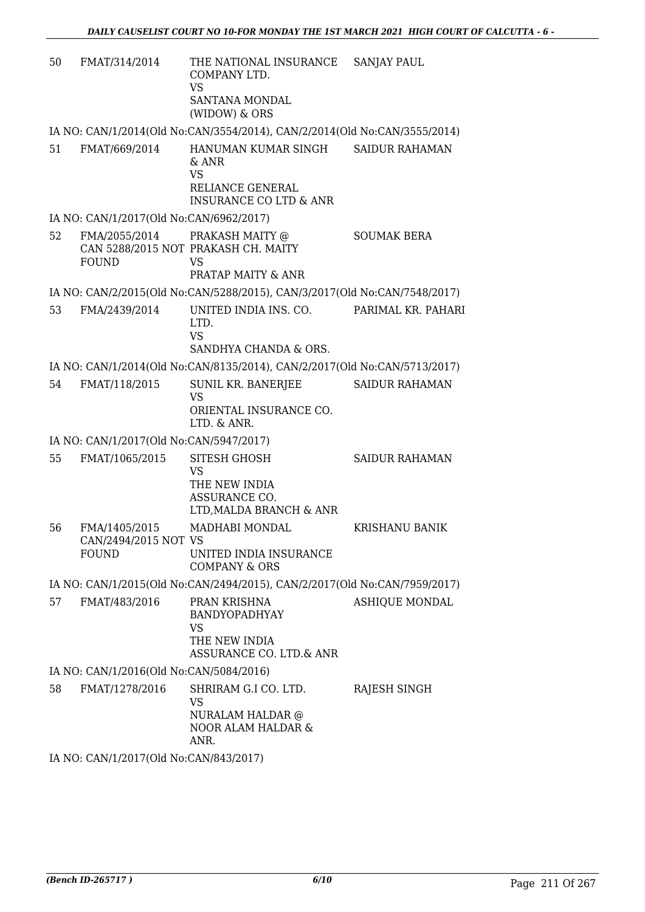| | | | |
|---|---|---|---|
| 50 | FMAT/314/2014 | THE NATIONAL INSURANCE COMPANY LTD.<br>VS<br>SANTANA MONDAL (WIDOW) & ORS | SANJAY PAUL |

IA NO: CAN/1/2014(Old No:CAN/3554/2014), CAN/2/2014(Old No:CAN/3555/2014)

| | | | |
|---|---|---|---|
| 51 | FMAT/669/2014 | HANUMAN KUMAR SINGH & ANR<br>VS<br>RELIANCE GENERAL INSURANCE CO LTD & ANR | SAIDUR RAHAMAN |

IA NO: CAN/1/2017(Old No:CAN/6962/2017)

| | | | |
|---|---|---|---|
| 52 | FMA/2055/2014<br>CAN 5288/2015 NOT FOUND | PRAKASH MAITY @ PRAKASH CH. MAITY<br>VS<br>PRATAP MAITY & ANR | SOUMAK BERA |

IA NO: CAN/2/2015(Old No:CAN/5288/2015), CAN/3/2017(Old No:CAN/7548/2017)

| | | | |
|---|---|---|---|
| 53 | FMA/2439/2014 | UNITED INDIA INS. CO. LTD.<br>VS<br>SANDHYA CHANDA & ORS. | PARIMAL KR. PAHARI |

IA NO: CAN/1/2014(Old No:CAN/8135/2014), CAN/2/2017(Old No:CAN/5713/2017)

| | | | |
|---|---|---|---|
| 54 | FMAT/118/2015 | SUNIL KR. BANERJEE<br>VS<br>ORIENTAL INSURANCE CO. LTD. & ANR. | SAIDUR RAHAMAN |

IA NO: CAN/1/2017(Old No:CAN/5947/2017)

| | | | |
|---|---|---|---|
| 55 | FMAT/1065/2015 | SITESH GHOSH<br>VS<br>THE NEW INDIA ASSURANCE CO. LTD,MALDA BRANCH & ANR | SAIDUR RAHAMAN |
| 56 | FMA/1405/2015<br>CAN/2494/2015 NOT FOUND | MADHABI MONDAL<br>VS<br>UNITED INDIA INSURANCE COMPANY & ORS | KRISHANU BANIK |

IA NO: CAN/1/2015(Old No:CAN/2494/2015), CAN/2/2017(Old No:CAN/7959/2017)

| | | | |
|---|---|---|---|
| 57 | FMAT/483/2016 | PRAN KRISHNA BANDYOPADHYAY<br>VS<br>THE NEW INDIA ASSURANCE CO. LTD.& ANR | ASHIQUE MONDAL |

IA NO: CAN/1/2016(Old No:CAN/5084/2016)

| | | | |
|---|---|---|---|
| 58 | FMAT/1278/2016 | SHRIRAM G.I CO. LTD.<br>VS<br>NURALAM HALDAR @ NOOR ALAM HALDAR & ANR. | RAJESH SINGH |

IA NO: CAN/1/2017(Old No:CAN/843/2017)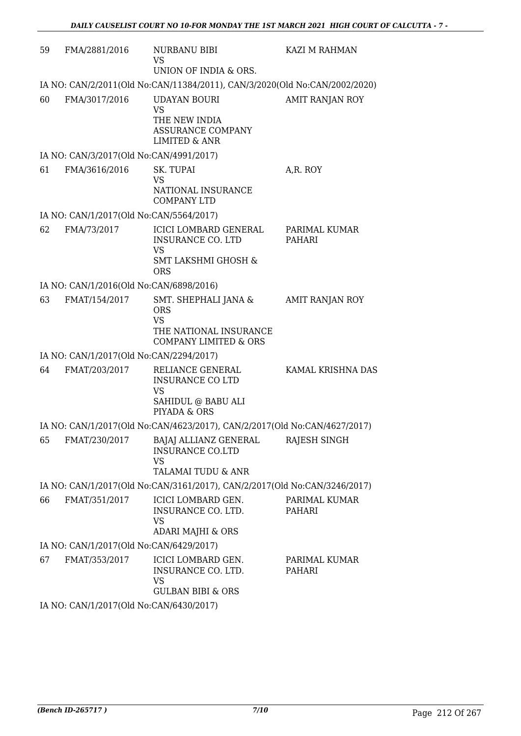| | | | |
|---|---|---|---|
| 59 | FMA/2881/2016 | NURBANU BIBI<br>VS<br>UNION OF INDIA & ORS. | KAZI M RAHMAN |

IA NO: CAN/2/2011(Old No:CAN/11384/2011), CAN/3/2020(Old No:CAN/2002/2020)

| | | | |
|---|---|---|---|
| 60 | FMA/3017/2016 | UDAYAN BOURI<br>VS<br>THE NEW INDIA ASSURANCE COMPANY LIMITED & ANR | AMIT RANJAN ROY |

IA NO: CAN/3/2017(Old No:CAN/4991/2017)

| | | | |
|---|---|---|---|
| 61 | FMA/3616/2016 | SK. TUPAI<br>VS<br>NATIONAL INSURANCE COMPANY LTD | A,R. ROY |

IA NO: CAN/1/2017(Old No:CAN/5564/2017)

| | | | |
|---|---|---|---|
| 62 | FMA/73/2017 | ICICI LOMBARD GENERAL INSURANCE CO. LTD<br>VS<br>SMT LAKSHMI GHOSH & ORS | PARIMAL KUMAR PAHARI |

IA NO: CAN/1/2016(Old No:CAN/6898/2016)

| | | | |
|---|---|---|---|
| 63 | FMAT/154/2017 | SMT. SHEPHALI JANA & ORS<br>VS<br>THE NATIONAL INSURANCE COMPANY LIMITED & ORS | AMIT RANJAN ROY |

IA NO: CAN/1/2017(Old No:CAN/2294/2017)

| | | | |
|---|---|---|---|
| 64 | FMAT/203/2017 | RELIANCE GENERAL INSURANCE CO LTD<br>VS<br>SAHIDUL @ BABU ALI PIYADA & ORS | KAMAL KRISHNA DAS |

IA NO: CAN/1/2017(Old No:CAN/4623/2017), CAN/2/2017(Old No:CAN/4627/2017)

| | | | |
|---|---|---|---|
| 65 | FMAT/230/2017 | BAJAJ ALLIANZ GENERAL INSURANCE CO.LTD<br>VS<br>TALAMAI TUDU & ANR | RAJESH SINGH |

IA NO: CAN/1/2017(Old No:CAN/3161/2017), CAN/2/2017(Old No:CAN/3246/2017)

| | | | |
|---|---|---|---|
| 66 | FMAT/351/2017 | ICICI LOMBARD GEN. INSURANCE CO. LTD.<br>VS<br>ADARI MAJHI & ORS | PARIMAL KUMAR PAHARI |

IA NO: CAN/1/2017(Old No:CAN/6429/2017)

| | | | |
|---|---|---|---|
| 67 | FMAT/353/2017 | ICICI LOMBARD GEN. INSURANCE CO. LTD.<br>VS<br>GULBAN BIBI & ORS | PARIMAL KUMAR PAHARI |

IA NO: CAN/1/2017(Old No:CAN/6430/2017)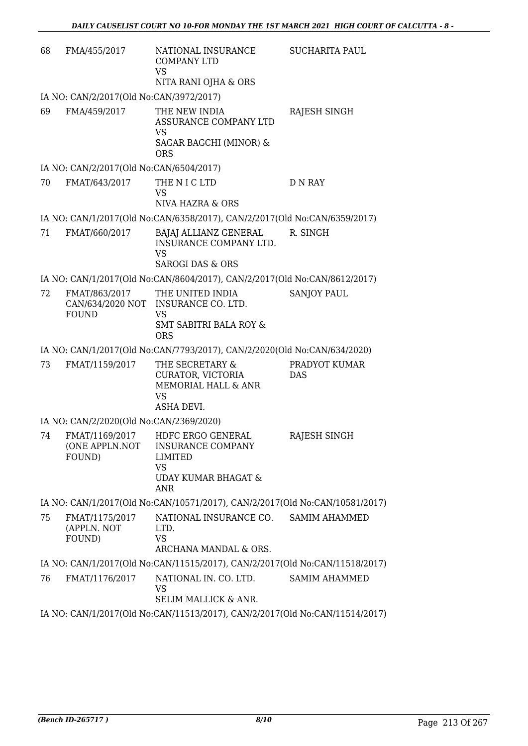| | | | |
|---|---|---|---|
| 68 | FMA/455/2017 | NATIONAL INSURANCE COMPANY LTD<br>VS<br>NITA RANI OJHA & ORS | SUCHARITA PAUL |

IA NO: CAN/2/2017(Old No:CAN/3972/2017)

| | | | |
|---|---|---|---|
| 69 | FMA/459/2017 | THE NEW INDIA ASSURANCE COMPANY LTD<br>VS<br>SAGAR BAGCHI (MINOR) & ORS | RAJESH SINGH |

IA NO: CAN/2/2017(Old No:CAN/6504/2017)

| | | | |
|---|---|---|---|
| 70 | FMAT/643/2017 | THE N I C LTD<br>VS<br>NIVA HAZRA & ORS | D N RAY |

IA NO: CAN/1/2017(Old No:CAN/6358/2017), CAN/2/2017(Old No:CAN/6359/2017)

| | | | |
|---|---|---|---|
| 71 | FMAT/660/2017 | BAJAJ ALLIANZ GENERAL INSURANCE COMPANY LTD.<br>VS<br>SAROGI DAS & ORS | R. SINGH |

IA NO: CAN/1/2017(Old No:CAN/8604/2017), CAN/2/2017(Old No:CAN/8612/2017)

| | | | |
|---|---|---|---|
| 72 | FMAT/863/2017<br>CAN/634/2020 NOT FOUND | THE UNITED INDIA INSURANCE CO. LTD.<br>VS<br>SMT SABITRI BALA ROY & ORS | SANJOY PAUL |

IA NO: CAN/1/2017(Old No:CAN/7793/2017), CAN/2/2020(Old No:CAN/634/2020)

| | | | |
|---|---|---|---|
| 73 | FMAT/1159/2017 | THE SECRETARY & CURATOR, VICTORIA MEMORIAL HALL & ANR<br>VS<br>ASHA DEVI. | PRADYOT KUMAR DAS |

IA NO: CAN/2/2020(Old No:CAN/2369/2020)

| | | | |
|---|---|---|---|
| 74 | FMAT/1169/2017 (ONE APPLN.NOT FOUND) | HDFC ERGO GENERAL INSURANCE COMPANY LIMITED<br>VS<br>UDAY KUMAR BHAGAT & ANR | RAJESH SINGH |

IA NO: CAN/1/2017(Old No:CAN/10571/2017), CAN/2/2017(Old No:CAN/10581/2017)

| | | | |
|---|---|---|---|
| 75 | FMAT/1175/2017 (APPLN. NOT FOUND) | NATIONAL INSURANCE CO. LTD.<br>VS<br>ARCHANA MANDAL & ORS. | SAMIM AHAMMED |

IA NO: CAN/1/2017(Old No:CAN/11515/2017), CAN/2/2017(Old No:CAN/11518/2017)

| | | | |
|---|---|---|---|
| 76 | FMAT/1176/2017 | NATIONAL IN. CO. LTD.<br>VS<br>SELIM MALLICK & ANR. | SAMIM AHAMMED |

IA NO: CAN/1/2017(Old No:CAN/11513/2017), CAN/2/2017(Old No:CAN/11514/2017)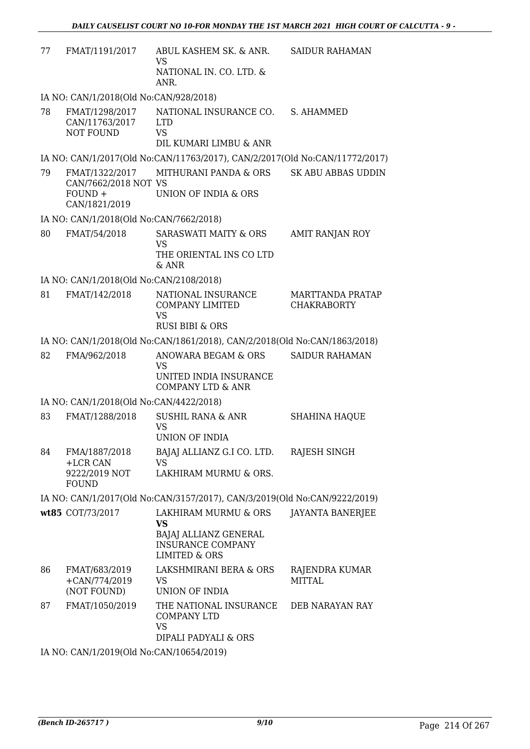| | | | |
|---|---|---|---|
| 77 | FMAT/1191/2017 | ABUL KASHEM SK. & ANR.<br>VS<br>NATIONAL IN. CO. LTD. & ANR. | SAIDUR RAHAMAN |

IA NO: CAN/1/2018(Old No:CAN/928/2018)

| | | | |
|---|---|---|---|
| 78 | FMAT/1298/2017<br>CAN/11763/2017<br>NOT FOUND | NATIONAL INSURANCE CO. LTD<br>VS<br>DIL KUMARI LIMBU & ANR | S. AHAMMED |

IA NO: CAN/1/2017(Old No:CAN/11763/2017), CAN/2/2017(Old No:CAN/11772/2017)

| | | | |
|---|---|---|---|
| 79 | FMAT/1322/2017<br>CAN/7662/2018 NOT FOUND +<br>CAN/1821/2019 | MITHURANI PANDA & ORS<br>VS<br>UNION OF INDIA & ORS | SK ABU ABBAS UDDIN |

IA NO: CAN/1/2018(Old No:CAN/7662/2018)

| | | | |
|---|---|---|---|
| 80 | FMAT/54/2018 | SARASWATI MAITY & ORS<br>VS<br>THE ORIENTAL INS CO LTD & ANR | AMIT RANJAN ROY |

IA NO: CAN/1/2018(Old No:CAN/2108/2018)

| | | | |
|---|---|---|---|
| 81 | FMAT/142/2018 | NATIONAL INSURANCE COMPANY LIMITED<br>VS<br>RUSI BIBI & ORS | MARTTANDA PRATAP CHAKRABORTY |

IA NO: CAN/1/2018(Old No:CAN/1861/2018), CAN/2/2018(Old No:CAN/1863/2018)

| | | | |
|---|---|---|---|
| 82 | FMA/962/2018 | ANOWARA BEGAM & ORS<br>VS<br>UNITED INDIA INSURANCE COMPANY LTD & ANR | SAIDUR RAHAMAN |

IA NO: CAN/1/2018(Old No:CAN/4422/2018)

| | | | |
|---|---|---|---|
| 83 | FMAT/1288/2018 | SUSHIL RANA & ANR<br>VS<br>UNION OF INDIA | SHAHINA HAQUE |
| 84 | FMA/1887/2018<br>+LCR CAN<br>9222/2019 NOT FOUND | BAJAJ ALLIANZ G.I CO. LTD.<br>VS<br>LAKHIRAM MURMU & ORS. | RAJESH SINGH |

IA NO: CAN/1/2017(Old No:CAN/3157/2017), CAN/3/2019(Old No:CAN/9222/2019)

| | | | |
|---|---|---|---|
| wt85 | COT/73/2017 | LAKHIRAM MURMU & ORS<br>**VS**<br>BAJAJ ALLIANZ GENERAL INSURANCE COMPANY LIMITED & ORS | JAYANTA BANERJEE |
| 86 | FMAT/683/2019<br>+CAN/774/2019<br>(NOT FOUND) | LAKSHMIRANI BERA & ORS<br>VS<br>UNION OF INDIA | RAJENDRA KUMAR MITTAL |
| 87 | FMAT/1050/2019 | THE NATIONAL INSURANCE COMPANY LTD<br>VS<br>DIPALI PADYALI & ORS | DEB NARAYAN RAY |

IA NO: CAN/1/2019(Old No:CAN/10654/2019)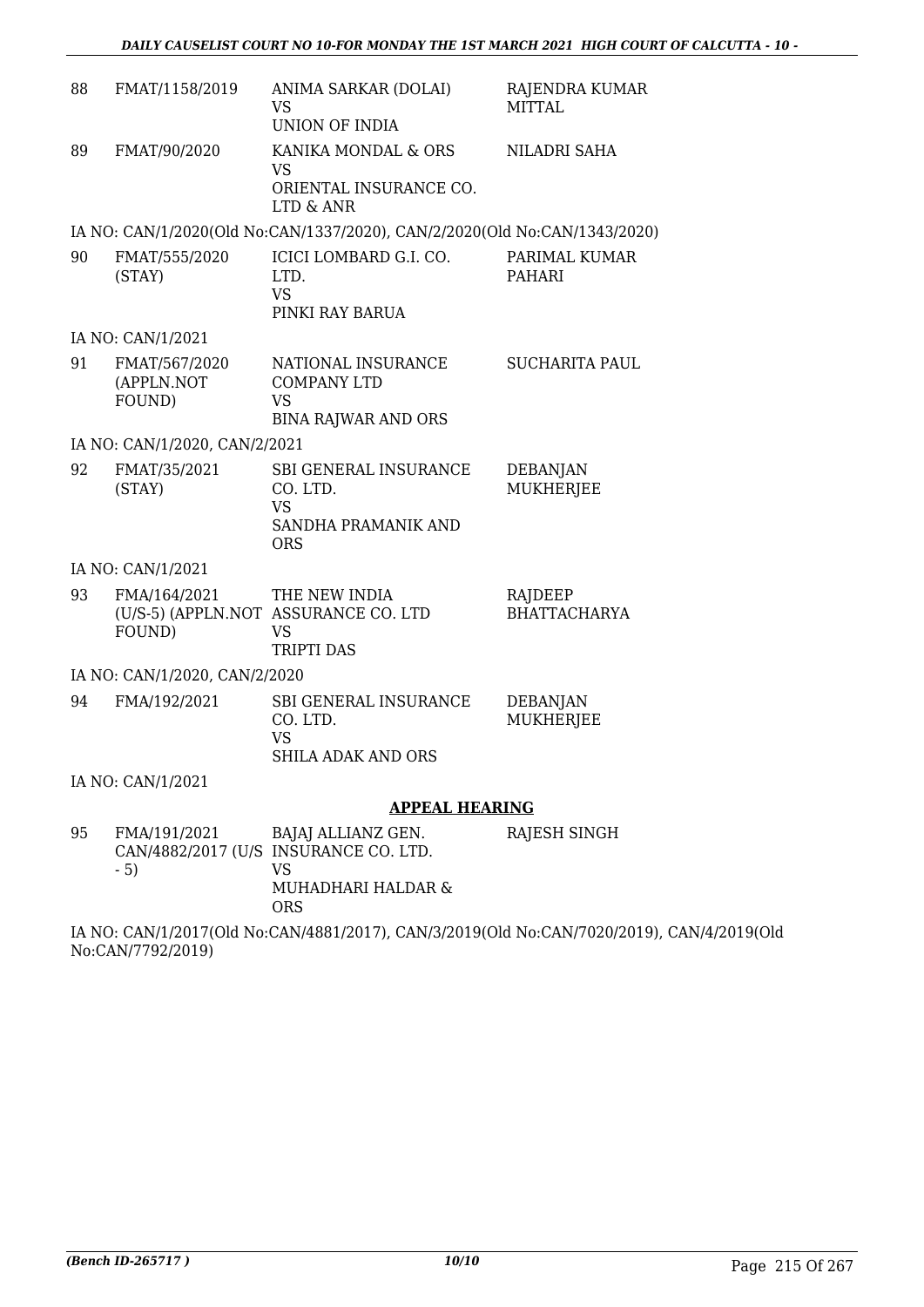| 88 | FMAT/1158/2019 | ANIMA SARKAR (DOLAI) VS UNION OF INDIA | RAJENDRA KUMAR MITTAL |
|---|---|---|---|
| 89 | FMAT/90/2020 | KANIKA MONDAL & ORS VS ORIENTAL INSURANCE CO. LTD & ANR | NILADRI SAHA |

IA NO: CAN/1/2020(Old No:CAN/1337/2020), CAN/2/2020(Old No:CAN/1343/2020)

| 90 | FMAT/555/2020 (STAY) | ICICI LOMBARD G.I. CO. LTD. VS PINKI RAY BARUA | PARIMAL KUMAR PAHARI |
|---|---|---|---|

IA NO: CAN/1/2021

| 91 | FMAT/567/2020 (APPLN.NOT FOUND) | NATIONAL INSURANCE COMPANY LTD VS BINA RAJWAR AND ORS | SUCHARITA PAUL |
|---|---|---|---|

IA NO: CAN/1/2020, CAN/2/2021

| 92 | FMAT/35/2021 (STAY) | SBI GENERAL INSURANCE CO. LTD. VS SANDHA PRAMANIK AND ORS | DEBANJAN MUKHERJEE |
|---|---|---|---|

IA NO: CAN/1/2021

| 93 | FMA/164/2021 (U/S-5) (APPLN.NOT FOUND) | THE NEW INDIA ASSURANCE CO. LTD VS TRIPTI DAS | RAJDEEP BHATTACHARYA |
|---|---|---|---|

IA NO: CAN/1/2020, CAN/2/2020

| 94 | FMA/192/2021 | SBI GENERAL INSURANCE CO. LTD. VS SHILA ADAK AND ORS | DEBANJAN MUKHERJEE |
|---|---|---|---|

IA NO: CAN/1/2021

## APPEAL HEARING

| 95 | FMA/191/2021 CAN/4882/2017 (U/S - 5) | BAJAJ ALLIANZ GEN. INSURANCE CO. LTD. VS MUHADHARI HALDAR & ORS | RAJESH SINGH |
|---|---|---|---|

IA NO: CAN/1/2017(Old No:CAN/4881/2017), CAN/3/2019(Old No:CAN/7020/2019), CAN/4/2019(Old No:CAN/7792/2019)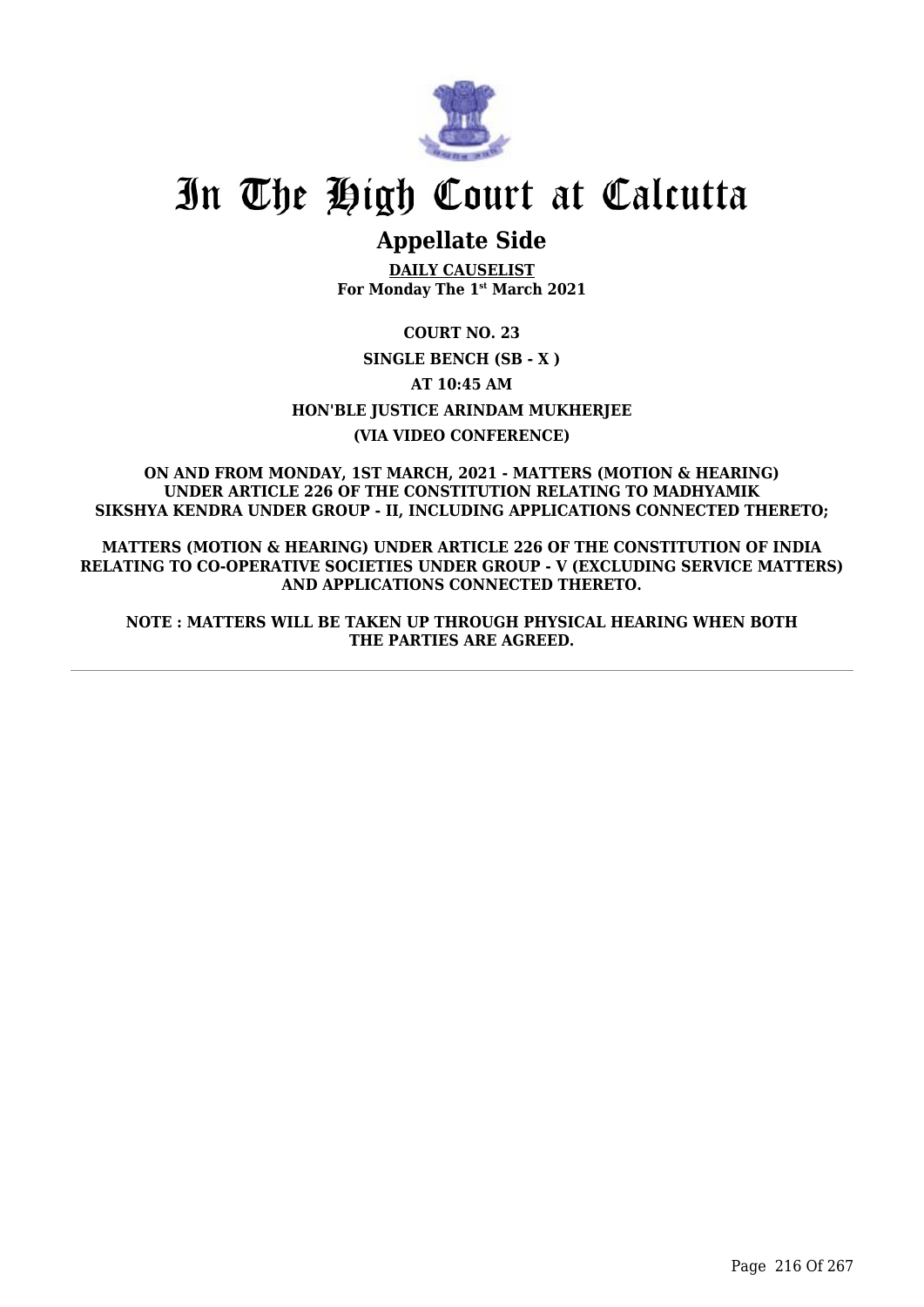# In The High Court at Calcutta

## Appellate Side

**DAILY CAUSELIST**
**For Monday The 1st March 2021**

**COURT NO. 23**

**SINGLE BENCH (SB - X )**

**AT 10:45 AM**

**HON'BLE JUSTICE ARINDAM MUKHERJEE**

**(VIA VIDEO CONFERENCE)**

**ON AND FROM MONDAY, 1ST MARCH, 2021 - MATTERS (MOTION & HEARING) UNDER ARTICLE 226 OF THE CONSTITUTION RELATING TO MADHYAMIK SIKSHYA KENDRA UNDER GROUP - II, INCLUDING APPLICATIONS CONNECTED THERETO;**

**MATTERS (MOTION & HEARING) UNDER ARTICLE 226 OF THE CONSTITUTION OF INDIA RELATING TO CO-OPERATIVE SOCIETIES UNDER GROUP - V (EXCLUDING SERVICE MATTERS) AND APPLICATIONS CONNECTED THERETO.**

**NOTE : MATTERS WILL BE TAKEN UP THROUGH PHYSICAL HEARING WHEN BOTH THE PARTIES ARE AGREED.**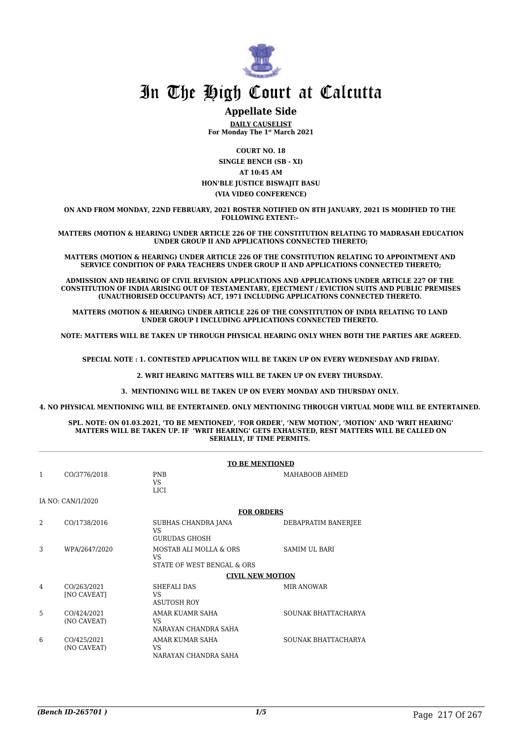# In The High Court at Calcutta

## Appellate Side

**DAILY CAUSELIST**
**For Monday The 1st March 2021**

**COURT NO. 18**

**SINGLE BENCH (SB - XI)**

**AT 10:45 AM**

**HON'BLE JUSTICE BISWAJIT BASU**

**(VIA VIDEO CONFERENCE)**

**ON AND FROM MONDAY, 22ND FEBRUARY, 2021 ROSTER NOTIFIED ON 8TH JANUARY, 2021 IS MODIFIED TO THE FOLLOWING EXTENT:-**

**MATTERS (MOTION & HEARING) UNDER ARTICLE 226 OF THE CONSTITUTION RELATING TO MADRASAH EDUCATION UNDER GROUP II AND APPLICATIONS CONNECTED THERETO;**

**MATTERS (MOTION & HEARING) UNDER ARTICLE 226 OF THE CONSTITUTION RELATING TO APPOINTMENT AND SERVICE CONDITION OF PARA TEACHERS UNDER GROUP II AND APPLICATIONS CONNECTED THERETO;**

**ADMISSION AND HEARING OF CIVIL REVISION APPLICATIONS AND APPLICATIONS UNDER ARTICLE 227 OF THE CONSTITUTION OF INDIA ARISING OUT OF TESTAMENTARY, EJECTMENT / EVICTION SUITS AND PUBLIC PREMISES (UNAUTHORISED OCCUPANTS) ACT, 1971 INCLUDING APPLICATIONS CONNECTED THERETO.**

**MATTERS (MOTION & HEARING) UNDER ARTICLE 226 OF THE CONSTITUTION OF INDIA RELATING TO LAND UNDER GROUP I INCLUDING APPLICATIONS CONNECTED THERETO.**

**NOTE: MATTERS WILL BE TAKEN UP THROUGH PHYSICAL HEARING ONLY WHEN BOTH THE PARTIES ARE AGREED.**

**SPECIAL NOTE : 1. CONTESTED APPLICATION WILL BE TAKEN UP ON EVERY WEDNESDAY AND FRIDAY.**

**2. WRIT HEARING MATTERS WILL BE TAKEN UP ON EVERY THURSDAY.**

**3. MENTIONING WILL BE TAKEN UP ON EVERY MONDAY AND THURSDAY ONLY.**

**4. NO PHYSICAL MENTIONING WILL BE ENTERTAINED. ONLY MENTIONING THROUGH VIRTUAL MODE WILL BE ENTERTAINED.**

**SPL. NOTE: ON 01.03.2021, 'TO BE MENTIONED', 'FOR ORDER', 'NEW MOTION', 'MOTION' AND 'WRIT HEARING' MATTERS WILL BE TAKEN UP. IF 'WRIT HEARING' GETS EXHAUSTED, REST MATTERS WILL BE CALLED ON SERIALLY, IF TIME PERMITS.**

**TO BE MENTIONED**

| | | | |
|---|---|---|---|
| 1 | CO/3776/2018 | PNB<br>VS<br>LICI | MAHABOOB AHMED |

IA NO: CAN/1/2020

**FOR ORDERS**

| | | | |
|---|---|---|---|
| 2 | CO/1738/2016 | SUBHAS CHANDRA JANA<br>VS<br>GURUDAS GHOSH | DEBAPRATIM BANERJEE |
| 3 | WPA/2647/2020 | MOSTAB ALI MOLLA & ORS<br>VS<br>STATE OF WEST BENGAL & ORS | SAMIM UL BARI |

**CIVIL NEW MOTION**

| | | | |
|---|---|---|---|
| 4 | CO/263/2021<br>[NO CAVEAT] | SHEFALI DAS<br>VS<br>ASUTOSH ROY | MIR ANOWAR |
| 5 | CO/424/2021<br>(NO CAVEAT) | AMAR KUAMR SAHA<br>VS<br>NARAYAN CHANDRA SAHA | SOUNAK BHATTACHARYA |
| 6 | CO/425/2021<br>(NO CAVEAT) | AMAR KUMAR SAHA<br>VS<br>NARAYAN CHANDRA SAHA | SOUNAK BHATTACHARYA |

*(Bench ID-265701 )*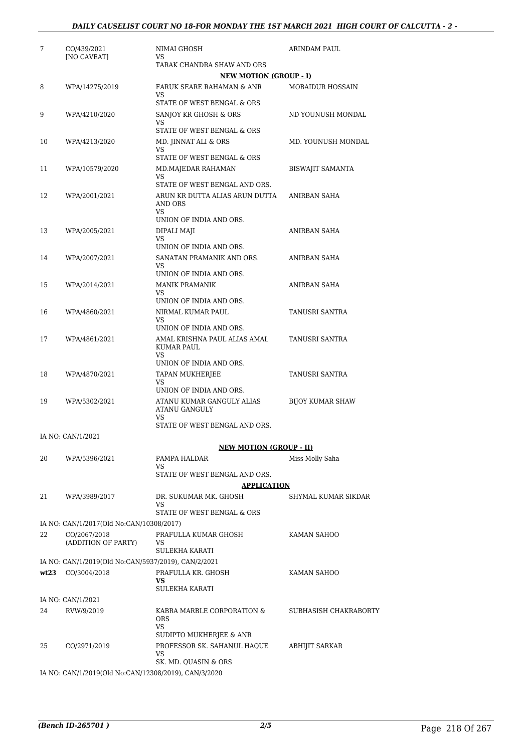| | | | |
|---|---|---|---|
| 7 | CO/439/2021 [NO CAVEAT] | NIMAI GHOSH VS TARAK CHANDRA SHAW AND ORS | ARINDAM PAUL |

**NEW MOTION (GROUP - I)**

| | | | |
|---|---|---|---|
| 8 | WPA/14275/2019 | FARUK SEARE RAHAMAN & ANR VS STATE OF WEST BENGAL & ORS | MOBAIDUR HOSSAIN |
| 9 | WPA/4210/2020 | SANJOY KR GHOSH & ORS VS STATE OF WEST BENGAL & ORS | ND YOUNUSH MONDAL |
| 10 | WPA/4213/2020 | MD. JINNAT ALI & ORS VS STATE OF WEST BENGAL & ORS | MD. YOUNUSH MONDAL |
| 11 | WPA/10579/2020 | MD.MAJEDAR RAHAMAN VS STATE OF WEST BENGAL AND ORS. | BISWAJIT SAMANTA |
| 12 | WPA/2001/2021 | ARUN KR DUTTA ALIAS ARUN DUTTA AND ORS VS UNION OF INDIA AND ORS. | ANIRBAN SAHA |
| 13 | WPA/2005/2021 | DIPALI MAJI VS UNION OF INDIA AND ORS. | ANIRBAN SAHA |
| 14 | WPA/2007/2021 | SANATAN PRAMANIK AND ORS. VS UNION OF INDIA AND ORS. | ANIRBAN SAHA |
| 15 | WPA/2014/2021 | MANIK PRAMANIK VS UNION OF INDIA AND ORS. | ANIRBAN SAHA |
| 16 | WPA/4860/2021 | NIRMAL KUMAR PAUL VS UNION OF INDIA AND ORS. | TANUSRI SANTRA |
| 17 | WPA/4861/2021 | AMAL KRISHNA PAUL ALIAS AMAL KUMAR PAUL VS UNION OF INDIA AND ORS. | TANUSRI SANTRA |
| 18 | WPA/4870/2021 | TAPAN MUKHERJEE VS UNION OF INDIA AND ORS. | TANUSRI SANTRA |
| 19 | WPA/5302/2021 | ATANU KUMAR GANGULY ALIAS ATANU GANGULY VS STATE OF WEST BENGAL AND ORS. | BIJOY KUMAR SHAW |

IA NO: CAN/1/2021

**NEW MOTION (GROUP - II)**

| | | | |
|---|---|---|---|
| 20 | WPA/5396/2021 | PAMPA HALDAR VS STATE OF WEST BENGAL AND ORS. | Miss Molly Saha |

**APPLICATION**

| | | | |
|---|---|---|---|
| 21 | WPA/3989/2017 | DR. SUKUMAR MK. GHOSH VS STATE OF WEST BENGAL & ORS | SHYMAL KUMAR SIKDAR |

IA NO: CAN/1/2017(Old No:CAN/10308/2017)

| | | | |
|---|---|---|---|
| 22 | CO/2067/2018 (ADDITION OF PARTY) | PRAFULLA KUMAR GHOSH VS SULEKHA KARATI | KAMAN SAHOO |

IA NO: CAN/1/2019(Old No:CAN/5937/2019), CAN/2/2021

| | | | |
|---|---|---|---|
| wt23 | CO/3004/2018 | PRAFULLA KR. GHOSH **VS** SULEKHA KARATI | KAMAN SAHOO |

IA NO: CAN/1/2021

| | | | |
|---|---|---|---|
| 24 | RVW/9/2019 | KABRA MARBLE CORPORATION & ORS VS SUDIPTO MUKHERJEE & ANR | SUBHASISH CHAKRABORTY |
| 25 | CO/2971/2019 | PROFESSOR SK. SAHANUL HAQUE VS SK. MD. QUASIN & ORS | ABHIJIT SARKAR |

IA NO: CAN/1/2019(Old No:CAN/12308/2019), CAN/3/2020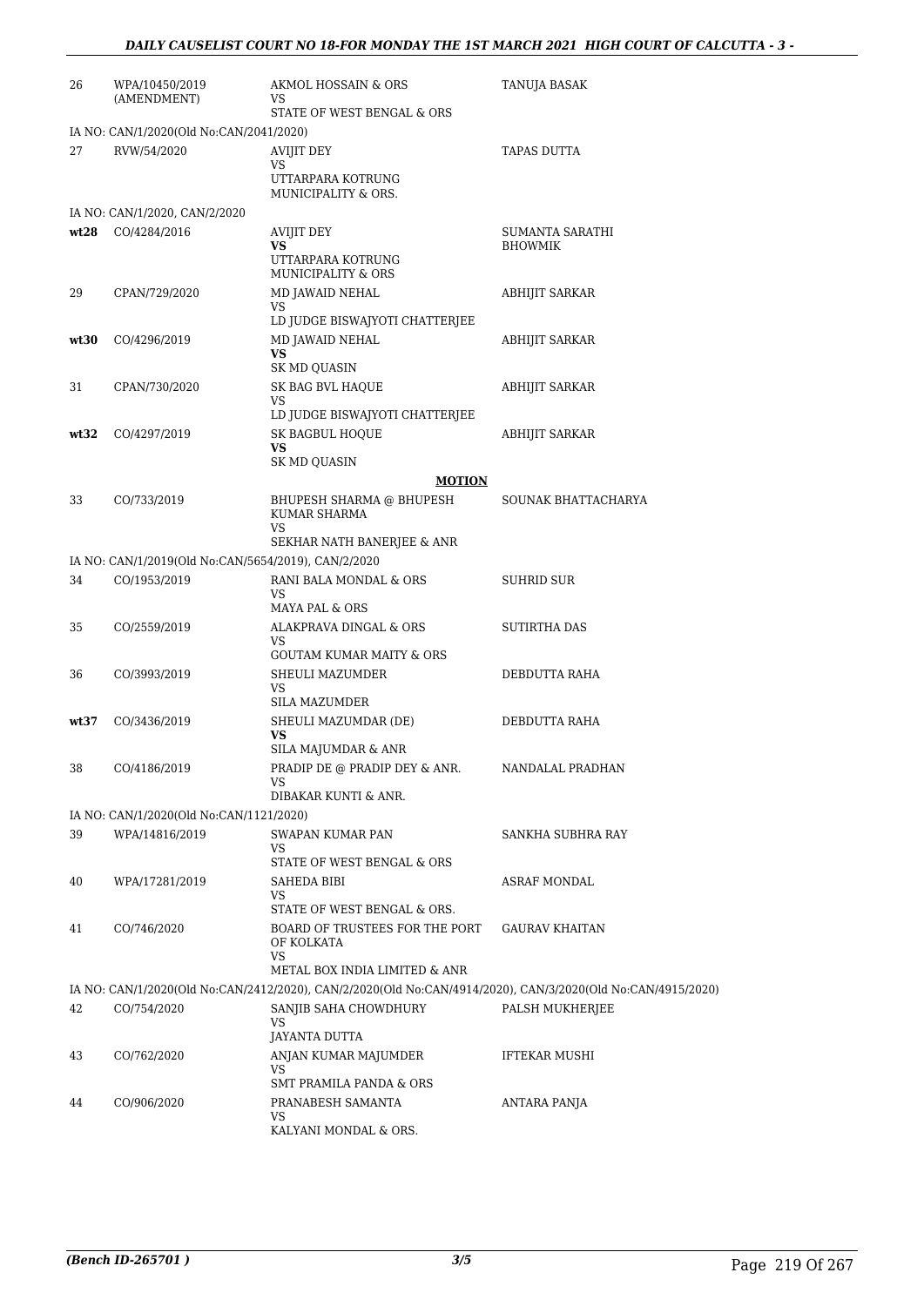| | | | |
|---|---|---|---|
| 26 | WPA/10450/2019 (AMENDMENT) | AKMOL HOSSAIN & ORS<br>VS<br>STATE OF WEST BENGAL & ORS | TANUJA BASAK |
| | IA NO: CAN/1/2020(Old No:CAN/2041/2020) | | |
| 27 | RVW/54/2020 | AVIJIT DEY<br>VS<br>UTTARPARA KOTRUNG MUNICIPALITY & ORS. | TAPAS DUTTA |
| | IA NO: CAN/1/2020, CAN/2/2020 | | |
| **wt28** | CO/4284/2016 | AVIJIT DEY<br>**VS**<br>UTTARPARA KOTRUNG MUNICIPALITY & ORS | SUMANTA SARATHI BHOWMIK |
| 29 | CPAN/729/2020 | MD JAWAID NEHAL<br>VS<br>LD JUDGE BISWAJYOTI CHATTERJEE | ABHIJIT SARKAR |
| **wt30** | CO/4296/2019 | MD JAWAID NEHAL<br>**VS**<br>SK MD QUASIN | ABHIJIT SARKAR |
| 31 | CPAN/730/2020 | SK BAG BVL HAQUE<br>VS<br>LD JUDGE BISWAJYOTI CHATTERJEE | ABHIJIT SARKAR |
| **wt32** | CO/4297/2019 | SK BAGBUL HOQUE<br>**VS**<br>SK MD QUASIN | ABHIJIT SARKAR |
| | | **MOTION** | |
| 33 | CO/733/2019 | BHUPESH SHARMA @ BHUPESH KUMAR SHARMA<br>VS<br>SEKHAR NATH BANERJEE & ANR | SOUNAK BHATTACHARYA |
| | IA NO: CAN/1/2019(Old No:CAN/5654/2019), CAN/2/2020 | | |
| 34 | CO/1953/2019 | RANI BALA MONDAL & ORS<br>VS<br>MAYA PAL & ORS | SUHRID SUR |
| 35 | CO/2559/2019 | ALAKPRAVA DINGAL & ORS<br>VS<br>GOUTAM KUMAR MAITY & ORS | SUTIRTHA DAS |
| 36 | CO/3993/2019 | SHEULI MAZUMDER<br>VS<br>SILA MAZUMDER | DEBDUTTA RAHA |
| **wt37** | CO/3436/2019 | SHEULI MAZUMDAR (DE)<br>**VS**<br>SILA MAJUMDAR & ANR | DEBDUTTA RAHA |
| 38 | CO/4186/2019 | PRADIP DE @ PRADIP DEY & ANR.<br>VS<br>DIBAKAR KUNTI & ANR. | NANDALAL PRADHAN |
| | IA NO: CAN/1/2020(Old No:CAN/1121/2020) | | |
| 39 | WPA/14816/2019 | SWAPAN KUMAR PAN<br>VS<br>STATE OF WEST BENGAL & ORS | SANKHA SUBHRA RAY |
| 40 | WPA/17281/2019 | SAHEDA BIBI<br>VS<br>STATE OF WEST BENGAL & ORS. | ASRAF MONDAL |
| 41 | CO/746/2020 | BOARD OF TRUSTEES FOR THE PORT OF KOLKATA<br>VS<br>METAL BOX INDIA LIMITED & ANR | GAURAV KHAITAN |
| | IA NO: CAN/1/2020(Old No:CAN/2412/2020), CAN/2/2020(Old No:CAN/4914/2020), CAN/3/2020(Old No:CAN/4915/2020) | | |
| 42 | CO/754/2020 | SANJIB SAHA CHOWDHURY<br>VS<br>JAYANTA DUTTA | PALSH MUKHERJEE |
| 43 | CO/762/2020 | ANJAN KUMAR MAJUMDER<br>VS<br>SMT PRAMILA PANDA & ORS | IFTEKAR MUSHI |
| 44 | CO/906/2020 | PRANABESH SAMANTA<br>VS<br>KALYANI MONDAL & ORS. | ANTARA PANJA |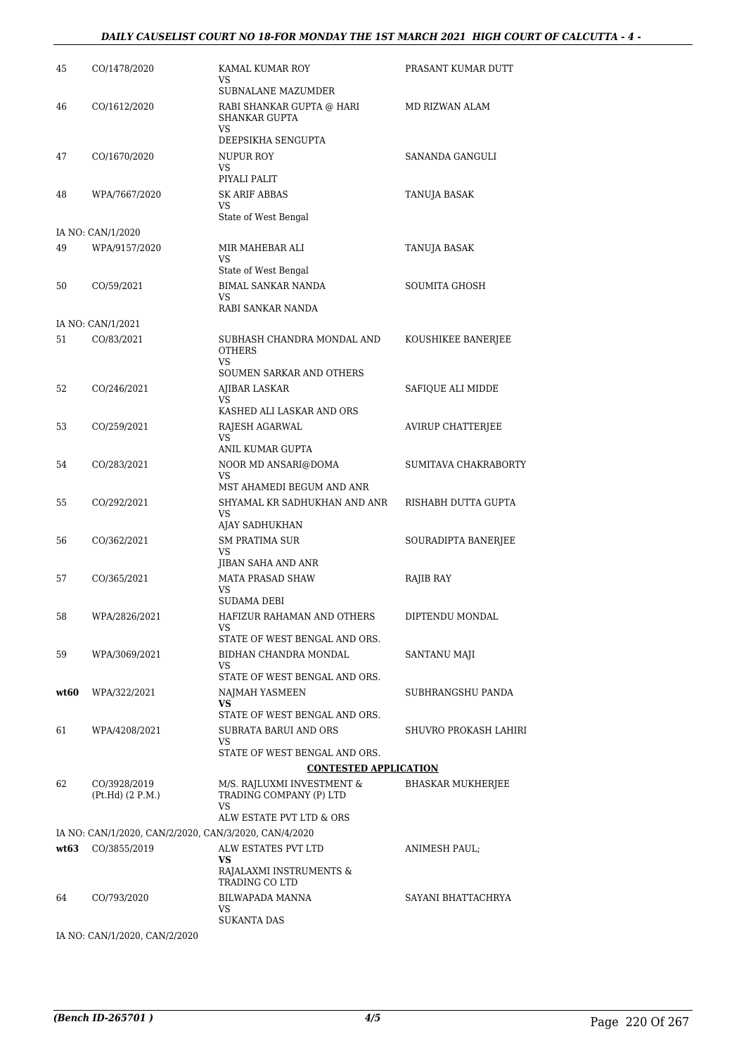| 45 | CO/1478/2020 | KAMAL KUMAR ROY<br>VS<br>SUBNALANE MAZUMDER | PRASANT KUMAR DUTT |
|---|---|---|---|
| 46 | CO/1612/2020 | RABI SHANKAR GUPTA @ HARI SHANKAR GUPTA<br>VS<br>DEEPSIKHA SENGUPTA | MD RIZWAN ALAM |
| 47 | CO/1670/2020 | NUPUR ROY<br>VS<br>PIYALI PALIT | SANANDA GANGULI |
| 48 | WPA/7667/2020 | SK ARIF ABBAS<br>VS<br>State of West Bengal | TANUJA BASAK |
| | IA NO: CAN/1/2020 | | |
| 49 | WPA/9157/2020 | MIR MAHEBAR ALI<br>VS<br>State of West Bengal | TANUJA BASAK |
| 50 | CO/59/2021 | BIMAL SANKAR NANDA<br>VS<br>RABI SANKAR NANDA | SOUMITA GHOSH |
| | IA NO: CAN/1/2021 | | |
| 51 | CO/83/2021 | SUBHASH CHANDRA MONDAL AND OTHERS<br>VS<br>SOUMEN SARKAR AND OTHERS | KOUSHIKEE BANERJEE |
| 52 | CO/246/2021 | AJIBAR LASKAR<br>VS<br>KASHED ALI LASKAR AND ORS | SAFIQUE ALI MIDDE |
| 53 | CO/259/2021 | RAJESH AGARWAL<br>VS<br>ANIL KUMAR GUPTA | AVIRUP CHATTERJEE |
| 54 | CO/283/2021 | NOOR MD ANSARI@DOMA<br>VS<br>MST AHAMEDI BEGUM AND ANR | SUMITAVA CHAKRABORTY |
| 55 | CO/292/2021 | SHYAMAL KR SADHUKHAN AND ANR<br>VS<br>AJAY SADHUKHAN | RISHABH DUTTA GUPTA |
| 56 | CO/362/2021 | SM PRATIMA SUR<br>VS<br>JIBAN SAHA AND ANR | SOURADIPTA BANERJEE |
| 57 | CO/365/2021 | MATA PRASAD SHAW<br>VS<br>SUDAMA DEBI | RAJIB RAY |
| 58 | WPA/2826/2021 | HAFIZUR RAHAMAN AND OTHERS<br>VS<br>STATE OF WEST BENGAL AND ORS. | DIPTENDU MONDAL |
| 59 | WPA/3069/2021 | BIDHAN CHANDRA MONDAL<br>VS<br>STATE OF WEST BENGAL AND ORS. | SANTANU MAJI |
| **wt60** | WPA/322/2021 | NAJMAH YASMEEN<br>**VS**<br>STATE OF WEST BENGAL AND ORS. | SUBHRANGSHU PANDA |
| 61 | WPA/4208/2021 | SUBRATA BARUI AND ORS<br>VS<br>STATE OF WEST BENGAL AND ORS. | SHUVRO PROKASH LAHIRI |
| | | **CONTESTED APPLICATION** | |
| 62 | CO/3928/2019<br>(Pt.Hd) (2 P.M.) | M/S. RAJLUXMI INVESTMENT & TRADING COMPANY (P) LTD<br>VS<br>ALW ESTATE PVT LTD & ORS | BHASKAR MUKHERJEE |
| | IA NO: CAN/1/2020, CAN/2/2020, CAN/3/2020, CAN/4/2020 | | |
| **wt63** | CO/3855/2019 | ALW ESTATES PVT LTD<br>**VS**<br>RAJALAXMI INSTRUMENTS & TRADING CO LTD | ANIMESH PAUL; |
| 64 | CO/793/2020 | BILWAPADA MANNA<br>VS<br>SUKANTA DAS | SAYANI BHATTACHRYA |
| | IA NO: CAN/1/2020, CAN/2/2020 | | |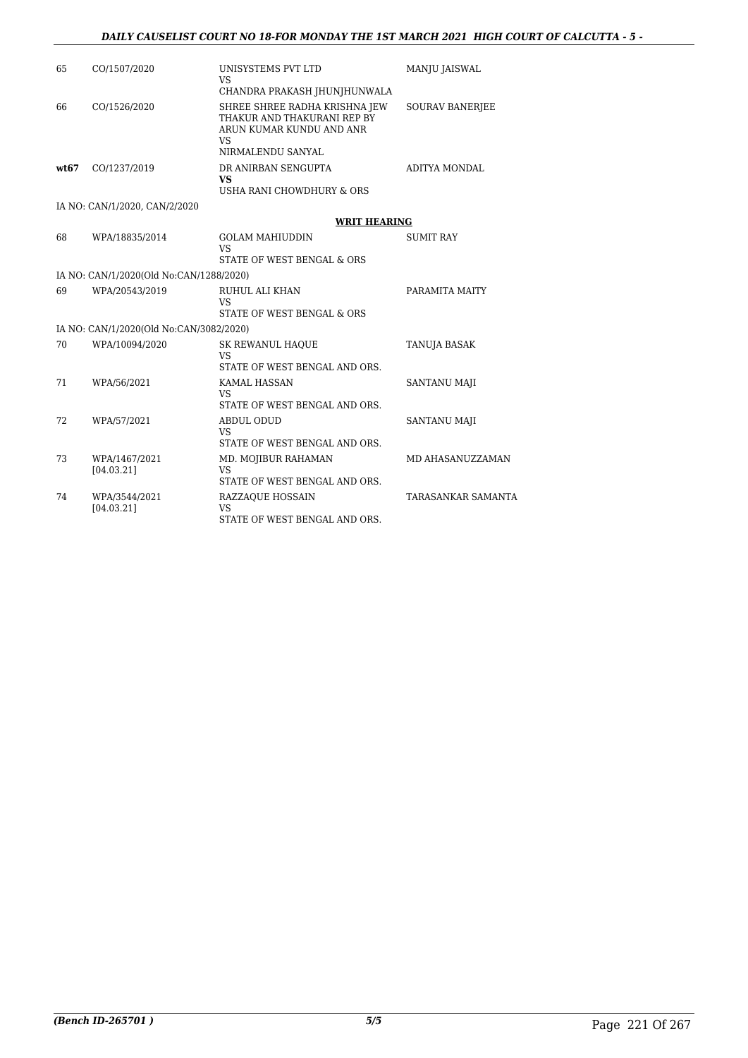| | | | |
|---|---|---|---|
| 65 | CO/1507/2020 | UNISYSTEMS PVT LTD<br>VS<br>CHANDRA PRAKASH JHUNJHUNWALA | MANJU JAISWAL |
| 66 | CO/1526/2020 | SHREE SHREE RADHA KRISHNA JEW THAKUR AND THAKURANI REP BY ARUN KUMAR KUNDU AND ANR<br>VS<br>NIRMALENDU SANYAL | SOURAV BANERJEE |
| **wt67** | CO/1237/2019 | DR ANIRBAN SENGUPTA<br>**VS**<br>USHA RANI CHOWDHURY & ORS | ADITYA MONDAL |
| | IA NO: CAN/1/2020, CAN/2/2020 | | |

**WRIT HEARING**

| | | | |
|---|---|---|---|
| 68 | WPA/18835/2014 | GOLAM MAHIUDDIN<br>VS<br>STATE OF WEST BENGAL & ORS | SUMIT RAY |
| | IA NO: CAN/1/2020(Old No:CAN/1288/2020) | | |
| 69 | WPA/20543/2019 | RUHUL ALI KHAN<br>VS<br>STATE OF WEST BENGAL & ORS | PARAMITA MAITY |
| | IA NO: CAN/1/2020(Old No:CAN/3082/2020) | | |
| 70 | WPA/10094/2020 | SK REWANUL HAQUE<br>VS<br>STATE OF WEST BENGAL AND ORS. | TANUJA BASAK |
| 71 | WPA/56/2021 | KAMAL HASSAN<br>VS<br>STATE OF WEST BENGAL AND ORS. | SANTANU MAJI |
| 72 | WPA/57/2021 | ABDUL ODUD<br>VS<br>STATE OF WEST BENGAL AND ORS. | SANTANU MAJI |
| 73 | WPA/1467/2021<br>[04.03.21] | MD. MOJIBUR RAHAMAN<br>VS<br>STATE OF WEST BENGAL AND ORS. | MD AHASANUZZAMAN |
| 74 | WPA/3544/2021<br>[04.03.21] | RAZZAQUE HOSSAIN<br>VS<br>STATE OF WEST BENGAL AND ORS. | TARASANKAR SAMANTA |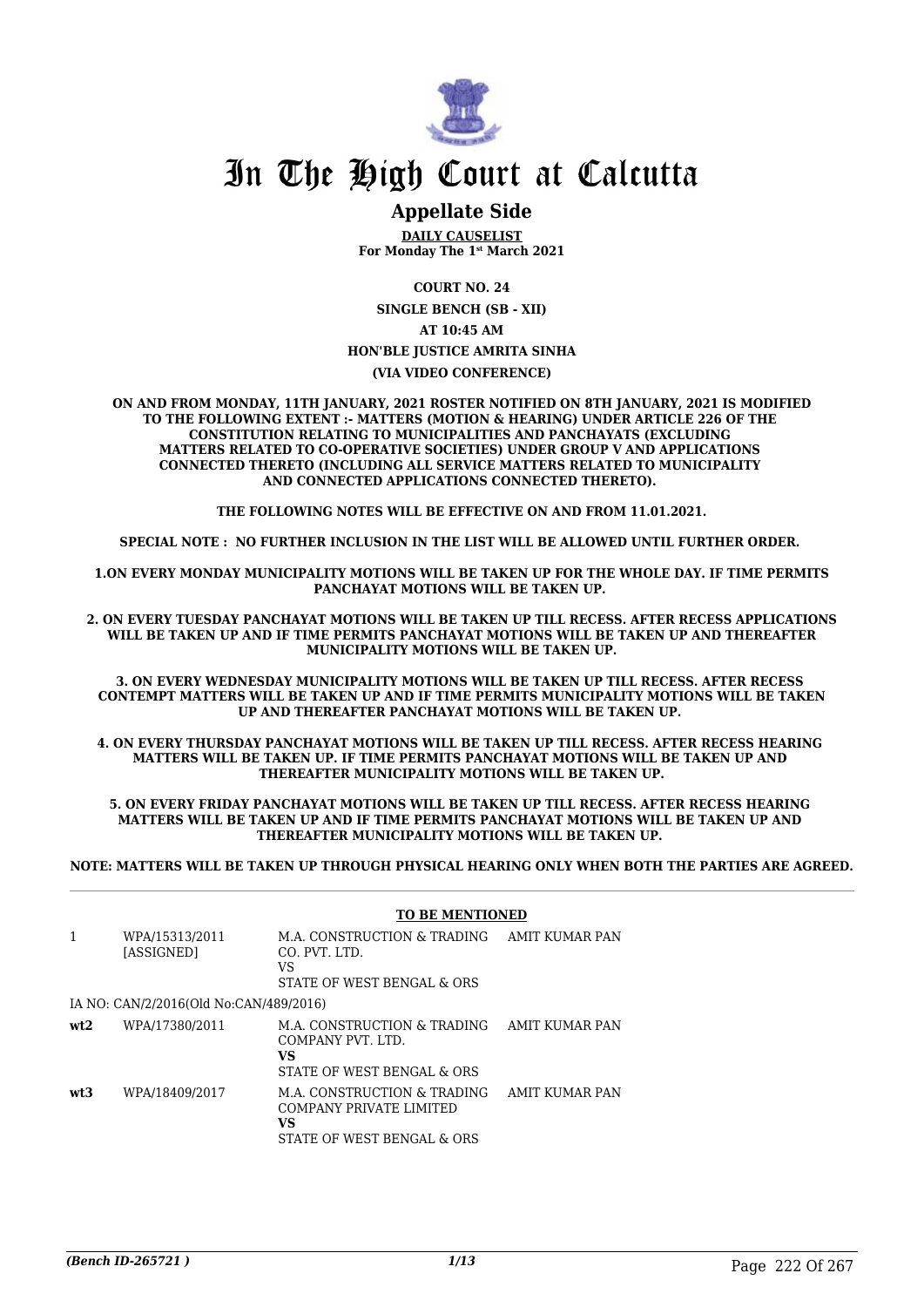# In The High Court at Calcutta

## Appellate Side

**DAILY CAUSELIST**
**For Monday The 1st March 2021**

**COURT NO. 24**

**SINGLE BENCH (SB - XII)**

**AT 10:45 AM**

**HON'BLE JUSTICE AMRITA SINHA**

**(VIA VIDEO CONFERENCE)**

**ON AND FROM MONDAY, 11TH JANUARY, 2021 ROSTER NOTIFIED ON 8TH JANUARY, 2021 IS MODIFIED TO THE FOLLOWING EXTENT :- MATTERS (MOTION & HEARING) UNDER ARTICLE 226 OF THE CONSTITUTION RELATING TO MUNICIPALITIES AND PANCHAYATS (EXCLUDING MATTERS RELATED TO CO-OPERATIVE SOCIETIES) UNDER GROUP V AND APPLICATIONS CONNECTED THERETO (INCLUDING ALL SERVICE MATTERS RELATED TO MUNICIPALITY AND CONNECTED APPLICATIONS CONNECTED THERETO).**

**THE FOLLOWING NOTES WILL BE EFFECTIVE ON AND FROM 11.01.2021.**

**SPECIAL NOTE : NO FURTHER INCLUSION IN THE LIST WILL BE ALLOWED UNTIL FURTHER ORDER.**

**1.ON EVERY MONDAY MUNICIPALITY MOTIONS WILL BE TAKEN UP FOR THE WHOLE DAY. IF TIME PERMITS PANCHAYAT MOTIONS WILL BE TAKEN UP.**

**2. ON EVERY TUESDAY PANCHAYAT MOTIONS WILL BE TAKEN UP TILL RECESS. AFTER RECESS APPLICATIONS WILL BE TAKEN UP AND IF TIME PERMITS PANCHAYAT MOTIONS WILL BE TAKEN UP AND THEREAFTER MUNICIPALITY MOTIONS WILL BE TAKEN UP.**

**3. ON EVERY WEDNESDAY MUNICIPALITY MOTIONS WILL BE TAKEN UP TILL RECESS. AFTER RECESS CONTEMPT MATTERS WILL BE TAKEN UP AND IF TIME PERMITS MUNICIPALITY MOTIONS WILL BE TAKEN UP AND THEREAFTER PANCHAYAT MOTIONS WILL BE TAKEN UP.**

**4. ON EVERY THURSDAY PANCHAYAT MOTIONS WILL BE TAKEN UP TILL RECESS. AFTER RECESS HEARING MATTERS WILL BE TAKEN UP. IF TIME PERMITS PANCHAYAT MOTIONS WILL BE TAKEN UP AND THEREAFTER MUNICIPALITY MOTIONS WILL BE TAKEN UP.**

**5. ON EVERY FRIDAY PANCHAYAT MOTIONS WILL BE TAKEN UP TILL RECESS. AFTER RECESS HEARING MATTERS WILL BE TAKEN UP AND IF TIME PERMITS PANCHAYAT MOTIONS WILL BE TAKEN UP AND THEREAFTER MUNICIPALITY MOTIONS WILL BE TAKEN UP.**

**NOTE: MATTERS WILL BE TAKEN UP THROUGH PHYSICAL HEARING ONLY WHEN BOTH THE PARTIES ARE AGREED.**

**TO BE MENTIONED**

| | | | |
|---|---|---|---|
| 1 | WPA/15313/2011 [ASSIGNED] | M.A. CONSTRUCTION & TRADING CO. PVT. LTD.<br>VS<br>STATE OF WEST BENGAL & ORS | AMIT KUMAR PAN |
| | IA NO: CAN/2/2016(Old No:CAN/489/2016) | | |
| **wt2** | WPA/17380/2011 | M.A. CONSTRUCTION & TRADING COMPANY PVT. LTD.<br>**VS**<br>STATE OF WEST BENGAL & ORS | AMIT KUMAR PAN |
| **wt3** | WPA/18409/2017 | M.A. CONSTRUCTION & TRADING COMPANY PRIVATE LIMITED<br>**VS**<br>STATE OF WEST BENGAL & ORS | AMIT KUMAR PAN |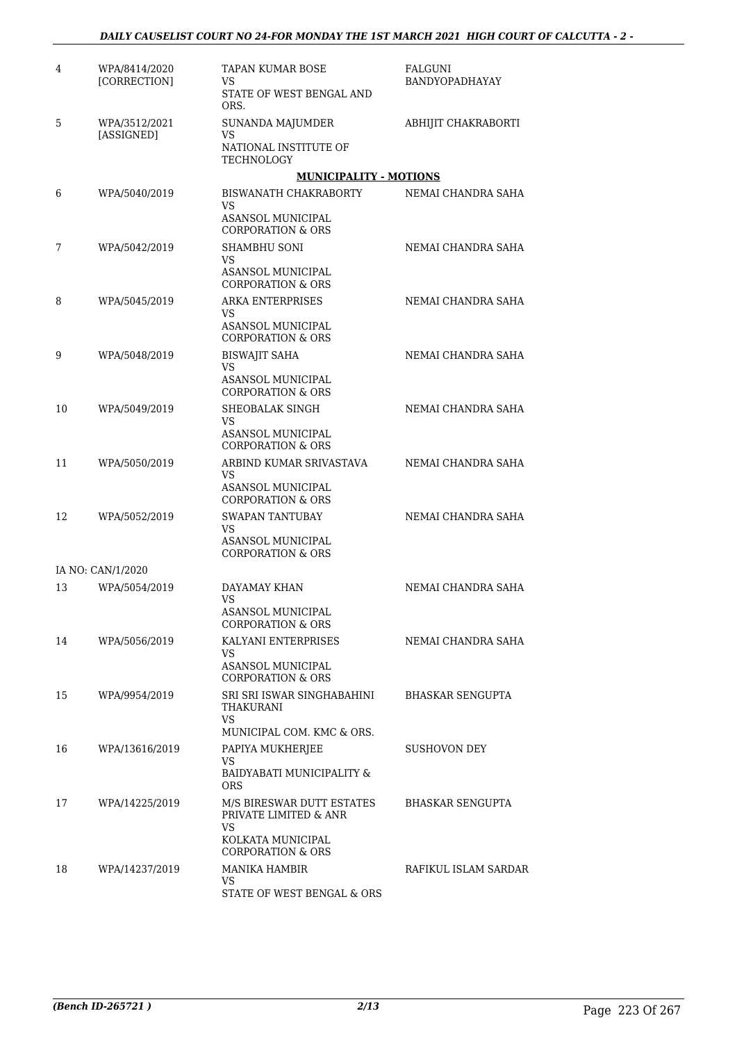| | | | |
|---|---|---|---|
| 4 | WPA/8414/2020 [CORRECTION] | TAPAN KUMAR BOSE VS STATE OF WEST BENGAL AND ORS. | FALGUNI BANDYOPADHAYAY |
| 5 | WPA/3512/2021 [ASSIGNED] | SUNANDA MAJUMDER VS NATIONAL INSTITUTE OF TECHNOLOGY | ABHIJIT CHAKRABORTI |

**MUNICIPALITY - MOTIONS**

| | | | |
|---|---|---|---|
| 6 | WPA/5040/2019 | BISWANATH CHAKRABORTY VS ASANSOL MUNICIPAL CORPORATION & ORS | NEMAI CHANDRA SAHA |
| 7 | WPA/5042/2019 | SHAMBHU SONI VS ASANSOL MUNICIPAL CORPORATION & ORS | NEMAI CHANDRA SAHA |
| 8 | WPA/5045/2019 | ARKA ENTERPRISES VS ASANSOL MUNICIPAL CORPORATION & ORS | NEMAI CHANDRA SAHA |
| 9 | WPA/5048/2019 | BISWAJIT SAHA VS ASANSOL MUNICIPAL CORPORATION & ORS | NEMAI CHANDRA SAHA |
| 10 | WPA/5049/2019 | SHEOBALAK SINGH VS ASANSOL MUNICIPAL CORPORATION & ORS | NEMAI CHANDRA SAHA |
| 11 | WPA/5050/2019 | ARBIND KUMAR SRIVASTAVA VS ASANSOL MUNICIPAL CORPORATION & ORS | NEMAI CHANDRA SAHA |
| 12 | WPA/5052/2019 | SWAPAN TANTUBAY VS ASANSOL MUNICIPAL CORPORATION & ORS | NEMAI CHANDRA SAHA |
| | IA NO: CAN/1/2020 | | |
| 13 | WPA/5054/2019 | DAYAMAY KHAN VS ASANSOL MUNICIPAL CORPORATION & ORS | NEMAI CHANDRA SAHA |
| 14 | WPA/5056/2019 | KALYANI ENTERPRISES VS ASANSOL MUNICIPAL CORPORATION & ORS | NEMAI CHANDRA SAHA |
| 15 | WPA/9954/2019 | SRI SRI ISWAR SINGHABAHINI THAKURANI VS MUNICIPAL COM. KMC & ORS. | BHASKAR SENGUPTA |
| 16 | WPA/13616/2019 | PAPIYA MUKHERJEE VS BAIDYABATI MUNICIPALITY & ORS | SUSHOVON DEY |
| 17 | WPA/14225/2019 | M/S BIRESWAR DUTT ESTATES PRIVATE LIMITED & ANR VS KOLKATA MUNICIPAL CORPORATION & ORS | BHASKAR SENGUPTA |
| 18 | WPA/14237/2019 | MANIKA HAMBIR VS STATE OF WEST BENGAL & ORS | RAFIKUL ISLAM SARDAR |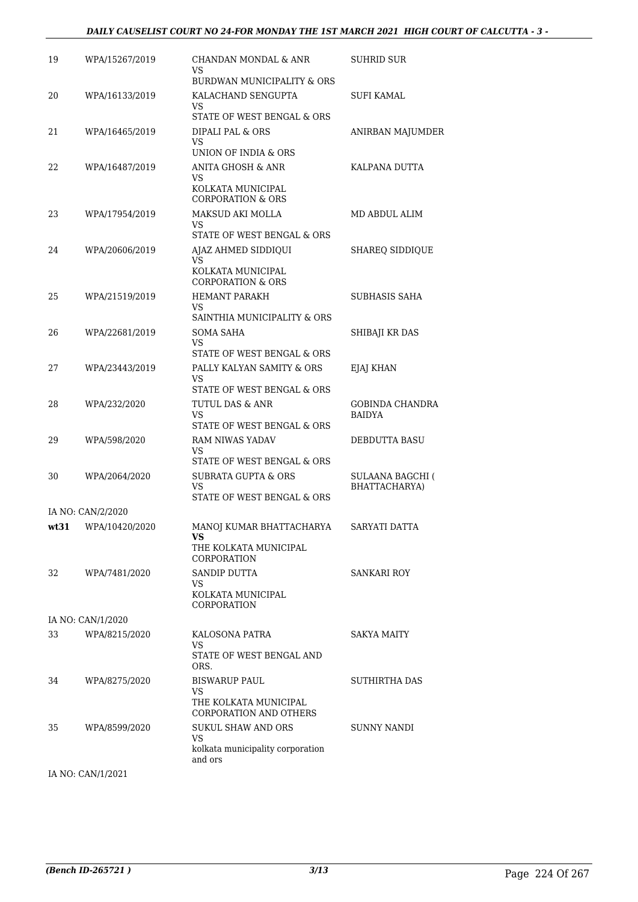| 19 | WPA/15267/2019 | CHANDAN MONDAL & ANR<br>VS<br>BURDWAN MUNICIPALITY & ORS | SUHRID SUR |
|---|---|---|---|
| 20 | WPA/16133/2019 | KALACHAND SENGUPTA<br>VS<br>STATE OF WEST BENGAL & ORS | SUFI KAMAL |
| 21 | WPA/16465/2019 | DIPALI PAL & ORS<br>VS<br>UNION OF INDIA & ORS | ANIRBAN MAJUMDER |
| 22 | WPA/16487/2019 | ANITA GHOSH & ANR<br>VS<br>KOLKATA MUNICIPAL CORPORATION & ORS | KALPANA DUTTA |
| 23 | WPA/17954/2019 | MAKSUD AKI MOLLA<br>VS<br>STATE OF WEST BENGAL & ORS | MD ABDUL ALIM |
| 24 | WPA/20606/2019 | AJAZ AHMED SIDDIQUI<br>VS<br>KOLKATA MUNICIPAL CORPORATION & ORS | SHAREQ SIDDIQUE |
| 25 | WPA/21519/2019 | HEMANT PARAKH<br>VS<br>SAINTHIA MUNICIPALITY & ORS | SUBHASIS SAHA |
| 26 | WPA/22681/2019 | SOMA SAHA<br>VS<br>STATE OF WEST BENGAL & ORS | SHIBAJI KR DAS |
| 27 | WPA/23443/2019 | PALLY KALYAN SAMITY & ORS<br>VS<br>STATE OF WEST BENGAL & ORS | EJAJ KHAN |
| 28 | WPA/232/2020 | TUTUL DAS & ANR<br>VS<br>STATE OF WEST BENGAL & ORS | GOBINDA CHANDRA BAIDYA |
| 29 | WPA/598/2020 | RAM NIWAS YADAV<br>VS<br>STATE OF WEST BENGAL & ORS | DEBDUTTA BASU |
| 30 | WPA/2064/2020 | SUBRATA GUPTA & ORS<br>VS<br>STATE OF WEST BENGAL & ORS | SULAANA BAGCHI ( BHATTACHARYA) |
| | IA NO: CAN/2/2020 | | |
| **wt31** | WPA/10420/2020 | MANOJ KUMAR BHATTACHARYA<br>**VS**<br>THE KOLKATA MUNICIPAL CORPORATION | SARYATI DATTA |
| 32 | WPA/7481/2020 | SANDIP DUTTA<br>VS<br>KOLKATA MUNICIPAL CORPORATION | SANKARI ROY |
| | IA NO: CAN/1/2020 | | |
| 33 | WPA/8215/2020 | KALOSONA PATRA<br>VS<br>STATE OF WEST BENGAL AND ORS. | SAKYA MAITY |
| 34 | WPA/8275/2020 | BISWARUP PAUL<br>VS<br>THE KOLKATA MUNICIPAL CORPORATION AND OTHERS | SUTHIRTHA DAS |
| 35 | WPA/8599/2020 | SUKUL SHAW AND ORS<br>VS<br>kolkata municipality corporation and ors | SUNNY NANDI |
| | IA NO: CAN/1/2021 | | |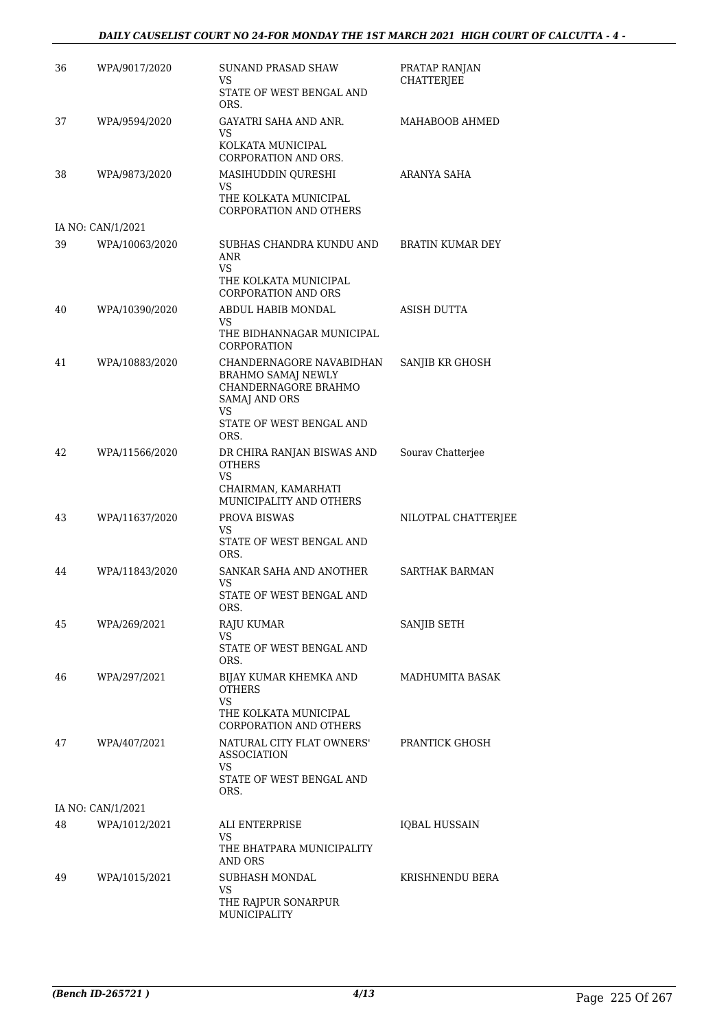| | | | |
|---|---|---|---|
| 36 | WPA/9017/2020 | SUNAND PRASAD SHAW<br>VS<br>STATE OF WEST BENGAL AND ORS. | PRATAP RANJAN CHATTERJEE |
| 37 | WPA/9594/2020 | GAYATRI SAHA AND ANR.<br>VS<br>KOLKATA MUNICIPAL CORPORATION AND ORS. | MAHABOOB AHMED |
| 38 | WPA/9873/2020 | MASIHUDDIN QURESHI<br>VS<br>THE KOLKATA MUNICIPAL CORPORATION AND OTHERS | ARANYA SAHA |
| | IA NO: CAN/1/2021 | | |
| 39 | WPA/10063/2020 | SUBHAS CHANDRA KUNDU AND ANR<br>VS<br>THE KOLKATA MUNICIPAL CORPORATION AND ORS | BRATIN KUMAR DEY |
| 40 | WPA/10390/2020 | ABDUL HABIB MONDAL<br>VS<br>THE BIDHANNAGAR MUNICIPAL CORPORATION | ASISH DUTTA |
| 41 | WPA/10883/2020 | CHANDERNAGORE NAVABIDHAN BRAHMO SAMAJ NEWLY CHANDERNAGORE BRAHMO SAMAJ AND ORS<br>VS<br>STATE OF WEST BENGAL AND ORS. | SANJIB KR GHOSH |
| 42 | WPA/11566/2020 | DR CHIRA RANJAN BISWAS AND OTHERS<br>VS<br>CHAIRMAN, KAMARHATI MUNICIPALITY AND OTHERS | Sourav Chatterjee |
| 43 | WPA/11637/2020 | PROVA BISWAS<br>VS<br>STATE OF WEST BENGAL AND ORS. | NILOTPAL CHATTERJEE |
| 44 | WPA/11843/2020 | SANKAR SAHA AND ANOTHER<br>VS<br>STATE OF WEST BENGAL AND ORS. | SARTHAK BARMAN |
| 45 | WPA/269/2021 | RAJU KUMAR<br>VS<br>STATE OF WEST BENGAL AND ORS. | SANJIB SETH |
| 46 | WPA/297/2021 | BIJAY KUMAR KHEMKA AND OTHERS<br>VS<br>THE KOLKATA MUNICIPAL CORPORATION AND OTHERS | MADHUMITA BASAK |
| 47 | WPA/407/2021 | NATURAL CITY FLAT OWNERS' ASSOCIATION<br>VS<br>STATE OF WEST BENGAL AND ORS. | PRANTICK GHOSH |
| | IA NO: CAN/1/2021 | | |
| 48 | WPA/1012/2021 | ALI ENTERPRISE<br>VS<br>THE BHATPARA MUNICIPALITY AND ORS | IQBAL HUSSAIN |
| 49 | WPA/1015/2021 | SUBHASH MONDAL<br>VS<br>THE RAJPUR SONARPUR MUNICIPALITY | KRISHNENDU BERA |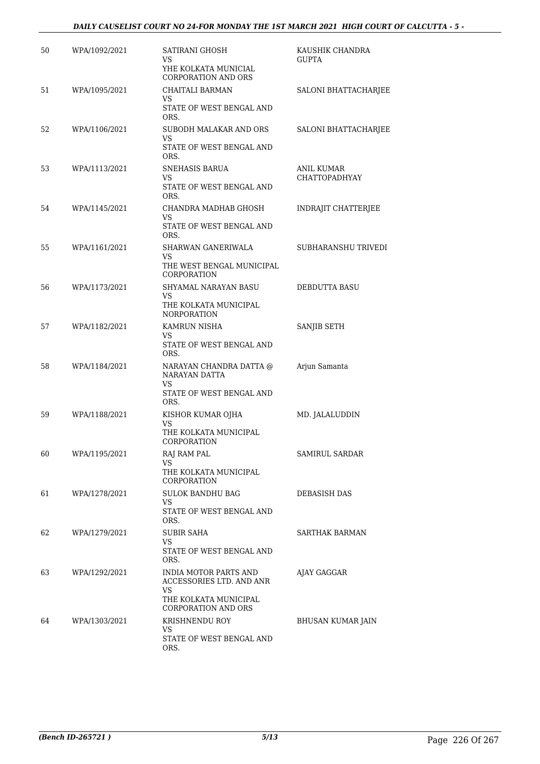| 50 | WPA/1092/2021 | SATIRANI GHOSH<br>VS<br>YHE KOLKATA MUNICIAL CORPORATION AND ORS | KAUSHIK CHANDRA GUPTA |
|---|---|---|---|
| 51 | WPA/1095/2021 | CHAITALI BARMAN<br>VS<br>STATE OF WEST BENGAL AND ORS. | SALONI BHATTACHARJEE |
| 52 | WPA/1106/2021 | SUBODH MALAKAR AND ORS<br>VS<br>STATE OF WEST BENGAL AND ORS. | SALONI BHATTACHARJEE |
| 53 | WPA/1113/2021 | SNEHASIS BARUA<br>VS<br>STATE OF WEST BENGAL AND ORS. | ANIL KUMAR CHATTOPADHYAY |
| 54 | WPA/1145/2021 | CHANDRA MADHAB GHOSH<br>VS<br>STATE OF WEST BENGAL AND ORS. | INDRAJIT CHATTERJEE |
| 55 | WPA/1161/2021 | SHARWAN GANERIWALA<br>VS<br>THE WEST BENGAL MUNICIPAL CORPORATION | SUBHARANSHU TRIVEDI |
| 56 | WPA/1173/2021 | SHYAMAL NARAYAN BASU<br>VS<br>THE KOLKATA MUNICIPAL NORPORATION | DEBDUTTA BASU |
| 57 | WPA/1182/2021 | KAMRUN NISHA<br>VS<br>STATE OF WEST BENGAL AND ORS. | SANJIB SETH |
| 58 | WPA/1184/2021 | NARAYAN CHANDRA DATTA @ NARAYAN DATTA<br>VS<br>STATE OF WEST BENGAL AND ORS. | Arjun Samanta |
| 59 | WPA/1188/2021 | KISHOR KUMAR OJHA<br>VS<br>THE KOLKATA MUNICIPAL CORPORATION | MD. JALALUDDIN |
| 60 | WPA/1195/2021 | RAJ RAM PAL<br>VS<br>THE KOLKATA MUNICIPAL CORPORATION | SAMIRUL SARDAR |
| 61 | WPA/1278/2021 | SULOK BANDHU BAG<br>VS<br>STATE OF WEST BENGAL AND ORS. | DEBASISH DAS |
| 62 | WPA/1279/2021 | SUBIR SAHA<br>VS<br>STATE OF WEST BENGAL AND ORS. | SARTHAK BARMAN |
| 63 | WPA/1292/2021 | INDIA MOTOR PARTS AND ACCESSORIES LTD. AND ANR<br>VS<br>THE KOLKATA MUNICIPAL CORPORATION AND ORS | AJAY GAGGAR |
| 64 | WPA/1303/2021 | KRISHNENDU ROY<br>VS<br>STATE OF WEST BENGAL AND ORS. | BHUSAN KUMAR JAIN |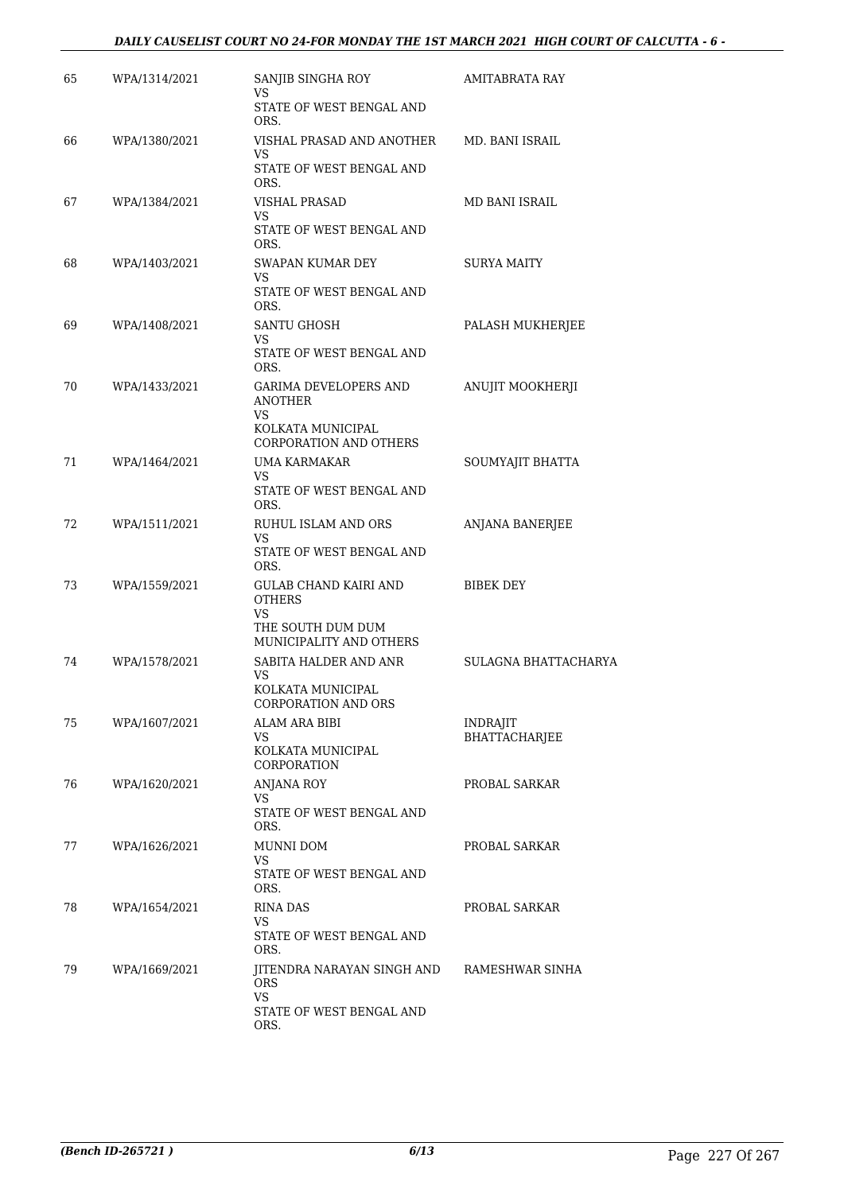| | | | |
|---|---|---|---|
| 65 | WPA/1314/2021 | SANJIB SINGHA ROY<br>VS<br>STATE OF WEST BENGAL AND ORS. | AMITABRATA RAY |
| 66 | WPA/1380/2021 | VISHAL PRASAD AND ANOTHER<br>VS<br>STATE OF WEST BENGAL AND ORS. | MD. BANI ISRAIL |
| 67 | WPA/1384/2021 | VISHAL PRASAD<br>VS<br>STATE OF WEST BENGAL AND ORS. | MD BANI ISRAIL |
| 68 | WPA/1403/2021 | SWAPAN KUMAR DEY<br>VS<br>STATE OF WEST BENGAL AND ORS. | SURYA MAITY |
| 69 | WPA/1408/2021 | SANTU GHOSH<br>VS<br>STATE OF WEST BENGAL AND ORS. | PALASH MUKHERJEE |
| 70 | WPA/1433/2021 | GARIMA DEVELOPERS AND ANOTHER<br>VS<br>KOLKATA MUNICIPAL CORPORATION AND OTHERS | ANUJIT MOOKHERJI |
| 71 | WPA/1464/2021 | UMA KARMAKAR<br>VS<br>STATE OF WEST BENGAL AND ORS. | SOUMYAJIT BHATTA |
| 72 | WPA/1511/2021 | RUHUL ISLAM AND ORS<br>VS<br>STATE OF WEST BENGAL AND ORS. | ANJANA BANERJEE |
| 73 | WPA/1559/2021 | GULAB CHAND KAIRI AND OTHERS<br>VS<br>THE SOUTH DUM DUM MUNICIPALITY AND OTHERS | BIBEK DEY |
| 74 | WPA/1578/2021 | SABITA HALDER AND ANR<br>VS<br>KOLKATA MUNICIPAL CORPORATION AND ORS | SULAGNA BHATTACHARYA |
| 75 | WPA/1607/2021 | ALAM ARA BIBI<br>VS<br>KOLKATA MUNICIPAL CORPORATION | INDRAJIT BHATTACHARJEE |
| 76 | WPA/1620/2021 | ANJANA ROY<br>VS<br>STATE OF WEST BENGAL AND ORS. | PROBAL SARKAR |
| 77 | WPA/1626/2021 | MUNNI DOM<br>VS<br>STATE OF WEST BENGAL AND ORS. | PROBAL SARKAR |
| 78 | WPA/1654/2021 | RINA DAS<br>VS<br>STATE OF WEST BENGAL AND ORS. | PROBAL SARKAR |
| 79 | WPA/1669/2021 | JITENDRA NARAYAN SINGH AND ORS<br>VS<br>STATE OF WEST BENGAL AND ORS. | RAMESHWAR SINHA |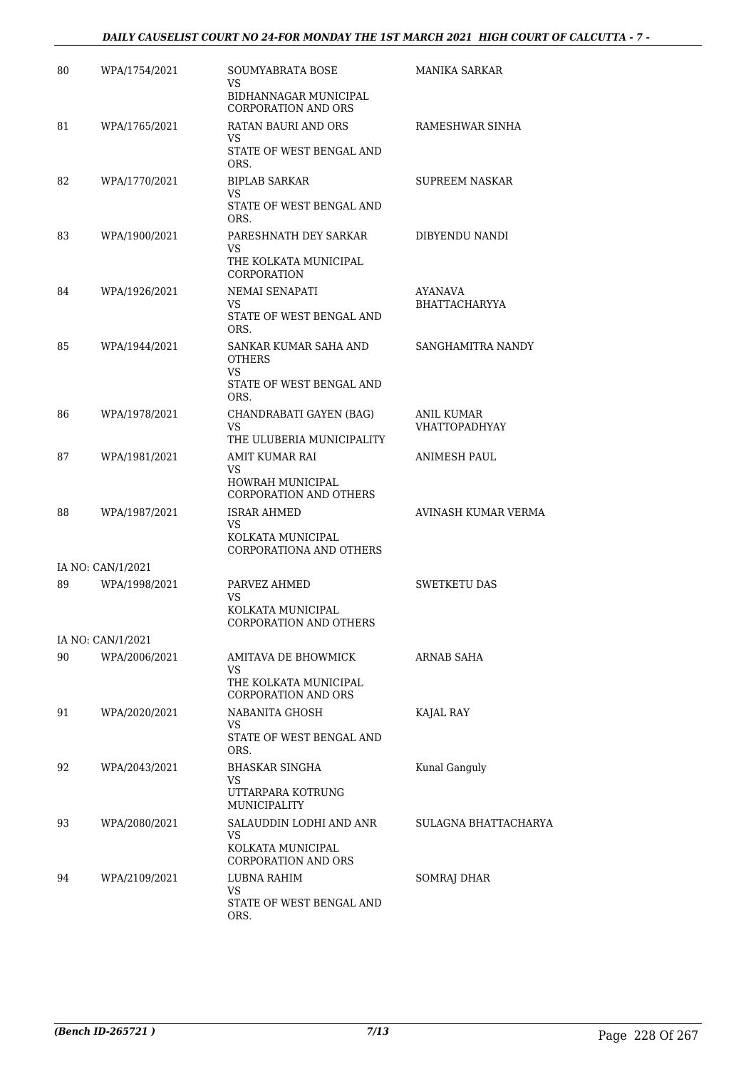| | | | |
|---|---|---|---|
| 80 | WPA/1754/2021 | SOUMYABRATA BOSE<br>VS<br>BIDHANNAGAR MUNICIPAL CORPORATION AND ORS | MANIKA SARKAR |
| 81 | WPA/1765/2021 | RATAN BAURI AND ORS<br>VS<br>STATE OF WEST BENGAL AND ORS. | RAMESHWAR SINHA |
| 82 | WPA/1770/2021 | BIPLAB SARKAR<br>VS<br>STATE OF WEST BENGAL AND ORS. | SUPREEM NASKAR |
| 83 | WPA/1900/2021 | PARESHNATH DEY SARKAR<br>VS<br>THE KOLKATA MUNICIPAL CORPORATION | DIBYENDU NANDI |
| 84 | WPA/1926/2021 | NEMAI SENAPATI<br>VS<br>STATE OF WEST BENGAL AND ORS. | AYANAVA BHATTACHARYYA |
| 85 | WPA/1944/2021 | SANKAR KUMAR SAHA AND OTHERS<br>VS<br>STATE OF WEST BENGAL AND ORS. | SANGHAMITRA NANDY |
| 86 | WPA/1978/2021 | CHANDRABATI GAYEN (BAG)<br>VS<br>THE ULUBERIA MUNICIPALITY | ANIL KUMAR VHATTOPADHYAY |
| 87 | WPA/1981/2021 | AMIT KUMAR RAI<br>VS<br>HOWRAH MUNICIPAL CORPORATION AND OTHERS | ANIMESH PAUL |
| 88 | WPA/1987/2021 | ISRAR AHMED<br>VS<br>KOLKATA MUNICIPAL CORPORATIONA AND OTHERS | AVINASH KUMAR VERMA |
| IA NO: CAN/1/2021 | | | |
| 89 | WPA/1998/2021 | PARVEZ AHMED<br>VS<br>KOLKATA MUNICIPAL CORPORATION AND OTHERS | SWETKETU DAS |
| IA NO: CAN/1/2021 | | | |
| 90 | WPA/2006/2021 | AMITAVA DE BHOWMICK<br>VS<br>THE KOLKATA MUNICIPAL CORPORATION AND ORS | ARNAB SAHA |
| 91 | WPA/2020/2021 | NABANITA GHOSH<br>VS<br>STATE OF WEST BENGAL AND ORS. | KAJAL RAY |
| 92 | WPA/2043/2021 | BHASKAR SINGHA<br>VS<br>UTTARPARA KOTRUNG MUNICIPALITY | Kunal Ganguly |
| 93 | WPA/2080/2021 | SALAUDDIN LODHI AND ANR<br>VS<br>KOLKATA MUNICIPAL CORPORATION AND ORS | SULAGNA BHATTACHARYA |
| 94 | WPA/2109/2021 | LUBNA RAHIM<br>VS<br>STATE OF WEST BENGAL AND ORS. | SOMRAJ DHAR |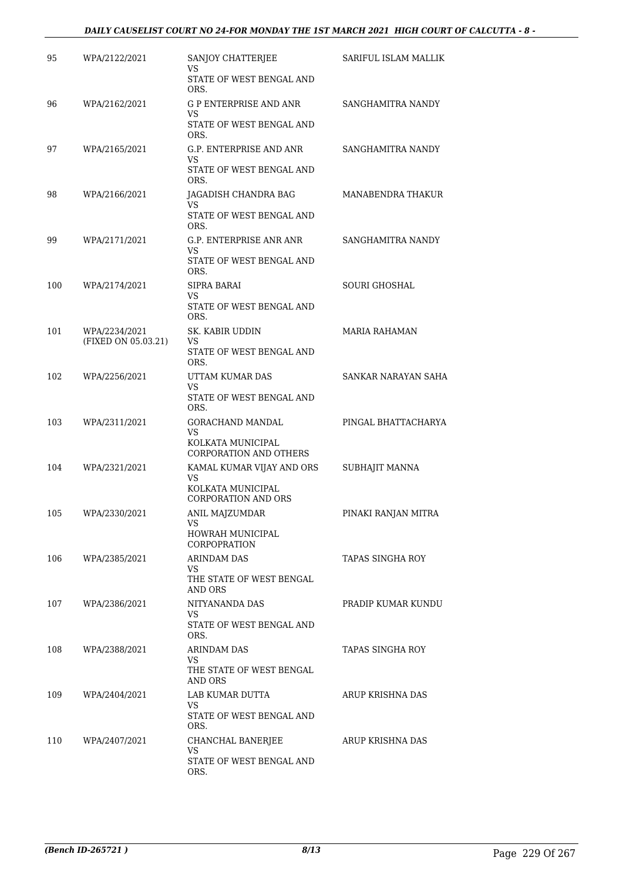| | | | |
|---|---|---|---|
| 95 | WPA/2122/2021 | SANJOY CHATTERJEE<br>VS<br>STATE OF WEST BENGAL AND ORS. | SARIFUL ISLAM MALLIK |
| 96 | WPA/2162/2021 | G P ENTERPRISE AND ANR<br>VS<br>STATE OF WEST BENGAL AND ORS. | SANGHAMITRA NANDY |
| 97 | WPA/2165/2021 | G.P. ENTERPRISE AND ANR<br>VS<br>STATE OF WEST BENGAL AND ORS. | SANGHAMITRA NANDY |
| 98 | WPA/2166/2021 | JAGADISH CHANDRA BAG<br>VS<br>STATE OF WEST BENGAL AND ORS. | MANABENDRA THAKUR |
| 99 | WPA/2171/2021 | G.P. ENTERPRISE ANR ANR<br>VS<br>STATE OF WEST BENGAL AND ORS. | SANGHAMITRA NANDY |
| 100 | WPA/2174/2021 | SIPRA BARAI<br>VS<br>STATE OF WEST BENGAL AND ORS. | SOURI GHOSHAL |
| 101 | WPA/2234/2021<br>(FIXED ON 05.03.21) | SK. KABIR UDDIN<br>VS<br>STATE OF WEST BENGAL AND ORS. | MARIA RAHAMAN |
| 102 | WPA/2256/2021 | UTTAM KUMAR DAS<br>VS<br>STATE OF WEST BENGAL AND ORS. | SANKAR NARAYAN SAHA |
| 103 | WPA/2311/2021 | GORACHAND MANDAL<br>VS<br>KOLKATA MUNICIPAL CORPORATION AND OTHERS | PINGAL BHATTACHARYA |
| 104 | WPA/2321/2021 | KAMAL KUMAR VIJAY AND ORS<br>VS<br>KOLKATA MUNICIPAL CORPORATION AND ORS | SUBHAJIT MANNA |
| 105 | WPA/2330/2021 | ANIL MAJZUMDAR<br>VS<br>HOWRAH MUNICIPAL CORPOPRATION | PINAKI RANJAN MITRA |
| 106 | WPA/2385/2021 | ARINDAM DAS<br>VS<br>THE STATE OF WEST BENGAL AND ORS | TAPAS SINGHA ROY |
| 107 | WPA/2386/2021 | NITYANANDA DAS<br>VS<br>STATE OF WEST BENGAL AND ORS. | PRADIP KUMAR KUNDU |
| 108 | WPA/2388/2021 | ARINDAM DAS<br>VS<br>THE STATE OF WEST BENGAL AND ORS | TAPAS SINGHA ROY |
| 109 | WPA/2404/2021 | LAB KUMAR DUTTA<br>VS<br>STATE OF WEST BENGAL AND ORS. | ARUP KRISHNA DAS |
| 110 | WPA/2407/2021 | CHANCHAL BANERJEE<br>VS<br>STATE OF WEST BENGAL AND ORS. | ARUP KRISHNA DAS |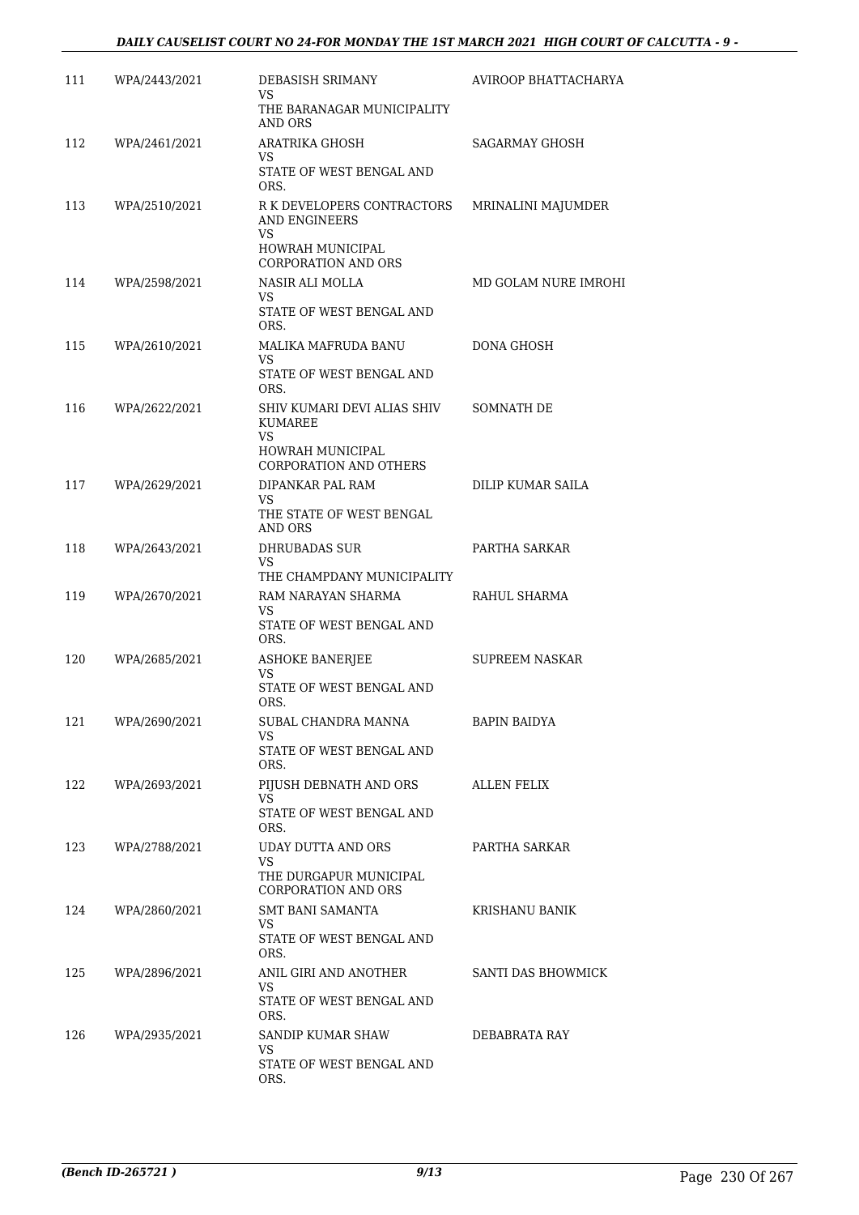| | | | |
|---|---|---|---|
| 111 | WPA/2443/2021 | DEBASISH SRIMANY<br>VS<br>THE BARANAGAR MUNICIPALITY AND ORS | AVIROOP BHATTACHARYA |
| 112 | WPA/2461/2021 | ARATRIKA GHOSH<br>VS<br>STATE OF WEST BENGAL AND ORS. | SAGARMAY GHOSH |
| 113 | WPA/2510/2021 | R K DEVELOPERS CONTRACTORS AND ENGINEERS<br>VS<br>HOWRAH MUNICIPAL CORPORATION AND ORS | MRINALINI MAJUMDER |
| 114 | WPA/2598/2021 | NASIR ALI MOLLA<br>VS<br>STATE OF WEST BENGAL AND ORS. | MD GOLAM NURE IMROHI |
| 115 | WPA/2610/2021 | MALIKA MAFRUDA BANU<br>VS<br>STATE OF WEST BENGAL AND ORS. | DONA GHOSH |
| 116 | WPA/2622/2021 | SHIV KUMARI DEVI ALIAS SHIV KUMAREE<br>VS<br>HOWRAH MUNICIPAL CORPORATION AND OTHERS | SOMNATH DE |
| 117 | WPA/2629/2021 | DIPANKAR PAL RAM<br>VS<br>THE STATE OF WEST BENGAL AND ORS | DILIP KUMAR SAILA |
| 118 | WPA/2643/2021 | DHRUBADAS SUR<br>VS<br>THE CHAMPDANY MUNICIPALITY | PARTHA SARKAR |
| 119 | WPA/2670/2021 | RAM NARAYAN SHARMA<br>VS<br>STATE OF WEST BENGAL AND ORS. | RAHUL SHARMA |
| 120 | WPA/2685/2021 | ASHOKE BANERJEE<br>VS<br>STATE OF WEST BENGAL AND ORS. | SUPREEM NASKAR |
| 121 | WPA/2690/2021 | SUBAL CHANDRA MANNA<br>VS<br>STATE OF WEST BENGAL AND ORS. | BAPIN BAIDYA |
| 122 | WPA/2693/2021 | PIJUSH DEBNATH AND ORS<br>VS<br>STATE OF WEST BENGAL AND ORS. | ALLEN FELIX |
| 123 | WPA/2788/2021 | UDAY DUTTA AND ORS<br>VS<br>THE DURGAPUR MUNICIPAL CORPORATION AND ORS | PARTHA SARKAR |
| 124 | WPA/2860/2021 | SMT BANI SAMANTA<br>VS<br>STATE OF WEST BENGAL AND ORS. | KRISHANU BANIK |
| 125 | WPA/2896/2021 | ANIL GIRI AND ANOTHER<br>VS<br>STATE OF WEST BENGAL AND ORS. | SANTI DAS BHOWMICK |
| 126 | WPA/2935/2021 | SANDIP KUMAR SHAW<br>VS<br>STATE OF WEST BENGAL AND ORS. | DEBABRATA RAY |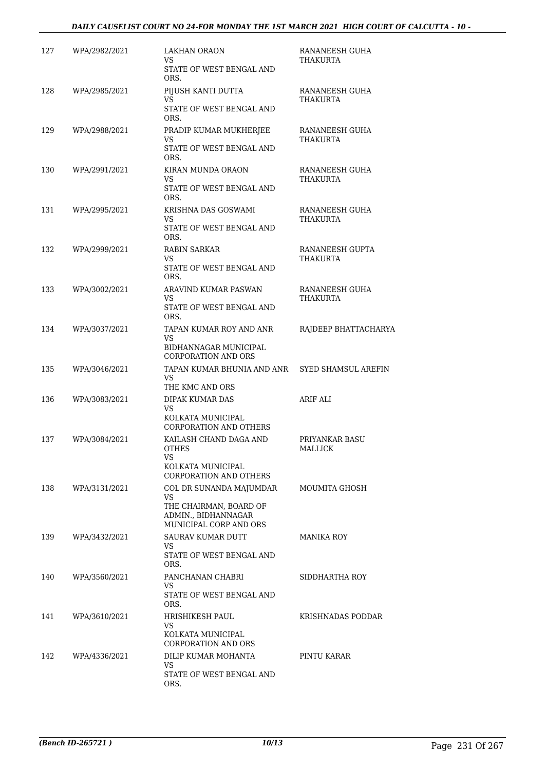| 127 | WPA/2982/2021 | LAKHAN ORAON<br>VS<br>STATE OF WEST BENGAL AND ORS. | RANANEESH GUHA THAKURTA |
|---|---|---|---|
| 128 | WPA/2985/2021 | PIJUSH KANTI DUTTA<br>VS<br>STATE OF WEST BENGAL AND ORS. | RANANEESH GUHA THAKURTA |
| 129 | WPA/2988/2021 | PRADIP KUMAR MUKHERJEE<br>VS<br>STATE OF WEST BENGAL AND ORS. | RANANEESH GUHA THAKURTA |
| 130 | WPA/2991/2021 | KIRAN MUNDA ORAON<br>VS<br>STATE OF WEST BENGAL AND ORS. | RANANEESH GUHA THAKURTA |
| 131 | WPA/2995/2021 | KRISHNA DAS GOSWAMI<br>VS<br>STATE OF WEST BENGAL AND ORS. | RANANEESH GUHA THAKURTA |
| 132 | WPA/2999/2021 | RABIN SARKAR<br>VS<br>STATE OF WEST BENGAL AND ORS. | RANANEESH GUPTA THAKURTA |
| 133 | WPA/3002/2021 | ARAVIND KUMAR PASWAN<br>VS<br>STATE OF WEST BENGAL AND ORS. | RANANEESH GUHA THAKURTA |
| 134 | WPA/3037/2021 | TAPAN KUMAR ROY AND ANR<br>VS<br>BIDHANNAGAR MUNICIPAL CORPORATION AND ORS | RAJDEEP BHATTACHARYA |
| 135 | WPA/3046/2021 | TAPAN KUMAR BHUNIA AND ANR<br>VS<br>THE KMC AND ORS | SYED SHAMSUL AREFIN |
| 136 | WPA/3083/2021 | DIPAK KUMAR DAS<br>VS<br>KOLKATA MUNICIPAL CORPORATION AND OTHERS | ARIF ALI |
| 137 | WPA/3084/2021 | KAILASH CHAND DAGA AND OTHES<br>VS<br>KOLKATA MUNICIPAL CORPORATION AND OTHERS | PRIYANKAR BASU MALLICK |
| 138 | WPA/3131/2021 | COL DR SUNANDA MAJUMDAR<br>VS<br>THE CHAIRMAN, BOARD OF ADMIN., BIDHANNAGAR MUNICIPAL CORP AND ORS | MOUMITA GHOSH |
| 139 | WPA/3432/2021 | SAURAV KUMAR DUTT<br>VS<br>STATE OF WEST BENGAL AND ORS. | MANIKA ROY |
| 140 | WPA/3560/2021 | PANCHANAN CHABRI<br>VS<br>STATE OF WEST BENGAL AND ORS. | SIDDHARTHA ROY |
| 141 | WPA/3610/2021 | HRISHIKESH PAUL<br>VS<br>KOLKATA MUNICIPAL CORPORATION AND ORS | KRISHNADAS PODDAR |
| 142 | WPA/4336/2021 | DILIP KUMAR MOHANTA<br>VS<br>STATE OF WEST BENGAL AND ORS. | PINTU KARAR |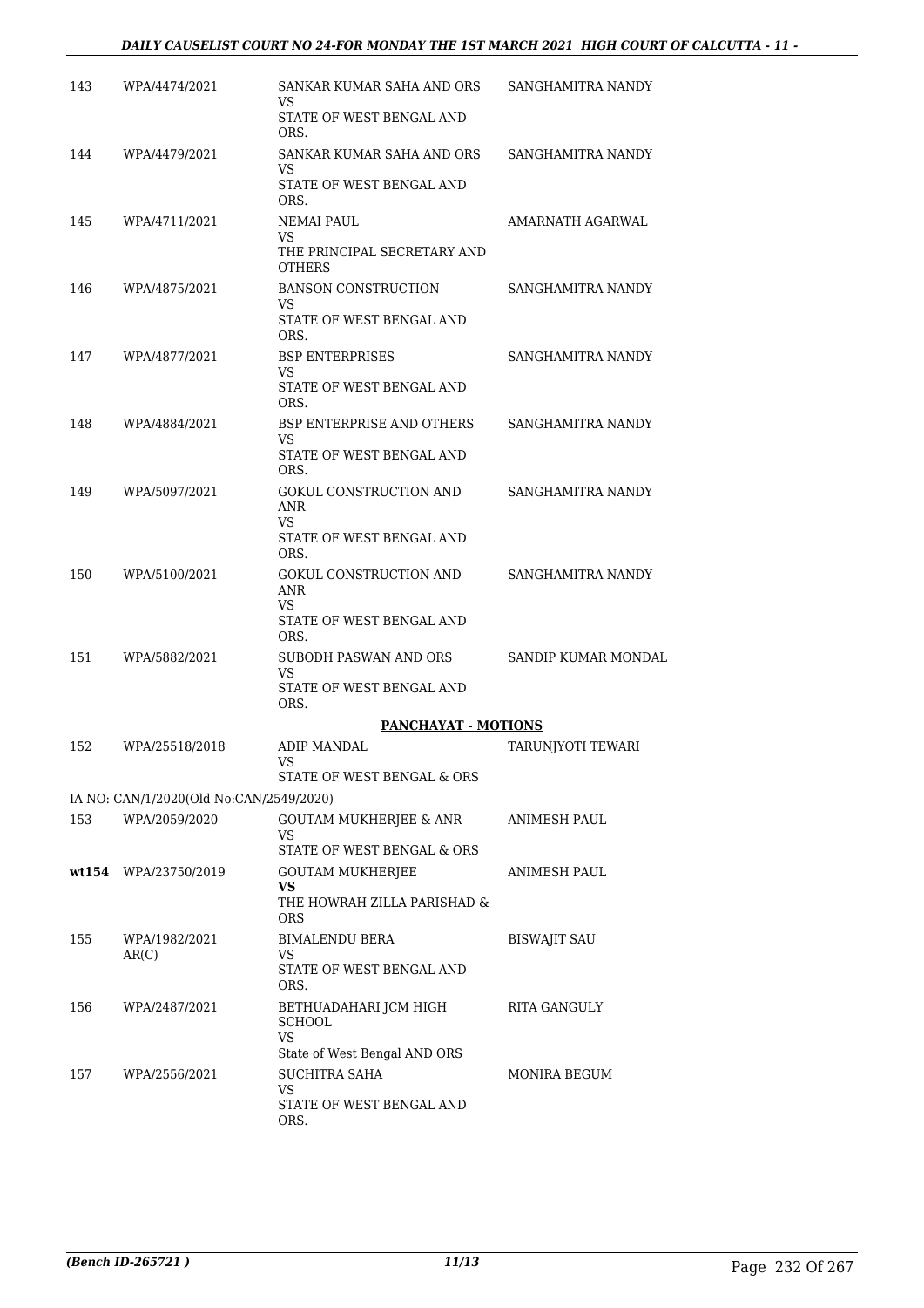| | | | |
|---|---|---|---|
| 143 | WPA/4474/2021 | SANKAR KUMAR SAHA AND ORS<br>VS<br>STATE OF WEST BENGAL AND ORS. | SANGHAMITRA NANDY |
| 144 | WPA/4479/2021 | SANKAR KUMAR SAHA AND ORS<br>VS<br>STATE OF WEST BENGAL AND ORS. | SANGHAMITRA NANDY |
| 145 | WPA/4711/2021 | NEMAI PAUL<br>VS<br>THE PRINCIPAL SECRETARY AND OTHERS | AMARNATH AGARWAL |
| 146 | WPA/4875/2021 | BANSON CONSTRUCTION<br>VS<br>STATE OF WEST BENGAL AND ORS. | SANGHAMITRA NANDY |
| 147 | WPA/4877/2021 | BSP ENTERPRISES<br>VS<br>STATE OF WEST BENGAL AND ORS. | SANGHAMITRA NANDY |
| 148 | WPA/4884/2021 | BSP ENTERPRISE AND OTHERS<br>VS<br>STATE OF WEST BENGAL AND ORS. | SANGHAMITRA NANDY |
| 149 | WPA/5097/2021 | GOKUL CONSTRUCTION AND ANR<br>VS<br>STATE OF WEST BENGAL AND ORS. | SANGHAMITRA NANDY |
| 150 | WPA/5100/2021 | GOKUL CONSTRUCTION AND ANR<br>VS<br>STATE OF WEST BENGAL AND ORS. | SANGHAMITRA NANDY |
| 151 | WPA/5882/2021 | SUBODH PASWAN AND ORS<br>VS<br>STATE OF WEST BENGAL AND ORS. | SANDIP KUMAR MONDAL |

**PANCHAYAT - MOTIONS**

| | | | |
|---|---|---|---|
| 152 | WPA/25518/2018 | ADIP MANDAL<br>VS<br>STATE OF WEST BENGAL & ORS | TARUNJYOTI TEWARI |
| | IA NO: CAN/1/2020(Old No:CAN/2549/2020) | | |
| 153 | WPA/2059/2020 | GOUTAM MUKHERJEE & ANR<br>VS<br>STATE OF WEST BENGAL & ORS | ANIMESH PAUL |
| **wt154** | WPA/23750/2019 | GOUTAM MUKHERJEE<br>**VS**<br>THE HOWRAH ZILLA PARISHAD & ORS | ANIMESH PAUL |
| 155 | WPA/1982/2021<br>AR(C) | BIMALENDU BERA<br>VS<br>STATE OF WEST BENGAL AND ORS. | BISWAJIT SAU |
| 156 | WPA/2487/2021 | BETHUADAHARI JCM HIGH SCHOOL<br>VS<br>State of West Bengal AND ORS | RITA GANGULY |
| 157 | WPA/2556/2021 | SUCHITRA SAHA<br>VS<br>STATE OF WEST BENGAL AND ORS. | MONIRA BEGUM |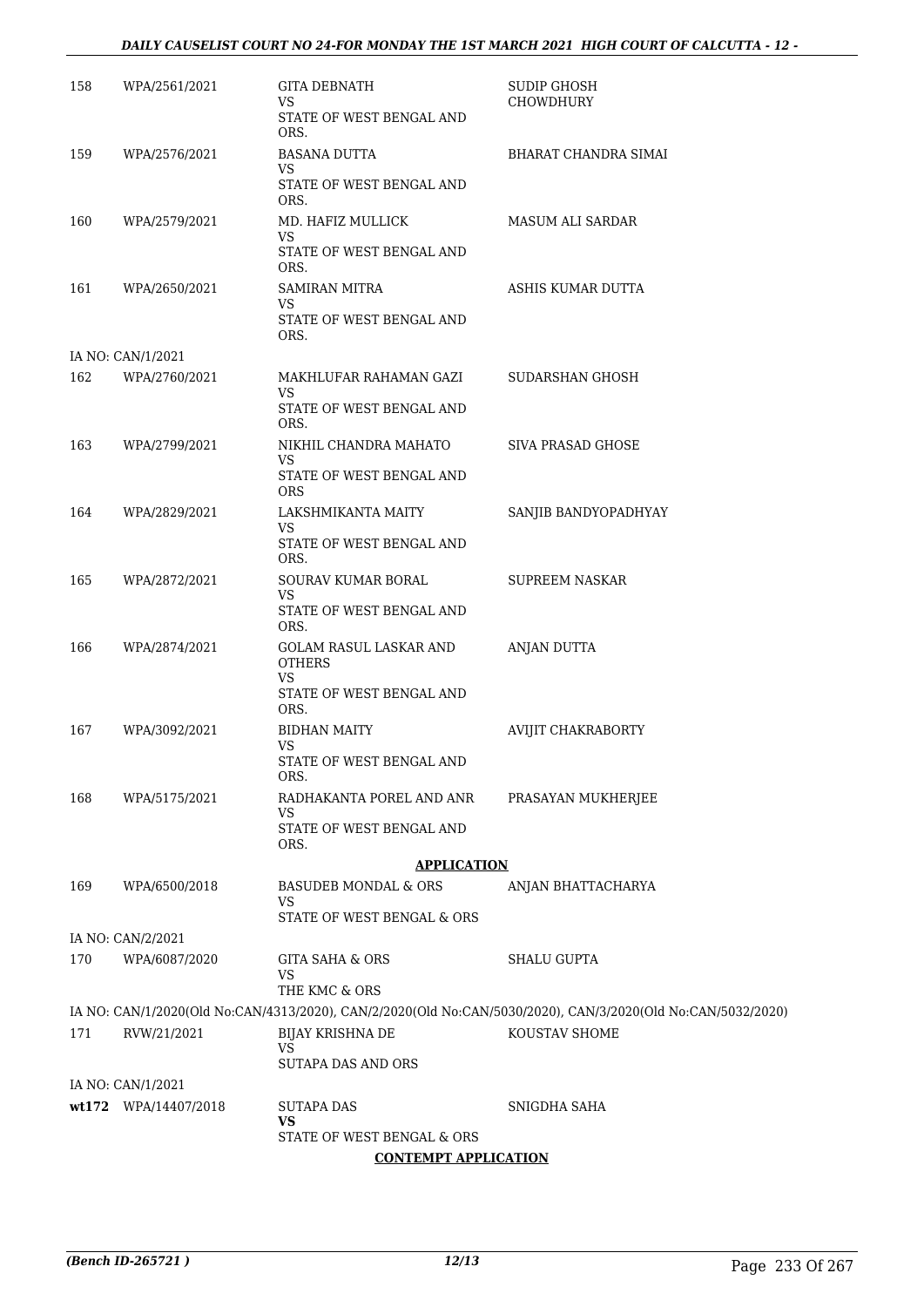| | | | |
|---|---|---|---|
| 158 | WPA/2561/2021 | GITA DEBNATH<br>VS<br>STATE OF WEST BENGAL AND ORS. | SUDIP GHOSH CHOWDHURY |
| 159 | WPA/2576/2021 | BASANA DUTTA<br>VS<br>STATE OF WEST BENGAL AND ORS. | BHARAT CHANDRA SIMAI |
| 160 | WPA/2579/2021 | MD. HAFIZ MULLICK<br>VS<br>STATE OF WEST BENGAL AND ORS. | MASUM ALI SARDAR |
| 161 | WPA/2650/2021 | SAMIRAN MITRA<br>VS<br>STATE OF WEST BENGAL AND ORS. | ASHIS KUMAR DUTTA |
| IA NO: CAN/1/2021 | | | |
| 162 | WPA/2760/2021 | MAKHLUFAR RAHAMAN GAZI<br>VS<br>STATE OF WEST BENGAL AND ORS. | SUDARSHAN GHOSH |
| 163 | WPA/2799/2021 | NIKHIL CHANDRA MAHATO<br>VS<br>STATE OF WEST BENGAL AND ORS | SIVA PRASAD GHOSE |
| 164 | WPA/2829/2021 | LAKSHMIKANTA MAITY<br>VS<br>STATE OF WEST BENGAL AND ORS. | SANJIB BANDYOPADHYAY |
| 165 | WPA/2872/2021 | SOURAV KUMAR BORAL<br>VS<br>STATE OF WEST BENGAL AND ORS. | SUPREEM NASKAR |
| 166 | WPA/2874/2021 | GOLAM RASUL LASKAR AND OTHERS<br>VS<br>STATE OF WEST BENGAL AND ORS. | ANJAN DUTTA |
| 167 | WPA/3092/2021 | BIDHAN MAITY<br>VS<br>STATE OF WEST BENGAL AND ORS. | AVIJIT CHAKRABORTY |
| 168 | WPA/5175/2021 | RADHAKANTA POREL AND ANR<br>VS<br>STATE OF WEST BENGAL AND ORS. | PRASAYAN MUKHERJEE |

**APPLICATION**

| | | | |
|---|---|---|---|
| 169 | WPA/6500/2018 | BASUDEB MONDAL & ORS<br>VS<br>STATE OF WEST BENGAL & ORS | ANJAN BHATTACHARYA |
| IA NO: CAN/2/2021 | | | |
| 170 | WPA/6087/2020 | GITA SAHA & ORS<br>VS<br>THE KMC & ORS | SHALU GUPTA |
| IA NO: CAN/1/2020(Old No:CAN/4313/2020), CAN/2/2020(Old No:CAN/5030/2020), CAN/3/2020(Old No:CAN/5032/2020) | | | |
| 171 | RVW/21/2021 | BIJAY KRISHNA DE<br>VS<br>SUTAPA DAS AND ORS | KOUSTAV SHOME |
| IA NO: CAN/1/2021 | | | |
| wt172 | WPA/14407/2018 | SUTAPA DAS<br>**VS**<br>STATE OF WEST BENGAL & ORS | SNIGDHA SAHA |

**CONTEMPT APPLICATION**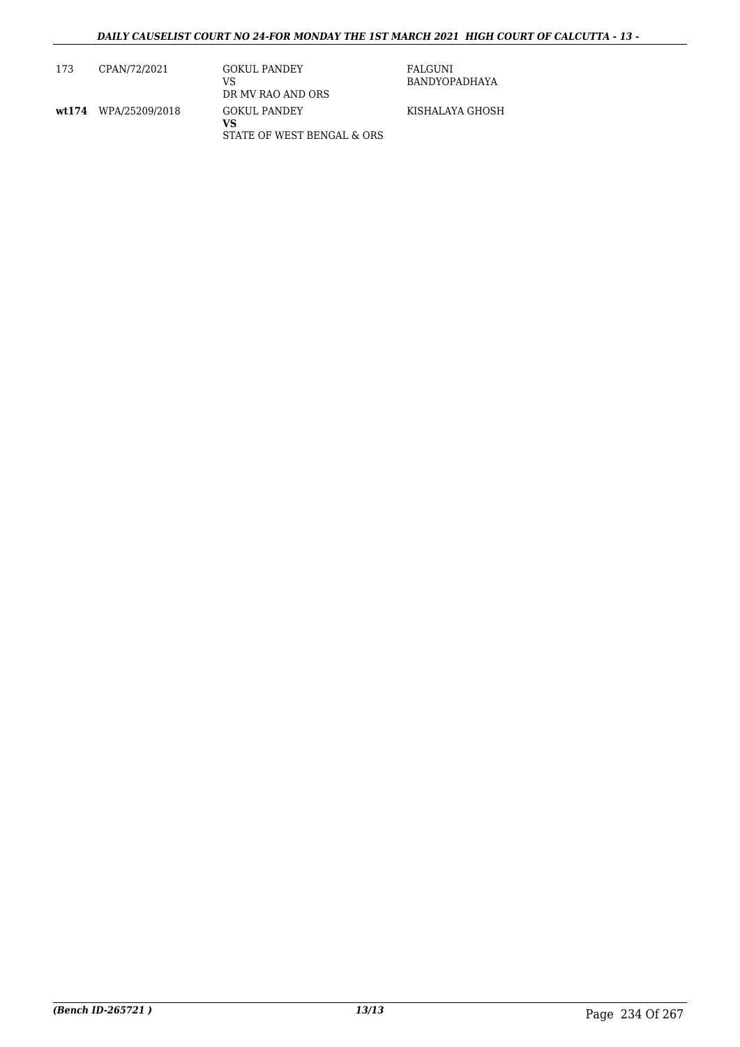| | | | |
|---|---|---|---|
| 173 | CPAN/72/2021 | GOKUL PANDEY<br>VS<br>DR MV RAO AND ORS | FALGUNI BANDYOPADHAYA |
| **wt174** | WPA/25209/2018 | GOKUL PANDEY<br>**VS**<br>STATE OF WEST BENGAL & ORS | KISHALAYA GHOSH |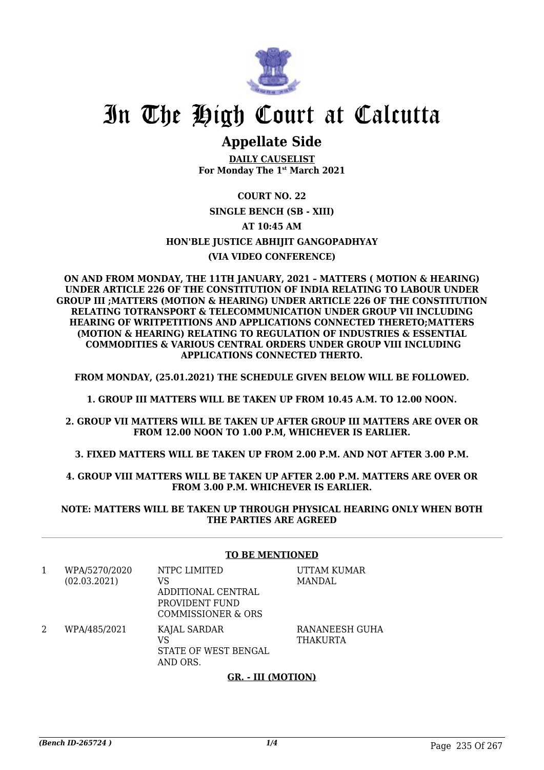# In The High Court at Calcutta

## Appellate Side

**DAILY CAUSELIST**
**For Monday The 1st March 2021**

**COURT NO. 22**

**SINGLE BENCH (SB - XIII)**

**AT 10:45 AM**

**HON'BLE JUSTICE ABHIJIT GANGOPADHYAY**

**(VIA VIDEO CONFERENCE)**

**ON AND FROM MONDAY, THE 11TH JANUARY, 2021 – MATTERS ( MOTION & HEARING) UNDER ARTICLE 226 OF THE CONSTITUTION OF INDIA RELATING TO LABOUR UNDER GROUP III ;MATTERS (MOTION & HEARING) UNDER ARTICLE 226 OF THE CONSTITUTION RELATING TOTRANSPORT & TELECOMMUNICATION UNDER GROUP VII INCLUDING HEARING OF WRITPETITIONS AND APPLICATIONS CONNECTED THERETO;MATTERS (MOTION & HEARING) RELATING TO REGULATION OF INDUSTRIES & ESSENTIAL COMMODITIES & VARIOUS CENTRAL ORDERS UNDER GROUP VIII INCLUDING APPLICATIONS CONNECTED THERTO.**

**FROM MONDAY, (25.01.2021) THE SCHEDULE GIVEN BELOW WILL BE FOLLOWED.**

**1. GROUP III MATTERS WILL BE TAKEN UP FROM 10.45 A.M. TO 12.00 NOON.**

**2. GROUP VII MATTERS WILL BE TAKEN UP AFTER GROUP III MATTERS ARE OVER OR FROM 12.00 NOON TO 1.00 P.M, WHICHEVER IS EARLIER.**

**3. FIXED MATTERS WILL BE TAKEN UP FROM 2.00 P.M. AND NOT AFTER 3.00 P.M.**

**4. GROUP VIII MATTERS WILL BE TAKEN UP AFTER 2.00 P.M. MATTERS ARE OVER OR FROM 3.00 P.M. WHICHEVER IS EARLIER.**

**NOTE: MATTERS WILL BE TAKEN UP THROUGH PHYSICAL HEARING ONLY WHEN BOTH THE PARTIES ARE AGREED**

**TO BE MENTIONED**

| | | | |
|---|---|---|---|
| 1 | WPA/5270/2020 (02.03.2021) | NTPC LIMITED VS ADDITIONAL CENTRAL PROVIDENT FUND COMMISSIONER & ORS | UTTAM KUMAR MANDAL |
| 2 | WPA/485/2021 | KAJAL SARDAR VS STATE OF WEST BENGAL AND ORS. | RANANEESH GUHA THAKURTA |

**GR. - III (MOTION)**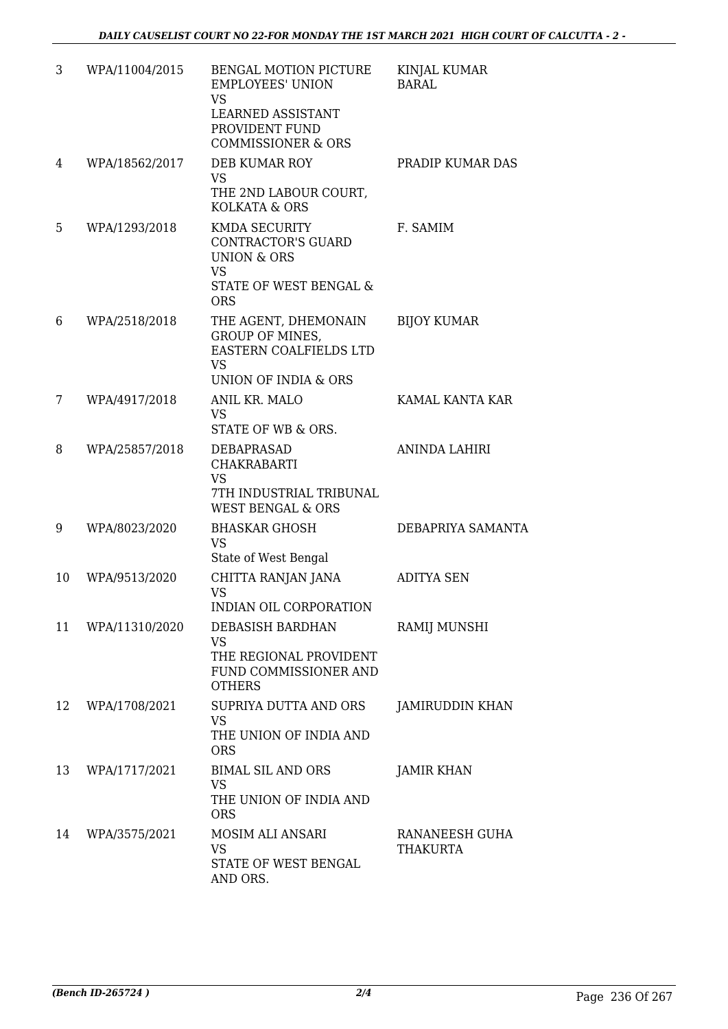| 3 | WPA/11004/2015 | BENGAL MOTION PICTURE EMPLOYEES' UNION<br>VS<br>LEARNED ASSISTANT PROVIDENT FUND COMMISSIONER & ORS | KINJAL KUMAR BARAL |
|---|---|---|---|
| 4 | WPA/18562/2017 | DEB KUMAR ROY<br>VS<br>THE 2ND LABOUR COURT, KOLKATA & ORS | PRADIP KUMAR DAS |
| 5 | WPA/1293/2018 | KMDA SECURITY CONTRACTOR'S GUARD UNION & ORS<br>VS<br>STATE OF WEST BENGAL & ORS | F. SAMIM |
| 6 | WPA/2518/2018 | THE AGENT, DHEMONAIN GROUP OF MINES, EASTERN COALFIELDS LTD<br>VS<br>UNION OF INDIA & ORS | BIJOY KUMAR |
| 7 | WPA/4917/2018 | ANIL KR. MALO<br>VS<br>STATE OF WB & ORS. | KAMAL KANTA KAR |
| 8 | WPA/25857/2018 | DEBAPRASAD CHAKRABARTI<br>VS<br>7TH INDUSTRIAL TRIBUNAL WEST BENGAL & ORS | ANINDA LAHIRI |
| 9 | WPA/8023/2020 | BHASKAR GHOSH<br>VS<br>State of West Bengal | DEBAPRIYA SAMANTA |
| 10 | WPA/9513/2020 | CHITTA RANJAN JANA<br>VS<br>INDIAN OIL CORPORATION | ADITYA SEN |
| 11 | WPA/11310/2020 | DEBASISH BARDHAN<br>VS<br>THE REGIONAL PROVIDENT FUND COMMISSIONER AND OTHERS | RAMIJ MUNSHI |
| 12 | WPA/1708/2021 | SUPRIYA DUTTA AND ORS<br>VS<br>THE UNION OF INDIA AND ORS | JAMIRUDDIN KHAN |
| 13 | WPA/1717/2021 | BIMAL SIL AND ORS<br>VS<br>THE UNION OF INDIA AND ORS | JAMIR KHAN |
| 14 | WPA/3575/2021 | MOSIM ALI ANSARI<br>VS<br>STATE OF WEST BENGAL AND ORS. | RANANEESH GUHA THAKURTA |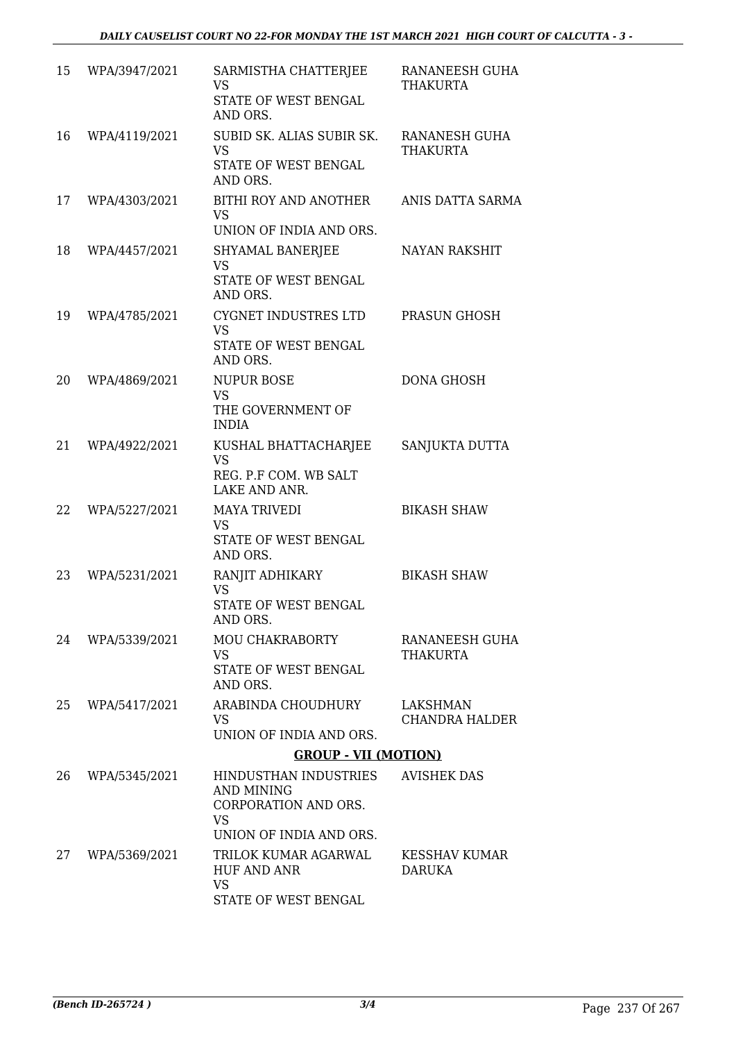| | | | |
|---|---|---|---|
| 15 | WPA/3947/2021 | SARMISTHA CHATTERJEE<br>VS<br>STATE OF WEST BENGAL AND ORS. | RANANEESH GUHA THAKURTA |
| 16 | WPA/4119/2021 | SUBID SK. ALIAS SUBIR SK.<br>VS<br>STATE OF WEST BENGAL AND ORS. | RANANESH GUHA THAKURTA |
| 17 | WPA/4303/2021 | BITHI ROY AND ANOTHER<br>VS<br>UNION OF INDIA AND ORS. | ANIS DATTA SARMA |
| 18 | WPA/4457/2021 | SHYAMAL BANERJEE<br>VS<br>STATE OF WEST BENGAL AND ORS. | NAYAN RAKSHIT |
| 19 | WPA/4785/2021 | CYGNET INDUSTRES LTD<br>VS<br>STATE OF WEST BENGAL AND ORS. | PRASUN GHOSH |
| 20 | WPA/4869/2021 | NUPUR BOSE<br>VS<br>THE GOVERNMENT OF INDIA | DONA GHOSH |
| 21 | WPA/4922/2021 | KUSHAL BHATTACHARJEE<br>VS<br>REG. P.F COM. WB SALT LAKE AND ANR. | SANJUKTA DUTTA |
| 22 | WPA/5227/2021 | MAYA TRIVEDI<br>VS<br>STATE OF WEST BENGAL AND ORS. | BIKASH SHAW |
| 23 | WPA/5231/2021 | RANJIT ADHIKARY<br>VS<br>STATE OF WEST BENGAL AND ORS. | BIKASH SHAW |
| 24 | WPA/5339/2021 | MOU CHAKRABORTY<br>VS<br>STATE OF WEST BENGAL AND ORS. | RANANEESH GUHA THAKURTA |
| 25 | WPA/5417/2021 | ARABINDA CHOUDHURY<br>VS<br>UNION OF INDIA AND ORS. | LAKSHMAN CHANDRA HALDER |

**GROUP - VII (MOTION)**

| | | | |
|---|---|---|---|
| 26 | WPA/5345/2021 | HINDUSTHAN INDUSTRIES AND MINING CORPORATION AND ORS.<br>VS<br>UNION OF INDIA AND ORS. | AVISHEK DAS |
| 27 | WPA/5369/2021 | TRILOK KUMAR AGARWAL HUF AND ANR<br>VS<br>STATE OF WEST BENGAL | KESSHAV KUMAR DARUKA |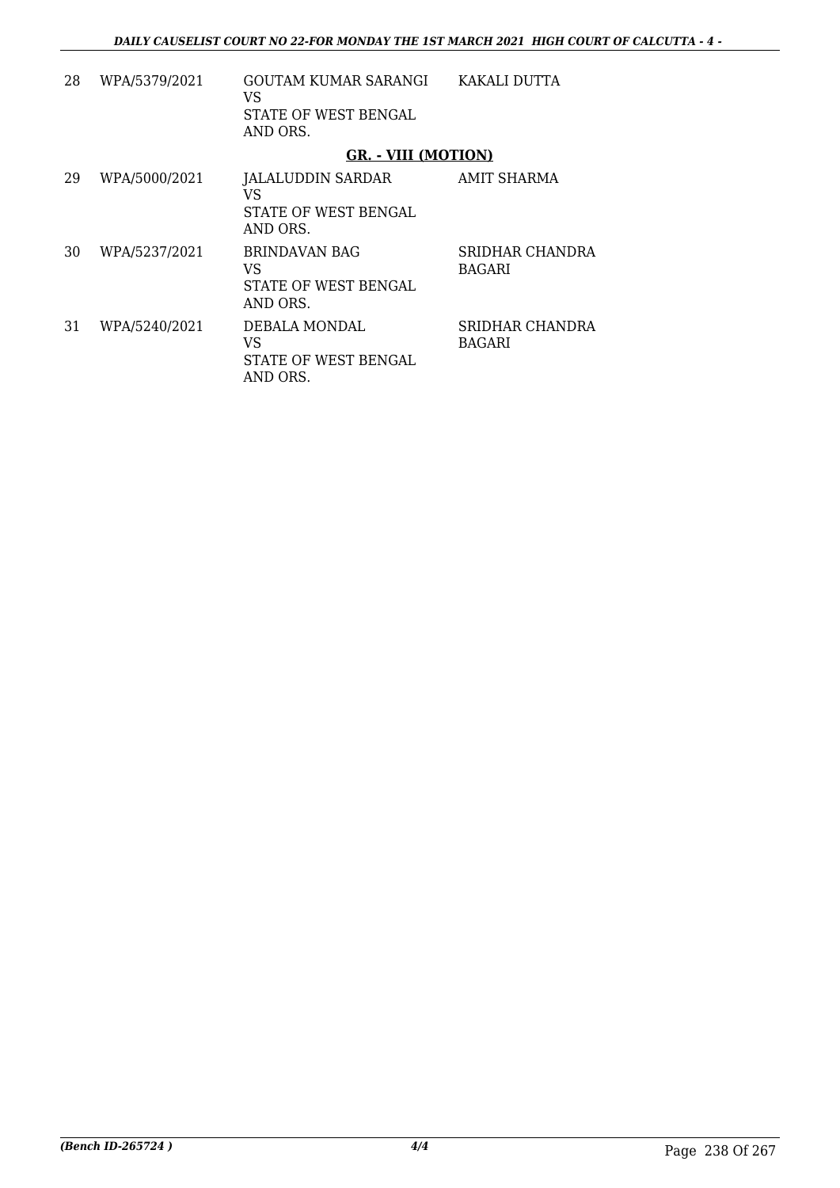| | | | |
|---|---|---|---|
| 28 | WPA/5379/2021 | GOUTAM KUMAR SARANGI<br>VS<br>STATE OF WEST BENGAL<br>AND ORS. | KAKALI DUTTA |

**GR. - VIII (MOTION)**

| | | | |
|---|---|---|---|
| 29 | WPA/5000/2021 | JALALUDDIN SARDAR<br>VS<br>STATE OF WEST BENGAL<br>AND ORS. | AMIT SHARMA |
| 30 | WPA/5237/2021 | BRINDAVAN BAG<br>VS<br>STATE OF WEST BENGAL<br>AND ORS. | SRIDHAR CHANDRA<br>BAGARI |
| 31 | WPA/5240/2021 | DEBALA MONDAL<br>VS<br>STATE OF WEST BENGAL<br>AND ORS. | SRIDHAR CHANDRA<br>BAGARI |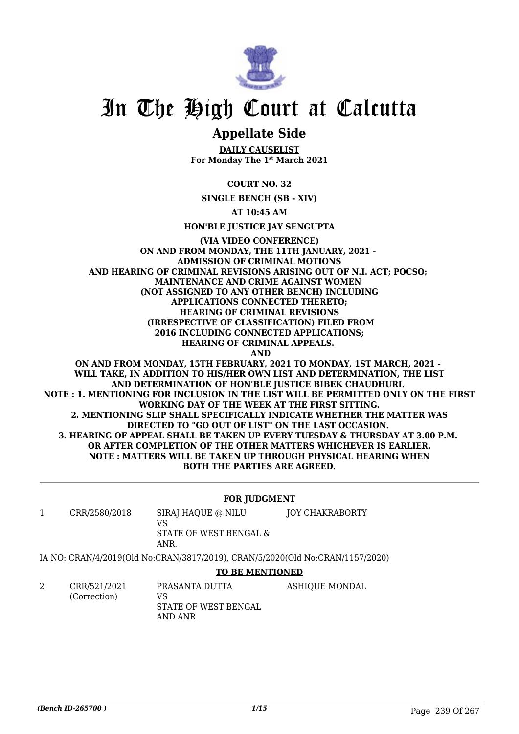# In The High Court at Calcutta

## Appellate Side

**DAILY CAUSELIST**
**For Monday The 1st March 2021**

**COURT NO. 32**

**SINGLE BENCH (SB - XIV)**

**AT 10:45 AM**

**HON'BLE JUSTICE JAY SENGUPTA**

**(VIA VIDEO CONFERENCE)**
**ON AND FROM MONDAY, THE 11TH JANUARY, 2021 - ADMISSION OF CRIMINAL MOTIONS AND HEARING OF CRIMINAL REVISIONS ARISING OUT OF N.I. ACT; POCSO; MAINTENANCE AND CRIME AGAINST WOMEN (NOT ASSIGNED TO ANY OTHER BENCH) INCLUDING APPLICATIONS CONNECTED THERETO; HEARING OF CRIMINAL REVISIONS (IRRESPECTIVE OF CLASSIFICATION) FILED FROM 2016 INCLUDING CONNECTED APPLICATIONS; HEARING OF CRIMINAL APPEALS.**
**AND**
**ON AND FROM MONDAY, 15TH FEBRUARY, 2021 TO MONDAY, 1ST MARCH, 2021 - WILL TAKE, IN ADDITION TO HIS/HER OWN LIST AND DETERMINATION, THE LIST AND DETERMINATION OF HON'BLE JUSTICE BIBEK CHAUDHURI.**
**NOTE : 1. MENTIONING FOR INCLUSION IN THE LIST WILL BE PERMITTED ONLY ON THE FIRST WORKING DAY OF THE WEEK AT THE FIRST SITTING.**
**2. MENTIONING SLIP SHALL SPECIFICALLY INDICATE WHETHER THE MATTER WAS DIRECTED TO "GO OUT OF LIST" ON THE LAST OCCASION.**
**3. HEARING OF APPEAL SHALL BE TAKEN UP EVERY TUESDAY & THURSDAY AT 3.00 P.M. OR AFTER COMPLETION OF THE OTHER MATTERS WHICHEVER IS EARLIER.**
**NOTE : MATTERS WILL BE TAKEN UP THROUGH PHYSICAL HEARING WHEN BOTH THE PARTIES ARE AGREED.**

**FOR JUDGMENT**

| | | | |
|---|---|---|---|
| 1 | CRR/2580/2018 | SIRAJ HAQUE @ NILU<br>VS<br>STATE OF WEST BENGAL & ANR. | JOY CHAKRABORTY |

IA NO: CRAN/4/2019(Old No:CRAN/3817/2019), CRAN/5/2020(Old No:CRAN/1157/2020)

**TO BE MENTIONED**

| | | | |
|---|---|---|---|
| 2 | CRR/521/2021<br>(Correction) | PRASANTA DUTTA<br>VS<br>STATE OF WEST BENGAL AND ANR | ASHIQUE MONDAL |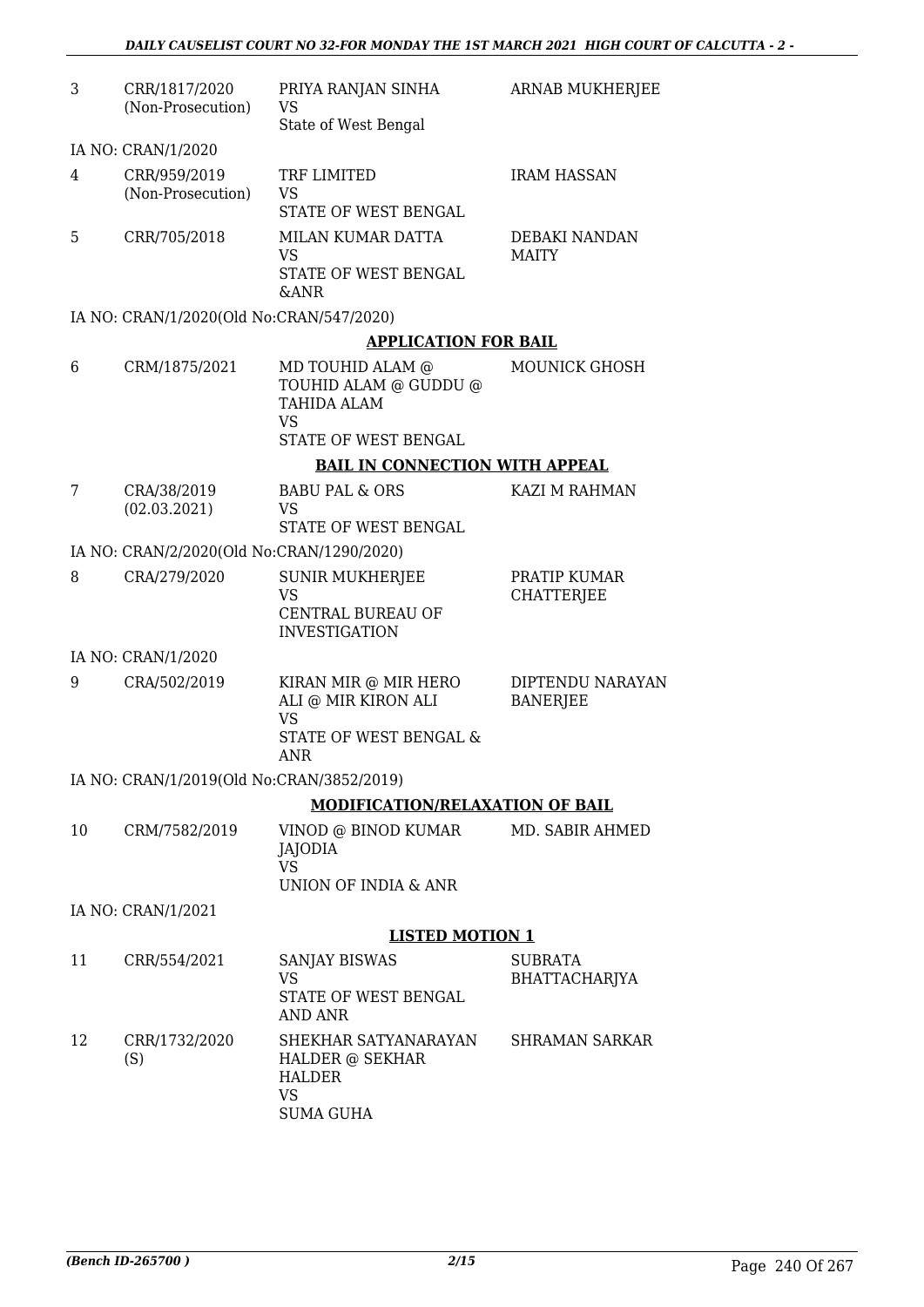| | | | |
|---|---|---|---|
| 3 | CRR/1817/2020 (Non-Prosecution) | PRIYA RANJAN SINHA VS State of West Bengal | ARNAB MUKHERJEE |
| IA NO: CRAN/1/2020 | | | |
| 4 | CRR/959/2019 (Non-Prosecution) | TRF LIMITED VS STATE OF WEST BENGAL | IRAM HASSAN |
| 5 | CRR/705/2018 | MILAN KUMAR DATTA VS STATE OF WEST BENGAL &ANR | DEBAKI NANDAN MAITY |
| IA NO: CRAN/1/2020(Old No:CRAN/547/2020) | | | |

**APPLICATION FOR BAIL**

| | | | |
|---|---|---|---|
| 6 | CRM/1875/2021 | MD TOUHID ALAM @ TOUHID ALAM @ GUDDU @ TAHIDA ALAM VS STATE OF WEST BENGAL | MOUNICK GHOSH |

**BAIL IN CONNECTION WITH APPEAL**

| | | | |
|---|---|---|---|
| 7 | CRA/38/2019 (02.03.2021) | BABU PAL & ORS VS STATE OF WEST BENGAL | KAZI M RAHMAN |
| IA NO: CRAN/2/2020(Old No:CRAN/1290/2020) | | | |
| 8 | CRA/279/2020 | SUNIR MUKHERJEE VS CENTRAL BUREAU OF INVESTIGATION | PRATIP KUMAR CHATTERJEE |
| IA NO: CRAN/1/2020 | | | |
| 9 | CRA/502/2019 | KIRAN MIR @ MIR HERO ALI @ MIR KIRON ALI VS STATE OF WEST BENGAL & ANR | DIPTENDU NARAYAN BANERJEE |
| IA NO: CRAN/1/2019(Old No:CRAN/3852/2019) | | | |

**MODIFICATION/RELAXATION OF BAIL**

| | | | |
|---|---|---|---|
| 10 | CRM/7582/2019 | VINOD @ BINOD KUMAR JAJODIA VS UNION OF INDIA & ANR | MD. SABIR AHMED |
| IA NO: CRAN/1/2021 | | | |

**LISTED MOTION 1**

| | | | |
|---|---|---|---|
| 11 | CRR/554/2021 | SANJAY BISWAS VS STATE OF WEST BENGAL AND ANR | SUBRATA BHATTACHARJYA |
| 12 | CRR/1732/2020 (S) | SHEKHAR SATYANARAYAN HALDER @ SEKHAR HALDER VS SUMA GUHA | SHRAMAN SARKAR |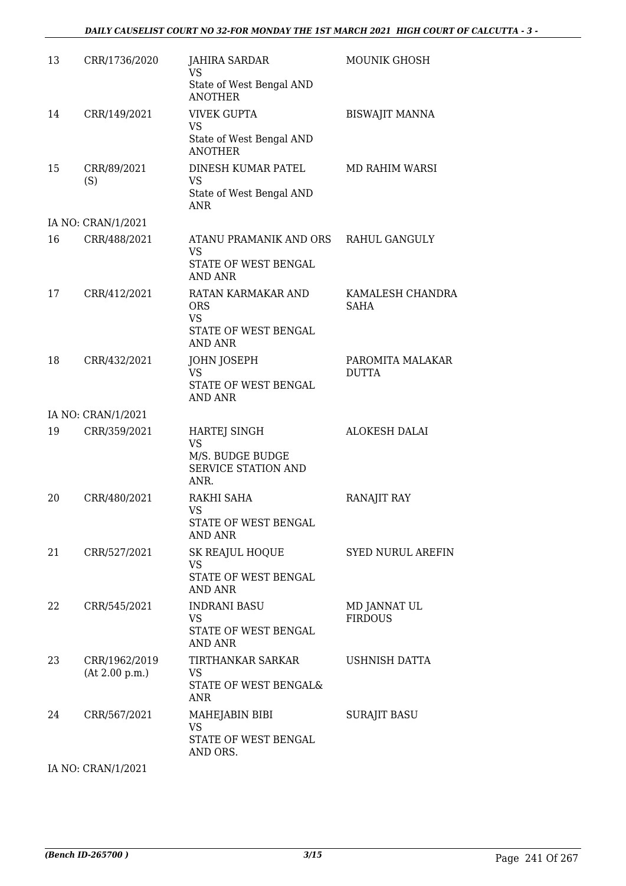| | | | |
|---|---|---|---|
| 13 | CRR/1736/2020 | JAHIRA SARDAR<br>VS<br>State of West Bengal AND ANOTHER | MOUNIK GHOSH |
| 14 | CRR/149/2021 | VIVEK GUPTA<br>VS<br>State of West Bengal AND ANOTHER | BISWAJIT MANNA |
| 15 | CRR/89/2021<br>(S) | DINESH KUMAR PATEL<br>VS<br>State of West Bengal AND ANR | MD RAHIM WARSI |
| | IA NO: CRAN/1/2021 | | |
| 16 | CRR/488/2021 | ATANU PRAMANIK AND ORS<br>VS<br>STATE OF WEST BENGAL AND ANR | RAHUL GANGULY |
| 17 | CRR/412/2021 | RATAN KARMAKAR AND ORS<br>VS<br>STATE OF WEST BENGAL AND ANR | KAMALESH CHANDRA SAHA |
| 18 | CRR/432/2021 | JOHN JOSEPH<br>VS<br>STATE OF WEST BENGAL AND ANR | PAROMITA MALAKAR DUTTA |
| | IA NO: CRAN/1/2021 | | |
| 19 | CRR/359/2021 | HARTEJ SINGH<br>VS<br>M/S. BUDGE BUDGE SERVICE STATION AND ANR. | ALOKESH DALAI |
| 20 | CRR/480/2021 | RAKHI SAHA<br>VS<br>STATE OF WEST BENGAL AND ANR | RANAJIT RAY |
| 21 | CRR/527/2021 | SK REAJUL HOQUE<br>VS<br>STATE OF WEST BENGAL AND ANR | SYED NURUL AREFIN |
| 22 | CRR/545/2021 | INDRANI BASU<br>VS<br>STATE OF WEST BENGAL AND ANR | MD JANNAT UL FIRDOUS |
| 23 | CRR/1962/2019<br>(At 2.00 p.m.) | TIRTHANKAR SARKAR<br>VS<br>STATE OF WEST BENGAL& ANR | USHNISH DATTA |
| 24 | CRR/567/2021 | MAHEJABIN BIBI<br>VS<br>STATE OF WEST BENGAL AND ORS. | SURAJIT BASU |
| | IA NO: CRAN/1/2021 | | |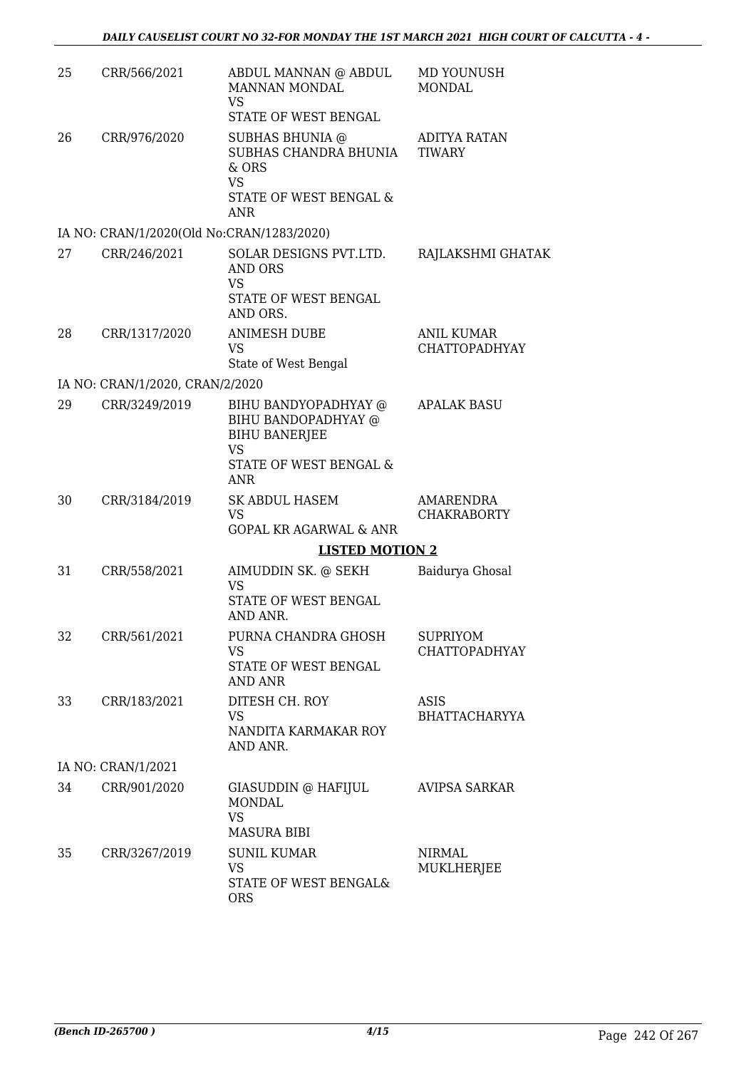| | | | |
|---|---|---|---|
| 25 | CRR/566/2021 | ABDUL MANNAN @ ABDUL MANNAN MONDAL<br>VS<br>STATE OF WEST BENGAL | MD YOUNUSH MONDAL |
| 26 | CRR/976/2020 | SUBHAS BHUNIA @ SUBHAS CHANDRA BHUNIA & ORS<br>VS<br>STATE OF WEST BENGAL & ANR | ADITYA RATAN TIWARY |
| | IA NO: CRAN/1/2020(Old No:CRAN/1283/2020) | | |
| 27 | CRR/246/2021 | SOLAR DESIGNS PVT.LTD. AND ORS<br>VS<br>STATE OF WEST BENGAL AND ORS. | RAJLAKSHMI GHATAK |
| 28 | CRR/1317/2020 | ANIMESH DUBE<br>VS<br>State of West Bengal | ANIL KUMAR CHATTOPADHYAY |
| | IA NO: CRAN/1/2020, CRAN/2/2020 | | |
| 29 | CRR/3249/2019 | BIHU BANDYOPADHYAY @ BIHU BANDOPADHYAY @ BIHU BANERJEE<br>VS<br>STATE OF WEST BENGAL & ANR | APALAK BASU |
| 30 | CRR/3184/2019 | SK ABDUL HASEM<br>VS<br>GOPAL KR AGARWAL & ANR | AMARENDRA CHAKRABORTY |
| | | **LISTED MOTION 2** | |
| 31 | CRR/558/2021 | AIMUDDIN SK. @ SEKH<br>VS<br>STATE OF WEST BENGAL AND ANR. | Baidurya Ghosal |
| 32 | CRR/561/2021 | PURNA CHANDRA GHOSH<br>VS<br>STATE OF WEST BENGAL AND ANR | SUPRIYOM CHATTOPADHYAY |
| 33 | CRR/183/2021 | DITESH CH. ROY<br>VS<br>NANDITA KARMAKAR ROY AND ANR. | ASIS BHATTACHARYYA |
| | IA NO: CRAN/1/2021 | | |
| 34 | CRR/901/2020 | GIASUDDIN @ HAFIJUL MONDAL<br>VS<br>MASURA BIBI | AVIPSA SARKAR |
| 35 | CRR/3267/2019 | SUNIL KUMAR<br>VS<br>STATE OF WEST BENGAL& ORS | NIRMAL MUKLHERJEE |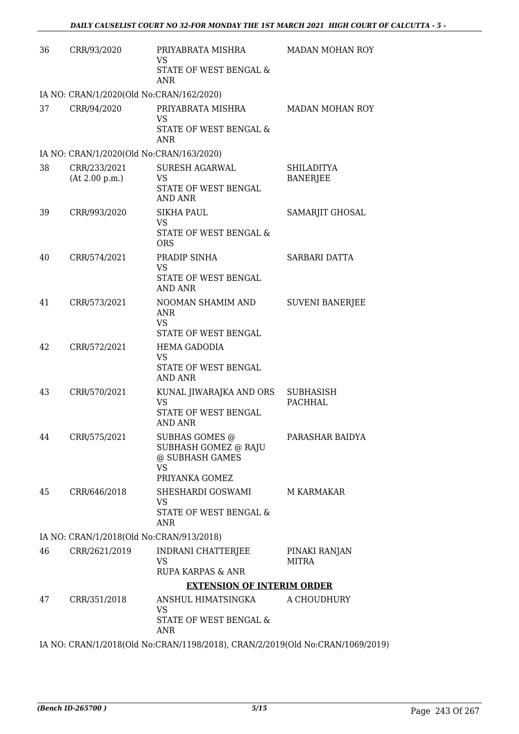| | | | |
|---|---|---|---|
| 36 | CRR/93/2020 | PRIYABRATA MISHRA<br>VS<br>STATE OF WEST BENGAL & ANR | MADAN MOHAN ROY |

IA NO: CRAN/1/2020(Old No:CRAN/162/2020)

| | | | |
|---|---|---|---|
| 37 | CRR/94/2020 | PRIYABRATA MISHRA<br>VS<br>STATE OF WEST BENGAL & ANR | MADAN MOHAN ROY |

IA NO: CRAN/1/2020(Old No:CRAN/163/2020)

| | | | |
|---|---|---|---|
| 38 | CRR/233/2021<br>(At 2.00 p.m.) | SURESH AGARWAL<br>VS<br>STATE OF WEST BENGAL AND ANR | SHILADITYA BANERJEE |
| 39 | CRR/993/2020 | SIKHA PAUL<br>VS<br>STATE OF WEST BENGAL & ORS | SAMARJIT GHOSAL |
| 40 | CRR/574/2021 | PRADIP SINHA<br>VS<br>STATE OF WEST BENGAL AND ANR | SARBARI DATTA |
| 41 | CRR/573/2021 | NOOMAN SHAMIM AND ANR<br>VS<br>STATE OF WEST BENGAL | SUVENI BANERJEE |
| 42 | CRR/572/2021 | HEMA GADODIA<br>VS<br>STATE OF WEST BENGAL AND ANR | |
| 43 | CRR/570/2021 | KUNAL JIWARAJKA AND ORS<br>VS<br>STATE OF WEST BENGAL AND ANR | SUBHASISH PACHHAL |
| 44 | CRR/575/2021 | SUBHAS GOMES @ SUBHASH GOMEZ @ RAJU @ SUBHASH GAMES<br>VS<br>PRIYANKA GOMEZ | PARASHAR BAIDYA |
| 45 | CRR/646/2018 | SHESHARDI GOSWAMI<br>VS<br>STATE OF WEST BENGAL & ANR | M KARMAKAR |

IA NO: CRAN/1/2018(Old No:CRAN/913/2018)

| | | | |
|---|---|---|---|
| 46 | CRR/2621/2019 | INDRANI CHATTERJEE<br>VS<br>RUPA KARPAS & ANR | PINAKI RANJAN MITRA |

**EXTENSION OF INTERIM ORDER**

| | | | |
|---|---|---|---|
| 47 | CRR/351/2018 | ANSHUL HIMATSINGKA<br>VS<br>STATE OF WEST BENGAL & ANR | A CHOUDHURY |

IA NO: CRAN/1/2018(Old No:CRAN/1198/2018), CRAN/2/2019(Old No:CRAN/1069/2019)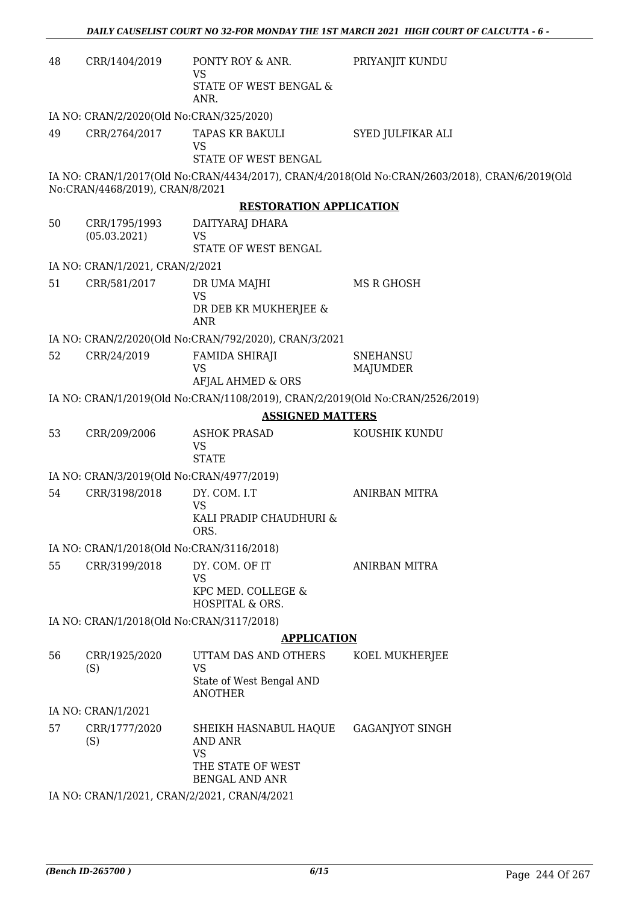| | | | |
|---|---|---|---|
| 48 | CRR/1404/2019 | PONTY ROY & ANR.<br>VS<br>STATE OF WEST BENGAL & ANR. | PRIYANJIT KUNDU |

IA NO: CRAN/2/2020(Old No:CRAN/325/2020)

| | | | |
|---|---|---|---|
| 49 | CRR/2764/2017 | TAPAS KR BAKULI<br>VS<br>STATE OF WEST BENGAL | SYED JULFIKAR ALI |

IA NO: CRAN/1/2017(Old No:CRAN/4434/2017), CRAN/4/2018(Old No:CRAN/2603/2018), CRAN/6/2019(Old No:CRAN/4468/2019), CRAN/8/2021

## RESTORATION APPLICATION

| | | | |
|---|---|---|---|
| 50 | CRR/1795/1993<br>(05.03.2021) | DAITYARAJ DHARA<br>VS<br>STATE OF WEST BENGAL | |

IA NO: CRAN/1/2021, CRAN/2/2021

| | | | |
|---|---|---|---|
| 51 | CRR/581/2017 | DR UMA MAJHI<br>VS<br>DR DEB KR MUKHERJEE & ANR | MS R GHOSH |

IA NO: CRAN/2/2020(Old No:CRAN/792/2020), CRAN/3/2021

| | | | |
|---|---|---|---|
| 52 | CRR/24/2019 | FAMIDA SHIRAJI<br>VS<br>AFJAL AHMED & ORS | SNEHANSU MAJUMDER |

IA NO: CRAN/1/2019(Old No:CRAN/1108/2019), CRAN/2/2019(Old No:CRAN/2526/2019)

## ASSIGNED MATTERS

| | | | |
|---|---|---|---|
| 53 | CRR/209/2006 | ASHOK PRASAD<br>VS<br>STATE | KOUSHIK KUNDU |

IA NO: CRAN/3/2019(Old No:CRAN/4977/2019)

| | | | |
|---|---|---|---|
| 54 | CRR/3198/2018 | DY. COM. I.T<br>VS<br>KALI PRADIP CHAUDHURI & ORS. | ANIRBAN MITRA |

IA NO: CRAN/1/2018(Old No:CRAN/3116/2018)

| | | | |
|---|---|---|---|
| 55 | CRR/3199/2018 | DY. COM. OF IT<br>VS<br>KPC MED. COLLEGE & HOSPITAL & ORS. | ANIRBAN MITRA |

IA NO: CRAN/1/2018(Old No:CRAN/3117/2018)

## APPLICATION

| | | | |
|---|---|---|---|
| 56 | CRR/1925/2020<br>(S) | UTTAM DAS AND OTHERS<br>VS<br>State of West Bengal AND ANOTHER | KOEL MUKHERJEE |

IA NO: CRAN/1/2021

| | | | |
|---|---|---|---|
| 57 | CRR/1777/2020<br>(S) | SHEIKH HASNABUL HAQUE AND ANR<br>VS<br>THE STATE OF WEST BENGAL AND ANR | GAGANJYOT SINGH |

IA NO: CRAN/1/2021, CRAN/2/2021, CRAN/4/2021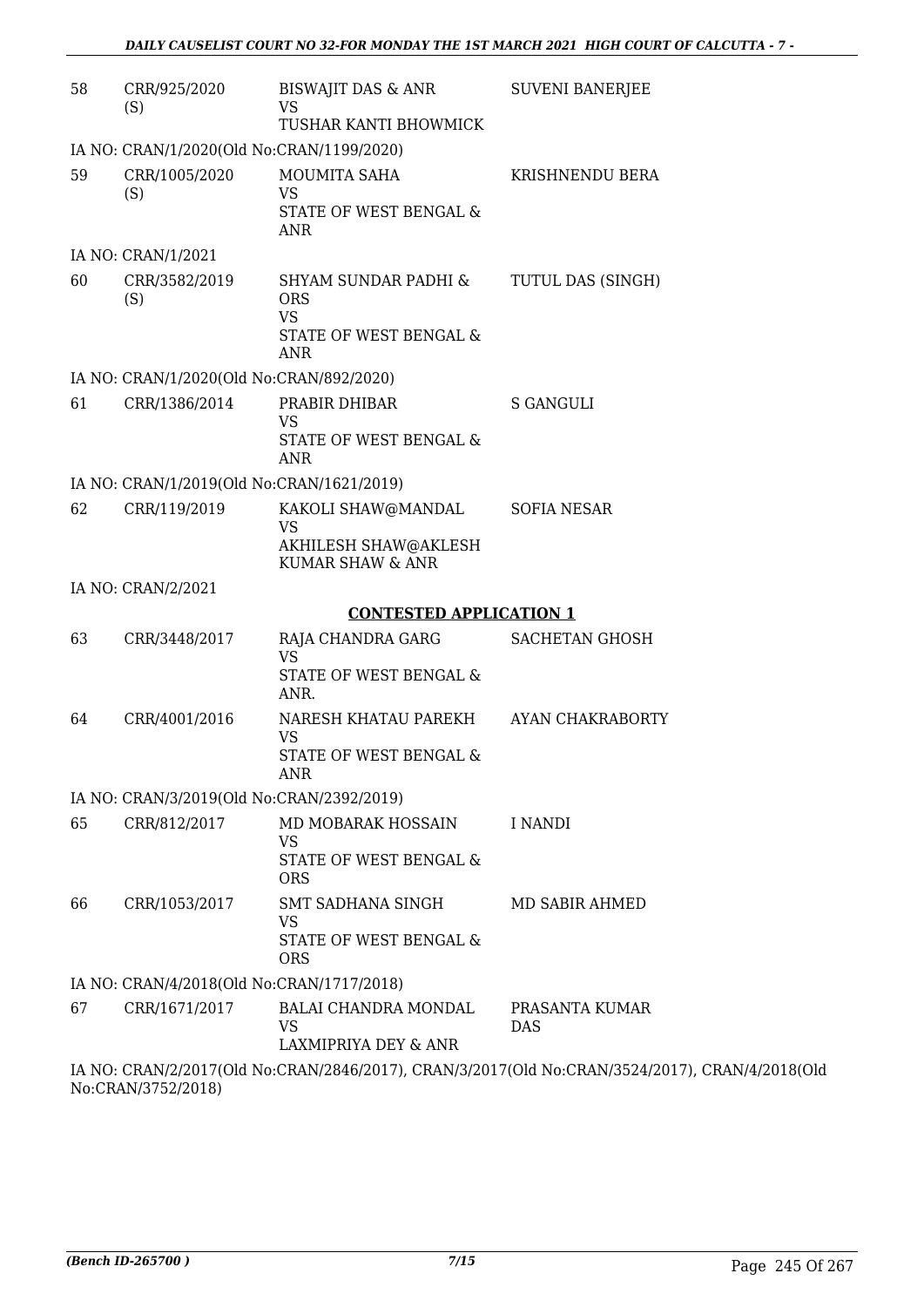| 58 | CRR/925/2020 (S) | BISWAJIT DAS & ANR VS TUSHAR KANTI BHOWMICK | SUVENI BANERJEE |
|---|---|---|---|

IA NO: CRAN/1/2020(Old No:CRAN/1199/2020)

| 59 | CRR/1005/2020 (S) | MOUMITA SAHA VS STATE OF WEST BENGAL & ANR | KRISHNENDU BERA |
|---|---|---|---|

IA NO: CRAN/1/2021

| 60 | CRR/3582/2019 (S) | SHYAM SUNDAR PADHI & ORS VS STATE OF WEST BENGAL & ANR | TUTUL DAS (SINGH) |
|---|---|---|---|

IA NO: CRAN/1/2020(Old No:CRAN/892/2020)

| 61 | CRR/1386/2014 | PRABIR DHIBAR VS STATE OF WEST BENGAL & ANR | S GANGULI |
|---|---|---|---|

IA NO: CRAN/1/2019(Old No:CRAN/1621/2019)

| 62 | CRR/119/2019 | KAKOLI SHAW@MANDAL VS AKHILESH SHAW@AKLESH KUMAR SHAW & ANR | SOFIA NESAR |
|---|---|---|---|

IA NO: CRAN/2/2021

**CONTESTED APPLICATION 1**

| 63 | CRR/3448/2017 | RAJA CHANDRA GARG VS STATE OF WEST BENGAL & ANR. | SACHETAN GHOSH |
|---|---|---|---|
| 64 | CRR/4001/2016 | NARESH KHATAU PAREKH VS STATE OF WEST BENGAL & ANR | AYAN CHAKRABORTY |

IA NO: CRAN/3/2019(Old No:CRAN/2392/2019)

| 65 | CRR/812/2017 | MD MOBARAK HOSSAIN VS STATE OF WEST BENGAL & ORS | I NANDI |
|---|---|---|---|
| 66 | CRR/1053/2017 | SMT SADHANA SINGH VS STATE OF WEST BENGAL & ORS | MD SABIR AHMED |

IA NO: CRAN/4/2018(Old No:CRAN/1717/2018)

| 67 | CRR/1671/2017 | BALAI CHANDRA MONDAL VS LAXMIPRIYA DEY & ANR | PRASANTA KUMAR DAS |
|---|---|---|---|

IA NO: CRAN/2/2017(Old No:CRAN/2846/2017), CRAN/3/2017(Old No:CRAN/3524/2017), CRAN/4/2018(Old No:CRAN/3752/2018)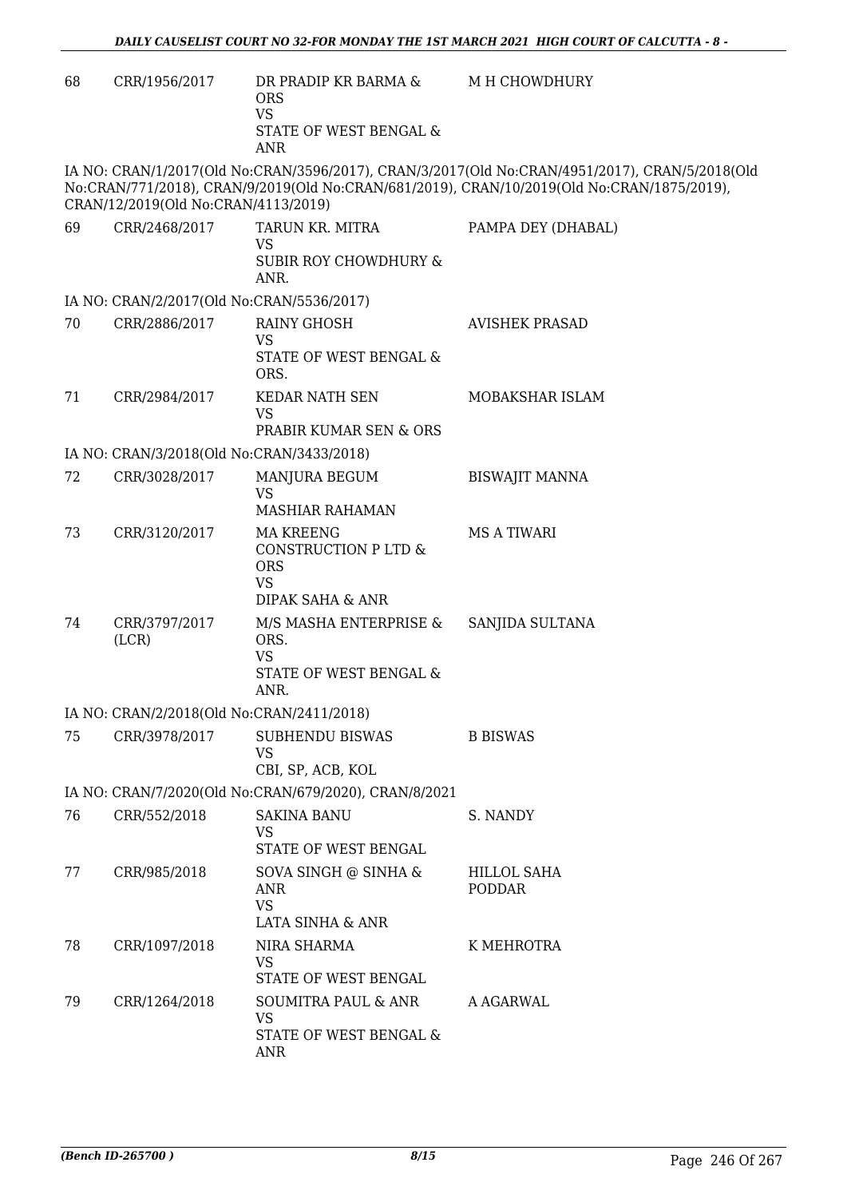| | | | |
|---|---|---|---|
| 68 | CRR/1956/2017 | DR PRADIP KR BARMA & ORS<br>VS<br>STATE OF WEST BENGAL & ANR | M H CHOWDHURY |

IA NO: CRAN/1/2017(Old No:CRAN/3596/2017), CRAN/3/2017(Old No:CRAN/4951/2017), CRAN/5/2018(Old No:CRAN/771/2018), CRAN/9/2019(Old No:CRAN/681/2019), CRAN/10/2019(Old No:CRAN/1875/2019), CRAN/12/2019(Old No:CRAN/4113/2019)

| | | | |
|---|---|---|---|
| 69 | CRR/2468/2017 | TARUN KR. MITRA<br>VS<br>SUBIR ROY CHOWDHURY & ANR. | PAMPA DEY (DHABAL) |

IA NO: CRAN/2/2017(Old No:CRAN/5536/2017)

| | | | |
|---|---|---|---|
| 70 | CRR/2886/2017 | RAINY GHOSH<br>VS<br>STATE OF WEST BENGAL & ORS. | AVISHEK PRASAD |
| 71 | CRR/2984/2017 | KEDAR NATH SEN<br>VS<br>PRABIR KUMAR SEN & ORS | MOBAKSHAR ISLAM |

IA NO: CRAN/3/2018(Old No:CRAN/3433/2018)

| | | | |
|---|---|---|---|
| 72 | CRR/3028/2017 | MANJURA BEGUM<br>VS<br>MASHIAR RAHAMAN | BISWAJIT MANNA |
| 73 | CRR/3120/2017 | MA KREENG CONSTRUCTION P LTD & ORS<br>VS<br>DIPAK SAHA & ANR | MS A TIWARI |
| 74 | CRR/3797/2017 (LCR) | M/S MASHA ENTERPRISE & ORS.<br>VS<br>STATE OF WEST BENGAL & ANR. | SANJIDA SULTANA |

IA NO: CRAN/2/2018(Old No:CRAN/2411/2018)

| | | | |
|---|---|---|---|
| 75 | CRR/3978/2017 | SUBHENDU BISWAS<br>VS<br>CBI, SP, ACB, KOL | B BISWAS |

IA NO: CRAN/7/2020(Old No:CRAN/679/2020), CRAN/8/2021

| | | | |
|---|---|---|---|
| 76 | CRR/552/2018 | SAKINA BANU<br>VS<br>STATE OF WEST BENGAL | S. NANDY |
| 77 | CRR/985/2018 | SOVA SINGH @ SINHA & ANR<br>VS<br>LATA SINHA & ANR | HILLOL SAHA PODDAR |
| 78 | CRR/1097/2018 | NIRA SHARMA<br>VS<br>STATE OF WEST BENGAL | K MEHROTRA |
| 79 | CRR/1264/2018 | SOUMITRA PAUL & ANR<br>VS<br>STATE OF WEST BENGAL & ANR | A AGARWAL |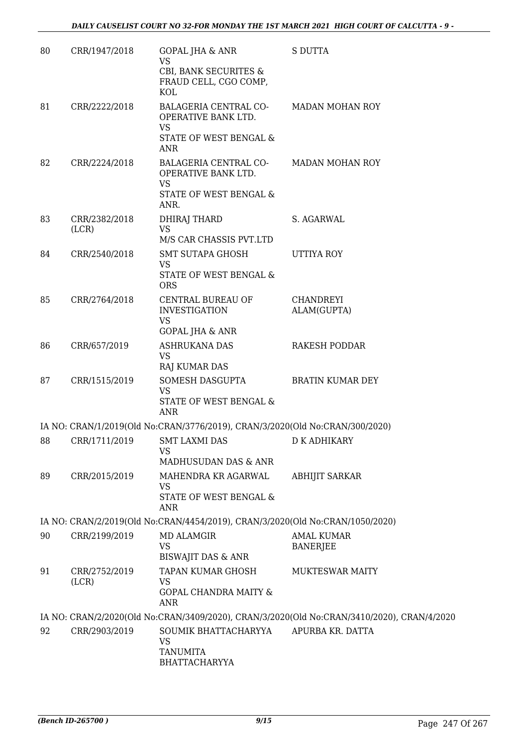| | | | |
|---|---|---|---|
| 80 | CRR/1947/2018 | GOPAL JHA & ANR<br>VS<br>CBI, BANK SECURITES & FRAUD CELL, CGO COMP, KOL | S DUTTA |
| 81 | CRR/2222/2018 | BALAGERIA CENTRAL CO-OPERATIVE BANK LTD.<br>VS<br>STATE OF WEST BENGAL & ANR | MADAN MOHAN ROY |
| 82 | CRR/2224/2018 | BALAGERIA CENTRAL CO-OPERATIVE BANK LTD.<br>VS<br>STATE OF WEST BENGAL & ANR. | MADAN MOHAN ROY |
| 83 | CRR/2382/2018 (LCR) | DHIRAJ THARD<br>VS<br>M/S CAR CHASSIS PVT.LTD | S. AGARWAL |
| 84 | CRR/2540/2018 | SMT SUTAPA GHOSH<br>VS<br>STATE OF WEST BENGAL & ORS | UTTIYA ROY |
| 85 | CRR/2764/2018 | CENTRAL BUREAU OF INVESTIGATION<br>VS<br>GOPAL JHA & ANR | CHANDREYI ALAM(GUPTA) |
| 86 | CRR/657/2019 | ASHRUKANA DAS<br>VS<br>RAJ KUMAR DAS | RAKESH PODDAR |
| 87 | CRR/1515/2019 | SOMESH DASGUPTA<br>VS<br>STATE OF WEST BENGAL & ANR | BRATIN KUMAR DEY |

IA NO: CRAN/1/2019(Old No:CRAN/3776/2019), CRAN/3/2020(Old No:CRAN/300/2020)

| | | | |
|---|---|---|---|
| 88 | CRR/1711/2019 | SMT LAXMI DAS<br>VS<br>MADHUSUDAN DAS & ANR | D K ADHIKARY |
| 89 | CRR/2015/2019 | MAHENDRA KR AGARWAL<br>VS<br>STATE OF WEST BENGAL & ANR | ABHIJIT SARKAR |

IA NO: CRAN/2/2019(Old No:CRAN/4454/2019), CRAN/3/2020(Old No:CRAN/1050/2020)

| | | | |
|---|---|---|---|
| 90 | CRR/2199/2019 | MD ALAMGIR<br>VS<br>BISWAJIT DAS & ANR | AMAL KUMAR BANERJEE |
| 91 | CRR/2752/2019 (LCR) | TAPAN KUMAR GHOSH<br>VS<br>GOPAL CHANDRA MAITY & ANR | MUKTESWAR MAITY |

IA NO: CRAN/2/2020(Old No:CRAN/3409/2020), CRAN/3/2020(Old No:CRAN/3410/2020), CRAN/4/2020

| | | | |
|---|---|---|---|
| 92 | CRR/2903/2019 | SOUMIK BHATTACHARYYA<br>VS<br>TANUMITA BHATTACHARYYA | APURBA KR. DATTA |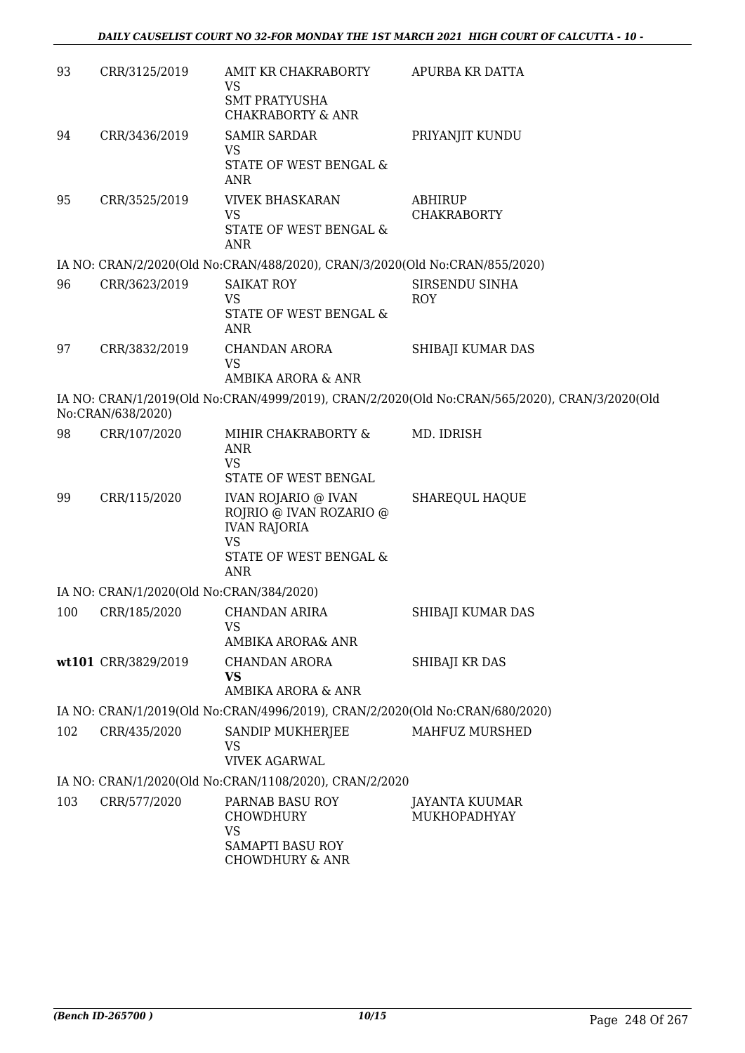| | | | |
|---|---|---|---|
| 93 | CRR/3125/2019 | AMIT KR CHAKRABORTY<br>VS<br>SMT PRATYUSHA CHAKRABORTY & ANR | APURBA KR DATTA |
| 94 | CRR/3436/2019 | SAMIR SARDAR<br>VS<br>STATE OF WEST BENGAL & ANR | PRIYANJIT KUNDU |
| 95 | CRR/3525/2019 | VIVEK BHASKARAN<br>VS<br>STATE OF WEST BENGAL & ANR | ABHIRUP CHAKRABORTY |

IA NO: CRAN/2/2020(Old No:CRAN/488/2020), CRAN/3/2020(Old No:CRAN/855/2020)

| | | | |
|---|---|---|---|
| 96 | CRR/3623/2019 | SAIKAT ROY<br>VS<br>STATE OF WEST BENGAL & ANR | SIRSENDU SINHA ROY |
| 97 | CRR/3832/2019 | CHANDAN ARORA<br>VS<br>AMBIKA ARORA & ANR | SHIBAJI KUMAR DAS |

IA NO: CRAN/1/2019(Old No:CRAN/4999/2019), CRAN/2/2020(Old No:CRAN/565/2020), CRAN/3/2020(Old No:CRAN/638/2020)

| | | | |
|---|---|---|---|
| 98 | CRR/107/2020 | MIHIR CHAKRABORTY & ANR<br>VS<br>STATE OF WEST BENGAL | MD. IDRISH |
| 99 | CRR/115/2020 | IVAN ROJARIO @ IVAN ROJRIO @ IVAN ROZARIO @ IVAN RAJORIA<br>VS<br>STATE OF WEST BENGAL & ANR | SHAREQUL HAQUE |

IA NO: CRAN/1/2020(Old No:CRAN/384/2020)

| | | | |
|---|---|---|---|
| 100 | CRR/185/2020 | CHANDAN ARIRA<br>VS<br>AMBIKA ARORA& ANR | SHIBAJI KUMAR DAS |
| **wt101** | CRR/3829/2019 | CHANDAN ARORA<br>**VS**<br>AMBIKA ARORA & ANR | SHIBAJI KR DAS |

IA NO: CRAN/1/2019(Old No:CRAN/4996/2019), CRAN/2/2020(Old No:CRAN/680/2020)

| | | | |
|---|---|---|---|
| 102 | CRR/435/2020 | SANDIP MUKHERJEE<br>VS<br>VIVEK AGARWAL | MAHFUZ MURSHED |

IA NO: CRAN/1/2020(Old No:CRAN/1108/2020), CRAN/2/2020

| | | | |
|---|---|---|---|
| 103 | CRR/577/2020 | PARNAB BASU ROY CHOWDHURY<br>VS<br>SAMAPTI BASU ROY CHOWDHURY & ANR | JAYANTA KUUMAR MUKHOPADHYAY |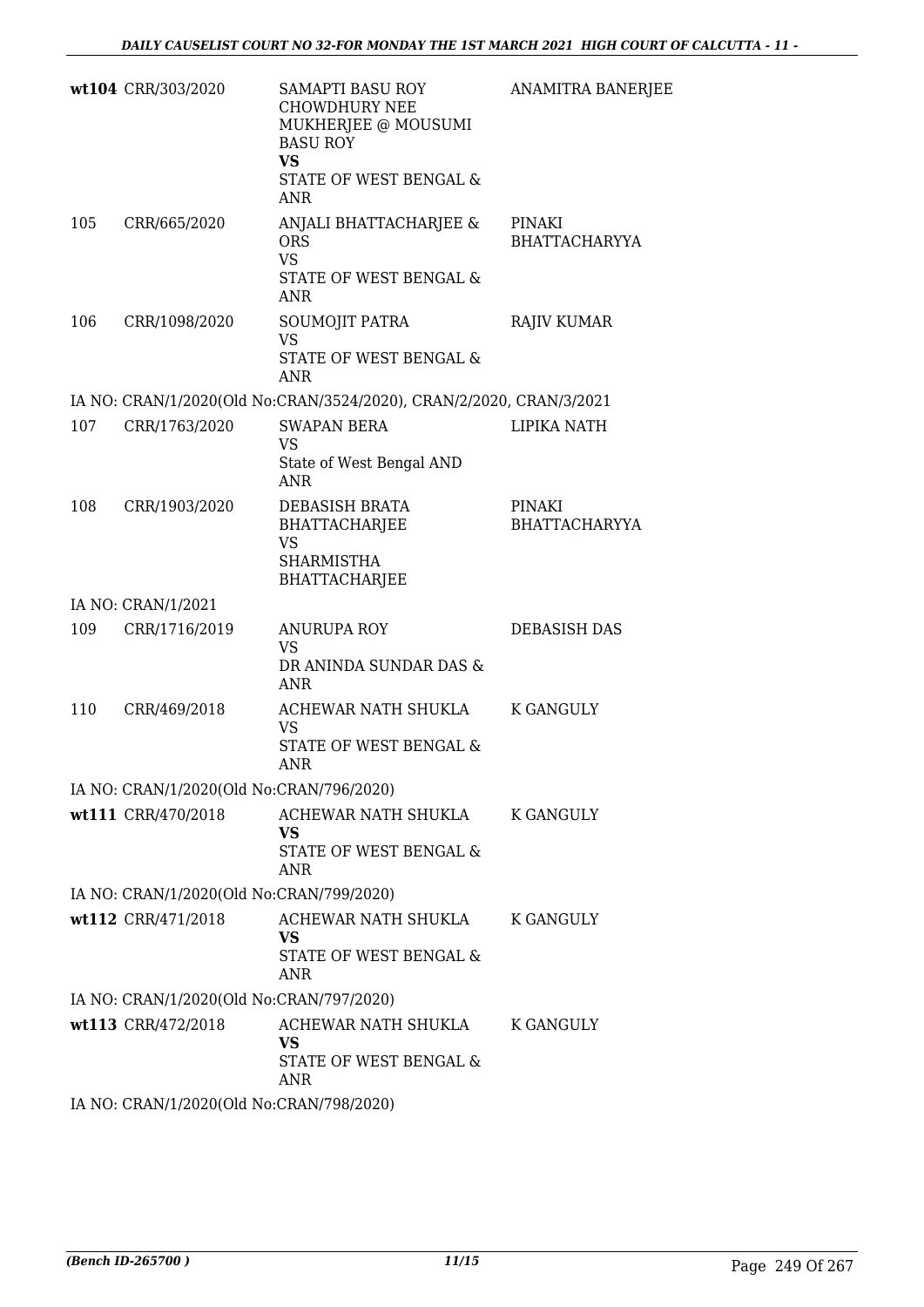| | | | |
|---|---|---|---|
| wt104 | CRR/303/2020 | SAMAPTI BASU ROY CHOWDHURY NEE MUKHERJEE @ MOUSUMI BASU ROY<br>**VS**<br>STATE OF WEST BENGAL & ANR | ANAMITRA BANERJEE |
| 105 | CRR/665/2020 | ANJALI BHATTACHARJEE & ORS<br>VS<br>STATE OF WEST BENGAL & ANR | PINAKI BHATTACHARYYA |
| 106 | CRR/1098/2020 | SOUMOJIT PATRA<br>VS<br>STATE OF WEST BENGAL & ANR | RAJIV KUMAR |
| IA NO: CRAN/1/2020(Old No:CRAN/3524/2020), CRAN/2/2020, CRAN/3/2021 | | | |
| 107 | CRR/1763/2020 | SWAPAN BERA<br>VS<br>State of West Bengal AND ANR | LIPIKA NATH |
| 108 | CRR/1903/2020 | DEBASISH BRATA BHATTACHARJEE<br>VS<br>SHARMISTHA BHATTACHARJEE | PINAKI BHATTACHARYYA |
| IA NO: CRAN/1/2021 | | | |
| 109 | CRR/1716/2019 | ANURUPA ROY<br>VS<br>DR ANINDA SUNDAR DAS & ANR | DEBASISH DAS |
| 110 | CRR/469/2018 | ACHEWAR NATH SHUKLA<br>VS<br>STATE OF WEST BENGAL & ANR | K GANGULY |
| IA NO: CRAN/1/2020(Old No:CRAN/796/2020) | | | |
| wt111 | CRR/470/2018 | ACHEWAR NATH SHUKLA<br>**VS**<br>STATE OF WEST BENGAL & ANR | K GANGULY |
| IA NO: CRAN/1/2020(Old No:CRAN/799/2020) | | | |
| wt112 | CRR/471/2018 | ACHEWAR NATH SHUKLA<br>**VS**<br>STATE OF WEST BENGAL & ANR | K GANGULY |
| IA NO: CRAN/1/2020(Old No:CRAN/797/2020) | | | |
| wt113 | CRR/472/2018 | ACHEWAR NATH SHUKLA<br>**VS**<br>STATE OF WEST BENGAL & ANR | K GANGULY |
| IA NO: CRAN/1/2020(Old No:CRAN/798/2020) | | | |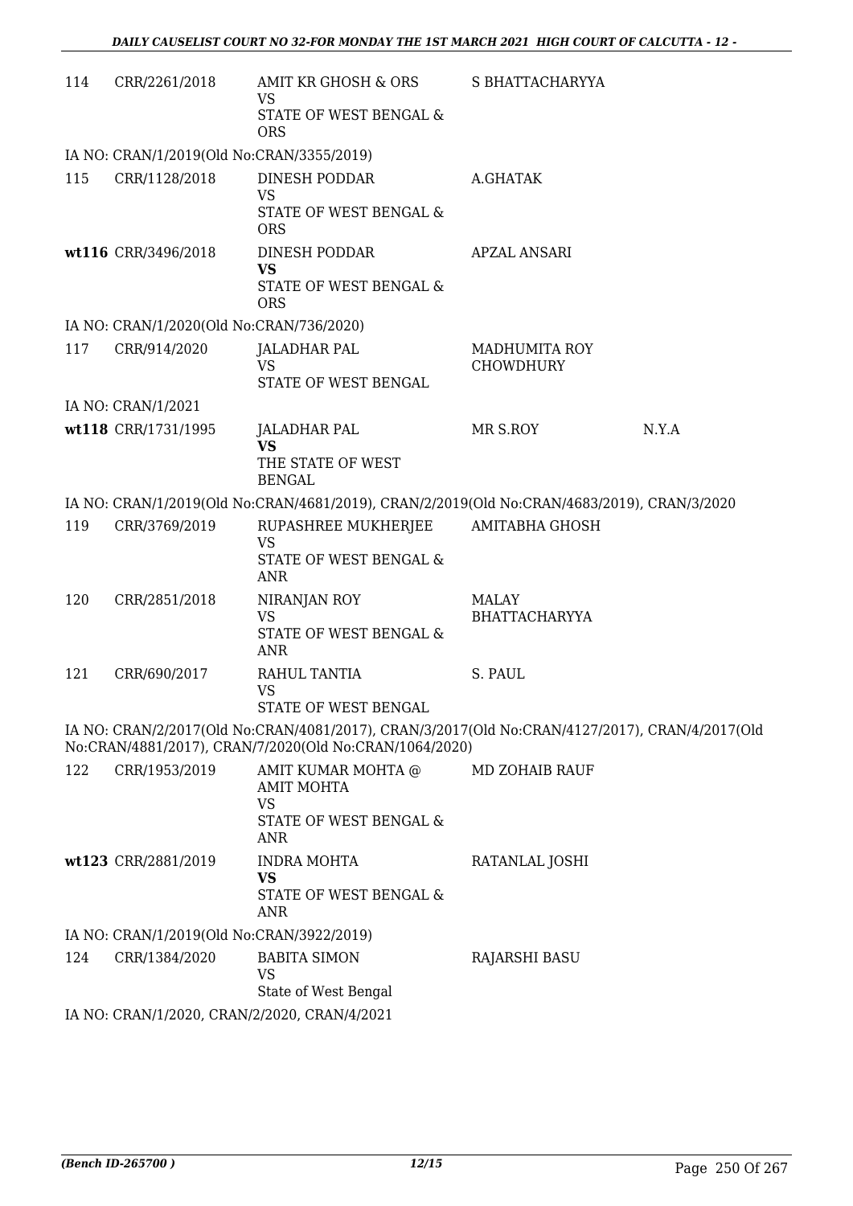| | | | | |
|---|---|---|---|---|
| 114 | CRR/2261/2018 | AMIT KR GHOSH & ORS<br>VS<br>STATE OF WEST BENGAL & ORS | S BHATTACHARYYA | |
| IA NO: CRAN/1/2019(Old No:CRAN/3355/2019) | | | | |
| 115 | CRR/1128/2018 | DINESH PODDAR<br>VS<br>STATE OF WEST BENGAL & ORS | A.GHATAK | |
| wt116 | CRR/3496/2018 | DINESH PODDAR<br>**VS**<br>STATE OF WEST BENGAL & ORS | APZAL ANSARI | |
| IA NO: CRAN/1/2020(Old No:CRAN/736/2020) | | | | |
| 117 | CRR/914/2020 | JALADHAR PAL<br>VS<br>STATE OF WEST BENGAL | MADHUMITA ROY CHOWDHURY | |
| IA NO: CRAN/1/2021 | | | | |
| wt118 | CRR/1731/1995 | JALADHAR PAL<br>**VS**<br>THE STATE OF WEST BENGAL | MR S.ROY | N.Y.A |
| IA NO: CRAN/1/2019(Old No:CRAN/4681/2019), CRAN/2/2019(Old No:CRAN/4683/2019), CRAN/3/2020 | | | | |
| 119 | CRR/3769/2019 | RUPASHREE MUKHERJEE<br>VS<br>STATE OF WEST BENGAL & ANR | AMITABHA GHOSH | |
| 120 | CRR/2851/2018 | NIRANJAN ROY<br>VS<br>STATE OF WEST BENGAL & ANR | MALAY BHATTACHARYYA | |
| 121 | CRR/690/2017 | RAHUL TANTIA<br>VS<br>STATE OF WEST BENGAL | S. PAUL | |
| IA NO: CRAN/2/2017(Old No:CRAN/4081/2017), CRAN/3/2017(Old No:CRAN/4127/2017), CRAN/4/2017(Old No:CRAN/4881/2017), CRAN/7/2020(Old No:CRAN/1064/2020) | | | | |
| 122 | CRR/1953/2019 | AMIT KUMAR MOHTA @ AMIT MOHTA<br>VS<br>STATE OF WEST BENGAL & ANR | MD ZOHAIB RAUF | |
| wt123 | CRR/2881/2019 | INDRA MOHTA<br>**VS**<br>STATE OF WEST BENGAL & ANR | RATANLAL JOSHI | |
| IA NO: CRAN/1/2019(Old No:CRAN/3922/2019) | | | | |
| 124 | CRR/1384/2020 | BABITA SIMON<br>VS<br>State of West Bengal | RAJARSHI BASU | |
| IA NO: CRAN/1/2020, CRAN/2/2020, CRAN/4/2021 | | | | |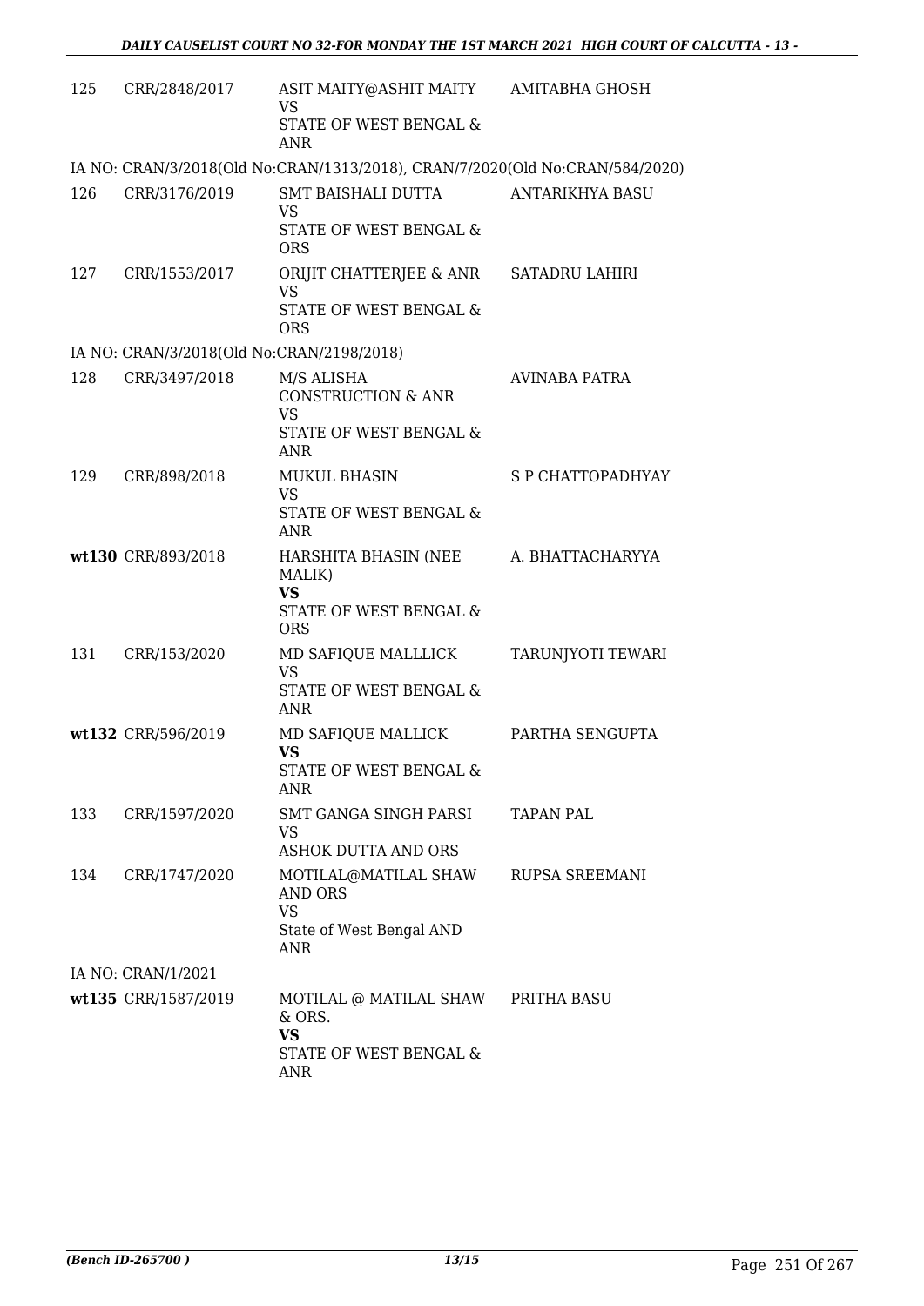| | | | |
|---|---|---|---|
| 125 | CRR/2848/2017 | ASIT MAITY@ASHIT MAITY<br>VS<br>STATE OF WEST BENGAL & ANR | AMITABHA GHOSH |

IA NO: CRAN/3/2018(Old No:CRAN/1313/2018), CRAN/7/2020(Old No:CRAN/584/2020)

| | | | |
|---|---|---|---|
| 126 | CRR/3176/2019 | SMT BAISHALI DUTTA<br>VS<br>STATE OF WEST BENGAL & ORS | ANTARIKHYA BASU |
| 127 | CRR/1553/2017 | ORIJIT CHATTERJEE & ANR<br>VS<br>STATE OF WEST BENGAL & ORS | SATADRU LAHIRI |

IA NO: CRAN/3/2018(Old No:CRAN/2198/2018)

| | | | |
|---|---|---|---|
| 128 | CRR/3497/2018 | M/S ALISHA CONSTRUCTION & ANR<br>VS<br>STATE OF WEST BENGAL & ANR | AVINABA PATRA |
| 129 | CRR/898/2018 | MUKUL BHASIN<br>VS<br>STATE OF WEST BENGAL & ANR | S P CHATTOPADHYAY |
| wt130 | CRR/893/2018 | HARSHITA BHASIN (NEE MALIK)<br>**VS**<br>STATE OF WEST BENGAL & ORS | A. BHATTACHARYYA |
| 131 | CRR/153/2020 | MD SAFIQUE MALLLICK<br>VS<br>STATE OF WEST BENGAL & ANR | TARUNJYOTI TEWARI |
| wt132 | CRR/596/2019 | MD SAFIQUE MALLICK<br>**VS**<br>STATE OF WEST BENGAL & ANR | PARTHA SENGUPTA |
| 133 | CRR/1597/2020 | SMT GANGA SINGH PARSI<br>VS<br>ASHOK DUTTA AND ORS | TAPAN PAL |
| 134 | CRR/1747/2020 | MOTILAL@MATILAL SHAW AND ORS<br>VS<br>State of West Bengal AND ANR | RUPSA SREEMANI |

IA NO: CRAN/1/2021

| | | | |
|---|---|---|---|
| wt135 | CRR/1587/2019 | MOTILAL @ MATILAL SHAW & ORS.<br>**VS**<br>STATE OF WEST BENGAL & ANR | PRITHA BASU |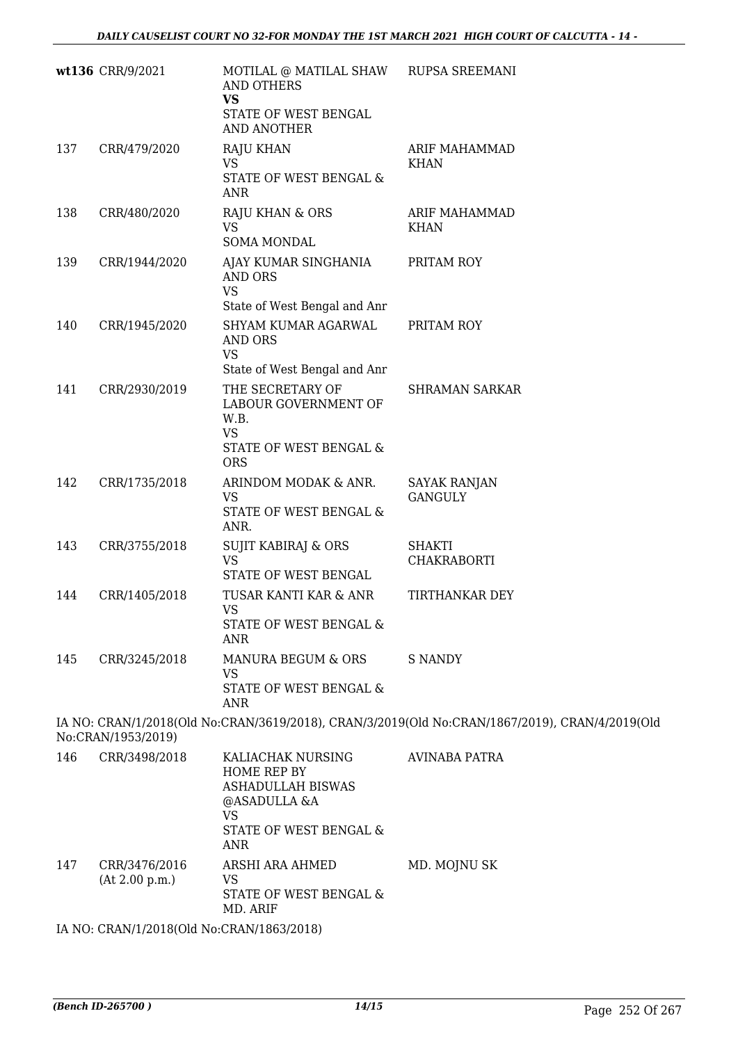| | | | |
|---|---|---|---|
| wt136 | CRR/9/2021 | MOTILAL @ MATILAL SHAW AND OTHERS<br>**VS**<br>STATE OF WEST BENGAL AND ANOTHER | RUPSA SREEMANI |
| 137 | CRR/479/2020 | RAJU KHAN<br>VS<br>STATE OF WEST BENGAL & ANR | ARIF MAHAMMAD KHAN |
| 138 | CRR/480/2020 | RAJU KHAN & ORS<br>VS<br>SOMA MONDAL | ARIF MAHAMMAD KHAN |
| 139 | CRR/1944/2020 | AJAY KUMAR SINGHANIA AND ORS<br>VS<br>State of West Bengal and Anr | PRITAM ROY |
| 140 | CRR/1945/2020 | SHYAM KUMAR AGARWAL AND ORS<br>VS<br>State of West Bengal and Anr | PRITAM ROY |
| 141 | CRR/2930/2019 | THE SECRETARY OF LABOUR GOVERNMENT OF W.B.<br>VS<br>STATE OF WEST BENGAL & ORS | SHRAMAN SARKAR |
| 142 | CRR/1735/2018 | ARINDOM MODAK & ANR.<br>VS<br>STATE OF WEST BENGAL & ANR. | SAYAK RANJAN GANGULY |
| 143 | CRR/3755/2018 | SUJIT KABIRAJ & ORS<br>VS<br>STATE OF WEST BENGAL | SHAKTI CHAKRABORTI |
| 144 | CRR/1405/2018 | TUSAR KANTI KAR & ANR<br>VS<br>STATE OF WEST BENGAL & ANR | TIRTHANKAR DEY |
| 145 | CRR/3245/2018 | MANURA BEGUM & ORS<br>VS<br>STATE OF WEST BENGAL & ANR | S NANDY |

IA NO: CRAN/1/2018(Old No:CRAN/3619/2018), CRAN/3/2019(Old No:CRAN/1867/2019), CRAN/4/2019(Old No:CRAN/1953/2019)

| | | | |
|---|---|---|---|
| 146 | CRR/3498/2018 | KALIACHAK NURSING HOME REP BY ASHADULLAH BISWAS @ASADULLA &A<br>VS<br>STATE OF WEST BENGAL & ANR | AVINABA PATRA |
| 147 | CRR/3476/2016<br>(At 2.00 p.m.) | ARSHI ARA AHMED<br>VS<br>STATE OF WEST BENGAL & MD. ARIF | MD. MOJNU SK |

IA NO: CRAN/1/2018(Old No:CRAN/1863/2018)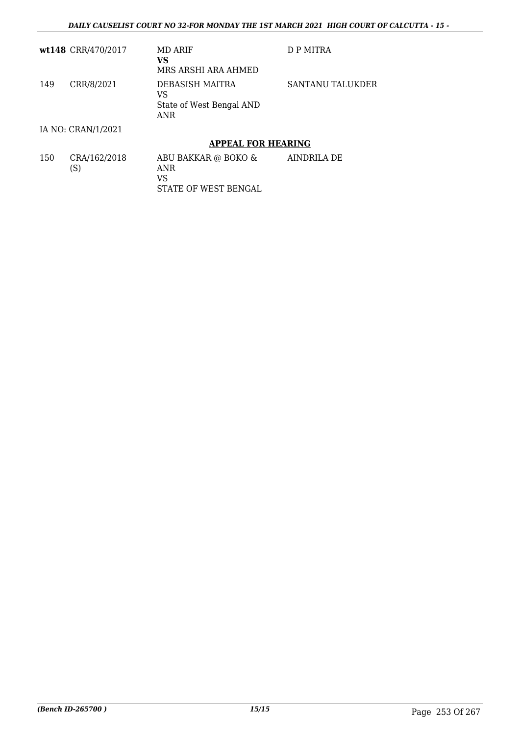| | | | |
|---|---|---|---|
| **wt148** | CRR/470/2017 | MD ARIF<br>**VS**<br>MRS ARSHI ARA AHMED | D P MITRA |
| 149 | CRR/8/2021 | DEBASISH MAITRA<br>VS<br>State of West Bengal AND ANR | SANTANU TALUKDER |

IA NO: CRAN/1/2021

## APPEAL FOR HEARING

| | | | |
|---|---|---|---|
| 150 | CRA/162/2018 (S) | ABU BAKKAR @ BOKO & ANR<br>VS<br>STATE OF WEST BENGAL | AINDRILA DE |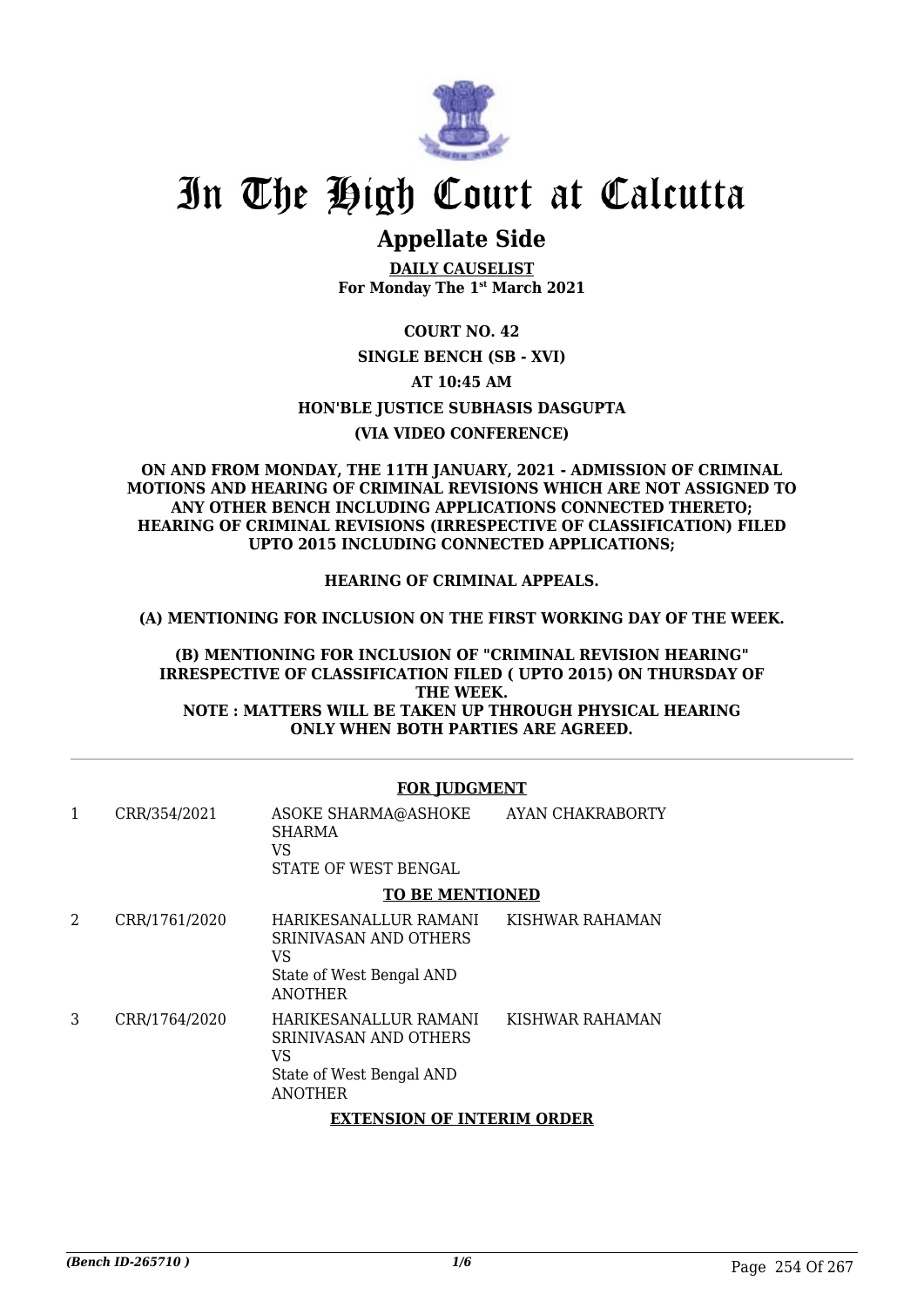# In The High Court at Calcutta

## Appellate Side

**DAILY CAUSELIST**
**For Monday The 1st March 2021**

**COURT NO. 42**

**SINGLE BENCH (SB - XVI)**

**AT 10:45 AM**

**HON'BLE JUSTICE SUBHASIS DASGUPTA**

**(VIA VIDEO CONFERENCE)**

**ON AND FROM MONDAY, THE 11TH JANUARY, 2021 - ADMISSION OF CRIMINAL MOTIONS AND HEARING OF CRIMINAL REVISIONS WHICH ARE NOT ASSIGNED TO ANY OTHER BENCH INCLUDING APPLICATIONS CONNECTED THERETO; HEARING OF CRIMINAL REVISIONS (IRRESPECTIVE OF CLASSIFICATION) FILED UPTO 2015 INCLUDING CONNECTED APPLICATIONS;**

**HEARING OF CRIMINAL APPEALS.**

**(A) MENTIONING FOR INCLUSION ON THE FIRST WORKING DAY OF THE WEEK.**

**(B) MENTIONING FOR INCLUSION OF "CRIMINAL REVISION HEARING" IRRESPECTIVE OF CLASSIFICATION FILED ( UPTO 2015) ON THURSDAY OF THE WEEK.**
**NOTE : MATTERS WILL BE TAKEN UP THROUGH PHYSICAL HEARING ONLY WHEN BOTH PARTIES ARE AGREED.**

**FOR JUDGMENT**

| | | | |
|---|---|---|---|
| 1 | CRR/354/2021 | ASOKE SHARMA@ASHOKE SHARMA<br>VS<br>STATE OF WEST BENGAL | AYAN CHAKRABORTY |

**TO BE MENTIONED**

| | | | |
|---|---|---|---|
| 2 | CRR/1761/2020 | HARIKESANALLUR RAMANI SRINIVASAN AND OTHERS<br>VS<br>State of West Bengal AND ANOTHER | KISHWAR RAHAMAN |
| 3 | CRR/1764/2020 | HARIKESANALLUR RAMANI SRINIVASAN AND OTHERS<br>VS<br>State of West Bengal AND ANOTHER | KISHWAR RAHAMAN |

**EXTENSION OF INTERIM ORDER**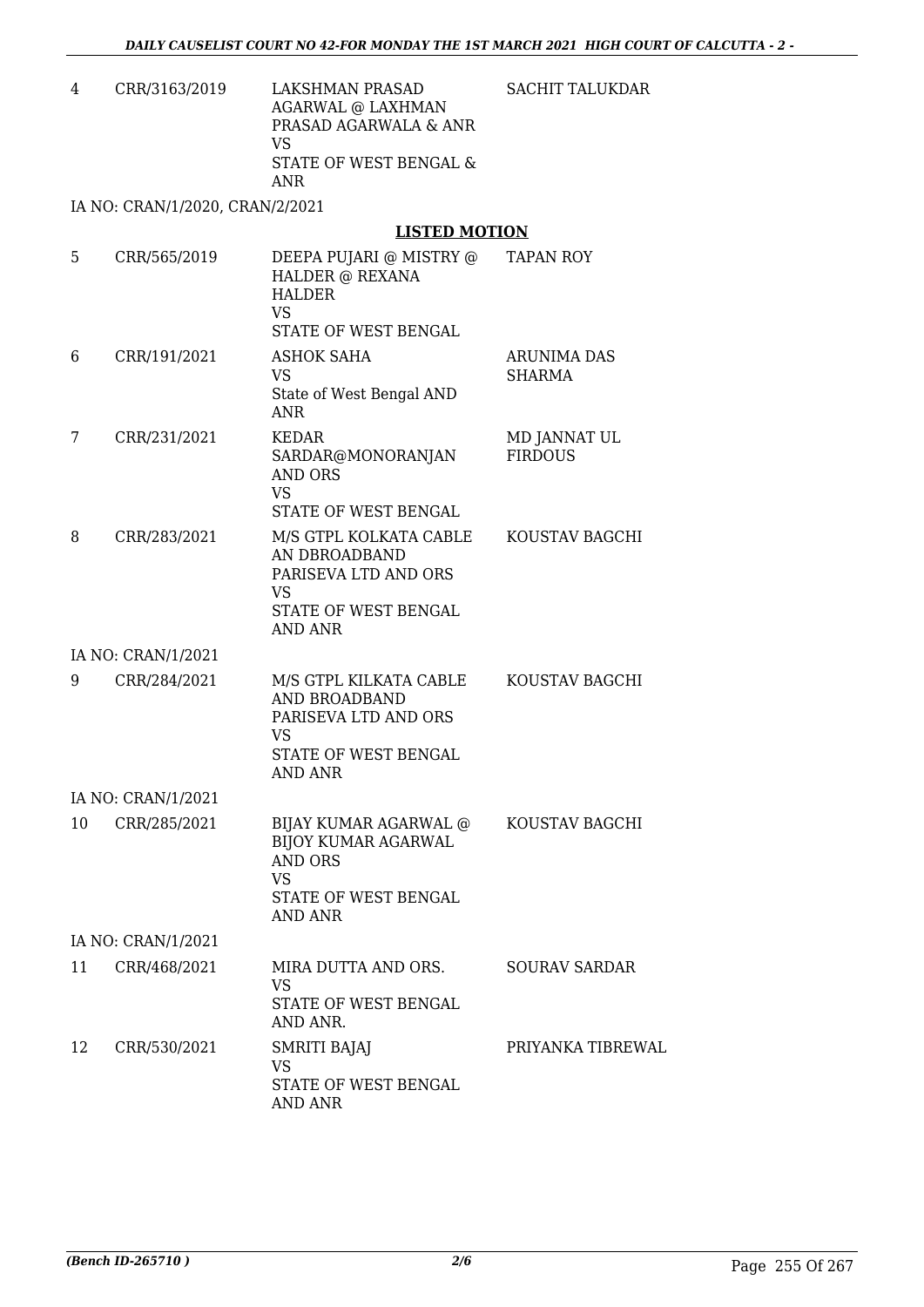| | | | |
|---|---|---|---|
| 4 | CRR/3163/2019 | LAKSHMAN PRASAD AGARWAL @ LAXHMAN PRASAD AGARWALA & ANR<br>VS<br>STATE OF WEST BENGAL & ANR | SACHIT TALUKDAR |

IA NO: CRAN/1/2020, CRAN/2/2021

## LISTED MOTION

| | | | |
|---|---|---|---|
| 5 | CRR/565/2019 | DEEPA PUJARI @ MISTRY @ HALDER @ REXANA HALDER<br>VS<br>STATE OF WEST BENGAL | TAPAN ROY |
| 6 | CRR/191/2021 | ASHOK SAHA<br>VS<br>State of West Bengal AND ANR | ARUNIMA DAS SHARMA |
| 7 | CRR/231/2021 | KEDAR SARDAR@MONORANJAN AND ORS<br>VS<br>STATE OF WEST BENGAL | MD JANNAT UL FIRDOUS |
| 8 | CRR/283/2021 | M/S GTPL KOLKATA CABLE AN DBROADBAND PARISEVA LTD AND ORS<br>VS<br>STATE OF WEST BENGAL AND ANR | KOUSTAV BAGCHI |

IA NO: CRAN/1/2021

| | | | |
|---|---|---|---|
| 9 | CRR/284/2021 | M/S GTPL KILKATA CABLE AND BROADBAND PARISEVA LTD AND ORS<br>VS<br>STATE OF WEST BENGAL AND ANR | KOUSTAV BAGCHI |

IA NO: CRAN/1/2021

| | | | |
|---|---|---|---|
| 10 | CRR/285/2021 | BIJAY KUMAR AGARWAL @ BIJOY KUMAR AGARWAL AND ORS<br>VS<br>STATE OF WEST BENGAL AND ANR | KOUSTAV BAGCHI |

IA NO: CRAN/1/2021

| | | | |
|---|---|---|---|
| 11 | CRR/468/2021 | MIRA DUTTA AND ORS.<br>VS<br>STATE OF WEST BENGAL AND ANR. | SOURAV SARDAR |
| 12 | CRR/530/2021 | SMRITI BAJAJ<br>VS<br>STATE OF WEST BENGAL AND ANR | PRIYANKA TIBREWAL |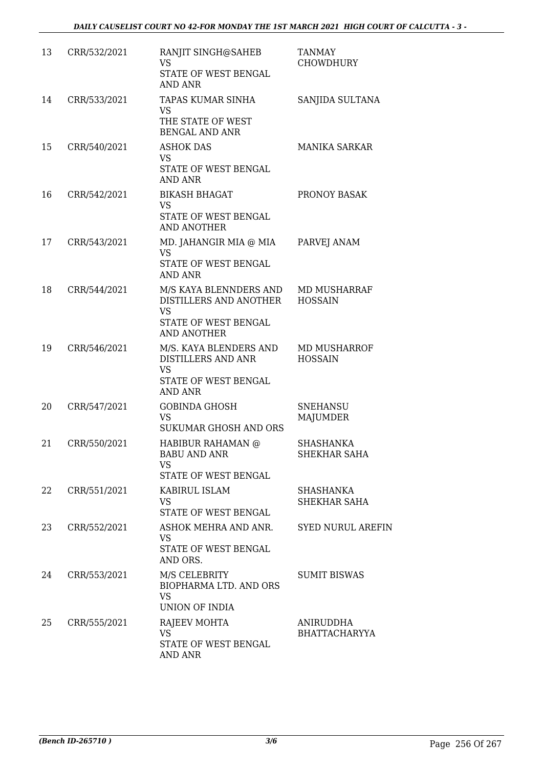| 13 | CRR/532/2021 | RANJIT SINGH@SAHEB<br>VS<br>STATE OF WEST BENGAL AND ANR | TANMAY CHOWDHURY |
|---|---|---|---|
| 14 | CRR/533/2021 | TAPAS KUMAR SINHA<br>VS<br>THE STATE OF WEST BENGAL AND ANR | SANJIDA SULTANA |
| 15 | CRR/540/2021 | ASHOK DAS<br>VS<br>STATE OF WEST BENGAL AND ANR | MANIKA SARKAR |
| 16 | CRR/542/2021 | BIKASH BHAGAT<br>VS<br>STATE OF WEST BENGAL AND ANOTHER | PRONOY BASAK |
| 17 | CRR/543/2021 | MD. JAHANGIR MIA @ MIA<br>VS<br>STATE OF WEST BENGAL AND ANR | PARVEJ ANAM |
| 18 | CRR/544/2021 | M/S KAYA BLENNDERS AND DISTILLERS AND ANOTHER<br>VS<br>STATE OF WEST BENGAL AND ANOTHER | MD MUSHARRAF HOSSAIN |
| 19 | CRR/546/2021 | M/S. KAYA BLENDERS AND DISTILLERS AND ANR<br>VS<br>STATE OF WEST BENGAL AND ANR | MD MUSHARROF HOSSAIN |
| 20 | CRR/547/2021 | GOBINDA GHOSH<br>VS<br>SUKUMAR GHOSH AND ORS | SNEHANSU MAJUMDER |
| 21 | CRR/550/2021 | HABIBUR RAHAMAN @ BABU AND ANR<br>VS<br>STATE OF WEST BENGAL | SHASHANKA SHEKHAR SAHA |
| 22 | CRR/551/2021 | KABIRUL ISLAM<br>VS<br>STATE OF WEST BENGAL | SHASHANKA SHEKHAR SAHA |
| 23 | CRR/552/2021 | ASHOK MEHRA AND ANR.<br>VS<br>STATE OF WEST BENGAL AND ORS. | SYED NURUL AREFIN |
| 24 | CRR/553/2021 | M/S CELEBRITY BIOPHARMA LTD. AND ORS<br>VS<br>UNION OF INDIA | SUMIT BISWAS |
| 25 | CRR/555/2021 | RAJEEV MOHTA<br>VS<br>STATE OF WEST BENGAL AND ANR | ANIRUDDHA BHATTACHARYYA |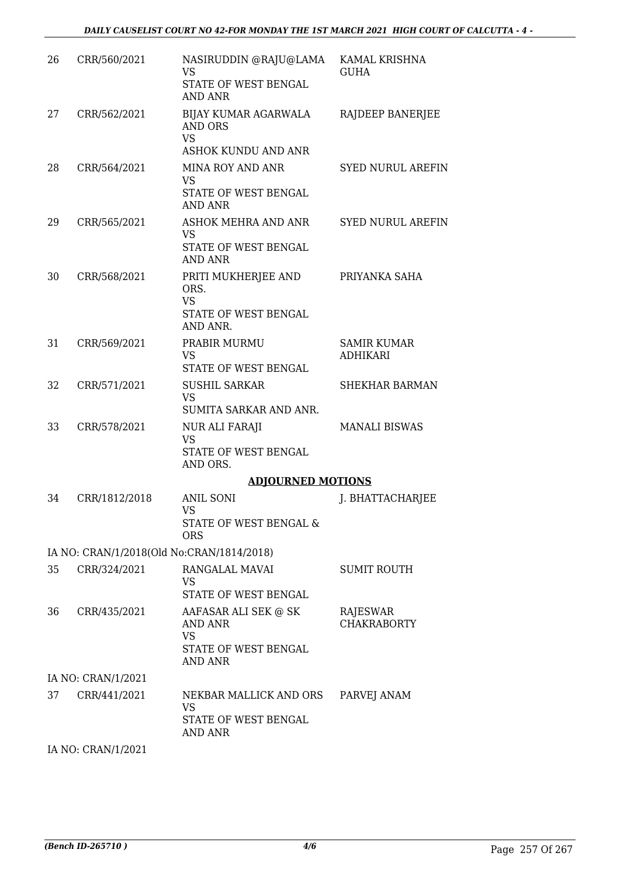| | | | |
|---|---|---|---|
| 26 | CRR/560/2021 | NASIRUDDIN @RAJU@LAMA<br>VS<br>STATE OF WEST BENGAL AND ANR | KAMAL KRISHNA GUHA |
| 27 | CRR/562/2021 | BIJAY KUMAR AGARWALA AND ORS<br>VS<br>ASHOK KUNDU AND ANR | RAJDEEP BANERJEE |
| 28 | CRR/564/2021 | MINA ROY AND ANR<br>VS<br>STATE OF WEST BENGAL AND ANR | SYED NURUL AREFIN |
| 29 | CRR/565/2021 | ASHOK MEHRA AND ANR<br>VS<br>STATE OF WEST BENGAL AND ANR | SYED NURUL AREFIN |
| 30 | CRR/568/2021 | PRITI MUKHERJEE AND ORS.<br>VS<br>STATE OF WEST BENGAL AND ANR. | PRIYANKA SAHA |
| 31 | CRR/569/2021 | PRABIR MURMU<br>VS<br>STATE OF WEST BENGAL | SAMIR KUMAR ADHIKARI |
| 32 | CRR/571/2021 | SUSHIL SARKAR<br>VS<br>SUMITA SARKAR AND ANR. | SHEKHAR BARMAN |
| 33 | CRR/578/2021 | NUR ALI FARAJI<br>VS<br>STATE OF WEST BENGAL AND ORS. | MANALI BISWAS |

## ADJOURNED MOTIONS

| | | | |
|---|---|---|---|
| 34 | CRR/1812/2018 | ANIL SONI<br>VS<br>STATE OF WEST BENGAL & ORS | J. BHATTACHARJEE |
| | IA NO: CRAN/1/2018(Old No:CRAN/1814/2018) | | |
| 35 | CRR/324/2021 | RANGALAL MAVAI<br>VS<br>STATE OF WEST BENGAL | SUMIT ROUTH |
| 36 | CRR/435/2021 | AAFASAR ALI SEK @ SK AND ANR<br>VS<br>STATE OF WEST BENGAL AND ANR | RAJESWAR CHAKRABORTY |
| | IA NO: CRAN/1/2021 | | |
| 37 | CRR/441/2021 | NEKBAR MALLICK AND ORS<br>VS<br>STATE OF WEST BENGAL AND ANR | PARVEJ ANAM |
| | IA NO: CRAN/1/2021 | | |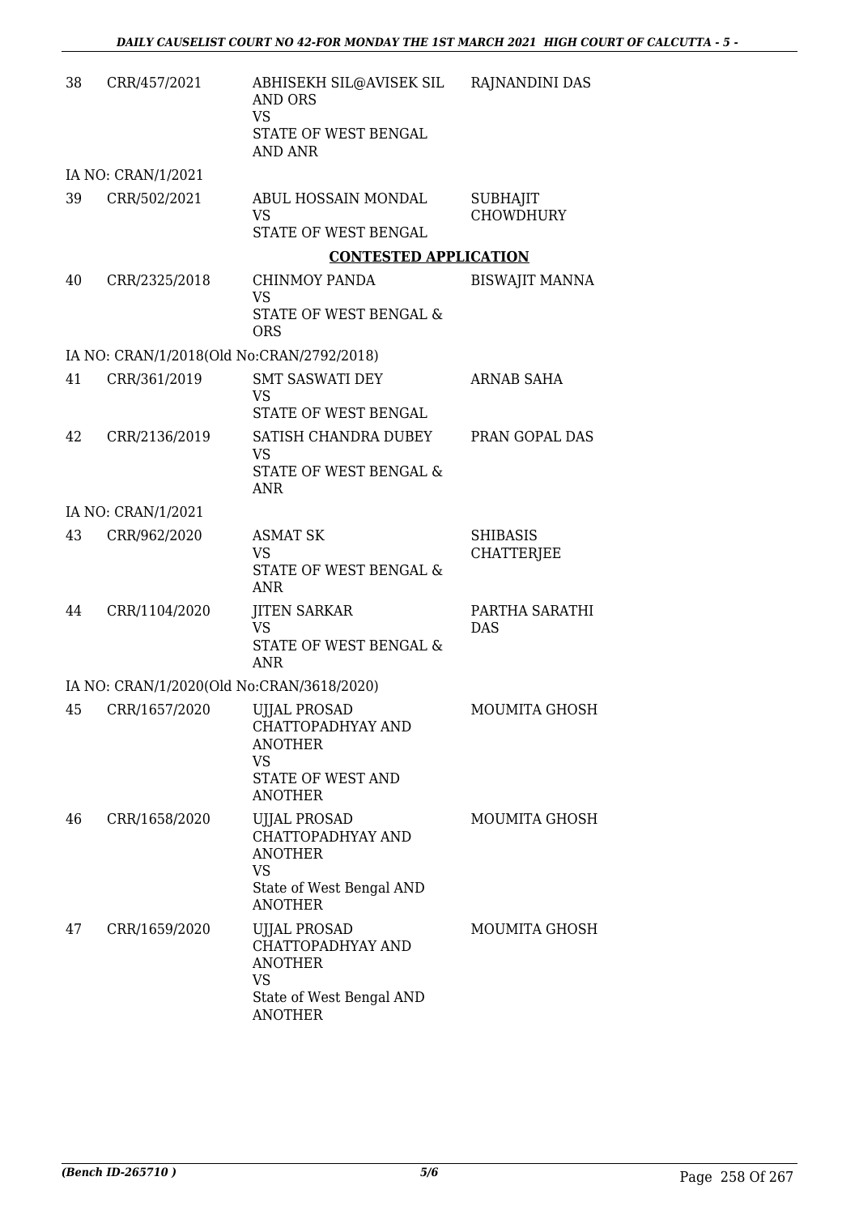| | | | |
|---|---|---|---|
| 38 | CRR/457/2021 | ABHISEKH SIL@AVISEK SIL AND ORS<br>VS<br>STATE OF WEST BENGAL AND ANR | RAJNANDINI DAS |
| | IA NO: CRAN/1/2021 | | |
| 39 | CRR/502/2021 | ABUL HOSSAIN MONDAL<br>VS<br>STATE OF WEST BENGAL | SUBHAJIT CHOWDHURY |

**CONTESTED APPLICATION**

| | | | |
|---|---|---|---|
| 40 | CRR/2325/2018 | CHINMOY PANDA<br>VS<br>STATE OF WEST BENGAL & ORS | BISWAJIT MANNA |
| | IA NO: CRAN/1/2018(Old No:CRAN/2792/2018) | | |
| 41 | CRR/361/2019 | SMT SASWATI DEY<br>VS<br>STATE OF WEST BENGAL | ARNAB SAHA |
| 42 | CRR/2136/2019 | SATISH CHANDRA DUBEY<br>VS<br>STATE OF WEST BENGAL & ANR | PRAN GOPAL DAS |
| | IA NO: CRAN/1/2021 | | |
| 43 | CRR/962/2020 | ASMAT SK<br>VS<br>STATE OF WEST BENGAL & ANR | SHIBASIS CHATTERJEE |
| 44 | CRR/1104/2020 | JITEN SARKAR<br>VS<br>STATE OF WEST BENGAL & ANR | PARTHA SARATHI DAS |
| | IA NO: CRAN/1/2020(Old No:CRAN/3618/2020) | | |
| 45 | CRR/1657/2020 | UJJAL PROSAD CHATTOPADHYAY AND ANOTHER<br>VS<br>STATE OF WEST AND ANOTHER | MOUMITA GHOSH |
| 46 | CRR/1658/2020 | UJJAL PROSAD CHATTOPADHYAY AND ANOTHER<br>VS<br>State of West Bengal AND ANOTHER | MOUMITA GHOSH |
| 47 | CRR/1659/2020 | UJJAL PROSAD CHATTOPADHYAY AND ANOTHER<br>VS<br>State of West Bengal AND ANOTHER | MOUMITA GHOSH |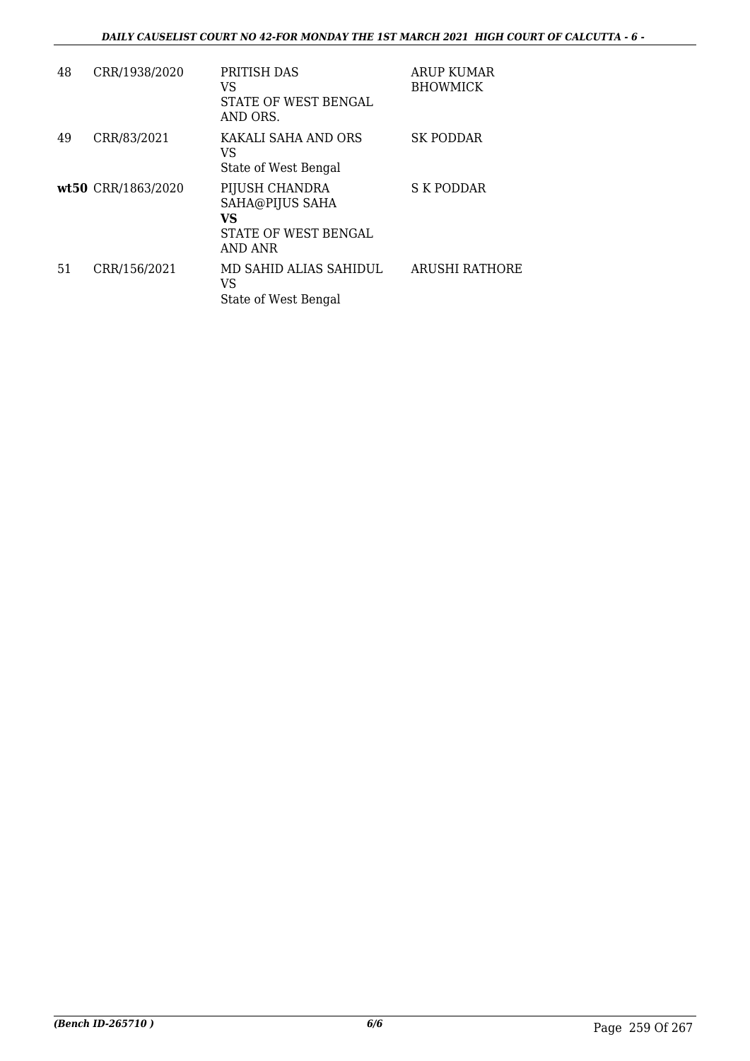| | | | |
|---|---|---|---|
| 48 | CRR/1938/2020 | PRITISH DAS<br>VS<br>STATE OF WEST BENGAL AND ORS. | ARUP KUMAR BHOWMICK |
| 49 | CRR/83/2021 | KAKALI SAHA AND ORS<br>VS<br>State of West Bengal | SK PODDAR |
| **wt50** | CRR/1863/2020 | PIJUSH CHANDRA SAHA@PIJUS SAHA<br>**VS**<br>STATE OF WEST BENGAL AND ANR | S K PODDAR |
| 51 | CRR/156/2021 | MD SAHID ALIAS SAHIDUL<br>VS<br>State of West Bengal | ARUSHI RATHORE |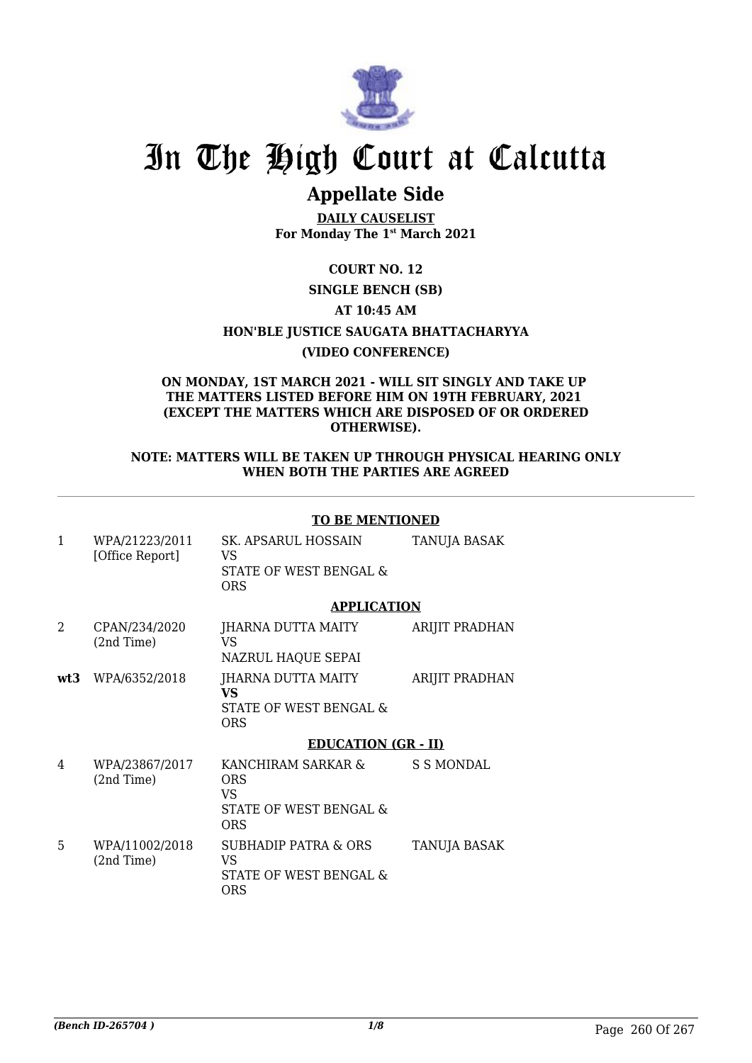# In The High Court at Calcutta

## Appellate Side

**DAILY CAUSELIST**
**For Monday The 1st March 2021**

**COURT NO. 12**

**SINGLE BENCH (SB)**

**AT 10:45 AM**

**HON'BLE JUSTICE SAUGATA BHATTACHARYYA**

**(VIDEO CONFERENCE)**

**ON MONDAY, 1ST MARCH 2021 - WILL SIT SINGLY AND TAKE UP THE MATTERS LISTED BEFORE HIM ON 19TH FEBRUARY, 2021 (EXCEPT THE MATTERS WHICH ARE DISPOSED OF OR ORDERED OTHERWISE).**

**NOTE: MATTERS WILL BE TAKEN UP THROUGH PHYSICAL HEARING ONLY WHEN BOTH THE PARTIES ARE AGREED**

**TO BE MENTIONED**

| | | | |
|---|---|---|---|
| 1 | WPA/21223/2011 [Office Report] | SK. APSARUL HOSSAIN VS STATE OF WEST BENGAL & ORS | TANUJA BASAK |

**APPLICATION**

| | | | |
|---|---|---|---|
| 2 | CPAN/234/2020 (2nd Time) | JHARNA DUTTA MAITY VS NAZRUL HAQUE SEPAI | ARIJIT PRADHAN |
| **wt3** | WPA/6352/2018 | JHARNA DUTTA MAITY **VS** STATE OF WEST BENGAL & ORS | ARIJIT PRADHAN |

**EDUCATION (GR - II)**

| | | | |
|---|---|---|---|
| 4 | WPA/23867/2017 (2nd Time) | KANCHIRAM SARKAR & ORS VS STATE OF WEST BENGAL & ORS | S S MONDAL |
| 5 | WPA/11002/2018 (2nd Time) | SUBHADIP PATRA & ORS VS STATE OF WEST BENGAL & ORS | TANUJA BASAK |

*(Bench ID-265704 )*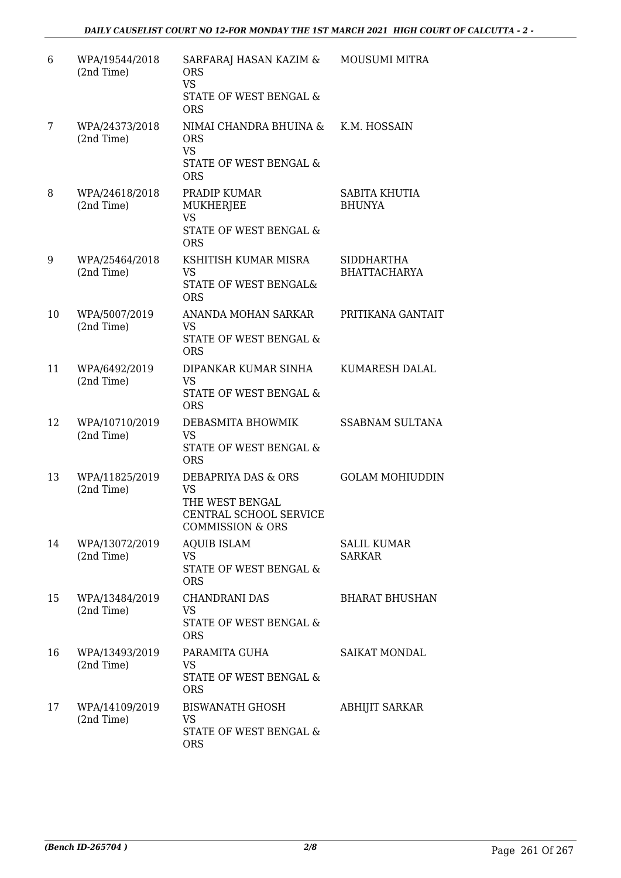| 6 | WPA/19544/2018 (2nd Time) | SARFARAJ HASAN KAZIM & ORS VS STATE OF WEST BENGAL & ORS | MOUSUMI MITRA |
|---|---|---|---|
| 7 | WPA/24373/2018 (2nd Time) | NIMAI CHANDRA BHUINA & ORS VS STATE OF WEST BENGAL & ORS | K.M. HOSSAIN |
| 8 | WPA/24618/2018 (2nd Time) | PRADIP KUMAR MUKHERJEE VS STATE OF WEST BENGAL & ORS | SABITA KHUTIA BHUNYA |
| 9 | WPA/25464/2018 (2nd Time) | KSHITISH KUMAR MISRA VS STATE OF WEST BENGAL& ORS | SIDDHARTHA BHATTACHARYA |
| 10 | WPA/5007/2019 (2nd Time) | ANANDA MOHAN SARKAR VS STATE OF WEST BENGAL & ORS | PRITIKANA GANTAIT |
| 11 | WPA/6492/2019 (2nd Time) | DIPANKAR KUMAR SINHA VS STATE OF WEST BENGAL & ORS | KUMARESH DALAL |
| 12 | WPA/10710/2019 (2nd Time) | DEBASMITA BHOWMIK VS STATE OF WEST BENGAL & ORS | SSABNAM SULTANA |
| 13 | WPA/11825/2019 (2nd Time) | DEBAPRIYA DAS & ORS VS THE WEST BENGAL CENTRAL SCHOOL SERVICE COMMISSION & ORS | GOLAM MOHIUDDIN |
| 14 | WPA/13072/2019 (2nd Time) | AQUIB ISLAM VS STATE OF WEST BENGAL & ORS | SALIL KUMAR SARKAR |
| 15 | WPA/13484/2019 (2nd Time) | CHANDRANI DAS VS STATE OF WEST BENGAL & ORS | BHARAT BHUSHAN |
| 16 | WPA/13493/2019 (2nd Time) | PARAMITA GUHA VS STATE OF WEST BENGAL & ORS | SAIKAT MONDAL |
| 17 | WPA/14109/2019 (2nd Time) | BISWANATH GHOSH VS STATE OF WEST BENGAL & ORS | ABHIJIT SARKAR |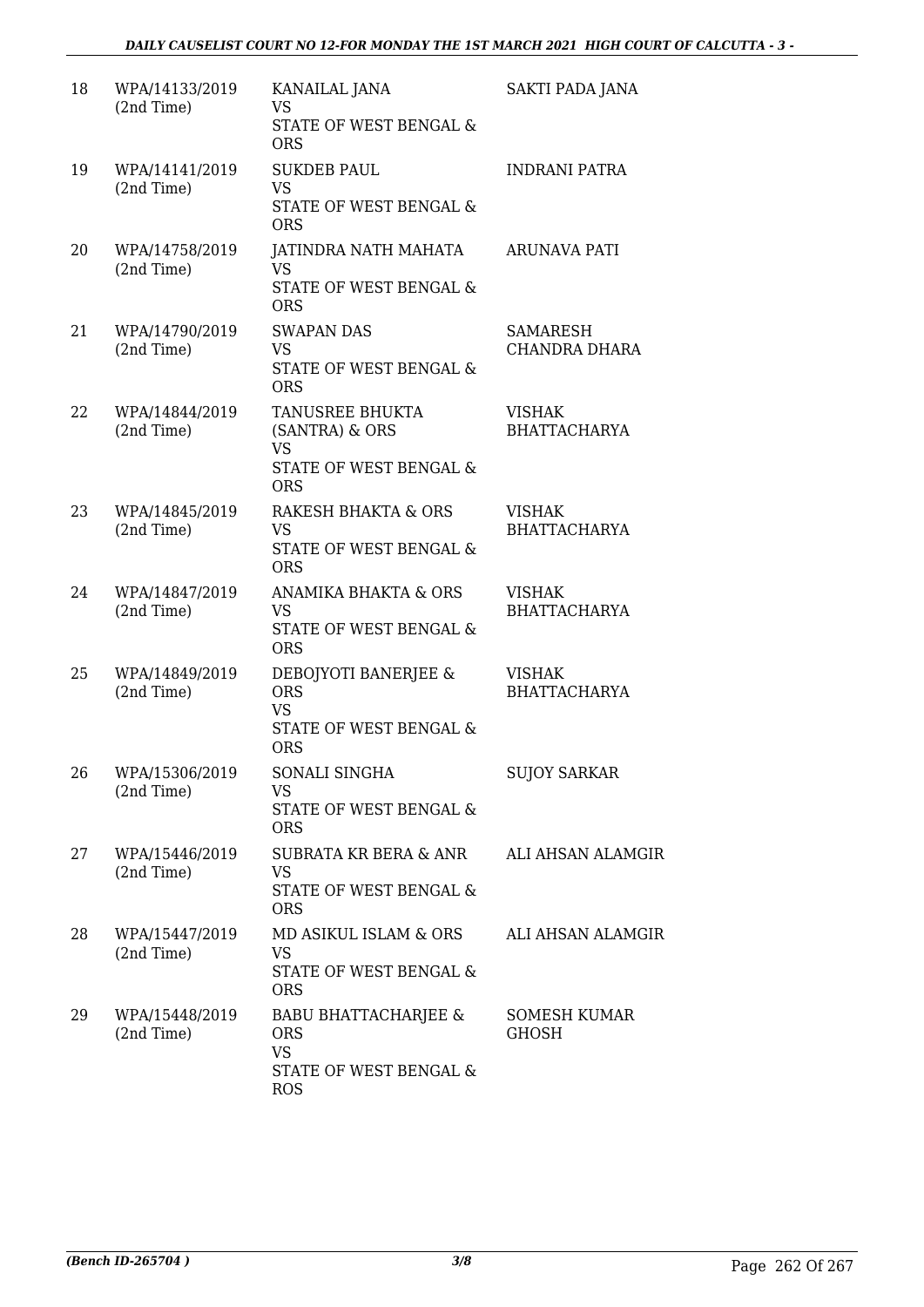| 18 | WPA/14133/2019 (2nd Time) | KANAILAL JANA VS STATE OF WEST BENGAL & ORS | SAKTI PADA JANA |
|---|---|---|---|
| 19 | WPA/14141/2019 (2nd Time) | SUKDEB PAUL VS STATE OF WEST BENGAL & ORS | INDRANI PATRA |
| 20 | WPA/14758/2019 (2nd Time) | JATINDRA NATH MAHATA VS STATE OF WEST BENGAL & ORS | ARUNAVA PATI |
| 21 | WPA/14790/2019 (2nd Time) | SWAPAN DAS VS STATE OF WEST BENGAL & ORS | SAMARESH CHANDRA DHARA |
| 22 | WPA/14844/2019 (2nd Time) | TANUSREE BHUKTA (SANTRA) & ORS VS STATE OF WEST BENGAL & ORS | VISHAK BHATTACHARYA |
| 23 | WPA/14845/2019 (2nd Time) | RAKESH BHAKTA & ORS VS STATE OF WEST BENGAL & ORS | VISHAK BHATTACHARYA |
| 24 | WPA/14847/2019 (2nd Time) | ANAMIKA BHAKTA & ORS VS STATE OF WEST BENGAL & ORS | VISHAK BHATTACHARYA |
| 25 | WPA/14849/2019 (2nd Time) | DEBOJYOTI BANERJEE & ORS VS STATE OF WEST BENGAL & ORS | VISHAK BHATTACHARYA |
| 26 | WPA/15306/2019 (2nd Time) | SONALI SINGHA VS STATE OF WEST BENGAL & ORS | SUJOY SARKAR |
| 27 | WPA/15446/2019 (2nd Time) | SUBRATA KR BERA & ANR VS STATE OF WEST BENGAL & ORS | ALI AHSAN ALAMGIR |
| 28 | WPA/15447/2019 (2nd Time) | MD ASIKUL ISLAM & ORS VS STATE OF WEST BENGAL & ORS | ALI AHSAN ALAMGIR |
| 29 | WPA/15448/2019 (2nd Time) | BABU BHATTACHARJEE & ORS VS STATE OF WEST BENGAL & ROS | SOMESH KUMAR GHOSH |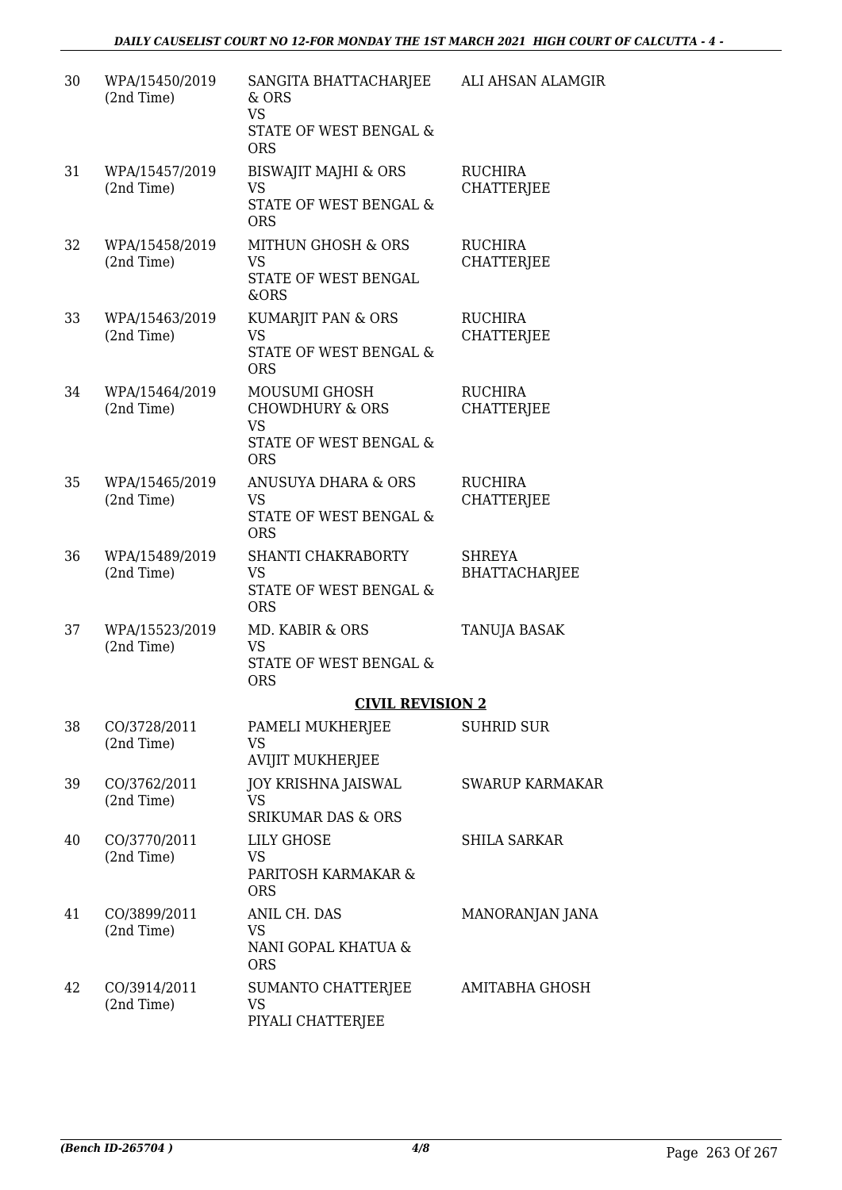| | | | |
|---|---|---|---|
| 30 | WPA/15450/2019 (2nd Time) | SANGITA BHATTACHARJEE & ORS VS STATE OF WEST BENGAL & ORS | ALI AHSAN ALAMGIR |
| 31 | WPA/15457/2019 (2nd Time) | BISWAJIT MAJHI & ORS VS STATE OF WEST BENGAL & ORS | RUCHIRA CHATTERJEE |
| 32 | WPA/15458/2019 (2nd Time) | MITHUN GHOSH & ORS VS STATE OF WEST BENGAL &ORS | RUCHIRA CHATTERJEE |
| 33 | WPA/15463/2019 (2nd Time) | KUMARJIT PAN & ORS VS STATE OF WEST BENGAL & ORS | RUCHIRA CHATTERJEE |
| 34 | WPA/15464/2019 (2nd Time) | MOUSUMI GHOSH CHOWDHURY & ORS VS STATE OF WEST BENGAL & ORS | RUCHIRA CHATTERJEE |
| 35 | WPA/15465/2019 (2nd Time) | ANUSUYA DHARA & ORS VS STATE OF WEST BENGAL & ORS | RUCHIRA CHATTERJEE |
| 36 | WPA/15489/2019 (2nd Time) | SHANTI CHAKRABORTY VS STATE OF WEST BENGAL & ORS | SHREYA BHATTACHARJEE |
| 37 | WPA/15523/2019 (2nd Time) | MD. KABIR & ORS VS STATE OF WEST BENGAL & ORS | TANUJA BASAK |

**CIVIL REVISION 2**

| | | | |
|---|---|---|---|
| 38 | CO/3728/2011 (2nd Time) | PAMELI MUKHERJEE VS AVIJIT MUKHERJEE | SUHRID SUR |
| 39 | CO/3762/2011 (2nd Time) | JOY KRISHNA JAISWAL VS SRIKUMAR DAS & ORS | SWARUP KARMAKAR |
| 40 | CO/3770/2011 (2nd Time) | LILY GHOSE VS PARITOSH KARMAKAR & ORS | SHILA SARKAR |
| 41 | CO/3899/2011 (2nd Time) | ANIL CH. DAS VS NANI GOPAL KHATUA & ORS | MANORANJAN JANA |
| 42 | CO/3914/2011 (2nd Time) | SUMANTO CHATTERJEE VS PIYALI CHATTERJEE | AMITABHA GHOSH |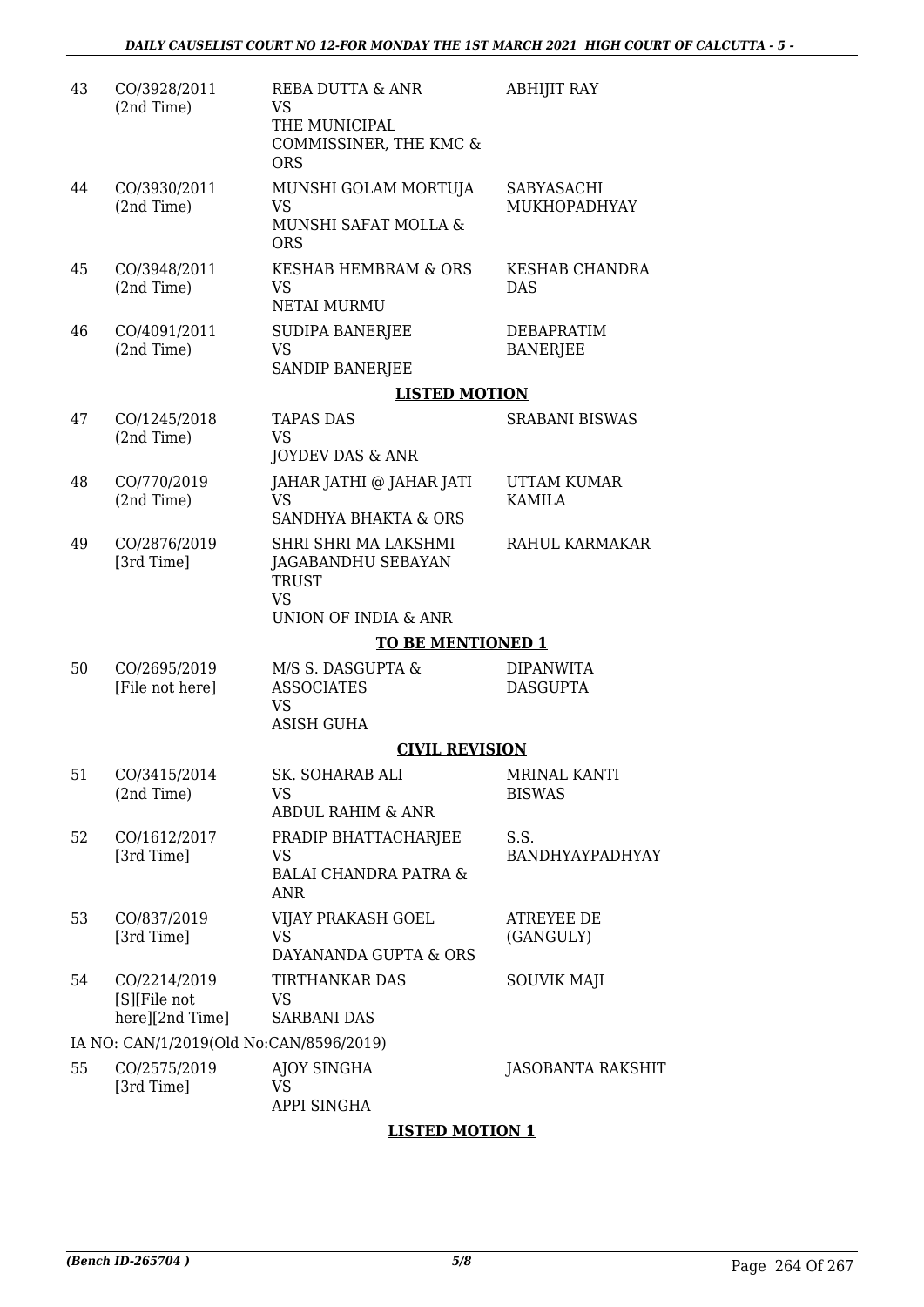| | | | |
|---|---|---|---|
| 43 | CO/3928/2011 (2nd Time) | REBA DUTTA & ANR VS THE MUNICIPAL COMMISSINER, THE KMC & ORS | ABHIJIT RAY |
| 44 | CO/3930/2011 (2nd Time) | MUNSHI GOLAM MORTUJA VS MUNSHI SAFAT MOLLA & ORS | SABYASACHI MUKHOPADHYAY |
| 45 | CO/3948/2011 (2nd Time) | KESHAB HEMBRAM & ORS VS NETAI MURMU | KESHAB CHANDRA DAS |
| 46 | CO/4091/2011 (2nd Time) | SUDIPA BANERJEE VS SANDIP BANERJEE | DEBAPRATIM BANERJEE |

**LISTED MOTION**

| | | | |
|---|---|---|---|
| 47 | CO/1245/2018 (2nd Time) | TAPAS DAS VS JOYDEV DAS & ANR | SRABANI BISWAS |
| 48 | CO/770/2019 (2nd Time) | JAHAR JATHI @ JAHAR JATI VS SANDHYA BHAKTA & ORS | UTTAM KUMAR KAMILA |
| 49 | CO/2876/2019 [3rd Time] | SHRI SHRI MA LAKSHMI JAGABANDHU SEBAYAN TRUST VS UNION OF INDIA & ANR | RAHUL KARMAKAR |

**TO BE MENTIONED 1**

| | | | |
|---|---|---|---|
| 50 | CO/2695/2019 [File not here] | M/S S. DASGUPTA & ASSOCIATES VS ASISH GUHA | DIPANWITA DASGUPTA |

**CIVIL REVISION**

| | | | |
|---|---|---|---|
| 51 | CO/3415/2014 (2nd Time) | SK. SOHARAB ALI VS ABDUL RAHIM & ANR | MRINAL KANTI BISWAS |
| 52 | CO/1612/2017 [3rd Time] | PRADIP BHATTACHARJEE VS BALAI CHANDRA PATRA & ANR | S.S. BANDHYAYPADHYAY |
| 53 | CO/837/2019 [3rd Time] | VIJAY PRAKASH GOEL VS DAYANANDA GUPTA & ORS | ATREYEE DE (GANGULY) |
| 54 | CO/2214/2019 [S][File not here][2nd Time] | TIRTHANKAR DAS VS SARBANI DAS | SOUVIK MAJI |

IA NO: CAN/1/2019(Old No:CAN/8596/2019)

| | | | |
|---|---|---|---|
| 55 | CO/2575/2019 [3rd Time] | AJOY SINGHA VS APPI SINGHA | JASOBANTA RAKSHIT |

**LISTED MOTION 1**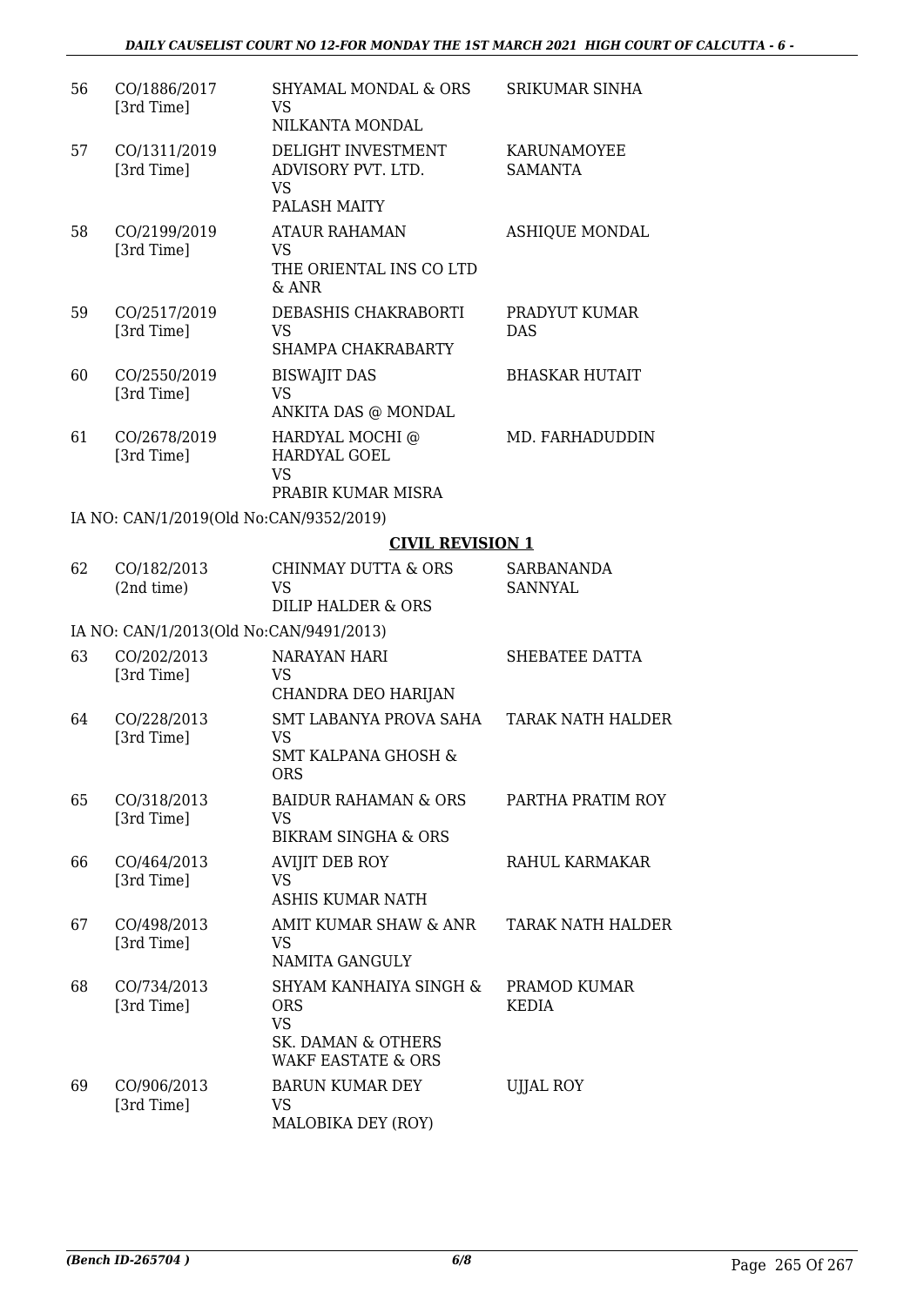| | | | |
|---|---|---|---|
| 56 | CO/1886/2017 [3rd Time] | SHYAMAL MONDAL & ORS VS NILKANTA MONDAL | SRIKUMAR SINHA |
| 57 | CO/1311/2019 [3rd Time] | DELIGHT INVESTMENT ADVISORY PVT. LTD. VS PALASH MAITY | KARUNAMOYEE SAMANTA |
| 58 | CO/2199/2019 [3rd Time] | ATAUR RAHAMAN VS THE ORIENTAL INS CO LTD & ANR | ASHIQUE MONDAL |
| 59 | CO/2517/2019 [3rd Time] | DEBASHIS CHAKRABORTI VS SHAMPA CHAKRABARTY | PRADYUT KUMAR DAS |
| 60 | CO/2550/2019 [3rd Time] | BISWAJIT DAS VS ANKITA DAS @ MONDAL | BHASKAR HUTAIT |
| 61 | CO/2678/2019 [3rd Time] | HARDYAL MOCHI @ HARDYAL GOEL VS PRABIR KUMAR MISRA | MD. FARHADUDDIN |

IA NO: CAN/1/2019(Old No:CAN/9352/2019)

## CIVIL REVISION 1

| | | | |
|---|---|---|---|
| 62 | CO/182/2013 (2nd time) | CHINMAY DUTTA & ORS VS DILIP HALDER & ORS | SARBANANDA SANNYAL |

IA NO: CAN/1/2013(Old No:CAN/9491/2013)

| | | | |
|---|---|---|---|
| 63 | CO/202/2013 [3rd Time] | NARAYAN HARI VS CHANDRA DEO HARIJAN | SHEBATEE DATTA |
| 64 | CO/228/2013 [3rd Time] | SMT LABANYA PROVA SAHA VS SMT KALPANA GHOSH & ORS | TARAK NATH HALDER |
| 65 | CO/318/2013 [3rd Time] | BAIDUR RAHAMAN & ORS VS BIKRAM SINGHA & ORS | PARTHA PRATIM ROY |
| 66 | CO/464/2013 [3rd Time] | AVIJIT DEB ROY VS ASHIS KUMAR NATH | RAHUL KARMAKAR |
| 67 | CO/498/2013 [3rd Time] | AMIT KUMAR SHAW & ANR VS NAMITA GANGULY | TARAK NATH HALDER |
| 68 | CO/734/2013 [3rd Time] | SHYAM KANHAIYA SINGH & ORS VS SK. DAMAN & OTHERS WAKF EASTATE & ORS | PRAMOD KUMAR KEDIA |
| 69 | CO/906/2013 [3rd Time] | BARUN KUMAR DEY VS MALOBIKA DEY (ROY) | UJJAL ROY |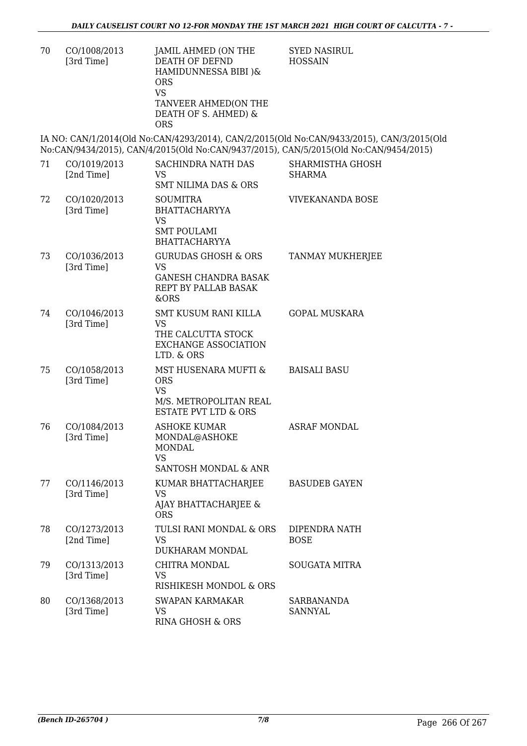| 70 | CO/1008/2013 [3rd Time] | JAMIL AHMED (ON THE DEATH OF DEFND HAMIDUNNESSA BIBI )& ORS VS TANVEER AHMED(ON THE DEATH OF S. AHMED) & ORS | SYED NASIRUL HOSSAIN |
|---|---|---|---|

IA NO: CAN/1/2014(Old No:CAN/4293/2014), CAN/2/2015(Old No:CAN/9433/2015), CAN/3/2015(Old No:CAN/9434/2015), CAN/4/2015(Old No:CAN/9437/2015), CAN/5/2015(Old No:CAN/9454/2015)

| 71 | CO/1019/2013 [2nd Time] | SACHINDRA NATH DAS VS SMT NILIMA DAS & ORS | SHARMISTHA GHOSH SHARMA |
|---|---|---|---|
| 72 | CO/1020/2013 [3rd Time] | SOUMITRA BHATTACHARYYA VS SMT POULAMI BHATTACHARYYA | VIVEKANANDA BOSE |
| 73 | CO/1036/2013 [3rd Time] | GURUDAS GHOSH & ORS VS GANESH CHANDRA BASAK REPT BY PALLAB BASAK &ORS | TANMAY MUKHERJEE |
| 74 | CO/1046/2013 [3rd Time] | SMT KUSUM RANI KILLA VS THE CALCUTTA STOCK EXCHANGE ASSOCIATION LTD. & ORS | GOPAL MUSKARA |
| 75 | CO/1058/2013 [3rd Time] | MST HUSENARA MUFTI & ORS VS M/S. METROPOLITAN REAL ESTATE PVT LTD & ORS | BAISALI BASU |
| 76 | CO/1084/2013 [3rd Time] | ASHOKE KUMAR MONDAL@ASHOKE MONDAL VS SANTOSH MONDAL & ANR | ASRAF MONDAL |
| 77 | CO/1146/2013 [3rd Time] | KUMAR BHATTACHARJEE VS AJAY BHATTACHARJEE & ORS | BASUDEB GAYEN |
| 78 | CO/1273/2013 [2nd Time] | TULSI RANI MONDAL & ORS VS DUKHARAM MONDAL | DIPENDRA NATH BOSE |
| 79 | CO/1313/2013 [3rd Time] | CHITRA MONDAL VS RISHIKESH MONDOL & ORS | SOUGATA MITRA |
| 80 | CO/1368/2013 [3rd Time] | SWAPAN KARMAKAR VS RINA GHOSH & ORS | SARBANANDA SANNYAL |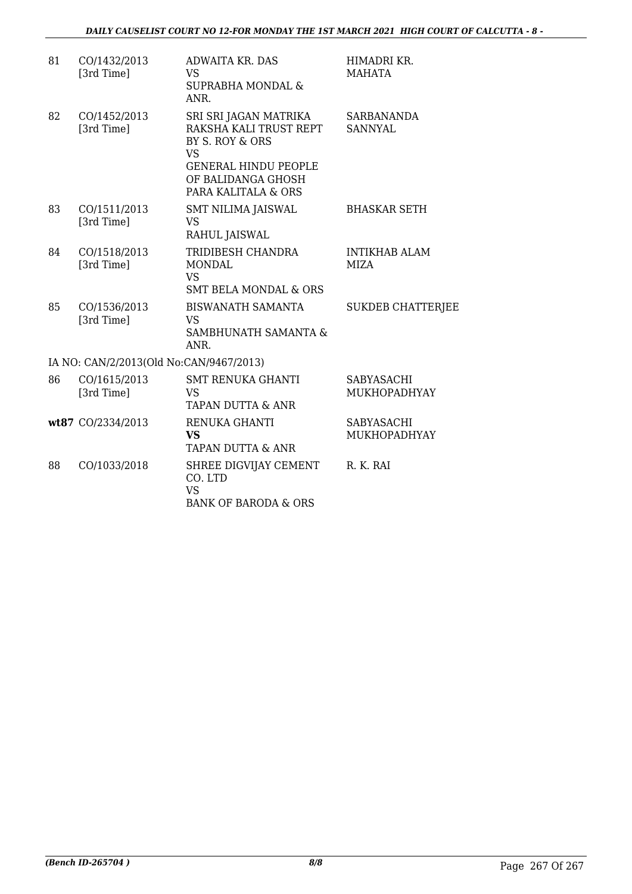| | | | |
|---|---|---|---|
| 81 | CO/1432/2013 [3rd Time] | ADWAITA KR. DAS VS SUPRABHA MONDAL & ANR. | HIMADRI KR. MAHATA |
| 82 | CO/1452/2013 [3rd Time] | SRI SRI JAGAN MATRIKA RAKSHA KALI TRUST REPT BY S. ROY & ORS VS GENERAL HINDU PEOPLE OF BALIDANGA GHOSH PARA KALITALA & ORS | SARBANANDA SANNYAL |
| 83 | CO/1511/2013 [3rd Time] | SMT NILIMA JAISWAL VS RAHUL JAISWAL | BHASKAR SETH |
| 84 | CO/1518/2013 [3rd Time] | TRIDIBESH CHANDRA MONDAL VS SMT BELA MONDAL & ORS | INTIKHAB ALAM MIZA |
| 85 | CO/1536/2013 [3rd Time] | BISWANATH SAMANTA VS SAMBHUNATH SAMANTA & ANR. | SUKDEB CHATTERJEE |
| | IA NO: CAN/2/2013(Old No:CAN/9467/2013) | | |
| 86 | CO/1615/2013 [3rd Time] | SMT RENUKA GHANTI VS TAPAN DUTTA & ANR | SABYASACHI MUKHOPADHYAY |
| **wt87** | CO/2334/2013 | RENUKA GHANTI **VS** TAPAN DUTTA & ANR | SABYASACHI MUKHOPADHYAY |
| 88 | CO/1033/2018 | SHREE DIGVIJAY CEMENT CO. LTD VS BANK OF BARODA & ORS | R. K. RAI |